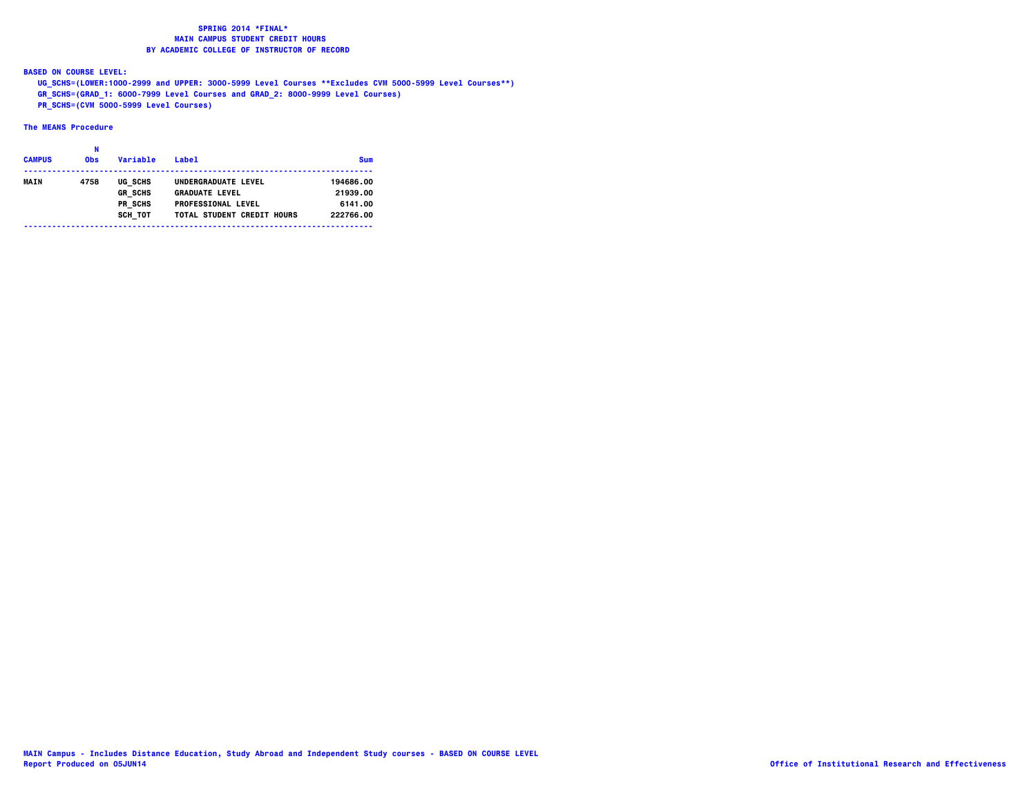# SPRING 2014 *FINAL*
## MAIN CAMPUS STUDENT CREDIT HOURS
## BY ACADEMIC COLLEGE OF INSTRUCTOR OF RECORD

**BASED ON COURSE LEVEL:**

UG_SCHS=(LOWER:1000-2999 and UPPER: 3000-5999 Level Courses **Excludes CVM 5000-5999 Level Courses**)
GR_SCHS=(GRAD_1: 6000-7999 Level Courses and GRAD_2: 8000-9999 Level Courses)
PR_SCHS=(CVM 5000-5999 Level Courses)

**The MEANS Procedure**

| CAMPUS | N Obs | Variable | Label | Sum |
|---|---|---|---|---|
| MAIN | 4758 | UG_SCHS | UNDERGRADUATE LEVEL | 194686.00 |
| | | GR_SCHS | GRADUATE LEVEL | 21939.00 |
| | | PR_SCHS | PROFESSIONAL LEVEL | 6141.00 |
| | | SCH_TOT | TOTAL STUDENT CREDIT HOURS | 222766.00 |

MAIN Campus - Includes Distance Education, Study Abroad and Independent Study courses - BASED ON COURSE LEVEL
Report Produced on 05JUN14

Office of Institutional Research and Effectiveness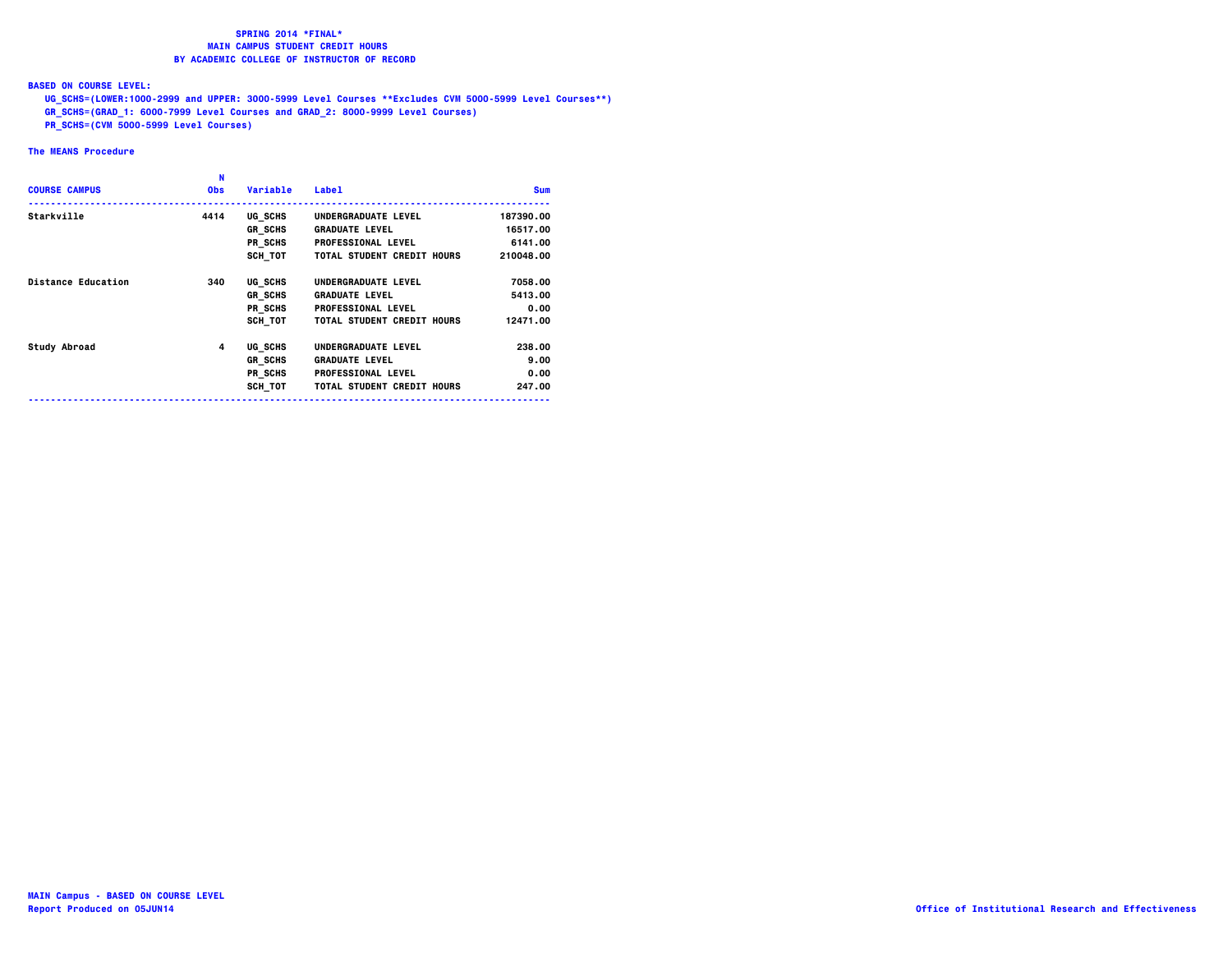**SPRING 2014 \*FINAL\***
**MAIN CAMPUS STUDENT CREDIT HOURS**
**BY ACADEMIC COLLEGE OF INSTRUCTOR OF RECORD**

**BASED ON COURSE LEVEL:**

UG_SCHS=(LOWER:1000-2999 and UPPER: 3000-5999 Level Courses **Excludes CVM 5000-5999 Level Courses**)
GR_SCHS=(GRAD_1: 6000-7999 Level Courses and GRAD_2: 8000-9999 Level Courses)
PR_SCHS=(CVM 5000-5999 Level Courses)

**The MEANS Procedure**

| COURSE CAMPUS | N Obs | Variable | Label | Sum |
|---|---|---|---|---|
| Starkville | 4414 | UG_SCHS | UNDERGRADUATE LEVEL | 187390.00 |
| | | GR_SCHS | GRADUATE LEVEL | 16517.00 |
| | | PR_SCHS | PROFESSIONAL LEVEL | 6141.00 |
| | | SCH_TOT | TOTAL STUDENT CREDIT HOURS | 210048.00 |
| Distance Education | 340 | UG_SCHS | UNDERGRADUATE LEVEL | 7058.00 |
| | | GR_SCHS | GRADUATE LEVEL | 5413.00 |
| | | PR_SCHS | PROFESSIONAL LEVEL | 0.00 |
| | | SCH_TOT | TOTAL STUDENT CREDIT HOURS | 12471.00 |
| Study Abroad | 4 | UG_SCHS | UNDERGRADUATE LEVEL | 238.00 |
| | | GR_SCHS | GRADUATE LEVEL | 9.00 |
| | | PR_SCHS | PROFESSIONAL LEVEL | 0.00 |
| | | SCH_TOT | TOTAL STUDENT CREDIT HOURS | 247.00 |

MAIN Campus - BASED ON COURSE LEVEL
Report Produced on 05JUN14

Office of Institutional Research and Effectiveness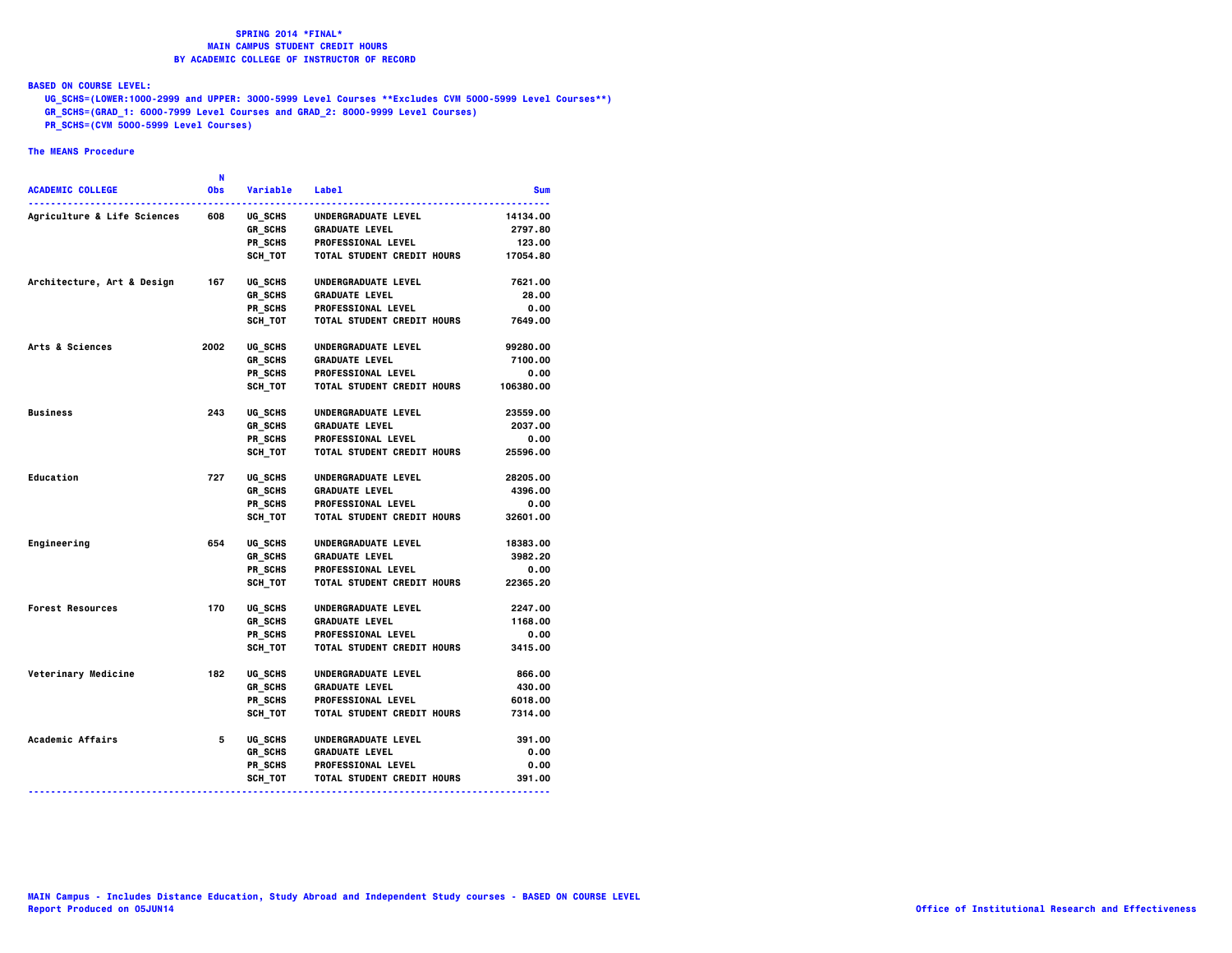# SPRING 2014 *FINAL*
## MAIN CAMPUS STUDENT CREDIT HOURS
## BY ACADEMIC COLLEGE OF INSTRUCTOR OF RECORD

**BASED ON COURSE LEVEL:**

- UG_SCHS=(LOWER:1000-2999 and UPPER: 3000-5999 Level Courses **Excludes CVM 5000-5999 Level Courses**)
- GR_SCHS=(GRAD_1: 6000-7999 Level Courses and GRAD_2: 8000-9999 Level Courses)
- PR_SCHS=(CVM 5000-5999 Level Courses)

**The MEANS Procedure**

| ACADEMIC COLLEGE | N Obs | Variable | Label | Sum |
|---|---|---|---|---|
| Agriculture & Life Sciences | 608 | UG_SCHS | UNDERGRADUATE LEVEL | 14134.00 |
| | | GR_SCHS | GRADUATE LEVEL | 2797.80 |
| | | PR_SCHS | PROFESSIONAL LEVEL | 123.00 |
| | | SCH_TOT | TOTAL STUDENT CREDIT HOURS | 17054.80 |
| Architecture, Art & Design | 167 | UG_SCHS | UNDERGRADUATE LEVEL | 7621.00 |
| | | GR_SCHS | GRADUATE LEVEL | 28.00 |
| | | PR_SCHS | PROFESSIONAL LEVEL | 0.00 |
| | | SCH_TOT | TOTAL STUDENT CREDIT HOURS | 7649.00 |
| Arts & Sciences | 2002 | UG_SCHS | UNDERGRADUATE LEVEL | 99280.00 |
| | | GR_SCHS | GRADUATE LEVEL | 7100.00 |
| | | PR_SCHS | PROFESSIONAL LEVEL | 0.00 |
| | | SCH_TOT | TOTAL STUDENT CREDIT HOURS | 106380.00 |
| Business | 243 | UG_SCHS | UNDERGRADUATE LEVEL | 23559.00 |
| | | GR_SCHS | GRADUATE LEVEL | 2037.00 |
| | | PR_SCHS | PROFESSIONAL LEVEL | 0.00 |
| | | SCH_TOT | TOTAL STUDENT CREDIT HOURS | 25596.00 |
| Education | 727 | UG_SCHS | UNDERGRADUATE LEVEL | 28205.00 |
| | | GR_SCHS | GRADUATE LEVEL | 4396.00 |
| | | PR_SCHS | PROFESSIONAL LEVEL | 0.00 |
| | | SCH_TOT | TOTAL STUDENT CREDIT HOURS | 32601.00 |
| Engineering | 654 | UG_SCHS | UNDERGRADUATE LEVEL | 18383.00 |
| | | GR_SCHS | GRADUATE LEVEL | 3982.20 |
| | | PR_SCHS | PROFESSIONAL LEVEL | 0.00 |
| | | SCH_TOT | TOTAL STUDENT CREDIT HOURS | 22365.20 |
| Forest Resources | 170 | UG_SCHS | UNDERGRADUATE LEVEL | 2247.00 |
| | | GR_SCHS | GRADUATE LEVEL | 1168.00 |
| | | PR_SCHS | PROFESSIONAL LEVEL | 0.00 |
| | | SCH_TOT | TOTAL STUDENT CREDIT HOURS | 3415.00 |
| Veterinary Medicine | 182 | UG_SCHS | UNDERGRADUATE LEVEL | 866.00 |
| | | GR_SCHS | GRADUATE LEVEL | 430.00 |
| | | PR_SCHS | PROFESSIONAL LEVEL | 6018.00 |
| | | SCH_TOT | TOTAL STUDENT CREDIT HOURS | 7314.00 |
| Academic Affairs | 5 | UG_SCHS | UNDERGRADUATE LEVEL | 391.00 |
| | | GR_SCHS | GRADUATE LEVEL | 0.00 |
| | | PR_SCHS | PROFESSIONAL LEVEL | 0.00 |
| | | SCH_TOT | TOTAL STUDENT CREDIT HOURS | 391.00 |

MAIN Campus - Includes Distance Education, Study Abroad and Independent Study courses - BASED ON COURSE LEVEL

Report Produced on 05JUN14

Office of Institutional Research and Effectiveness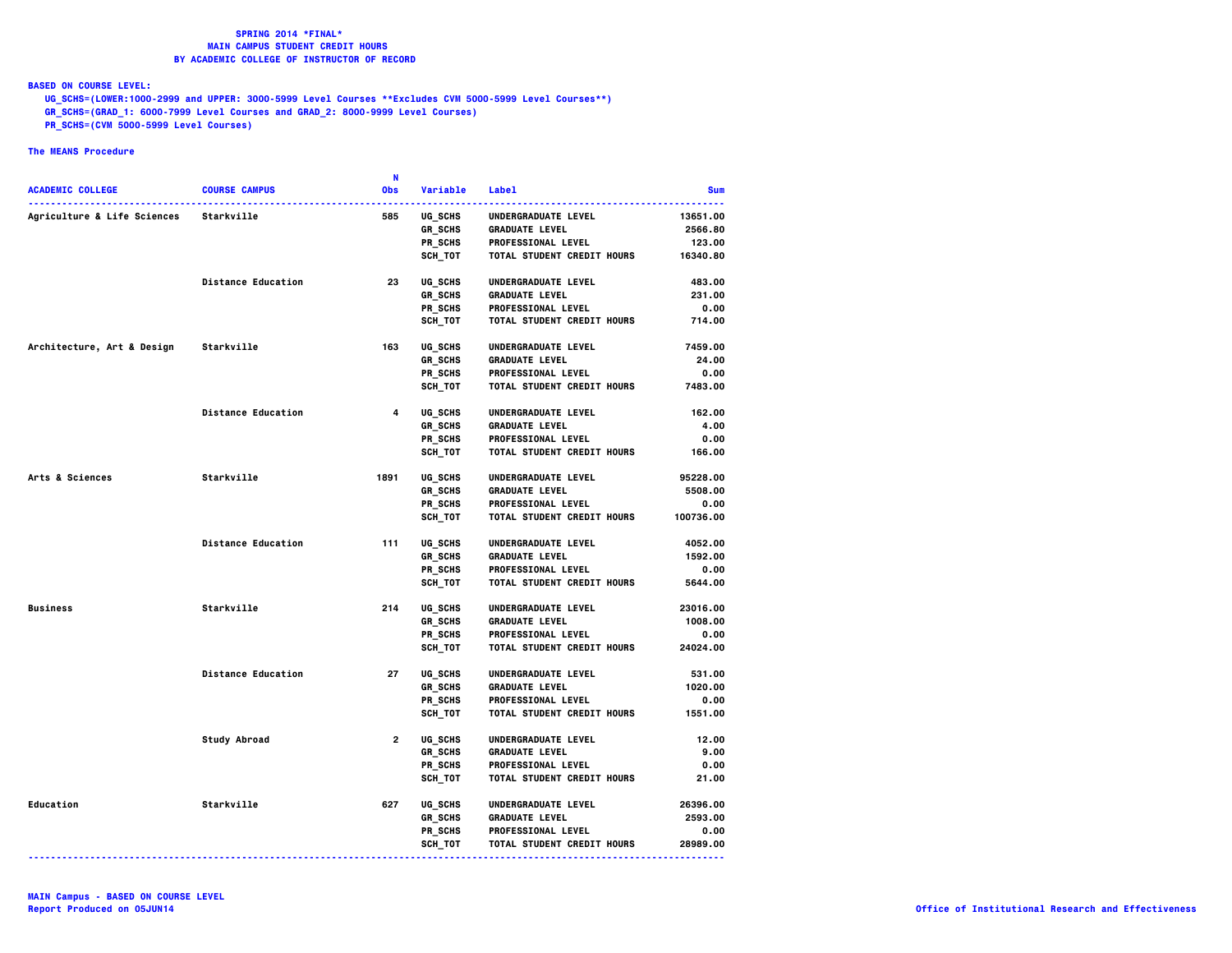**SPRING 2014 *FINAL***
**MAIN CAMPUS STUDENT CREDIT HOURS**
**BY ACADEMIC COLLEGE OF INSTRUCTOR OF RECORD**

**BASED ON COURSE LEVEL:**

UG_SCHS=(LOWER:1000-2999 and UPPER: 3000-5999 Level Courses **Excludes CVM 5000-5999 Level Courses**)
GR_SCHS=(GRAD_1: 6000-7999 Level Courses and GRAD_2: 8000-9999 Level Courses)
PR_SCHS=(CVM 5000-5999 Level Courses)

**The MEANS Procedure**

| ACADEMIC COLLEGE | COURSE CAMPUS | N Obs | Variable | Label | Sum |
|---|---|---|---|---|---|
| Agriculture & Life Sciences | Starkville | 585 | UG_SCHS | UNDERGRADUATE LEVEL | 13651.00 |
| | | | GR_SCHS | GRADUATE LEVEL | 2566.80 |
| | | | PR_SCHS | PROFESSIONAL LEVEL | 123.00 |
| | | | SCH_TOT | TOTAL STUDENT CREDIT HOURS | 16340.80 |
| | Distance Education | 23 | UG_SCHS | UNDERGRADUATE LEVEL | 483.00 |
| | | | GR_SCHS | GRADUATE LEVEL | 231.00 |
| | | | PR_SCHS | PROFESSIONAL LEVEL | 0.00 |
| | | | SCH_TOT | TOTAL STUDENT CREDIT HOURS | 714.00 |
| Architecture, Art & Design | Starkville | 163 | UG_SCHS | UNDERGRADUATE LEVEL | 7459.00 |
| | | | GR_SCHS | GRADUATE LEVEL | 24.00 |
| | | | PR_SCHS | PROFESSIONAL LEVEL | 0.00 |
| | | | SCH_TOT | TOTAL STUDENT CREDIT HOURS | 7483.00 |
| | Distance Education | 4 | UG_SCHS | UNDERGRADUATE LEVEL | 162.00 |
| | | | GR_SCHS | GRADUATE LEVEL | 4.00 |
| | | | PR_SCHS | PROFESSIONAL LEVEL | 0.00 |
| | | | SCH_TOT | TOTAL STUDENT CREDIT HOURS | 166.00 |
| Arts & Sciences | Starkville | 1891 | UG_SCHS | UNDERGRADUATE LEVEL | 95228.00 |
| | | | GR_SCHS | GRADUATE LEVEL | 5508.00 |
| | | | PR_SCHS | PROFESSIONAL LEVEL | 0.00 |
| | | | SCH_TOT | TOTAL STUDENT CREDIT HOURS | 100736.00 |
| | Distance Education | 111 | UG_SCHS | UNDERGRADUATE LEVEL | 4052.00 |
| | | | GR_SCHS | GRADUATE LEVEL | 1592.00 |
| | | | PR_SCHS | PROFESSIONAL LEVEL | 0.00 |
| | | | SCH_TOT | TOTAL STUDENT CREDIT HOURS | 5644.00 |
| Business | Starkville | 214 | UG_SCHS | UNDERGRADUATE LEVEL | 23016.00 |
| | | | GR_SCHS | GRADUATE LEVEL | 1008.00 |
| | | | PR_SCHS | PROFESSIONAL LEVEL | 0.00 |
| | | | SCH_TOT | TOTAL STUDENT CREDIT HOURS | 24024.00 |
| | Distance Education | 27 | UG_SCHS | UNDERGRADUATE LEVEL | 531.00 |
| | | | GR_SCHS | GRADUATE LEVEL | 1020.00 |
| | | | PR_SCHS | PROFESSIONAL LEVEL | 0.00 |
| | | | SCH_TOT | TOTAL STUDENT CREDIT HOURS | 1551.00 |
| | Study Abroad | 2 | UG_SCHS | UNDERGRADUATE LEVEL | 12.00 |
| | | | GR_SCHS | GRADUATE LEVEL | 9.00 |
| | | | PR_SCHS | PROFESSIONAL LEVEL | 0.00 |
| | | | SCH_TOT | TOTAL STUDENT CREDIT HOURS | 21.00 |
| Education | Starkville | 627 | UG_SCHS | UNDERGRADUATE LEVEL | 26396.00 |
| | | | GR_SCHS | GRADUATE LEVEL | 2593.00 |
| | | | PR_SCHS | PROFESSIONAL LEVEL | 0.00 |
| | | | SCH_TOT | TOTAL STUDENT CREDIT HOURS | 28989.00 |

MAIN Campus - BASED ON COURSE LEVEL
Report Produced on 05JUN14

Office of Institutional Research and Effectiveness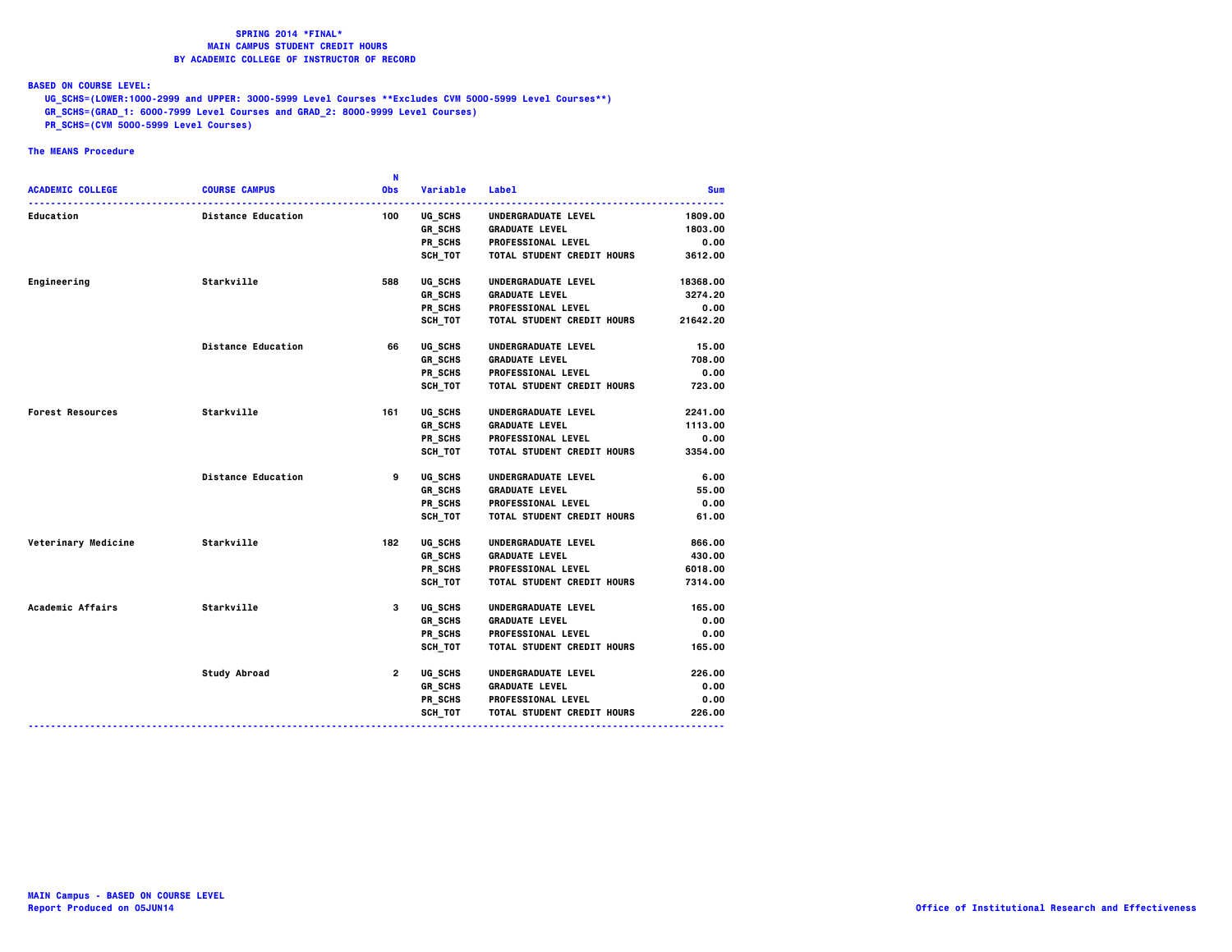**SPRING 2014 *FINAL***
**MAIN CAMPUS STUDENT CREDIT HOURS**
**BY ACADEMIC COLLEGE OF INSTRUCTOR OF RECORD**

**BASED ON COURSE LEVEL:**
UG_SCHS=(LOWER:1000-2999 and UPPER: 3000-5999 Level Courses **Excludes CVM 5000-5999 Level Courses**)
GR_SCHS=(GRAD_1: 6000-7999 Level Courses and GRAD_2: 8000-9999 Level Courses)
PR_SCHS=(CVM 5000-5999 Level Courses)

**The MEANS Procedure**

| ACADEMIC COLLEGE | COURSE CAMPUS | N Obs | Variable | Label | Sum |
|---|---|---|---|---|---|
| Education | Distance Education | 100 | UG_SCHS | UNDERGRADUATE LEVEL | 1809.00 |
| | | | GR_SCHS | GRADUATE LEVEL | 1803.00 |
| | | | PR_SCHS | PROFESSIONAL LEVEL | 0.00 |
| | | | SCH_TOT | TOTAL STUDENT CREDIT HOURS | 3612.00 |
| Engineering | Starkville | 588 | UG_SCHS | UNDERGRADUATE LEVEL | 18368.00 |
| | | | GR_SCHS | GRADUATE LEVEL | 3274.20 |
| | | | PR_SCHS | PROFESSIONAL LEVEL | 0.00 |
| | | | SCH_TOT | TOTAL STUDENT CREDIT HOURS | 21642.20 |
| | Distance Education | 66 | UG_SCHS | UNDERGRADUATE LEVEL | 15.00 |
| | | | GR_SCHS | GRADUATE LEVEL | 708.00 |
| | | | PR_SCHS | PROFESSIONAL LEVEL | 0.00 |
| | | | SCH_TOT | TOTAL STUDENT CREDIT HOURS | 723.00 |
| Forest Resources | Starkville | 161 | UG_SCHS | UNDERGRADUATE LEVEL | 2241.00 |
| | | | GR_SCHS | GRADUATE LEVEL | 1113.00 |
| | | | PR_SCHS | PROFESSIONAL LEVEL | 0.00 |
| | | | SCH_TOT | TOTAL STUDENT CREDIT HOURS | 3354.00 |
| | Distance Education | 9 | UG_SCHS | UNDERGRADUATE LEVEL | 6.00 |
| | | | GR_SCHS | GRADUATE LEVEL | 55.00 |
| | | | PR_SCHS | PROFESSIONAL LEVEL | 0.00 |
| | | | SCH_TOT | TOTAL STUDENT CREDIT HOURS | 61.00 |
| Veterinary Medicine | Starkville | 182 | UG_SCHS | UNDERGRADUATE LEVEL | 866.00 |
| | | | GR_SCHS | GRADUATE LEVEL | 430.00 |
| | | | PR_SCHS | PROFESSIONAL LEVEL | 6018.00 |
| | | | SCH_TOT | TOTAL STUDENT CREDIT HOURS | 7314.00 |
| Academic Affairs | Starkville | 3 | UG_SCHS | UNDERGRADUATE LEVEL | 165.00 |
| | | | GR_SCHS | GRADUATE LEVEL | 0.00 |
| | | | PR_SCHS | PROFESSIONAL LEVEL | 0.00 |
| | | | SCH_TOT | TOTAL STUDENT CREDIT HOURS | 165.00 |
| | Study Abroad | 2 | UG_SCHS | UNDERGRADUATE LEVEL | 226.00 |
| | | | GR_SCHS | GRADUATE LEVEL | 0.00 |
| | | | PR_SCHS | PROFESSIONAL LEVEL | 0.00 |
| | | | SCH_TOT | TOTAL STUDENT CREDIT HOURS | 226.00 |

MAIN Campus - BASED ON COURSE LEVEL
Report Produced on 05JUN14

Office of Institutional Research and Effectiveness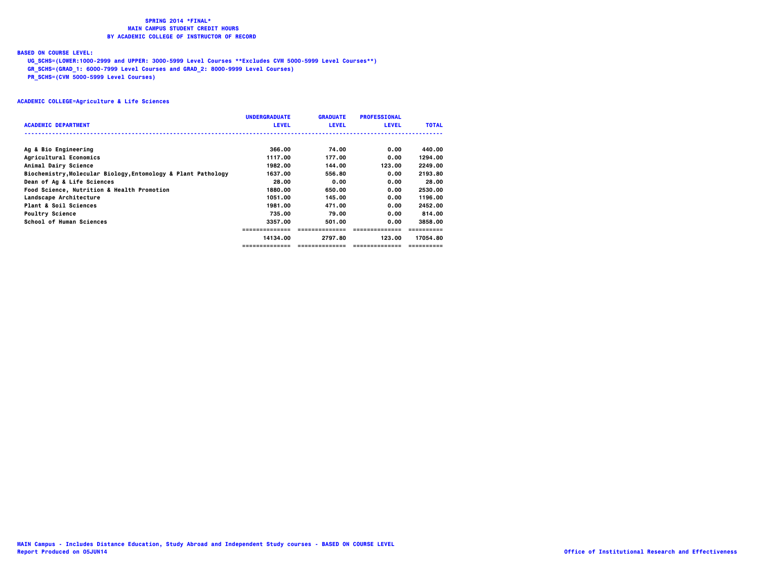**SPRING 2014 *FINAL***
**MAIN CAMPUS STUDENT CREDIT HOURS**
**BY ACADEMIC COLLEGE OF INSTRUCTOR OF RECORD**

**BASED ON COURSE LEVEL:**

UG_SCHS=(LOWER:1000-2999 and UPPER: 3000-5999 Level Courses **Excludes CVM 5000-5999 Level Courses**)
GR_SCHS=(GRAD_1: 6000-7999 Level Courses and GRAD_2: 8000-9999 Level Courses)
PR_SCHS=(CVM 5000-5999 Level Courses)

**ACADEMIC COLLEGE=Agriculture & Life Sciences**

| ACADEMIC DEPARTMENT | UNDERGRADUATE LEVEL | GRADUATE LEVEL | PROFESSIONAL LEVEL | TOTAL |
|---|---|---|---|---|
| Ag & Bio Engineering | 366.00 | 74.00 | 0.00 | 440.00 |
| Agricultural Economics | 1117.00 | 177.00 | 0.00 | 1294.00 |
| Animal Dairy Science | 1982.00 | 144.00 | 123.00 | 2249.00 |
| Biochemistry,Molecular Biology,Entomology & Plant Pathology | 1637.00 | 556.80 | 0.00 | 2193.80 |
| Dean of Ag & Life Sciences | 28.00 | 0.00 | 0.00 | 28.00 |
| Food Science, Nutrition & Health Promotion | 1880.00 | 650.00 | 0.00 | 2530.00 |
| Landscape Architecture | 1051.00 | 145.00 | 0.00 | 1196.00 |
| Plant & Soil Sciences | 1981.00 | 471.00 | 0.00 | 2452.00 |
| Poultry Science | 735.00 | 79.00 | 0.00 | 814.00 |
| School of Human Sciences | 3357.00 | 501.00 | 0.00 | 3858.00 |
| | 14134.00 | 2797.80 | 123.00 | 17054.80 |

MAIN Campus - Includes Distance Education, Study Abroad and Independent Study courses - BASED ON COURSE LEVEL
Report Produced on 05JUN14

Office of Institutional Research and Effectiveness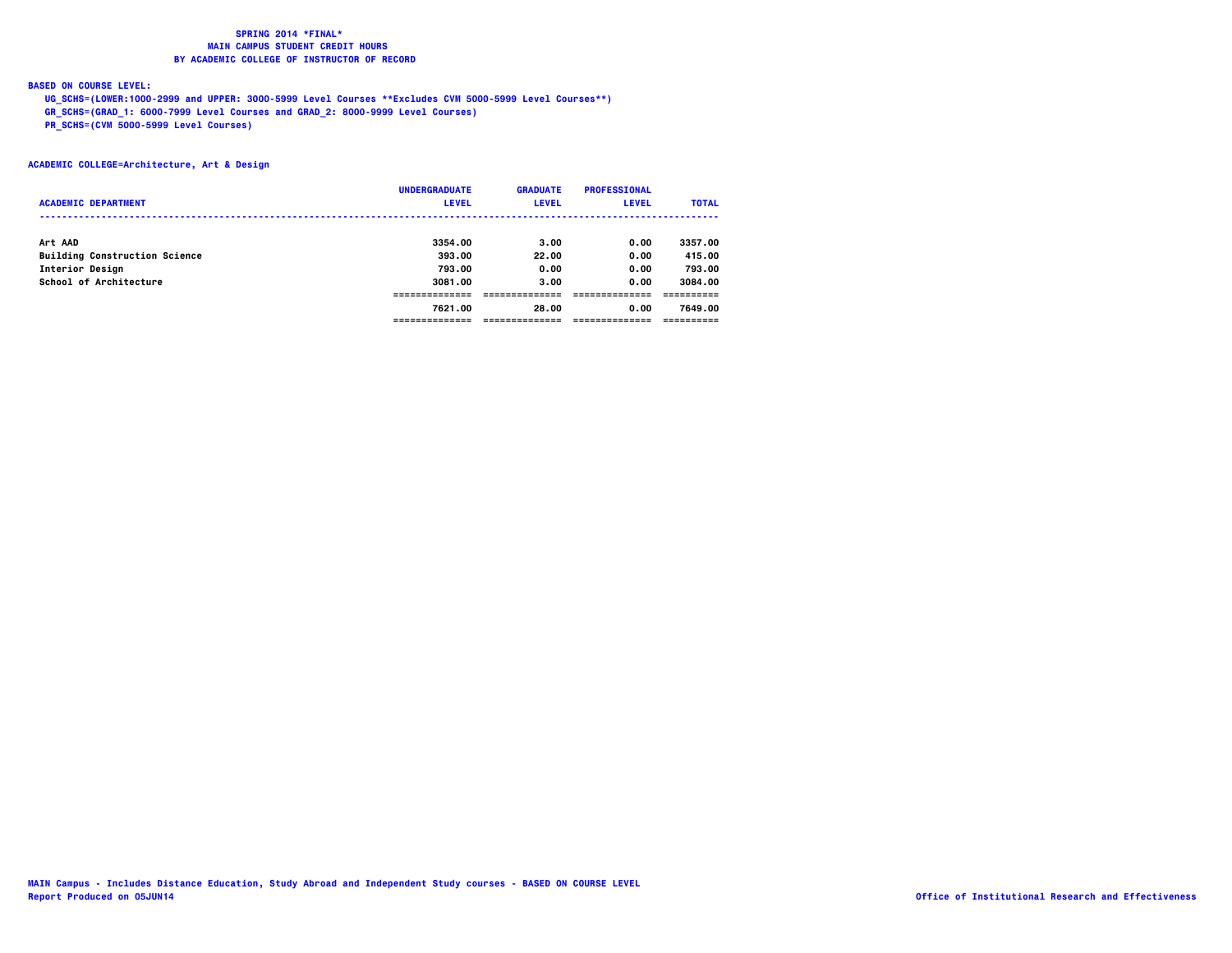**SPRING 2014 *FINAL***
**MAIN CAMPUS STUDENT CREDIT HOURS**
**BY ACADEMIC COLLEGE OF INSTRUCTOR OF RECORD**

**BASED ON COURSE LEVEL:**

UG_SCHS=(LOWER:1000-2999 and UPPER: 3000-5999 Level Courses **Excludes CVM 5000-5999 Level Courses**)
GR_SCHS=(GRAD_1: 6000-7999 Level Courses and GRAD_2: 8000-9999 Level Courses)
PR_SCHS=(CVM 5000-5999 Level Courses)

**ACADEMIC COLLEGE=Architecture, Art & Design**

| ACADEMIC DEPARTMENT | UNDERGRADUATE LEVEL | GRADUATE LEVEL | PROFESSIONAL LEVEL | TOTAL |
|---|---|---|---|---|
| Art AAD | 3354.00 | 3.00 | 0.00 | 3357.00 |
| Building Construction Science | 393.00 | 22.00 | 0.00 | 415.00 |
| Interior Design | 793.00 | 0.00 | 0.00 | 793.00 |
| School of Architecture | 3081.00 | 3.00 | 0.00 | 3084.00 |
| | 7621.00 | 28.00 | 0.00 | 7649.00 |

MAIN Campus - Includes Distance Education, Study Abroad and Independent Study courses - BASED ON COURSE LEVEL
Report Produced on 05JUN14

Office of Institutional Research and Effectiveness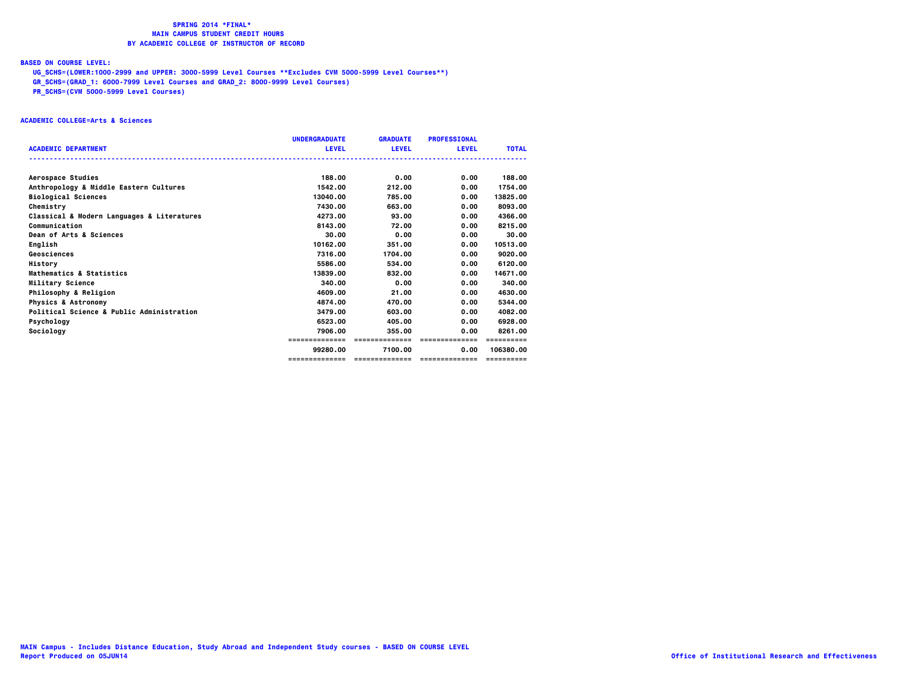# SPRING 2014 *FINAL*
## MAIN CAMPUS STUDENT CREDIT HOURS
## BY ACADEMIC COLLEGE OF INSTRUCTOR OF RECORD

**BASED ON COURSE LEVEL:**

- UG_SCHS=(LOWER:1000-2999 and UPPER: 3000-5999 Level Courses **Excludes CVM 5000-5999 Level Courses**)
- GR_SCHS=(GRAD_1: 6000-7999 Level Courses and GRAD_2: 8000-9999 Level Courses)
- PR_SCHS=(CVM 5000-5999 Level Courses)

**ACADEMIC COLLEGE=Arts & Sciences**

| ACADEMIC DEPARTMENT | UNDERGRADUATE LEVEL | GRADUATE LEVEL | PROFESSIONAL LEVEL | TOTAL |
|---|---|---|---|---|
| Aerospace Studies | 188.00 | 0.00 | 0.00 | 188.00 |
| Anthropology & Middle Eastern Cultures | 1542.00 | 212.00 | 0.00 | 1754.00 |
| Biological Sciences | 13040.00 | 785.00 | 0.00 | 13825.00 |
| Chemistry | 7430.00 | 663.00 | 0.00 | 8093.00 |
| Classical & Modern Languages & Literatures | 4273.00 | 93.00 | 0.00 | 4366.00 |
| Communication | 8143.00 | 72.00 | 0.00 | 8215.00 |
| Dean of Arts & Sciences | 30.00 | 0.00 | 0.00 | 30.00 |
| English | 10162.00 | 351.00 | 0.00 | 10513.00 |
| Geosciences | 7316.00 | 1704.00 | 0.00 | 9020.00 |
| History | 5586.00 | 534.00 | 0.00 | 6120.00 |
| Mathematics & Statistics | 13839.00 | 832.00 | 0.00 | 14671.00 |
| Military Science | 340.00 | 0.00 | 0.00 | 340.00 |
| Philosophy & Religion | 4609.00 | 21.00 | 0.00 | 4630.00 |
| Physics & Astronomy | 4874.00 | 470.00 | 0.00 | 5344.00 |
| Political Science & Public Administration | 3479.00 | 603.00 | 0.00 | 4082.00 |
| Psychology | 6523.00 | 405.00 | 0.00 | 6928.00 |
| Sociology | 7906.00 | 355.00 | 0.00 | 8261.00 |
| | 99280.00 | 7100.00 | 0.00 | 106380.00 |

MAIN Campus - Includes Distance Education, Study Abroad and Independent Study courses - BASED ON COURSE LEVEL
Report Produced on 05JUN14

Office of Institutional Research and Effectiveness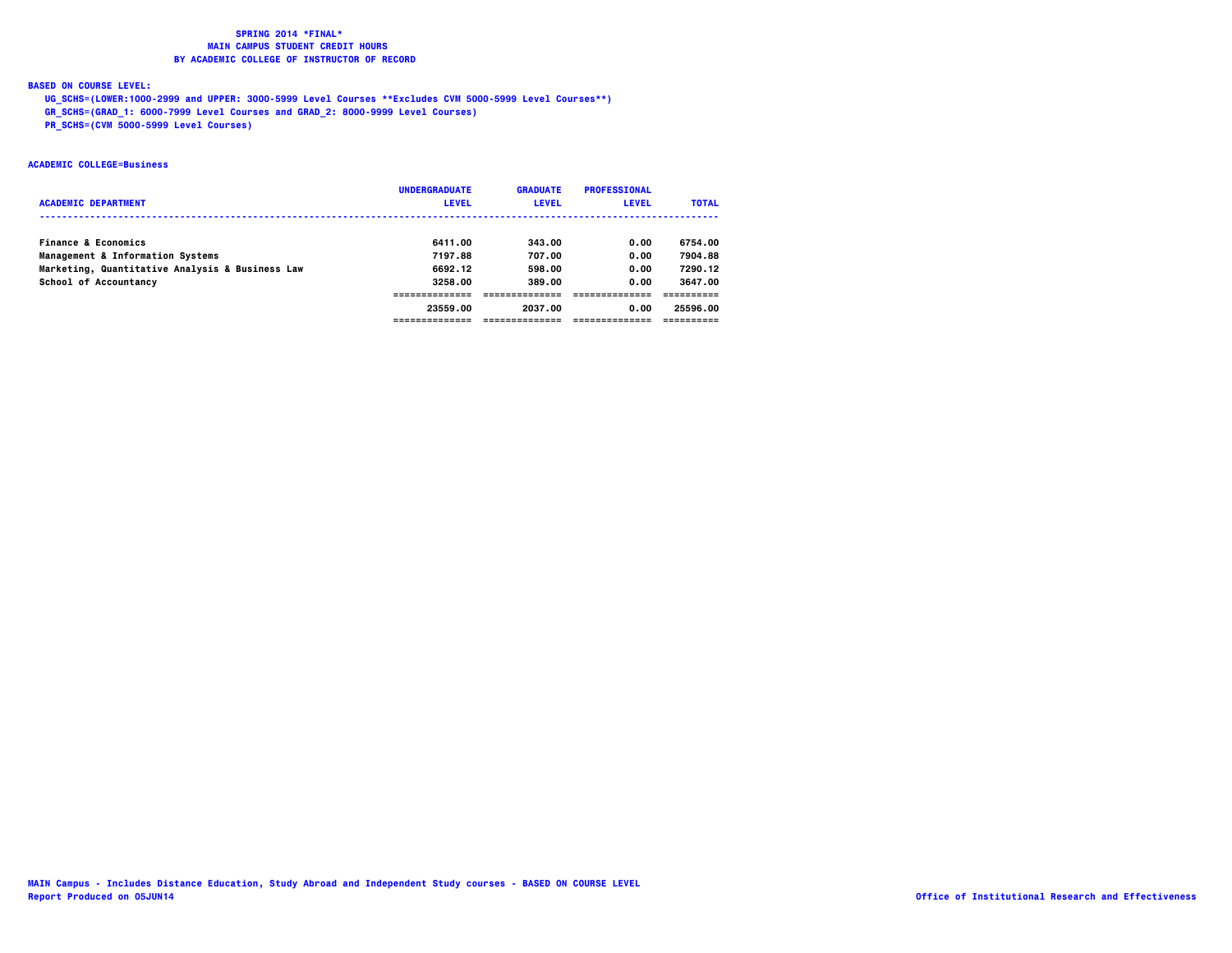**SPRING 2014 *FINAL***
**MAIN CAMPUS STUDENT CREDIT HOURS**
**BY ACADEMIC COLLEGE OF INSTRUCTOR OF RECORD**

**BASED ON COURSE LEVEL:**
UG_SCHS=(LOWER:1000-2999 and UPPER: 3000-5999 Level Courses **Excludes CVM 5000-5999 Level Courses**)
GR_SCHS=(GRAD_1: 6000-7999 Level Courses and GRAD_2: 8000-9999 Level Courses)
PR_SCHS=(CVM 5000-5999 Level Courses)

**ACADEMIC COLLEGE=Business**

| ACADEMIC DEPARTMENT | UNDERGRADUATE LEVEL | GRADUATE LEVEL | PROFESSIONAL LEVEL | TOTAL |
|---|---|---|---|---|
| Finance & Economics | 6411.00 | 343.00 | 0.00 | 6754.00 |
| Management & Information Systems | 7197.88 | 707.00 | 0.00 | 7904.88 |
| Marketing, Quantitative Analysis & Business Law | 6692.12 | 598.00 | 0.00 | 7290.12 |
| School of Accountancy | 3258.00 | 389.00 | 0.00 | 3647.00 |
| | 23559.00 | 2037.00 | 0.00 | 25596.00 |

MAIN Campus - Includes Distance Education, Study Abroad and Independent Study courses - BASED ON COURSE LEVEL
Report Produced on 05JUN14
Office of Institutional Research and Effectiveness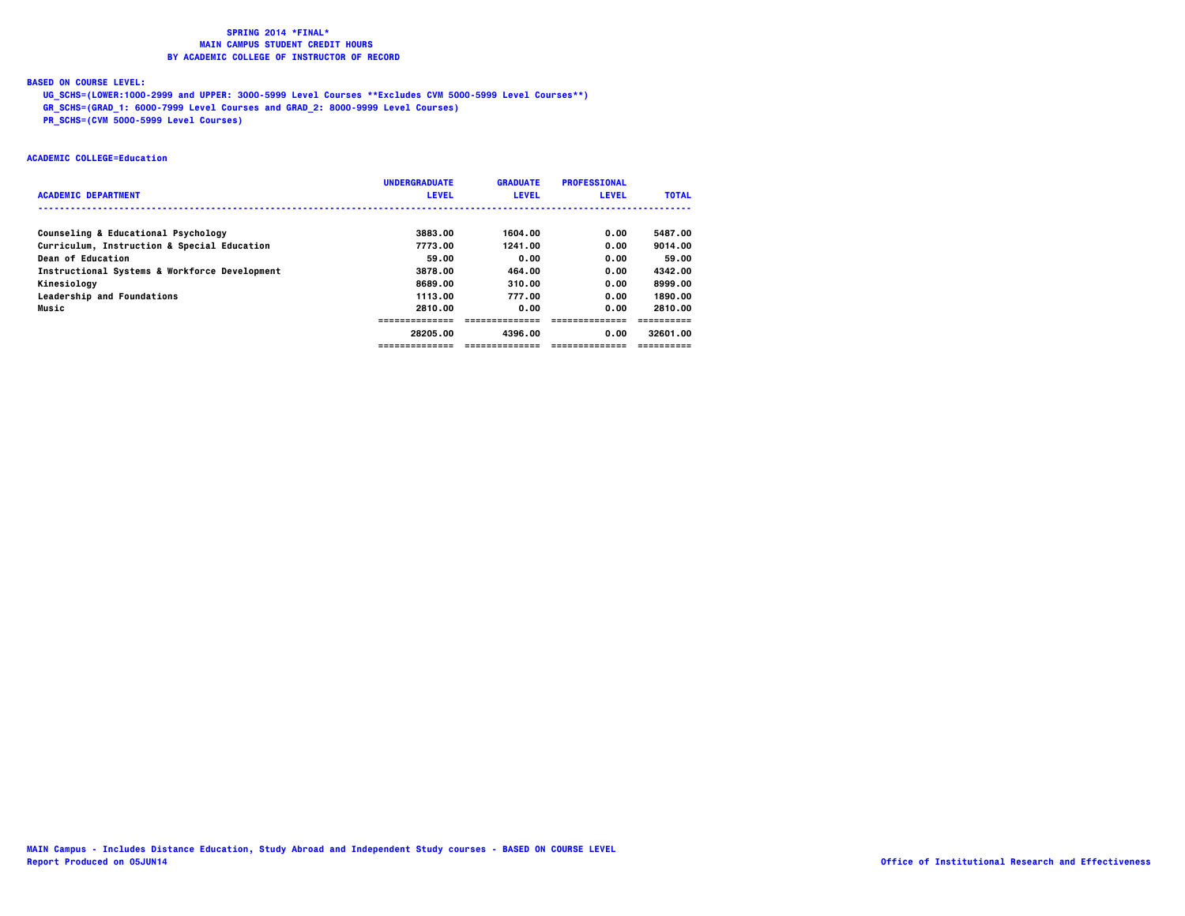**SPRING 2014 \*FINAL\***
**MAIN CAMPUS STUDENT CREDIT HOURS**
**BY ACADEMIC COLLEGE OF INSTRUCTOR OF RECORD**

**BASED ON COURSE LEVEL:**

- UG_SCHS=(LOWER:1000-2999 and UPPER: 3000-5999 Level Courses **Excludes CVM 5000-5999 Level Courses**)
- GR_SCHS=(GRAD_1: 6000-7999 Level Courses and GRAD_2: 8000-9999 Level Courses)
- PR_SCHS=(CVM 5000-5999 Level Courses)

**ACADEMIC COLLEGE=Education**

| ACADEMIC DEPARTMENT | UNDERGRADUATE LEVEL | GRADUATE LEVEL | PROFESSIONAL LEVEL | TOTAL |
|---|---|---|---|---|
| Counseling & Educational Psychology | 3883.00 | 1604.00 | 0.00 | 5487.00 |
| Curriculum, Instruction & Special Education | 7773.00 | 1241.00 | 0.00 | 9014.00 |
| Dean of Education | 59.00 | 0.00 | 0.00 | 59.00 |
| Instructional Systems & Workforce Development | 3878.00 | 464.00 | 0.00 | 4342.00 |
| Kinesiology | 8689.00 | 310.00 | 0.00 | 8999.00 |
| Leadership and Foundations | 1113.00 | 777.00 | 0.00 | 1890.00 |
| Music | 2810.00 | 0.00 | 0.00 | 2810.00 |
| | 28205.00 | 4396.00 | 0.00 | 32601.00 |

MAIN Campus - Includes Distance Education, Study Abroad and Independent Study courses - BASED ON COURSE LEVEL
Report Produced on 05JUN14

Office of Institutional Research and Effectiveness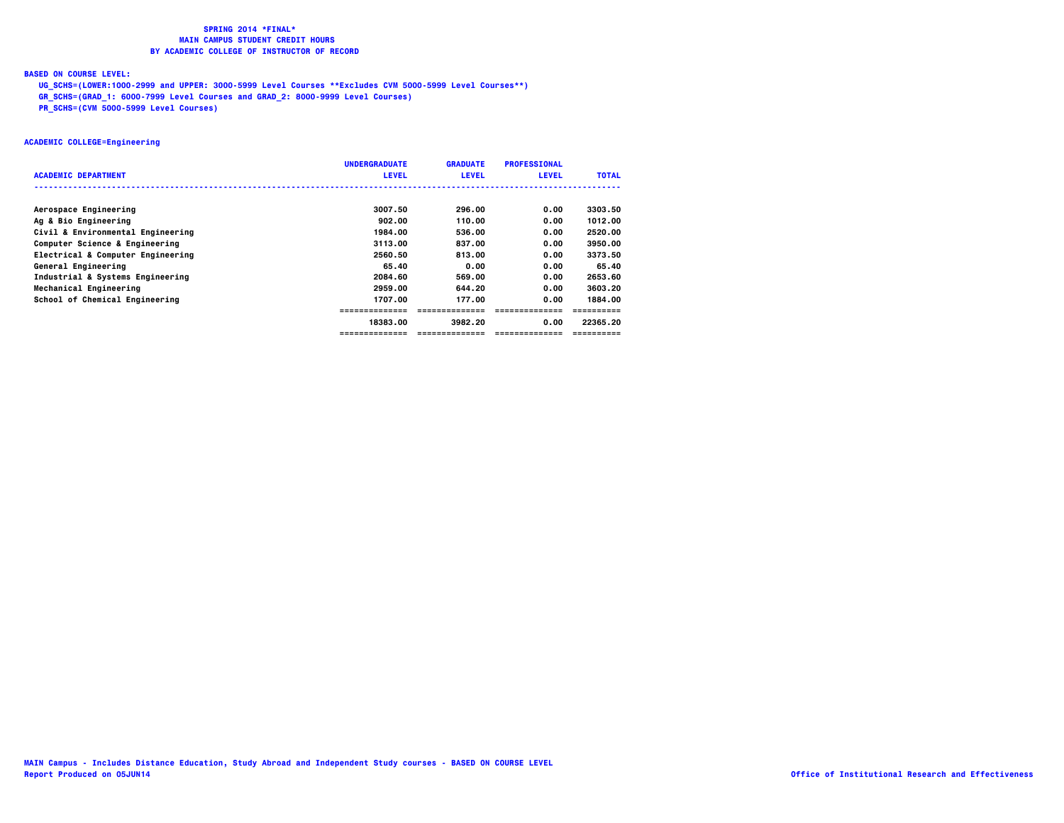# SPRING 2014 *FINAL*
## MAIN CAMPUS STUDENT CREDIT HOURS
## BY ACADEMIC COLLEGE OF INSTRUCTOR OF RECORD

**BASED ON COURSE LEVEL:**

- UG_SCHS=(LOWER:1000-2999 and UPPER: 3000-5999 Level Courses **Excludes CVM 5000-5999 Level Courses**)
- GR_SCHS=(GRAD_1: 6000-7999 Level Courses and GRAD_2: 8000-9999 Level Courses)
- PR_SCHS=(CVM 5000-5999 Level Courses)

**ACADEMIC COLLEGE=Engineering**

| ACADEMIC DEPARTMENT | UNDERGRADUATE LEVEL | GRADUATE LEVEL | PROFESSIONAL LEVEL | TOTAL |
|---|---|---|---|---|
| Aerospace Engineering | 3007.50 | 296.00 | 0.00 | 3303.50 |
| Ag & Bio Engineering | 902.00 | 110.00 | 0.00 | 1012.00 |
| Civil & Environmental Engineering | 1984.00 | 536.00 | 0.00 | 2520.00 |
| Computer Science & Engineering | 3113.00 | 837.00 | 0.00 | 3950.00 |
| Electrical & Computer Engineering | 2560.50 | 813.00 | 0.00 | 3373.50 |
| General Engineering | 65.40 | 0.00 | 0.00 | 65.40 |
| Industrial & Systems Engineering | 2084.60 | 569.00 | 0.00 | 2653.60 |
| Mechanical Engineering | 2959.00 | 644.20 | 0.00 | 3603.20 |
| School of Chemical Engineering | 1707.00 | 177.00 | 0.00 | 1884.00 |
| | 18383.00 | 3982.20 | 0.00 | 22365.20 |

MAIN Campus - Includes Distance Education, Study Abroad and Independent Study courses - BASED ON COURSE LEVEL
Report Produced on 05JUN14

Office of Institutional Research and Effectiveness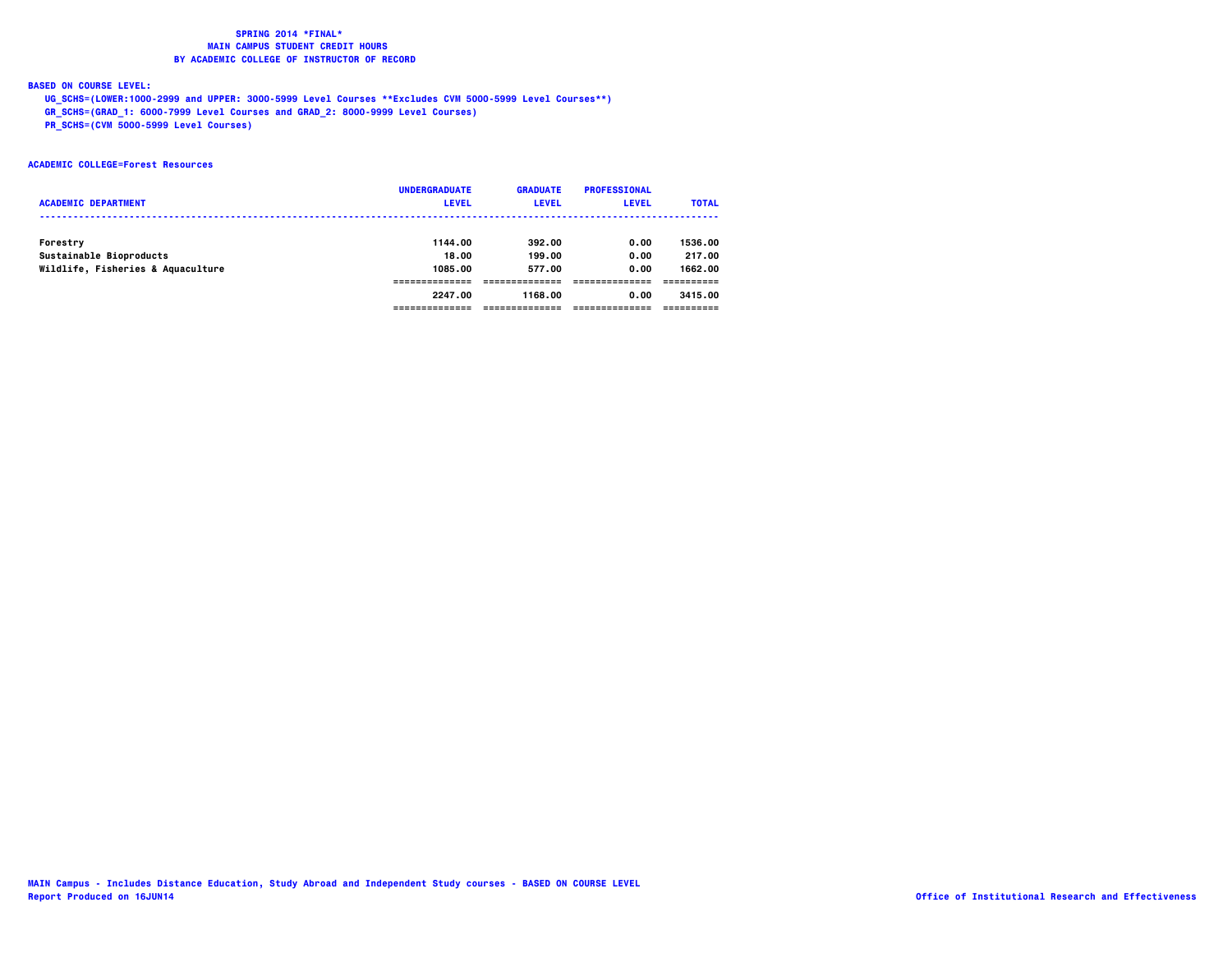**SPRING 2014 *FINAL***
**MAIN CAMPUS STUDENT CREDIT HOURS**
**BY ACADEMIC COLLEGE OF INSTRUCTOR OF RECORD**

**BASED ON COURSE LEVEL:**

UG_SCHS=(LOWER:1000-2999 and UPPER: 3000-5999 Level Courses **Excludes CVM 5000-5999 Level Courses**)
GR_SCHS=(GRAD_1: 6000-7999 Level Courses and GRAD_2: 8000-9999 Level Courses)
PR_SCHS=(CVM 5000-5999 Level Courses)

**ACADEMIC COLLEGE=Forest Resources**

| ACADEMIC DEPARTMENT | UNDERGRADUATE LEVEL | GRADUATE LEVEL | PROFESSIONAL LEVEL | TOTAL |
|---|---|---|---|---|
| Forestry | 1144.00 | 392.00 | 0.00 | 1536.00 |
| Sustainable Bioproducts | 18.00 | 199.00 | 0.00 | 217.00 |
| Wildlife, Fisheries & Aquaculture | 1085.00 | 577.00 | 0.00 | 1662.00 |
| | 2247.00 | 1168.00 | 0.00 | 3415.00 |

MAIN Campus - Includes Distance Education, Study Abroad and Independent Study courses - BASED ON COURSE LEVEL
Report Produced on 16JUN14

Office of Institutional Research and Effectiveness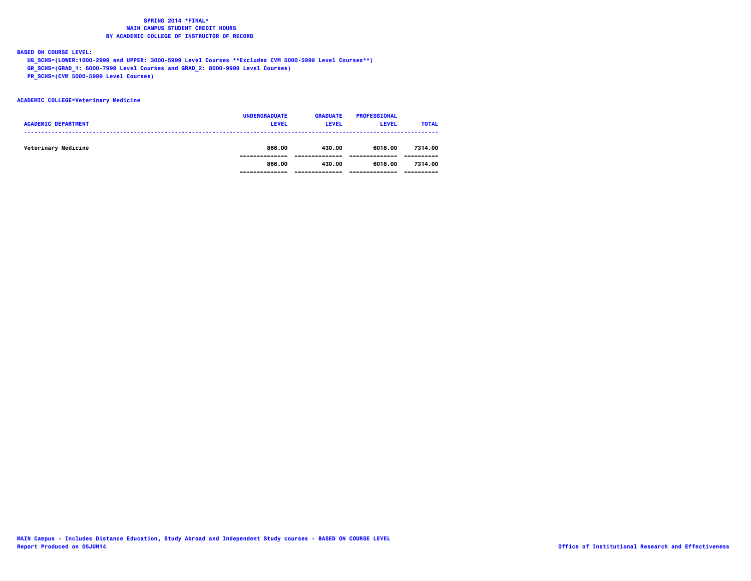**SPRING 2014 \*FINAL\***
**MAIN CAMPUS STUDENT CREDIT HOURS**
**BY ACADEMIC COLLEGE OF INSTRUCTOR OF RECORD**

**BASED ON COURSE LEVEL:**

- UG_SCHS=(LOWER:1000-2999 and UPPER: 3000-5999 Level Courses **Excludes CVM 5000-5999 Level Courses**)
- GR_SCHS=(GRAD_1: 6000-7999 Level Courses and GRAD_2: 8000-9999 Level Courses)
- PR_SCHS=(CVM 5000-5999 Level Courses)

**ACADEMIC COLLEGE=Veterinary Medicine**

| ACADEMIC DEPARTMENT | UNDERGRADUATE LEVEL | GRADUATE LEVEL | PROFESSIONAL LEVEL | TOTAL |
|---|---|---|---|---|
| Veterinary Medicine | 866.00 | 430.00 | 6018.00 | 7314.00 |
| | 866.00 | 430.00 | 6018.00 | 7314.00 |

MAIN Campus - Includes Distance Education, Study Abroad and Independent Study courses - BASED ON COURSE LEVEL
Report Produced on 05JUN14

Office of Institutional Research and Effectiveness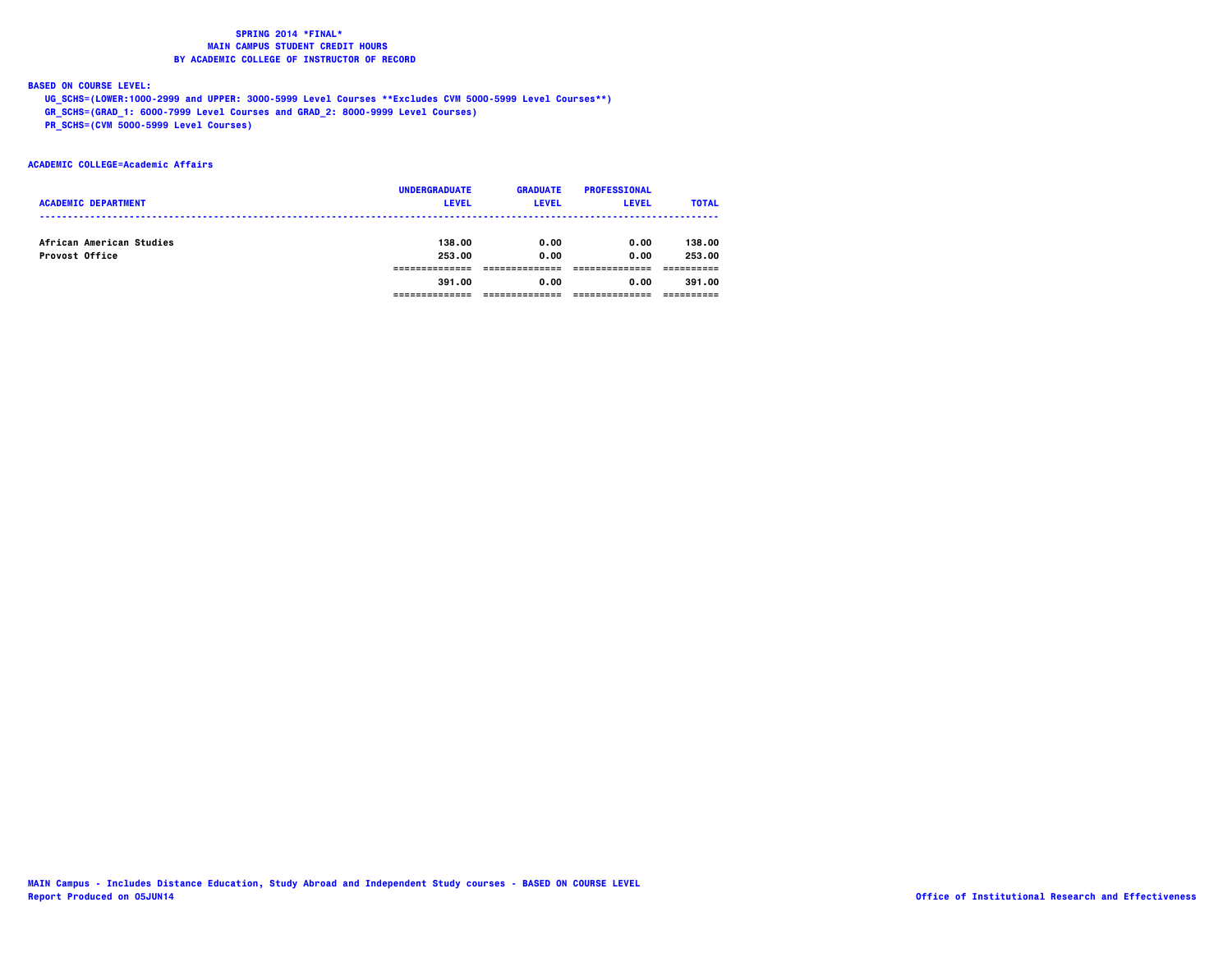# SPRING 2014 *FINAL*
## MAIN CAMPUS STUDENT CREDIT HOURS
## BY ACADEMIC COLLEGE OF INSTRUCTOR OF RECORD

**BASED ON COURSE LEVEL:**

- UG_SCHS=(LOWER:1000-2999 and UPPER: 3000-5999 Level Courses **Excludes CVM 5000-5999 Level Courses**)
- GR_SCHS=(GRAD_1: 6000-7999 Level Courses and GRAD_2: 8000-9999 Level Courses)
- PR_SCHS=(CVM 5000-5999 Level Courses)

**ACADEMIC COLLEGE=Academic Affairs**

| ACADEMIC DEPARTMENT | UNDERGRADUATE LEVEL | GRADUATE LEVEL | PROFESSIONAL LEVEL | TOTAL |
|---|---|---|---|---|
| African American Studies | 138.00 | 0.00 | 0.00 | 138.00 |
| Provost Office | 253.00 | 0.00 | 0.00 | 253.00 |
| | 391.00 | 0.00 | 0.00 | 391.00 |

MAIN Campus - Includes Distance Education, Study Abroad and Independent Study courses - BASED ON COURSE LEVEL

Report Produced on 05JUN14

Office of Institutional Research and Effectiveness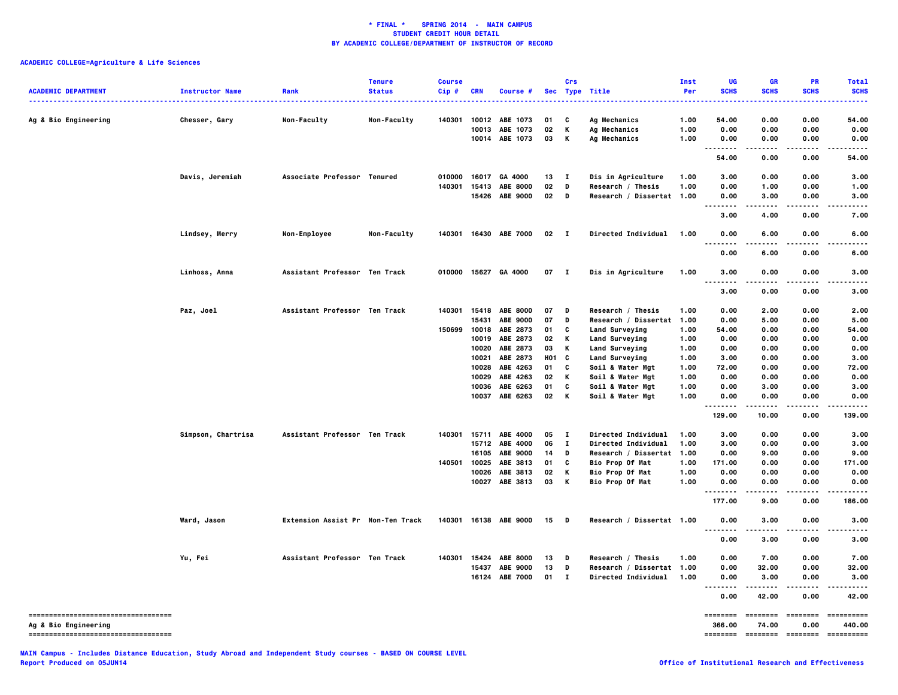**\* FINAL \* SPRING 2014 - MAIN CAMPUS**
**STUDENT CREDIT HOUR DETAIL**
**BY ACADEMIC COLLEGE/DEPARTMENT OF INSTRUCTOR OF RECORD**

**ACADEMIC COLLEGE=Agriculture & Life Sciences**

| ACADEMIC DEPARTMENT | Instructor Name | Rank | Tenure Status | Course Cip # | CRN | Course # | Sec | Crs Type | Title | Inst Per | UG SCHS | GR SCHS | PR SCHS | Total SCHS |
|---|---|---|---|---|---|---|---|---|---|---|---|---|---|---|
| Ag & Bio Engineering | Chesser, Gary | Non-Faculty | Non-Faculty | 140301 | 10012 | ABE 1073 | 01 | C | Ag Mechanics | 1.00 | 54.00 | 0.00 | 0.00 | 54.00 |
| | | | | | 10013 | ABE 1073 | 02 | K | Ag Mechanics | 1.00 | 0.00 | 0.00 | 0.00 | 0.00 |
| | | | | | 10014 | ABE 1073 | 03 | K | Ag Mechanics | 1.00 | 0.00 | 0.00 | 0.00 | 0.00 |
| | | | | | | | | | | | 54.00 | 0.00 | 0.00 | 54.00 |
| | Davis, Jeremiah | Associate Professor | Tenured | 010000 | 16017 | GA 4000 | 13 | I | Dis in Agriculture | 1.00 | 3.00 | 0.00 | 0.00 | 3.00 |
| | | | | 140301 | 15413 | ABE 8000 | 02 | D | Research / Thesis | 1.00 | 0.00 | 1.00 | 0.00 | 1.00 |
| | | | | | 15426 | ABE 9000 | 02 | D | Research / Dissertat | 1.00 | 0.00 | 3.00 | 0.00 | 3.00 |
| | | | | | | | | | | | 3.00 | 4.00 | 0.00 | 7.00 |
| | Lindsey, Merry | Non-Employee | Non-Faculty | 140301 | 16430 | ABE 7000 | 02 | I | Directed Individual | 1.00 | 0.00 | 6.00 | 0.00 | 6.00 |
| | | | | | | | | | | | 0.00 | 6.00 | 0.00 | 6.00 |
| | Linhoss, Anna | Assistant Professor | Ten Track | 010000 | 15627 | GA 4000 | 07 | I | Dis in Agriculture | 1.00 | 3.00 | 0.00 | 0.00 | 3.00 |
| | | | | | | | | | | | 3.00 | 0.00 | 0.00 | 3.00 |
| | Paz, Joel | Assistant Professor | Ten Track | 140301 | 15418 | ABE 8000 | 07 | D | Research / Thesis | 1.00 | 0.00 | 2.00 | 0.00 | 2.00 |
| | | | | | 15431 | ABE 9000 | 07 | D | Research / Dissertat | 1.00 | 0.00 | 5.00 | 0.00 | 5.00 |
| | | | | 150699 | 10018 | ABE 2873 | 01 | C | Land Surveying | 1.00 | 54.00 | 0.00 | 0.00 | 54.00 |
| | | | | | 10019 | ABE 2873 | 02 | K | Land Surveying | 1.00 | 0.00 | 0.00 | 0.00 | 0.00 |
| | | | | | 10020 | ABE 2873 | 03 | K | Land Surveying | 1.00 | 0.00 | 0.00 | 0.00 | 0.00 |
| | | | | | 10021 | ABE 2873 | H01 | C | Land Surveying | 1.00 | 3.00 | 0.00 | 0.00 | 3.00 |
| | | | | | 10028 | ABE 4263 | 01 | C | Soil & Water Mgt | 1.00 | 72.00 | 0.00 | 0.00 | 72.00 |
| | | | | | 10029 | ABE 4263 | 02 | K | Soil & Water Mgt | 1.00 | 0.00 | 0.00 | 0.00 | 0.00 |
| | | | | | 10036 | ABE 6263 | 01 | C | Soil & Water Mgt | 1.00 | 0.00 | 3.00 | 0.00 | 3.00 |
| | | | | | 10037 | ABE 6263 | 02 | K | Soil & Water Mgt | 1.00 | 0.00 | 0.00 | 0.00 | 0.00 |
| | | | | | | | | | | | 129.00 | 10.00 | 0.00 | 139.00 |
| | Simpson, Chartrisa | Assistant Professor | Ten Track | 140301 | 15711 | ABE 4000 | 05 | I | Directed Individual | 1.00 | 3.00 | 0.00 | 0.00 | 3.00 |
| | | | | | 15712 | ABE 4000 | 06 | I | Directed Individual | 1.00 | 3.00 | 0.00 | 0.00 | 3.00 |
| | | | | | 16105 | ABE 9000 | 14 | D | Research / Dissertat | 1.00 | 0.00 | 9.00 | 0.00 | 9.00 |
| | | | | 140501 | 10025 | ABE 3813 | 01 | C | Bio Prop Of Mat | 1.00 | 171.00 | 0.00 | 0.00 | 171.00 |
| | | | | | 10026 | ABE 3813 | 02 | K | Bio Prop Of Mat | 1.00 | 0.00 | 0.00 | 0.00 | 0.00 |
| | | | | | 10027 | ABE 3813 | 03 | K | Bio Prop Of Mat | 1.00 | 0.00 | 0.00 | 0.00 | 0.00 |
| | | | | | | | | | | | 177.00 | 9.00 | 0.00 | 186.00 |
| | Ward, Jason | Extension Assist Pr | Non-Ten Track | 140301 | 16138 | ABE 9000 | 15 | D | Research / Dissertat | 1.00 | 0.00 | 3.00 | 0.00 | 3.00 |
| | | | | | | | | | | | 0.00 | 3.00 | 0.00 | 3.00 |
| | Yu, Fei | Assistant Professor | Ten Track | 140301 | 15424 | ABE 8000 | 13 | D | Research / Thesis | 1.00 | 0.00 | 7.00 | 0.00 | 7.00 |
| | | | | | 15437 | ABE 9000 | 13 | D | Research / Dissertat | 1.00 | 0.00 | 32.00 | 0.00 | 32.00 |
| | | | | | 16124 | ABE 7000 | 01 | I | Directed Individual | 1.00 | 0.00 | 3.00 | 0.00 | 3.00 |
| | | | | | | | | | | | 0.00 | 42.00 | 0.00 | 42.00 |
| Ag & Bio Engineering | | | | | | | | | | | 366.00 | 74.00 | 0.00 | 440.00 |

MAIN Campus - Includes Distance Education, Study Abroad and Independent Study courses - BASED ON COURSE LEVEL
Report Produced on 05JUN14

Office of Institutional Research and Effectiveness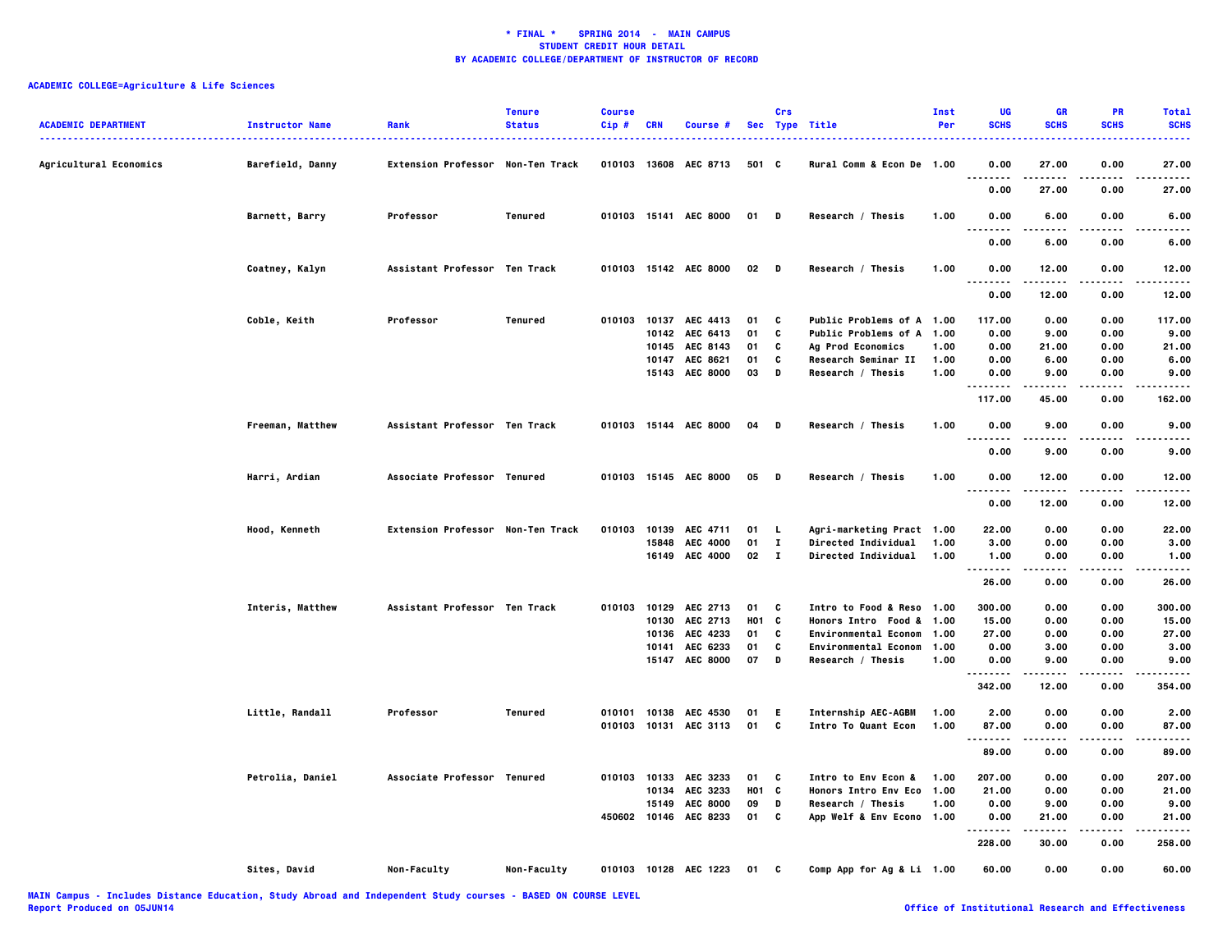**\* FINAL \*    SPRING 2014  -  MAIN CAMPUS**
**STUDENT CREDIT HOUR DETAIL**
**BY ACADEMIC COLLEGE/DEPARTMENT OF INSTRUCTOR OF RECORD**

**ACADEMIC COLLEGE=Agriculture & Life Sciences**

| ACADEMIC DEPARTMENT | Instructor Name | Rank | Tenure Status | Course Cip # | CRN | Course # | Sec | Crs Type | Title | Inst Per | UG SCHS | GR SCHS | PR SCHS | Total SCHS |
|---|---|---|---|---|---|---|---|---|---|---|---|---|---|---|
| Agricultural Economics | Barefield, Danny | Extension Professor | Non-Ten Track | 010103 | 13608 | AEC 8713 | 501 | C | Rural Comm & Econ De | 1.00 | 0.00 | 27.00 | 0.00 | 27.00 |
| | | | | | | | | | | | 0.00 | 27.00 | 0.00 | 27.00 |
| | Barnett, Barry | Professor | Tenured | 010103 | 15141 | AEC 8000 | 01 | D | Research / Thesis | 1.00 | 0.00 | 6.00 | 0.00 | 6.00 |
| | | | | | | | | | | | 0.00 | 6.00 | 0.00 | 6.00 |
| | Coatney, Kalyn | Assistant Professor | Ten Track | 010103 | 15142 | AEC 8000 | 02 | D | Research / Thesis | 1.00 | 0.00 | 12.00 | 0.00 | 12.00 |
| | | | | | | | | | | | 0.00 | 12.00 | 0.00 | 12.00 |
| | Coble, Keith | Professor | Tenured | 010103 | 10137 | AEC 4413 | 01 | C | Public Problems of A | 1.00 | 117.00 | 0.00 | 0.00 | 117.00 |
| | | | | | 10142 | AEC 6413 | 01 | C | Public Problems of A | 1.00 | 0.00 | 9.00 | 0.00 | 9.00 |
| | | | | | 10145 | AEC 8143 | 01 | C | Ag Prod Economics | 1.00 | 0.00 | 21.00 | 0.00 | 21.00 |
| | | | | | 10147 | AEC 8621 | 01 | C | Research Seminar II | 1.00 | 0.00 | 6.00 | 0.00 | 6.00 |
| | | | | | 15143 | AEC 8000 | 03 | D | Research / Thesis | 1.00 | 0.00 | 9.00 | 0.00 | 9.00 |
| | | | | | | | | | | | 117.00 | 45.00 | 0.00 | 162.00 |
| | Freeman, Matthew | Assistant Professor | Ten Track | 010103 | 15144 | AEC 8000 | 04 | D | Research / Thesis | 1.00 | 0.00 | 9.00 | 0.00 | 9.00 |
| | | | | | | | | | | | 0.00 | 9.00 | 0.00 | 9.00 |
| | Harri, Ardian | Associate Professor | Tenured | 010103 | 15145 | AEC 8000 | 05 | D | Research / Thesis | 1.00 | 0.00 | 12.00 | 0.00 | 12.00 |
| | | | | | | | | | | | 0.00 | 12.00 | 0.00 | 12.00 |
| | Hood, Kenneth | Extension Professor | Non-Ten Track | 010103 | 10139 | AEC 4711 | 01 | L | Agri-marketing Pract | 1.00 | 22.00 | 0.00 | 0.00 | 22.00 |
| | | | | | 15848 | AEC 4000 | 01 | I | Directed Individual | 1.00 | 3.00 | 0.00 | 0.00 | 3.00 |
| | | | | | 16149 | AEC 4000 | 02 | I | Directed Individual | 1.00 | 1.00 | 0.00 | 0.00 | 1.00 |
| | | | | | | | | | | | 26.00 | 0.00 | 0.00 | 26.00 |
| | Interis, Matthew | Assistant Professor | Ten Track | 010103 | 10129 | AEC 2713 | 01 | C | Intro to Food & Reso | 1.00 | 300.00 | 0.00 | 0.00 | 300.00 |
| | | | | | 10130 | AEC 2713 | H01 | C | Honors Intro  Food & | 1.00 | 15.00 | 0.00 | 0.00 | 15.00 |
| | | | | | 10136 | AEC 4233 | 01 | C | Environmental Econom | 1.00 | 27.00 | 0.00 | 0.00 | 27.00 |
| | | | | | 10141 | AEC 6233 | 01 | C | Environmental Econom | 1.00 | 0.00 | 3.00 | 0.00 | 3.00 |
| | | | | | 15147 | AEC 8000 | 07 | D | Research / Thesis | 1.00 | 0.00 | 9.00 | 0.00 | 9.00 |
| | | | | | | | | | | | 342.00 | 12.00 | 0.00 | 354.00 |
| | Little, Randall | Professor | Tenured | 010101 | 10138 | AEC 4530 | 01 | E | Internship AEC-AGBM | 1.00 | 2.00 | 0.00 | 0.00 | 2.00 |
| | | | | 010103 | 10131 | AEC 3113 | 01 | C | Intro To Quant Econ | 1.00 | 87.00 | 0.00 | 0.00 | 87.00 |
| | | | | | | | | | | | 89.00 | 0.00 | 0.00 | 89.00 |
| | Petrolia, Daniel | Associate Professor | Tenured | 010103 | 10133 | AEC 3233 | 01 | C | Intro to Env Econ & | 1.00 | 207.00 | 0.00 | 0.00 | 207.00 |
| | | | | | 10134 | AEC 3233 | H01 | C | Honors Intro Env Eco | 1.00 | 21.00 | 0.00 | 0.00 | 21.00 |
| | | | | | 15149 | AEC 8000 | 09 | D | Research / Thesis | 1.00 | 0.00 | 9.00 | 0.00 | 9.00 |
| | | | | 450602 | 10146 | AEC 8233 | 01 | C | App Welf & Env Econo | 1.00 | 0.00 | 21.00 | 0.00 | 21.00 |
| | | | | | | | | | | | 228.00 | 30.00 | 0.00 | 258.00 |
| | Sites, David | Non-Faculty | Non-Faculty | 010103 | 10128 | AEC 1223 | 01 | C | Comp App for Ag & Li | 1.00 | 60.00 | 0.00 | 0.00 | 60.00 |

MAIN Campus - Includes Distance Education, Study Abroad and Independent Study courses - BASED ON COURSE LEVEL
Report Produced on 05JUN14

Office of Institutional Research and Effectiveness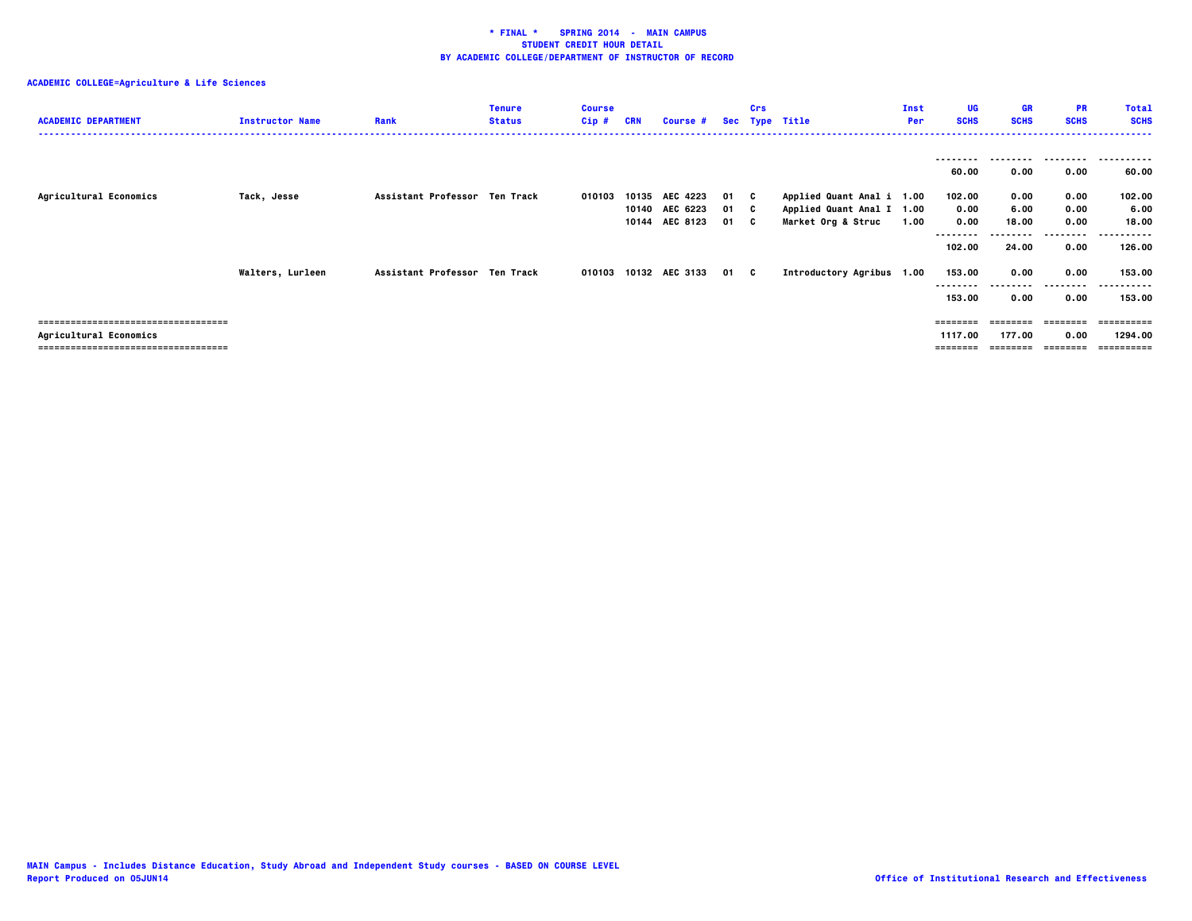**\* FINAL \* SPRING 2014 - MAIN CAMPUS**
**STUDENT CREDIT HOUR DETAIL**
**BY ACADEMIC COLLEGE/DEPARTMENT OF INSTRUCTOR OF RECORD**

**ACADEMIC COLLEGE=Agriculture & Life Sciences**

| ACADEMIC DEPARTMENT | Instructor Name | Rank | Tenure Status | Course Cip # | CRN | Course # | Sec | Crs Type | Title | Inst Per | UG SCHS | GR SCHS | PR SCHS | Total SCHS |
|---|---|---|---|---|---|---|---|---|---|---|---|---|---|---|
| | | | | | | | | | | | 60.00 | 0.00 | 0.00 | 60.00 |
| Agricultural Economics | Tack, Jesse | Assistant Professor | Ten Track | 010103 | 10135 | AEC 4223 | 01 | C | Applied Quant Anal i | 1.00 | 102.00 | 0.00 | 0.00 | 102.00 |
| | | | | | 10140 | AEC 6223 | 01 | C | Applied Quant Anal I | 1.00 | 0.00 | 6.00 | 0.00 | 6.00 |
| | | | | | 10144 | AEC 8123 | 01 | C | Market Org & Struc | 1.00 | 0.00 | 18.00 | 0.00 | 18.00 |
| | | | | | | | | | | | 102.00 | 24.00 | 0.00 | 126.00 |
| | Walters, Lurleen | Assistant Professor | Ten Track | 010103 | 10132 | AEC 3133 | 01 | C | Introductory Agribus | 1.00 | 153.00 | 0.00 | 0.00 | 153.00 |
| | | | | | | | | | | | 153.00 | 0.00 | 0.00 | 153.00 |
| **Agricultural Economics** | | | | | | | | | | | 1117.00 | 177.00 | 0.00 | 1294.00 |

MAIN Campus - Includes Distance Education, Study Abroad and Independent Study courses - BASED ON COURSE LEVEL
Report Produced on 05JUN14

Office of Institutional Research and Effectiveness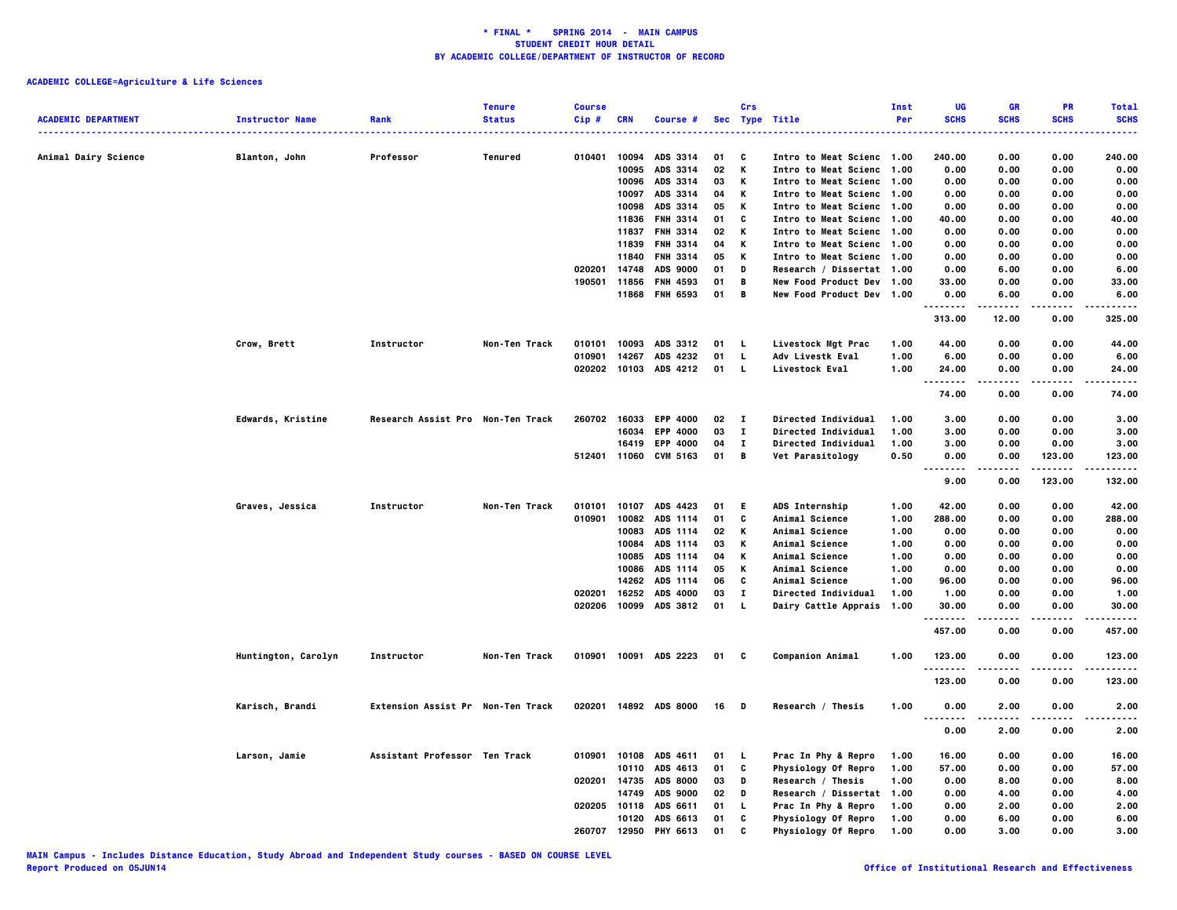**\* FINAL \* SPRING 2014 - MAIN CAMPUS**
**STUDENT CREDIT HOUR DETAIL**
**BY ACADEMIC COLLEGE/DEPARTMENT OF INSTRUCTOR OF RECORD**

**ACADEMIC COLLEGE=Agriculture & Life Sciences**

| ACADEMIC DEPARTMENT | Instructor Name | Rank | Tenure Status | Course Cip # | CRN | Course # | Sec | Crs Type | Title | Inst Per | UG SCHS | GR SCHS | PR SCHS | Total SCHS |
|---|---|---|---|---|---|---|---|---|---|---|---|---|---|---|
| Animal Dairy Science | Blanton, John | Professor | Tenured | 010401 | 10094 | ADS 3314 | 01 | C | Intro to Meat Scienc | 1.00 | 240.00 | 0.00 | 0.00 | 240.00 |
| | | | | | 10095 | ADS 3314 | 02 | K | Intro to Meat Scienc | 1.00 | 0.00 | 0.00 | 0.00 | 0.00 |
| | | | | | 10096 | ADS 3314 | 03 | K | Intro to Meat Scienc | 1.00 | 0.00 | 0.00 | 0.00 | 0.00 |
| | | | | | 10097 | ADS 3314 | 04 | K | Intro to Meat Scienc | 1.00 | 0.00 | 0.00 | 0.00 | 0.00 |
| | | | | | 10098 | ADS 3314 | 05 | K | Intro to Meat Scienc | 1.00 | 0.00 | 0.00 | 0.00 | 0.00 |
| | | | | | 11836 | FNH 3314 | 01 | C | Intro to Meat Scienc | 1.00 | 40.00 | 0.00 | 0.00 | 40.00 |
| | | | | | 11837 | FNH 3314 | 02 | K | Intro to Meat Scienc | 1.00 | 0.00 | 0.00 | 0.00 | 0.00 |
| | | | | | 11839 | FNH 3314 | 04 | K | Intro to Meat Scienc | 1.00 | 0.00 | 0.00 | 0.00 | 0.00 |
| | | | | | 11840 | FNH 3314 | 05 | K | Intro to Meat Scienc | 1.00 | 0.00 | 0.00 | 0.00 | 0.00 |
| | | | | 020201 | 14748 | ADS 9000 | 01 | D | Research / Dissertat | 1.00 | 0.00 | 6.00 | 0.00 | 6.00 |
| | | | | 190501 | 11856 | FNH 4593 | 01 | B | New Food Product Dev | 1.00 | 33.00 | 0.00 | 0.00 | 33.00 |
| | | | | | 11868 | FNH 6593 | 01 | B | New Food Product Dev | 1.00 | 0.00 | 6.00 | 0.00 | 6.00 |
| | | | | | | | | | | | 313.00 | 12.00 | 0.00 | 325.00 |
| | Crow, Brett | Instructor | Non-Ten Track | 010101 | 10093 | ADS 3312 | 01 | L | Livestock Mgt Prac | 1.00 | 44.00 | 0.00 | 0.00 | 44.00 |
| | | | | 010901 | 14267 | ADS 4232 | 01 | L | Adv Livestk Eval | 1.00 | 6.00 | 0.00 | 0.00 | 6.00 |
| | | | | 020202 | 10103 | ADS 4212 | 01 | L | Livestock Eval | 1.00 | 24.00 | 0.00 | 0.00 | 24.00 |
| | | | | | | | | | | | 74.00 | 0.00 | 0.00 | 74.00 |
| | Edwards, Kristine | Research Assist Pro | Non-Ten Track | 260702 | 16033 | EPP 4000 | 02 | I | Directed Individual | 1.00 | 3.00 | 0.00 | 0.00 | 3.00 |
| | | | | | 16034 | EPP 4000 | 03 | I | Directed Individual | 1.00 | 3.00 | 0.00 | 0.00 | 3.00 |
| | | | | | 16419 | EPP 4000 | 04 | I | Directed Individual | 1.00 | 3.00 | 0.00 | 0.00 | 3.00 |
| | | | | 512401 | 11060 | CVM 5163 | 01 | B | Vet Parasitology | 0.50 | 0.00 | 0.00 | 123.00 | 123.00 |
| | | | | | | | | | | | 9.00 | 0.00 | 123.00 | 132.00 |
| | Graves, Jessica | Instructor | Non-Ten Track | 010101 | 10107 | ADS 4423 | 01 | E | ADS Internship | 1.00 | 42.00 | 0.00 | 0.00 | 42.00 |
| | | | | 010901 | 10082 | ADS 1114 | 01 | C | Animal Science | 1.00 | 288.00 | 0.00 | 0.00 | 288.00 |
| | | | | | 10083 | ADS 1114 | 02 | K | Animal Science | 1.00 | 0.00 | 0.00 | 0.00 | 0.00 |
| | | | | | 10084 | ADS 1114 | 03 | K | Animal Science | 1.00 | 0.00 | 0.00 | 0.00 | 0.00 |
| | | | | | 10085 | ADS 1114 | 04 | K | Animal Science | 1.00 | 0.00 | 0.00 | 0.00 | 0.00 |
| | | | | | 10086 | ADS 1114 | 05 | K | Animal Science | 1.00 | 0.00 | 0.00 | 0.00 | 0.00 |
| | | | | | 14262 | ADS 1114 | 06 | C | Animal Science | 1.00 | 96.00 | 0.00 | 0.00 | 96.00 |
| | | | | 020201 | 16252 | ADS 4000 | 03 | I | Directed Individual | 1.00 | 1.00 | 0.00 | 0.00 | 1.00 |
| | | | | 020206 | 10099 | ADS 3812 | 01 | L | Dairy Cattle Apprais | 1.00 | 30.00 | 0.00 | 0.00 | 30.00 |
| | | | | | | | | | | | 457.00 | 0.00 | 0.00 | 457.00 |
| | Huntington, Carolyn | Instructor | Non-Ten Track | 010901 | 10091 | ADS 2223 | 01 | C | Companion Animal | 1.00 | 123.00 | 0.00 | 0.00 | 123.00 |
| | | | | | | | | | | | 123.00 | 0.00 | 0.00 | 123.00 |
| | Karisch, Brandi | Extension Assist Pr | Non-Ten Track | 020201 | 14892 | ADS 8000 | 16 | D | Research / Thesis | 1.00 | 0.00 | 2.00 | 0.00 | 2.00 |
| | | | | | | | | | | | 0.00 | 2.00 | 0.00 | 2.00 |
| | Larson, Jamie | Assistant Professor | Ten Track | 010901 | 10108 | ADS 4611 | 01 | L | Prac In Phy & Repro | 1.00 | 16.00 | 0.00 | 0.00 | 16.00 |
| | | | | | 10110 | ADS 4613 | 01 | C | Physiology Of Repro | 1.00 | 57.00 | 0.00 | 0.00 | 57.00 |
| | | | | 020201 | 14735 | ADS 8000 | 03 | D | Research / Thesis | 1.00 | 0.00 | 8.00 | 0.00 | 8.00 |
| | | | | | 14749 | ADS 9000 | 02 | D | Research / Dissertat | 1.00 | 0.00 | 4.00 | 0.00 | 4.00 |
| | | | | 020205 | 10118 | ADS 6611 | 01 | L | Prac In Phy & Repro | 1.00 | 0.00 | 2.00 | 0.00 | 2.00 |
| | | | | | 10120 | ADS 6613 | 01 | C | Physiology Of Repro | 1.00 | 0.00 | 6.00 | 0.00 | 6.00 |
| | | | | 260707 | 12950 | PHY 6613 | 01 | C | Physiology Of Repro | 1.00 | 0.00 | 3.00 | 0.00 | 3.00 |

MAIN Campus - Includes Distance Education, Study Abroad and Independent Study courses - BASED ON COURSE LEVEL
Report Produced on 05JUN14

Office of Institutional Research and Effectiveness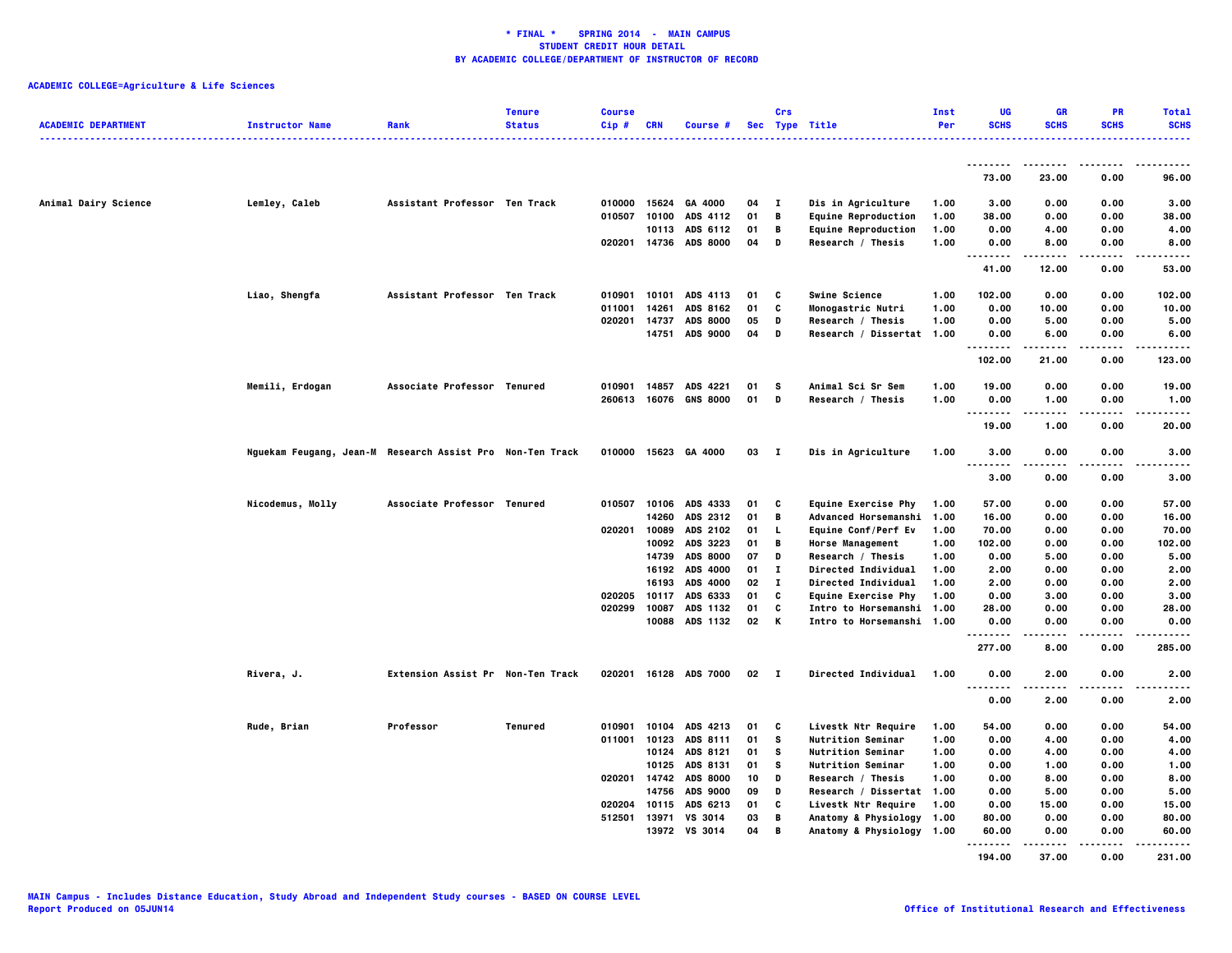**\* FINAL \* SPRING 2014 - MAIN CAMPUS**
**STUDENT CREDIT HOUR DETAIL**
**BY ACADEMIC COLLEGE/DEPARTMENT OF INSTRUCTOR OF RECORD**

**ACADEMIC COLLEGE=Agriculture & Life Sciences**

| ACADEMIC DEPARTMENT | Instructor Name | Rank | Tenure Status | Course Cip # | CRN | Course # | Sec | Crs Type | Title | Inst Per | UG SCHS | GR SCHS | PR SCHS | Total SCHS |
|---|---|---|---|---|---|---|---|---|---|---|---|---|---|---|
| | | | | | | | | | | | 73.00 | 23.00 | 0.00 | 96.00 |
| Animal Dairy Science | Lemley, Caleb | Assistant Professor | Ten Track | 010000 | 15624 | GA 4000 | 04 | I | Dis in Agriculture | 1.00 | 3.00 | 0.00 | 0.00 | 3.00 |
| | | | | 010507 | 10100 | ADS 4112 | 01 | B | Equine Reproduction | 1.00 | 38.00 | 0.00 | 0.00 | 38.00 |
| | | | | | 10113 | ADS 6112 | 01 | B | Equine Reproduction | 1.00 | 0.00 | 4.00 | 0.00 | 4.00 |
| | | | | 020201 | 14736 | ADS 8000 | 04 | D | Research / Thesis | 1.00 | 0.00 | 8.00 | 0.00 | 8.00 |
| | | | | | | | | | | | 41.00 | 12.00 | 0.00 | 53.00 |
| | Liao, Shengfa | Assistant Professor | Ten Track | 010901 | 10101 | ADS 4113 | 01 | C | Swine Science | 1.00 | 102.00 | 0.00 | 0.00 | 102.00 |
| | | | | 011001 | 14261 | ADS 8162 | 01 | C | Monogastric Nutri | 1.00 | 0.00 | 10.00 | 0.00 | 10.00 |
| | | | | 020201 | 14737 | ADS 8000 | 05 | D | Research / Thesis | 1.00 | 0.00 | 5.00 | 0.00 | 5.00 |
| | | | | | 14751 | ADS 9000 | 04 | D | Research / Dissertat | 1.00 | 0.00 | 6.00 | 0.00 | 6.00 |
| | | | | | | | | | | | 102.00 | 21.00 | 0.00 | 123.00 |
| | Memili, Erdogan | Associate Professor | Tenured | 010901 | 14857 | ADS 4221 | 01 | S | Animal Sci Sr Sem | 1.00 | 19.00 | 0.00 | 0.00 | 19.00 |
| | | | | 260613 | 16076 | GNS 8000 | 01 | D | Research / Thesis | 1.00 | 0.00 | 1.00 | 0.00 | 1.00 |
| | | | | | | | | | | | 19.00 | 1.00 | 0.00 | 20.00 |
| | Nguekam Feugang, Jean-M | Research Assist Pro | Non-Ten Track | 010000 | 15623 | GA 4000 | 03 | I | Dis in Agriculture | 1.00 | 3.00 | 0.00 | 0.00 | 3.00 |
| | | | | | | | | | | | 3.00 | 0.00 | 0.00 | 3.00 |
| | Nicodemus, Molly | Associate Professor | Tenured | 010507 | 10106 | ADS 4333 | 01 | C | Equine Exercise Phy | 1.00 | 57.00 | 0.00 | 0.00 | 57.00 |
| | | | | | 14260 | ADS 2312 | 01 | B | Advanced Horsemanshi | 1.00 | 16.00 | 0.00 | 0.00 | 16.00 |
| | | | | 020201 | 10089 | ADS 2102 | 01 | L | Equine Conf/Perf Ev | 1.00 | 70.00 | 0.00 | 0.00 | 70.00 |
| | | | | | 10092 | ADS 3223 | 01 | B | Horse Management | 1.00 | 102.00 | 0.00 | 0.00 | 102.00 |
| | | | | | 14739 | ADS 8000 | 07 | D | Research / Thesis | 1.00 | 0.00 | 5.00 | 0.00 | 5.00 |
| | | | | | 16192 | ADS 4000 | 01 | I | Directed Individual | 1.00 | 2.00 | 0.00 | 0.00 | 2.00 |
| | | | | | 16193 | ADS 4000 | 02 | I | Directed Individual | 1.00 | 2.00 | 0.00 | 0.00 | 2.00 |
| | | | | 020205 | 10117 | ADS 6333 | 01 | C | Equine Exercise Phy | 1.00 | 0.00 | 3.00 | 0.00 | 3.00 |
| | | | | 020299 | 10087 | ADS 1132 | 01 | C | Intro to Horsemanshi | 1.00 | 28.00 | 0.00 | 0.00 | 28.00 |
| | | | | | 10088 | ADS 1132 | 02 | K | Intro to Horsemanshi | 1.00 | 0.00 | 0.00 | 0.00 | 0.00 |
| | | | | | | | | | | | 277.00 | 8.00 | 0.00 | 285.00 |
| | Rivera, J. | Extension Assist Pr | Non-Ten Track | 020201 | 16128 | ADS 7000 | 02 | I | Directed Individual | 1.00 | 0.00 | 2.00 | 0.00 | 2.00 |
| | | | | | | | | | | | 0.00 | 2.00 | 0.00 | 2.00 |
| | Rude, Brian | Professor | Tenured | 010901 | 10104 | ADS 4213 | 01 | C | Livestk Ntr Require | 1.00 | 54.00 | 0.00 | 0.00 | 54.00 |
| | | | | 011001 | 10123 | ADS 8111 | 01 | S | Nutrition Seminar | 1.00 | 0.00 | 4.00 | 0.00 | 4.00 |
| | | | | | 10124 | ADS 8121 | 01 | S | Nutrition Seminar | 1.00 | 0.00 | 4.00 | 0.00 | 4.00 |
| | | | | | 10125 | ADS 8131 | 01 | S | Nutrition Seminar | 1.00 | 0.00 | 1.00 | 0.00 | 1.00 |
| | | | | 020201 | 14742 | ADS 8000 | 10 | D | Research / Thesis | 1.00 | 0.00 | 8.00 | 0.00 | 8.00 |
| | | | | | 14756 | ADS 9000 | 09 | D | Research / Dissertat | 1.00 | 0.00 | 5.00 | 0.00 | 5.00 |
| | | | | 020204 | 10115 | ADS 6213 | 01 | C | Livestk Ntr Require | 1.00 | 0.00 | 15.00 | 0.00 | 15.00 |
| | | | | 512501 | 13971 | VS 3014 | 03 | B | Anatomy & Physiology | 1.00 | 80.00 | 0.00 | 0.00 | 80.00 |
| | | | | | 13972 | VS 3014 | 04 | B | Anatomy & Physiology | 1.00 | 60.00 | 0.00 | 0.00 | 60.00 |
| | | | | | | | | | | | 194.00 | 37.00 | 0.00 | 231.00 |

MAIN Campus - Includes Distance Education, Study Abroad and Independent Study courses - BASED ON COURSE LEVEL
Report Produced on 05JUN14

Office of Institutional Research and Effectiveness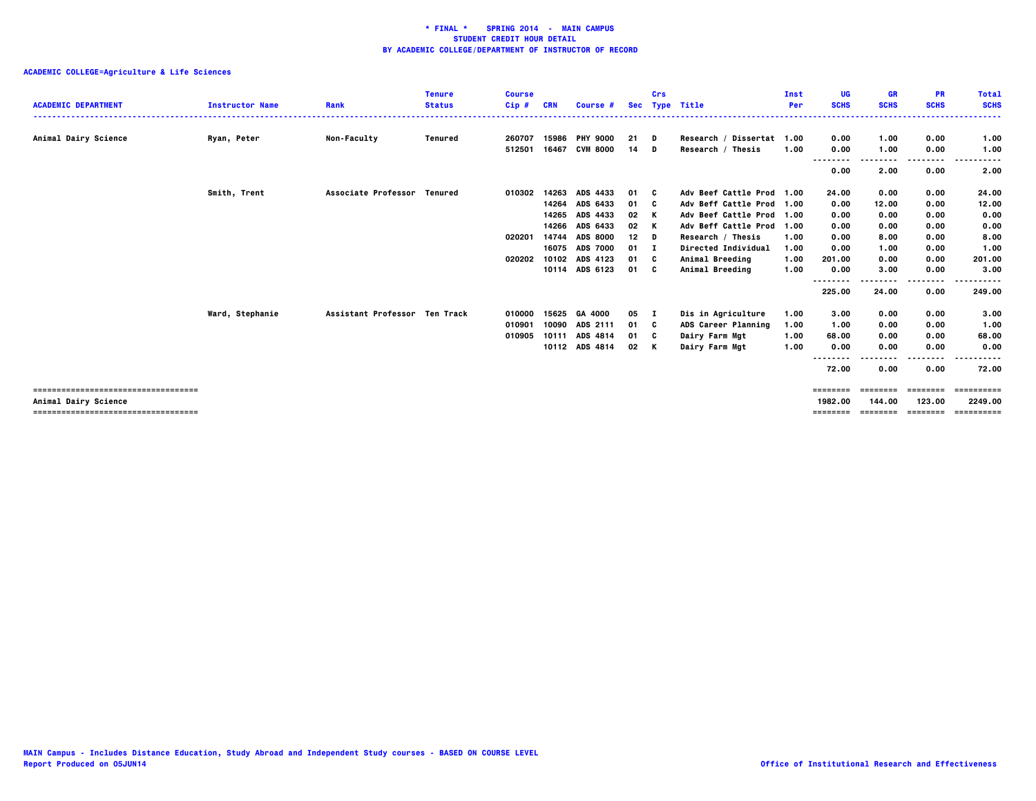**\* FINAL \* SPRING 2014 - MAIN CAMPUS**
**STUDENT CREDIT HOUR DETAIL**
**BY ACADEMIC COLLEGE/DEPARTMENT OF INSTRUCTOR OF RECORD**

**ACADEMIC COLLEGE=Agriculture & Life Sciences**

| ACADEMIC DEPARTMENT | Instructor Name | Rank | Tenure Status | Course Cip # | CRN | Course # | Sec | Crs Type | Title | Inst Per | UG SCHS | GR SCHS | PR SCHS | Total SCHS |
|---|---|---|---|---|---|---|---|---|---|---|---|---|---|---|
| Animal Dairy Science | Ryan, Peter | Non-Faculty | Tenured | 260707 | 15986 | PHY 9000 | 21 | D | Research / Dissertat | 1.00 | 0.00 | 1.00 | 0.00 | 1.00 |
| | | | | 512501 | 16467 | CVM 8000 | 14 | D | Research / Thesis | 1.00 | 0.00 | 1.00 | 0.00 | 1.00 |
| | | | | | | | | | | | 0.00 | 2.00 | 0.00 | 2.00 |
| | Smith, Trent | Associate Professor | Tenured | 010302 | 14263 | ADS 4433 | 01 | C | Adv Beef Cattle Prod | 1.00 | 24.00 | 0.00 | 0.00 | 24.00 |
| | | | | | 14264 | ADS 6433 | 01 | C | Adv Beff Cattle Prod | 1.00 | 0.00 | 12.00 | 0.00 | 12.00 |
| | | | | | 14265 | ADS 4433 | 02 | K | Adv Beef Cattle Prod | 1.00 | 0.00 | 0.00 | 0.00 | 0.00 |
| | | | | | 14266 | ADS 6433 | 02 | K | Adv Beff Cattle Prod | 1.00 | 0.00 | 0.00 | 0.00 | 0.00 |
| | | | | 020201 | 14744 | ADS 8000 | 12 | D | Research / Thesis | 1.00 | 0.00 | 8.00 | 0.00 | 8.00 |
| | | | | | 16075 | ADS 7000 | 01 | I | Directed Individual | 1.00 | 0.00 | 1.00 | 0.00 | 1.00 |
| | | | | 020202 | 10102 | ADS 4123 | 01 | C | Animal Breeding | 1.00 | 201.00 | 0.00 | 0.00 | 201.00 |
| | | | | | 10114 | ADS 6123 | 01 | C | Animal Breeding | 1.00 | 0.00 | 3.00 | 0.00 | 3.00 |
| | | | | | | | | | | | 225.00 | 24.00 | 0.00 | 249.00 |
| | Ward, Stephanie | Assistant Professor | Ten Track | 010000 | 15625 | GA 4000 | 05 | I | Dis in Agriculture | 1.00 | 3.00 | 0.00 | 0.00 | 3.00 |
| | | | | 010901 | 10090 | ADS 2111 | 01 | C | ADS Career Planning | 1.00 | 1.00 | 0.00 | 0.00 | 1.00 |
| | | | | 010905 | 10111 | ADS 4814 | 01 | C | Dairy Farm Mgt | 1.00 | 68.00 | 0.00 | 0.00 | 68.00 |
| | | | | | 10112 | ADS 4814 | 02 | K | Dairy Farm Mgt | 1.00 | 0.00 | 0.00 | 0.00 | 0.00 |
| | | | | | | | | | | | 72.00 | 0.00 | 0.00 | 72.00 |
| Animal Dairy Science | | | | | | | | | | | 1982.00 | 144.00 | 123.00 | 2249.00 |

MAIN Campus - Includes Distance Education, Study Abroad and Independent Study courses - BASED ON COURSE LEVEL
Report Produced on 05JUN14

Office of Institutional Research and Effectiveness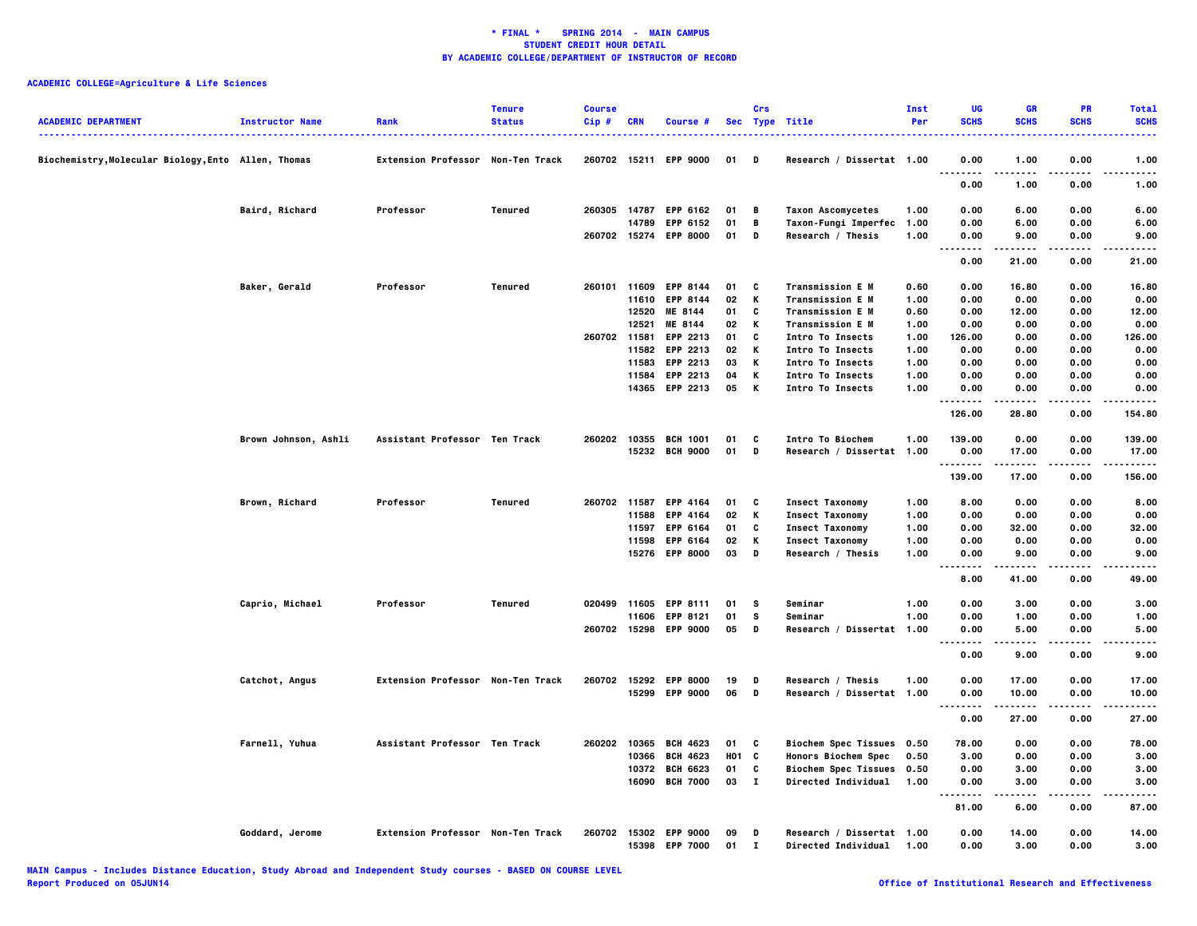**\* FINAL \* SPRING 2014 - MAIN CAMPUS**
**STUDENT CREDIT HOUR DETAIL**
**BY ACADEMIC COLLEGE/DEPARTMENT OF INSTRUCTOR OF RECORD**

**ACADEMIC COLLEGE=Agriculture & Life Sciences**

| ACADEMIC DEPARTMENT | Instructor Name | Rank | Tenure Status | Course Cip # | CRN | Course # | Sec | Crs Type | Title | Inst Per | UG SCHS | GR SCHS | PR SCHS | Total SCHS |
|---|---|---|---|---|---|---|---|---|---|---|---|---|---|---|
| Biochemistry,Molecular Biology,Ento | Allen, Thomas | Extension Professor | Non-Ten Track | 260702 | 15211 | EPP 9000 | 01 | D | Research / Dissertat | 1.00 | 0.00 | 1.00 | 0.00 | 1.00 |
| | | | | | | | | | | | 0.00 | 1.00 | 0.00 | 1.00 |
| | Baird, Richard | Professor | Tenured | 260305 | 14787 | EPP 6162 | 01 | B | Taxon Ascomycetes | 1.00 | 0.00 | 6.00 | 0.00 | 6.00 |
| | | | | | 14789 | EPP 6152 | 01 | B | Taxon-Fungi Imperfec | 1.00 | 0.00 | 6.00 | 0.00 | 6.00 |
| | | | | 260702 | 15274 | EPP 8000 | 01 | D | Research / Thesis | 1.00 | 0.00 | 9.00 | 0.00 | 9.00 |
| | | | | | | | | | | | 0.00 | 21.00 | 0.00 | 21.00 |
| | Baker, Gerald | Professor | Tenured | 260101 | 11609 | EPP 8144 | 01 | C | Transmission E M | 0.60 | 0.00 | 16.80 | 0.00 | 16.80 |
| | | | | | 11610 | EPP 8144 | 02 | K | Transmission E M | 1.00 | 0.00 | 0.00 | 0.00 | 0.00 |
| | | | | | 12520 | ME 8144 | 01 | C | Transmission E M | 0.60 | 0.00 | 12.00 | 0.00 | 12.00 |
| | | | | | 12521 | ME 8144 | 02 | K | Transmission E M | 1.00 | 0.00 | 0.00 | 0.00 | 0.00 |
| | | | | 260702 | 11581 | EPP 2213 | 01 | C | Intro To Insects | 1.00 | 126.00 | 0.00 | 0.00 | 126.00 |
| | | | | | 11582 | EPP 2213 | 02 | K | Intro To Insects | 1.00 | 0.00 | 0.00 | 0.00 | 0.00 |
| | | | | | 11583 | EPP 2213 | 03 | K | Intro To Insects | 1.00 | 0.00 | 0.00 | 0.00 | 0.00 |
| | | | | | 11584 | EPP 2213 | 04 | K | Intro To Insects | 1.00 | 0.00 | 0.00 | 0.00 | 0.00 |
| | | | | | 14365 | EPP 2213 | 05 | K | Intro To Insects | 1.00 | 0.00 | 0.00 | 0.00 | 0.00 |
| | | | | | | | | | | | 126.00 | 28.80 | 0.00 | 154.80 |
| | Brown Johnson, Ashli | Assistant Professor | Ten Track | 260202 | 10355 | BCH 1001 | 01 | C | Intro To Biochem | 1.00 | 139.00 | 0.00 | 0.00 | 139.00 |
| | | | | | 15232 | BCH 9000 | 01 | D | Research / Dissertat | 1.00 | 0.00 | 17.00 | 0.00 | 17.00 |
| | | | | | | | | | | | 139.00 | 17.00 | 0.00 | 156.00 |
| | Brown, Richard | Professor | Tenured | 260702 | 11587 | EPP 4164 | 01 | C | Insect Taxonomy | 1.00 | 8.00 | 0.00 | 0.00 | 8.00 |
| | | | | | 11588 | EPP 4164 | 02 | K | Insect Taxonomy | 1.00 | 0.00 | 0.00 | 0.00 | 0.00 |
| | | | | | 11597 | EPP 6164 | 01 | C | Insect Taxonomy | 1.00 | 0.00 | 32.00 | 0.00 | 32.00 |
| | | | | | 11598 | EPP 6164 | 02 | K | Insect Taxonomy | 1.00 | 0.00 | 0.00 | 0.00 | 0.00 |
| | | | | | 15276 | EPP 8000 | 03 | D | Research / Thesis | 1.00 | 0.00 | 9.00 | 0.00 | 9.00 |
| | | | | | | | | | | | 8.00 | 41.00 | 0.00 | 49.00 |
| | Caprio, Michael | Professor | Tenured | 020499 | 11605 | EPP 8111 | 01 | S | Seminar | 1.00 | 0.00 | 3.00 | 0.00 | 3.00 |
| | | | | | 11606 | EPP 8121 | 01 | S | Seminar | 1.00 | 0.00 | 1.00 | 0.00 | 1.00 |
| | | | | 260702 | 15298 | EPP 9000 | 05 | D | Research / Dissertat | 1.00 | 0.00 | 5.00 | 0.00 | 5.00 |
| | | | | | | | | | | | 0.00 | 9.00 | 0.00 | 9.00 |
| | Catchot, Angus | Extension Professor | Non-Ten Track | 260702 | 15292 | EPP 8000 | 19 | D | Research / Thesis | 1.00 | 0.00 | 17.00 | 0.00 | 17.00 |
| | | | | | 15299 | EPP 9000 | 06 | D | Research / Dissertat | 1.00 | 0.00 | 10.00 | 0.00 | 10.00 |
| | | | | | | | | | | | 0.00 | 27.00 | 0.00 | 27.00 |
| | Farnell, Yuhua | Assistant Professor | Ten Track | 260202 | 10365 | BCH 4623 | 01 | C | Biochem Spec Tissues | 0.50 | 78.00 | 0.00 | 0.00 | 78.00 |
| | | | | | 10366 | BCH 4623 | H01 | C | Honors Biochem Spec | 0.50 | 3.00 | 0.00 | 0.00 | 3.00 |
| | | | | | 10372 | BCH 6623 | 01 | C | Biochem Spec Tissues | 0.50 | 0.00 | 3.00 | 0.00 | 3.00 |
| | | | | | 16090 | BCH 7000 | 03 | I | Directed Individual | 1.00 | 0.00 | 3.00 | 0.00 | 3.00 |
| | | | | | | | | | | | 81.00 | 6.00 | 0.00 | 87.00 |
| | Goddard, Jerome | Extension Professor | Non-Ten Track | 260702 | 15302 | EPP 9000 | 09 | D | Research / Dissertat | 1.00 | 0.00 | 14.00 | 0.00 | 14.00 |
| | | | | | 15398 | EPP 7000 | 01 | I | Directed Individual | 1.00 | 0.00 | 3.00 | 0.00 | 3.00 |

MAIN Campus - Includes Distance Education, Study Abroad and Independent Study courses - BASED ON COURSE LEVEL
Report Produced on 05JUN14 — Office of Institutional Research and Effectiveness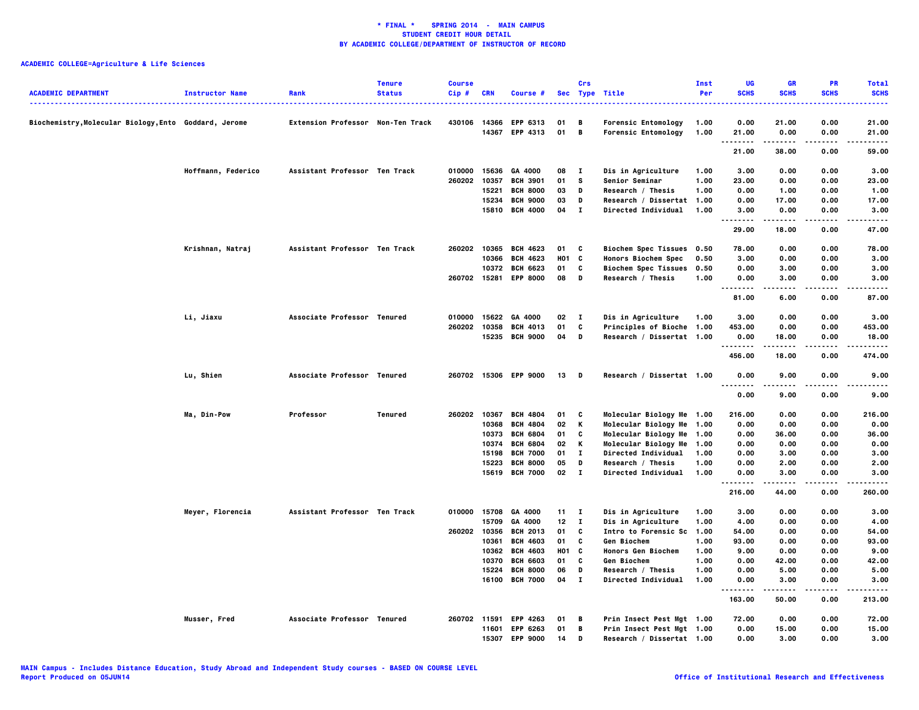**\* FINAL \*   SPRING 2014 - MAIN CAMPUS**
**STUDENT CREDIT HOUR DETAIL**
**BY ACADEMIC COLLEGE/DEPARTMENT OF INSTRUCTOR OF RECORD**

**ACADEMIC COLLEGE=Agriculture & Life Sciences**

| ACADEMIC DEPARTMENT | Instructor Name | Rank | Tenure Status | Course Cip # | CRN | Course # | Sec | Crs Type | Title | Inst Per | UG SCHS | GR SCHS | PR SCHS | Total SCHS |
|---|---|---|---|---|---|---|---|---|---|---|---|---|---|---|
| Biochemistry,Molecular Biology,Ento | Goddard, Jerome | Extension Professor | Non-Ten Track | 430106 | 14366 | EPP 6313 | 01 | B | Forensic Entomology | 1.00 | 0.00 | 21.00 | 0.00 | 21.00 |
| | | | | | 14367 | EPP 4313 | 01 | B | Forensic Entomology | 1.00 | 21.00 | 0.00 | 0.00 | 21.00 |
| | | | | | | | | | | | 21.00 | 38.00 | 0.00 | 59.00 |
| | Hoffmann, Federico | Assistant Professor | Ten Track | 010000 | 15636 | GA 4000 | 08 | I | Dis in Agriculture | 1.00 | 3.00 | 0.00 | 0.00 | 3.00 |
| | | | | 260202 | 10357 | BCH 3901 | 01 | S | Senior Seminar | 1.00 | 23.00 | 0.00 | 0.00 | 23.00 |
| | | | | | 15221 | BCH 8000 | 03 | D | Research / Thesis | 1.00 | 0.00 | 1.00 | 0.00 | 1.00 |
| | | | | | 15234 | BCH 9000 | 03 | D | Research / Dissertat | 1.00 | 0.00 | 17.00 | 0.00 | 17.00 |
| | | | | | 15810 | BCH 4000 | 04 | I | Directed Individual | 1.00 | 3.00 | 0.00 | 0.00 | 3.00 |
| | | | | | | | | | | | 29.00 | 18.00 | 0.00 | 47.00 |
| | Krishnan, Natraj | Assistant Professor | Ten Track | 260202 | 10365 | BCH 4623 | 01 | C | Biochem Spec Tissues | 0.50 | 78.00 | 0.00 | 0.00 | 78.00 |
| | | | | | 10366 | BCH 4623 | H01 | C | Honors Biochem Spec | 0.50 | 3.00 | 0.00 | 0.00 | 3.00 |
| | | | | | 10372 | BCH 6623 | 01 | C | Biochem Spec Tissues | 0.50 | 0.00 | 3.00 | 0.00 | 3.00 |
| | | | | 260702 | 15281 | EPP 8000 | 08 | D | Research / Thesis | 1.00 | 0.00 | 3.00 | 0.00 | 3.00 |
| | | | | | | | | | | | 81.00 | 6.00 | 0.00 | 87.00 |
| | Li, Jiaxu | Associate Professor | Tenured | 010000 | 15622 | GA 4000 | 02 | I | Dis in Agriculture | 1.00 | 3.00 | 0.00 | 0.00 | 3.00 |
| | | | | 260202 | 10358 | BCH 4013 | 01 | C | Principles of Bioche | 1.00 | 453.00 | 0.00 | 0.00 | 453.00 |
| | | | | | 15235 | BCH 9000 | 04 | D | Research / Dissertat | 1.00 | 0.00 | 18.00 | 0.00 | 18.00 |
| | | | | | | | | | | | 456.00 | 18.00 | 0.00 | 474.00 |
| | Lu, Shien | Associate Professor | Tenured | 260702 | 15306 | EPP 9000 | 13 | D | Research / Dissertat | 1.00 | 0.00 | 9.00 | 0.00 | 9.00 |
| | | | | | | | | | | | 0.00 | 9.00 | 0.00 | 9.00 |
| | Ma, Din-Pow | Professor | Tenured | 260202 | 10367 | BCH 4804 | 01 | C | Molecular Biology Me | 1.00 | 216.00 | 0.00 | 0.00 | 216.00 |
| | | | | | 10368 | BCH 4804 | 02 | K | Molecular Biology Me | 1.00 | 0.00 | 0.00 | 0.00 | 0.00 |
| | | | | | 10373 | BCH 6804 | 01 | C | Molecular Biology Me | 1.00 | 0.00 | 36.00 | 0.00 | 36.00 |
| | | | | | 10374 | BCH 6804 | 02 | K | Molecular Biology Me | 1.00 | 0.00 | 0.00 | 0.00 | 0.00 |
| | | | | | 15198 | BCH 7000 | 01 | I | Directed Individual | 1.00 | 0.00 | 3.00 | 0.00 | 3.00 |
| | | | | | 15223 | BCH 8000 | 05 | D | Research / Thesis | 1.00 | 0.00 | 2.00 | 0.00 | 2.00 |
| | | | | | 15619 | BCH 7000 | 02 | I | Directed Individual | 1.00 | 0.00 | 3.00 | 0.00 | 3.00 |
| | | | | | | | | | | | 216.00 | 44.00 | 0.00 | 260.00 |
| | Meyer, Florencia | Assistant Professor | Ten Track | 010000 | 15708 | GA 4000 | 11 | I | Dis in Agriculture | 1.00 | 3.00 | 0.00 | 0.00 | 3.00 |
| | | | | | 15709 | GA 4000 | 12 | I | Dis in Agriculture | 1.00 | 4.00 | 0.00 | 0.00 | 4.00 |
| | | | | 260202 | 10356 | BCH 2013 | 01 | C | Intro to Forensic Sc | 1.00 | 54.00 | 0.00 | 0.00 | 54.00 |
| | | | | | 10361 | BCH 4603 | 01 | C | Gen Biochem | 1.00 | 93.00 | 0.00 | 0.00 | 93.00 |
| | | | | | 10362 | BCH 4603 | H01 | C | Honors Gen Biochem | 1.00 | 9.00 | 0.00 | 0.00 | 9.00 |
| | | | | | 10370 | BCH 6603 | 01 | C | Gen Biochem | 1.00 | 0.00 | 42.00 | 0.00 | 42.00 |
| | | | | | 15224 | BCH 8000 | 06 | D | Research / Thesis | 1.00 | 0.00 | 5.00 | 0.00 | 5.00 |
| | | | | | 16100 | BCH 7000 | 04 | I | Directed Individual | 1.00 | 0.00 | 3.00 | 0.00 | 3.00 |
| | | | | | | | | | | | 163.00 | 50.00 | 0.00 | 213.00 |
| | Musser, Fred | Associate Professor | Tenured | 260702 | 11591 | EPP 4263 | 01 | B | Prin Insect Pest Mgt | 1.00 | 72.00 | 0.00 | 0.00 | 72.00 |
| | | | | | 11601 | EPP 6263 | 01 | B | Prin Insect Pest Mgt | 1.00 | 0.00 | 15.00 | 0.00 | 15.00 |
| | | | | | 15307 | EPP 9000 | 14 | D | Research / Dissertat | 1.00 | 0.00 | 3.00 | 0.00 | 3.00 |

MAIN Campus - Includes Distance Education, Study Abroad and Independent Study courses - BASED ON COURSE LEVEL
Report Produced on 05JUN14

Office of Institutional Research and Effectiveness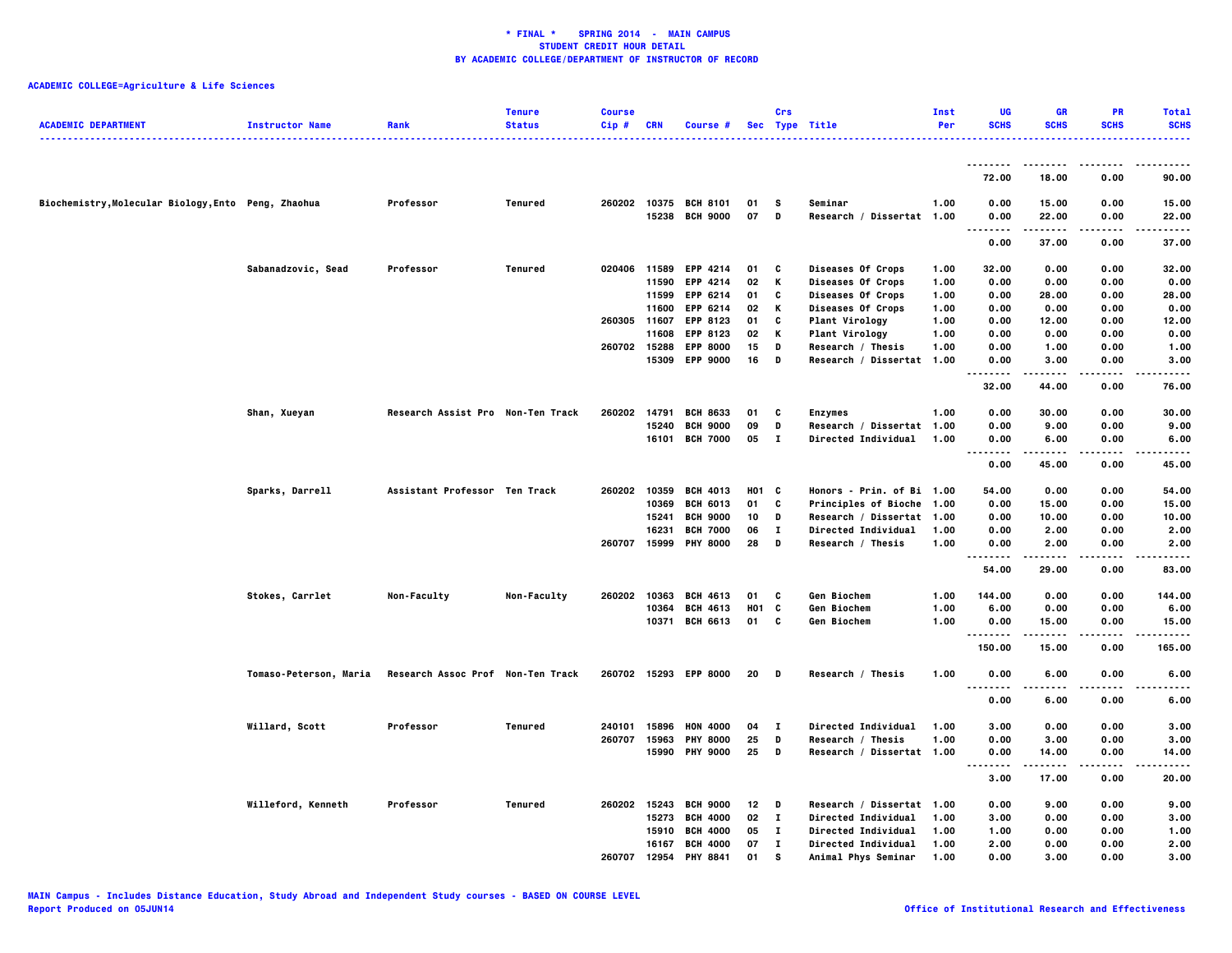**\* FINAL \* SPRING 2014 - MAIN CAMPUS**
**STUDENT CREDIT HOUR DETAIL**
**BY ACADEMIC COLLEGE/DEPARTMENT OF INSTRUCTOR OF RECORD**

**ACADEMIC COLLEGE=Agriculture & Life Sciences**

| ACADEMIC DEPARTMENT | Instructor Name | Rank | Tenure Status | Course Cip # | CRN | Course # | Sec | Crs Type | Title | Inst Per | UG SCHS | GR SCHS | PR SCHS | Total SCHS |
|---|---|---|---|---|---|---|---|---|---|---|---|---|---|---|
| | | | | | | | | | | | 72.00 | 18.00 | 0.00 | 90.00 |
| Biochemistry,Molecular Biology,Ento | Peng, Zhaohua | Professor | Tenured | 260202 | 10375 | BCH 8101 | 01 | S | Seminar | 1.00 | 0.00 | 15.00 | 0.00 | 15.00 |
| | | | | | 15238 | BCH 9000 | 07 | D | Research / Dissertat | 1.00 | 0.00 | 22.00 | 0.00 | 22.00 |
| | | | | | | | | | | | 0.00 | 37.00 | 0.00 | 37.00 |
| | Sabanadzovic, Sead | Professor | Tenured | 020406 | 11589 | EPP 4214 | 01 | C | Diseases Of Crops | 1.00 | 32.00 | 0.00 | 0.00 | 32.00 |
| | | | | | 11590 | EPP 4214 | 02 | K | Diseases Of Crops | 1.00 | 0.00 | 0.00 | 0.00 | 0.00 |
| | | | | | 11599 | EPP 6214 | 01 | C | Diseases Of Crops | 1.00 | 0.00 | 28.00 | 0.00 | 28.00 |
| | | | | | 11600 | EPP 6214 | 02 | K | Diseases Of Crops | 1.00 | 0.00 | 0.00 | 0.00 | 0.00 |
| | | | | 260305 | 11607 | EPP 8123 | 01 | C | Plant Virology | 1.00 | 0.00 | 12.00 | 0.00 | 12.00 |
| | | | | | 11608 | EPP 8123 | 02 | K | Plant Virology | 1.00 | 0.00 | 0.00 | 0.00 | 0.00 |
| | | | | 260702 | 15288 | EPP 8000 | 15 | D | Research / Thesis | 1.00 | 0.00 | 1.00 | 0.00 | 1.00 |
| | | | | | 15309 | EPP 9000 | 16 | D | Research / Dissertat | 1.00 | 0.00 | 3.00 | 0.00 | 3.00 |
| | | | | | | | | | | | 32.00 | 44.00 | 0.00 | 76.00 |
| | Shan, Xueyan | Research Assist Pro | Non-Ten Track | 260202 | 14791 | BCH 8633 | 01 | C | Enzymes | 1.00 | 0.00 | 30.00 | 0.00 | 30.00 |
| | | | | | 15240 | BCH 9000 | 09 | D | Research / Dissertat | 1.00 | 0.00 | 9.00 | 0.00 | 9.00 |
| | | | | | 16101 | BCH 7000 | 05 | I | Directed Individual | 1.00 | 0.00 | 6.00 | 0.00 | 6.00 |
| | | | | | | | | | | | 0.00 | 45.00 | 0.00 | 45.00 |
| | Sparks, Darrell | Assistant Professor | Ten Track | 260202 | 10359 | BCH 4013 | H01 | C | Honors - Prin. of Bi | 1.00 | 54.00 | 0.00 | 0.00 | 54.00 |
| | | | | | 10369 | BCH 6013 | 01 | C | Principles of Bioche | 1.00 | 0.00 | 15.00 | 0.00 | 15.00 |
| | | | | | 15241 | BCH 9000 | 10 | D | Research / Dissertat | 1.00 | 0.00 | 10.00 | 0.00 | 10.00 |
| | | | | | 16231 | BCH 7000 | 06 | I | Directed Individual | 1.00 | 0.00 | 2.00 | 0.00 | 2.00 |
| | | | | 260707 | 15999 | PHY 8000 | 28 | D | Research / Thesis | 1.00 | 0.00 | 2.00 | 0.00 | 2.00 |
| | | | | | | | | | | | 54.00 | 29.00 | 0.00 | 83.00 |
| | Stokes, Carrlet | Non-Faculty | Non-Faculty | 260202 | 10363 | BCH 4613 | 01 | C | Gen Biochem | 1.00 | 144.00 | 0.00 | 0.00 | 144.00 |
| | | | | | 10364 | BCH 4613 | H01 | C | Gen Biochem | 1.00 | 6.00 | 0.00 | 0.00 | 6.00 |
| | | | | | 10371 | BCH 6613 | 01 | C | Gen Biochem | 1.00 | 0.00 | 15.00 | 0.00 | 15.00 |
| | | | | | | | | | | | 150.00 | 15.00 | 0.00 | 165.00 |
| | Tomaso-Peterson, Maria | Research Assoc Prof | Non-Ten Track | 260702 | 15293 | EPP 8000 | 20 | D | Research / Thesis | 1.00 | 0.00 | 6.00 | 0.00 | 6.00 |
| | | | | | | | | | | | 0.00 | 6.00 | 0.00 | 6.00 |
| | Willard, Scott | Professor | Tenured | 240101 | 15896 | HON 4000 | 04 | I | Directed Individual | 1.00 | 3.00 | 0.00 | 0.00 | 3.00 |
| | | | | 260707 | 15963 | PHY 8000 | 25 | D | Research / Thesis | 1.00 | 0.00 | 3.00 | 0.00 | 3.00 |
| | | | | | 15990 | PHY 9000 | 25 | D | Research / Dissertat | 1.00 | 0.00 | 14.00 | 0.00 | 14.00 |
| | | | | | | | | | | | 3.00 | 17.00 | 0.00 | 20.00 |
| | Willeford, Kenneth | Professor | Tenured | 260202 | 15243 | BCH 9000 | 12 | D | Research / Dissertat | 1.00 | 0.00 | 9.00 | 0.00 | 9.00 |
| | | | | | 15273 | BCH 4000 | 02 | I | Directed Individual | 1.00 | 3.00 | 0.00 | 0.00 | 3.00 |
| | | | | | 15910 | BCH 4000 | 05 | I | Directed Individual | 1.00 | 1.00 | 0.00 | 0.00 | 1.00 |
| | | | | | 16167 | BCH 4000 | 07 | I | Directed Individual | 1.00 | 2.00 | 0.00 | 0.00 | 2.00 |
| | | | | 260707 | 12954 | PHY 8841 | 01 | S | Animal Phys Seminar | 1.00 | 0.00 | 3.00 | 0.00 | 3.00 |

MAIN Campus - Includes Distance Education, Study Abroad and Independent Study courses - BASED ON COURSE LEVEL
Report Produced on 05JUN14

Office of Institutional Research and Effectiveness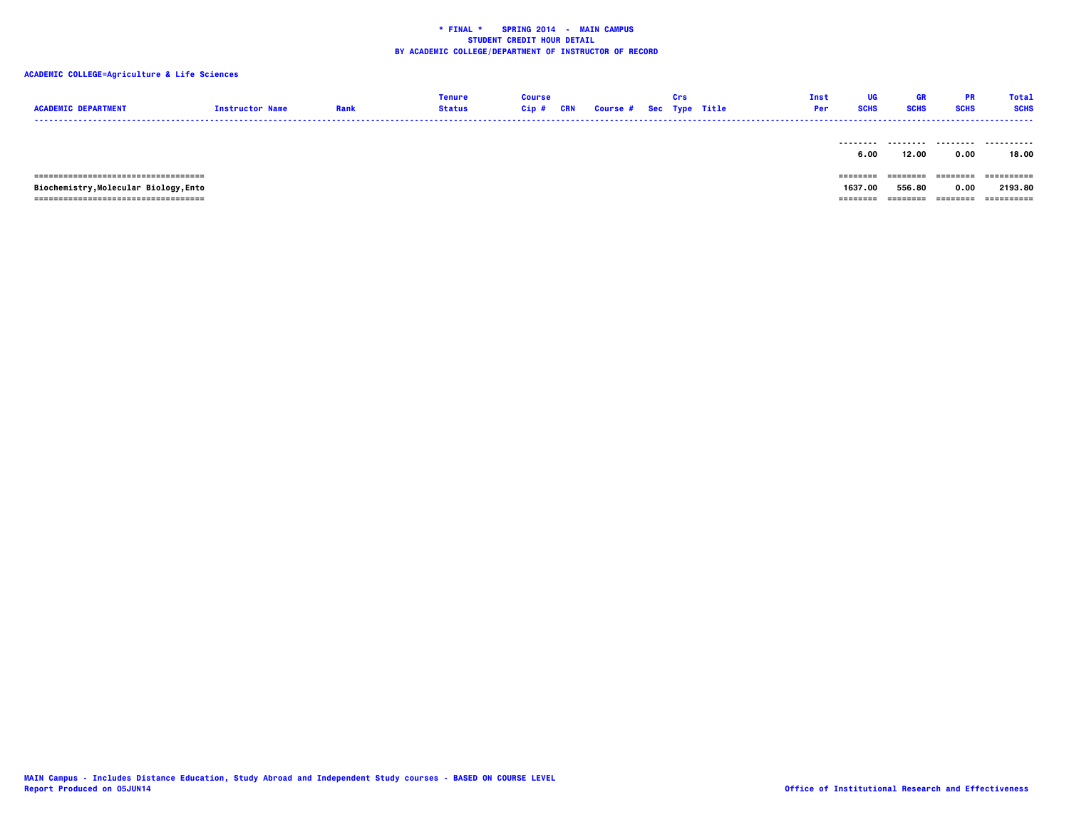**\* FINAL \* SPRING 2014 - MAIN CAMPUS**
**STUDENT CREDIT HOUR DETAIL**
**BY ACADEMIC COLLEGE/DEPARTMENT OF INSTRUCTOR OF RECORD**

**ACADEMIC COLLEGE=Agriculture & Life Sciences**

| ACADEMIC DEPARTMENT | Instructor Name | Rank | Tenure Status | Course Cip # | CRN | Course # | Sec | Crs Type | Title | Inst Per | UG SCHS | GR SCHS | PR SCHS | Total SCHS |
|---|---|---|---|---|---|---|---|---|---|---|---|---|---|---|
| | | | | | | | | | | | 6.00 | 12.00 | 0.00 | 18.00 |
| Biochemistry,Molecular Biology,Ento | | | | | | | | | | | 1637.00 | 556.80 | 0.00 | 2193.80 |

MAIN Campus - Includes Distance Education, Study Abroad and Independent Study courses - BASED ON COURSE LEVEL
Report Produced on 05JUN14

Office of Institutional Research and Effectiveness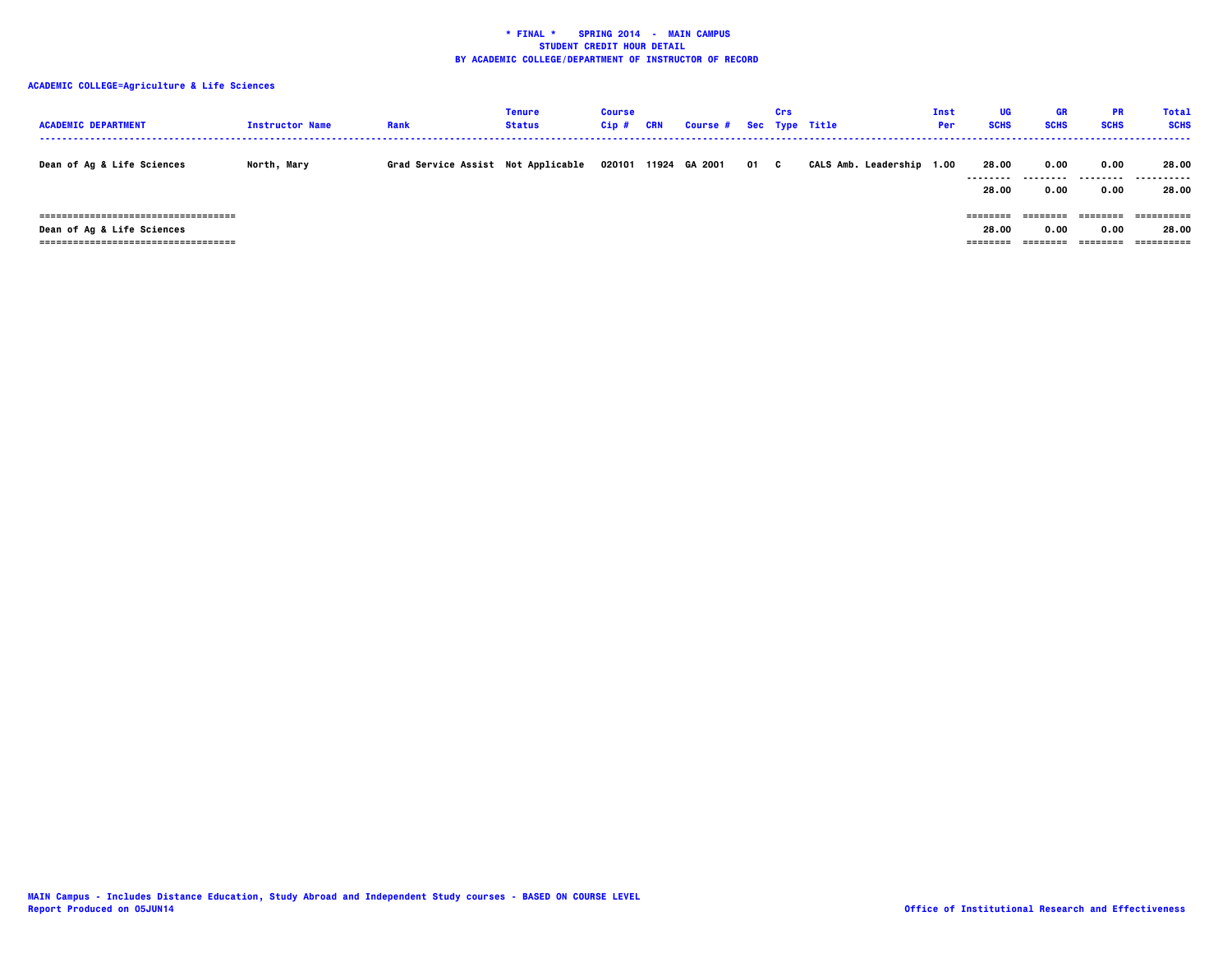**\* FINAL \* SPRING 2014 - MAIN CAMPUS**
**STUDENT CREDIT HOUR DETAIL**
**BY ACADEMIC COLLEGE/DEPARTMENT OF INSTRUCTOR OF RECORD**

**ACADEMIC COLLEGE=Agriculture & Life Sciences**

| ACADEMIC DEPARTMENT | Instructor Name | Rank | Tenure Status | Course Cip # | CRN | Course # | Sec | Crs Type | Title | Inst Per | UG SCHS | GR SCHS | PR SCHS | Total SCHS |
|---|---|---|---|---|---|---|---|---|---|---|---|---|---|---|
| Dean of Ag & Life Sciences | North, Mary | Grad Service Assist | Not Applicable | 020101 | 11924 | GA 2001 | 01 | C | CALS Amb. Leadership | 1.00 | 28.00 | 0.00 | 0.00 | 28.00 |
| | | | | | | | | | | | 28.00 | 0.00 | 0.00 | 28.00 |
| Dean of Ag & Life Sciences | | | | | | | | | | | 28.00 | 0.00 | 0.00 | 28.00 |

MAIN Campus - Includes Distance Education, Study Abroad and Independent Study courses - BASED ON COURSE LEVEL
Report Produced on 05JUN14

Office of Institutional Research and Effectiveness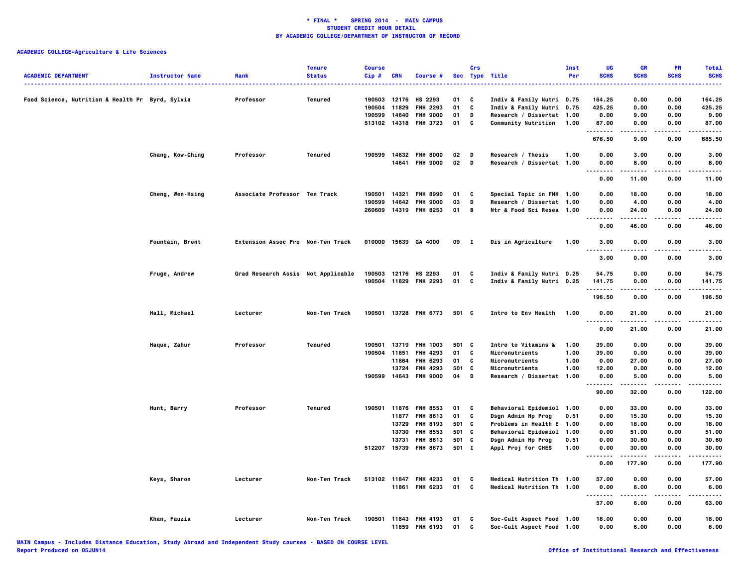**\* FINAL \* SPRING 2014 - MAIN CAMPUS**
**STUDENT CREDIT HOUR DETAIL**
**BY ACADEMIC COLLEGE/DEPARTMENT OF INSTRUCTOR OF RECORD**

**ACADEMIC COLLEGE=Agriculture & Life Sciences**

| ACADEMIC DEPARTMENT | Instructor Name | Rank | Tenure Status | Course Cip # | CRN | Course # | Sec | Crs Type | Title | Inst Per | UG SCHS | GR SCHS | PR SCHS | Total SCHS |
|---|---|---|---|---|---|---|---|---|---|---|---|---|---|---|
| Food Science, Nutrition & Health Pr | Byrd, Sylvia | Professor | Tenured | 190503 | 12176 | HS 2293 | 01 | C | Indiv & Family Nutri | 0.75 | 164.25 | 0.00 | 0.00 | 164.25 |
| | | | | 190504 | 11829 | FNH 2293 | 01 | C | Indiv & Family Nutri | 0.75 | 425.25 | 0.00 | 0.00 | 425.25 |
| | | | | 190599 | 14640 | FNH 9000 | 01 | D | Research / Dissertat | 1.00 | 0.00 | 9.00 | 0.00 | 9.00 |
| | | | | 513102 | 14318 | FNH 3723 | 01 | C | Community Nutrition | 1.00 | 87.00 | 0.00 | 0.00 | 87.00 |
| | | | | | | | | | | | 676.50 | 9.00 | 0.00 | 685.50 |
| | Chang, Kow-Ching | Professor | Tenured | 190599 | 14632 | FNH 8000 | 02 | D | Research / Thesis | 1.00 | 0.00 | 3.00 | 0.00 | 3.00 |
| | | | | | 14641 | FNH 9000 | 02 | D | Research / Dissertat | 1.00 | 0.00 | 8.00 | 0.00 | 8.00 |
| | | | | | | | | | | | 0.00 | 11.00 | 0.00 | 11.00 |
| | Cheng, Wen-Hsing | Associate Professor | Ten Track | 190501 | 14321 | FNH 8990 | 01 | C | Special Topic in FNH | 1.00 | 0.00 | 18.00 | 0.00 | 18.00 |
| | | | | 190599 | 14642 | FNH 9000 | 03 | D | Research / Dissertat | 1.00 | 0.00 | 4.00 | 0.00 | 4.00 |
| | | | | 260609 | 14319 | FNH 8253 | 01 | B | Ntr & Food Sci Resea | 1.00 | 0.00 | 24.00 | 0.00 | 24.00 |
| | | | | | | | | | | | 0.00 | 46.00 | 0.00 | 46.00 |
| | Fountain, Brent | Extension Assoc Pro | Non-Ten Track | 010000 | 15639 | GA 4000 | 09 | I | Dis in Agriculture | 1.00 | 3.00 | 0.00 | 0.00 | 3.00 |
| | | | | | | | | | | | 3.00 | 0.00 | 0.00 | 3.00 |
| | Fruge, Andrew | Grad Research Assis | Not Applicable | 190503 | 12176 | HS 2293 | 01 | C | Indiv & Family Nutri | 0.25 | 54.75 | 0.00 | 0.00 | 54.75 |
| | | | | 190504 | 11829 | FNH 2293 | 01 | C | Indiv & Family Nutri | 0.25 | 141.75 | 0.00 | 0.00 | 141.75 |
| | | | | | | | | | | | 196.50 | 0.00 | 0.00 | 196.50 |
| | Hall, Michael | Lecturer | Non-Ten Track | 190501 | 13728 | FNH 6773 | 501 | C | Intro to Env Health | 1.00 | 0.00 | 21.00 | 0.00 | 21.00 |
| | | | | | | | | | | | 0.00 | 21.00 | 0.00 | 21.00 |
| | Haque, Zahur | Professor | Tenured | 190501 | 13719 | FNH 1003 | 501 | C | Intro to Vitamins & | 1.00 | 39.00 | 0.00 | 0.00 | 39.00 |
| | | | | 190504 | 11851 | FNH 4293 | 01 | C | Micronutrients | 1.00 | 39.00 | 0.00 | 0.00 | 39.00 |
| | | | | | 11864 | FNH 6293 | 01 | C | Micronutrients | 1.00 | 0.00 | 27.00 | 0.00 | 27.00 |
| | | | | | 13724 | FNH 4293 | 501 | C | Micronutrients | 1.00 | 12.00 | 0.00 | 0.00 | 12.00 |
| | | | | 190599 | 14643 | FNH 9000 | 04 | D | Research / Dissertat | 1.00 | 0.00 | 5.00 | 0.00 | 5.00 |
| | | | | | | | | | | | 90.00 | 32.00 | 0.00 | 122.00 |
| | Hunt, Barry | Professor | Tenured | 190501 | 11876 | FNH 8553 | 01 | C | Behavioral Epidemiol | 1.00 | 0.00 | 33.00 | 0.00 | 33.00 |
| | | | | | 11877 | FNH 8613 | 01 | C | Dsgn Admin Hp Prog | 0.51 | 0.00 | 15.30 | 0.00 | 15.30 |
| | | | | | 13729 | FNH 8193 | 501 | C | Problems in Health E | 1.00 | 0.00 | 18.00 | 0.00 | 18.00 |
| | | | | | 13730 | FNH 8553 | 501 | C | Behavioral Epidemiol | 1.00 | 0.00 | 51.00 | 0.00 | 51.00 |
| | | | | | 13731 | FNH 8613 | 501 | C | Dsgn Admin Hp Prog | 0.51 | 0.00 | 30.60 | 0.00 | 30.60 |
| | | | | 512207 | 15739 | FNH 8673 | 501 | I | Appl Proj for CHES | 1.00 | 0.00 | 30.00 | 0.00 | 30.00 |
| | | | | | | | | | | | 0.00 | 177.90 | 0.00 | 177.90 |
| | Keys, Sharon | Lecturer | Non-Ten Track | 513102 | 11847 | FNH 4233 | 01 | C | Medical Nutrition Th | 1.00 | 57.00 | 0.00 | 0.00 | 57.00 |
| | | | | | 11861 | FNH 6233 | 01 | C | Medical Nutrition Th | 1.00 | 0.00 | 6.00 | 0.00 | 6.00 |
| | | | | | | | | | | | 57.00 | 6.00 | 0.00 | 63.00 |
| | Khan, Fauzia | Lecturer | Non-Ten Track | 190501 | 11843 | FNH 4193 | 01 | C | Soc-Cult Aspect Food | 1.00 | 18.00 | 0.00 | 0.00 | 18.00 |
| | | | | | 11859 | FNH 6193 | 01 | C | Soc-Cult Aspect Food | 1.00 | 0.00 | 6.00 | 0.00 | 6.00 |

MAIN Campus - Includes Distance Education, Study Abroad and Independent Study courses - BASED ON COURSE LEVEL
Report Produced on 05JUN14 — Office of Institutional Research and Effectiveness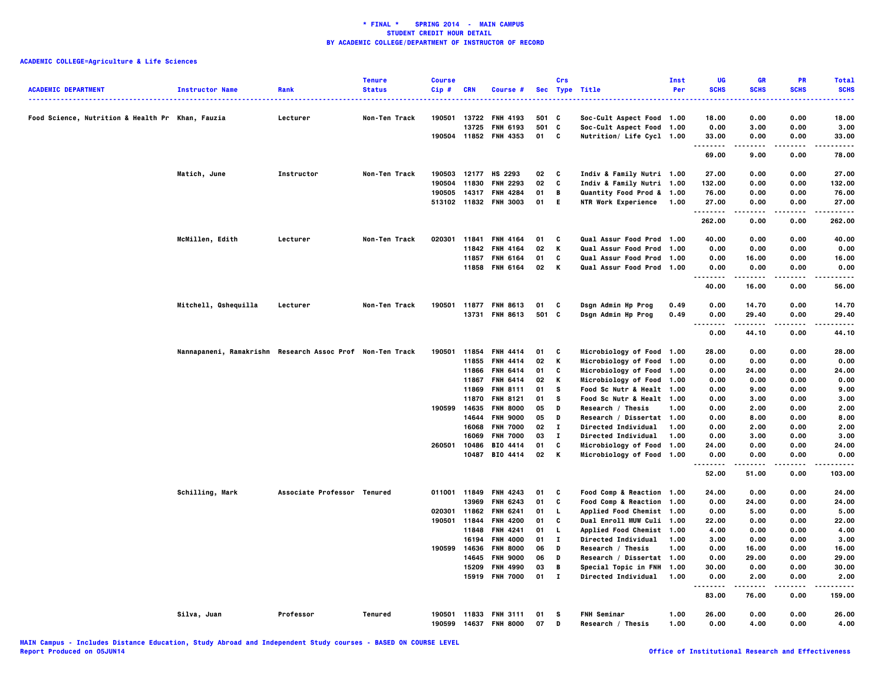**\* FINAL \* SPRING 2014 - MAIN CAMPUS**
**STUDENT CREDIT HOUR DETAIL**
**BY ACADEMIC COLLEGE/DEPARTMENT OF INSTRUCTOR OF RECORD**

**ACADEMIC COLLEGE=Agriculture & Life Sciences**

| ACADEMIC DEPARTMENT | Instructor Name | Rank | Tenure Status | Course Cip # | CRN | Course # | Sec | Crs Type | Title | Inst Per | UG SCHS | GR SCHS | PR SCHS | Total SCHS |
|---|---|---|---|---|---|---|---|---|---|---|---|---|---|---|
| Food Science, Nutrition & Health Pr | Khan, Fauzia | Lecturer | Non-Ten Track | 190501 | 13722 | FNH 4193 | 501 | C | Soc-Cult Aspect Food | 1.00 | 18.00 | 0.00 | 0.00 | 18.00 |
| | | | | | 13725 | FNH 6193 | 501 | C | Soc-Cult Aspect Food | 1.00 | 0.00 | 3.00 | 0.00 | 3.00 |
| | | | | 190504 | 11852 | FNH 4353 | 01 | C | Nutrition/ Life Cycl | 1.00 | 33.00 | 0.00 | 0.00 | 33.00 |
| | | | | | | | | | | | 69.00 | 9.00 | 0.00 | 78.00 |
| | Matich, June | Instructor | Non-Ten Track | 190503 | 12177 | HS 2293 | 02 | C | Indiv & Family Nutri | 1.00 | 27.00 | 0.00 | 0.00 | 27.00 |
| | | | | 190504 | 11830 | FNH 2293 | 02 | C | Indiv & Family Nutri | 1.00 | 132.00 | 0.00 | 0.00 | 132.00 |
| | | | | 190505 | 14317 | FNH 4284 | 01 | B | Quantity Food Prod & | 1.00 | 76.00 | 0.00 | 0.00 | 76.00 |
| | | | | 513102 | 11832 | FNH 3003 | 01 | E | NTR Work Experience | 1.00 | 27.00 | 0.00 | 0.00 | 27.00 |
| | | | | | | | | | | | 262.00 | 0.00 | 0.00 | 262.00 |
| | McMillen, Edith | Lecturer | Non-Ten Track | 020301 | 11841 | FNH 4164 | 01 | C | Qual Assur Food Prod | 1.00 | 40.00 | 0.00 | 0.00 | 40.00 |
| | | | | | 11842 | FNH 4164 | 02 | K | Qual Assur Food Prod | 1.00 | 0.00 | 0.00 | 0.00 | 0.00 |
| | | | | | 11857 | FNH 6164 | 01 | C | Qual Assur Food Prod | 1.00 | 0.00 | 16.00 | 0.00 | 16.00 |
| | | | | | 11858 | FNH 6164 | 02 | K | Qual Assur Food Prod | 1.00 | 0.00 | 0.00 | 0.00 | 0.00 |
| | | | | | | | | | | | 40.00 | 16.00 | 0.00 | 56.00 |
| | Mitchell, Qshequilla | Lecturer | Non-Ten Track | 190501 | 11877 | FNH 8613 | 01 | C | Dsgn Admin Hp Prog | 0.49 | 0.00 | 14.70 | 0.00 | 14.70 |
| | | | | | 13731 | FNH 8613 | 501 | C | Dsgn Admin Hp Prog | 0.49 | 0.00 | 29.40 | 0.00 | 29.40 |
| | | | | | | | | | | | 0.00 | 44.10 | 0.00 | 44.10 |
| | Nannapaneni, Ramakrishn | Research Assoc Prof | Non-Ten Track | 190501 | 11854 | FNH 4414 | 01 | C | Microbiology of Food | 1.00 | 28.00 | 0.00 | 0.00 | 28.00 |
| | | | | | 11855 | FNH 4414 | 02 | K | Microbiology of Food | 1.00 | 0.00 | 0.00 | 0.00 | 0.00 |
| | | | | | 11866 | FNH 6414 | 01 | C | Microbiology of Food | 1.00 | 0.00 | 24.00 | 0.00 | 24.00 |
| | | | | | 11867 | FNH 6414 | 02 | K | Microbiology of Food | 1.00 | 0.00 | 0.00 | 0.00 | 0.00 |
| | | | | | 11869 | FNH 8111 | 01 | S | Food Sc Nutr & Healt | 1.00 | 0.00 | 9.00 | 0.00 | 9.00 |
| | | | | | 11870 | FNH 8121 | 01 | S | Food Sc Nutr & Healt | 1.00 | 0.00 | 3.00 | 0.00 | 3.00 |
| | | | | 190599 | 14635 | FNH 8000 | 05 | D | Research / Thesis | 1.00 | 0.00 | 2.00 | 0.00 | 2.00 |
| | | | | | 14644 | FNH 9000 | 05 | D | Research / Dissertat | 1.00 | 0.00 | 8.00 | 0.00 | 8.00 |
| | | | | | 16068 | FNH 7000 | 02 | I | Directed Individual | 1.00 | 0.00 | 2.00 | 0.00 | 2.00 |
| | | | | | 16069 | FNH 7000 | 03 | I | Directed Individual | 1.00 | 0.00 | 3.00 | 0.00 | 3.00 |
| | | | | 260501 | 10486 | BIO 4414 | 01 | C | Microbiology of Food | 1.00 | 24.00 | 0.00 | 0.00 | 24.00 |
| | | | | | 10487 | BIO 4414 | 02 | K | Microbiology of Food | 1.00 | 0.00 | 0.00 | 0.00 | 0.00 |
| | | | | | | | | | | | 52.00 | 51.00 | 0.00 | 103.00 |
| | Schilling, Mark | Associate Professor | Tenured | 011001 | 11849 | FNH 4243 | 01 | C | Food Comp & Reaction | 1.00 | 24.00 | 0.00 | 0.00 | 24.00 |
| | | | | | 13969 | FNH 6243 | 01 | C | Food Comp & Reaction | 1.00 | 0.00 | 24.00 | 0.00 | 24.00 |
| | | | | 020301 | 11862 | FNH 6241 | 01 | L | Applied Food Chemist | 1.00 | 0.00 | 5.00 | 0.00 | 5.00 |
| | | | | 190501 | 11844 | FNH 4200 | 01 | C | Dual Enroll MUW Culi | 1.00 | 22.00 | 0.00 | 0.00 | 22.00 |
| | | | | | 11848 | FNH 4241 | 01 | L | Applied Food Chemist | 1.00 | 4.00 | 0.00 | 0.00 | 4.00 |
| | | | | | 16194 | FNH 4000 | 01 | I | Directed Individual | 1.00 | 3.00 | 0.00 | 0.00 | 3.00 |
| | | | | 190599 | 14636 | FNH 8000 | 06 | D | Research / Thesis | 1.00 | 0.00 | 16.00 | 0.00 | 16.00 |
| | | | | | 14645 | FNH 9000 | 06 | D | Research / Dissertat | 1.00 | 0.00 | 29.00 | 0.00 | 29.00 |
| | | | | | 15209 | FNH 4990 | 03 | B | Special Topic in FNH | 1.00 | 30.00 | 0.00 | 0.00 | 30.00 |
| | | | | | 15919 | FNH 7000 | 01 | I | Directed Individual | 1.00 | 0.00 | 2.00 | 0.00 | 2.00 |
| | | | | | | | | | | | 83.00 | 76.00 | 0.00 | 159.00 |
| | Silva, Juan | Professor | Tenured | 190501 | 11833 | FNH 3111 | 01 | S | FNH Seminar | 1.00 | 26.00 | 0.00 | 0.00 | 26.00 |
| | | | | 190599 | 14637 | FNH 8000 | 07 | D | Research / Thesis | 1.00 | 0.00 | 4.00 | 0.00 | 4.00 |

MAIN Campus - Includes Distance Education, Study Abroad and Independent Study courses - BASED ON COURSE LEVEL
Report Produced on 05JUN14 | Office of Institutional Research and Effectiveness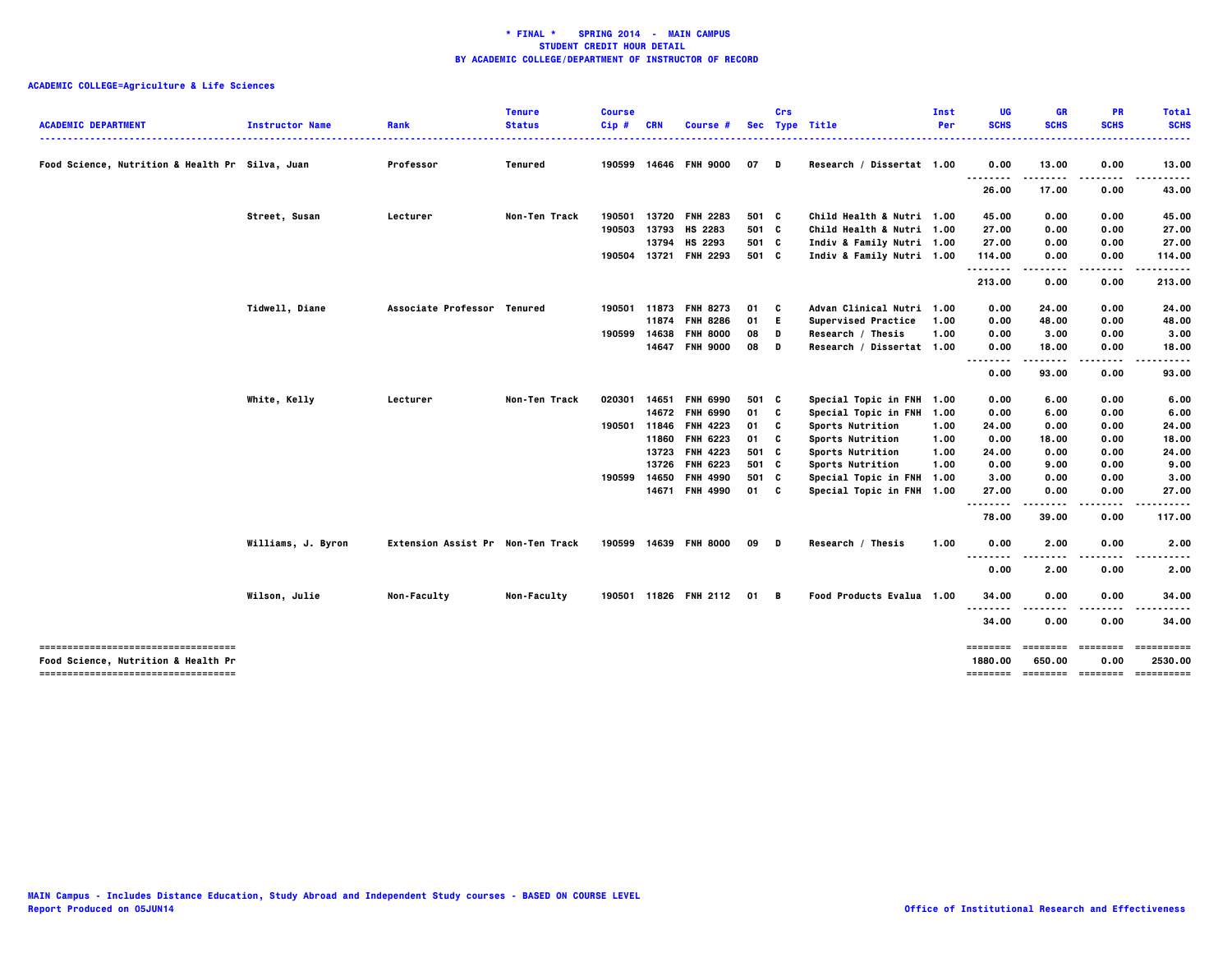**\* FINAL \* SPRING 2014 - MAIN CAMPUS**
**STUDENT CREDIT HOUR DETAIL**
**BY ACADEMIC COLLEGE/DEPARTMENT OF INSTRUCTOR OF RECORD**

**ACADEMIC COLLEGE=Agriculture & Life Sciences**

| ACADEMIC DEPARTMENT | Instructor Name | Rank | Tenure Status | Course Cip # | CRN | Course # | Sec | Crs Type | Title | Inst Per | UG SCHS | GR SCHS | PR SCHS | Total SCHS |
|---|---|---|---|---|---|---|---|---|---|---|---|---|---|---|
| Food Science, Nutrition & Health Pr | Silva, Juan | Professor | Tenured | 190599 | 14646 | FNH 9000 | 07 | D | Research / Dissertat | 1.00 | 0.00 | 13.00 | 0.00 | 13.00 |
| | | | | | | | | | | | 26.00 | 17.00 | 0.00 | 43.00 |
| | Street, Susan | Lecturer | Non-Ten Track | 190501 | 13720 | FNH 2283 | 501 | C | Child Health & Nutri | 1.00 | 45.00 | 0.00 | 0.00 | 45.00 |
| | | | | 190503 | 13793 | HS 2283 | 501 | C | Child Health & Nutri | 1.00 | 27.00 | 0.00 | 0.00 | 27.00 |
| | | | | | 13794 | HS 2293 | 501 | C | Indiv & Family Nutri | 1.00 | 27.00 | 0.00 | 0.00 | 27.00 |
| | | | | 190504 | 13721 | FNH 2293 | 501 | C | Indiv & Family Nutri | 1.00 | 114.00 | 0.00 | 0.00 | 114.00 |
| | | | | | | | | | | | 213.00 | 0.00 | 0.00 | 213.00 |
| | Tidwell, Diane | Associate Professor | Tenured | 190501 | 11873 | FNH 8273 | 01 | C | Advan Clinical Nutri | 1.00 | 0.00 | 24.00 | 0.00 | 24.00 |
| | | | | | 11874 | FNH 8286 | 01 | E | Supervised Practice | 1.00 | 0.00 | 48.00 | 0.00 | 48.00 |
| | | | | 190599 | 14638 | FNH 8000 | 08 | D | Research / Thesis | 1.00 | 0.00 | 3.00 | 0.00 | 3.00 |
| | | | | | 14647 | FNH 9000 | 08 | D | Research / Dissertat | 1.00 | 0.00 | 18.00 | 0.00 | 18.00 |
| | | | | | | | | | | | 0.00 | 93.00 | 0.00 | 93.00 |
| | White, Kelly | Lecturer | Non-Ten Track | 020301 | 14651 | FNH 6990 | 501 | C | Special Topic in FNH | 1.00 | 0.00 | 6.00 | 0.00 | 6.00 |
| | | | | | 14672 | FNH 6990 | 01 | C | Special Topic in FNH | 1.00 | 0.00 | 6.00 | 0.00 | 6.00 |
| | | | | 190501 | 11846 | FNH 4223 | 01 | C | Sports Nutrition | 1.00 | 24.00 | 0.00 | 0.00 | 24.00 |
| | | | | | 11860 | FNH 6223 | 01 | C | Sports Nutrition | 1.00 | 0.00 | 18.00 | 0.00 | 18.00 |
| | | | | | 13723 | FNH 4223 | 501 | C | Sports Nutrition | 1.00 | 24.00 | 0.00 | 0.00 | 24.00 |
| | | | | | 13726 | FNH 6223 | 501 | C | Sports Nutrition | 1.00 | 0.00 | 9.00 | 0.00 | 9.00 |
| | | | | 190599 | 14650 | FNH 4990 | 501 | C | Special Topic in FNH | 1.00 | 3.00 | 0.00 | 0.00 | 3.00 |
| | | | | | 14671 | FNH 4990 | 01 | C | Special Topic in FNH | 1.00 | 27.00 | 0.00 | 0.00 | 27.00 |
| | | | | | | | | | | | 78.00 | 39.00 | 0.00 | 117.00 |
| | Williams, J. Byron | Extension Assist Pr | Non-Ten Track | 190599 | 14639 | FNH 8000 | 09 | D | Research / Thesis | 1.00 | 0.00 | 2.00 | 0.00 | 2.00 |
| | | | | | | | | | | | 0.00 | 2.00 | 0.00 | 2.00 |
| | Wilson, Julie | Non-Faculty | Non-Faculty | 190501 | 11826 | FNH 2112 | 01 | B | Food Products Evalua | 1.00 | 34.00 | 0.00 | 0.00 | 34.00 |
| | | | | | | | | | | | 34.00 | 0.00 | 0.00 | 34.00 |
| Food Science, Nutrition & Health Pr | | | | | | | | | | | 1880.00 | 650.00 | 0.00 | 2530.00 |

MAIN Campus - Includes Distance Education, Study Abroad and Independent Study courses - BASED ON COURSE LEVEL
Report Produced on 05JUN14

Office of Institutional Research and Effectiveness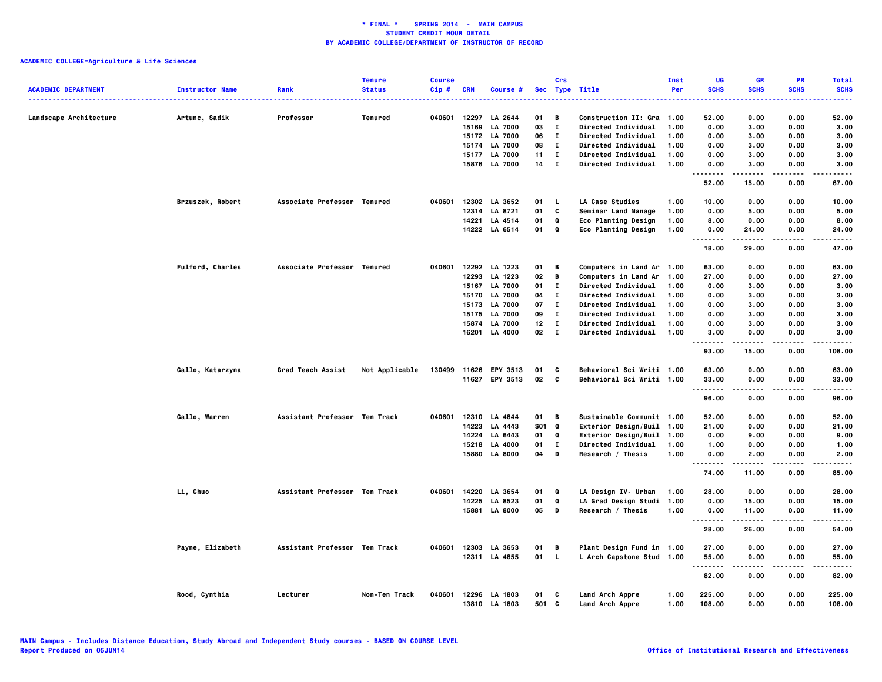**\* FINAL \* SPRING 2014 - MAIN CAMPUS**
**STUDENT CREDIT HOUR DETAIL**
**BY ACADEMIC COLLEGE/DEPARTMENT OF INSTRUCTOR OF RECORD**

**ACADEMIC COLLEGE=Agriculture & Life Sciences**

| ACADEMIC DEPARTMENT | Instructor Name | Rank | Tenure Status | Course Cip # | CRN | Course # | Sec | Crs Type | Title | Inst Per | UG SCHS | GR SCHS | PR SCHS | Total SCHS |
|---|---|---|---|---|---|---|---|---|---|---|---|---|---|---|
| Landscape Architecture | Artunc, Sadik | Professor | Tenured | 040601 | 12297 | LA 2644 | 01 | B | Construction II: Gra | 1.00 | 52.00 | 0.00 | 0.00 | 52.00 |
| | | | | | 15169 | LA 7000 | 03 | I | Directed Individual | 1.00 | 0.00 | 3.00 | 0.00 | 3.00 |
| | | | | | 15172 | LA 7000 | 06 | I | Directed Individual | 1.00 | 0.00 | 3.00 | 0.00 | 3.00 |
| | | | | | 15174 | LA 7000 | 08 | I | Directed Individual | 1.00 | 0.00 | 3.00 | 0.00 | 3.00 |
| | | | | | 15177 | LA 7000 | 11 | I | Directed Individual | 1.00 | 0.00 | 3.00 | 0.00 | 3.00 |
| | | | | | 15876 | LA 7000 | 14 | I | Directed Individual | 1.00 | 0.00 | 3.00 | 0.00 | 3.00 |
| | | | | | | | | | | | 52.00 | 15.00 | 0.00 | 67.00 |
| | Brzuszek, Robert | Associate Professor | Tenured | 040601 | 12302 | LA 3652 | 01 | L | LA Case Studies | 1.00 | 10.00 | 0.00 | 0.00 | 10.00 |
| | | | | | 12314 | LA 8721 | 01 | C | Seminar Land Manage | 1.00 | 0.00 | 5.00 | 0.00 | 5.00 |
| | | | | | 14221 | LA 4514 | 01 | Q | Eco Planting Design | 1.00 | 8.00 | 0.00 | 0.00 | 8.00 |
| | | | | | 14222 | LA 6514 | 01 | Q | Eco Planting Design | 1.00 | 0.00 | 24.00 | 0.00 | 24.00 |
| | | | | | | | | | | | 18.00 | 29.00 | 0.00 | 47.00 |
| | Fulford, Charles | Associate Professor | Tenured | 040601 | 12292 | LA 1223 | 01 | B | Computers in Land Ar | 1.00 | 63.00 | 0.00 | 0.00 | 63.00 |
| | | | | | 12293 | LA 1223 | 02 | B | Computers in Land Ar | 1.00 | 27.00 | 0.00 | 0.00 | 27.00 |
| | | | | | 15167 | LA 7000 | 01 | I | Directed Individual | 1.00 | 0.00 | 3.00 | 0.00 | 3.00 |
| | | | | | 15170 | LA 7000 | 04 | I | Directed Individual | 1.00 | 0.00 | 3.00 | 0.00 | 3.00 |
| | | | | | 15173 | LA 7000 | 07 | I | Directed Individual | 1.00 | 0.00 | 3.00 | 0.00 | 3.00 |
| | | | | | 15175 | LA 7000 | 09 | I | Directed Individual | 1.00 | 0.00 | 3.00 | 0.00 | 3.00 |
| | | | | | 15874 | LA 7000 | 12 | I | Directed Individual | 1.00 | 0.00 | 3.00 | 0.00 | 3.00 |
| | | | | | 16201 | LA 4000 | 02 | I | Directed Individual | 1.00 | 3.00 | 0.00 | 0.00 | 3.00 |
| | | | | | | | | | | | 93.00 | 15.00 | 0.00 | 108.00 |
| | Gallo, Katarzyna | Grad Teach Assist | Not Applicable | 130499 | 11626 | EPY 3513 | 01 | C | Behavioral Sci Writi | 1.00 | 63.00 | 0.00 | 0.00 | 63.00 |
| | | | | | 11627 | EPY 3513 | 02 | C | Behavioral Sci Writi | 1.00 | 33.00 | 0.00 | 0.00 | 33.00 |
| | | | | | | | | | | | 96.00 | 0.00 | 0.00 | 96.00 |
| | Gallo, Warren | Assistant Professor | Ten Track | 040601 | 12310 | LA 4844 | 01 | B | Sustainable Communit | 1.00 | 52.00 | 0.00 | 0.00 | 52.00 |
| | | | | | 14223 | LA 4443 | S01 | Q | Exterior Design/Buil | 1.00 | 21.00 | 0.00 | 0.00 | 21.00 |
| | | | | | 14224 | LA 6443 | 01 | Q | Exterior Design/Buil | 1.00 | 0.00 | 9.00 | 0.00 | 9.00 |
| | | | | | 15218 | LA 4000 | 01 | I | Directed Individual | 1.00 | 1.00 | 0.00 | 0.00 | 1.00 |
| | | | | | 15880 | LA 8000 | 04 | D | Research / Thesis | 1.00 | 0.00 | 2.00 | 0.00 | 2.00 |
| | | | | | | | | | | | 74.00 | 11.00 | 0.00 | 85.00 |
| | Li, Chuo | Assistant Professor | Ten Track | 040601 | 14220 | LA 3654 | 01 | Q | LA Design IV- Urban | 1.00 | 28.00 | 0.00 | 0.00 | 28.00 |
| | | | | | 14225 | LA 8523 | 01 | Q | LA Grad Design Studi | 1.00 | 0.00 | 15.00 | 0.00 | 15.00 |
| | | | | | 15881 | LA 8000 | 05 | D | Research / Thesis | 1.00 | 0.00 | 11.00 | 0.00 | 11.00 |
| | | | | | | | | | | | 28.00 | 26.00 | 0.00 | 54.00 |
| | Payne, Elizabeth | Assistant Professor | Ten Track | 040601 | 12303 | LA 3653 | 01 | B | Plant Design Fund in | 1.00 | 27.00 | 0.00 | 0.00 | 27.00 |
| | | | | | 12311 | LA 4855 | 01 | L | L Arch Capstone Stud | 1.00 | 55.00 | 0.00 | 0.00 | 55.00 |
| | | | | | | | | | | | 82.00 | 0.00 | 0.00 | 82.00 |
| | Rood, Cynthia | Lecturer | Non-Ten Track | 040601 | 12296 | LA 1803 | 01 | C | Land Arch Appre | 1.00 | 225.00 | 0.00 | 0.00 | 225.00 |
| | | | | | 13810 | LA 1803 | 501 | C | Land Arch Appre | 1.00 | 108.00 | 0.00 | 0.00 | 108.00 |

MAIN Campus - Includes Distance Education, Study Abroad and Independent Study courses - BASED ON COURSE LEVEL
Report Produced on 05JUN14 — Office of Institutional Research and Effectiveness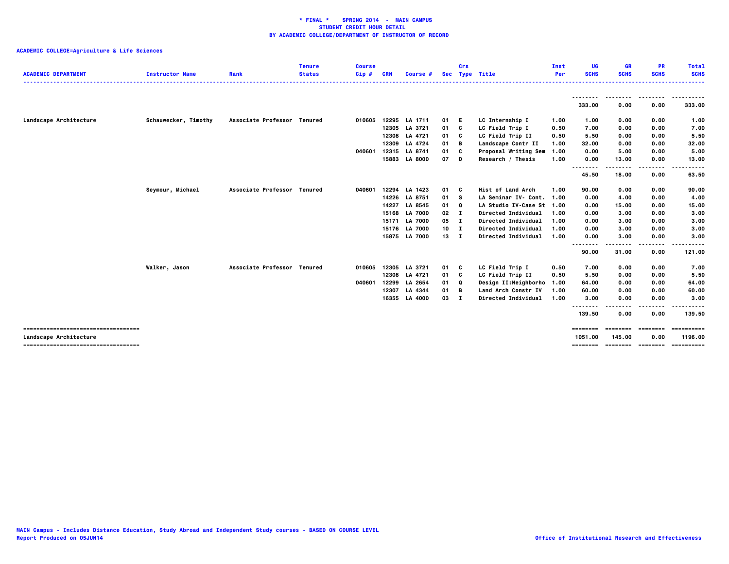**\* FINAL \* SPRING 2014 - MAIN CAMPUS**
**STUDENT CREDIT HOUR DETAIL**
**BY ACADEMIC COLLEGE/DEPARTMENT OF INSTRUCTOR OF RECORD**

**ACADEMIC COLLEGE=Agriculture & Life Sciences**

| ACADEMIC DEPARTMENT | Instructor Name | Rank | Tenure Status | Course Cip # | CRN | Course # | Sec | Crs Type | Title | Inst Per | UG SCHS | GR SCHS | PR SCHS | Total SCHS |
|---|---|---|---|---|---|---|---|---|---|---|---|---|---|---|
| | | | | | | | | | | | 333.00 | 0.00 | 0.00 | 333.00 |
| Landscape Architecture | Schauwecker, Timothy | Associate Professor | Tenured | 010605 | 12295 | LA 1711 | 01 | E | LC Internship I | 1.00 | 1.00 | 0.00 | 0.00 | 1.00 |
| | | | | | 12305 | LA 3721 | 01 | C | LC Field Trip I | 0.50 | 7.00 | 0.00 | 0.00 | 7.00 |
| | | | | | 12308 | LA 4721 | 01 | C | LC Field Trip II | 0.50 | 5.50 | 0.00 | 0.00 | 5.50 |
| | | | | | 12309 | LA 4724 | 01 | B | Landscape Contr II | 1.00 | 32.00 | 0.00 | 0.00 | 32.00 |
| | | | | 040601 | 12315 | LA 8741 | 01 | C | Proposal Writing Sem | 1.00 | 0.00 | 5.00 | 0.00 | 5.00 |
| | | | | | 15883 | LA 8000 | 07 | D | Research / Thesis | 1.00 | 0.00 | 13.00 | 0.00 | 13.00 |
| | | | | | | | | | | | 45.50 | 18.00 | 0.00 | 63.50 |
| | Seymour, Michael | Associate Professor | Tenured | 040601 | 12294 | LA 1423 | 01 | C | Hist of Land Arch | 1.00 | 90.00 | 0.00 | 0.00 | 90.00 |
| | | | | | 14226 | LA 8751 | 01 | S | LA Seminar IV- Cont. | 1.00 | 0.00 | 4.00 | 0.00 | 4.00 |
| | | | | | 14227 | LA 8545 | 01 | Q | LA Studio IV-Case St | 1.00 | 0.00 | 15.00 | 0.00 | 15.00 |
| | | | | | 15168 | LA 7000 | 02 | I | Directed Individual | 1.00 | 0.00 | 3.00 | 0.00 | 3.00 |
| | | | | | 15171 | LA 7000 | 05 | I | Directed Individual | 1.00 | 0.00 | 3.00 | 0.00 | 3.00 |
| | | | | | 15176 | LA 7000 | 10 | I | Directed Individual | 1.00 | 0.00 | 3.00 | 0.00 | 3.00 |
| | | | | | 15875 | LA 7000 | 13 | I | Directed Individual | 1.00 | 0.00 | 3.00 | 0.00 | 3.00 |
| | | | | | | | | | | | 90.00 | 31.00 | 0.00 | 121.00 |
| | Walker, Jason | Associate Professor | Tenured | 010605 | 12305 | LA 3721 | 01 | C | LC Field Trip I | 0.50 | 7.00 | 0.00 | 0.00 | 7.00 |
| | | | | | 12308 | LA 4721 | 01 | C | LC Field Trip II | 0.50 | 5.50 | 0.00 | 0.00 | 5.50 |
| | | | | 040601 | 12299 | LA 2654 | 01 | Q | Design II:Neighborho | 1.00 | 64.00 | 0.00 | 0.00 | 64.00 |
| | | | | | 12307 | LA 4344 | 01 | B | Land Arch Constr IV | 1.00 | 60.00 | 0.00 | 0.00 | 60.00 |
| | | | | | 16355 | LA 4000 | 03 | I | Directed Individual | 1.00 | 3.00 | 0.00 | 0.00 | 3.00 |
| | | | | | | | | | | | 139.50 | 0.00 | 0.00 | 139.50 |
| Landscape Architecture | | | | | | | | | | | 1051.00 | 145.00 | 0.00 | 1196.00 |

MAIN Campus - Includes Distance Education, Study Abroad and Independent Study courses - BASED ON COURSE LEVEL
Report Produced on 05JUN14

Office of Institutional Research and Effectiveness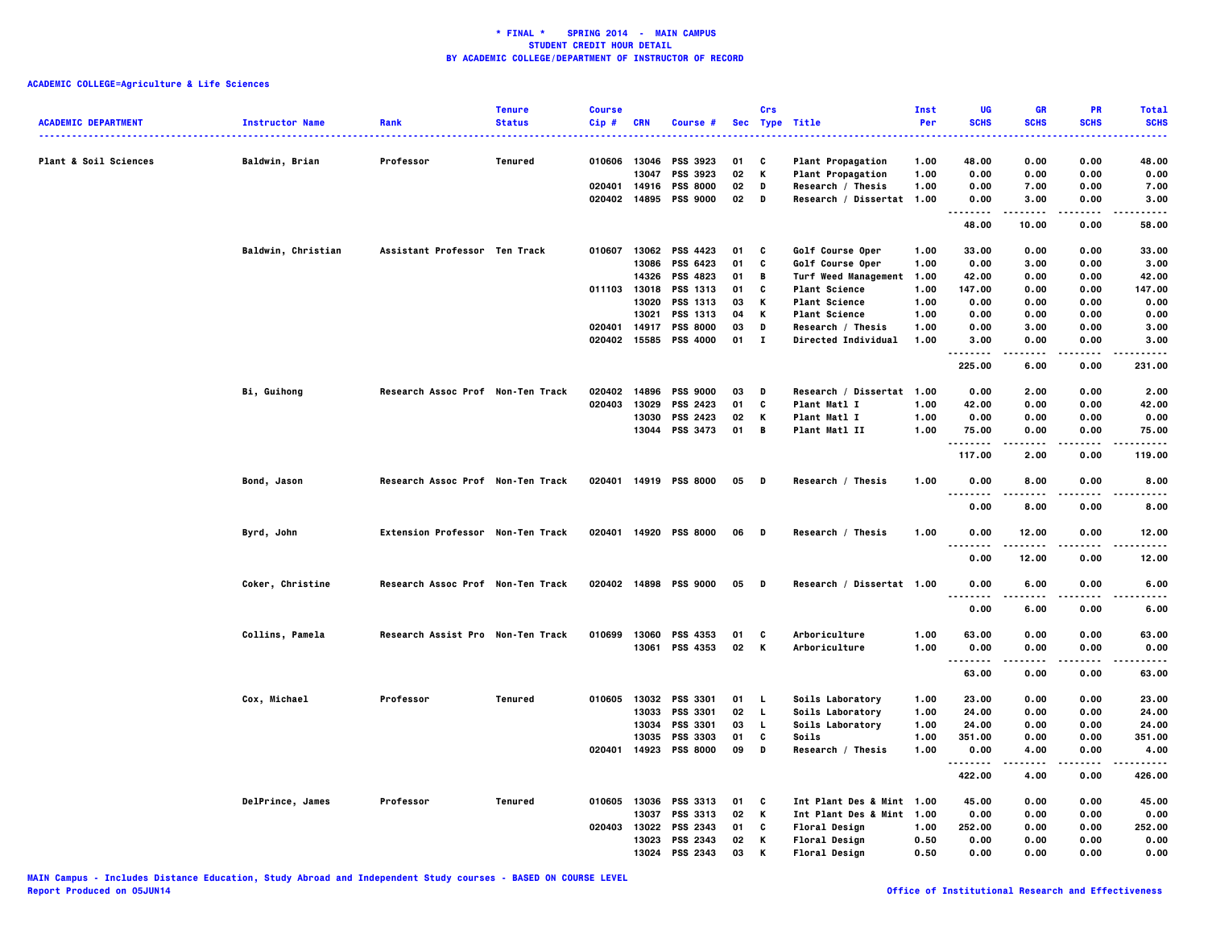**\* FINAL \*    SPRING 2014  -  MAIN CAMPUS**
**STUDENT CREDIT HOUR DETAIL**
**BY ACADEMIC COLLEGE/DEPARTMENT OF INSTRUCTOR OF RECORD**

**ACADEMIC COLLEGE=Agriculture & Life Sciences**

| ACADEMIC DEPARTMENT | Instructor Name | Rank | Tenure Status | Course Cip # | CRN | Course # | Sec | Crs Type | Title | Inst Per | UG SCHS | GR SCHS | PR SCHS | Total SCHS |
|---|---|---|---|---|---|---|---|---|---|---|---|---|---|---|
| Plant & Soil Sciences | Baldwin, Brian | Professor | Tenured | 010606 | 13046 | PSS 3923 | 01 | C | Plant Propagation | 1.00 | 48.00 | 0.00 | 0.00 | 48.00 |
| | | | | | 13047 | PSS 3923 | 02 | K | Plant Propagation | 1.00 | 0.00 | 0.00 | 0.00 | 0.00 |
| | | | | 020401 | 14916 | PSS 8000 | 02 | D | Research / Thesis | 1.00 | 0.00 | 7.00 | 0.00 | 7.00 |
| | | | | 020402 | 14895 | PSS 9000 | 02 | D | Research / Dissertat | 1.00 | 0.00 | 3.00 | 0.00 | 3.00 |
| | | | | | | | | | | | 48.00 | 10.00 | 0.00 | 58.00 |
| | Baldwin, Christian | Assistant Professor | Ten Track | 010607 | 13062 | PSS 4423 | 01 | C | Golf Course Oper | 1.00 | 33.00 | 0.00 | 0.00 | 33.00 |
| | | | | | 13086 | PSS 6423 | 01 | C | Golf Course Oper | 1.00 | 0.00 | 3.00 | 0.00 | 3.00 |
| | | | | | 14326 | PSS 4823 | 01 | B | Turf Weed Management | 1.00 | 42.00 | 0.00 | 0.00 | 42.00 |
| | | | | 011103 | 13018 | PSS 1313 | 01 | C | Plant Science | 1.00 | 147.00 | 0.00 | 0.00 | 147.00 |
| | | | | | 13020 | PSS 1313 | 03 | K | Plant Science | 1.00 | 0.00 | 0.00 | 0.00 | 0.00 |
| | | | | | 13021 | PSS 1313 | 04 | K | Plant Science | 1.00 | 0.00 | 0.00 | 0.00 | 0.00 |
| | | | | 020401 | 14917 | PSS 8000 | 03 | D | Research / Thesis | 1.00 | 0.00 | 3.00 | 0.00 | 3.00 |
| | | | | 020402 | 15585 | PSS 4000 | 01 | I | Directed Individual | 1.00 | 3.00 | 0.00 | 0.00 | 3.00 |
| | | | | | | | | | | | 225.00 | 6.00 | 0.00 | 231.00 |
| | Bi, Guihong | Research Assoc Prof | Non-Ten Track | 020402 | 14896 | PSS 9000 | 03 | D | Research / Dissertat | 1.00 | 0.00 | 2.00 | 0.00 | 2.00 |
| | | | | 020403 | 13029 | PSS 2423 | 01 | C | Plant Matl I | 1.00 | 42.00 | 0.00 | 0.00 | 42.00 |
| | | | | | 13030 | PSS 2423 | 02 | K | Plant Matl I | 1.00 | 0.00 | 0.00 | 0.00 | 0.00 |
| | | | | | 13044 | PSS 3473 | 01 | B | Plant Matl II | 1.00 | 75.00 | 0.00 | 0.00 | 75.00 |
| | | | | | | | | | | | 117.00 | 2.00 | 0.00 | 119.00 |
| | Bond, Jason | Research Assoc Prof | Non-Ten Track | 020401 | 14919 | PSS 8000 | 05 | D | Research / Thesis | 1.00 | 0.00 | 8.00 | 0.00 | 8.00 |
| | | | | | | | | | | | 0.00 | 8.00 | 0.00 | 8.00 |
| | Byrd, John | Extension Professor | Non-Ten Track | 020401 | 14920 | PSS 8000 | 06 | D | Research / Thesis | 1.00 | 0.00 | 12.00 | 0.00 | 12.00 |
| | | | | | | | | | | | 0.00 | 12.00 | 0.00 | 12.00 |
| | Coker, Christine | Research Assoc Prof | Non-Ten Track | 020402 | 14898 | PSS 9000 | 05 | D | Research / Dissertat | 1.00 | 0.00 | 6.00 | 0.00 | 6.00 |
| | | | | | | | | | | | 0.00 | 6.00 | 0.00 | 6.00 |
| | Collins, Pamela | Research Assist Pro | Non-Ten Track | 010699 | 13060 | PSS 4353 | 01 | C | Arboriculture | 1.00 | 63.00 | 0.00 | 0.00 | 63.00 |
| | | | | | 13061 | PSS 4353 | 02 | K | Arboriculture | 1.00 | 0.00 | 0.00 | 0.00 | 0.00 |
| | | | | | | | | | | | 63.00 | 0.00 | 0.00 | 63.00 |
| | Cox, Michael | Professor | Tenured | 010605 | 13032 | PSS 3301 | 01 | L | Soils Laboratory | 1.00 | 23.00 | 0.00 | 0.00 | 23.00 |
| | | | | | 13033 | PSS 3301 | 02 | L | Soils Laboratory | 1.00 | 24.00 | 0.00 | 0.00 | 24.00 |
| | | | | | 13034 | PSS 3301 | 03 | L | Soils Laboratory | 1.00 | 24.00 | 0.00 | 0.00 | 24.00 |
| | | | | | 13035 | PSS 3303 | 01 | C | Soils | 1.00 | 351.00 | 0.00 | 0.00 | 351.00 |
| | | | | 020401 | 14923 | PSS 8000 | 09 | D | Research / Thesis | 1.00 | 0.00 | 4.00 | 0.00 | 4.00 |
| | | | | | | | | | | | 422.00 | 4.00 | 0.00 | 426.00 |
| | DelPrince, James | Professor | Tenured | 010605 | 13036 | PSS 3313 | 01 | C | Int Plant Des & Mint | 1.00 | 45.00 | 0.00 | 0.00 | 45.00 |
| | | | | | 13037 | PSS 3313 | 02 | K | Int Plant Des & Mint | 1.00 | 0.00 | 0.00 | 0.00 | 0.00 |
| | | | | 020403 | 13022 | PSS 2343 | 01 | C | Floral Design | 1.00 | 252.00 | 0.00 | 0.00 | 252.00 |
| | | | | | 13023 | PSS 2343 | 02 | K | Floral Design | 0.50 | 0.00 | 0.00 | 0.00 | 0.00 |
| | | | | | 13024 | PSS 2343 | 03 | K | Floral Design | 0.50 | 0.00 | 0.00 | 0.00 | 0.00 |

MAIN Campus - Includes Distance Education, Study Abroad and Independent Study courses - BASED ON COURSE LEVEL
Report Produced on 05JUN14

Office of Institutional Research and Effectiveness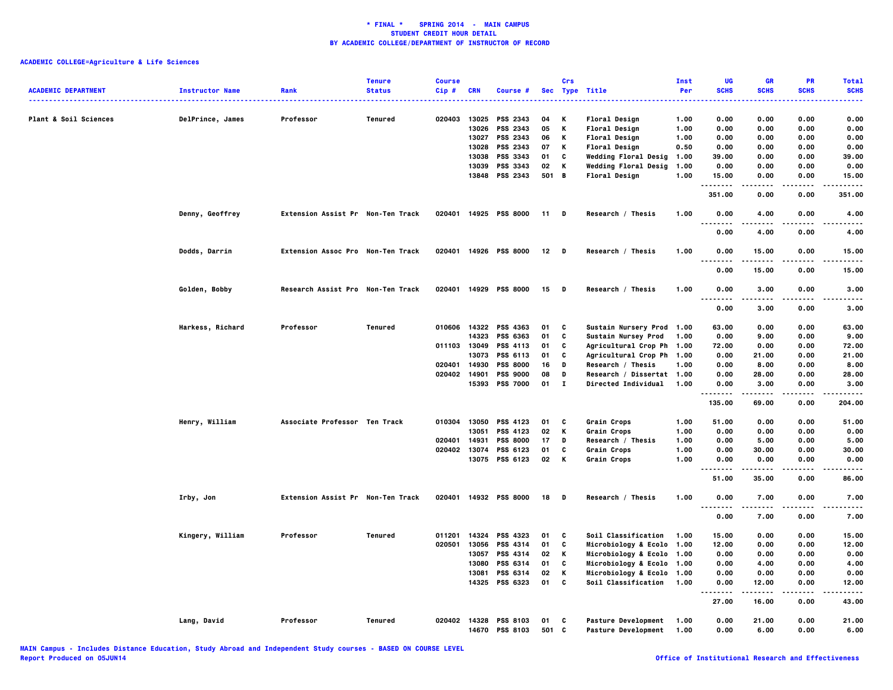**\* FINAL \* SPRING 2014 - MAIN CAMPUS**
**STUDENT CREDIT HOUR DETAIL**
**BY ACADEMIC COLLEGE/DEPARTMENT OF INSTRUCTOR OF RECORD**

**ACADEMIC COLLEGE=Agriculture & Life Sciences**

| ACADEMIC DEPARTMENT | Instructor Name | Rank | Tenure Status | Course Cip # | CRN | Course # | Sec | Crs Type | Title | Inst Per | UG SCHS | GR SCHS | PR SCHS | Total SCHS |
|---|---|---|---|---|---|---|---|---|---|---|---|---|---|---|
| Plant & Soil Sciences | DelPrince, James | Professor | Tenured | 020403 | 13025 | PSS 2343 | 04 | K | Floral Design | 1.00 | 0.00 | 0.00 | 0.00 | 0.00 |
| | | | | | 13026 | PSS 2343 | 05 | K | Floral Design | 1.00 | 0.00 | 0.00 | 0.00 | 0.00 |
| | | | | | 13027 | PSS 2343 | 06 | K | Floral Design | 1.00 | 0.00 | 0.00 | 0.00 | 0.00 |
| | | | | | 13028 | PSS 2343 | 07 | K | Floral Design | 0.50 | 0.00 | 0.00 | 0.00 | 0.00 |
| | | | | | 13038 | PSS 3343 | 01 | C | Wedding Floral Desig | 1.00 | 39.00 | 0.00 | 0.00 | 39.00 |
| | | | | | 13039 | PSS 3343 | 02 | K | Wedding Floral Desig | 1.00 | 0.00 | 0.00 | 0.00 | 0.00 |
| | | | | | 13848 | PSS 2343 | 501 | B | Floral Design | 1.00 | 15.00 | 0.00 | 0.00 | 15.00 |
| | | | | | | | | | | | 351.00 | 0.00 | 0.00 | 351.00 |
| | Denny, Geoffrey | Extension Assist Pr | Non-Ten Track | 020401 | 14925 | PSS 8000 | 11 | D | Research / Thesis | 1.00 | 0.00 | 4.00 | 0.00 | 4.00 |
| | | | | | | | | | | | 0.00 | 4.00 | 0.00 | 4.00 |
| | Dodds, Darrin | Extension Assoc Pro | Non-Ten Track | 020401 | 14926 | PSS 8000 | 12 | D | Research / Thesis | 1.00 | 0.00 | 15.00 | 0.00 | 15.00 |
| | | | | | | | | | | | 0.00 | 15.00 | 0.00 | 15.00 |
| | Golden, Bobby | Research Assist Pro | Non-Ten Track | 020401 | 14929 | PSS 8000 | 15 | D | Research / Thesis | 1.00 | 0.00 | 3.00 | 0.00 | 3.00 |
| | | | | | | | | | | | 0.00 | 3.00 | 0.00 | 3.00 |
| | Harkess, Richard | Professor | Tenured | 010606 | 14322 | PSS 4363 | 01 | C | Sustain Nursery Prod | 1.00 | 63.00 | 0.00 | 0.00 | 63.00 |
| | | | | | 14323 | PSS 6363 | 01 | C | Sustain Nursey Prod | 1.00 | 0.00 | 9.00 | 0.00 | 9.00 |
| | | | | 011103 | 13049 | PSS 4113 | 01 | C | Agricultural Crop Ph | 1.00 | 72.00 | 0.00 | 0.00 | 72.00 |
| | | | | | 13073 | PSS 6113 | 01 | C | Agricultural Crop Ph | 1.00 | 0.00 | 21.00 | 0.00 | 21.00 |
| | | | | 020401 | 14930 | PSS 8000 | 16 | D | Research / Thesis | 1.00 | 0.00 | 8.00 | 0.00 | 8.00 |
| | | | | 020402 | 14901 | PSS 9000 | 08 | D | Research / Dissertat | 1.00 | 0.00 | 28.00 | 0.00 | 28.00 |
| | | | | | 15393 | PSS 7000 | 01 | I | Directed Individual | 1.00 | 0.00 | 3.00 | 0.00 | 3.00 |
| | | | | | | | | | | | 135.00 | 69.00 | 0.00 | 204.00 |
| | Henry, William | Associate Professor | Ten Track | 010304 | 13050 | PSS 4123 | 01 | C | Grain Crops | 1.00 | 51.00 | 0.00 | 0.00 | 51.00 |
| | | | | | 13051 | PSS 4123 | 02 | K | Grain Crops | 1.00 | 0.00 | 0.00 | 0.00 | 0.00 |
| | | | | 020401 | 14931 | PSS 8000 | 17 | D | Research / Thesis | 1.00 | 0.00 | 5.00 | 0.00 | 5.00 |
| | | | | 020402 | 13074 | PSS 6123 | 01 | C | Grain Crops | 1.00 | 0.00 | 30.00 | 0.00 | 30.00 |
| | | | | | 13075 | PSS 6123 | 02 | K | Grain Crops | 1.00 | 0.00 | 0.00 | 0.00 | 0.00 |
| | | | | | | | | | | | 51.00 | 35.00 | 0.00 | 86.00 |
| | Irby, Jon | Extension Assist Pr | Non-Ten Track | 020401 | 14932 | PSS 8000 | 18 | D | Research / Thesis | 1.00 | 0.00 | 7.00 | 0.00 | 7.00 |
| | | | | | | | | | | | 0.00 | 7.00 | 0.00 | 7.00 |
| | Kingery, William | Professor | Tenured | 011201 | 14324 | PSS 4323 | 01 | C | Soil Classification | 1.00 | 15.00 | 0.00 | 0.00 | 15.00 |
| | | | | 020501 | 13056 | PSS 4314 | 01 | C | Microbiology & Ecolo | 1.00 | 12.00 | 0.00 | 0.00 | 12.00 |
| | | | | | 13057 | PSS 4314 | 02 | K | Microbiology & Ecolo | 1.00 | 0.00 | 0.00 | 0.00 | 0.00 |
| | | | | | 13080 | PSS 6314 | 01 | C | Microbiology & Ecolo | 1.00 | 0.00 | 4.00 | 0.00 | 4.00 |
| | | | | | 13081 | PSS 6314 | 02 | K | Microbiology & Ecolo | 1.00 | 0.00 | 0.00 | 0.00 | 0.00 |
| | | | | | 14325 | PSS 6323 | 01 | C | Soil Classification | 1.00 | 0.00 | 12.00 | 0.00 | 12.00 |
| | | | | | | | | | | | 27.00 | 16.00 | 0.00 | 43.00 |
| | Lang, David | Professor | Tenured | 020402 | 14328 | PSS 8103 | 01 | C | Pasture Development | 1.00 | 0.00 | 21.00 | 0.00 | 21.00 |
| | | | | | 14670 | PSS 8103 | 501 | C | Pasture Development | 1.00 | 0.00 | 6.00 | 0.00 | 6.00 |

MAIN Campus - Includes Distance Education, Study Abroad and Independent Study courses - BASED ON COURSE LEVEL
Report Produced on 05JUN14 | Office of Institutional Research and Effectiveness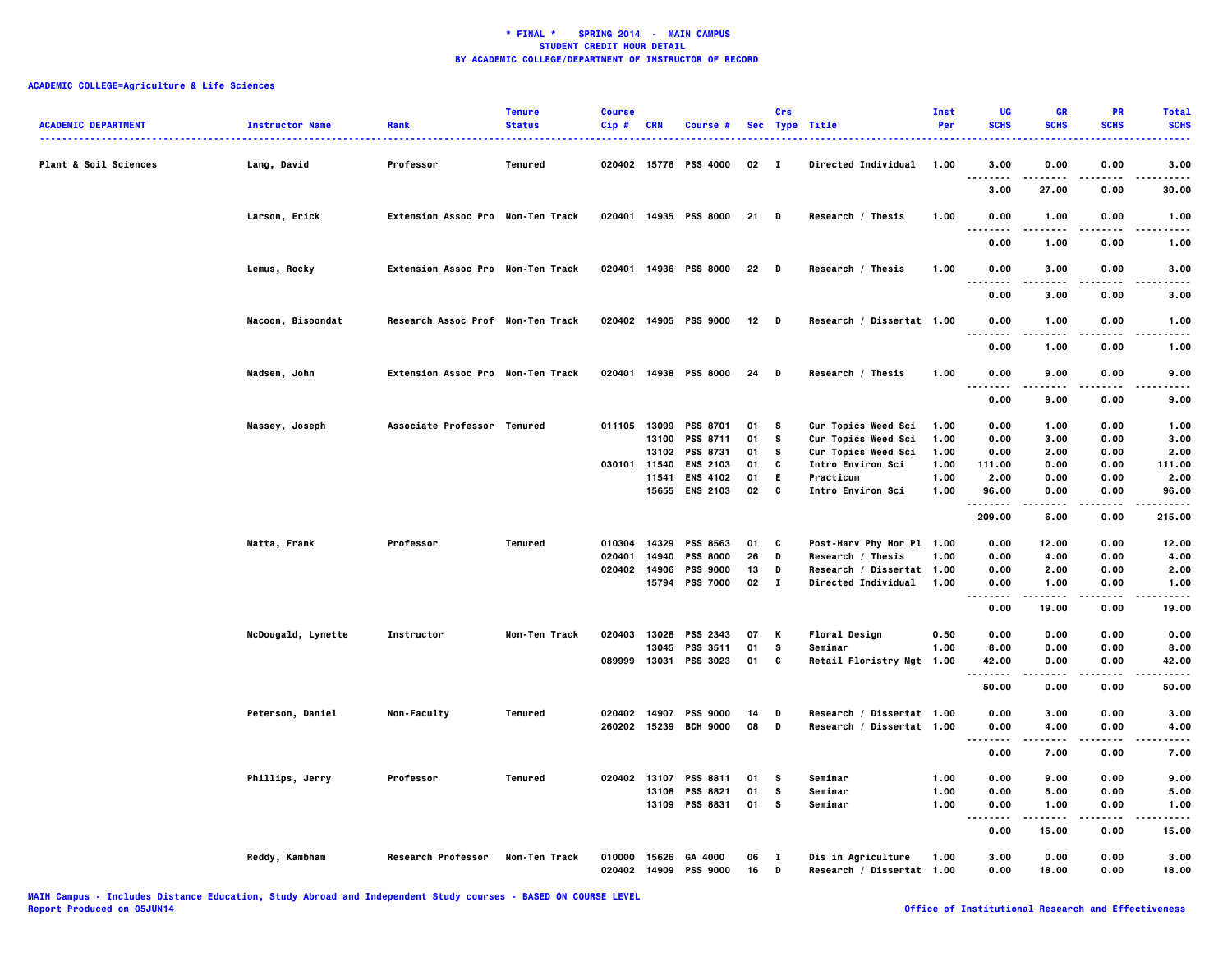**\* FINAL \*    SPRING 2014  -  MAIN CAMPUS**
**STUDENT CREDIT HOUR DETAIL**
**BY ACADEMIC COLLEGE/DEPARTMENT OF INSTRUCTOR OF RECORD**

**ACADEMIC COLLEGE=Agriculture & Life Sciences**

| ACADEMIC DEPARTMENT | Instructor Name | Rank | Tenure Status | Course Cip # | CRN | Course # | Sec | Crs Type | Title | Inst Per | UG SCHS | GR SCHS | PR SCHS | Total SCHS |
|---|---|---|---|---|---|---|---|---|---|---|---|---|---|---|
| Plant & Soil Sciences | Lang, David | Professor | Tenured | 020402 | 15776 | PSS 4000 | 02 | I | Directed Individual | 1.00 | 3.00 | 0.00 | 0.00 | 3.00 |
| | | | | | | | | | | | 3.00 | 27.00 | 0.00 | 30.00 |
| | Larson, Erick | Extension Assoc Pro | Non-Ten Track | 020401 | 14935 | PSS 8000 | 21 | D | Research / Thesis | 1.00 | 0.00 | 1.00 | 0.00 | 1.00 |
| | | | | | | | | | | | 0.00 | 1.00 | 0.00 | 1.00 |
| | Lemus, Rocky | Extension Assoc Pro | Non-Ten Track | 020401 | 14936 | PSS 8000 | 22 | D | Research / Thesis | 1.00 | 0.00 | 3.00 | 0.00 | 3.00 |
| | | | | | | | | | | | 0.00 | 3.00 | 0.00 | 3.00 |
| | Macoon, Bisoondat | Research Assoc Prof | Non-Ten Track | 020402 | 14905 | PSS 9000 | 12 | D | Research / Dissertat | 1.00 | 0.00 | 1.00 | 0.00 | 1.00 |
| | | | | | | | | | | | 0.00 | 1.00 | 0.00 | 1.00 |
| | Madsen, John | Extension Assoc Pro | Non-Ten Track | 020401 | 14938 | PSS 8000 | 24 | D | Research / Thesis | 1.00 | 0.00 | 9.00 | 0.00 | 9.00 |
| | | | | | | | | | | | 0.00 | 9.00 | 0.00 | 9.00 |
| | Massey, Joseph | Associate Professor | Tenured | 011105 | 13099 | PSS 8701 | 01 | S | Cur Topics Weed Sci | 1.00 | 0.00 | 1.00 | 0.00 | 1.00 |
| | | | | | 13100 | PSS 8711 | 01 | S | Cur Topics Weed Sci | 1.00 | 0.00 | 3.00 | 0.00 | 3.00 |
| | | | | | 13102 | PSS 8731 | 01 | S | Cur Topics Weed Sci | 1.00 | 0.00 | 2.00 | 0.00 | 2.00 |
| | | | | 030101 | 11540 | ENS 2103 | 01 | C | Intro Environ Sci | 1.00 | 111.00 | 0.00 | 0.00 | 111.00 |
| | | | | | 11541 | ENS 4102 | 01 | E | Practicum | 1.00 | 2.00 | 0.00 | 0.00 | 2.00 |
| | | | | | 15655 | ENS 2103 | 02 | C | Intro Environ Sci | 1.00 | 96.00 | 0.00 | 0.00 | 96.00 |
| | | | | | | | | | | | 209.00 | 6.00 | 0.00 | 215.00 |
| | Matta, Frank | Professor | Tenured | 010304 | 14329 | PSS 8563 | 01 | C | Post-Harv Phy Hor Pl | 1.00 | 0.00 | 12.00 | 0.00 | 12.00 |
| | | | | 020401 | 14940 | PSS 8000 | 26 | D | Research / Thesis | 1.00 | 0.00 | 4.00 | 0.00 | 4.00 |
| | | | | 020402 | 14906 | PSS 9000 | 13 | D | Research / Dissertat | 1.00 | 0.00 | 2.00 | 0.00 | 2.00 |
| | | | | | 15794 | PSS 7000 | 02 | I | Directed Individual | 1.00 | 0.00 | 1.00 | 0.00 | 1.00 |
| | | | | | | | | | | | 0.00 | 19.00 | 0.00 | 19.00 |
| | McDougald, Lynette | Instructor | Non-Ten Track | 020403 | 13028 | PSS 2343 | 07 | K | Floral Design | 0.50 | 0.00 | 0.00 | 0.00 | 0.00 |
| | | | | | 13045 | PSS 3511 | 01 | S | Seminar | 1.00 | 8.00 | 0.00 | 0.00 | 8.00 |
| | | | | 089999 | 13031 | PSS 3023 | 01 | C | Retail Floristry Mgt | 1.00 | 42.00 | 0.00 | 0.00 | 42.00 |
| | | | | | | | | | | | 50.00 | 0.00 | 0.00 | 50.00 |
| | Peterson, Daniel | Non-Faculty | Tenured | 020402 | 14907 | PSS 9000 | 14 | D | Research / Dissertat | 1.00 | 0.00 | 3.00 | 0.00 | 3.00 |
| | | | | 260202 | 15239 | BCH 9000 | 08 | D | Research / Dissertat | 1.00 | 0.00 | 4.00 | 0.00 | 4.00 |
| | | | | | | | | | | | 0.00 | 7.00 | 0.00 | 7.00 |
| | Phillips, Jerry | Professor | Tenured | 020402 | 13107 | PSS 8811 | 01 | S | Seminar | 1.00 | 0.00 | 9.00 | 0.00 | 9.00 |
| | | | | | 13108 | PSS 8821 | 01 | S | Seminar | 1.00 | 0.00 | 5.00 | 0.00 | 5.00 |
| | | | | | 13109 | PSS 8831 | 01 | S | Seminar | 1.00 | 0.00 | 1.00 | 0.00 | 1.00 |
| | | | | | | | | | | | 0.00 | 15.00 | 0.00 | 15.00 |
| | Reddy, Kambham | Research Professor | Non-Ten Track | 010000 | 15626 | GA 4000 | 06 | I | Dis in Agriculture | 1.00 | 3.00 | 0.00 | 0.00 | 3.00 |
| | | | | 020402 | 14909 | PSS 9000 | 16 | D | Research / Dissertat | 1.00 | 0.00 | 18.00 | 0.00 | 18.00 |

MAIN Campus - Includes Distance Education, Study Abroad and Independent Study courses - BASED ON COURSE LEVEL
Report Produced on 05JUN14

Office of Institutional Research and Effectiveness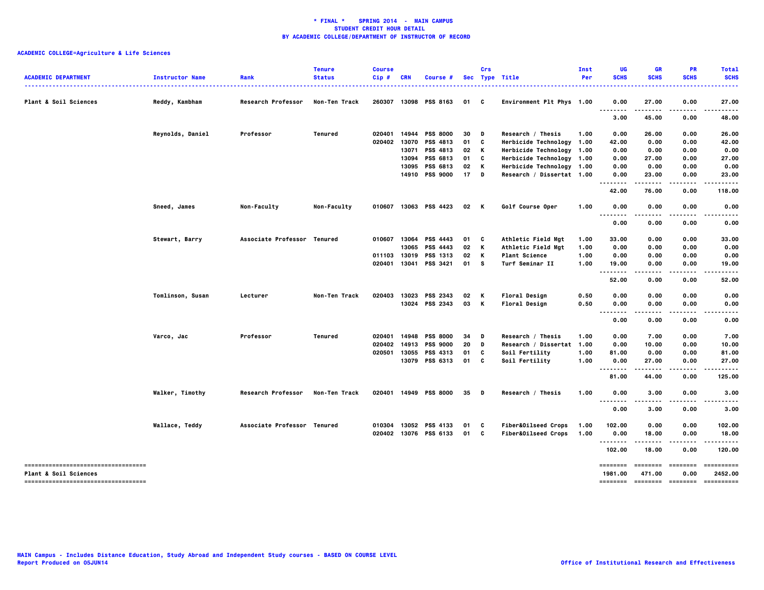**\* FINAL \* SPRING 2014 - MAIN CAMPUS**
**STUDENT CREDIT HOUR DETAIL**
**BY ACADEMIC COLLEGE/DEPARTMENT OF INSTRUCTOR OF RECORD**

**ACADEMIC COLLEGE=Agriculture & Life Sciences**

| ACADEMIC DEPARTMENT | Instructor Name | Rank | Tenure Status | Course Cip # | CRN | Course # | Sec | Crs Type | Title | Inst Per | UG SCHS | GR SCHS | PR SCHS | Total SCHS |
|---|---|---|---|---|---|---|---|---|---|---|---|---|---|---|
| Plant & Soil Sciences | Reddy, Kambham | Research Professor | Non-Ten Track | 260307 | 13098 | PSS 8163 | 01 | C | Environment Plt Phys | 1.00 | 0.00 | 27.00 | 0.00 | 27.00 |
| | | | | | | | | | | | 3.00 | 45.00 | 0.00 | 48.00 |
| | Reynolds, Daniel | Professor | Tenured | 020401 | 14944 | PSS 8000 | 30 | D | Research / Thesis | 1.00 | 0.00 | 26.00 | 0.00 | 26.00 |
| | | | | 020402 | 13070 | PSS 4813 | 01 | C | Herbicide Technology | 1.00 | 42.00 | 0.00 | 0.00 | 42.00 |
| | | | | | 13071 | PSS 4813 | 02 | K | Herbicide Technology | 1.00 | 0.00 | 0.00 | 0.00 | 0.00 |
| | | | | | 13094 | PSS 6813 | 01 | C | Herbicide Technology | 1.00 | 0.00 | 27.00 | 0.00 | 27.00 |
| | | | | | 13095 | PSS 6813 | 02 | K | Herbicide Technology | 1.00 | 0.00 | 0.00 | 0.00 | 0.00 |
| | | | | | 14910 | PSS 9000 | 17 | D | Research / Dissertat | 1.00 | 0.00 | 23.00 | 0.00 | 23.00 |
| | | | | | | | | | | | 42.00 | 76.00 | 0.00 | 118.00 |
| | Sneed, James | Non-Faculty | Non-Faculty | 010607 | 13063 | PSS 4423 | 02 | K | Golf Course Oper | 1.00 | 0.00 | 0.00 | 0.00 | 0.00 |
| | | | | | | | | | | | 0.00 | 0.00 | 0.00 | 0.00 |
| | Stewart, Barry | Associate Professor | Tenured | 010607 | 13064 | PSS 4443 | 01 | C | Athletic Field Mgt | 1.00 | 33.00 | 0.00 | 0.00 | 33.00 |
| | | | | | 13065 | PSS 4443 | 02 | K | Athletic Field Mgt | 1.00 | 0.00 | 0.00 | 0.00 | 0.00 |
| | | | | 011103 | 13019 | PSS 1313 | 02 | K | Plant Science | 1.00 | 0.00 | 0.00 | 0.00 | 0.00 |
| | | | | 020401 | 13041 | PSS 3421 | 01 | S | Turf Seminar II | 1.00 | 19.00 | 0.00 | 0.00 | 19.00 |
| | | | | | | | | | | | 52.00 | 0.00 | 0.00 | 52.00 |
| | Tomlinson, Susan | Lecturer | Non-Ten Track | 020403 | 13023 | PSS 2343 | 02 | K | Floral Design | 0.50 | 0.00 | 0.00 | 0.00 | 0.00 |
| | | | | | 13024 | PSS 2343 | 03 | K | Floral Design | 0.50 | 0.00 | 0.00 | 0.00 | 0.00 |
| | | | | | | | | | | | 0.00 | 0.00 | 0.00 | 0.00 |
| | Varco, Jac | Professor | Tenured | 020401 | 14948 | PSS 8000 | 34 | D | Research / Thesis | 1.00 | 0.00 | 7.00 | 0.00 | 7.00 |
| | | | | 020402 | 14913 | PSS 9000 | 20 | D | Research / Dissertat | 1.00 | 0.00 | 10.00 | 0.00 | 10.00 |
| | | | | 020501 | 13055 | PSS 4313 | 01 | C | Soil Fertility | 1.00 | 81.00 | 0.00 | 0.00 | 81.00 |
| | | | | | 13079 | PSS 6313 | 01 | C | Soil Fertility | 1.00 | 0.00 | 27.00 | 0.00 | 27.00 |
| | | | | | | | | | | | 81.00 | 44.00 | 0.00 | 125.00 |
| | Walker, Timothy | Research Professor | Non-Ten Track | 020401 | 14949 | PSS 8000 | 35 | D | Research / Thesis | 1.00 | 0.00 | 3.00 | 0.00 | 3.00 |
| | | | | | | | | | | | 0.00 | 3.00 | 0.00 | 3.00 |
| | Wallace, Teddy | Associate Professor | Tenured | 010304 | 13052 | PSS 4133 | 01 | C | Fiber&Oilseed Crops | 1.00 | 102.00 | 0.00 | 0.00 | 102.00 |
| | | | | 020402 | 13076 | PSS 6133 | 01 | C | Fiber&Oilseed Crops | 1.00 | 0.00 | 18.00 | 0.00 | 18.00 |
| | | | | | | | | | | | 102.00 | 18.00 | 0.00 | 120.00 |
| Plant & Soil Sciences | | | | | | | | | | | 1981.00 | 471.00 | 0.00 | 2452.00 |

MAIN Campus - Includes Distance Education, Study Abroad and Independent Study courses - BASED ON COURSE LEVEL
Report Produced on 05JUN14

Office of Institutional Research and Effectiveness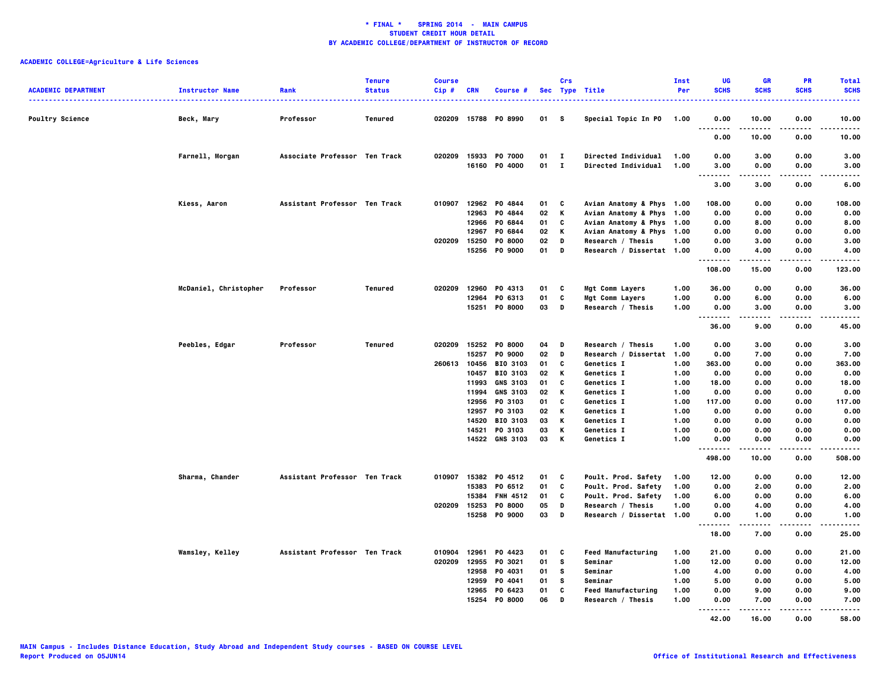**\* FINAL \*    SPRING 2014  -  MAIN CAMPUS**
**STUDENT CREDIT HOUR DETAIL**
**BY ACADEMIC COLLEGE/DEPARTMENT OF INSTRUCTOR OF RECORD**

**ACADEMIC COLLEGE=Agriculture & Life Sciences**

| ACADEMIC DEPARTMENT | Instructor Name | Rank | Tenure Status | Course Cip # | CRN | Course # | Sec | Crs Type | Title | Inst Per | UG SCHS | GR SCHS | PR SCHS | Total SCHS |
|---|---|---|---|---|---|---|---|---|---|---|---|---|---|---|
| Poultry Science | Beck, Mary | Professor | Tenured | 020209 | 15788 | PO 8990 | 01 | S | Special Topic In PO | 1.00 | 0.00 | 10.00 | 0.00 | 10.00 |
| | | | | | | | | | | | 0.00 | 10.00 | 0.00 | 10.00 |
| | Farnell, Morgan | Associate Professor | Ten Track | 020209 | 15933 | PO 7000 | 01 | I | Directed Individual | 1.00 | 0.00 | 3.00 | 0.00 | 3.00 |
| | | | | | 16160 | PO 4000 | 01 | I | Directed Individual | 1.00 | 3.00 | 0.00 | 0.00 | 3.00 |
| | | | | | | | | | | | 3.00 | 3.00 | 0.00 | 6.00 |
| | Kiess, Aaron | Assistant Professor | Ten Track | 010907 | 12962 | PO 4844 | 01 | C | Avian Anatomy & Phys | 1.00 | 108.00 | 0.00 | 0.00 | 108.00 |
| | | | | | 12963 | PO 4844 | 02 | K | Avian Anatomy & Phys | 1.00 | 0.00 | 0.00 | 0.00 | 0.00 |
| | | | | | 12966 | PO 6844 | 01 | C | Avian Anatomy & Phys | 1.00 | 0.00 | 8.00 | 0.00 | 8.00 |
| | | | | | 12967 | PO 6844 | 02 | K | Avian Anatomy & Phys | 1.00 | 0.00 | 0.00 | 0.00 | 0.00 |
| | | | | 020209 | 15250 | PO 8000 | 02 | D | Research / Thesis | 1.00 | 0.00 | 3.00 | 0.00 | 3.00 |
| | | | | | 15256 | PO 9000 | 01 | D | Research / Dissertat | 1.00 | 0.00 | 4.00 | 0.00 | 4.00 |
| | | | | | | | | | | | 108.00 | 15.00 | 0.00 | 123.00 |
| | McDaniel, Christopher | Professor | Tenured | 020209 | 12960 | PO 4313 | 01 | C | Mgt Comm Layers | 1.00 | 36.00 | 0.00 | 0.00 | 36.00 |
| | | | | | 12964 | PO 6313 | 01 | C | Mgt Comm Layers | 1.00 | 0.00 | 6.00 | 0.00 | 6.00 |
| | | | | | 15251 | PO 8000 | 03 | D | Research / Thesis | 1.00 | 0.00 | 3.00 | 0.00 | 3.00 |
| | | | | | | | | | | | 36.00 | 9.00 | 0.00 | 45.00 |
| | Peebles, Edgar | Professor | Tenured | 020209 | 15252 | PO 8000 | 04 | D | Research / Thesis | 1.00 | 0.00 | 3.00 | 0.00 | 3.00 |
| | | | | | 15257 | PO 9000 | 02 | D | Research / Dissertat | 1.00 | 0.00 | 7.00 | 0.00 | 7.00 |
| | | | | 260613 | 10456 | BIO 3103 | 01 | C | Genetics I | 1.00 | 363.00 | 0.00 | 0.00 | 363.00 |
| | | | | | 10457 | BIO 3103 | 02 | K | Genetics I | 1.00 | 0.00 | 0.00 | 0.00 | 0.00 |
| | | | | | 11993 | GNS 3103 | 01 | C | Genetics I | 1.00 | 18.00 | 0.00 | 0.00 | 18.00 |
| | | | | | 11994 | GNS 3103 | 02 | K | Genetics I | 1.00 | 0.00 | 0.00 | 0.00 | 0.00 |
| | | | | | 12956 | PO 3103 | 01 | C | Genetics I | 1.00 | 117.00 | 0.00 | 0.00 | 117.00 |
| | | | | | 12957 | PO 3103 | 02 | K | Genetics I | 1.00 | 0.00 | 0.00 | 0.00 | 0.00 |
| | | | | | 14520 | BIO 3103 | 03 | K | Genetics I | 1.00 | 0.00 | 0.00 | 0.00 | 0.00 |
| | | | | | 14521 | PO 3103 | 03 | K | Genetics I | 1.00 | 0.00 | 0.00 | 0.00 | 0.00 |
| | | | | | 14522 | GNS 3103 | 03 | K | Genetics I | 1.00 | 0.00 | 0.00 | 0.00 | 0.00 |
| | | | | | | | | | | | 498.00 | 10.00 | 0.00 | 508.00 |
| | Sharma, Chander | Assistant Professor | Ten Track | 010907 | 15382 | PO 4512 | 01 | C | Poult. Prod. Safety | 1.00 | 12.00 | 0.00 | 0.00 | 12.00 |
| | | | | | 15383 | PO 6512 | 01 | C | Poult. Prod. Safety | 1.00 | 0.00 | 2.00 | 0.00 | 2.00 |
| | | | | | 15384 | FNH 4512 | 01 | C | Poult. Prod. Safety | 1.00 | 6.00 | 0.00 | 0.00 | 6.00 |
| | | | | 020209 | 15253 | PO 8000 | 05 | D | Research / Thesis | 1.00 | 0.00 | 4.00 | 0.00 | 4.00 |
| | | | | | 15258 | PO 9000 | 03 | D | Research / Dissertat | 1.00 | 0.00 | 1.00 | 0.00 | 1.00 |
| | | | | | | | | | | | 18.00 | 7.00 | 0.00 | 25.00 |
| | Wamsley, Kelley | Assistant Professor | Ten Track | 010904 | 12961 | PO 4423 | 01 | C | Feed Manufacturing | 1.00 | 21.00 | 0.00 | 0.00 | 21.00 |
| | | | | 020209 | 12955 | PO 3021 | 01 | S | Seminar | 1.00 | 12.00 | 0.00 | 0.00 | 12.00 |
| | | | | | 12958 | PO 4031 | 01 | S | Seminar | 1.00 | 4.00 | 0.00 | 0.00 | 4.00 |
| | | | | | 12959 | PO 4041 | 01 | S | Seminar | 1.00 | 5.00 | 0.00 | 0.00 | 5.00 |
| | | | | | 12965 | PO 6423 | 01 | C | Feed Manufacturing | 1.00 | 0.00 | 9.00 | 0.00 | 9.00 |
| | | | | | 15254 | PO 8000 | 06 | D | Research / Thesis | 1.00 | 0.00 | 7.00 | 0.00 | 7.00 |
| | | | | | | | | | | | 42.00 | 16.00 | 0.00 | 58.00 |

MAIN Campus - Includes Distance Education, Study Abroad and Independent Study courses - BASED ON COURSE LEVEL
Report Produced on 05JUN14

Office of Institutional Research and Effectiveness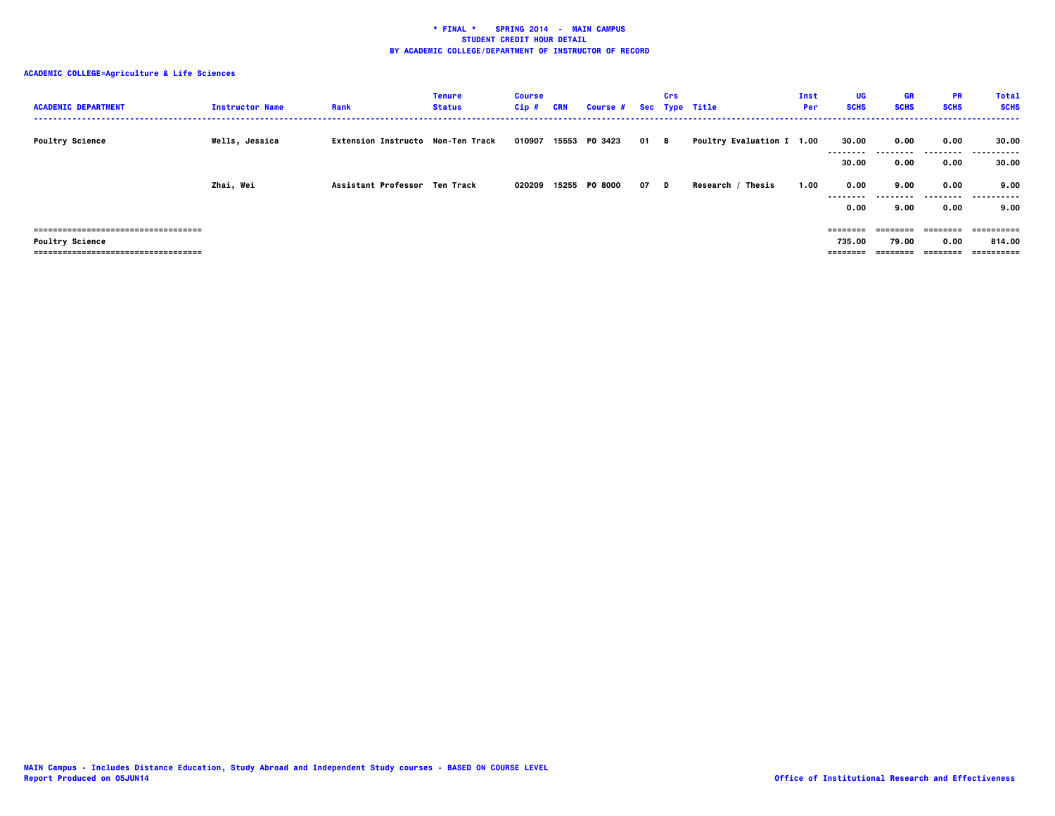**\* FINAL \* SPRING 2014 - MAIN CAMPUS**
**STUDENT CREDIT HOUR DETAIL**
**BY ACADEMIC COLLEGE/DEPARTMENT OF INSTRUCTOR OF RECORD**

**ACADEMIC COLLEGE=Agriculture & Life Sciences**

| ACADEMIC DEPARTMENT | Instructor Name | Rank | Tenure Status | Course Cip # | CRN | Course # | Sec | Crs Type | Title | Inst Per | UG SCHS | GR SCHS | PR SCHS | Total SCHS |
|---|---|---|---|---|---|---|---|---|---|---|---|---|---|---|
| Poultry Science | Wells, Jessica | Extension Instructo | Non-Ten Track | 010907 | 15553 | PO 3423 | 01 | B | Poultry Evaluation I | 1.00 | 30.00 | 0.00 | 0.00 | 30.00 |
| | | | | | | | | | | | 30.00 | 0.00 | 0.00 | 30.00 |
| | Zhai, Wei | Assistant Professor | Ten Track | 020209 | 15255 | PO 8000 | 07 | D | Research / Thesis | 1.00 | 0.00 | 9.00 | 0.00 | 9.00 |
| | | | | | | | | | | | 0.00 | 9.00 | 0.00 | 9.00 |
| Poultry Science | | | | | | | | | | | 735.00 | 79.00 | 0.00 | 814.00 |

MAIN Campus - Includes Distance Education, Study Abroad and Independent Study courses - BASED ON COURSE LEVEL
Report Produced on 05JUN14

Office of Institutional Research and Effectiveness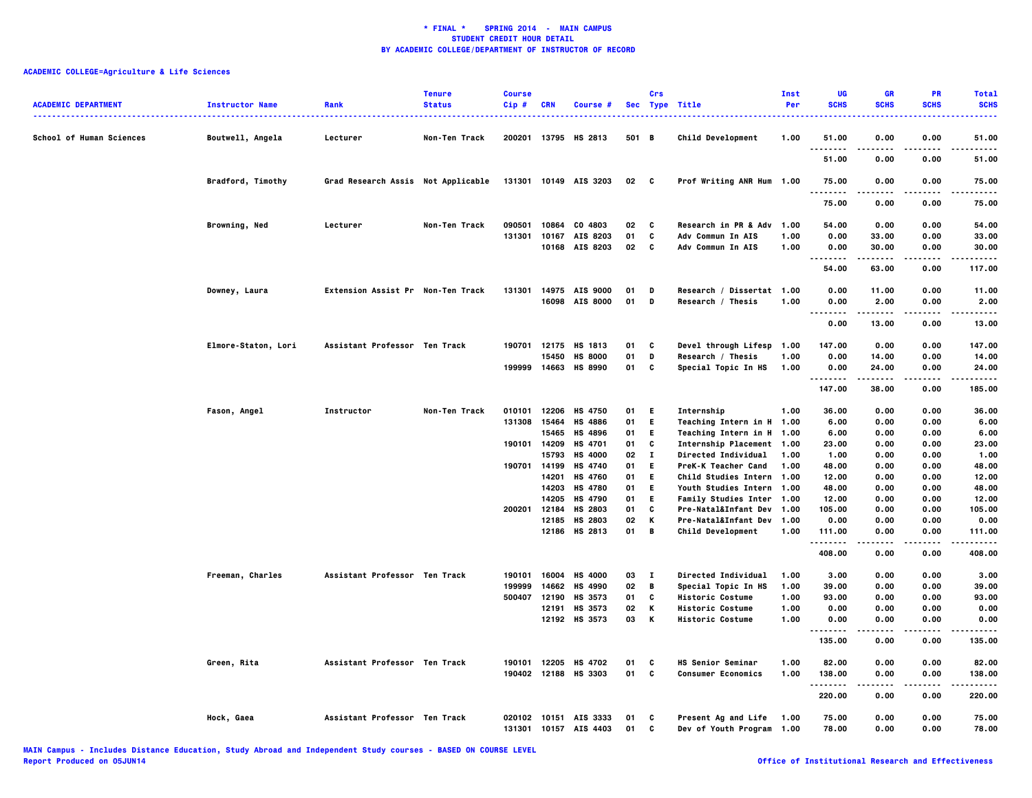**\* FINAL \* SPRING 2014 - MAIN CAMPUS**
**STUDENT CREDIT HOUR DETAIL**
**BY ACADEMIC COLLEGE/DEPARTMENT OF INSTRUCTOR OF RECORD**

**ACADEMIC COLLEGE=Agriculture & Life Sciences**

| ACADEMIC DEPARTMENT | Instructor Name | Rank | Tenure Status | Course Cip # | CRN | Course # | Sec | Crs Type | Title | Inst Per | UG SCHS | GR SCHS | PR SCHS | Total SCHS |
|---|---|---|---|---|---|---|---|---|---|---|---|---|---|---|
| School of Human Sciences | Boutwell, Angela | Lecturer | Non-Ten Track | 200201 | 13795 | HS 2813 | 501 | B | Child Development | 1.00 | 51.00 | 0.00 | 0.00 | 51.00 |
| | | | | | | | | | | | 51.00 | 0.00 | 0.00 | 51.00 |
| | Bradford, Timothy | Grad Research Assis | Not Applicable | 131301 | 10149 | AIS 3203 | 02 | C | Prof Writing ANR Hum | 1.00 | 75.00 | 0.00 | 0.00 | 75.00 |
| | | | | | | | | | | | 75.00 | 0.00 | 0.00 | 75.00 |
| | Browning, Ned | Lecturer | Non-Ten Track | 090501 | 10864 | CO 4803 | 02 | C | Research in PR & Adv | 1.00 | 54.00 | 0.00 | 0.00 | 54.00 |
| | | | | 131301 | 10167 | AIS 8203 | 01 | C | Adv Commun In AIS | 1.00 | 0.00 | 33.00 | 0.00 | 33.00 |
| | | | | | 10168 | AIS 8203 | 02 | C | Adv Commun In AIS | 1.00 | 0.00 | 30.00 | 0.00 | 30.00 |
| | | | | | | | | | | | 54.00 | 63.00 | 0.00 | 117.00 |
| | Downey, Laura | Extension Assist Pr | Non-Ten Track | 131301 | 14975 | AIS 9000 | 01 | D | Research / Dissertat | 1.00 | 0.00 | 11.00 | 0.00 | 11.00 |
| | | | | | 16098 | AIS 8000 | 01 | D | Research / Thesis | 1.00 | 0.00 | 2.00 | 0.00 | 2.00 |
| | | | | | | | | | | | 0.00 | 13.00 | 0.00 | 13.00 |
| | Elmore-Staton, Lori | Assistant Professor | Ten Track | 190701 | 12175 | HS 1813 | 01 | C | Devel through Lifesp | 1.00 | 147.00 | 0.00 | 0.00 | 147.00 |
| | | | | | 15450 | HS 8000 | 01 | D | Research / Thesis | 1.00 | 0.00 | 14.00 | 0.00 | 14.00 |
| | | | | 199999 | 14663 | HS 8990 | 01 | C | Special Topic In HS | 1.00 | 0.00 | 24.00 | 0.00 | 24.00 |
| | | | | | | | | | | | 147.00 | 38.00 | 0.00 | 185.00 |
| | Fason, Angel | Instructor | Non-Ten Track | 010101 | 12206 | HS 4750 | 01 | E | Internship | 1.00 | 36.00 | 0.00 | 0.00 | 36.00 |
| | | | | 131308 | 15464 | HS 4886 | 01 | E | Teaching Intern in H | 1.00 | 6.00 | 0.00 | 0.00 | 6.00 |
| | | | | | 15465 | HS 4896 | 01 | E | Teaching Intern in H | 1.00 | 6.00 | 0.00 | 0.00 | 6.00 |
| | | | | 190101 | 14209 | HS 4701 | 01 | C | Internship Placement | 1.00 | 23.00 | 0.00 | 0.00 | 23.00 |
| | | | | | 15793 | HS 4000 | 02 | I | Directed Individual | 1.00 | 1.00 | 0.00 | 0.00 | 1.00 |
| | | | | 190701 | 14199 | HS 4740 | 01 | E | PreK-K Teacher Cand | 1.00 | 48.00 | 0.00 | 0.00 | 48.00 |
| | | | | | 14201 | HS 4760 | 01 | E | Child Studies Intern | 1.00 | 12.00 | 0.00 | 0.00 | 12.00 |
| | | | | | 14203 | HS 4780 | 01 | E | Youth Studies Intern | 1.00 | 48.00 | 0.00 | 0.00 | 48.00 |
| | | | | | 14205 | HS 4790 | 01 | E | Family Studies Inter | 1.00 | 12.00 | 0.00 | 0.00 | 12.00 |
| | | | | 200201 | 12184 | HS 2803 | 01 | C | Pre-Natal&Infant Dev | 1.00 | 105.00 | 0.00 | 0.00 | 105.00 |
| | | | | | 12185 | HS 2803 | 02 | K | Pre-Natal&Infant Dev | 1.00 | 0.00 | 0.00 | 0.00 | 0.00 |
| | | | | | 12186 | HS 2813 | 01 | B | Child Development | 1.00 | 111.00 | 0.00 | 0.00 | 111.00 |
| | | | | | | | | | | | 408.00 | 0.00 | 0.00 | 408.00 |
| | Freeman, Charles | Assistant Professor | Ten Track | 190101 | 16004 | HS 4000 | 03 | I | Directed Individual | 1.00 | 3.00 | 0.00 | 0.00 | 3.00 |
| | | | | 199999 | 14662 | HS 4990 | 02 | B | Special Topic In HS | 1.00 | 39.00 | 0.00 | 0.00 | 39.00 |
| | | | | 500407 | 12190 | HS 3573 | 01 | C | Historic Costume | 1.00 | 93.00 | 0.00 | 0.00 | 93.00 |
| | | | | | 12191 | HS 3573 | 02 | K | Historic Costume | 1.00 | 0.00 | 0.00 | 0.00 | 0.00 |
| | | | | | 12192 | HS 3573 | 03 | K | Historic Costume | 1.00 | 0.00 | 0.00 | 0.00 | 0.00 |
| | | | | | | | | | | | 135.00 | 0.00 | 0.00 | 135.00 |
| | Green, Rita | Assistant Professor | Ten Track | 190101 | 12205 | HS 4702 | 01 | C | HS Senior Seminar | 1.00 | 82.00 | 0.00 | 0.00 | 82.00 |
| | | | | 190402 | 12188 | HS 3303 | 01 | C | Consumer Economics | 1.00 | 138.00 | 0.00 | 0.00 | 138.00 |
| | | | | | | | | | | | 220.00 | 0.00 | 0.00 | 220.00 |
| | Hock, Gaea | Assistant Professor | Ten Track | 020102 | 10151 | AIS 3333 | 01 | C | Present Ag and Life | 1.00 | 75.00 | 0.00 | 0.00 | 75.00 |
| | | | | 131301 | 10157 | AIS 4403 | 01 | C | Dev of Youth Program | 1.00 | 78.00 | 0.00 | 0.00 | 78.00 |

MAIN Campus - Includes Distance Education, Study Abroad and Independent Study courses - BASED ON COURSE LEVEL
Report Produced on 05JUN14 Office of Institutional Research and Effectiveness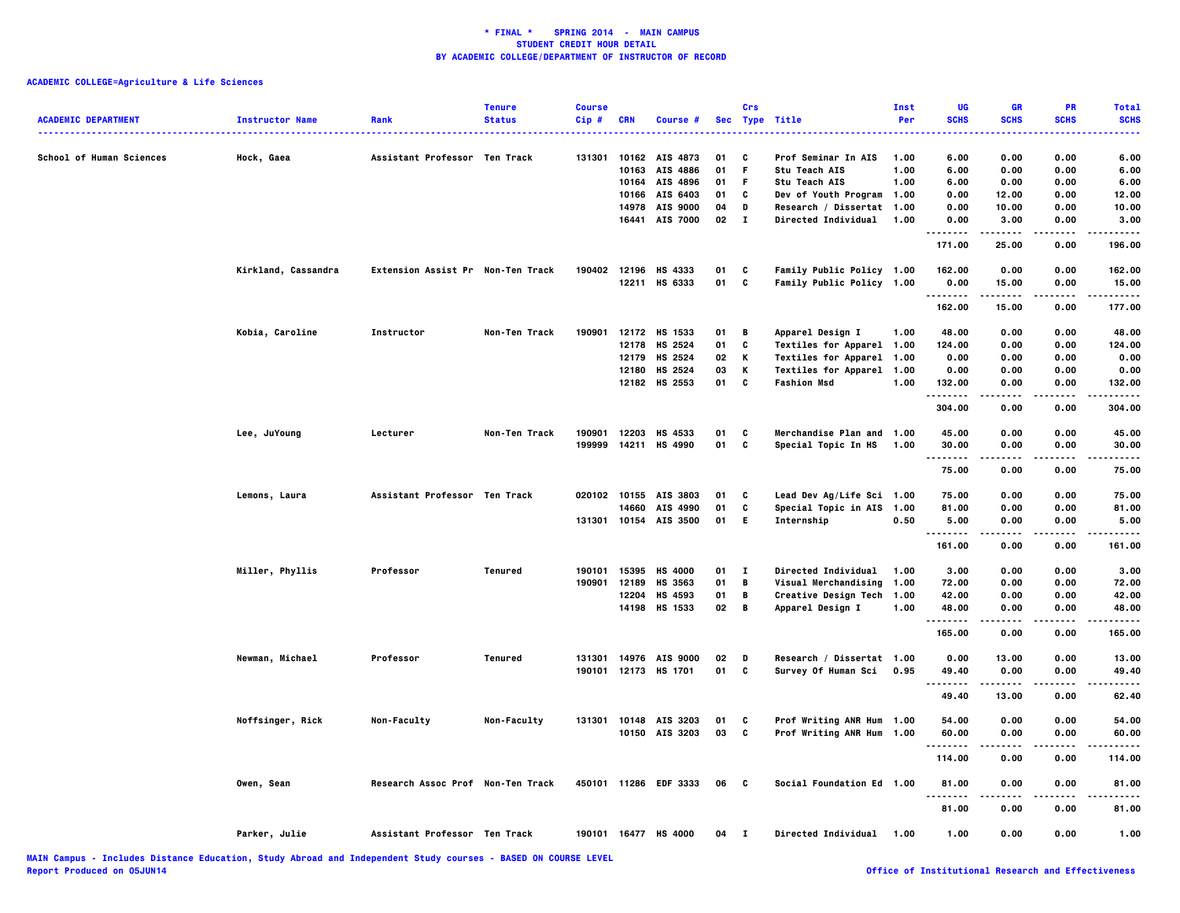# * FINAL * SPRING 2014 - MAIN CAMPUS
## STUDENT CREDIT HOUR DETAIL
## BY ACADEMIC COLLEGE/DEPARTMENT OF INSTRUCTOR OF RECORD

**ACADEMIC COLLEGE=Agriculture & Life Sciences**

| ACADEMIC DEPARTMENT | Instructor Name | Rank | Tenure Status | Course Cip # | CRN | Course # | Sec | Crs Type | Title | Inst Per | UG SCHS | GR SCHS | PR SCHS | Total SCHS |
|---|---|---|---|---|---|---|---|---|---|---|---|---|---|---|
| School of Human Sciences | Hock, Gaea | Assistant Professor | Ten Track | 131301 | 10162 | AIS 4873 | 01 | C | Prof Seminar In AIS | 1.00 | 6.00 | 0.00 | 0.00 | 6.00 |
| | | | | | 10163 | AIS 4886 | 01 | F | Stu Teach AIS | 1.00 | 6.00 | 0.00 | 0.00 | 6.00 |
| | | | | | 10164 | AIS 4896 | 01 | F | Stu Teach AIS | 1.00 | 6.00 | 0.00 | 0.00 | 6.00 |
| | | | | | 10166 | AIS 6403 | 01 | C | Dev of Youth Program | 1.00 | 0.00 | 12.00 | 0.00 | 12.00 |
| | | | | | 14978 | AIS 9000 | 04 | D | Research / Dissertat | 1.00 | 0.00 | 10.00 | 0.00 | 10.00 |
| | | | | | 16441 | AIS 7000 | 02 | I | Directed Individual | 1.00 | 0.00 | 3.00 | 0.00 | 3.00 |
| | | | | | | | | | | | 171.00 | 25.00 | 0.00 | 196.00 |
| | Kirkland, Cassandra | Extension Assist Pr | Non-Ten Track | 190402 | 12196 | HS 4333 | 01 | C | Family Public Policy | 1.00 | 162.00 | 0.00 | 0.00 | 162.00 |
| | | | | | 12211 | HS 6333 | 01 | C | Family Public Policy | 1.00 | 0.00 | 15.00 | 0.00 | 15.00 |
| | | | | | | | | | | | 162.00 | 15.00 | 0.00 | 177.00 |
| | Kobia, Caroline | Instructor | Non-Ten Track | 190901 | 12172 | HS 1533 | 01 | B | Apparel Design I | 1.00 | 48.00 | 0.00 | 0.00 | 48.00 |
| | | | | | 12178 | HS 2524 | 01 | C | Textiles for Apparel | 1.00 | 124.00 | 0.00 | 0.00 | 124.00 |
| | | | | | 12179 | HS 2524 | 02 | K | Textiles for Apparel | 1.00 | 0.00 | 0.00 | 0.00 | 0.00 |
| | | | | | 12180 | HS 2524 | 03 | K | Textiles for Apparel | 1.00 | 0.00 | 0.00 | 0.00 | 0.00 |
| | | | | | 12182 | HS 2553 | 01 | C | Fashion Msd | 1.00 | 132.00 | 0.00 | 0.00 | 132.00 |
| | | | | | | | | | | | 304.00 | 0.00 | 0.00 | 304.00 |
| | Lee, JuYoung | Lecturer | Non-Ten Track | 190901 | 12203 | HS 4533 | 01 | C | Merchandise Plan and | 1.00 | 45.00 | 0.00 | 0.00 | 45.00 |
| | | | | 199999 | 14211 | HS 4990 | 01 | C | Special Topic In HS | 1.00 | 30.00 | 0.00 | 0.00 | 30.00 |
| | | | | | | | | | | | 75.00 | 0.00 | 0.00 | 75.00 |
| | Lemons, Laura | Assistant Professor | Ten Track | 020102 | 10155 | AIS 3803 | 01 | C | Lead Dev Ag/Life Sci | 1.00 | 75.00 | 0.00 | 0.00 | 75.00 |
| | | | | | 14660 | AIS 4990 | 01 | C | Special Topic in AIS | 1.00 | 81.00 | 0.00 | 0.00 | 81.00 |
| | | | | 131301 | 10154 | AIS 3500 | 01 | E | Internship | 0.50 | 5.00 | 0.00 | 0.00 | 5.00 |
| | | | | | | | | | | | 161.00 | 0.00 | 0.00 | 161.00 |
| | Miller, Phyllis | Professor | Tenured | 190101 | 15395 | HS 4000 | 01 | I | Directed Individual | 1.00 | 3.00 | 0.00 | 0.00 | 3.00 |
| | | | | 190901 | 12189 | HS 3563 | 01 | B | Visual Merchandising | 1.00 | 72.00 | 0.00 | 0.00 | 72.00 |
| | | | | | 12204 | HS 4593 | 01 | B | Creative Design Tech | 1.00 | 42.00 | 0.00 | 0.00 | 42.00 |
| | | | | | 14198 | HS 1533 | 02 | B | Apparel Design I | 1.00 | 48.00 | 0.00 | 0.00 | 48.00 |
| | | | | | | | | | | | 165.00 | 0.00 | 0.00 | 165.00 |
| | Newman, Michael | Professor | Tenured | 131301 | 14976 | AIS 9000 | 02 | D | Research / Dissertat | 1.00 | 0.00 | 13.00 | 0.00 | 13.00 |
| | | | | 190101 | 12173 | HS 1701 | 01 | C | Survey Of Human Sci | 0.95 | 49.40 | 0.00 | 0.00 | 49.40 |
| | | | | | | | | | | | 49.40 | 13.00 | 0.00 | 62.40 |
| | Noffsinger, Rick | Non-Faculty | Non-Faculty | 131301 | 10148 | AIS 3203 | 01 | C | Prof Writing ANR Hum | 1.00 | 54.00 | 0.00 | 0.00 | 54.00 |
| | | | | | 10150 | AIS 3203 | 03 | C | Prof Writing ANR Hum | 1.00 | 60.00 | 0.00 | 0.00 | 60.00 |
| | | | | | | | | | | | 114.00 | 0.00 | 0.00 | 114.00 |
| | Owen, Sean | Research Assoc Prof | Non-Ten Track | 450101 | 11286 | EDF 3333 | 06 | C | Social Foundation Ed | 1.00 | 81.00 | 0.00 | 0.00 | 81.00 |
| | | | | | | | | | | | 81.00 | 0.00 | 0.00 | 81.00 |
| | Parker, Julie | Assistant Professor | Ten Track | 190101 | 16477 | HS 4000 | 04 | I | Directed Individual | 1.00 | 1.00 | 0.00 | 0.00 | 1.00 |

MAIN Campus - Includes Distance Education, Study Abroad and Independent Study courses - BASED ON COURSE LEVEL
Report Produced on 05JUN14

Office of Institutional Research and Effectiveness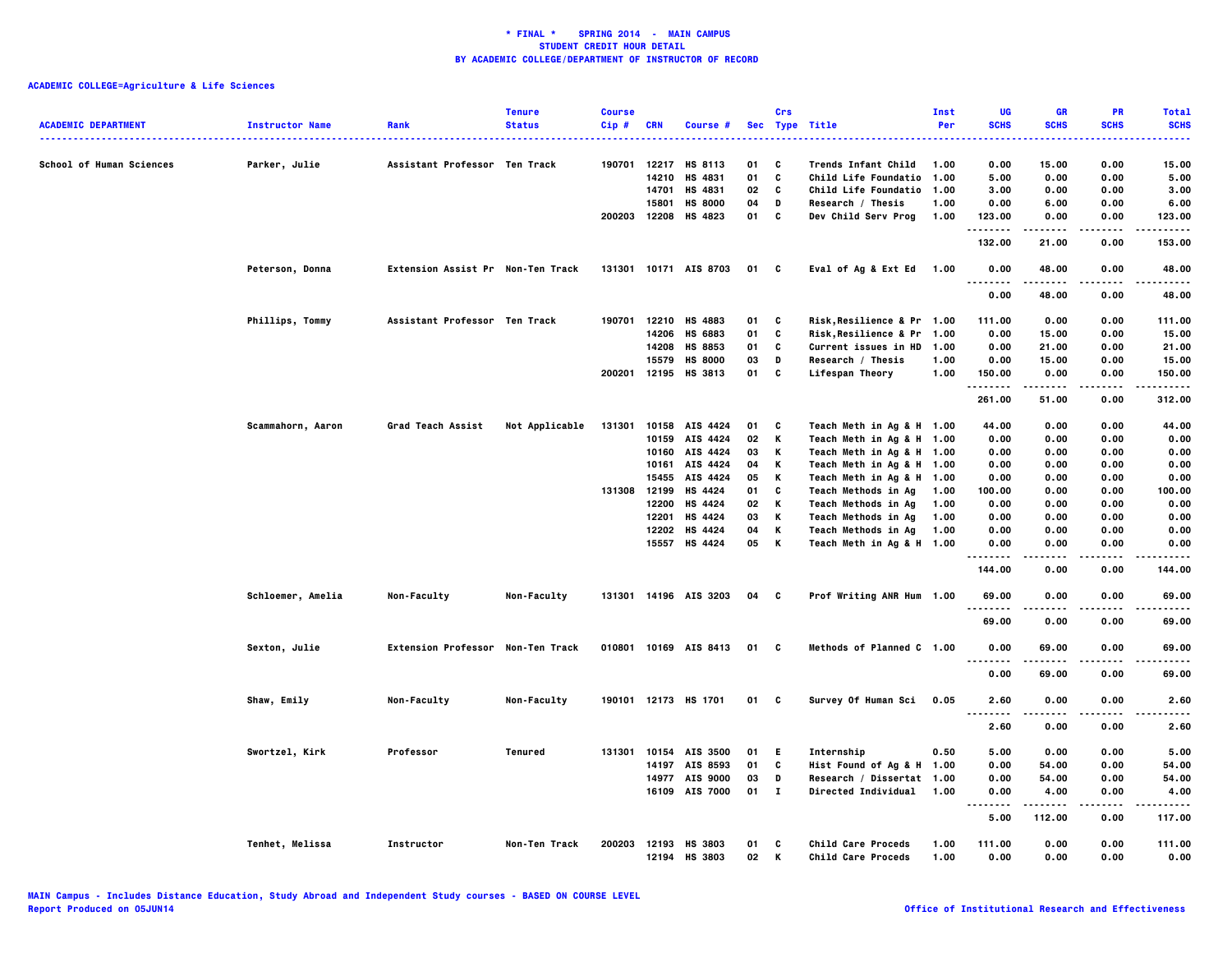**\* FINAL \* SPRING 2014 - MAIN CAMPUS**
**STUDENT CREDIT HOUR DETAIL**
**BY ACADEMIC COLLEGE/DEPARTMENT OF INSTRUCTOR OF RECORD**

**ACADEMIC COLLEGE=Agriculture & Life Sciences**

| ACADEMIC DEPARTMENT | Instructor Name | Rank | Tenure Status | Course Cip # | CRN | Course # | Sec | Crs Type | Title | Inst Per | UG SCHS | GR SCHS | PR SCHS | Total SCHS |
|---|---|---|---|---|---|---|---|---|---|---|---|---|---|---|
| School of Human Sciences | Parker, Julie | Assistant Professor | Ten Track | 190701 | 12217 | HS 8113 | 01 | C | Trends Infant Child | 1.00 | 0.00 | 15.00 | 0.00 | 15.00 |
| | | | | | 14210 | HS 4831 | 01 | C | Child Life Foundatio | 1.00 | 5.00 | 0.00 | 0.00 | 5.00 |
| | | | | | 14701 | HS 4831 | 02 | C | Child Life Foundatio | 1.00 | 3.00 | 0.00 | 0.00 | 3.00 |
| | | | | | 15801 | HS 8000 | 04 | D | Research / Thesis | 1.00 | 0.00 | 6.00 | 0.00 | 6.00 |
| | | | | 200203 | 12208 | HS 4823 | 01 | C | Dev Child Serv Prog | 1.00 | 123.00 | 0.00 | 0.00 | 123.00 |
| | | | | | | | | | | | 132.00 | 21.00 | 0.00 | 153.00 |
| | Peterson, Donna | Extension Assist Pr | Non-Ten Track | 131301 | 10171 | AIS 8703 | 01 | C | Eval of Ag & Ext Ed | 1.00 | 0.00 | 48.00 | 0.00 | 48.00 |
| | | | | | | | | | | | 0.00 | 48.00 | 0.00 | 48.00 |
| | Phillips, Tommy | Assistant Professor | Ten Track | 190701 | 12210 | HS 4883 | 01 | C | Risk,Resilience & Pr | 1.00 | 111.00 | 0.00 | 0.00 | 111.00 |
| | | | | | 14206 | HS 6883 | 01 | C | Risk,Resilience & Pr | 1.00 | 0.00 | 15.00 | 0.00 | 15.00 |
| | | | | | 14208 | HS 8853 | 01 | C | Current issues in HD | 1.00 | 0.00 | 21.00 | 0.00 | 21.00 |
| | | | | | 15579 | HS 8000 | 03 | D | Research / Thesis | 1.00 | 0.00 | 15.00 | 0.00 | 15.00 |
| | | | | 200201 | 12195 | HS 3813 | 01 | C | Lifespan Theory | 1.00 | 150.00 | 0.00 | 0.00 | 150.00 |
| | | | | | | | | | | | 261.00 | 51.00 | 0.00 | 312.00 |
| | Scammahorn, Aaron | Grad Teach Assist | Not Applicable | 131301 | 10158 | AIS 4424 | 01 | C | Teach Meth in Ag & H | 1.00 | 44.00 | 0.00 | 0.00 | 44.00 |
| | | | | | 10159 | AIS 4424 | 02 | K | Teach Meth in Ag & H | 1.00 | 0.00 | 0.00 | 0.00 | 0.00 |
| | | | | | 10160 | AIS 4424 | 03 | K | Teach Meth in Ag & H | 1.00 | 0.00 | 0.00 | 0.00 | 0.00 |
| | | | | | 10161 | AIS 4424 | 04 | K | Teach Meth in Ag & H | 1.00 | 0.00 | 0.00 | 0.00 | 0.00 |
| | | | | | 15455 | AIS 4424 | 05 | K | Teach Meth in Ag & H | 1.00 | 0.00 | 0.00 | 0.00 | 0.00 |
| | | | | 131308 | 12199 | HS 4424 | 01 | C | Teach Methods in Ag | 1.00 | 100.00 | 0.00 | 0.00 | 100.00 |
| | | | | | 12200 | HS 4424 | 02 | K | Teach Methods in Ag | 1.00 | 0.00 | 0.00 | 0.00 | 0.00 |
| | | | | | 12201 | HS 4424 | 03 | K | Teach Methods in Ag | 1.00 | 0.00 | 0.00 | 0.00 | 0.00 |
| | | | | | 12202 | HS 4424 | 04 | K | Teach Methods in Ag | 1.00 | 0.00 | 0.00 | 0.00 | 0.00 |
| | | | | | 15557 | HS 4424 | 05 | K | Teach Meth in Ag & H | 1.00 | 0.00 | 0.00 | 0.00 | 0.00 |
| | | | | | | | | | | | 144.00 | 0.00 | 0.00 | 144.00 |
| | Schloemer, Amelia | Non-Faculty | Non-Faculty | 131301 | 14196 | AIS 3203 | 04 | C | Prof Writing ANR Hum | 1.00 | 69.00 | 0.00 | 0.00 | 69.00 |
| | | | | | | | | | | | 69.00 | 0.00 | 0.00 | 69.00 |
| | Sexton, Julie | Extension Professor | Non-Ten Track | 010801 | 10169 | AIS 8413 | 01 | C | Methods of Planned C | 1.00 | 0.00 | 69.00 | 0.00 | 69.00 |
| | | | | | | | | | | | 0.00 | 69.00 | 0.00 | 69.00 |
| | Shaw, Emily | Non-Faculty | Non-Faculty | 190101 | 12173 | HS 1701 | 01 | C | Survey Of Human Sci | 0.05 | 2.60 | 0.00 | 0.00 | 2.60 |
| | | | | | | | | | | | 2.60 | 0.00 | 0.00 | 2.60 |
| | Swortzel, Kirk | Professor | Tenured | 131301 | 10154 | AIS 3500 | 01 | E | Internship | 0.50 | 5.00 | 0.00 | 0.00 | 5.00 |
| | | | | | 14197 | AIS 8593 | 01 | C | Hist Found of Ag & H | 1.00 | 0.00 | 54.00 | 0.00 | 54.00 |
| | | | | | 14977 | AIS 9000 | 03 | D | Research / Dissertat | 1.00 | 0.00 | 54.00 | 0.00 | 54.00 |
| | | | | | 16109 | AIS 7000 | 01 | I | Directed Individual | 1.00 | 0.00 | 4.00 | 0.00 | 4.00 |
| | | | | | | | | | | | 5.00 | 112.00 | 0.00 | 117.00 |
| | Tenhet, Melissa | Instructor | Non-Ten Track | 200203 | 12193 | HS 3803 | 01 | C | Child Care Proceds | 1.00 | 111.00 | 0.00 | 0.00 | 111.00 |
| | | | | | 12194 | HS 3803 | 02 | K | Child Care Proceds | 1.00 | 0.00 | 0.00 | 0.00 | 0.00 |

MAIN Campus - Includes Distance Education, Study Abroad and Independent Study courses - BASED ON COURSE LEVEL
Report Produced on 05JUN14

Office of Institutional Research and Effectiveness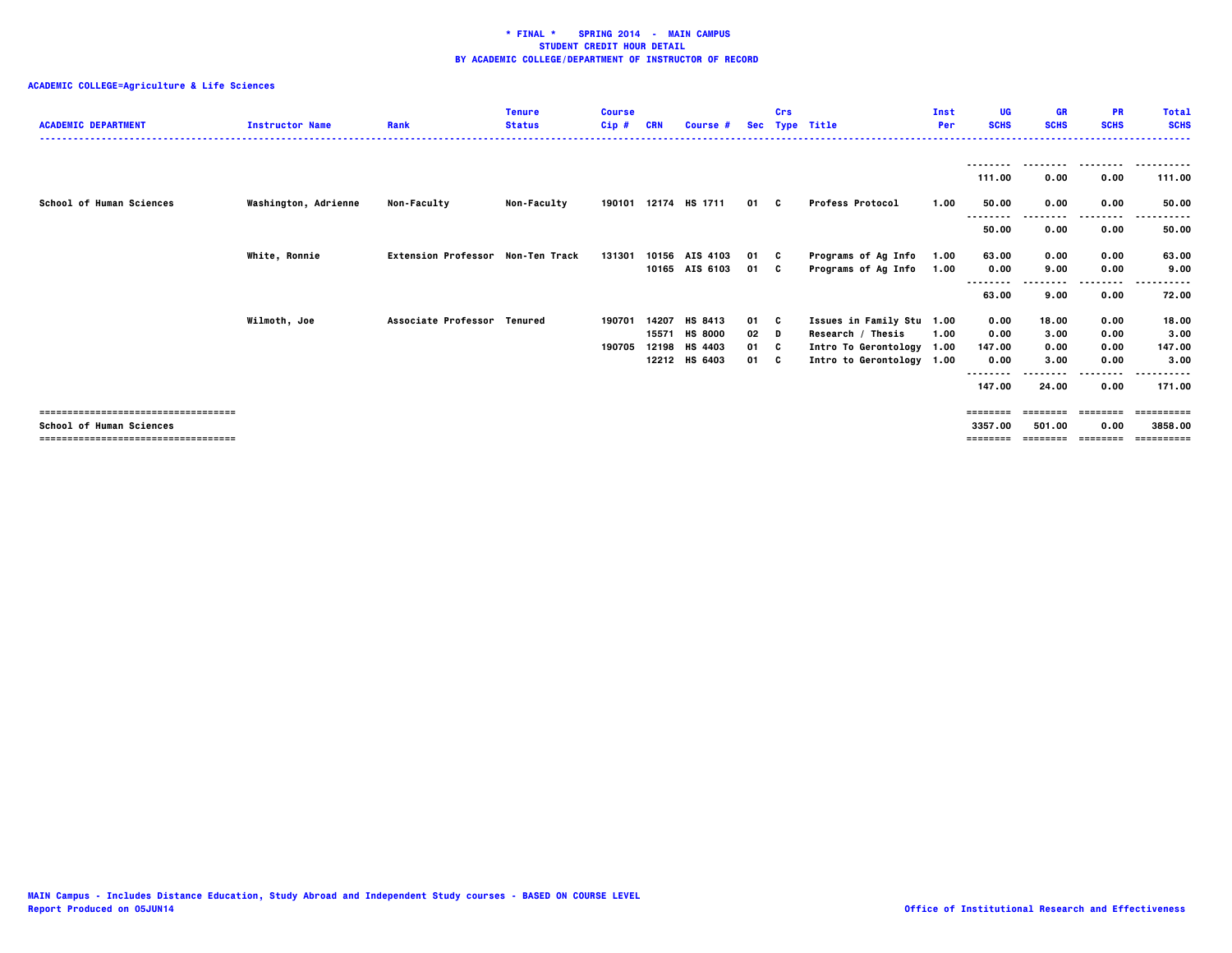**\* FINAL \*    SPRING 2014  -  MAIN CAMPUS**
**STUDENT CREDIT HOUR DETAIL**
**BY ACADEMIC COLLEGE/DEPARTMENT OF INSTRUCTOR OF RECORD**

**ACADEMIC COLLEGE=Agriculture & Life Sciences**

| ACADEMIC DEPARTMENT | Instructor Name | Rank | Tenure Status | Course Cip # | CRN | Course # | Sec | Crs Type | Title | Inst Per | UG SCHS | GR SCHS | PR SCHS | Total SCHS |
|---|---|---|---|---|---|---|---|---|---|---|---|---|---|---|
| | | | | | | | | | | | 111.00 | 0.00 | 0.00 | 111.00 |
| School of Human Sciences | Washington, Adrienne | Non-Faculty | Non-Faculty | 190101 | 12174 | HS 1711 | 01 | C | Profess Protocol | 1.00 | 50.00 | 0.00 | 0.00 | 50.00 |
| | | | | | | | | | | | 50.00 | 0.00 | 0.00 | 50.00 |
| | White, Ronnie | Extension Professor | Non-Ten Track | 131301 | 10156 | AIS 4103 | 01 | C | Programs of Ag Info | 1.00 | 63.00 | 0.00 | 0.00 | 63.00 |
| | | | | | 10165 | AIS 6103 | 01 | C | Programs of Ag Info | 1.00 | 0.00 | 9.00 | 0.00 | 9.00 |
| | | | | | | | | | | | 63.00 | 9.00 | 0.00 | 72.00 |
| | Wilmoth, Joe | Associate Professor | Tenured | 190701 | 14207 | HS 8413 | 01 | C | Issues in Family Stu | 1.00 | 0.00 | 18.00 | 0.00 | 18.00 |
| | | | | | 15571 | HS 8000 | 02 | D | Research / Thesis | 1.00 | 0.00 | 3.00 | 0.00 | 3.00 |
| | | | | 190705 | 12198 | HS 4403 | 01 | C | Intro To Gerontology | 1.00 | 147.00 | 0.00 | 0.00 | 147.00 |
| | | | | | 12212 | HS 6403 | 01 | C | Intro to Gerontology | 1.00 | 0.00 | 3.00 | 0.00 | 3.00 |
| | | | | | | | | | | | 147.00 | 24.00 | 0.00 | 171.00 |
| School of Human Sciences | | | | | | | | | | | 3357.00 | 501.00 | 0.00 | 3858.00 |

MAIN Campus - Includes Distance Education, Study Abroad and Independent Study courses - BASED ON COURSE LEVEL
Report Produced on 05JUN14

Office of Institutional Research and Effectiveness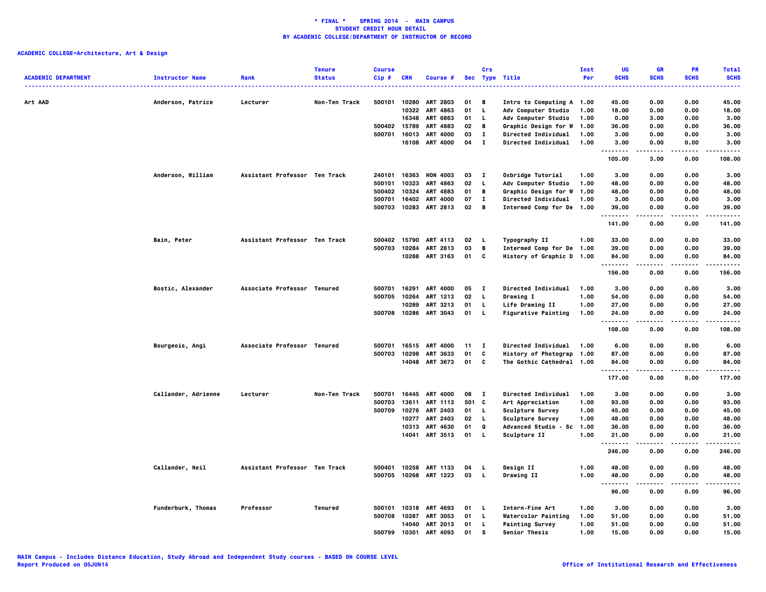**\* FINAL \* SPRING 2014 - MAIN CAMPUS**
**STUDENT CREDIT HOUR DETAIL**
**BY ACADEMIC COLLEGE/DEPARTMENT OF INSTRUCTOR OF RECORD**

**ACADEMIC COLLEGE=Architecture, Art & Design**

| ACADEMIC DEPARTMENT | Instructor Name | Rank | Tenure Status | Course Cip # | CRN | Course # | Sec | Crs Type | Title | Inst Per | UG SCHS | GR SCHS | PR SCHS | Total SCHS |
|---|---|---|---|---|---|---|---|---|---|---|---|---|---|---|
| Art AAD | Anderson, Patrice | Lecturer | Non-Ten Track | 500101 | 10280 | ART 2803 | 01 | B | Intro to Computing A | 1.00 | 45.00 | 0.00 | 0.00 | 45.00 |
| | | | | | 10322 | ART 4863 | 01 | L | Adv Computer Studio | 1.00 | 18.00 | 0.00 | 0.00 | 18.00 |
| | | | | | 16348 | ART 6863 | 01 | L | Adv Computer Studio | 1.00 | 0.00 | 3.00 | 0.00 | 3.00 |
| | | | | 500402 | 15789 | ART 4883 | 02 | B | Graphic Design for W | 1.00 | 36.00 | 0.00 | 0.00 | 36.00 |
| | | | | 500701 | 16013 | ART 4000 | 03 | I | Directed Individual | 1.00 | 3.00 | 0.00 | 0.00 | 3.00 |
| | | | | | 16108 | ART 4000 | 04 | I | Directed Individual | 1.00 | 3.00 | 0.00 | 0.00 | 3.00 |
| | | | | | | | | | | | 105.00 | 3.00 | 0.00 | 108.00 |
| | Anderson, William | Assistant Professor | Ten Track | 240101 | 16363 | HON 4003 | 03 | I | Oxbridge Tutorial | 1.00 | 3.00 | 0.00 | 0.00 | 3.00 |
| | | | | 500101 | 10323 | ART 4863 | 02 | L | Adv Computer Studio | 1.00 | 48.00 | 0.00 | 0.00 | 48.00 |
| | | | | 500402 | 10324 | ART 4883 | 01 | B | Graphic Design for W | 1.00 | 48.00 | 0.00 | 0.00 | 48.00 |
| | | | | 500701 | 16402 | ART 4000 | 07 | I | Directed Individual | 1.00 | 3.00 | 0.00 | 0.00 | 3.00 |
| | | | | 500703 | 10283 | ART 2813 | 02 | B | Intermed Comp for De | 1.00 | 39.00 | 0.00 | 0.00 | 39.00 |
| | | | | | | | | | | | 141.00 | 0.00 | 0.00 | 141.00 |
| | Bain, Peter | Assistant Professor | Ten Track | 500402 | 15790 | ART 4113 | 02 | L | Typography II | 1.00 | 33.00 | 0.00 | 0.00 | 33.00 |
| | | | | 500703 | 10284 | ART 2813 | 03 | B | Intermed Comp for De | 1.00 | 39.00 | 0.00 | 0.00 | 39.00 |
| | | | | | 10288 | ART 3163 | 01 | C | History of Graphic D | 1.00 | 84.00 | 0.00 | 0.00 | 84.00 |
| | | | | | | | | | | | 156.00 | 0.00 | 0.00 | 156.00 |
| | Bostic, Alexander | Associate Professor | Tenured | 500701 | 16291 | ART 4000 | 05 | I | Directed Individual | 1.00 | 3.00 | 0.00 | 0.00 | 3.00 |
| | | | | 500705 | 10264 | ART 1213 | 02 | L | Drawing I | 1.00 | 54.00 | 0.00 | 0.00 | 54.00 |
| | | | | | 10289 | ART 3213 | 01 | L | Life Drawing II | 1.00 | 27.00 | 0.00 | 0.00 | 27.00 |
| | | | | 500708 | 10286 | ART 3043 | 01 | L | Figurative Painting | 1.00 | 24.00 | 0.00 | 0.00 | 24.00 |
| | | | | | | | | | | | 108.00 | 0.00 | 0.00 | 108.00 |
| | Bourgeois, Angi | Associate Professor | Tenured | 500701 | 16515 | ART 4000 | 11 | I | Directed Individual | 1.00 | 6.00 | 0.00 | 0.00 | 6.00 |
| | | | | 500703 | 10298 | ART 3633 | 01 | C | History of Photograp | 1.00 | 87.00 | 0.00 | 0.00 | 87.00 |
| | | | | | 14048 | ART 3673 | 01 | C | The Gothic Cathedral | 1.00 | 84.00 | 0.00 | 0.00 | 84.00 |
| | | | | | | | | | | | 177.00 | 0.00 | 0.00 | 177.00 |
| | Callander, Adrienne | Lecturer | Non-Ten Track | 500701 | 16445 | ART 4000 | 08 | I | Directed Individual | 1.00 | 3.00 | 0.00 | 0.00 | 3.00 |
| | | | | 500703 | 13611 | ART 1113 | 501 | C | Art Appreciation | 1.00 | 93.00 | 0.00 | 0.00 | 93.00 |
| | | | | 500709 | 10276 | ART 2403 | 01 | L | Sculpture Survey | 1.00 | 45.00 | 0.00 | 0.00 | 45.00 |
| | | | | | 10277 | ART 2403 | 02 | L | Sculpture Survey | 1.00 | 48.00 | 0.00 | 0.00 | 48.00 |
| | | | | | 10313 | ART 4630 | 01 | Q | Advanced Studio - Sc | 1.00 | 36.00 | 0.00 | 0.00 | 36.00 |
| | | | | | 14041 | ART 3513 | 01 | L | Sculpture II | 1.00 | 21.00 | 0.00 | 0.00 | 21.00 |
| | | | | | | | | | | | 246.00 | 0.00 | 0.00 | 246.00 |
| | Callander, Neil | Assistant Professor | Ten Track | 500401 | 10258 | ART 1133 | 04 | L | Design II | 1.00 | 48.00 | 0.00 | 0.00 | 48.00 |
| | | | | 500705 | 10268 | ART 1223 | 03 | L | Drawing II | 1.00 | 48.00 | 0.00 | 0.00 | 48.00 |
| | | | | | | | | | | | 96.00 | 0.00 | 0.00 | 96.00 |
| | Funderburk, Thomas | Professor | Tenured | 500101 | 10318 | ART 4693 | 01 | L | Intern-Fine Art | 1.00 | 3.00 | 0.00 | 0.00 | 3.00 |
| | | | | 500708 | 10287 | ART 3053 | 01 | L | Watercolor Painting | 1.00 | 51.00 | 0.00 | 0.00 | 51.00 |
| | | | | | 14040 | ART 2013 | 01 | L | Painting Survey | 1.00 | 51.00 | 0.00 | 0.00 | 51.00 |
| | | | | 500799 | 10301 | ART 4093 | 01 | S | Senior Thesis | 1.00 | 15.00 | 0.00 | 0.00 | 15.00 |

MAIN Campus - Includes Distance Education, Study Abroad and Independent Study courses - BASED ON COURSE LEVEL
Report Produced on 05JUN14 — Office of Institutional Research and Effectiveness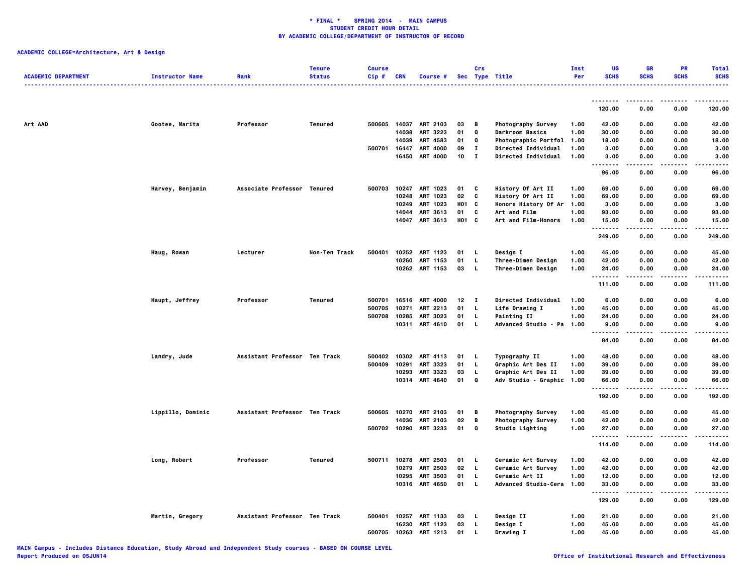**\* FINAL \* SPRING 2014 - MAIN CAMPUS**
**STUDENT CREDIT HOUR DETAIL**
**BY ACADEMIC COLLEGE/DEPARTMENT OF INSTRUCTOR OF RECORD**

**ACADEMIC COLLEGE=Architecture, Art & Design**

| ACADEMIC DEPARTMENT | Instructor Name | Rank | Tenure Status | Course Cip # | CRN | Course # | Sec | Crs Type | Title | Inst Per | UG SCHS | GR SCHS | PR SCHS | Total SCHS |
|---|---|---|---|---|---|---|---|---|---|---|---|---|---|---|
| | | | | | | | | | | | 120.00 | 0.00 | 0.00 | 120.00 |
| Art AAD | Gootee, Marita | Professor | Tenured | 500605 | 14037 | ART 2103 | 03 | B | Photography Survey | 1.00 | 42.00 | 0.00 | 0.00 | 42.00 |
| | | | | | 14038 | ART 3223 | 01 | Q | Darkroom Basics | 1.00 | 30.00 | 0.00 | 0.00 | 30.00 |
| | | | | | 14039 | ART 4583 | 01 | Q | Photographic Portfol | 1.00 | 18.00 | 0.00 | 0.00 | 18.00 |
| | | | | 500701 | 16447 | ART 4000 | 09 | I | Directed Individual | 1.00 | 3.00 | 0.00 | 0.00 | 3.00 |
| | | | | | 16450 | ART 4000 | 10 | I | Directed Individual | 1.00 | 3.00 | 0.00 | 0.00 | 3.00 |
| | | | | | | | | | | | 96.00 | 0.00 | 0.00 | 96.00 |
| | Harvey, Benjamin | Associate Professor | Tenured | 500703 | 10247 | ART 1023 | 01 | C | History Of Art II | 1.00 | 69.00 | 0.00 | 0.00 | 69.00 |
| | | | | | 10248 | ART 1023 | 02 | C | History Of Art II | 1.00 | 69.00 | 0.00 | 0.00 | 69.00 |
| | | | | | 10249 | ART 1023 | H01 | C | Honors History Of Ar | 1.00 | 3.00 | 0.00 | 0.00 | 3.00 |
| | | | | | 14044 | ART 3613 | 01 | C | Art and Film | 1.00 | 93.00 | 0.00 | 0.00 | 93.00 |
| | | | | | 14047 | ART 3613 | H01 | C | Art and Film-Honors | 1.00 | 15.00 | 0.00 | 0.00 | 15.00 |
| | | | | | | | | | | | 249.00 | 0.00 | 0.00 | 249.00 |
| | Haug, Rowan | Lecturer | Non-Ten Track | 500401 | 10252 | ART 1123 | 01 | L | Design I | 1.00 | 45.00 | 0.00 | 0.00 | 45.00 |
| | | | | | 10260 | ART 1153 | 01 | L | Three-Dimen Design | 1.00 | 42.00 | 0.00 | 0.00 | 42.00 |
| | | | | | 10262 | ART 1153 | 03 | L | Three-Dimen Design | 1.00 | 24.00 | 0.00 | 0.00 | 24.00 |
| | | | | | | | | | | | 111.00 | 0.00 | 0.00 | 111.00 |
| | Haupt, Jeffrey | Professor | Tenured | 500701 | 16516 | ART 4000 | 12 | I | Directed Individual | 1.00 | 6.00 | 0.00 | 0.00 | 6.00 |
| | | | | 500705 | 10271 | ART 2213 | 01 | L | Life Drawing I | 1.00 | 45.00 | 0.00 | 0.00 | 45.00 |
| | | | | 500708 | 10285 | ART 3023 | 01 | L | Painting II | 1.00 | 24.00 | 0.00 | 0.00 | 24.00 |
| | | | | | 10311 | ART 4610 | 01 | L | Advanced Studio - Pa | 1.00 | 9.00 | 0.00 | 0.00 | 9.00 |
| | | | | | | | | | | | 84.00 | 0.00 | 0.00 | 84.00 |
| | Landry, Jude | Assistant Professor | Ten Track | 500402 | 10302 | ART 4113 | 01 | L | Typography II | 1.00 | 48.00 | 0.00 | 0.00 | 48.00 |
| | | | | 500409 | 10291 | ART 3323 | 01 | L | Graphic Art Des II | 1.00 | 39.00 | 0.00 | 0.00 | 39.00 |
| | | | | | 10293 | ART 3323 | 03 | L | Graphic Art Des II | 1.00 | 39.00 | 0.00 | 0.00 | 39.00 |
| | | | | | 10314 | ART 4640 | 01 | Q | Adv Studio - Graphic | 1.00 | 66.00 | 0.00 | 0.00 | 66.00 |
| | | | | | | | | | | | 192.00 | 0.00 | 0.00 | 192.00 |
| | Lippillo, Dominic | Assistant Professor | Ten Track | 500605 | 10270 | ART 2103 | 01 | B | Photography Survey | 1.00 | 45.00 | 0.00 | 0.00 | 45.00 |
| | | | | | 14036 | ART 2103 | 02 | B | Photography Survey | 1.00 | 42.00 | 0.00 | 0.00 | 42.00 |
| | | | | 500702 | 10290 | ART 3233 | 01 | Q | Studio Lighting | 1.00 | 27.00 | 0.00 | 0.00 | 27.00 |
| | | | | | | | | | | | 114.00 | 0.00 | 0.00 | 114.00 |
| | Long, Robert | Professor | Tenured | 500711 | 10278 | ART 2503 | 01 | L | Ceramic Art Survey | 1.00 | 42.00 | 0.00 | 0.00 | 42.00 |
| | | | | | 10279 | ART 2503 | 02 | L | Ceramic Art Survey | 1.00 | 42.00 | 0.00 | 0.00 | 42.00 |
| | | | | | 10295 | ART 3503 | 01 | L | Ceramic Art II | 1.00 | 12.00 | 0.00 | 0.00 | 12.00 |
| | | | | | 10316 | ART 4650 | 01 | L | Advanced Studio-Cera | 1.00 | 33.00 | 0.00 | 0.00 | 33.00 |
| | | | | | | | | | | | 129.00 | 0.00 | 0.00 | 129.00 |
| | Martin, Gregory | Assistant Professor | Ten Track | 500401 | 10257 | ART 1133 | 03 | L | Design II | 1.00 | 21.00 | 0.00 | 0.00 | 21.00 |
| | | | | | 16230 | ART 1123 | 03 | L | Design I | 1.00 | 45.00 | 0.00 | 0.00 | 45.00 |
| | | | | 500705 | 10263 | ART 1213 | 01 | L | Drawing I | 1.00 | 45.00 | 0.00 | 0.00 | 45.00 |

MAIN Campus - Includes Distance Education, Study Abroad and Independent Study courses - BASED ON COURSE LEVEL
Report Produced on 05JUN14
Office of Institutional Research and Effectiveness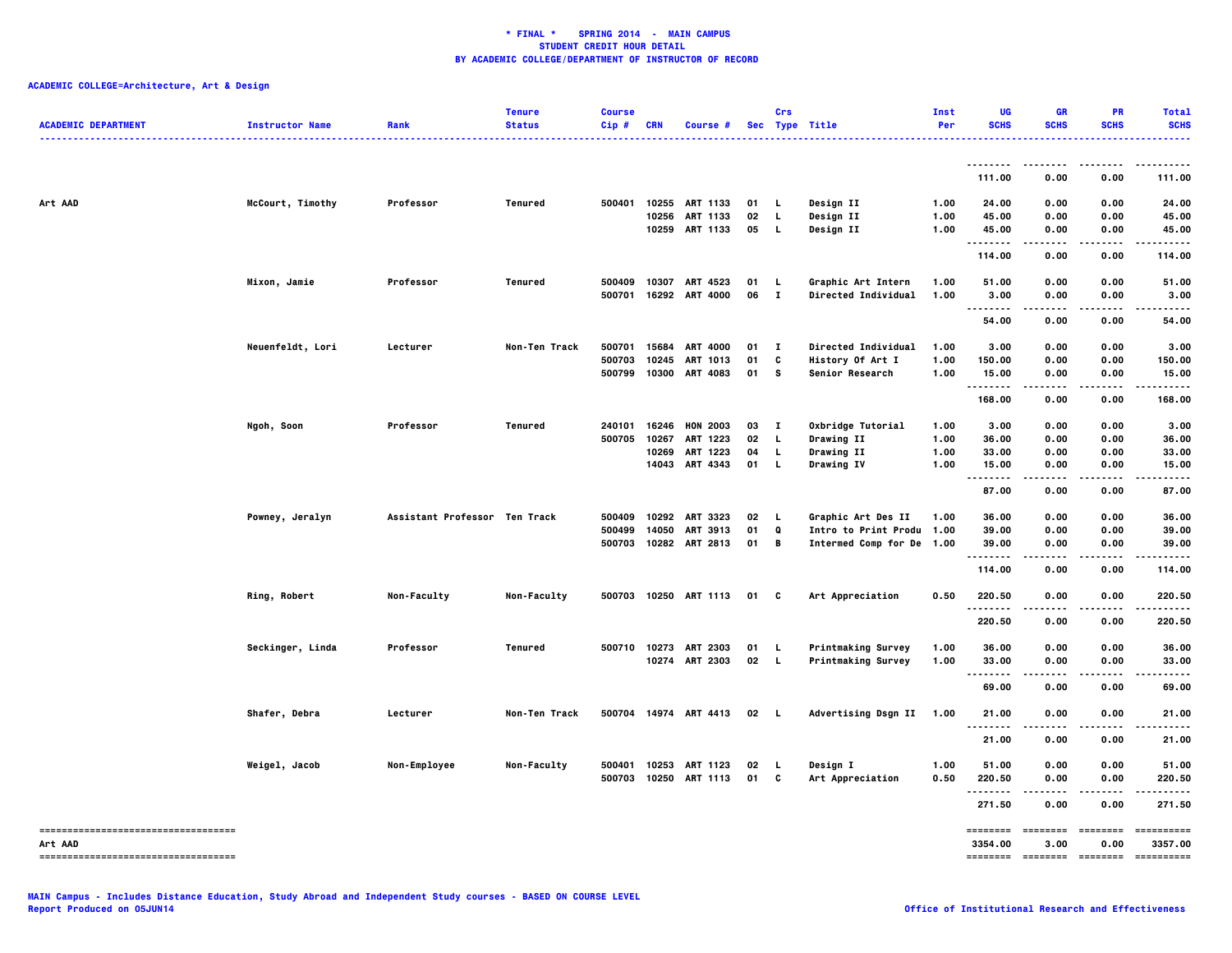**\* FINAL \*    SPRING 2014  -  MAIN CAMPUS**
**STUDENT CREDIT HOUR DETAIL**
**BY ACADEMIC COLLEGE/DEPARTMENT OF INSTRUCTOR OF RECORD**

**ACADEMIC COLLEGE=Architecture, Art & Design**

| ACADEMIC DEPARTMENT | Instructor Name | Rank | Tenure Status | Course Cip # | CRN | Course # | Sec | Crs Type | Title | Inst Per | UG SCHS | GR SCHS | PR SCHS | Total SCHS |
|---|---|---|---|---|---|---|---|---|---|---|---|---|---|---|
| | | | | | | | | | | | 111.00 | 0.00 | 0.00 | 111.00 |
| Art AAD | McCourt, Timothy | Professor | Tenured | 500401 | 10255 | ART 1133 | 01 | L | Design II | 1.00 | 24.00 | 0.00 | 0.00 | 24.00 |
| | | | | | 10256 | ART 1133 | 02 | L | Design II | 1.00 | 45.00 | 0.00 | 0.00 | 45.00 |
| | | | | | 10259 | ART 1133 | 05 | L | Design II | 1.00 | 45.00 | 0.00 | 0.00 | 45.00 |
| | | | | | | | | | | | 114.00 | 0.00 | 0.00 | 114.00 |
| | Mixon, Jamie | Professor | Tenured | 500409 | 10307 | ART 4523 | 01 | L | Graphic Art Intern | 1.00 | 51.00 | 0.00 | 0.00 | 51.00 |
| | | | | 500701 | 16292 | ART 4000 | 06 | I | Directed Individual | 1.00 | 3.00 | 0.00 | 0.00 | 3.00 |
| | | | | | | | | | | | 54.00 | 0.00 | 0.00 | 54.00 |
| | Neuenfeldt, Lori | Lecturer | Non-Ten Track | 500701 | 15684 | ART 4000 | 01 | I | Directed Individual | 1.00 | 3.00 | 0.00 | 0.00 | 3.00 |
| | | | | 500703 | 10245 | ART 1013 | 01 | C | History Of Art I | 1.00 | 150.00 | 0.00 | 0.00 | 150.00 |
| | | | | 500799 | 10300 | ART 4083 | 01 | S | Senior Research | 1.00 | 15.00 | 0.00 | 0.00 | 15.00 |
| | | | | | | | | | | | 168.00 | 0.00 | 0.00 | 168.00 |
| | Ngoh, Soon | Professor | Tenured | 240101 | 16246 | HON 2003 | 03 | I | Oxbridge Tutorial | 1.00 | 3.00 | 0.00 | 0.00 | 3.00 |
| | | | | 500705 | 10267 | ART 1223 | 02 | L | Drawing II | 1.00 | 36.00 | 0.00 | 0.00 | 36.00 |
| | | | | | 10269 | ART 1223 | 04 | L | Drawing II | 1.00 | 33.00 | 0.00 | 0.00 | 33.00 |
| | | | | | 14043 | ART 4343 | 01 | L | Drawing IV | 1.00 | 15.00 | 0.00 | 0.00 | 15.00 |
| | | | | | | | | | | | 87.00 | 0.00 | 0.00 | 87.00 |
| | Powney, Jeralyn | Assistant Professor | Ten Track | 500409 | 10292 | ART 3323 | 02 | L | Graphic Art Des II | 1.00 | 36.00 | 0.00 | 0.00 | 36.00 |
| | | | | 500499 | 14050 | ART 3913 | 01 | Q | Intro to Print Produ | 1.00 | 39.00 | 0.00 | 0.00 | 39.00 |
| | | | | 500703 | 10282 | ART 2813 | 01 | B | Intermed Comp for De | 1.00 | 39.00 | 0.00 | 0.00 | 39.00 |
| | | | | | | | | | | | 114.00 | 0.00 | 0.00 | 114.00 |
| | Ring, Robert | Non-Faculty | Non-Faculty | 500703 | 10250 | ART 1113 | 01 | C | Art Appreciation | 0.50 | 220.50 | 0.00 | 0.00 | 220.50 |
| | | | | | | | | | | | 220.50 | 0.00 | 0.00 | 220.50 |
| | Seckinger, Linda | Professor | Tenured | 500710 | 10273 | ART 2303 | 01 | L | Printmaking Survey | 1.00 | 36.00 | 0.00 | 0.00 | 36.00 |
| | | | | | 10274 | ART 2303 | 02 | L | Printmaking Survey | 1.00 | 33.00 | 0.00 | 0.00 | 33.00 |
| | | | | | | | | | | | 69.00 | 0.00 | 0.00 | 69.00 |
| | Shafer, Debra | Lecturer | Non-Ten Track | 500704 | 14974 | ART 4413 | 02 | L | Advertising Dsgn II | 1.00 | 21.00 | 0.00 | 0.00 | 21.00 |
| | | | | | | | | | | | 21.00 | 0.00 | 0.00 | 21.00 |
| | Weigel, Jacob | Non-Employee | Non-Faculty | 500401 | 10253 | ART 1123 | 02 | L | Design I | 1.00 | 51.00 | 0.00 | 0.00 | 51.00 |
| | | | | 500703 | 10250 | ART 1113 | 01 | C | Art Appreciation | 0.50 | 220.50 | 0.00 | 0.00 | 220.50 |
| | | | | | | | | | | | 271.50 | 0.00 | 0.00 | 271.50 |
| Art AAD | | | | | | | | | | | 3354.00 | 3.00 | 0.00 | 3357.00 |

MAIN Campus - Includes Distance Education, Study Abroad and Independent Study courses - BASED ON COURSE LEVEL
Report Produced on 05JUN14

Office of Institutional Research and Effectiveness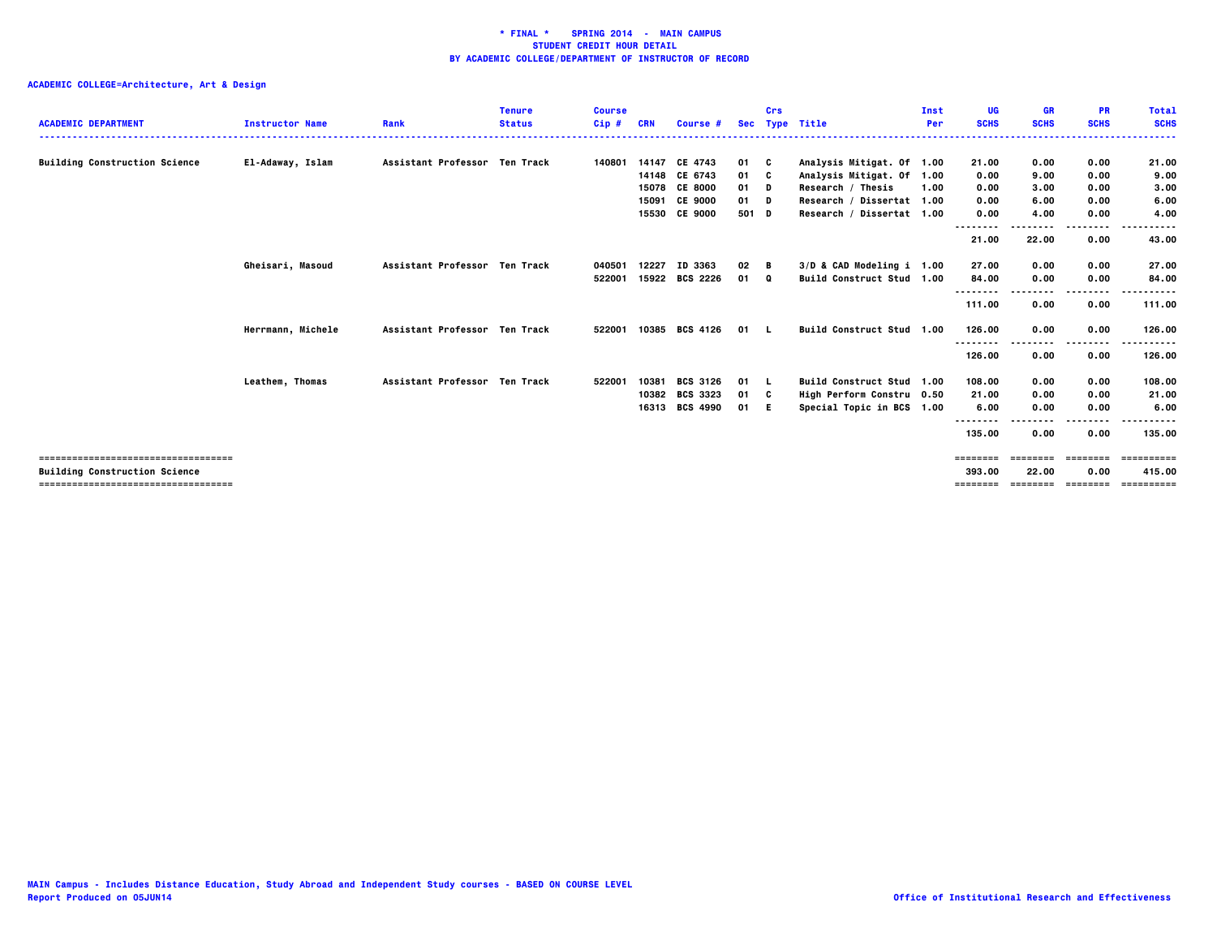**\* FINAL \* SPRING 2014 - MAIN CAMPUS**
**STUDENT CREDIT HOUR DETAIL**
**BY ACADEMIC COLLEGE/DEPARTMENT OF INSTRUCTOR OF RECORD**

**ACADEMIC COLLEGE=Architecture, Art & Design**

| ACADEMIC DEPARTMENT | Instructor Name | Rank | Tenure Status | Course Cip # | CRN | Course # | Sec | Crs Type | Title | Inst Per | UG SCHS | GR SCHS | PR SCHS | Total SCHS |
|---|---|---|---|---|---|---|---|---|---|---|---|---|---|---|
| Building Construction Science | El-Adaway, Islam | Assistant Professor | Ten Track | 140801 | 14147 | CE 4743 | 01 | C | Analysis Mitigat. Of | 1.00 | 21.00 | 0.00 | 0.00 | 21.00 |
| | | | | | 14148 | CE 6743 | 01 | C | Analysis Mitigat. Of | 1.00 | 0.00 | 9.00 | 0.00 | 9.00 |
| | | | | | 15078 | CE 8000 | 01 | D | Research / Thesis | 1.00 | 0.00 | 3.00 | 0.00 | 3.00 |
| | | | | | 15091 | CE 9000 | 01 | D | Research / Dissertat | 1.00 | 0.00 | 6.00 | 0.00 | 6.00 |
| | | | | | 15530 | CE 9000 | 501 | D | Research / Dissertat | 1.00 | 0.00 | 4.00 | 0.00 | 4.00 |
| | | | | | | | | | | | 21.00 | 22.00 | 0.00 | 43.00 |
| | Gheisari, Masoud | Assistant Professor | Ten Track | 040501 | 12227 | ID 3363 | 02 | B | 3/D & CAD Modeling i | 1.00 | 27.00 | 0.00 | 0.00 | 27.00 |
| | | | | 522001 | 15922 | BCS 2226 | 01 | Q | Build Construct Stud | 1.00 | 84.00 | 0.00 | 0.00 | 84.00 |
| | | | | | | | | | | | 111.00 | 0.00 | 0.00 | 111.00 |
| | Herrmann, Michele | Assistant Professor | Ten Track | 522001 | 10385 | BCS 4126 | 01 | L | Build Construct Stud | 1.00 | 126.00 | 0.00 | 0.00 | 126.00 |
| | | | | | | | | | | | 126.00 | 0.00 | 0.00 | 126.00 |
| | Leathem, Thomas | Assistant Professor | Ten Track | 522001 | 10381 | BCS 3126 | 01 | L | Build Construct Stud | 1.00 | 108.00 | 0.00 | 0.00 | 108.00 |
| | | | | | 10382 | BCS 3323 | 01 | C | High Perform Constru | 0.50 | 21.00 | 0.00 | 0.00 | 21.00 |
| | | | | | 16313 | BCS 4990 | 01 | E | Special Topic in BCS | 1.00 | 6.00 | 0.00 | 0.00 | 6.00 |
| | | | | | | | | | | | 135.00 | 0.00 | 0.00 | 135.00 |
| **Building Construction Science** | | | | | | | | | | | 393.00 | 22.00 | 0.00 | 415.00 |

MAIN Campus - Includes Distance Education, Study Abroad and Independent Study courses - BASED ON COURSE LEVEL
Report Produced on 05JUN14

Office of Institutional Research and Effectiveness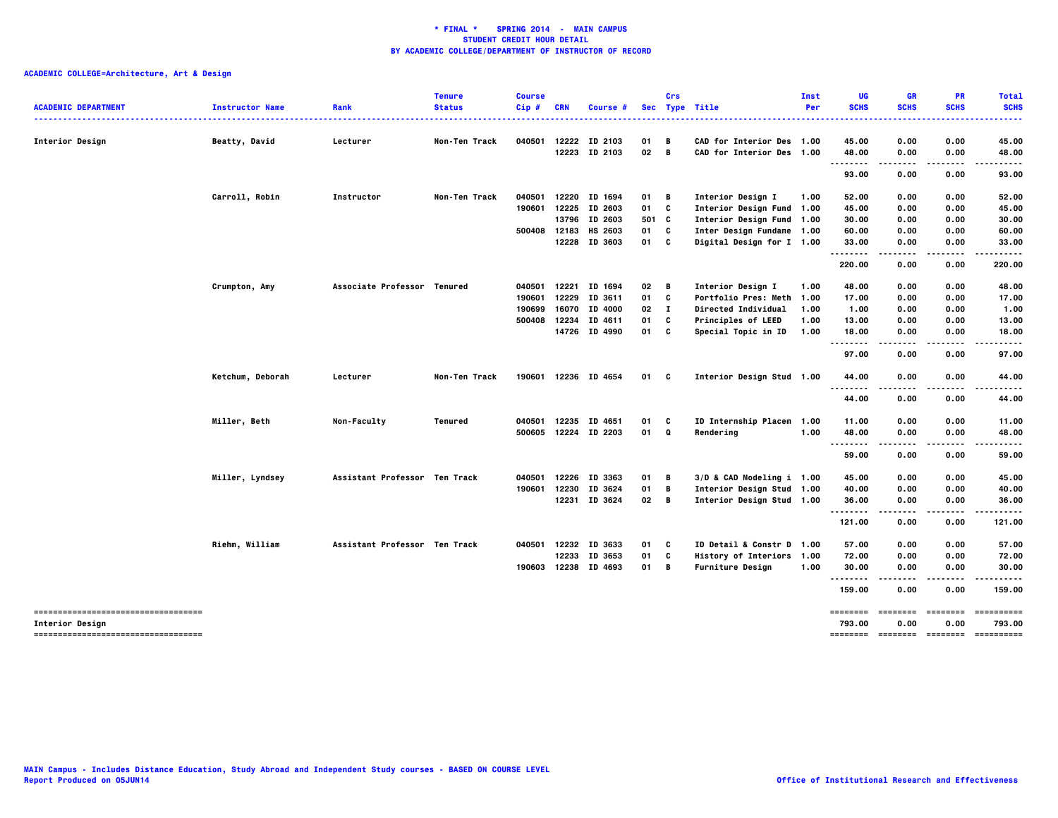**\* FINAL \* SPRING 2014 - MAIN CAMPUS**
**STUDENT CREDIT HOUR DETAIL**
**BY ACADEMIC COLLEGE/DEPARTMENT OF INSTRUCTOR OF RECORD**

**ACADEMIC COLLEGE=Architecture, Art & Design**

| ACADEMIC DEPARTMENT | Instructor Name | Rank | Tenure Status | Course Cip # | CRN | Course # | Sec | Crs Type | Title | Inst Per | UG SCHS | GR SCHS | PR SCHS | Total SCHS |
|---|---|---|---|---|---|---|---|---|---|---|---|---|---|---|
| Interior Design | Beatty, David | Lecturer | Non-Ten Track | 040501 | 12222 | ID 2103 | 01 | B | CAD for Interior Des | 1.00 | 45.00 | 0.00 | 0.00 | 45.00 |
| | | | | | 12223 | ID 2103 | 02 | B | CAD for Interior Des | 1.00 | 48.00 | 0.00 | 0.00 | 48.00 |
| | | | | | | | | | | | 93.00 | 0.00 | 0.00 | 93.00 |
| | Carroll, Robin | Instructor | Non-Ten Track | 040501 | 12220 | ID 1694 | 01 | B | Interior Design I | 1.00 | 52.00 | 0.00 | 0.00 | 52.00 |
| | | | | 190601 | 12225 | ID 2603 | 01 | C | Interior Design Fund | 1.00 | 45.00 | 0.00 | 0.00 | 45.00 |
| | | | | | 13796 | ID 2603 | 501 | C | Interior Design Fund | 1.00 | 30.00 | 0.00 | 0.00 | 30.00 |
| | | | | 500408 | 12183 | HS 2603 | 01 | C | Inter Design Fundame | 1.00 | 60.00 | 0.00 | 0.00 | 60.00 |
| | | | | | 12228 | ID 3603 | 01 | C | Digital Design for I | 1.00 | 33.00 | 0.00 | 0.00 | 33.00 |
| | | | | | | | | | | | 220.00 | 0.00 | 0.00 | 220.00 |
| | Crumpton, Amy | Associate Professor | Tenured | 040501 | 12221 | ID 1694 | 02 | B | Interior Design I | 1.00 | 48.00 | 0.00 | 0.00 | 48.00 |
| | | | | 190601 | 12229 | ID 3611 | 01 | C | Portfolio Pres: Meth | 1.00 | 17.00 | 0.00 | 0.00 | 17.00 |
| | | | | 190699 | 16070 | ID 4000 | 02 | I | Directed Individual | 1.00 | 1.00 | 0.00 | 0.00 | 1.00 |
| | | | | 500408 | 12234 | ID 4611 | 01 | C | Principles of LEED | 1.00 | 13.00 | 0.00 | 0.00 | 13.00 |
| | | | | | 14726 | ID 4990 | 01 | C | Special Topic in ID | 1.00 | 18.00 | 0.00 | 0.00 | 18.00 |
| | | | | | | | | | | | 97.00 | 0.00 | 0.00 | 97.00 |
| | Ketchum, Deborah | Lecturer | Non-Ten Track | 190601 | 12236 | ID 4654 | 01 | C | Interior Design Stud | 1.00 | 44.00 | 0.00 | 0.00 | 44.00 |
| | | | | | | | | | | | 44.00 | 0.00 | 0.00 | 44.00 |
| | Miller, Beth | Non-Faculty | Tenured | 040501 | 12235 | ID 4651 | 01 | C | ID Internship Placem | 1.00 | 11.00 | 0.00 | 0.00 | 11.00 |
| | | | | 500605 | 12224 | ID 2203 | 01 | Q | Rendering | 1.00 | 48.00 | 0.00 | 0.00 | 48.00 |
| | | | | | | | | | | | 59.00 | 0.00 | 0.00 | 59.00 |
| | Miller, Lyndsey | Assistant Professor | Ten Track | 040501 | 12226 | ID 3363 | 01 | B | 3/D & CAD Modeling i | 1.00 | 45.00 | 0.00 | 0.00 | 45.00 |
| | | | | 190601 | 12230 | ID 3624 | 01 | B | Interior Design Stud | 1.00 | 40.00 | 0.00 | 0.00 | 40.00 |
| | | | | | 12231 | ID 3624 | 02 | B | Interior Design Stud | 1.00 | 36.00 | 0.00 | 0.00 | 36.00 |
| | | | | | | | | | | | 121.00 | 0.00 | 0.00 | 121.00 |
| | Riehm, William | Assistant Professor | Ten Track | 040501 | 12232 | ID 3633 | 01 | C | ID Detail & Constr D | 1.00 | 57.00 | 0.00 | 0.00 | 57.00 |
| | | | | | 12233 | ID 3653 | 01 | C | History of Interiors | 1.00 | 72.00 | 0.00 | 0.00 | 72.00 |
| | | | | 190603 | 12238 | ID 4693 | 01 | B | Furniture Design | 1.00 | 30.00 | 0.00 | 0.00 | 30.00 |
| | | | | | | | | | | | 159.00 | 0.00 | 0.00 | 159.00 |
| Interior Design | | | | | | | | | | | 793.00 | 0.00 | 0.00 | 793.00 |

MAIN Campus - Includes Distance Education, Study Abroad and Independent Study courses - BASED ON COURSE LEVEL
Report Produced on 05JUN14

Office of Institutional Research and Effectiveness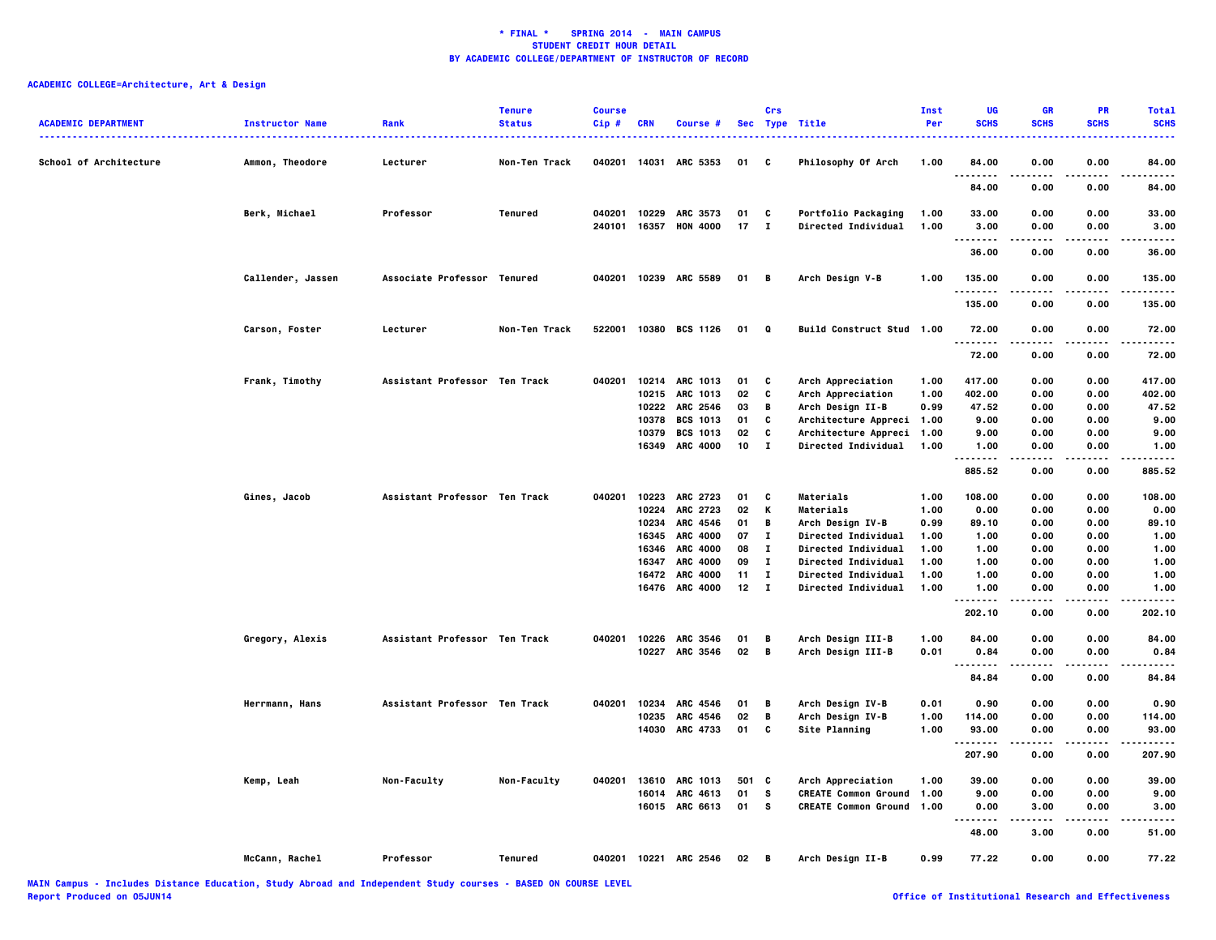**\* FINAL \*    SPRING 2014 - MAIN CAMPUS**
**STUDENT CREDIT HOUR DETAIL**
**BY ACADEMIC COLLEGE/DEPARTMENT OF INSTRUCTOR OF RECORD**

**ACADEMIC COLLEGE=Architecture, Art & Design**

| ACADEMIC DEPARTMENT | Instructor Name | Rank | Tenure Status | Course Cip # | CRN | Course # | Sec | Crs Type | Title | Inst Per | UG SCHS | GR SCHS | PR SCHS | Total SCHS |
|---|---|---|---|---|---|---|---|---|---|---|---|---|---|---|
| School of Architecture | Ammon, Theodore | Lecturer | Non-Ten Track | 040201 | 14031 | ARC 5353 | 01 | C | Philosophy Of Arch | 1.00 | 84.00 | 0.00 | 0.00 | 84.00 |
| | | | | | | | | | | | 84.00 | 0.00 | 0.00 | 84.00 |
| | Berk, Michael | Professor | Tenured | 040201 | 10229 | ARC 3573 | 01 | C | Portfolio Packaging | 1.00 | 33.00 | 0.00 | 0.00 | 33.00 |
| | | | | 240101 | 16357 | HON 4000 | 17 | I | Directed Individual | 1.00 | 3.00 | 0.00 | 0.00 | 3.00 |
| | | | | | | | | | | | 36.00 | 0.00 | 0.00 | 36.00 |
| | Callender, Jassen | Associate Professor | Tenured | 040201 | 10239 | ARC 5589 | 01 | B | Arch Design V-B | 1.00 | 135.00 | 0.00 | 0.00 | 135.00 |
| | | | | | | | | | | | 135.00 | 0.00 | 0.00 | 135.00 |
| | Carson, Foster | Lecturer | Non-Ten Track | 522001 | 10380 | BCS 1126 | 01 | Q | Build Construct Stud | 1.00 | 72.00 | 0.00 | 0.00 | 72.00 |
| | | | | | | | | | | | 72.00 | 0.00 | 0.00 | 72.00 |
| | Frank, Timothy | Assistant Professor | Ten Track | 040201 | 10214 | ARC 1013 | 01 | C | Arch Appreciation | 1.00 | 417.00 | 0.00 | 0.00 | 417.00 |
| | | | | | 10215 | ARC 1013 | 02 | C | Arch Appreciation | 1.00 | 402.00 | 0.00 | 0.00 | 402.00 |
| | | | | | 10222 | ARC 2546 | 03 | B | Arch Design II-B | 0.99 | 47.52 | 0.00 | 0.00 | 47.52 |
| | | | | | 10378 | BCS 1013 | 01 | C | Architecture Appreci | 1.00 | 9.00 | 0.00 | 0.00 | 9.00 |
| | | | | | 10379 | BCS 1013 | 02 | C | Architecture Appreci | 1.00 | 9.00 | 0.00 | 0.00 | 9.00 |
| | | | | | 16349 | ARC 4000 | 10 | I | Directed Individual | 1.00 | 1.00 | 0.00 | 0.00 | 1.00 |
| | | | | | | | | | | | 885.52 | 0.00 | 0.00 | 885.52 |
| | Gines, Jacob | Assistant Professor | Ten Track | 040201 | 10223 | ARC 2723 | 01 | C | Materials | 1.00 | 108.00 | 0.00 | 0.00 | 108.00 |
| | | | | | 10224 | ARC 2723 | 02 | K | Materials | 1.00 | 0.00 | 0.00 | 0.00 | 0.00 |
| | | | | | 10234 | ARC 4546 | 01 | B | Arch Design IV-B | 0.99 | 89.10 | 0.00 | 0.00 | 89.10 |
| | | | | | 16345 | ARC 4000 | 07 | I | Directed Individual | 1.00 | 1.00 | 0.00 | 0.00 | 1.00 |
| | | | | | 16346 | ARC 4000 | 08 | I | Directed Individual | 1.00 | 1.00 | 0.00 | 0.00 | 1.00 |
| | | | | | 16347 | ARC 4000 | 09 | I | Directed Individual | 1.00 | 1.00 | 0.00 | 0.00 | 1.00 |
| | | | | | 16472 | ARC 4000 | 11 | I | Directed Individual | 1.00 | 1.00 | 0.00 | 0.00 | 1.00 |
| | | | | | 16476 | ARC 4000 | 12 | I | Directed Individual | 1.00 | 1.00 | 0.00 | 0.00 | 1.00 |
| | | | | | | | | | | | 202.10 | 0.00 | 0.00 | 202.10 |
| | Gregory, Alexis | Assistant Professor | Ten Track | 040201 | 10226 | ARC 3546 | 01 | B | Arch Design III-B | 1.00 | 84.00 | 0.00 | 0.00 | 84.00 |
| | | | | | 10227 | ARC 3546 | 02 | B | Arch Design III-B | 0.01 | 0.84 | 0.00 | 0.00 | 0.84 |
| | | | | | | | | | | | 84.84 | 0.00 | 0.00 | 84.84 |
| | Herrmann, Hans | Assistant Professor | Ten Track | 040201 | 10234 | ARC 4546 | 01 | B | Arch Design IV-B | 0.01 | 0.90 | 0.00 | 0.00 | 0.90 |
| | | | | | 10235 | ARC 4546 | 02 | B | Arch Design IV-B | 1.00 | 114.00 | 0.00 | 0.00 | 114.00 |
| | | | | | 14030 | ARC 4733 | 01 | C | Site Planning | 1.00 | 93.00 | 0.00 | 0.00 | 93.00 |
| | | | | | | | | | | | 207.90 | 0.00 | 0.00 | 207.90 |
| | Kemp, Leah | Non-Faculty | Non-Faculty | 040201 | 13610 | ARC 1013 | 501 | C | Arch Appreciation | 1.00 | 39.00 | 0.00 | 0.00 | 39.00 |
| | | | | | 16014 | ARC 4613 | 01 | S | CREATE Common Ground | 1.00 | 9.00 | 0.00 | 0.00 | 9.00 |
| | | | | | 16015 | ARC 6613 | 01 | S | CREATE Common Ground | 1.00 | 0.00 | 3.00 | 0.00 | 3.00 |
| | | | | | | | | | | | 48.00 | 3.00 | 0.00 | 51.00 |
| | McCann, Rachel | Professor | Tenured | 040201 | 10221 | ARC 2546 | 02 | B | Arch Design II-B | 0.99 | 77.22 | 0.00 | 0.00 | 77.22 |

MAIN Campus - Includes Distance Education, Study Abroad and Independent Study courses - BASED ON COURSE LEVEL
Report Produced on 05JUN14

Office of Institutional Research and Effectiveness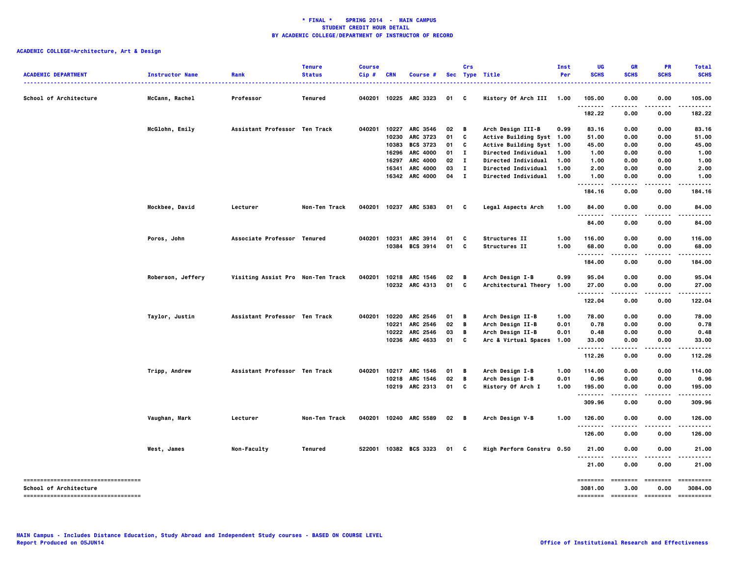**\* FINAL \* SPRING 2014 - MAIN CAMPUS**
**STUDENT CREDIT HOUR DETAIL**
**BY ACADEMIC COLLEGE/DEPARTMENT OF INSTRUCTOR OF RECORD**

**ACADEMIC COLLEGE=Architecture, Art & Design**

| ACADEMIC DEPARTMENT | Instructor Name | Rank | Tenure Status | Course Cip # | CRN | Course # | Sec | Crs Type | Title | Inst Per | UG SCHS | GR SCHS | PR SCHS | Total SCHS |
|---|---|---|---|---|---|---|---|---|---|---|---|---|---|---|
| School of Architecture | McCann, Rachel | Professor | Tenured | 040201 | 10225 | ARC 3323 | 01 | C | History Of Arch III | 1.00 | 105.00 | 0.00 | 0.00 | 105.00 |
| | | | | | | | | | | | 182.22 | 0.00 | 0.00 | 182.22 |
| | McGlohn, Emily | Assistant Professor | Ten Track | 040201 | 10227 | ARC 3546 | 02 | B | Arch Design III-B | 0.99 | 83.16 | 0.00 | 0.00 | 83.16 |
| | | | | | 10230 | ARC 3723 | 01 | C | Active Building Syst | 1.00 | 51.00 | 0.00 | 0.00 | 51.00 |
| | | | | | 10383 | BCS 3723 | 01 | C | Active Building Syst | 1.00 | 45.00 | 0.00 | 0.00 | 45.00 |
| | | | | | 16296 | ARC 4000 | 01 | I | Directed Individual | 1.00 | 1.00 | 0.00 | 0.00 | 1.00 |
| | | | | | 16297 | ARC 4000 | 02 | I | Directed Individual | 1.00 | 1.00 | 0.00 | 0.00 | 1.00 |
| | | | | | 16341 | ARC 4000 | 03 | I | Directed Individual | 1.00 | 2.00 | 0.00 | 0.00 | 2.00 |
| | | | | | 16342 | ARC 4000 | 04 | I | Directed Individual | 1.00 | 1.00 | 0.00 | 0.00 | 1.00 |
| | | | | | | | | | | | 184.16 | 0.00 | 0.00 | 184.16 |
| | Mockbee, David | Lecturer | Non-Ten Track | 040201 | 10237 | ARC 5383 | 01 | C | Legal Aspects Arch | 1.00 | 84.00 | 0.00 | 0.00 | 84.00 |
| | | | | | | | | | | | 84.00 | 0.00 | 0.00 | 84.00 |
| | Poros, John | Associate Professor | Tenured | 040201 | 10231 | ARC 3914 | 01 | C | Structures II | 1.00 | 116.00 | 0.00 | 0.00 | 116.00 |
| | | | | | 10384 | BCS 3914 | 01 | C | Structures II | 1.00 | 68.00 | 0.00 | 0.00 | 68.00 |
| | | | | | | | | | | | 184.00 | 0.00 | 0.00 | 184.00 |
| | Roberson, Jeffery | Visiting Assist Pro | Non-Ten Track | 040201 | 10218 | ARC 1546 | 02 | B | Arch Design I-B | 0.99 | 95.04 | 0.00 | 0.00 | 95.04 |
| | | | | | 10232 | ARC 4313 | 01 | C | Architectural Theory | 1.00 | 27.00 | 0.00 | 0.00 | 27.00 |
| | | | | | | | | | | | 122.04 | 0.00 | 0.00 | 122.04 |
| | Taylor, Justin | Assistant Professor | Ten Track | 040201 | 10220 | ARC 2546 | 01 | B | Arch Design II-B | 1.00 | 78.00 | 0.00 | 0.00 | 78.00 |
| | | | | | 10221 | ARC 2546 | 02 | B | Arch Design II-B | 0.01 | 0.78 | 0.00 | 0.00 | 0.78 |
| | | | | | 10222 | ARC 2546 | 03 | B | Arch Design II-B | 0.01 | 0.48 | 0.00 | 0.00 | 0.48 |
| | | | | | 10236 | ARC 4633 | 01 | C | Arc & Virtual Spaces | 1.00 | 33.00 | 0.00 | 0.00 | 33.00 |
| | | | | | | | | | | | 112.26 | 0.00 | 0.00 | 112.26 |
| | Tripp, Andrew | Assistant Professor | Ten Track | 040201 | 10217 | ARC 1546 | 01 | B | Arch Design I-B | 1.00 | 114.00 | 0.00 | 0.00 | 114.00 |
| | | | | | 10218 | ARC 1546 | 02 | B | Arch Design I-B | 0.01 | 0.96 | 0.00 | 0.00 | 0.96 |
| | | | | | 10219 | ARC 2313 | 01 | C | History Of Arch I | 1.00 | 195.00 | 0.00 | 0.00 | 195.00 |
| | | | | | | | | | | | 309.96 | 0.00 | 0.00 | 309.96 |
| | Vaughan, Mark | Lecturer | Non-Ten Track | 040201 | 10240 | ARC 5589 | 02 | B | Arch Design V-B | 1.00 | 126.00 | 0.00 | 0.00 | 126.00 |
| | | | | | | | | | | | 126.00 | 0.00 | 0.00 | 126.00 |
| | West, James | Non-Faculty | Tenured | 522001 | 10382 | BCS 3323 | 01 | C | High Perform Constru | 0.50 | 21.00 | 0.00 | 0.00 | 21.00 |
| | | | | | | | | | | | 21.00 | 0.00 | 0.00 | 21.00 |
| School of Architecture | | | | | | | | | | | 3081.00 | 3.00 | 0.00 | 3084.00 |

MAIN Campus - Includes Distance Education, Study Abroad and Independent Study courses - BASED ON COURSE LEVEL
Report Produced on 05JUN14

Office of Institutional Research and Effectiveness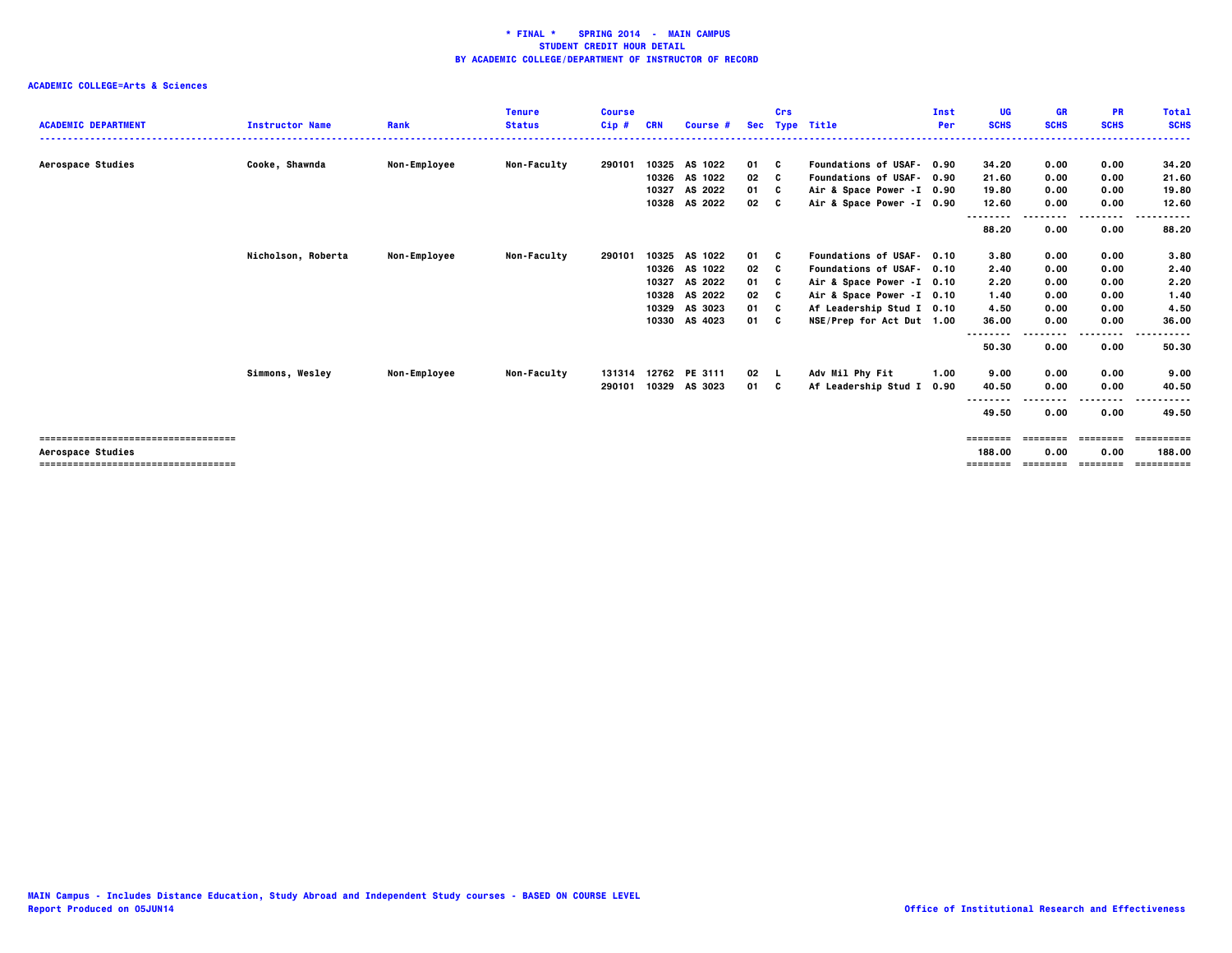**\* FINAL \* SPRING 2014 - MAIN CAMPUS**
**STUDENT CREDIT HOUR DETAIL**
**BY ACADEMIC COLLEGE/DEPARTMENT OF INSTRUCTOR OF RECORD**

**ACADEMIC COLLEGE=Arts & Sciences**

| ACADEMIC DEPARTMENT | Instructor Name | Rank | Tenure Status | Course Cip # | CRN | Course # | Sec | Crs Type | Title | Inst Per | UG SCHS | GR SCHS | PR SCHS | Total SCHS |
|---|---|---|---|---|---|---|---|---|---|---|---|---|---|---|
| Aerospace Studies | Cooke, Shawnda | Non-Employee | Non-Faculty | 290101 | 10325 | AS 1022 | 01 | C | Foundations of USAF- | 0.90 | 34.20 | 0.00 | 0.00 | 34.20 |
| | | | | | 10326 | AS 1022 | 02 | C | Foundations of USAF- | 0.90 | 21.60 | 0.00 | 0.00 | 21.60 |
| | | | | | 10327 | AS 2022 | 01 | C | Air & Space Power -I | 0.90 | 19.80 | 0.00 | 0.00 | 19.80 |
| | | | | | 10328 | AS 2022 | 02 | C | Air & Space Power -I | 0.90 | 12.60 | 0.00 | 0.00 | 12.60 |
| | | | | | | | | | | | 88.20 | 0.00 | 0.00 | 88.20 |
| | Nicholson, Roberta | Non-Employee | Non-Faculty | 290101 | 10325 | AS 1022 | 01 | C | Foundations of USAF- | 0.10 | 3.80 | 0.00 | 0.00 | 3.80 |
| | | | | | 10326 | AS 1022 | 02 | C | Foundations of USAF- | 0.10 | 2.40 | 0.00 | 0.00 | 2.40 |
| | | | | | 10327 | AS 2022 | 01 | C | Air & Space Power -I | 0.10 | 2.20 | 0.00 | 0.00 | 2.20 |
| | | | | | 10328 | AS 2022 | 02 | C | Air & Space Power -I | 0.10 | 1.40 | 0.00 | 0.00 | 1.40 |
| | | | | | 10329 | AS 3023 | 01 | C | Af Leadership Stud I | 0.10 | 4.50 | 0.00 | 0.00 | 4.50 |
| | | | | | 10330 | AS 4023 | 01 | C | NSE/Prep for Act Dut | 1.00 | 36.00 | 0.00 | 0.00 | 36.00 |
| | | | | | | | | | | | 50.30 | 0.00 | 0.00 | 50.30 |
| | Simmons, Wesley | Non-Employee | Non-Faculty | 131314 | 12762 | PE 3111 | 02 | L | Adv Mil Phy Fit | 1.00 | 9.00 | 0.00 | 0.00 | 9.00 |
| | | | | 290101 | 10329 | AS 3023 | 01 | C | Af Leadership Stud I | 0.90 | 40.50 | 0.00 | 0.00 | 40.50 |
| | | | | | | | | | | | 49.50 | 0.00 | 0.00 | 49.50 |
| Aerospace Studies | | | | | | | | | | | 188.00 | 0.00 | 0.00 | 188.00 |

MAIN Campus - Includes Distance Education, Study Abroad and Independent Study courses - BASED ON COURSE LEVEL
Report Produced on 05JUN14

Office of Institutional Research and Effectiveness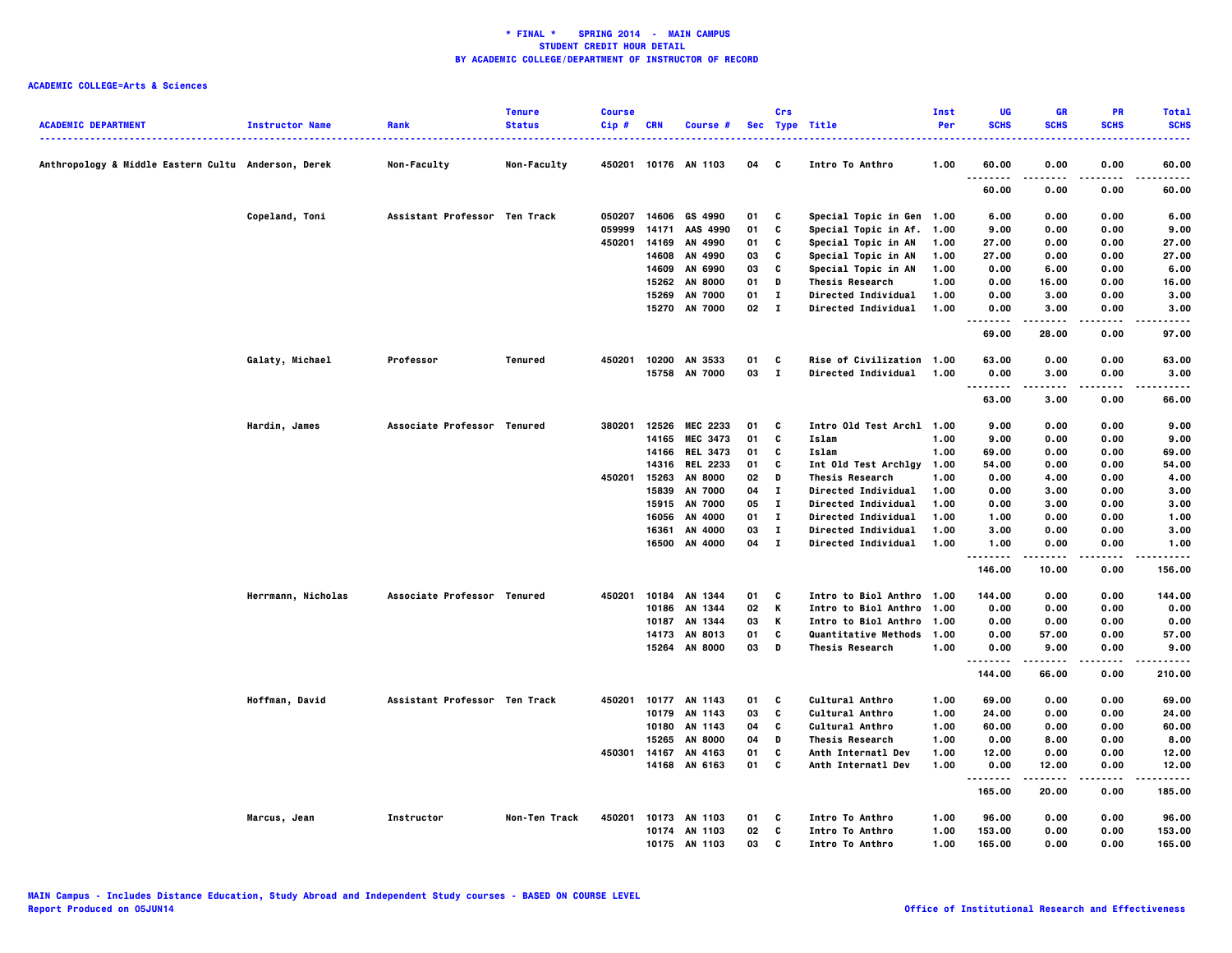**\* FINAL \* SPRING 2014 - MAIN CAMPUS**
**STUDENT CREDIT HOUR DETAIL**
**BY ACADEMIC COLLEGE/DEPARTMENT OF INSTRUCTOR OF RECORD**

**ACADEMIC COLLEGE=Arts & Sciences**

| ACADEMIC DEPARTMENT | Instructor Name | Rank | Tenure Status | Course Cip # | CRN | Course # | Sec | Crs Type | Title | Inst Per | UG SCHS | GR SCHS | PR SCHS | Total SCHS |
|---|---|---|---|---|---|---|---|---|---|---|---|---|---|---|
| Anthropology & Middle Eastern Cultu | Anderson, Derek | Non-Faculty | Non-Faculty | 450201 | 10176 | AN 1103 | 04 | C | Intro To Anthro | 1.00 | 60.00 | 0.00 | 0.00 | 60.00 |
| | | | | | | | | | | | 60.00 | 0.00 | 0.00 | 60.00 |
| | Copeland, Toni | Assistant Professor | Ten Track | 050207 | 14606 | GS 4990 | 01 | C | Special Topic in Gen | 1.00 | 6.00 | 0.00 | 0.00 | 6.00 |
| | | | | 059999 | 14171 | AAS 4990 | 01 | C | Special Topic in Af. | 1.00 | 9.00 | 0.00 | 0.00 | 9.00 |
| | | | | 450201 | 14169 | AN 4990 | 01 | C | Special Topic in AN | 1.00 | 27.00 | 0.00 | 0.00 | 27.00 |
| | | | | | 14608 | AN 4990 | 03 | C | Special Topic in AN | 1.00 | 27.00 | 0.00 | 0.00 | 27.00 |
| | | | | | 14609 | AN 6990 | 03 | C | Special Topic in AN | 1.00 | 0.00 | 6.00 | 0.00 | 6.00 |
| | | | | | 15262 | AN 8000 | 01 | D | Thesis Research | 1.00 | 0.00 | 16.00 | 0.00 | 16.00 |
| | | | | | 15269 | AN 7000 | 01 | I | Directed Individual | 1.00 | 0.00 | 3.00 | 0.00 | 3.00 |
| | | | | | 15270 | AN 7000 | 02 | I | Directed Individual | 1.00 | 0.00 | 3.00 | 0.00 | 3.00 |
| | | | | | | | | | | | 69.00 | 28.00 | 0.00 | 97.00 |
| | Galaty, Michael | Professor | Tenured | 450201 | 10200 | AN 3533 | 01 | C | Rise of Civilization | 1.00 | 63.00 | 0.00 | 0.00 | 63.00 |
| | | | | | 15758 | AN 7000 | 03 | I | Directed Individual | 1.00 | 0.00 | 3.00 | 0.00 | 3.00 |
| | | | | | | | | | | | 63.00 | 3.00 | 0.00 | 66.00 |
| | Hardin, James | Associate Professor | Tenured | 380201 | 12526 | MEC 2233 | 01 | C | Intro Old Test Archl | 1.00 | 9.00 | 0.00 | 0.00 | 9.00 |
| | | | | | 14165 | MEC 3473 | 01 | C | Islam | 1.00 | 9.00 | 0.00 | 0.00 | 9.00 |
| | | | | | 14166 | REL 3473 | 01 | C | Islam | 1.00 | 69.00 | 0.00 | 0.00 | 69.00 |
| | | | | | 14316 | REL 2233 | 01 | C | Int Old Test Archlgy | 1.00 | 54.00 | 0.00 | 0.00 | 54.00 |
| | | | | 450201 | 15263 | AN 8000 | 02 | D | Thesis Research | 1.00 | 0.00 | 4.00 | 0.00 | 4.00 |
| | | | | | 15839 | AN 7000 | 04 | I | Directed Individual | 1.00 | 0.00 | 3.00 | 0.00 | 3.00 |
| | | | | | 15915 | AN 7000 | 05 | I | Directed Individual | 1.00 | 0.00 | 3.00 | 0.00 | 3.00 |
| | | | | | 16056 | AN 4000 | 01 | I | Directed Individual | 1.00 | 1.00 | 0.00 | 0.00 | 1.00 |
| | | | | | 16361 | AN 4000 | 03 | I | Directed Individual | 1.00 | 3.00 | 0.00 | 0.00 | 3.00 |
| | | | | | 16500 | AN 4000 | 04 | I | Directed Individual | 1.00 | 1.00 | 0.00 | 0.00 | 1.00 |
| | | | | | | | | | | | 146.00 | 10.00 | 0.00 | 156.00 |
| | Herrmann, Nicholas | Associate Professor | Tenured | 450201 | 10184 | AN 1344 | 01 | C | Intro to Biol Anthro | 1.00 | 144.00 | 0.00 | 0.00 | 144.00 |
| | | | | | 10186 | AN 1344 | 02 | K | Intro to Biol Anthro | 1.00 | 0.00 | 0.00 | 0.00 | 0.00 |
| | | | | | 10187 | AN 1344 | 03 | K | Intro to Biol Anthro | 1.00 | 0.00 | 0.00 | 0.00 | 0.00 |
| | | | | | 14173 | AN 8013 | 01 | C | Quantitative Methods | 1.00 | 0.00 | 57.00 | 0.00 | 57.00 |
| | | | | | 15264 | AN 8000 | 03 | D | Thesis Research | 1.00 | 0.00 | 9.00 | 0.00 | 9.00 |
| | | | | | | | | | | | 144.00 | 66.00 | 0.00 | 210.00 |
| | Hoffman, David | Assistant Professor | Ten Track | 450201 | 10177 | AN 1143 | 01 | C | Cultural Anthro | 1.00 | 69.00 | 0.00 | 0.00 | 69.00 |
| | | | | | 10179 | AN 1143 | 03 | C | Cultural Anthro | 1.00 | 24.00 | 0.00 | 0.00 | 24.00 |
| | | | | | 10180 | AN 1143 | 04 | C | Cultural Anthro | 1.00 | 60.00 | 0.00 | 0.00 | 60.00 |
| | | | | | 15265 | AN 8000 | 04 | D | Thesis Research | 1.00 | 0.00 | 8.00 | 0.00 | 8.00 |
| | | | | 450301 | 14167 | AN 4163 | 01 | C | Anth Internatl Dev | 1.00 | 12.00 | 0.00 | 0.00 | 12.00 |
| | | | | | 14168 | AN 6163 | 01 | C | Anth Internatl Dev | 1.00 | 0.00 | 12.00 | 0.00 | 12.00 |
| | | | | | | | | | | | 165.00 | 20.00 | 0.00 | 185.00 |
| | Marcus, Jean | Instructor | Non-Ten Track | 450201 | 10173 | AN 1103 | 01 | C | Intro To Anthro | 1.00 | 96.00 | 0.00 | 0.00 | 96.00 |
| | | | | | 10174 | AN 1103 | 02 | C | Intro To Anthro | 1.00 | 153.00 | 0.00 | 0.00 | 153.00 |
| | | | | | 10175 | AN 1103 | 03 | C | Intro To Anthro | 1.00 | 165.00 | 0.00 | 0.00 | 165.00 |

MAIN Campus - Includes Distance Education, Study Abroad and Independent Study courses - BASED ON COURSE LEVEL
Report Produced on 05JUN14

Office of Institutional Research and Effectiveness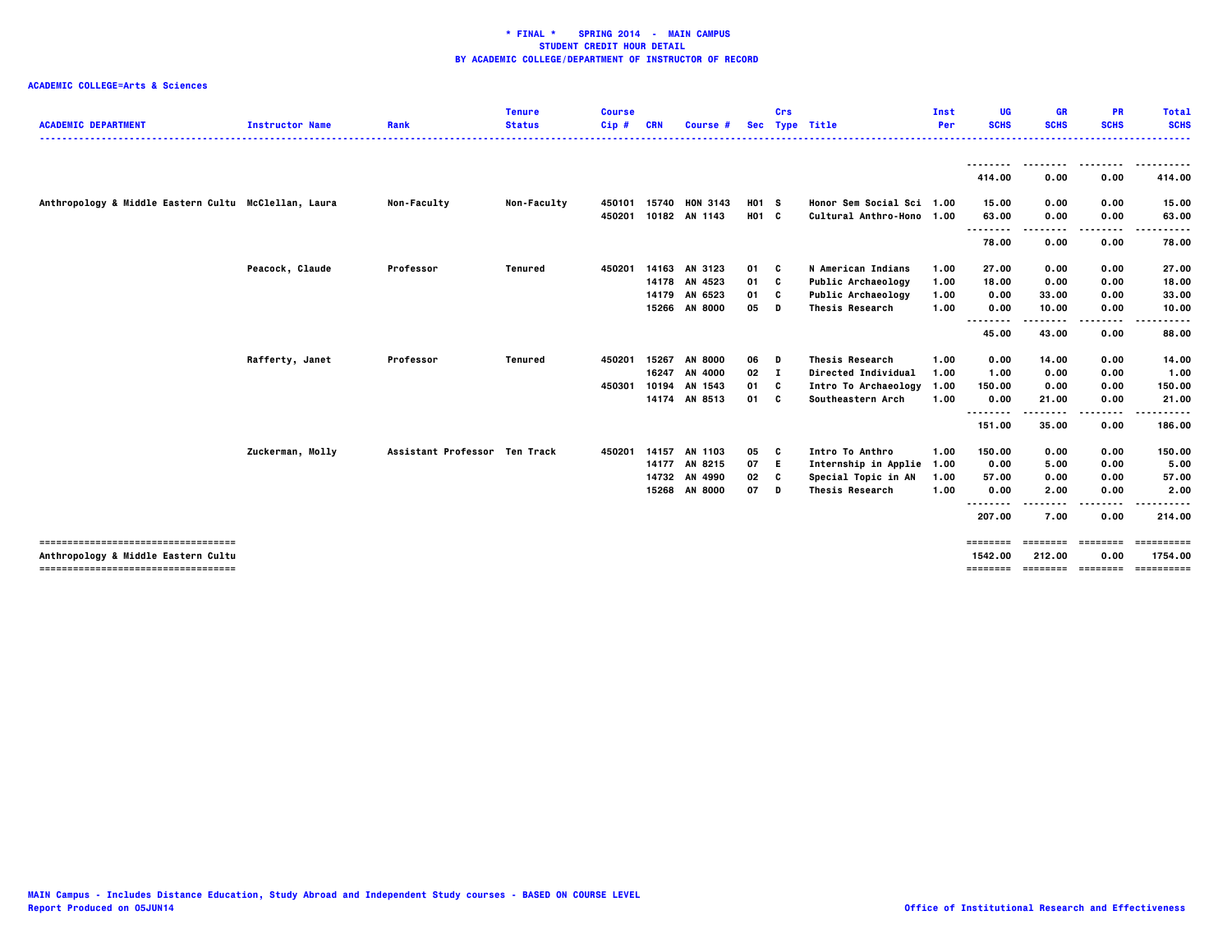**\* FINAL \*   SPRING 2014  -  MAIN CAMPUS**
**STUDENT CREDIT HOUR DETAIL**
**BY ACADEMIC COLLEGE/DEPARTMENT OF INSTRUCTOR OF RECORD**

**ACADEMIC COLLEGE=Arts & Sciences**

| ACADEMIC DEPARTMENT | Instructor Name | Rank | Tenure Status | Course Cip # | CRN | Course # | Sec | Crs Type | Title | Inst Per | UG SCHS | GR SCHS | PR SCHS | Total SCHS |
|---|---|---|---|---|---|---|---|---|---|---|---|---|---|---|
| | | | | | | | | | | | 414.00 | 0.00 | 0.00 | 414.00 |
| Anthropology & Middle Eastern Cultu | McClellan, Laura | Non-Faculty | Non-Faculty | 450101 | 15740 | HON 3143 | H01 | S | Honor Sem Social Sci | 1.00 | 15.00 | 0.00 | 0.00 | 15.00 |
| | | | | 450201 | 10182 | AN 1143 | H01 | C | Cultural Anthro-Hono | 1.00 | 63.00 | 0.00 | 0.00 | 63.00 |
| | | | | | | | | | | | 78.00 | 0.00 | 0.00 | 78.00 |
| | Peacock, Claude | Professor | Tenured | 450201 | 14163 | AN 3123 | 01 | C | N American Indians | 1.00 | 27.00 | 0.00 | 0.00 | 27.00 |
| | | | | | 14178 | AN 4523 | 01 | C | Public Archaeology | 1.00 | 18.00 | 0.00 | 0.00 | 18.00 |
| | | | | | 14179 | AN 6523 | 01 | C | Public Archaeology | 1.00 | 0.00 | 33.00 | 0.00 | 33.00 |
| | | | | | 15266 | AN 8000 | 05 | D | Thesis Research | 1.00 | 0.00 | 10.00 | 0.00 | 10.00 |
| | | | | | | | | | | | 45.00 | 43.00 | 0.00 | 88.00 |
| | Rafferty, Janet | Professor | Tenured | 450201 | 15267 | AN 8000 | 06 | D | Thesis Research | 1.00 | 0.00 | 14.00 | 0.00 | 14.00 |
| | | | | | 16247 | AN 4000 | 02 | I | Directed Individual | 1.00 | 1.00 | 0.00 | 0.00 | 1.00 |
| | | | | 450301 | 10194 | AN 1543 | 01 | C | Intro To Archaeology | 1.00 | 150.00 | 0.00 | 0.00 | 150.00 |
| | | | | | 14174 | AN 8513 | 01 | C | Southeastern Arch | 1.00 | 0.00 | 21.00 | 0.00 | 21.00 |
| | | | | | | | | | | | 151.00 | 35.00 | 0.00 | 186.00 |
| | Zuckerman, Molly | Assistant Professor | Ten Track | 450201 | 14157 | AN 1103 | 05 | C | Intro To Anthro | 1.00 | 150.00 | 0.00 | 0.00 | 150.00 |
| | | | | | 14177 | AN 8215 | 07 | E | Internship in Applie | 1.00 | 0.00 | 5.00 | 0.00 | 5.00 |
| | | | | | 14732 | AN 4990 | 02 | C | Special Topic in AN | 1.00 | 57.00 | 0.00 | 0.00 | 57.00 |
| | | | | | 15268 | AN 8000 | 07 | D | Thesis Research | 1.00 | 0.00 | 2.00 | 0.00 | 2.00 |
| | | | | | | | | | | | 207.00 | 7.00 | 0.00 | 214.00 |
| Anthropology & Middle Eastern Cultu | | | | | | | | | | | 1542.00 | 212.00 | 0.00 | 1754.00 |

MAIN Campus - Includes Distance Education, Study Abroad and Independent Study courses - BASED ON COURSE LEVEL
Report Produced on 05JUN14

Office of Institutional Research and Effectiveness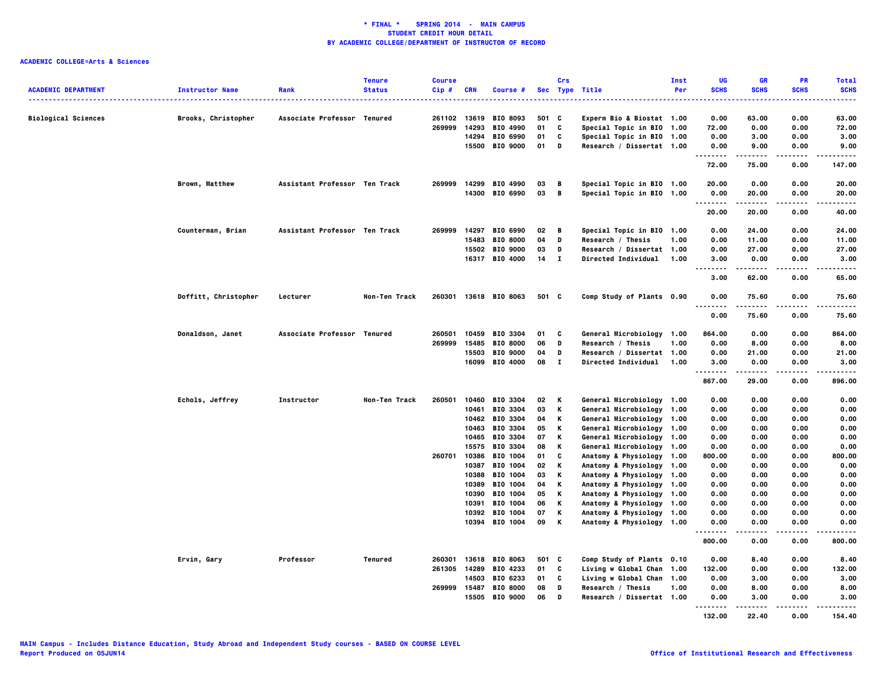**\* FINAL \* SPRING 2014 - MAIN CAMPUS**
**STUDENT CREDIT HOUR DETAIL**
**BY ACADEMIC COLLEGE/DEPARTMENT OF INSTRUCTOR OF RECORD**

**ACADEMIC COLLEGE=Arts & Sciences**

| ACADEMIC DEPARTMENT | Instructor Name | Rank | Tenure Status | Course Cip # | CRN | Course # | Sec | Crs Type | Title | Inst Per | UG SCHS | GR SCHS | PR SCHS | Total SCHS |
|---|---|---|---|---|---|---|---|---|---|---|---|---|---|---|
| Biological Sciences | Brooks, Christopher | Associate Professor | Tenured | 261102 | 13619 | BIO 8093 | 501 | C | Experm Bio & Biostat | 1.00 | 0.00 | 63.00 | 0.00 | 63.00 |
| | | | | 269999 | 14293 | BIO 4990 | 01 | C | Special Topic in BIO | 1.00 | 72.00 | 0.00 | 0.00 | 72.00 |
| | | | | | 14294 | BIO 6990 | 01 | C | Special Topic in BIO | 1.00 | 0.00 | 3.00 | 0.00 | 3.00 |
| | | | | | 15500 | BIO 9000 | 01 | D | Research / Dissertat | 1.00 | 0.00 | 9.00 | 0.00 | 9.00 |
| | | | | | | | | | | | 72.00 | 75.00 | 0.00 | 147.00 |
| | Brown, Matthew | Assistant Professor | Ten Track | 269999 | 14299 | BIO 4990 | 03 | B | Special Topic in BIO | 1.00 | 20.00 | 0.00 | 0.00 | 20.00 |
| | | | | | 14300 | BIO 6990 | 03 | B | Special Topic in BIO | 1.00 | 0.00 | 20.00 | 0.00 | 20.00 |
| | | | | | | | | | | | 20.00 | 20.00 | 0.00 | 40.00 |
| | Counterman, Brian | Assistant Professor | Ten Track | 269999 | 14297 | BIO 6990 | 02 | B | Special Topic in BIO | 1.00 | 0.00 | 24.00 | 0.00 | 24.00 |
| | | | | | 15483 | BIO 8000 | 04 | D | Research / Thesis | 1.00 | 0.00 | 11.00 | 0.00 | 11.00 |
| | | | | | 15502 | BIO 9000 | 03 | D | Research / Dissertat | 1.00 | 0.00 | 27.00 | 0.00 | 27.00 |
| | | | | | 16317 | BIO 4000 | 14 | I | Directed Individual | 1.00 | 3.00 | 0.00 | 0.00 | 3.00 |
| | | | | | | | | | | | 3.00 | 62.00 | 0.00 | 65.00 |
| | Doffitt, Christopher | Lecturer | Non-Ten Track | 260301 | 13618 | BIO 8063 | 501 | C | Comp Study of Plants | 0.90 | 0.00 | 75.60 | 0.00 | 75.60 |
| | | | | | | | | | | | 0.00 | 75.60 | 0.00 | 75.60 |
| | Donaldson, Janet | Associate Professor | Tenured | 260501 | 10459 | BIO 3304 | 01 | C | General Microbiology | 1.00 | 864.00 | 0.00 | 0.00 | 864.00 |
| | | | | 269999 | 15485 | BIO 8000 | 06 | D | Research / Thesis | 1.00 | 0.00 | 8.00 | 0.00 | 8.00 |
| | | | | | 15503 | BIO 9000 | 04 | D | Research / Dissertat | 1.00 | 0.00 | 21.00 | 0.00 | 21.00 |
| | | | | | 16099 | BIO 4000 | 08 | I | Directed Individual | 1.00 | 3.00 | 0.00 | 0.00 | 3.00 |
| | | | | | | | | | | | 867.00 | 29.00 | 0.00 | 896.00 |
| | Echols, Jeffrey | Instructor | Non-Ten Track | 260501 | 10460 | BIO 3304 | 02 | K | General Microbiology | 1.00 | 0.00 | 0.00 | 0.00 | 0.00 |
| | | | | | 10461 | BIO 3304 | 03 | K | General Microbiology | 1.00 | 0.00 | 0.00 | 0.00 | 0.00 |
| | | | | | 10462 | BIO 3304 | 04 | K | General Microbiology | 1.00 | 0.00 | 0.00 | 0.00 | 0.00 |
| | | | | | 10463 | BIO 3304 | 05 | K | General Microbiology | 1.00 | 0.00 | 0.00 | 0.00 | 0.00 |
| | | | | | 10465 | BIO 3304 | 07 | K | General Microbiology | 1.00 | 0.00 | 0.00 | 0.00 | 0.00 |
| | | | | | 15575 | BIO 3304 | 08 | K | General Microbiology | 1.00 | 0.00 | 0.00 | 0.00 | 0.00 |
| | | | | 260701 | 10386 | BIO 1004 | 01 | C | Anatomy & Physiology | 1.00 | 800.00 | 0.00 | 0.00 | 800.00 |
| | | | | | 10387 | BIO 1004 | 02 | K | Anatomy & Physiology | 1.00 | 0.00 | 0.00 | 0.00 | 0.00 |
| | | | | | 10388 | BIO 1004 | 03 | K | Anatomy & Physiology | 1.00 | 0.00 | 0.00 | 0.00 | 0.00 |
| | | | | | 10389 | BIO 1004 | 04 | K | Anatomy & Physiology | 1.00 | 0.00 | 0.00 | 0.00 | 0.00 |
| | | | | | 10390 | BIO 1004 | 05 | K | Anatomy & Physiology | 1.00 | 0.00 | 0.00 | 0.00 | 0.00 |
| | | | | | 10391 | BIO 1004 | 06 | K | Anatomy & Physiology | 1.00 | 0.00 | 0.00 | 0.00 | 0.00 |
| | | | | | 10392 | BIO 1004 | 07 | K | Anatomy & Physiology | 1.00 | 0.00 | 0.00 | 0.00 | 0.00 |
| | | | | | 10394 | BIO 1004 | 09 | K | Anatomy & Physiology | 1.00 | 0.00 | 0.00 | 0.00 | 0.00 |
| | | | | | | | | | | | 800.00 | 0.00 | 0.00 | 800.00 |
| | Ervin, Gary | Professor | Tenured | 260301 | 13618 | BIO 8063 | 501 | C | Comp Study of Plants | 0.10 | 0.00 | 8.40 | 0.00 | 8.40 |
| | | | | 261305 | 14289 | BIO 4233 | 01 | C | Living w Global Chan | 1.00 | 132.00 | 0.00 | 0.00 | 132.00 |
| | | | | | 14503 | BIO 6233 | 01 | C | Living w Global Chan | 1.00 | 0.00 | 3.00 | 0.00 | 3.00 |
| | | | | 269999 | 15487 | BIO 8000 | 08 | D | Research / Thesis | 1.00 | 0.00 | 8.00 | 0.00 | 8.00 |
| | | | | | 15505 | BIO 9000 | 06 | D | Research / Dissertat | 1.00 | 0.00 | 3.00 | 0.00 | 3.00 |
| | | | | | | | | | | | 132.00 | 22.40 | 0.00 | 154.40 |

MAIN Campus - Includes Distance Education, Study Abroad and Independent Study courses - BASED ON COURSE LEVEL
Report Produced on 05JUN14

Office of Institutional Research and Effectiveness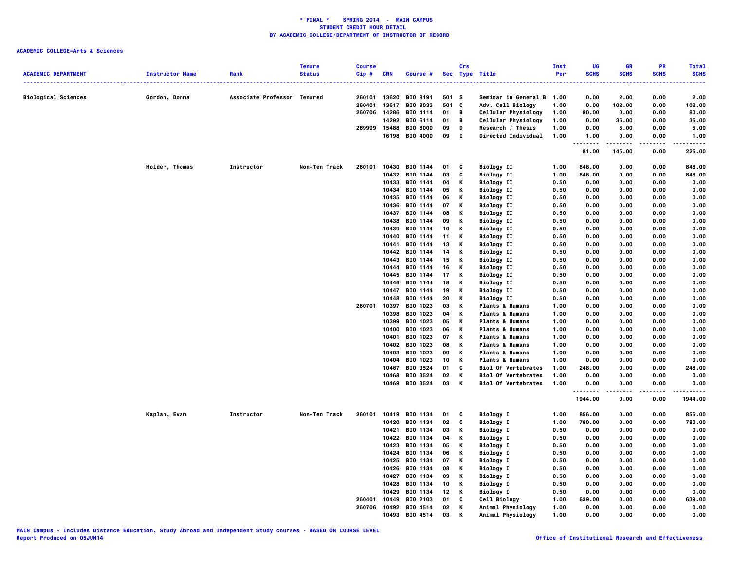**\* FINAL \* SPRING 2014 - MAIN CAMPUS**
**STUDENT CREDIT HOUR DETAIL**
**BY ACADEMIC COLLEGE/DEPARTMENT OF INSTRUCTOR OF RECORD**

**ACADEMIC COLLEGE=Arts & Sciences**

| ACADEMIC DEPARTMENT | Instructor Name | Rank | Tenure Status | Course Cip # | CRN | Course # | Sec | Crs Type | Title | Inst Per | UG SCHS | GR SCHS | PR SCHS | Total SCHS |
|---|---|---|---|---|---|---|---|---|---|---|---|---|---|---|
| Biological Sciences | Gordon, Donna | Associate Professor | Tenured | 260101 | 13620 | BIO 8191 | 501 | S | Seminar in General B | 1.00 | 0.00 | 2.00 | 0.00 | 2.00 |
| | | | | 260401 | 13617 | BIO 8033 | 501 | C | Adv. Cell Biology | 1.00 | 0.00 | 102.00 | 0.00 | 102.00 |
| | | | | 260706 | 14286 | BIO 4114 | 01 | B | Cellular Physiology | 1.00 | 80.00 | 0.00 | 0.00 | 80.00 |
| | | | | | 14292 | BIO 6114 | 01 | B | Cellular Physiology | 1.00 | 0.00 | 36.00 | 0.00 | 36.00 |
| | | | | 269999 | 15488 | BIO 8000 | 09 | D | Research / Thesis | 1.00 | 0.00 | 5.00 | 0.00 | 5.00 |
| | | | | | 16198 | BIO 4000 | 09 | I | Directed Individual | 1.00 | 1.00 | 0.00 | 0.00 | 1.00 |
| | | | | | | | | | | | 81.00 | 145.00 | 0.00 | 226.00 |
| | Holder, Thomas | Instructor | Non-Ten Track | 260101 | 10430 | BIO 1144 | 01 | C | Biology II | 1.00 | 848.00 | 0.00 | 0.00 | 848.00 |
| | | | | | 10432 | BIO 1144 | 03 | C | Biology II | 1.00 | 848.00 | 0.00 | 0.00 | 848.00 |
| | | | | | 10433 | BIO 1144 | 04 | K | Biology II | 0.50 | 0.00 | 0.00 | 0.00 | 0.00 |
| | | | | | 10434 | BIO 1144 | 05 | K | Biology II | 0.50 | 0.00 | 0.00 | 0.00 | 0.00 |
| | | | | | 10435 | BIO 1144 | 06 | K | Biology II | 0.50 | 0.00 | 0.00 | 0.00 | 0.00 |
| | | | | | 10436 | BIO 1144 | 07 | K | Biology II | 0.50 | 0.00 | 0.00 | 0.00 | 0.00 |
| | | | | | 10437 | BIO 1144 | 08 | K | Biology II | 0.50 | 0.00 | 0.00 | 0.00 | 0.00 |
| | | | | | 10438 | BIO 1144 | 09 | K | Biology II | 0.50 | 0.00 | 0.00 | 0.00 | 0.00 |
| | | | | | 10439 | BIO 1144 | 10 | K | Biology II | 0.50 | 0.00 | 0.00 | 0.00 | 0.00 |
| | | | | | 10440 | BIO 1144 | 11 | K | Biology II | 0.50 | 0.00 | 0.00 | 0.00 | 0.00 |
| | | | | | 10441 | BIO 1144 | 13 | K | Biology II | 0.50 | 0.00 | 0.00 | 0.00 | 0.00 |
| | | | | | 10442 | BIO 1144 | 14 | K | Biology II | 0.50 | 0.00 | 0.00 | 0.00 | 0.00 |
| | | | | | 10443 | BIO 1144 | 15 | K | Biology II | 0.50 | 0.00 | 0.00 | 0.00 | 0.00 |
| | | | | | 10444 | BIO 1144 | 16 | K | Biology II | 0.50 | 0.00 | 0.00 | 0.00 | 0.00 |
| | | | | | 10445 | BIO 1144 | 17 | K | Biology II | 0.50 | 0.00 | 0.00 | 0.00 | 0.00 |
| | | | | | 10446 | BIO 1144 | 18 | K | Biology II | 0.50 | 0.00 | 0.00 | 0.00 | 0.00 |
| | | | | | 10447 | BIO 1144 | 19 | K | Biology II | 0.50 | 0.00 | 0.00 | 0.00 | 0.00 |
| | | | | | 10448 | BIO 1144 | 20 | K | Biology II | 0.50 | 0.00 | 0.00 | 0.00 | 0.00 |
| | | | | 260701 | 10397 | BIO 1023 | 03 | K | Plants & Humans | 1.00 | 0.00 | 0.00 | 0.00 | 0.00 |
| | | | | | 10398 | BIO 1023 | 04 | K | Plants & Humans | 1.00 | 0.00 | 0.00 | 0.00 | 0.00 |
| | | | | | 10399 | BIO 1023 | 05 | K | Plants & Humans | 1.00 | 0.00 | 0.00 | 0.00 | 0.00 |
| | | | | | 10400 | BIO 1023 | 06 | K | Plants & Humans | 1.00 | 0.00 | 0.00 | 0.00 | 0.00 |
| | | | | | 10401 | BIO 1023 | 07 | K | Plants & Humans | 1.00 | 0.00 | 0.00 | 0.00 | 0.00 |
| | | | | | 10402 | BIO 1023 | 08 | K | Plants & Humans | 1.00 | 0.00 | 0.00 | 0.00 | 0.00 |
| | | | | | 10403 | BIO 1023 | 09 | K | Plants & Humans | 1.00 | 0.00 | 0.00 | 0.00 | 0.00 |
| | | | | | 10404 | BIO 1023 | 10 | K | Plants & Humans | 1.00 | 0.00 | 0.00 | 0.00 | 0.00 |
| | | | | | 10467 | BIO 3524 | 01 | C | Biol Of Vertebrates | 1.00 | 248.00 | 0.00 | 0.00 | 248.00 |
| | | | | | 10468 | BIO 3524 | 02 | K | Biol Of Vertebrates | 1.00 | 0.00 | 0.00 | 0.00 | 0.00 |
| | | | | | 10469 | BIO 3524 | 03 | K | Biol Of Vertebrates | 1.00 | 0.00 | 0.00 | 0.00 | 0.00 |
| | | | | | | | | | | | 1944.00 | 0.00 | 0.00 | 1944.00 |
| | Kaplan, Evan | Instructor | Non-Ten Track | 260101 | 10419 | BIO 1134 | 01 | C | Biology I | 1.00 | 856.00 | 0.00 | 0.00 | 856.00 |
| | | | | | 10420 | BIO 1134 | 02 | C | Biology I | 1.00 | 780.00 | 0.00 | 0.00 | 780.00 |
| | | | | | 10421 | BIO 1134 | 03 | K | Biology I | 0.50 | 0.00 | 0.00 | 0.00 | 0.00 |
| | | | | | 10422 | BIO 1134 | 04 | K | Biology I | 0.50 | 0.00 | 0.00 | 0.00 | 0.00 |
| | | | | | 10423 | BIO 1134 | 05 | K | Biology I | 0.50 | 0.00 | 0.00 | 0.00 | 0.00 |
| | | | | | 10424 | BIO 1134 | 06 | K | Biology I | 0.50 | 0.00 | 0.00 | 0.00 | 0.00 |
| | | | | | 10425 | BIO 1134 | 07 | K | Biology I | 0.50 | 0.00 | 0.00 | 0.00 | 0.00 |
| | | | | | 10426 | BIO 1134 | 08 | K | Biology I | 0.50 | 0.00 | 0.00 | 0.00 | 0.00 |
| | | | | | 10427 | BIO 1134 | 09 | K | Biology I | 0.50 | 0.00 | 0.00 | 0.00 | 0.00 |
| | | | | | 10428 | BIO 1134 | 10 | K | Biology I | 0.50 | 0.00 | 0.00 | 0.00 | 0.00 |
| | | | | | 10429 | BIO 1134 | 12 | K | Biology I | 0.50 | 0.00 | 0.00 | 0.00 | 0.00 |
| | | | | 260401 | 10449 | BIO 2103 | 01 | C | Cell Biology | 1.00 | 639.00 | 0.00 | 0.00 | 639.00 |
| | | | | 260706 | 10492 | BIO 4514 | 02 | K | Animal Physiology | 1.00 | 0.00 | 0.00 | 0.00 | 0.00 |
| | | | | | 10493 | BIO 4514 | 03 | K | Animal Physiology | 1.00 | 0.00 | 0.00 | 0.00 | 0.00 |

MAIN Campus - Includes Distance Education, Study Abroad and Independent Study courses - BASED ON COURSE LEVEL
Report Produced on 05JUN14

Office of Institutional Research and Effectiveness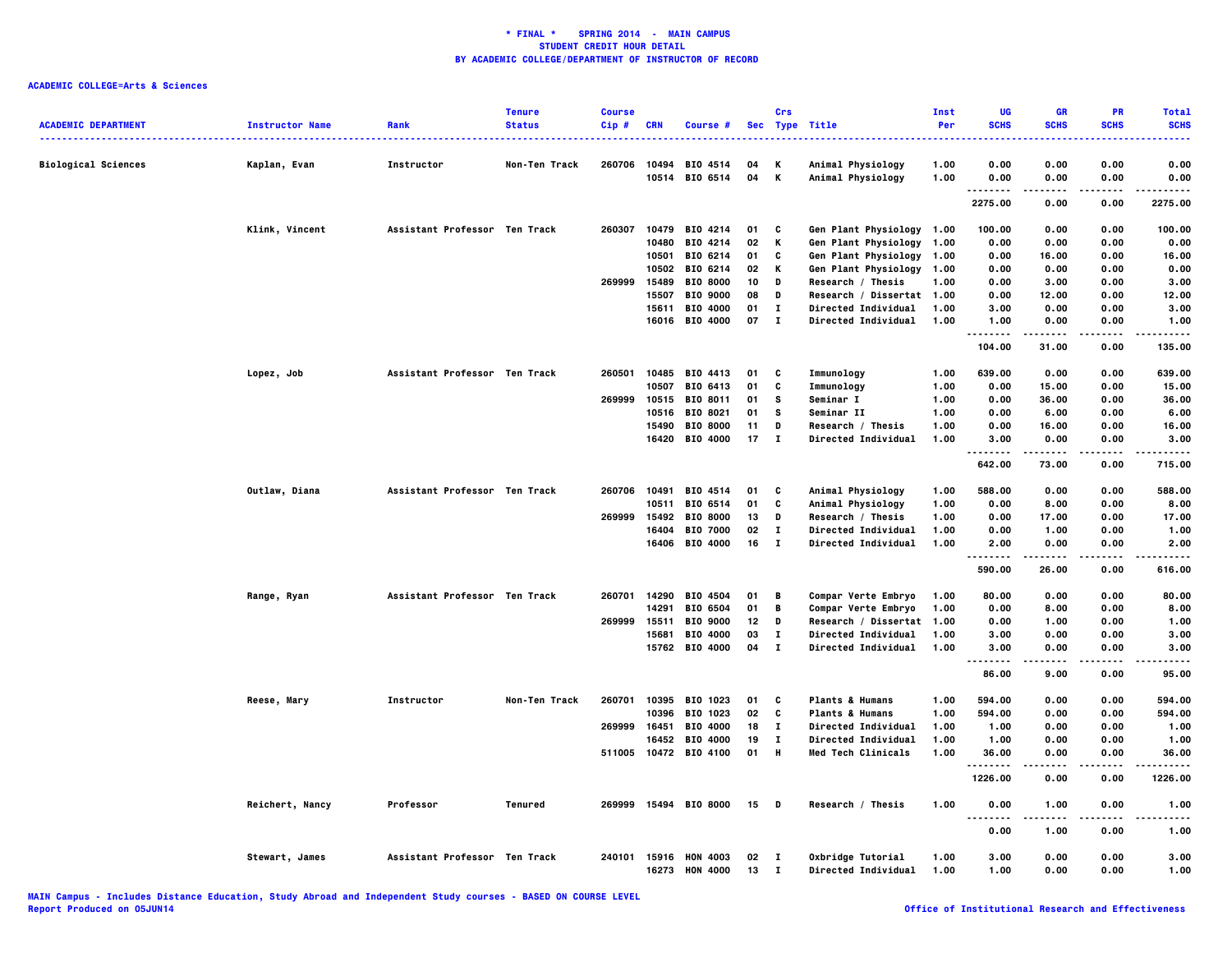# * FINAL * SPRING 2014 - MAIN CAMPUS
## STUDENT CREDIT HOUR DETAIL
## BY ACADEMIC COLLEGE/DEPARTMENT OF INSTRUCTOR OF RECORD

**ACADEMIC COLLEGE=Arts & Sciences**

| ACADEMIC DEPARTMENT | Instructor Name | Rank | Tenure Status | Course Cip # | CRN | Course # | Sec | Crs Type | Title | Inst Per | UG SCHS | GR SCHS | PR SCHS | Total SCHS |
|---|---|---|---|---|---|---|---|---|---|---|---|---|---|---|
| Biological Sciences | Kaplan, Evan | Instructor | Non-Ten Track | 260706 | 10494 | BIO 4514 | 04 | K | Animal Physiology | 1.00 | 0.00 | 0.00 | 0.00 | 0.00 |
| | | | | | 10514 | BIO 6514 | 04 | K | Animal Physiology | 1.00 | 0.00 | 0.00 | 0.00 | 0.00 |
| | | | | | | | | | | | 2275.00 | 0.00 | 0.00 | 2275.00 |
| | Klink, Vincent | Assistant Professor | Ten Track | 260307 | 10479 | BIO 4214 | 01 | C | Gen Plant Physiology | 1.00 | 100.00 | 0.00 | 0.00 | 100.00 |
| | | | | | 10480 | BIO 4214 | 02 | K | Gen Plant Physiology | 1.00 | 0.00 | 0.00 | 0.00 | 0.00 |
| | | | | | 10501 | BIO 6214 | 01 | C | Gen Plant Physiology | 1.00 | 0.00 | 16.00 | 0.00 | 16.00 |
| | | | | | 10502 | BIO 6214 | 02 | K | Gen Plant Physiology | 1.00 | 0.00 | 0.00 | 0.00 | 0.00 |
| | | | | 269999 | 15489 | BIO 8000 | 10 | D | Research / Thesis | 1.00 | 0.00 | 3.00 | 0.00 | 3.00 |
| | | | | | 15507 | BIO 9000 | 08 | D | Research / Dissertat | 1.00 | 0.00 | 12.00 | 0.00 | 12.00 |
| | | | | | 15611 | BIO 4000 | 01 | I | Directed Individual | 1.00 | 3.00 | 0.00 | 0.00 | 3.00 |
| | | | | | 16016 | BIO 4000 | 07 | I | Directed Individual | 1.00 | 1.00 | 0.00 | 0.00 | 1.00 |
| | | | | | | | | | | | 104.00 | 31.00 | 0.00 | 135.00 |
| | Lopez, Job | Assistant Professor | Ten Track | 260501 | 10485 | BIO 4413 | 01 | C | Immunology | 1.00 | 639.00 | 0.00 | 0.00 | 639.00 |
| | | | | | 10507 | BIO 6413 | 01 | C | Immunology | 1.00 | 0.00 | 15.00 | 0.00 | 15.00 |
| | | | | 269999 | 10515 | BIO 8011 | 01 | S | Seminar I | 1.00 | 0.00 | 36.00 | 0.00 | 36.00 |
| | | | | | 10516 | BIO 8021 | 01 | S | Seminar II | 1.00 | 0.00 | 6.00 | 0.00 | 6.00 |
| | | | | | 15490 | BIO 8000 | 11 | D | Research / Thesis | 1.00 | 0.00 | 16.00 | 0.00 | 16.00 |
| | | | | | 16420 | BIO 4000 | 17 | I | Directed Individual | 1.00 | 3.00 | 0.00 | 0.00 | 3.00 |
| | | | | | | | | | | | 642.00 | 73.00 | 0.00 | 715.00 |
| | Outlaw, Diana | Assistant Professor | Ten Track | 260706 | 10491 | BIO 4514 | 01 | C | Animal Physiology | 1.00 | 588.00 | 0.00 | 0.00 | 588.00 |
| | | | | | 10511 | BIO 6514 | 01 | C | Animal Physiology | 1.00 | 0.00 | 8.00 | 0.00 | 8.00 |
| | | | | 269999 | 15492 | BIO 8000 | 13 | D | Research / Thesis | 1.00 | 0.00 | 17.00 | 0.00 | 17.00 |
| | | | | | 16404 | BIO 7000 | 02 | I | Directed Individual | 1.00 | 0.00 | 1.00 | 0.00 | 1.00 |
| | | | | | 16406 | BIO 4000 | 16 | I | Directed Individual | 1.00 | 2.00 | 0.00 | 0.00 | 2.00 |
| | | | | | | | | | | | 590.00 | 26.00 | 0.00 | 616.00 |
| | Range, Ryan | Assistant Professor | Ten Track | 260701 | 14290 | BIO 4504 | 01 | B | Compar Verte Embryo | 1.00 | 80.00 | 0.00 | 0.00 | 80.00 |
| | | | | | 14291 | BIO 6504 | 01 | B | Compar Verte Embryo | 1.00 | 0.00 | 8.00 | 0.00 | 8.00 |
| | | | | 269999 | 15511 | BIO 9000 | 12 | D | Research / Dissertat | 1.00 | 0.00 | 1.00 | 0.00 | 1.00 |
| | | | | | 15681 | BIO 4000 | 03 | I | Directed Individual | 1.00 | 3.00 | 0.00 | 0.00 | 3.00 |
| | | | | | 15762 | BIO 4000 | 04 | I | Directed Individual | 1.00 | 3.00 | 0.00 | 0.00 | 3.00 |
| | | | | | | | | | | | 86.00 | 9.00 | 0.00 | 95.00 |
| | Reese, Mary | Instructor | Non-Ten Track | 260701 | 10395 | BIO 1023 | 01 | C | Plants & Humans | 1.00 | 594.00 | 0.00 | 0.00 | 594.00 |
| | | | | | 10396 | BIO 1023 | 02 | C | Plants & Humans | 1.00 | 594.00 | 0.00 | 0.00 | 594.00 |
| | | | | 269999 | 16451 | BIO 4000 | 18 | I | Directed Individual | 1.00 | 1.00 | 0.00 | 0.00 | 1.00 |
| | | | | | 16452 | BIO 4000 | 19 | I | Directed Individual | 1.00 | 1.00 | 0.00 | 0.00 | 1.00 |
| | | | | 511005 | 10472 | BIO 4100 | 01 | H | Med Tech Clinicals | 1.00 | 36.00 | 0.00 | 0.00 | 36.00 |
| | | | | | | | | | | | 1226.00 | 0.00 | 0.00 | 1226.00 |
| | Reichert, Nancy | Professor | Tenured | 269999 | 15494 | BIO 8000 | 15 | D | Research / Thesis | 1.00 | 0.00 | 1.00 | 0.00 | 1.00 |
| | | | | | | | | | | | 0.00 | 1.00 | 0.00 | 1.00 |
| | Stewart, James | Assistant Professor | Ten Track | 240101 | 15916 | HON 4003 | 02 | I | Oxbridge Tutorial | 1.00 | 3.00 | 0.00 | 0.00 | 3.00 |
| | | | | | 16273 | HON 4000 | 13 | I | Directed Individual | 1.00 | 1.00 | 0.00 | 0.00 | 1.00 |

MAIN Campus - Includes Distance Education, Study Abroad and Independent Study courses - BASED ON COURSE LEVEL
Report Produced on 05JUN14

Office of Institutional Research and Effectiveness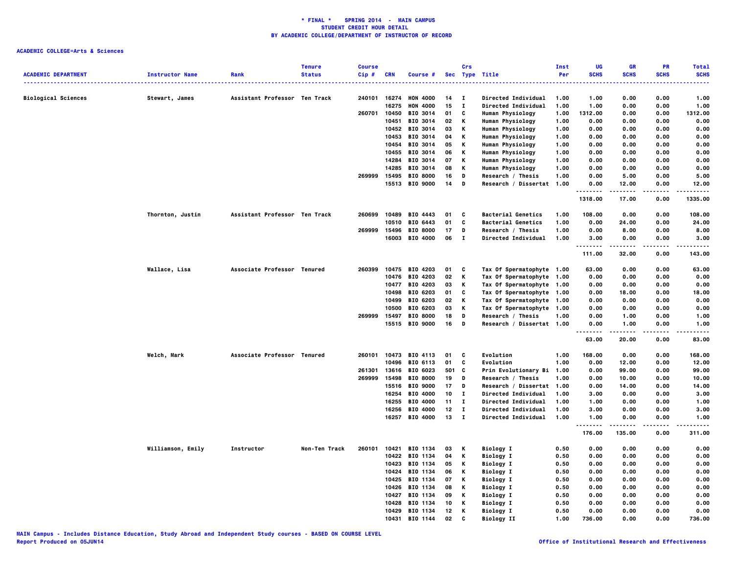**\* FINAL \* SPRING 2014 - MAIN CAMPUS**
**STUDENT CREDIT HOUR DETAIL**
**BY ACADEMIC COLLEGE/DEPARTMENT OF INSTRUCTOR OF RECORD**

**ACADEMIC COLLEGE=Arts & Sciences**

| ACADEMIC DEPARTMENT | Instructor Name | Rank | Tenure Status | Course Cip # | CRN | Course # | Sec | Crs Type | Title | Inst Per | UG SCHS | GR SCHS | PR SCHS | Total SCHS |
|---|---|---|---|---|---|---|---|---|---|---|---|---|---|---|
| Biological Sciences | Stewart, James | Assistant Professor | Ten Track | 240101 | 16274 | HON 4000 | 14 | I | Directed Individual | 1.00 | 1.00 | 0.00 | 0.00 | 1.00 |
| | | | | | 16275 | HON 4000 | 15 | I | Directed Individual | 1.00 | 1.00 | 0.00 | 0.00 | 1.00 |
| | | | | 260701 | 10450 | BIO 3014 | 01 | C | Human Physiology | 1.00 | 1312.00 | 0.00 | 0.00 | 1312.00 |
| | | | | | 10451 | BIO 3014 | 02 | K | Human Physiology | 1.00 | 0.00 | 0.00 | 0.00 | 0.00 |
| | | | | | 10452 | BIO 3014 | 03 | K | Human Physiology | 1.00 | 0.00 | 0.00 | 0.00 | 0.00 |
| | | | | | 10453 | BIO 3014 | 04 | K | Human Physiology | 1.00 | 0.00 | 0.00 | 0.00 | 0.00 |
| | | | | | 10454 | BIO 3014 | 05 | K | Human Physiology | 1.00 | 0.00 | 0.00 | 0.00 | 0.00 |
| | | | | | 10455 | BIO 3014 | 06 | K | Human Physiology | 1.00 | 0.00 | 0.00 | 0.00 | 0.00 |
| | | | | | 14284 | BIO 3014 | 07 | K | Human Physiology | 1.00 | 0.00 | 0.00 | 0.00 | 0.00 |
| | | | | | 14285 | BIO 3014 | 08 | K | Human Physiology | 1.00 | 0.00 | 0.00 | 0.00 | 0.00 |
| | | | | 269999 | 15495 | BIO 8000 | 16 | D | Research / Thesis | 1.00 | 0.00 | 5.00 | 0.00 | 5.00 |
| | | | | | 15513 | BIO 9000 | 14 | D | Research / Dissertat | 1.00 | 0.00 | 12.00 | 0.00 | 12.00 |
| | | | | | | | | | | | 1318.00 | 17.00 | 0.00 | 1335.00 |
| | Thornton, Justin | Assistant Professor | Ten Track | 260699 | 10489 | BIO 4443 | 01 | C | Bacterial Genetics | 1.00 | 108.00 | 0.00 | 0.00 | 108.00 |
| | | | | | 10510 | BIO 6443 | 01 | C | Bacterial Genetics | 1.00 | 0.00 | 24.00 | 0.00 | 24.00 |
| | | | | 269999 | 15496 | BIO 8000 | 17 | D | Research / Thesis | 1.00 | 0.00 | 8.00 | 0.00 | 8.00 |
| | | | | | 16003 | BIO 4000 | 06 | I | Directed Individual | 1.00 | 3.00 | 0.00 | 0.00 | 3.00 |
| | | | | | | | | | | | 111.00 | 32.00 | 0.00 | 143.00 |
| | Wallace, Lisa | Associate Professor | Tenured | 260399 | 10475 | BIO 4203 | 01 | C | Tax Of Spermatophyte | 1.00 | 63.00 | 0.00 | 0.00 | 63.00 |
| | | | | | 10476 | BIO 4203 | 02 | K | Tax Of Spermatophyte | 1.00 | 0.00 | 0.00 | 0.00 | 0.00 |
| | | | | | 10477 | BIO 4203 | 03 | K | Tax Of Spermatophyte | 1.00 | 0.00 | 0.00 | 0.00 | 0.00 |
| | | | | | 10498 | BIO 6203 | 01 | C | Tax Of Spermatophyte | 1.00 | 0.00 | 18.00 | 0.00 | 18.00 |
| | | | | | 10499 | BIO 6203 | 02 | K | Tax Of Spermatophyte | 1.00 | 0.00 | 0.00 | 0.00 | 0.00 |
| | | | | | 10500 | BIO 6203 | 03 | K | Tax Of Spermatophyte | 1.00 | 0.00 | 0.00 | 0.00 | 0.00 |
| | | | | 269999 | 15497 | BIO 8000 | 18 | D | Research / Thesis | 1.00 | 0.00 | 1.00 | 0.00 | 1.00 |
| | | | | | 15515 | BIO 9000 | 16 | D | Research / Dissertat | 1.00 | 0.00 | 1.00 | 0.00 | 1.00 |
| | | | | | | | | | | | 63.00 | 20.00 | 0.00 | 83.00 |
| | Welch, Mark | Associate Professor | Tenured | 260101 | 10473 | BIO 4113 | 01 | C | Evolution | 1.00 | 168.00 | 0.00 | 0.00 | 168.00 |
| | | | | | 10496 | BIO 6113 | 01 | C | Evolution | 1.00 | 0.00 | 12.00 | 0.00 | 12.00 |
| | | | | 261301 | 13616 | BIO 6023 | 501 | C | Prin Evolutionary Bi | 1.00 | 0.00 | 99.00 | 0.00 | 99.00 |
| | | | | 269999 | 15498 | BIO 8000 | 19 | D | Research / Thesis | 1.00 | 0.00 | 10.00 | 0.00 | 10.00 |
| | | | | | 15516 | BIO 9000 | 17 | D | Research / Dissertat | 1.00 | 0.00 | 14.00 | 0.00 | 14.00 |
| | | | | | 16254 | BIO 4000 | 10 | I | Directed Individual | 1.00 | 3.00 | 0.00 | 0.00 | 3.00 |
| | | | | | 16255 | BIO 4000 | 11 | I | Directed Individual | 1.00 | 1.00 | 0.00 | 0.00 | 1.00 |
| | | | | | 16256 | BIO 4000 | 12 | I | Directed Individual | 1.00 | 3.00 | 0.00 | 0.00 | 3.00 |
| | | | | | 16257 | BIO 4000 | 13 | I | Directed Individual | 1.00 | 1.00 | 0.00 | 0.00 | 1.00 |
| | | | | | | | | | | | 176.00 | 135.00 | 0.00 | 311.00 |
| | Williamson, Emily | Instructor | Non-Ten Track | 260101 | 10421 | BIO 1134 | 03 | K | Biology I | 0.50 | 0.00 | 0.00 | 0.00 | 0.00 |
| | | | | | 10422 | BIO 1134 | 04 | K | Biology I | 0.50 | 0.00 | 0.00 | 0.00 | 0.00 |
| | | | | | 10423 | BIO 1134 | 05 | K | Biology I | 0.50 | 0.00 | 0.00 | 0.00 | 0.00 |
| | | | | | 10424 | BIO 1134 | 06 | K | Biology I | 0.50 | 0.00 | 0.00 | 0.00 | 0.00 |
| | | | | | 10425 | BIO 1134 | 07 | K | Biology I | 0.50 | 0.00 | 0.00 | 0.00 | 0.00 |
| | | | | | 10426 | BIO 1134 | 08 | K | Biology I | 0.50 | 0.00 | 0.00 | 0.00 | 0.00 |
| | | | | | 10427 | BIO 1134 | 09 | K | Biology I | 0.50 | 0.00 | 0.00 | 0.00 | 0.00 |
| | | | | | 10428 | BIO 1134 | 10 | K | Biology I | 0.50 | 0.00 | 0.00 | 0.00 | 0.00 |
| | | | | | 10429 | BIO 1134 | 12 | K | Biology I | 0.50 | 0.00 | 0.00 | 0.00 | 0.00 |
| | | | | | 10431 | BIO 1144 | 02 | C | Biology II | 1.00 | 736.00 | 0.00 | 0.00 | 736.00 |

MAIN Campus - Includes Distance Education, Study Abroad and Independent Study courses - BASED ON COURSE LEVEL
Report Produced on 05JUN14

Office of Institutional Research and Effectiveness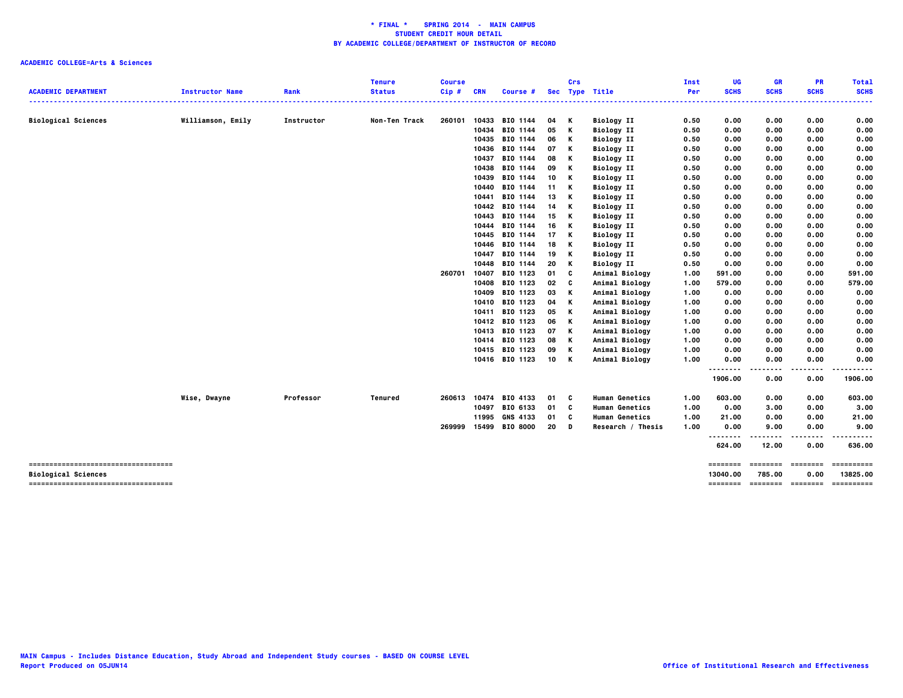**\* FINAL \* SPRING 2014 - MAIN CAMPUS**
**STUDENT CREDIT HOUR DETAIL**
**BY ACADEMIC COLLEGE/DEPARTMENT OF INSTRUCTOR OF RECORD**

**ACADEMIC COLLEGE=Arts & Sciences**

| ACADEMIC DEPARTMENT | Instructor Name | Rank | Tenure Status | Course Cip # | CRN | Course # | Sec | Crs Type | Title | Inst Per | UG SCHS | GR SCHS | PR SCHS | Total SCHS |
|---|---|---|---|---|---|---|---|---|---|---|---|---|---|---|
| Biological Sciences | Williamson, Emily | Instructor | Non-Ten Track | 260101 | 10433 | BIO 1144 | 04 | K | Biology II | 0.50 | 0.00 | 0.00 | 0.00 | 0.00 |
| | | | | | 10434 | BIO 1144 | 05 | K | Biology II | 0.50 | 0.00 | 0.00 | 0.00 | 0.00 |
| | | | | | 10435 | BIO 1144 | 06 | K | Biology II | 0.50 | 0.00 | 0.00 | 0.00 | 0.00 |
| | | | | | 10436 | BIO 1144 | 07 | K | Biology II | 0.50 | 0.00 | 0.00 | 0.00 | 0.00 |
| | | | | | 10437 | BIO 1144 | 08 | K | Biology II | 0.50 | 0.00 | 0.00 | 0.00 | 0.00 |
| | | | | | 10438 | BIO 1144 | 09 | K | Biology II | 0.50 | 0.00 | 0.00 | 0.00 | 0.00 |
| | | | | | 10439 | BIO 1144 | 10 | K | Biology II | 0.50 | 0.00 | 0.00 | 0.00 | 0.00 |
| | | | | | 10440 | BIO 1144 | 11 | K | Biology II | 0.50 | 0.00 | 0.00 | 0.00 | 0.00 |
| | | | | | 10441 | BIO 1144 | 13 | K | Biology II | 0.50 | 0.00 | 0.00 | 0.00 | 0.00 |
| | | | | | 10442 | BIO 1144 | 14 | K | Biology II | 0.50 | 0.00 | 0.00 | 0.00 | 0.00 |
| | | | | | 10443 | BIO 1144 | 15 | K | Biology II | 0.50 | 0.00 | 0.00 | 0.00 | 0.00 |
| | | | | | 10444 | BIO 1144 | 16 | K | Biology II | 0.50 | 0.00 | 0.00 | 0.00 | 0.00 |
| | | | | | 10445 | BIO 1144 | 17 | K | Biology II | 0.50 | 0.00 | 0.00 | 0.00 | 0.00 |
| | | | | | 10446 | BIO 1144 | 18 | K | Biology II | 0.50 | 0.00 | 0.00 | 0.00 | 0.00 |
| | | | | | 10447 | BIO 1144 | 19 | K | Biology II | 0.50 | 0.00 | 0.00 | 0.00 | 0.00 |
| | | | | | 10448 | BIO 1144 | 20 | K | Biology II | 0.50 | 0.00 | 0.00 | 0.00 | 0.00 |
| | | | | 260701 | 10407 | BIO 1123 | 01 | C | Animal Biology | 1.00 | 591.00 | 0.00 | 0.00 | 591.00 |
| | | | | | 10408 | BIO 1123 | 02 | C | Animal Biology | 1.00 | 579.00 | 0.00 | 0.00 | 579.00 |
| | | | | | 10409 | BIO 1123 | 03 | K | Animal Biology | 1.00 | 0.00 | 0.00 | 0.00 | 0.00 |
| | | | | | 10410 | BIO 1123 | 04 | K | Animal Biology | 1.00 | 0.00 | 0.00 | 0.00 | 0.00 |
| | | | | | 10411 | BIO 1123 | 05 | K | Animal Biology | 1.00 | 0.00 | 0.00 | 0.00 | 0.00 |
| | | | | | 10412 | BIO 1123 | 06 | K | Animal Biology | 1.00 | 0.00 | 0.00 | 0.00 | 0.00 |
| | | | | | 10413 | BIO 1123 | 07 | K | Animal Biology | 1.00 | 0.00 | 0.00 | 0.00 | 0.00 |
| | | | | | 10414 | BIO 1123 | 08 | K | Animal Biology | 1.00 | 0.00 | 0.00 | 0.00 | 0.00 |
| | | | | | 10415 | BIO 1123 | 09 | K | Animal Biology | 1.00 | 0.00 | 0.00 | 0.00 | 0.00 |
| | | | | | 10416 | BIO 1123 | 10 | K | Animal Biology | 1.00 | 0.00 | 0.00 | 0.00 | 0.00 |
| | | | | | | | | | | | 1906.00 | 0.00 | 0.00 | 1906.00 |
| | Wise, Dwayne | Professor | Tenured | 260613 | 10474 | BIO 4133 | 01 | C | Human Genetics | 1.00 | 603.00 | 0.00 | 0.00 | 603.00 |
| | | | | | 10497 | BIO 6133 | 01 | C | Human Genetics | 1.00 | 0.00 | 3.00 | 0.00 | 3.00 |
| | | | | | 11995 | GNS 4133 | 01 | C | Human Genetics | 1.00 | 21.00 | 0.00 | 0.00 | 21.00 |
| | | | | 269999 | 15499 | BIO 8000 | 20 | D | Research / Thesis | 1.00 | 0.00 | 9.00 | 0.00 | 9.00 |
| | | | | | | | | | | | 624.00 | 12.00 | 0.00 | 636.00 |
| Biological Sciences | | | | | | | | | | | 13040.00 | 785.00 | 0.00 | 13825.00 |

MAIN Campus - Includes Distance Education, Study Abroad and Independent Study courses - BASED ON COURSE LEVEL
Report Produced on 05JUN14

Office of Institutional Research and Effectiveness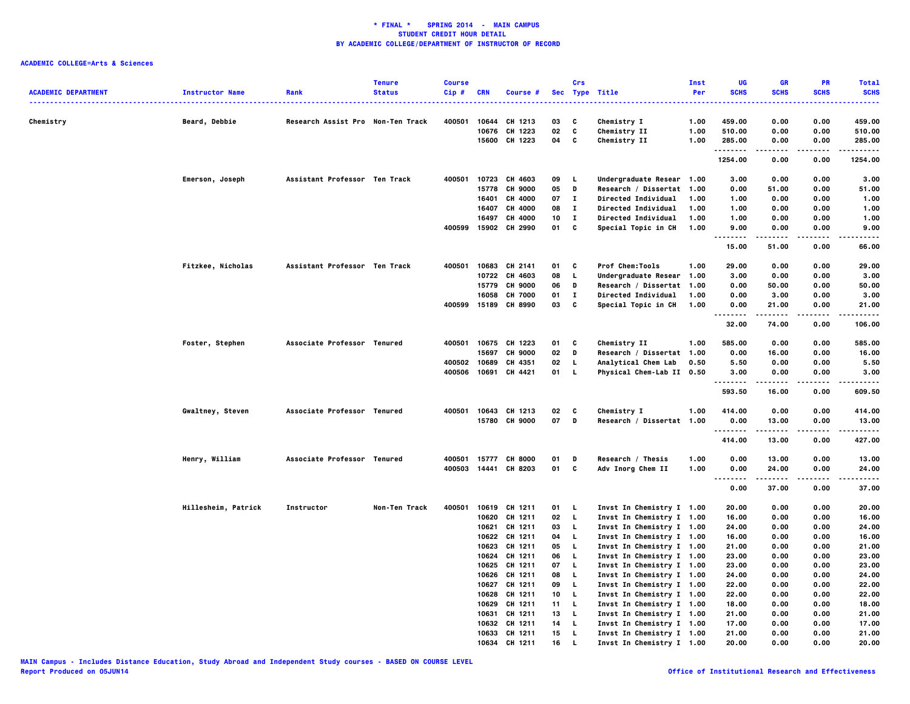**\* FINAL \* SPRING 2014 - MAIN CAMPUS**
**STUDENT CREDIT HOUR DETAIL**
**BY ACADEMIC COLLEGE/DEPARTMENT OF INSTRUCTOR OF RECORD**

**ACADEMIC COLLEGE=Arts & Sciences**

| ACADEMIC DEPARTMENT | Instructor Name | Rank | Tenure Status | Course Cip # | CRN | Course # | Sec | Crs Type | Title | Inst Per | UG SCHS | GR SCHS | PR SCHS | Total SCHS |
|---|---|---|---|---|---|---|---|---|---|---|---|---|---|---|
| Chemistry | Beard, Debbie | Research Assist Pro | Non-Ten Track | 400501 | 10644 | CH 1213 | 03 | C | Chemistry I | 1.00 | 459.00 | 0.00 | 0.00 | 459.00 |
| | | | | | 10676 | CH 1223 | 02 | C | Chemistry II | 1.00 | 510.00 | 0.00 | 0.00 | 510.00 |
| | | | | | 15600 | CH 1223 | 04 | C | Chemistry II | 1.00 | 285.00 | 0.00 | 0.00 | 285.00 |
| | | | | | | | | | | | 1254.00 | 0.00 | 0.00 | 1254.00 |
| | Emerson, Joseph | Assistant Professor | Ten Track | 400501 | 10723 | CH 4603 | 09 | L | Undergraduate Resear | 1.00 | 3.00 | 0.00 | 0.00 | 3.00 |
| | | | | | 15778 | CH 9000 | 05 | D | Research / Dissertat | 1.00 | 0.00 | 51.00 | 0.00 | 51.00 |
| | | | | | 16401 | CH 4000 | 07 | I | Directed Individual | 1.00 | 1.00 | 0.00 | 0.00 | 1.00 |
| | | | | | 16407 | CH 4000 | 08 | I | Directed Individual | 1.00 | 1.00 | 0.00 | 0.00 | 1.00 |
| | | | | | 16497 | CH 4000 | 10 | I | Directed Individual | 1.00 | 1.00 | 0.00 | 0.00 | 1.00 |
| | | | | 400599 | 15902 | CH 2990 | 01 | C | Special Topic in CH | 1.00 | 9.00 | 0.00 | 0.00 | 9.00 |
| | | | | | | | | | | | 15.00 | 51.00 | 0.00 | 66.00 |
| | Fitzkee, Nicholas | Assistant Professor | Ten Track | 400501 | 10683 | CH 2141 | 01 | C | Prof Chem:Tools | 1.00 | 29.00 | 0.00 | 0.00 | 29.00 |
| | | | | | 10722 | CH 4603 | 08 | L | Undergraduate Resear | 1.00 | 3.00 | 0.00 | 0.00 | 3.00 |
| | | | | | 15779 | CH 9000 | 06 | D | Research / Dissertat | 1.00 | 0.00 | 50.00 | 0.00 | 50.00 |
| | | | | | 16058 | CH 7000 | 01 | I | Directed Individual | 1.00 | 0.00 | 3.00 | 0.00 | 3.00 |
| | | | | 400599 | 15189 | CH 8990 | 03 | C | Special Topic in CH | 1.00 | 0.00 | 21.00 | 0.00 | 21.00 |
| | | | | | | | | | | | 32.00 | 74.00 | 0.00 | 106.00 |
| | Foster, Stephen | Associate Professor | Tenured | 400501 | 10675 | CH 1223 | 01 | C | Chemistry II | 1.00 | 585.00 | 0.00 | 0.00 | 585.00 |
| | | | | | 15697 | CH 9000 | 02 | D | Research / Dissertat | 1.00 | 0.00 | 16.00 | 0.00 | 16.00 |
| | | | | 400502 | 10689 | CH 4351 | 02 | L | Analytical Chem Lab | 0.50 | 5.50 | 0.00 | 0.00 | 5.50 |
| | | | | 400506 | 10691 | CH 4421 | 01 | L | Physical Chem-Lab II | 0.50 | 3.00 | 0.00 | 0.00 | 3.00 |
| | | | | | | | | | | | 593.50 | 16.00 | 0.00 | 609.50 |
| | Gwaltney, Steven | Associate Professor | Tenured | 400501 | 10643 | CH 1213 | 02 | C | Chemistry I | 1.00 | 414.00 | 0.00 | 0.00 | 414.00 |
| | | | | | 15780 | CH 9000 | 07 | D | Research / Dissertat | 1.00 | 0.00 | 13.00 | 0.00 | 13.00 |
| | | | | | | | | | | | 414.00 | 13.00 | 0.00 | 427.00 |
| | Henry, William | Associate Professor | Tenured | 400501 | 15777 | CH 8000 | 01 | D | Research / Thesis | 1.00 | 0.00 | 13.00 | 0.00 | 13.00 |
| | | | | 400503 | 14441 | CH 8203 | 01 | C | Adv Inorg Chem II | 1.00 | 0.00 | 24.00 | 0.00 | 24.00 |
| | | | | | | | | | | | 0.00 | 37.00 | 0.00 | 37.00 |
| | Hillesheim, Patrick | Instructor | Non-Ten Track | 400501 | 10619 | CH 1211 | 01 | L | Invst In Chemistry I | 1.00 | 20.00 | 0.00 | 0.00 | 20.00 |
| | | | | | 10620 | CH 1211 | 02 | L | Invst In Chemistry I | 1.00 | 16.00 | 0.00 | 0.00 | 16.00 |
| | | | | | 10621 | CH 1211 | 03 | L | Invst In Chemistry I | 1.00 | 24.00 | 0.00 | 0.00 | 24.00 |
| | | | | | 10622 | CH 1211 | 04 | L | Invst In Chemistry I | 1.00 | 16.00 | 0.00 | 0.00 | 16.00 |
| | | | | | 10623 | CH 1211 | 05 | L | Invst In Chemistry I | 1.00 | 21.00 | 0.00 | 0.00 | 21.00 |
| | | | | | 10624 | CH 1211 | 06 | L | Invst In Chemistry I | 1.00 | 23.00 | 0.00 | 0.00 | 23.00 |
| | | | | | 10625 | CH 1211 | 07 | L | Invst In Chemistry I | 1.00 | 23.00 | 0.00 | 0.00 | 23.00 |
| | | | | | 10626 | CH 1211 | 08 | L | Invst In Chemistry I | 1.00 | 24.00 | 0.00 | 0.00 | 24.00 |
| | | | | | 10627 | CH 1211 | 09 | L | Invst In Chemistry I | 1.00 | 22.00 | 0.00 | 0.00 | 22.00 |
| | | | | | 10628 | CH 1211 | 10 | L | Invst In Chemistry I | 1.00 | 22.00 | 0.00 | 0.00 | 22.00 |
| | | | | | 10629 | CH 1211 | 11 | L | Invst In Chemistry I | 1.00 | 18.00 | 0.00 | 0.00 | 18.00 |
| | | | | | 10631 | CH 1211 | 13 | L | Invst In Chemistry I | 1.00 | 21.00 | 0.00 | 0.00 | 21.00 |
| | | | | | 10632 | CH 1211 | 14 | L | Invst In Chemistry I | 1.00 | 17.00 | 0.00 | 0.00 | 17.00 |
| | | | | | 10633 | CH 1211 | 15 | L | Invst In Chemistry I | 1.00 | 21.00 | 0.00 | 0.00 | 21.00 |
| | | | | | 10634 | CH 1211 | 16 | L | Invst In Chemistry I | 1.00 | 20.00 | 0.00 | 0.00 | 20.00 |

MAIN Campus - Includes Distance Education, Study Abroad and Independent Study courses - BASED ON COURSE LEVEL
Report Produced on 05JUN14

Office of Institutional Research and Effectiveness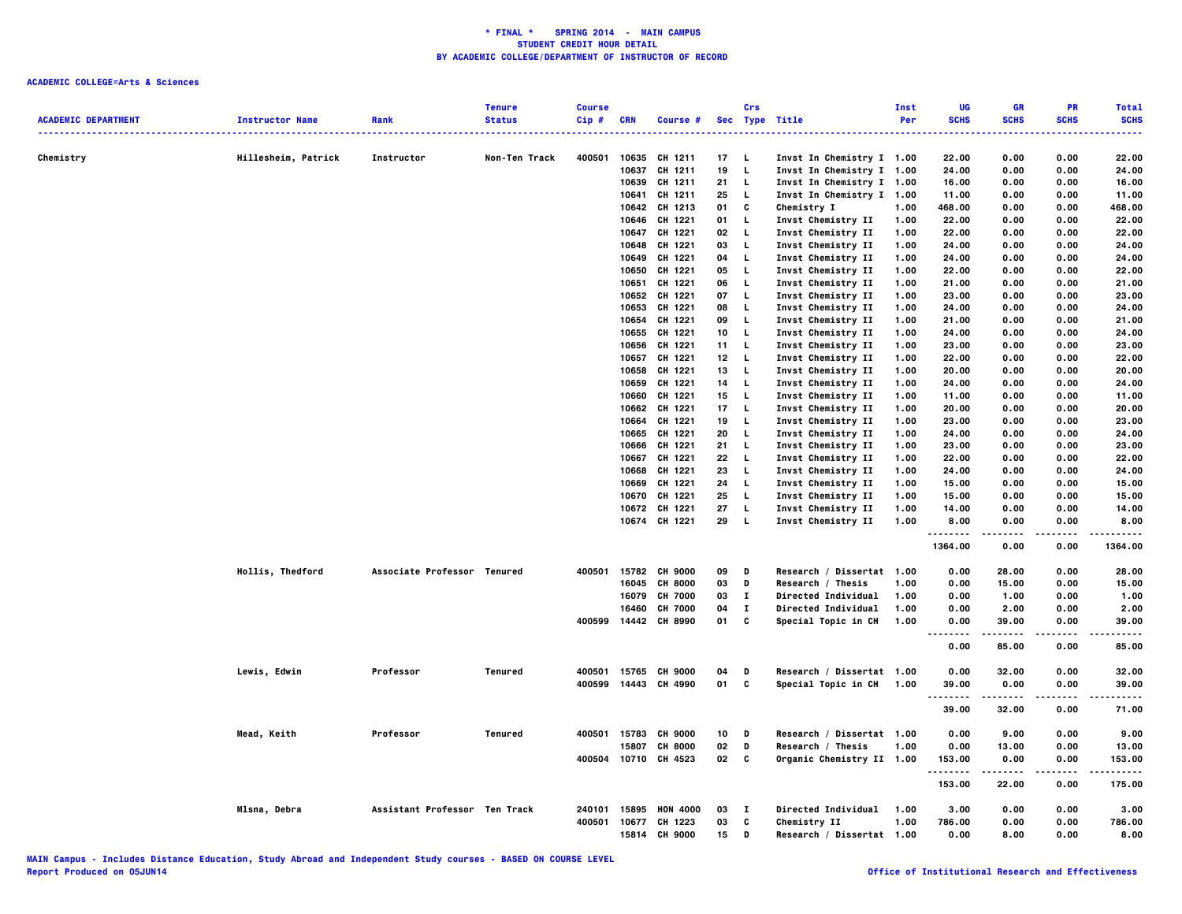**\* FINAL \* SPRING 2014 - MAIN CAMPUS**
**STUDENT CREDIT HOUR DETAIL**
**BY ACADEMIC COLLEGE/DEPARTMENT OF INSTRUCTOR OF RECORD**

**ACADEMIC COLLEGE=Arts & Sciences**

| ACADEMIC DEPARTMENT | Instructor Name | Rank | Tenure Status | Course Cip # | CRN | Course # | Sec | Crs Type | Title | Inst Per | UG SCHS | GR SCHS | PR SCHS | Total SCHS |
|---|---|---|---|---|---|---|---|---|---|---|---|---|---|---|
| Chemistry | Hillesheim, Patrick | Instructor | Non-Ten Track | 400501 | 10635 | CH 1211 | 17 | L | Invst In Chemistry I | 1.00 | 22.00 | 0.00 | 0.00 | 22.00 |
| | | | | | 10637 | CH 1211 | 19 | L | Invst In Chemistry I | 1.00 | 24.00 | 0.00 | 0.00 | 24.00 |
| | | | | | 10639 | CH 1211 | 21 | L | Invst In Chemistry I | 1.00 | 16.00 | 0.00 | 0.00 | 16.00 |
| | | | | | 10641 | CH 1211 | 25 | L | Invst In Chemistry I | 1.00 | 11.00 | 0.00 | 0.00 | 11.00 |
| | | | | | 10642 | CH 1213 | 01 | C | Chemistry I | 1.00 | 468.00 | 0.00 | 0.00 | 468.00 |
| | | | | | 10646 | CH 1221 | 01 | L | Invst Chemistry II | 1.00 | 22.00 | 0.00 | 0.00 | 22.00 |
| | | | | | 10647 | CH 1221 | 02 | L | Invst Chemistry II | 1.00 | 22.00 | 0.00 | 0.00 | 22.00 |
| | | | | | 10648 | CH 1221 | 03 | L | Invst Chemistry II | 1.00 | 24.00 | 0.00 | 0.00 | 24.00 |
| | | | | | 10649 | CH 1221 | 04 | L | Invst Chemistry II | 1.00 | 24.00 | 0.00 | 0.00 | 24.00 |
| | | | | | 10650 | CH 1221 | 05 | L | Invst Chemistry II | 1.00 | 22.00 | 0.00 | 0.00 | 22.00 |
| | | | | | 10651 | CH 1221 | 06 | L | Invst Chemistry II | 1.00 | 21.00 | 0.00 | 0.00 | 21.00 |
| | | | | | 10652 | CH 1221 | 07 | L | Invst Chemistry II | 1.00 | 23.00 | 0.00 | 0.00 | 23.00 |
| | | | | | 10653 | CH 1221 | 08 | L | Invst Chemistry II | 1.00 | 24.00 | 0.00 | 0.00 | 24.00 |
| | | | | | 10654 | CH 1221 | 09 | L | Invst Chemistry II | 1.00 | 21.00 | 0.00 | 0.00 | 21.00 |
| | | | | | 10655 | CH 1221 | 10 | L | Invst Chemistry II | 1.00 | 24.00 | 0.00 | 0.00 | 24.00 |
| | | | | | 10656 | CH 1221 | 11 | L | Invst Chemistry II | 1.00 | 23.00 | 0.00 | 0.00 | 23.00 |
| | | | | | 10657 | CH 1221 | 12 | L | Invst Chemistry II | 1.00 | 22.00 | 0.00 | 0.00 | 22.00 |
| | | | | | 10658 | CH 1221 | 13 | L | Invst Chemistry II | 1.00 | 20.00 | 0.00 | 0.00 | 20.00 |
| | | | | | 10659 | CH 1221 | 14 | L | Invst Chemistry II | 1.00 | 24.00 | 0.00 | 0.00 | 24.00 |
| | | | | | 10660 | CH 1221 | 15 | L | Invst Chemistry II | 1.00 | 11.00 | 0.00 | 0.00 | 11.00 |
| | | | | | 10662 | CH 1221 | 17 | L | Invst Chemistry II | 1.00 | 20.00 | 0.00 | 0.00 | 20.00 |
| | | | | | 10664 | CH 1221 | 19 | L | Invst Chemistry II | 1.00 | 23.00 | 0.00 | 0.00 | 23.00 |
| | | | | | 10665 | CH 1221 | 20 | L | Invst Chemistry II | 1.00 | 24.00 | 0.00 | 0.00 | 24.00 |
| | | | | | 10666 | CH 1221 | 21 | L | Invst Chemistry II | 1.00 | 23.00 | 0.00 | 0.00 | 23.00 |
| | | | | | 10667 | CH 1221 | 22 | L | Invst Chemistry II | 1.00 | 22.00 | 0.00 | 0.00 | 22.00 |
| | | | | | 10668 | CH 1221 | 23 | L | Invst Chemistry II | 1.00 | 24.00 | 0.00 | 0.00 | 24.00 |
| | | | | | 10669 | CH 1221 | 24 | L | Invst Chemistry II | 1.00 | 15.00 | 0.00 | 0.00 | 15.00 |
| | | | | | 10670 | CH 1221 | 25 | L | Invst Chemistry II | 1.00 | 15.00 | 0.00 | 0.00 | 15.00 |
| | | | | | 10672 | CH 1221 | 27 | L | Invst Chemistry II | 1.00 | 14.00 | 0.00 | 0.00 | 14.00 |
| | | | | | 10674 | CH 1221 | 29 | L | Invst Chemistry II | 1.00 | 8.00 | 0.00 | 0.00 | 8.00 |
| | | | | | | | | | | | 1364.00 | 0.00 | 0.00 | 1364.00 |
| | Hollis, Thedford | Associate Professor | Tenured | 400501 | 15782 | CH 9000 | 09 | D | Research / Dissertat | 1.00 | 0.00 | 28.00 | 0.00 | 28.00 |
| | | | | | 16045 | CH 8000 | 03 | D | Research / Thesis | 1.00 | 0.00 | 15.00 | 0.00 | 15.00 |
| | | | | | 16079 | CH 7000 | 03 | I | Directed Individual | 1.00 | 0.00 | 1.00 | 0.00 | 1.00 |
| | | | | | 16460 | CH 7000 | 04 | I | Directed Individual | 1.00 | 0.00 | 2.00 | 0.00 | 2.00 |
| | | | | 400599 | 14442 | CH 8990 | 01 | C | Special Topic in CH | 1.00 | 0.00 | 39.00 | 0.00 | 39.00 |
| | | | | | | | | | | | 0.00 | 85.00 | 0.00 | 85.00 |
| | Lewis, Edwin | Professor | Tenured | 400501 | 15765 | CH 9000 | 04 | D | Research / Dissertat | 1.00 | 0.00 | 32.00 | 0.00 | 32.00 |
| | | | | 400599 | 14443 | CH 4990 | 01 | C | Special Topic in CH | 1.00 | 39.00 | 0.00 | 0.00 | 39.00 |
| | | | | | | | | | | | 39.00 | 32.00 | 0.00 | 71.00 |
| | Mead, Keith | Professor | Tenured | 400501 | 15783 | CH 9000 | 10 | D | Research / Dissertat | 1.00 | 0.00 | 9.00 | 0.00 | 9.00 |
| | | | | | 15807 | CH 8000 | 02 | D | Research / Thesis | 1.00 | 0.00 | 13.00 | 0.00 | 13.00 |
| | | | | 400504 | 10710 | CH 4523 | 02 | C | Organic Chemistry II | 1.00 | 153.00 | 0.00 | 0.00 | 153.00 |
| | | | | | | | | | | | 153.00 | 22.00 | 0.00 | 175.00 |
| | Mlsna, Debra | Assistant Professor | Ten Track | 240101 | 15895 | HON 4000 | 03 | I | Directed Individual | 1.00 | 3.00 | 0.00 | 0.00 | 3.00 |
| | | | | 400501 | 10677 | CH 1223 | 03 | C | Chemistry II | 1.00 | 786.00 | 0.00 | 0.00 | 786.00 |
| | | | | | 15814 | CH 9000 | 15 | D | Research / Dissertat | 1.00 | 0.00 | 8.00 | 0.00 | 8.00 |

MAIN Campus - Includes Distance Education, Study Abroad and Independent Study courses - BASED ON COURSE LEVEL
Report Produced on 05JUN14

Office of Institutional Research and Effectiveness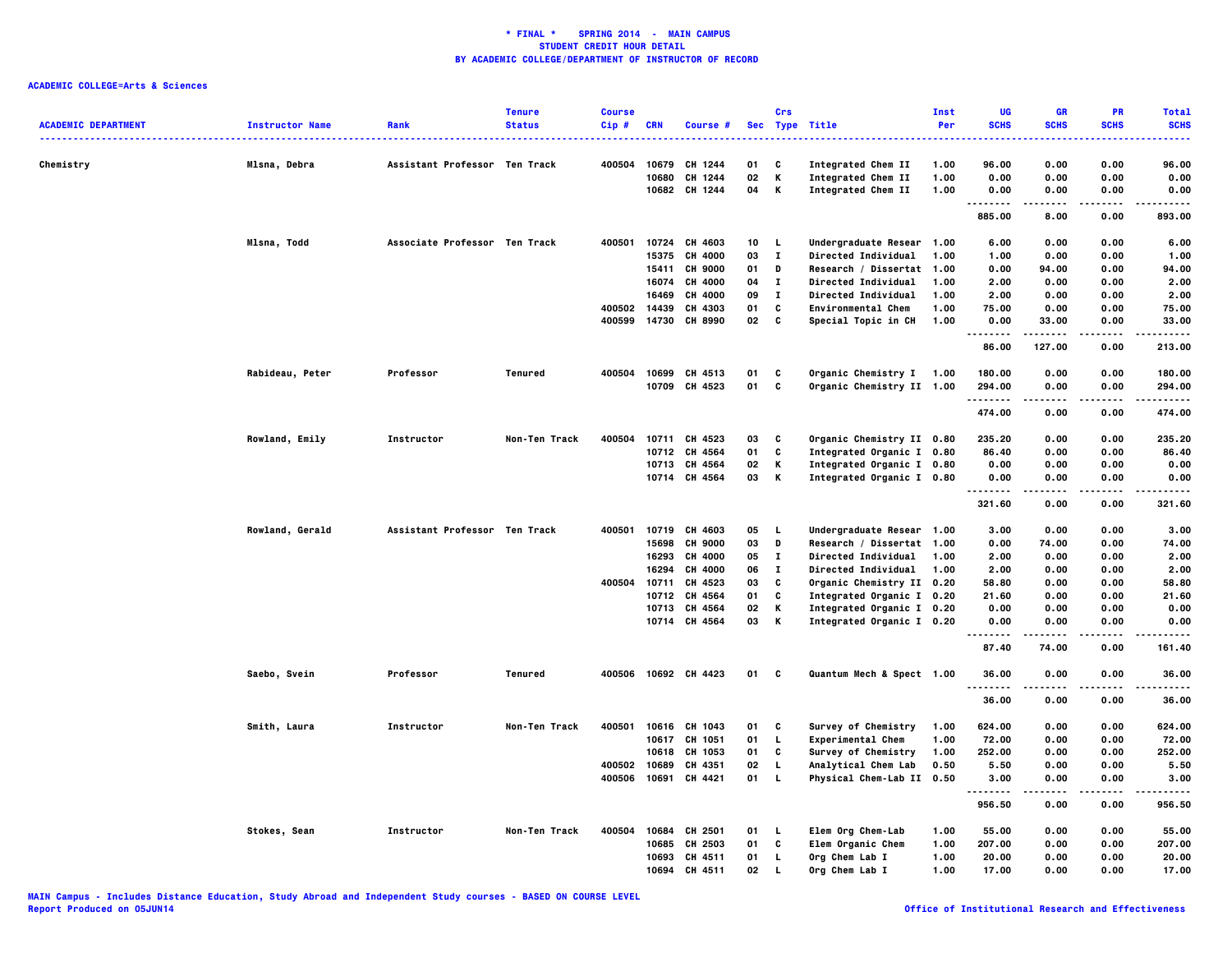**\* FINAL \* SPRING 2014 - MAIN CAMPUS**
**STUDENT CREDIT HOUR DETAIL**
**BY ACADEMIC COLLEGE/DEPARTMENT OF INSTRUCTOR OF RECORD**

**ACADEMIC COLLEGE=Arts & Sciences**

| ACADEMIC DEPARTMENT | Instructor Name | Rank | Tenure Status | Course Cip # | CRN | Course # | Sec | Crs Type | Title | Inst Per | UG SCHS | GR SCHS | PR SCHS | Total SCHS |
|---|---|---|---|---|---|---|---|---|---|---|---|---|---|---|
| Chemistry | Mlsna, Debra | Assistant Professor | Ten Track | 400504 | 10679 | CH 1244 | 01 | C | Integrated Chem II | 1.00 | 96.00 | 0.00 | 0.00 | 96.00 |
| | | | | | 10680 | CH 1244 | 02 | K | Integrated Chem II | 1.00 | 0.00 | 0.00 | 0.00 | 0.00 |
| | | | | | 10682 | CH 1244 | 04 | K | Integrated Chem II | 1.00 | 0.00 | 0.00 | 0.00 | 0.00 |
| | | | | | | | | | | | 885.00 | 8.00 | 0.00 | 893.00 |
| | Mlsna, Todd | Associate Professor | Ten Track | 400501 | 10724 | CH 4603 | 10 | L | Undergraduate Resear | 1.00 | 6.00 | 0.00 | 0.00 | 6.00 |
| | | | | | 15375 | CH 4000 | 03 | I | Directed Individual | 1.00 | 1.00 | 0.00 | 0.00 | 1.00 |
| | | | | | 15411 | CH 9000 | 01 | D | Research / Dissertat | 1.00 | 0.00 | 94.00 | 0.00 | 94.00 |
| | | | | | 16074 | CH 4000 | 04 | I | Directed Individual | 1.00 | 2.00 | 0.00 | 0.00 | 2.00 |
| | | | | | 16469 | CH 4000 | 09 | I | Directed Individual | 1.00 | 2.00 | 0.00 | 0.00 | 2.00 |
| | | | | 400502 | 14439 | CH 4303 | 01 | C | Environmental Chem | 1.00 | 75.00 | 0.00 | 0.00 | 75.00 |
| | | | | 400599 | 14730 | CH 8990 | 02 | C | Special Topic in CH | 1.00 | 0.00 | 33.00 | 0.00 | 33.00 |
| | | | | | | | | | | | 86.00 | 127.00 | 0.00 | 213.00 |
| | Rabideau, Peter | Professor | Tenured | 400504 | 10699 | CH 4513 | 01 | C | Organic Chemistry I | 1.00 | 180.00 | 0.00 | 0.00 | 180.00 |
| | | | | | 10709 | CH 4523 | 01 | C | Organic Chemistry II | 1.00 | 294.00 | 0.00 | 0.00 | 294.00 |
| | | | | | | | | | | | 474.00 | 0.00 | 0.00 | 474.00 |
| | Rowland, Emily | Instructor | Non-Ten Track | 400504 | 10711 | CH 4523 | 03 | C | Organic Chemistry II | 0.80 | 235.20 | 0.00 | 0.00 | 235.20 |
| | | | | | 10712 | CH 4564 | 01 | C | Integrated Organic I | 0.80 | 86.40 | 0.00 | 0.00 | 86.40 |
| | | | | | 10713 | CH 4564 | 02 | K | Integrated Organic I | 0.80 | 0.00 | 0.00 | 0.00 | 0.00 |
| | | | | | 10714 | CH 4564 | 03 | K | Integrated Organic I | 0.80 | 0.00 | 0.00 | 0.00 | 0.00 |
| | | | | | | | | | | | 321.60 | 0.00 | 0.00 | 321.60 |
| | Rowland, Gerald | Assistant Professor | Ten Track | 400501 | 10719 | CH 4603 | 05 | L | Undergraduate Resear | 1.00 | 3.00 | 0.00 | 0.00 | 3.00 |
| | | | | | 15698 | CH 9000 | 03 | D | Research / Dissertat | 1.00 | 0.00 | 74.00 | 0.00 | 74.00 |
| | | | | | 16293 | CH 4000 | 05 | I | Directed Individual | 1.00 | 2.00 | 0.00 | 0.00 | 2.00 |
| | | | | | 16294 | CH 4000 | 06 | I | Directed Individual | 1.00 | 2.00 | 0.00 | 0.00 | 2.00 |
| | | | | 400504 | 10711 | CH 4523 | 03 | C | Organic Chemistry II | 0.20 | 58.80 | 0.00 | 0.00 | 58.80 |
| | | | | | 10712 | CH 4564 | 01 | C | Integrated Organic I | 0.20 | 21.60 | 0.00 | 0.00 | 21.60 |
| | | | | | 10713 | CH 4564 | 02 | K | Integrated Organic I | 0.20 | 0.00 | 0.00 | 0.00 | 0.00 |
| | | | | | 10714 | CH 4564 | 03 | K | Integrated Organic I | 0.20 | 0.00 | 0.00 | 0.00 | 0.00 |
| | | | | | | | | | | | 87.40 | 74.00 | 0.00 | 161.40 |
| | Saebo, Svein | Professor | Tenured | 400506 | 10692 | CH 4423 | 01 | C | Quantum Mech & Spect | 1.00 | 36.00 | 0.00 | 0.00 | 36.00 |
| | | | | | | | | | | | 36.00 | 0.00 | 0.00 | 36.00 |
| | Smith, Laura | Instructor | Non-Ten Track | 400501 | 10616 | CH 1043 | 01 | C | Survey of Chemistry | 1.00 | 624.00 | 0.00 | 0.00 | 624.00 |
| | | | | | 10617 | CH 1051 | 01 | L | Experimental Chem | 1.00 | 72.00 | 0.00 | 0.00 | 72.00 |
| | | | | | 10618 | CH 1053 | 01 | C | Survey of Chemistry | 1.00 | 252.00 | 0.00 | 0.00 | 252.00 |
| | | | | 400502 | 10689 | CH 4351 | 02 | L | Analytical Chem Lab | 0.50 | 5.50 | 0.00 | 0.00 | 5.50 |
| | | | | 400506 | 10691 | CH 4421 | 01 | L | Physical Chem-Lab II | 0.50 | 3.00 | 0.00 | 0.00 | 3.00 |
| | | | | | | | | | | | 956.50 | 0.00 | 0.00 | 956.50 |
| | Stokes, Sean | Instructor | Non-Ten Track | 400504 | 10684 | CH 2501 | 01 | L | Elem Org Chem-Lab | 1.00 | 55.00 | 0.00 | 0.00 | 55.00 |
| | | | | | 10685 | CH 2503 | 01 | C | Elem Organic Chem | 1.00 | 207.00 | 0.00 | 0.00 | 207.00 |
| | | | | | 10693 | CH 4511 | 01 | L | Org Chem Lab I | 1.00 | 20.00 | 0.00 | 0.00 | 20.00 |
| | | | | | 10694 | CH 4511 | 02 | L | Org Chem Lab I | 1.00 | 17.00 | 0.00 | 0.00 | 17.00 |

MAIN Campus - Includes Distance Education, Study Abroad and Independent Study courses - BASED ON COURSE LEVEL
Report Produced on 05JUN14

Office of Institutional Research and Effectiveness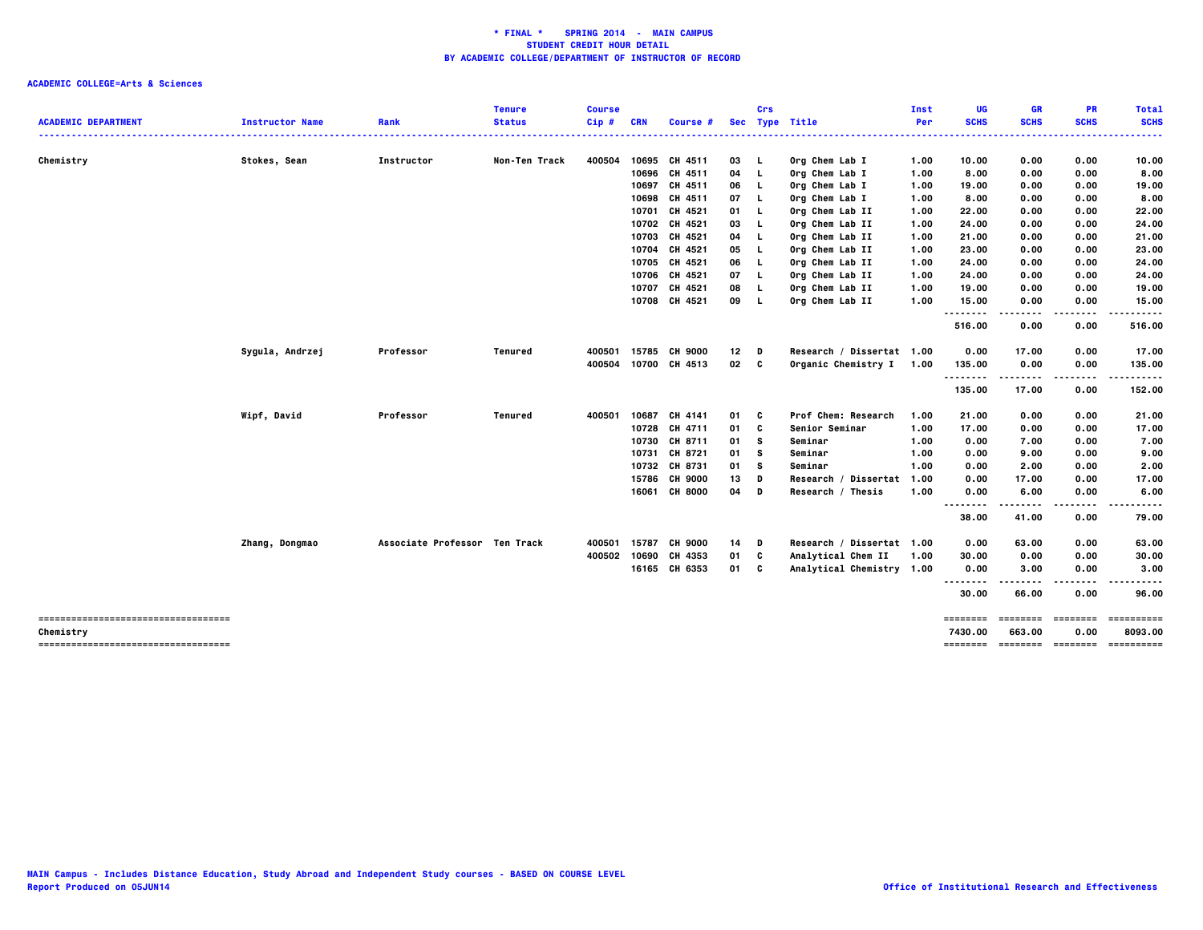**\* FINAL \* SPRING 2014 - MAIN CAMPUS**
**STUDENT CREDIT HOUR DETAIL**
**BY ACADEMIC COLLEGE/DEPARTMENT OF INSTRUCTOR OF RECORD**

**ACADEMIC COLLEGE=Arts & Sciences**

| ACADEMIC DEPARTMENT | Instructor Name | Rank | Tenure Status | Course Cip # | CRN | Course # | Sec | Crs Type | Title | Inst Per | UG SCHS | GR SCHS | PR SCHS | Total SCHS |
|---|---|---|---|---|---|---|---|---|---|---|---|---|---|---|
| Chemistry | Stokes, Sean | Instructor | Non-Ten Track | 400504 | 10695 | CH 4511 | 03 | L | Org Chem Lab I | 1.00 | 10.00 | 0.00 | 0.00 | 10.00 |
| | | | | | 10696 | CH 4511 | 04 | L | Org Chem Lab I | 1.00 | 8.00 | 0.00 | 0.00 | 8.00 |
| | | | | | 10697 | CH 4511 | 06 | L | Org Chem Lab I | 1.00 | 19.00 | 0.00 | 0.00 | 19.00 |
| | | | | | 10698 | CH 4511 | 07 | L | Org Chem Lab I | 1.00 | 8.00 | 0.00 | 0.00 | 8.00 |
| | | | | | 10701 | CH 4521 | 01 | L | Org Chem Lab II | 1.00 | 22.00 | 0.00 | 0.00 | 22.00 |
| | | | | | 10702 | CH 4521 | 03 | L | Org Chem Lab II | 1.00 | 24.00 | 0.00 | 0.00 | 24.00 |
| | | | | | 10703 | CH 4521 | 04 | L | Org Chem Lab II | 1.00 | 21.00 | 0.00 | 0.00 | 21.00 |
| | | | | | 10704 | CH 4521 | 05 | L | Org Chem Lab II | 1.00 | 23.00 | 0.00 | 0.00 | 23.00 |
| | | | | | 10705 | CH 4521 | 06 | L | Org Chem Lab II | 1.00 | 24.00 | 0.00 | 0.00 | 24.00 |
| | | | | | 10706 | CH 4521 | 07 | L | Org Chem Lab II | 1.00 | 24.00 | 0.00 | 0.00 | 24.00 |
| | | | | | 10707 | CH 4521 | 08 | L | Org Chem Lab II | 1.00 | 19.00 | 0.00 | 0.00 | 19.00 |
| | | | | | 10708 | CH 4521 | 09 | L | Org Chem Lab II | 1.00 | 15.00 | 0.00 | 0.00 | 15.00 |
| | | | | | | | | | | | 516.00 | 0.00 | 0.00 | 516.00 |
| | Sygula, Andrzej | Professor | Tenured | 400501 | 15785 | CH 9000 | 12 | D | Research / Dissertat | 1.00 | 0.00 | 17.00 | 0.00 | 17.00 |
| | | | | 400504 | 10700 | CH 4513 | 02 | C | Organic Chemistry I | 1.00 | 135.00 | 0.00 | 0.00 | 135.00 |
| | | | | | | | | | | | 135.00 | 17.00 | 0.00 | 152.00 |
| | Wipf, David | Professor | Tenured | 400501 | 10687 | CH 4141 | 01 | C | Prof Chem: Research | 1.00 | 21.00 | 0.00 | 0.00 | 21.00 |
| | | | | | 10728 | CH 4711 | 01 | C | Senior Seminar | 1.00 | 17.00 | 0.00 | 0.00 | 17.00 |
| | | | | | 10730 | CH 8711 | 01 | S | Seminar | 1.00 | 0.00 | 7.00 | 0.00 | 7.00 |
| | | | | | 10731 | CH 8721 | 01 | S | Seminar | 1.00 | 0.00 | 9.00 | 0.00 | 9.00 |
| | | | | | 10732 | CH 8731 | 01 | S | Seminar | 1.00 | 0.00 | 2.00 | 0.00 | 2.00 |
| | | | | | 15786 | CH 9000 | 13 | D | Research / Dissertat | 1.00 | 0.00 | 17.00 | 0.00 | 17.00 |
| | | | | | 16061 | CH 8000 | 04 | D | Research / Thesis | 1.00 | 0.00 | 6.00 | 0.00 | 6.00 |
| | | | | | | | | | | | 38.00 | 41.00 | 0.00 | 79.00 |
| | Zhang, Dongmao | Associate Professor | Ten Track | 400501 | 15787 | CH 9000 | 14 | D | Research / Dissertat | 1.00 | 0.00 | 63.00 | 0.00 | 63.00 |
| | | | | 400502 | 10690 | CH 4353 | 01 | C | Analytical Chem II | 1.00 | 30.00 | 0.00 | 0.00 | 30.00 |
| | | | | | 16165 | CH 6353 | 01 | C | Analytical Chemistry | 1.00 | 0.00 | 3.00 | 0.00 | 3.00 |
| | | | | | | | | | | | 30.00 | 66.00 | 0.00 | 96.00 |
| Chemistry | | | | | | | | | | | 7430.00 | 663.00 | 0.00 | 8093.00 |

MAIN Campus - Includes Distance Education, Study Abroad and Independent Study courses - BASED ON COURSE LEVEL
Report Produced on 05JUN14

Office of Institutional Research and Effectiveness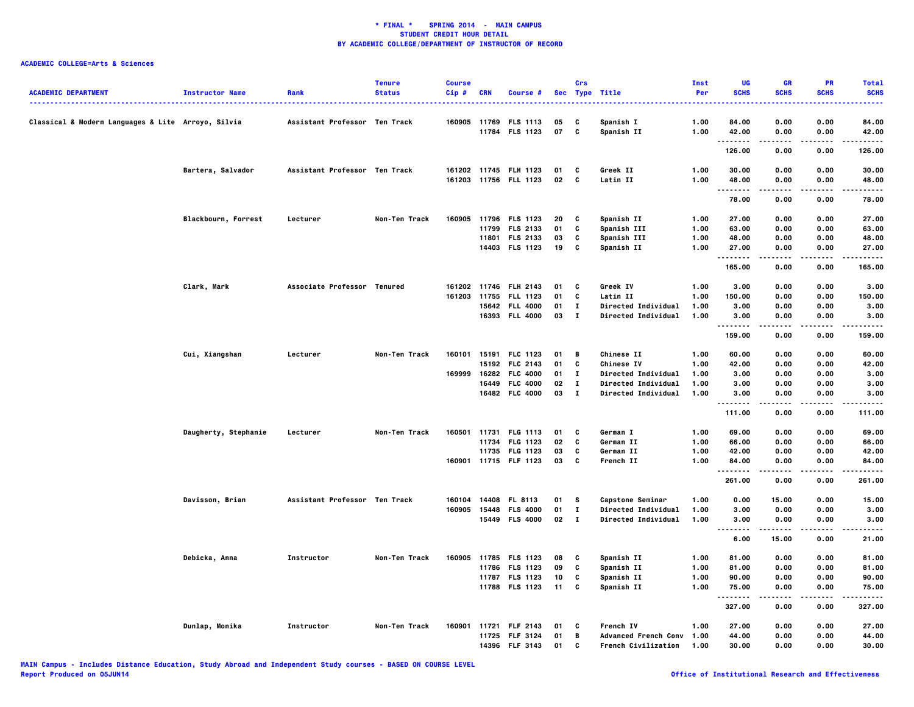**\* FINAL \*    SPRING 2014  -  MAIN CAMPUS**
**STUDENT CREDIT HOUR DETAIL**
**BY ACADEMIC COLLEGE/DEPARTMENT OF INSTRUCTOR OF RECORD**

**ACADEMIC COLLEGE=Arts & Sciences**

| ACADEMIC DEPARTMENT | Instructor Name | Rank | Tenure Status | Course Cip # | CRN | Course # | Sec | Crs Type | Title | Inst Per | UG SCHS | GR SCHS | PR SCHS | Total SCHS |
|---|---|---|---|---|---|---|---|---|---|---|---|---|---|---|
| Classical & Modern Languages & Lite | Arroyo, Silvia | Assistant Professor | Ten Track | 160905 | 11769 | FLS 1113 | 05 | C | Spanish I | 1.00 | 84.00 | 0.00 | 0.00 | 84.00 |
| | | | | | 11784 | FLS 1123 | 07 | C | Spanish II | 1.00 | 42.00 | 0.00 | 0.00 | 42.00 |
| | | | | | | | | | | | 126.00 | 0.00 | 0.00 | 126.00 |
| | Bartera, Salvador | Assistant Professor | Ten Track | 161202 | 11745 | FLH 1123 | 01 | C | Greek II | 1.00 | 30.00 | 0.00 | 0.00 | 30.00 |
| | | | | 161203 | 11756 | FLL 1123 | 02 | C | Latin II | 1.00 | 48.00 | 0.00 | 0.00 | 48.00 |
| | | | | | | | | | | | 78.00 | 0.00 | 0.00 | 78.00 |
| | Blackbourn, Forrest | Lecturer | Non-Ten Track | 160905 | 11796 | FLS 1123 | 20 | C | Spanish II | 1.00 | 27.00 | 0.00 | 0.00 | 27.00 |
| | | | | | 11799 | FLS 2133 | 01 | C | Spanish III | 1.00 | 63.00 | 0.00 | 0.00 | 63.00 |
| | | | | | 11801 | FLS 2133 | 03 | C | Spanish III | 1.00 | 48.00 | 0.00 | 0.00 | 48.00 |
| | | | | | 14403 | FLS 1123 | 19 | C | Spanish II | 1.00 | 27.00 | 0.00 | 0.00 | 27.00 |
| | | | | | | | | | | | 165.00 | 0.00 | 0.00 | 165.00 |
| | Clark, Mark | Associate Professor | Tenured | 161202 | 11746 | FLH 2143 | 01 | C | Greek IV | 1.00 | 3.00 | 0.00 | 0.00 | 3.00 |
| | | | | 161203 | 11755 | FLL 1123 | 01 | C | Latin II | 1.00 | 150.00 | 0.00 | 0.00 | 150.00 |
| | | | | | 15642 | FLL 4000 | 01 | I | Directed Individual | 1.00 | 3.00 | 0.00 | 0.00 | 3.00 |
| | | | | | 16393 | FLL 4000 | 03 | I | Directed Individual | 1.00 | 3.00 | 0.00 | 0.00 | 3.00 |
| | | | | | | | | | | | 159.00 | 0.00 | 0.00 | 159.00 |
| | Cui, Xiangshan | Lecturer | Non-Ten Track | 160101 | 15191 | FLC 1123 | 01 | B | Chinese II | 1.00 | 60.00 | 0.00 | 0.00 | 60.00 |
| | | | | | 15192 | FLC 2143 | 01 | C | Chinese IV | 1.00 | 42.00 | 0.00 | 0.00 | 42.00 |
| | | | | 169999 | 16282 | FLC 4000 | 01 | I | Directed Individual | 1.00 | 3.00 | 0.00 | 0.00 | 3.00 |
| | | | | | 16449 | FLC 4000 | 02 | I | Directed Individual | 1.00 | 3.00 | 0.00 | 0.00 | 3.00 |
| | | | | | 16482 | FLC 4000 | 03 | I | Directed Individual | 1.00 | 3.00 | 0.00 | 0.00 | 3.00 |
| | | | | | | | | | | | 111.00 | 0.00 | 0.00 | 111.00 |
| | Daugherty, Stephanie | Lecturer | Non-Ten Track | 160501 | 11731 | FLG 1113 | 01 | C | German I | 1.00 | 69.00 | 0.00 | 0.00 | 69.00 |
| | | | | | 11734 | FLG 1123 | 02 | C | German II | 1.00 | 66.00 | 0.00 | 0.00 | 66.00 |
| | | | | | 11735 | FLG 1123 | 03 | C | German II | 1.00 | 42.00 | 0.00 | 0.00 | 42.00 |
| | | | | 160901 | 11715 | FLF 1123 | 03 | C | French II | 1.00 | 84.00 | 0.00 | 0.00 | 84.00 |
| | | | | | | | | | | | 261.00 | 0.00 | 0.00 | 261.00 |
| | Davisson, Brian | Assistant Professor | Ten Track | 160104 | 14408 | FL 8113 | 01 | S | Capstone Seminar | 1.00 | 0.00 | 15.00 | 0.00 | 15.00 |
| | | | | 160905 | 15448 | FLS 4000 | 01 | I | Directed Individual | 1.00 | 3.00 | 0.00 | 0.00 | 3.00 |
| | | | | | 15449 | FLS 4000 | 02 | I | Directed Individual | 1.00 | 3.00 | 0.00 | 0.00 | 3.00 |
| | | | | | | | | | | | 6.00 | 15.00 | 0.00 | 21.00 |
| | Debicka, Anna | Instructor | Non-Ten Track | 160905 | 11785 | FLS 1123 | 08 | C | Spanish II | 1.00 | 81.00 | 0.00 | 0.00 | 81.00 |
| | | | | | 11786 | FLS 1123 | 09 | C | Spanish II | 1.00 | 81.00 | 0.00 | 0.00 | 81.00 |
| | | | | | 11787 | FLS 1123 | 10 | C | Spanish II | 1.00 | 90.00 | 0.00 | 0.00 | 90.00 |
| | | | | | 11788 | FLS 1123 | 11 | C | Spanish II | 1.00 | 75.00 | 0.00 | 0.00 | 75.00 |
| | | | | | | | | | | | 327.00 | 0.00 | 0.00 | 327.00 |
| | Dunlap, Monika | Instructor | Non-Ten Track | 160901 | 11721 | FLF 2143 | 01 | C | French IV | 1.00 | 27.00 | 0.00 | 0.00 | 27.00 |
| | | | | | 11725 | FLF 3124 | 01 | B | Advanced French Conv | 1.00 | 44.00 | 0.00 | 0.00 | 44.00 |
| | | | | | 14396 | FLF 3143 | 01 | C | French Civilization | 1.00 | 30.00 | 0.00 | 0.00 | 30.00 |

MAIN Campus - Includes Distance Education, Study Abroad and Independent Study courses - BASED ON COURSE LEVEL
Report Produced on 05JUN14

Office of Institutional Research and Effectiveness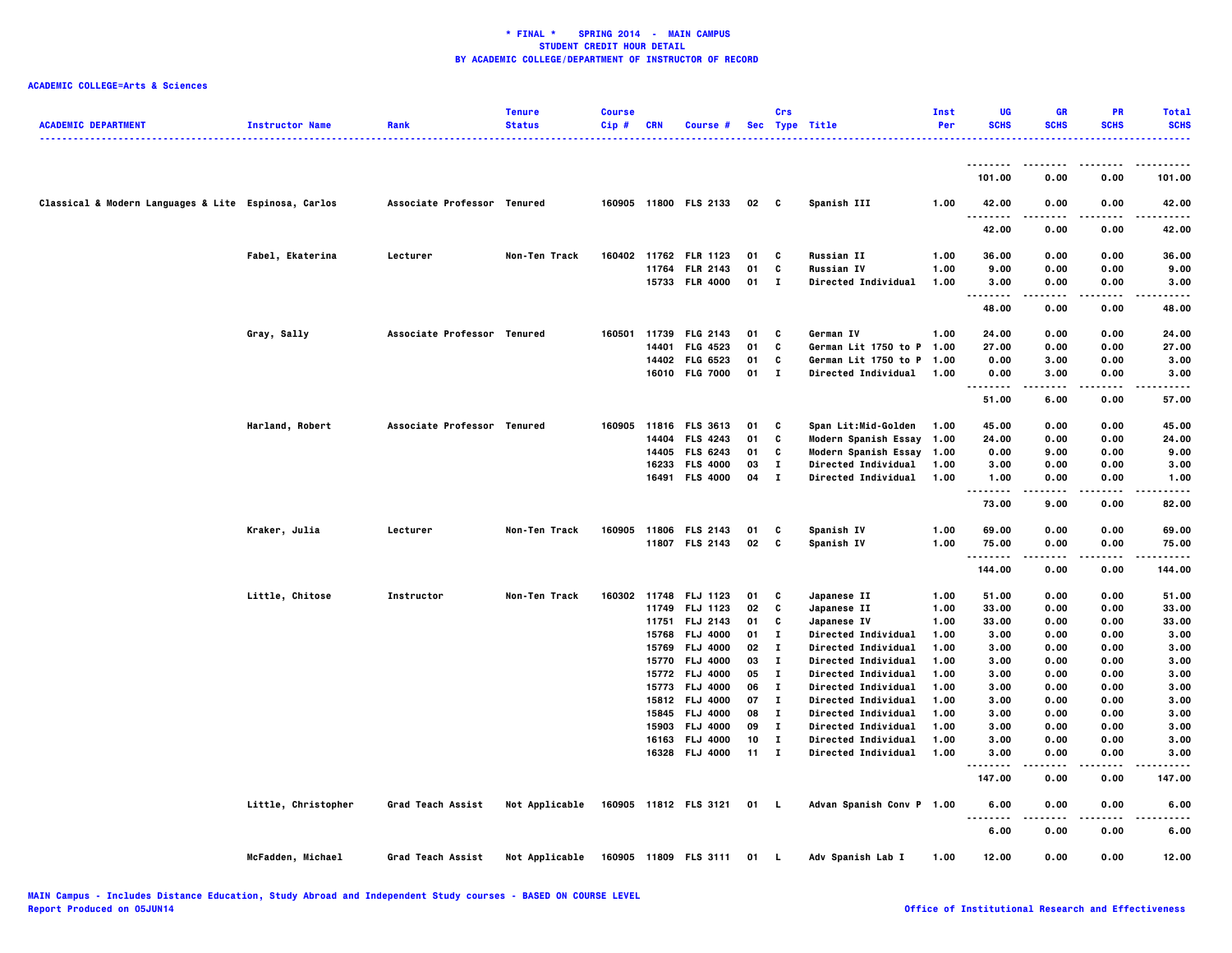**\* FINAL \* SPRING 2014 - MAIN CAMPUS**
**STUDENT CREDIT HOUR DETAIL**
**BY ACADEMIC COLLEGE/DEPARTMENT OF INSTRUCTOR OF RECORD**

**ACADEMIC COLLEGE=Arts & Sciences**

| ACADEMIC DEPARTMENT | Instructor Name | Rank | Tenure Status | Course Cip # | CRN | Course # | Sec | Crs Type | Title | Inst Per | UG SCHS | GR SCHS | PR SCHS | Total SCHS |
|---|---|---|---|---|---|---|---|---|---|---|---|---|---|---|
| | | | | | | | | | | | 101.00 | 0.00 | 0.00 | 101.00 |
| Classical & Modern Languages & Lite | Espinosa, Carlos | Associate Professor | Tenured | 160905 | 11800 | FLS 2133 | 02 | C | Spanish III | 1.00 | 42.00 | 0.00 | 0.00 | 42.00 |
| | | | | | | | | | | | 42.00 | 0.00 | 0.00 | 42.00 |
| | Fabel, Ekaterina | Lecturer | Non-Ten Track | 160402 | 11762 | FLR 1123 | 01 | C | Russian II | 1.00 | 36.00 | 0.00 | 0.00 | 36.00 |
| | | | | | 11764 | FLR 2143 | 01 | C | Russian IV | 1.00 | 9.00 | 0.00 | 0.00 | 9.00 |
| | | | | | 15733 | FLR 4000 | 01 | I | Directed Individual | 1.00 | 3.00 | 0.00 | 0.00 | 3.00 |
| | | | | | | | | | | | 48.00 | 0.00 | 0.00 | 48.00 |
| | Gray, Sally | Associate Professor | Tenured | 160501 | 11739 | FLG 2143 | 01 | C | German IV | 1.00 | 24.00 | 0.00 | 0.00 | 24.00 |
| | | | | | 14401 | FLG 4523 | 01 | C | German Lit 1750 to P | 1.00 | 27.00 | 0.00 | 0.00 | 27.00 |
| | | | | | 14402 | FLG 6523 | 01 | C | German Lit 1750 to P | 1.00 | 0.00 | 3.00 | 0.00 | 3.00 |
| | | | | | 16010 | FLG 7000 | 01 | I | Directed Individual | 1.00 | 0.00 | 3.00 | 0.00 | 3.00 |
| | | | | | | | | | | | 51.00 | 6.00 | 0.00 | 57.00 |
| | Harland, Robert | Associate Professor | Tenured | 160905 | 11816 | FLS 3613 | 01 | C | Span Lit:Mid-Golden | 1.00 | 45.00 | 0.00 | 0.00 | 45.00 |
| | | | | | 14404 | FLS 4243 | 01 | C | Modern Spanish Essay | 1.00 | 24.00 | 0.00 | 0.00 | 24.00 |
| | | | | | 14405 | FLS 6243 | 01 | C | Modern Spanish Essay | 1.00 | 0.00 | 9.00 | 0.00 | 9.00 |
| | | | | | 16233 | FLS 4000 | 03 | I | Directed Individual | 1.00 | 3.00 | 0.00 | 0.00 | 3.00 |
| | | | | | 16491 | FLS 4000 | 04 | I | Directed Individual | 1.00 | 1.00 | 0.00 | 0.00 | 1.00 |
| | | | | | | | | | | | 73.00 | 9.00 | 0.00 | 82.00 |
| | Kraker, Julia | Lecturer | Non-Ten Track | 160905 | 11806 | FLS 2143 | 01 | C | Spanish IV | 1.00 | 69.00 | 0.00 | 0.00 | 69.00 |
| | | | | | 11807 | FLS 2143 | 02 | C | Spanish IV | 1.00 | 75.00 | 0.00 | 0.00 | 75.00 |
| | | | | | | | | | | | 144.00 | 0.00 | 0.00 | 144.00 |
| | Little, Chitose | Instructor | Non-Ten Track | 160302 | 11748 | FLJ 1123 | 01 | C | Japanese II | 1.00 | 51.00 | 0.00 | 0.00 | 51.00 |
| | | | | | 11749 | FLJ 1123 | 02 | C | Japanese II | 1.00 | 33.00 | 0.00 | 0.00 | 33.00 |
| | | | | | 11751 | FLJ 2143 | 01 | C | Japanese IV | 1.00 | 33.00 | 0.00 | 0.00 | 33.00 |
| | | | | | 15768 | FLJ 4000 | 01 | I | Directed Individual | 1.00 | 3.00 | 0.00 | 0.00 | 3.00 |
| | | | | | 15769 | FLJ 4000 | 02 | I | Directed Individual | 1.00 | 3.00 | 0.00 | 0.00 | 3.00 |
| | | | | | 15770 | FLJ 4000 | 03 | I | Directed Individual | 1.00 | 3.00 | 0.00 | 0.00 | 3.00 |
| | | | | | 15772 | FLJ 4000 | 05 | I | Directed Individual | 1.00 | 3.00 | 0.00 | 0.00 | 3.00 |
| | | | | | 15773 | FLJ 4000 | 06 | I | Directed Individual | 1.00 | 3.00 | 0.00 | 0.00 | 3.00 |
| | | | | | 15812 | FLJ 4000 | 07 | I | Directed Individual | 1.00 | 3.00 | 0.00 | 0.00 | 3.00 |
| | | | | | 15845 | FLJ 4000 | 08 | I | Directed Individual | 1.00 | 3.00 | 0.00 | 0.00 | 3.00 |
| | | | | | 15903 | FLJ 4000 | 09 | I | Directed Individual | 1.00 | 3.00 | 0.00 | 0.00 | 3.00 |
| | | | | | 16163 | FLJ 4000 | 10 | I | Directed Individual | 1.00 | 3.00 | 0.00 | 0.00 | 3.00 |
| | | | | | 16328 | FLJ 4000 | 11 | I | Directed Individual | 1.00 | 3.00 | 0.00 | 0.00 | 3.00 |
| | | | | | | | | | | | 147.00 | 0.00 | 0.00 | 147.00 |
| | Little, Christopher | Grad Teach Assist | Not Applicable | 160905 | 11812 | FLS 3121 | 01 | L | Advan Spanish Conv P | 1.00 | 6.00 | 0.00 | 0.00 | 6.00 |
| | | | | | | | | | | | 6.00 | 0.00 | 0.00 | 6.00 |
| | McFadden, Michael | Grad Teach Assist | Not Applicable | 160905 | 11809 | FLS 3111 | 01 | L | Adv Spanish Lab I | 1.00 | 12.00 | 0.00 | 0.00 | 12.00 |

MAIN Campus - Includes Distance Education, Study Abroad and Independent Study courses - BASED ON COURSE LEVEL
Report Produced on 05JUN14

Office of Institutional Research and Effectiveness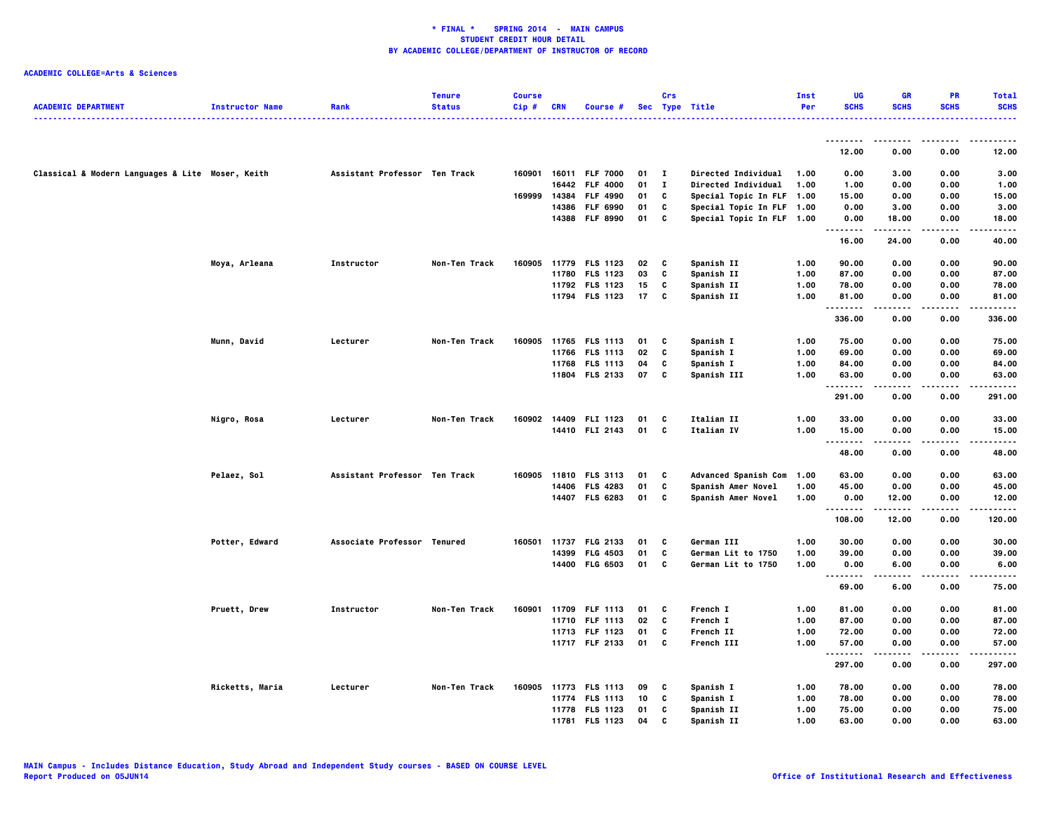**\* FINAL \* SPRING 2014 - MAIN CAMPUS**
**STUDENT CREDIT HOUR DETAIL**
**BY ACADEMIC COLLEGE/DEPARTMENT OF INSTRUCTOR OF RECORD**

**ACADEMIC COLLEGE=Arts & Sciences**

| ACADEMIC DEPARTMENT | Instructor Name | Rank | Tenure Status | Course Cip # | CRN | Course # | Sec | Crs Type | Title | Inst Per | UG SCHS | GR SCHS | PR SCHS | Total SCHS |
|---|---|---|---|---|---|---|---|---|---|---|---|---|---|---|
| | | | | | | | | | | | 12.00 | 0.00 | 0.00 | 12.00 |
| Classical & Modern Languages & Lite | Moser, Keith | Assistant Professor | Ten Track | 160901 | 16011 | FLF 7000 | 01 | I | Directed Individual | 1.00 | 0.00 | 3.00 | 0.00 | 3.00 |
| | | | | | 16442 | FLF 4000 | 01 | I | Directed Individual | 1.00 | 1.00 | 0.00 | 0.00 | 1.00 |
| | | | | 169999 | 14384 | FLF 4990 | 01 | C | Special Topic In FLF | 1.00 | 15.00 | 0.00 | 0.00 | 15.00 |
| | | | | | 14386 | FLF 6990 | 01 | C | Special Topic In FLF | 1.00 | 0.00 | 3.00 | 0.00 | 3.00 |
| | | | | | 14388 | FLF 8990 | 01 | C | Special Topic In FLF | 1.00 | 0.00 | 18.00 | 0.00 | 18.00 |
| | | | | | | | | | | | 16.00 | 24.00 | 0.00 | 40.00 |
| | Moya, Arleana | Instructor | Non-Ten Track | 160905 | 11779 | FLS 1123 | 02 | C | Spanish II | 1.00 | 90.00 | 0.00 | 0.00 | 90.00 |
| | | | | | 11780 | FLS 1123 | 03 | C | Spanish II | 1.00 | 87.00 | 0.00 | 0.00 | 87.00 |
| | | | | | 11792 | FLS 1123 | 15 | C | Spanish II | 1.00 | 78.00 | 0.00 | 0.00 | 78.00 |
| | | | | | 11794 | FLS 1123 | 17 | C | Spanish II | 1.00 | 81.00 | 0.00 | 0.00 | 81.00 |
| | | | | | | | | | | | 336.00 | 0.00 | 0.00 | 336.00 |
| | Munn, David | Lecturer | Non-Ten Track | 160905 | 11765 | FLS 1113 | 01 | C | Spanish I | 1.00 | 75.00 | 0.00 | 0.00 | 75.00 |
| | | | | | 11766 | FLS 1113 | 02 | C | Spanish I | 1.00 | 69.00 | 0.00 | 0.00 | 69.00 |
| | | | | | 11768 | FLS 1113 | 04 | C | Spanish I | 1.00 | 84.00 | 0.00 | 0.00 | 84.00 |
| | | | | | 11804 | FLS 2133 | 07 | C | Spanish III | 1.00 | 63.00 | 0.00 | 0.00 | 63.00 |
| | | | | | | | | | | | 291.00 | 0.00 | 0.00 | 291.00 |
| | Nigro, Rosa | Lecturer | Non-Ten Track | 160902 | 14409 | FLI 1123 | 01 | C | Italian II | 1.00 | 33.00 | 0.00 | 0.00 | 33.00 |
| | | | | | 14410 | FLI 2143 | 01 | C | Italian IV | 1.00 | 15.00 | 0.00 | 0.00 | 15.00 |
| | | | | | | | | | | | 48.00 | 0.00 | 0.00 | 48.00 |
| | Pelaez, Sol | Assistant Professor | Ten Track | 160905 | 11810 | FLS 3113 | 01 | C | Advanced Spanish Com | 1.00 | 63.00 | 0.00 | 0.00 | 63.00 |
| | | | | | 14406 | FLS 4283 | 01 | C | Spanish Amer Novel | 1.00 | 45.00 | 0.00 | 0.00 | 45.00 |
| | | | | | 14407 | FLS 6283 | 01 | C | Spanish Amer Novel | 1.00 | 0.00 | 12.00 | 0.00 | 12.00 |
| | | | | | | | | | | | 108.00 | 12.00 | 0.00 | 120.00 |
| | Potter, Edward | Associate Professor | Tenured | 160501 | 11737 | FLG 2133 | 01 | C | German III | 1.00 | 30.00 | 0.00 | 0.00 | 30.00 |
| | | | | | 14399 | FLG 4503 | 01 | C | German Lit to 1750 | 1.00 | 39.00 | 0.00 | 0.00 | 39.00 |
| | | | | | 14400 | FLG 6503 | 01 | C | German Lit to 1750 | 1.00 | 0.00 | 6.00 | 0.00 | 6.00 |
| | | | | | | | | | | | 69.00 | 6.00 | 0.00 | 75.00 |
| | Pruett, Drew | Instructor | Non-Ten Track | 160901 | 11709 | FLF 1113 | 01 | C | French I | 1.00 | 81.00 | 0.00 | 0.00 | 81.00 |
| | | | | | 11710 | FLF 1113 | 02 | C | French I | 1.00 | 87.00 | 0.00 | 0.00 | 87.00 |
| | | | | | 11713 | FLF 1123 | 01 | C | French II | 1.00 | 72.00 | 0.00 | 0.00 | 72.00 |
| | | | | | 11717 | FLF 2133 | 01 | C | French III | 1.00 | 57.00 | 0.00 | 0.00 | 57.00 |
| | | | | | | | | | | | 297.00 | 0.00 | 0.00 | 297.00 |
| | Ricketts, Maria | Lecturer | Non-Ten Track | 160905 | 11773 | FLS 1113 | 09 | C | Spanish I | 1.00 | 78.00 | 0.00 | 0.00 | 78.00 |
| | | | | | 11774 | FLS 1113 | 10 | C | Spanish I | 1.00 | 78.00 | 0.00 | 0.00 | 78.00 |
| | | | | | 11778 | FLS 1123 | 01 | C | Spanish II | 1.00 | 75.00 | 0.00 | 0.00 | 75.00 |
| | | | | | 11781 | FLS 1123 | 04 | C | Spanish II | 1.00 | 63.00 | 0.00 | 0.00 | 63.00 |

MAIN Campus - Includes Distance Education, Study Abroad and Independent Study courses - BASED ON COURSE LEVEL
Report Produced on 05JUN14

Office of Institutional Research and Effectiveness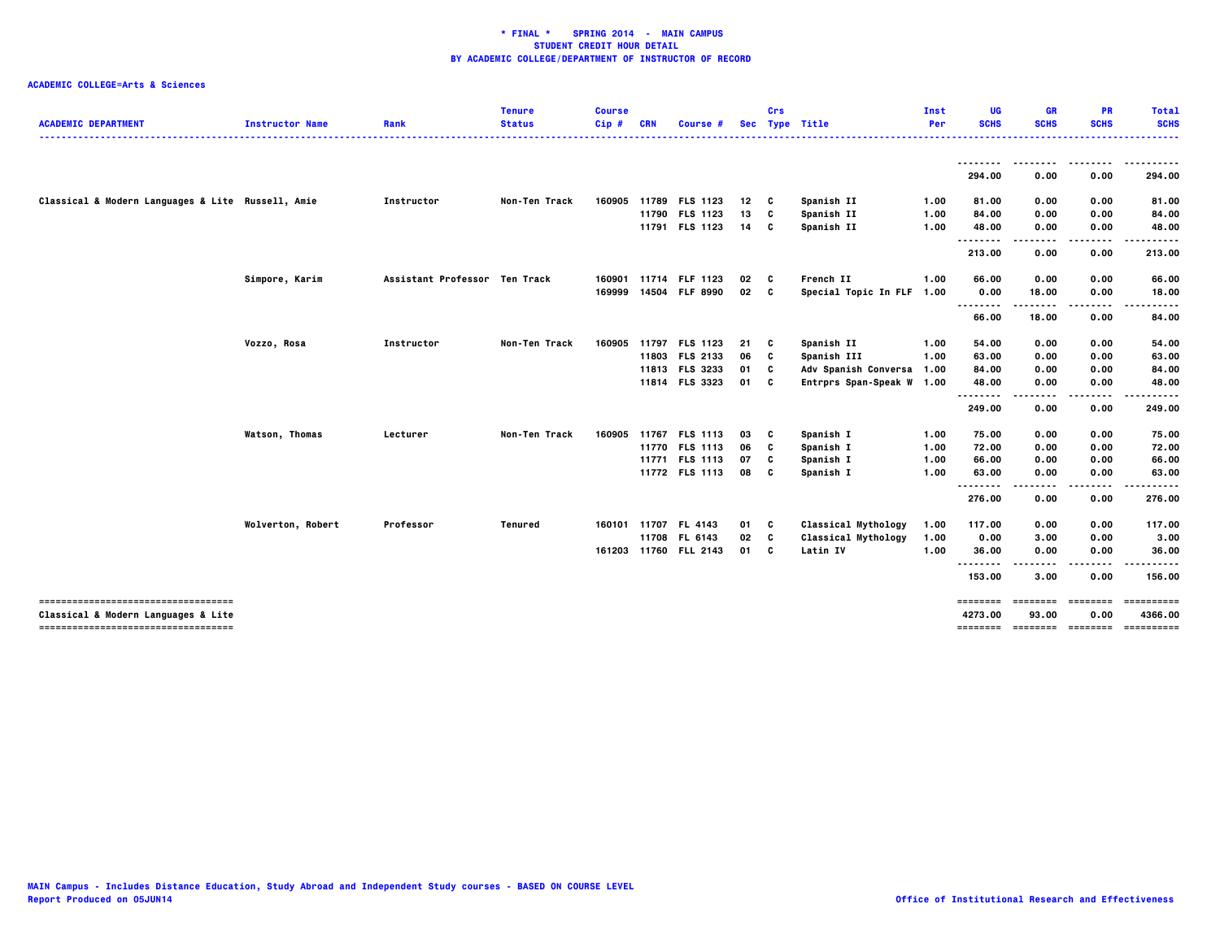**\* FINAL \* SPRING 2014 - MAIN CAMPUS**
**STUDENT CREDIT HOUR DETAIL**
**BY ACADEMIC COLLEGE/DEPARTMENT OF INSTRUCTOR OF RECORD**

**ACADEMIC COLLEGE=Arts & Sciences**

| ACADEMIC DEPARTMENT | Instructor Name | Rank | Tenure Status | Course Cip # | CRN | Course # | Sec | Crs Type | Title | Inst Per | UG SCHS | GR SCHS | PR SCHS | Total SCHS |
|---|---|---|---|---|---|---|---|---|---|---|---|---|---|---|
| | | | | | | | | | | | 294.00 | 0.00 | 0.00 | 294.00 |
| Classical & Modern Languages & Lite | Russell, Amie | Instructor | Non-Ten Track | 160905 | 11789 | FLS 1123 | 12 | C | Spanish II | 1.00 | 81.00 | 0.00 | 0.00 | 81.00 |
| | | | | | 11790 | FLS 1123 | 13 | C | Spanish II | 1.00 | 84.00 | 0.00 | 0.00 | 84.00 |
| | | | | | 11791 | FLS 1123 | 14 | C | Spanish II | 1.00 | 48.00 | 0.00 | 0.00 | 48.00 |
| | | | | | | | | | | | 213.00 | 0.00 | 0.00 | 213.00 |
| | Simpore, Karim | Assistant Professor | Ten Track | 160901 | 11714 | FLF 1123 | 02 | C | French II | 1.00 | 66.00 | 0.00 | 0.00 | 66.00 |
| | | | | 169999 | 14504 | FLF 8990 | 02 | C | Special Topic In FLF | 1.00 | 0.00 | 18.00 | 0.00 | 18.00 |
| | | | | | | | | | | | 66.00 | 18.00 | 0.00 | 84.00 |
| | Vozzo, Rosa | Instructor | Non-Ten Track | 160905 | 11797 | FLS 1123 | 21 | C | Spanish II | 1.00 | 54.00 | 0.00 | 0.00 | 54.00 |
| | | | | | 11803 | FLS 2133 | 06 | C | Spanish III | 1.00 | 63.00 | 0.00 | 0.00 | 63.00 |
| | | | | | 11813 | FLS 3233 | 01 | C | Adv Spanish Conversa | 1.00 | 84.00 | 0.00 | 0.00 | 84.00 |
| | | | | | 11814 | FLS 3323 | 01 | C | Entrprs Span-Speak W | 1.00 | 48.00 | 0.00 | 0.00 | 48.00 |
| | | | | | | | | | | | 249.00 | 0.00 | 0.00 | 249.00 |
| | Watson, Thomas | Lecturer | Non-Ten Track | 160905 | 11767 | FLS 1113 | 03 | C | Spanish I | 1.00 | 75.00 | 0.00 | 0.00 | 75.00 |
| | | | | | 11770 | FLS 1113 | 06 | C | Spanish I | 1.00 | 72.00 | 0.00 | 0.00 | 72.00 |
| | | | | | 11771 | FLS 1113 | 07 | C | Spanish I | 1.00 | 66.00 | 0.00 | 0.00 | 66.00 |
| | | | | | 11772 | FLS 1113 | 08 | C | Spanish I | 1.00 | 63.00 | 0.00 | 0.00 | 63.00 |
| | | | | | | | | | | | 276.00 | 0.00 | 0.00 | 276.00 |
| | Wolverton, Robert | Professor | Tenured | 160101 | 11707 | FL 4143 | 01 | C | Classical Mythology | 1.00 | 117.00 | 0.00 | 0.00 | 117.00 |
| | | | | | 11708 | FL 6143 | 02 | C | Classical Mythology | 1.00 | 0.00 | 3.00 | 0.00 | 3.00 |
| | | | | 161203 | 11760 | FLL 2143 | 01 | C | Latin IV | 1.00 | 36.00 | 0.00 | 0.00 | 36.00 |
| | | | | | | | | | | | 153.00 | 3.00 | 0.00 | 156.00 |
| Classical & Modern Languages & Lite | | | | | | | | | | | 4273.00 | 93.00 | 0.00 | 4366.00 |

MAIN Campus - Includes Distance Education, Study Abroad and Independent Study courses - BASED ON COURSE LEVEL
Report Produced on 05JUN14

Office of Institutional Research and Effectiveness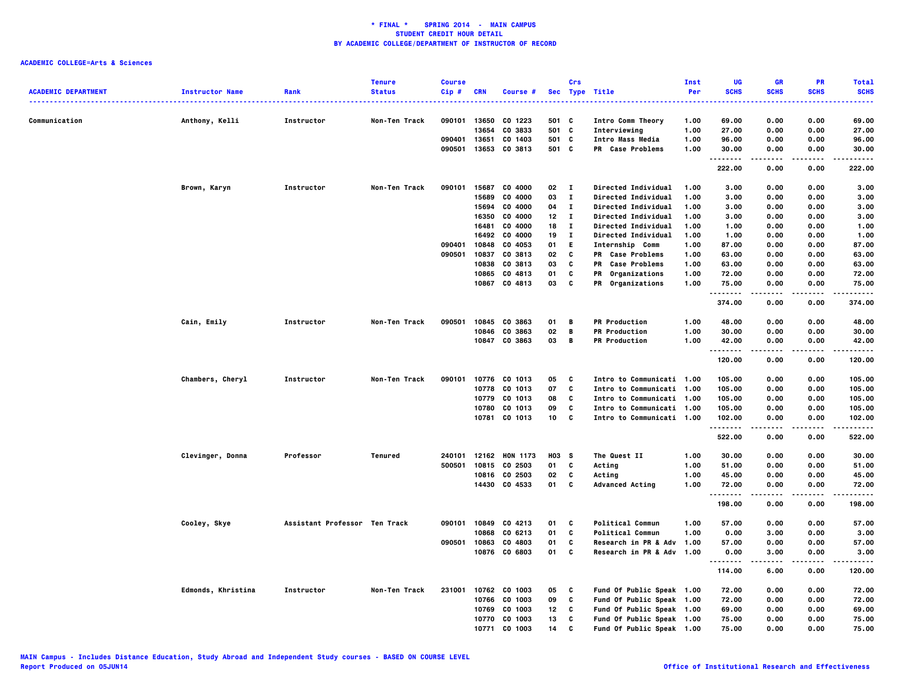**\* FINAL \*    SPRING 2014  -  MAIN CAMPUS**
**STUDENT CREDIT HOUR DETAIL**
**BY ACADEMIC COLLEGE/DEPARTMENT OF INSTRUCTOR OF RECORD**

**ACADEMIC COLLEGE=Arts & Sciences**

| ACADEMIC DEPARTMENT | Instructor Name | Rank | Tenure Status | Course Cip # | CRN | Course # | Sec | Crs Type | Title | Inst Per | UG SCHS | GR SCHS | PR SCHS | Total SCHS |
|---|---|---|---|---|---|---|---|---|---|---|---|---|---|---|
| Communication | Anthony, Kelli | Instructor | Non-Ten Track | 090101 | 13650 | CO 1223 | 501 | C | Intro Comm Theory | 1.00 | 69.00 | 0.00 | 0.00 | 69.00 |
| | | | | | 13654 | CO 3833 | 501 | C | Interviewing | 1.00 | 27.00 | 0.00 | 0.00 | 27.00 |
| | | | | 090401 | 13651 | CO 1403 | 501 | C | Intro Mass Media | 1.00 | 96.00 | 0.00 | 0.00 | 96.00 |
| | | | | 090501 | 13653 | CO 3813 | 501 | C | PR  Case Problems | 1.00 | 30.00 | 0.00 | 0.00 | 30.00 |
| | | | | | | | | | | | 222.00 | 0.00 | 0.00 | 222.00 |
| | Brown, Karyn | Instructor | Non-Ten Track | 090101 | 15687 | CO 4000 | 02 | I | Directed Individual | 1.00 | 3.00 | 0.00 | 0.00 | 3.00 |
| | | | | | 15689 | CO 4000 | 03 | I | Directed Individual | 1.00 | 3.00 | 0.00 | 0.00 | 3.00 |
| | | | | | 15694 | CO 4000 | 04 | I | Directed Individual | 1.00 | 3.00 | 0.00 | 0.00 | 3.00 |
| | | | | | 16350 | CO 4000 | 12 | I | Directed Individual | 1.00 | 3.00 | 0.00 | 0.00 | 3.00 |
| | | | | | 16481 | CO 4000 | 18 | I | Directed Individual | 1.00 | 1.00 | 0.00 | 0.00 | 1.00 |
| | | | | | 16492 | CO 4000 | 19 | I | Directed Individual | 1.00 | 1.00 | 0.00 | 0.00 | 1.00 |
| | | | | 090401 | 10848 | CO 4053 | 01 | E | Internship  Comm | 1.00 | 87.00 | 0.00 | 0.00 | 87.00 |
| | | | | 090501 | 10837 | CO 3813 | 02 | C | PR  Case Problems | 1.00 | 63.00 | 0.00 | 0.00 | 63.00 |
| | | | | | 10838 | CO 3813 | 03 | C | PR  Case Problems | 1.00 | 63.00 | 0.00 | 0.00 | 63.00 |
| | | | | | 10865 | CO 4813 | 01 | C | PR  Organizations | 1.00 | 72.00 | 0.00 | 0.00 | 72.00 |
| | | | | | 10867 | CO 4813 | 03 | C | PR  Organizations | 1.00 | 75.00 | 0.00 | 0.00 | 75.00 |
| | | | | | | | | | | | 374.00 | 0.00 | 0.00 | 374.00 |
| | Cain, Emily | Instructor | Non-Ten Track | 090501 | 10845 | CO 3863 | 01 | B | PR Production | 1.00 | 48.00 | 0.00 | 0.00 | 48.00 |
| | | | | | 10846 | CO 3863 | 02 | B | PR Production | 1.00 | 30.00 | 0.00 | 0.00 | 30.00 |
| | | | | | 10847 | CO 3863 | 03 | B | PR Production | 1.00 | 42.00 | 0.00 | 0.00 | 42.00 |
| | | | | | | | | | | | 120.00 | 0.00 | 0.00 | 120.00 |
| | Chambers, Cheryl | Instructor | Non-Ten Track | 090101 | 10776 | CO 1013 | 05 | C | Intro to Communicati | 1.00 | 105.00 | 0.00 | 0.00 | 105.00 |
| | | | | | 10778 | CO 1013 | 07 | C | Intro to Communicati | 1.00 | 105.00 | 0.00 | 0.00 | 105.00 |
| | | | | | 10779 | CO 1013 | 08 | C | Intro to Communicati | 1.00 | 105.00 | 0.00 | 0.00 | 105.00 |
| | | | | | 10780 | CO 1013 | 09 | C | Intro to Communicati | 1.00 | 105.00 | 0.00 | 0.00 | 105.00 |
| | | | | | 10781 | CO 1013 | 10 | C | Intro to Communicati | 1.00 | 102.00 | 0.00 | 0.00 | 102.00 |
| | | | | | | | | | | | 522.00 | 0.00 | 0.00 | 522.00 |
| | Clevinger, Donna | Professor | Tenured | 240101 | 12162 | HON 1173 | H03 | S | The Quest II | 1.00 | 30.00 | 0.00 | 0.00 | 30.00 |
| | | | | 500501 | 10815 | CO 2503 | 01 | C | Acting | 1.00 | 51.00 | 0.00 | 0.00 | 51.00 |
| | | | | | 10816 | CO 2503 | 02 | C | Acting | 1.00 | 45.00 | 0.00 | 0.00 | 45.00 |
| | | | | | 14430 | CO 4533 | 01 | C | Advanced Acting | 1.00 | 72.00 | 0.00 | 0.00 | 72.00 |
| | | | | | | | | | | | 198.00 | 0.00 | 0.00 | 198.00 |
| | Cooley, Skye | Assistant Professor | Ten Track | 090101 | 10849 | CO 4213 | 01 | C | Political Commun | 1.00 | 57.00 | 0.00 | 0.00 | 57.00 |
| | | | | | 10868 | CO 6213 | 01 | C | Political Commun | 1.00 | 0.00 | 3.00 | 0.00 | 3.00 |
| | | | | 090501 | 10863 | CO 4803 | 01 | C | Research in PR & Adv | 1.00 | 57.00 | 0.00 | 0.00 | 57.00 |
| | | | | | 10876 | CO 6803 | 01 | C | Research in PR & Adv | 1.00 | 0.00 | 3.00 | 0.00 | 3.00 |
| | | | | | | | | | | | 114.00 | 6.00 | 0.00 | 120.00 |
| | Edmonds, Khristina | Instructor | Non-Ten Track | 231001 | 10762 | CO 1003 | 05 | C | Fund Of Public Speak | 1.00 | 72.00 | 0.00 | 0.00 | 72.00 |
| | | | | | 10766 | CO 1003 | 09 | C | Fund Of Public Speak | 1.00 | 72.00 | 0.00 | 0.00 | 72.00 |
| | | | | | 10769 | CO 1003 | 12 | C | Fund Of Public Speak | 1.00 | 69.00 | 0.00 | 0.00 | 69.00 |
| | | | | | 10770 | CO 1003 | 13 | C | Fund Of Public Speak | 1.00 | 75.00 | 0.00 | 0.00 | 75.00 |
| | | | | | 10771 | CO 1003 | 14 | C | Fund Of Public Speak | 1.00 | 75.00 | 0.00 | 0.00 | 75.00 |

MAIN Campus - Includes Distance Education, Study Abroad and Independent Study courses - BASED ON COURSE LEVEL
Report Produced on 05JUN14

Office of Institutional Research and Effectiveness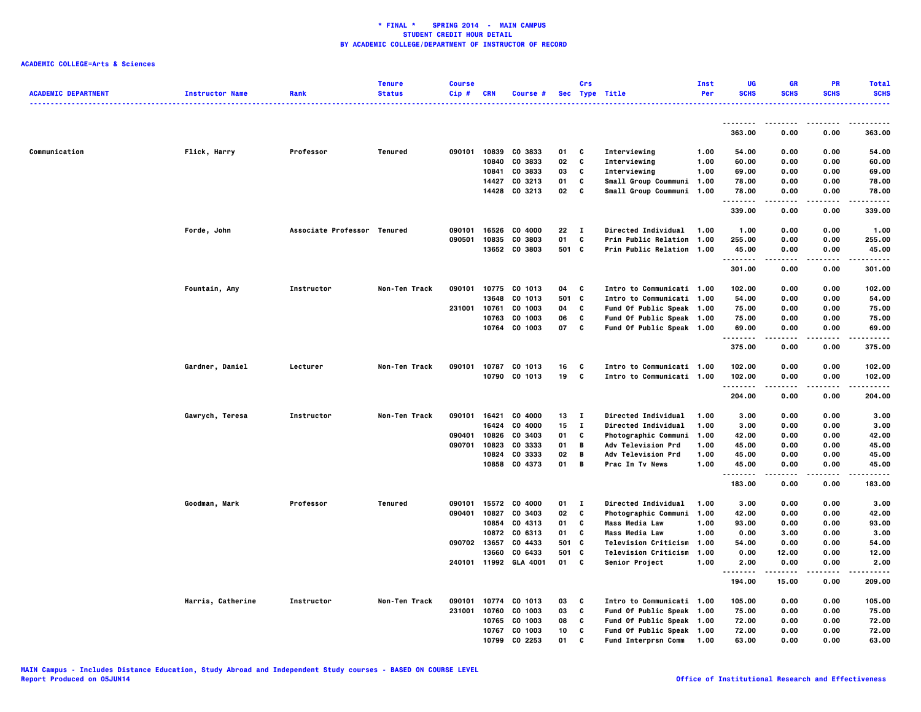**\* FINAL \*    SPRING 2014  -  MAIN CAMPUS**
**STUDENT CREDIT HOUR DETAIL**
**BY ACADEMIC COLLEGE/DEPARTMENT OF INSTRUCTOR OF RECORD**

**ACADEMIC COLLEGE=Arts & Sciences**

| ACADEMIC DEPARTMENT | Instructor Name | Rank | Tenure Status | Course Cip # | CRN | Course # | Sec | Crs Type | Title | Inst Per | UG SCHS | GR SCHS | PR SCHS | Total SCHS |
|---|---|---|---|---|---|---|---|---|---|---|---|---|---|---|
| | | | | | | | | | | | 363.00 | 0.00 | 0.00 | 363.00 |
| Communication | Flick, Harry | Professor | Tenured | 090101 | 10839 | CO 3833 | 01 | C | Interviewing | 1.00 | 54.00 | 0.00 | 0.00 | 54.00 |
| | | | | | 10840 | CO 3833 | 02 | C | Interviewing | 1.00 | 60.00 | 0.00 | 0.00 | 60.00 |
| | | | | | 10841 | CO 3833 | 03 | C | Interviewing | 1.00 | 69.00 | 0.00 | 0.00 | 69.00 |
| | | | | | 14427 | CO 3213 | 01 | C | Small Group Coummuni | 1.00 | 78.00 | 0.00 | 0.00 | 78.00 |
| | | | | | 14428 | CO 3213 | 02 | C | Small Group Coummuni | 1.00 | 78.00 | 0.00 | 0.00 | 78.00 |
| | | | | | | | | | | | 339.00 | 0.00 | 0.00 | 339.00 |
| | Forde, John | Associate Professor | Tenured | 090101 | 16526 | CO 4000 | 22 | I | Directed Individual | 1.00 | 1.00 | 0.00 | 0.00 | 1.00 |
| | | | | 090501 | 10835 | CO 3803 | 01 | C | Prin Public Relation | 1.00 | 255.00 | 0.00 | 0.00 | 255.00 |
| | | | | | 13652 | CO 3803 | 501 | C | Prin Public Relation | 1.00 | 45.00 | 0.00 | 0.00 | 45.00 |
| | | | | | | | | | | | 301.00 | 0.00 | 0.00 | 301.00 |
| | Fountain, Amy | Instructor | Non-Ten Track | 090101 | 10775 | CO 1013 | 04 | C | Intro to Communicati | 1.00 | 102.00 | 0.00 | 0.00 | 102.00 |
| | | | | | 13648 | CO 1013 | 501 | C | Intro to Communicati | 1.00 | 54.00 | 0.00 | 0.00 | 54.00 |
| | | | | 231001 | 10761 | CO 1003 | 04 | C | Fund Of Public Speak | 1.00 | 75.00 | 0.00 | 0.00 | 75.00 |
| | | | | | 10763 | CO 1003 | 06 | C | Fund Of Public Speak | 1.00 | 75.00 | 0.00 | 0.00 | 75.00 |
| | | | | | 10764 | CO 1003 | 07 | C | Fund Of Public Speak | 1.00 | 69.00 | 0.00 | 0.00 | 69.00 |
| | | | | | | | | | | | 375.00 | 0.00 | 0.00 | 375.00 |
| | Gardner, Daniel | Lecturer | Non-Ten Track | 090101 | 10787 | CO 1013 | 16 | C | Intro to Communicati | 1.00 | 102.00 | 0.00 | 0.00 | 102.00 |
| | | | | | 10790 | CO 1013 | 19 | C | Intro to Communicati | 1.00 | 102.00 | 0.00 | 0.00 | 102.00 |
| | | | | | | | | | | | 204.00 | 0.00 | 0.00 | 204.00 |
| | Gawrych, Teresa | Instructor | Non-Ten Track | 090101 | 16421 | CO 4000 | 13 | I | Directed Individual | 1.00 | 3.00 | 0.00 | 0.00 | 3.00 |
| | | | | | 16424 | CO 4000 | 15 | I | Directed Individual | 1.00 | 3.00 | 0.00 | 0.00 | 3.00 |
| | | | | 090401 | 10826 | CO 3403 | 01 | C | Photographic Communi | 1.00 | 42.00 | 0.00 | 0.00 | 42.00 |
| | | | | 090701 | 10823 | CO 3333 | 01 | B | Adv Television Prd | 1.00 | 45.00 | 0.00 | 0.00 | 45.00 |
| | | | | | 10824 | CO 3333 | 02 | B | Adv Television Prd | 1.00 | 45.00 | 0.00 | 0.00 | 45.00 |
| | | | | | 10858 | CO 4373 | 01 | B | Prac In Tv News | 1.00 | 45.00 | 0.00 | 0.00 | 45.00 |
| | | | | | | | | | | | 183.00 | 0.00 | 0.00 | 183.00 |
| | Goodman, Mark | Professor | Tenured | 090101 | 15572 | CO 4000 | 01 | I | Directed Individual | 1.00 | 3.00 | 0.00 | 0.00 | 3.00 |
| | | | | 090401 | 10827 | CO 3403 | 02 | C | Photographic Communi | 1.00 | 42.00 | 0.00 | 0.00 | 42.00 |
| | | | | | 10854 | CO 4313 | 01 | C | Mass Media Law | 1.00 | 93.00 | 0.00 | 0.00 | 93.00 |
| | | | | | 10872 | CO 6313 | 01 | C | Mass Media Law | 1.00 | 0.00 | 3.00 | 0.00 | 3.00 |
| | | | | 090702 | 13657 | CO 4433 | 501 | C | Television Criticism | 1.00 | 54.00 | 0.00 | 0.00 | 54.00 |
| | | | | | 13660 | CO 6433 | 501 | C | Television Criticism | 1.00 | 0.00 | 12.00 | 0.00 | 12.00 |
| | | | | 240101 | 11992 | GLA 4001 | 01 | C | Senior Project | 1.00 | 2.00 | 0.00 | 0.00 | 2.00 |
| | | | | | | | | | | | 194.00 | 15.00 | 0.00 | 209.00 |
| | Harris, Catherine | Instructor | Non-Ten Track | 090101 | 10774 | CO 1013 | 03 | C | Intro to Communicati | 1.00 | 105.00 | 0.00 | 0.00 | 105.00 |
| | | | | 231001 | 10760 | CO 1003 | 03 | C | Fund Of Public Speak | 1.00 | 75.00 | 0.00 | 0.00 | 75.00 |
| | | | | | 10765 | CO 1003 | 08 | C | Fund Of Public Speak | 1.00 | 72.00 | 0.00 | 0.00 | 72.00 |
| | | | | | 10767 | CO 1003 | 10 | C | Fund Of Public Speak | 1.00 | 72.00 | 0.00 | 0.00 | 72.00 |
| | | | | | 10799 | CO 2253 | 01 | C | Fund Interprsn Comm | 1.00 | 63.00 | 0.00 | 0.00 | 63.00 |

MAIN Campus - Includes Distance Education, Study Abroad and Independent Study courses - BASED ON COURSE LEVEL
Report Produced on 05JUN14

Office of Institutional Research and Effectiveness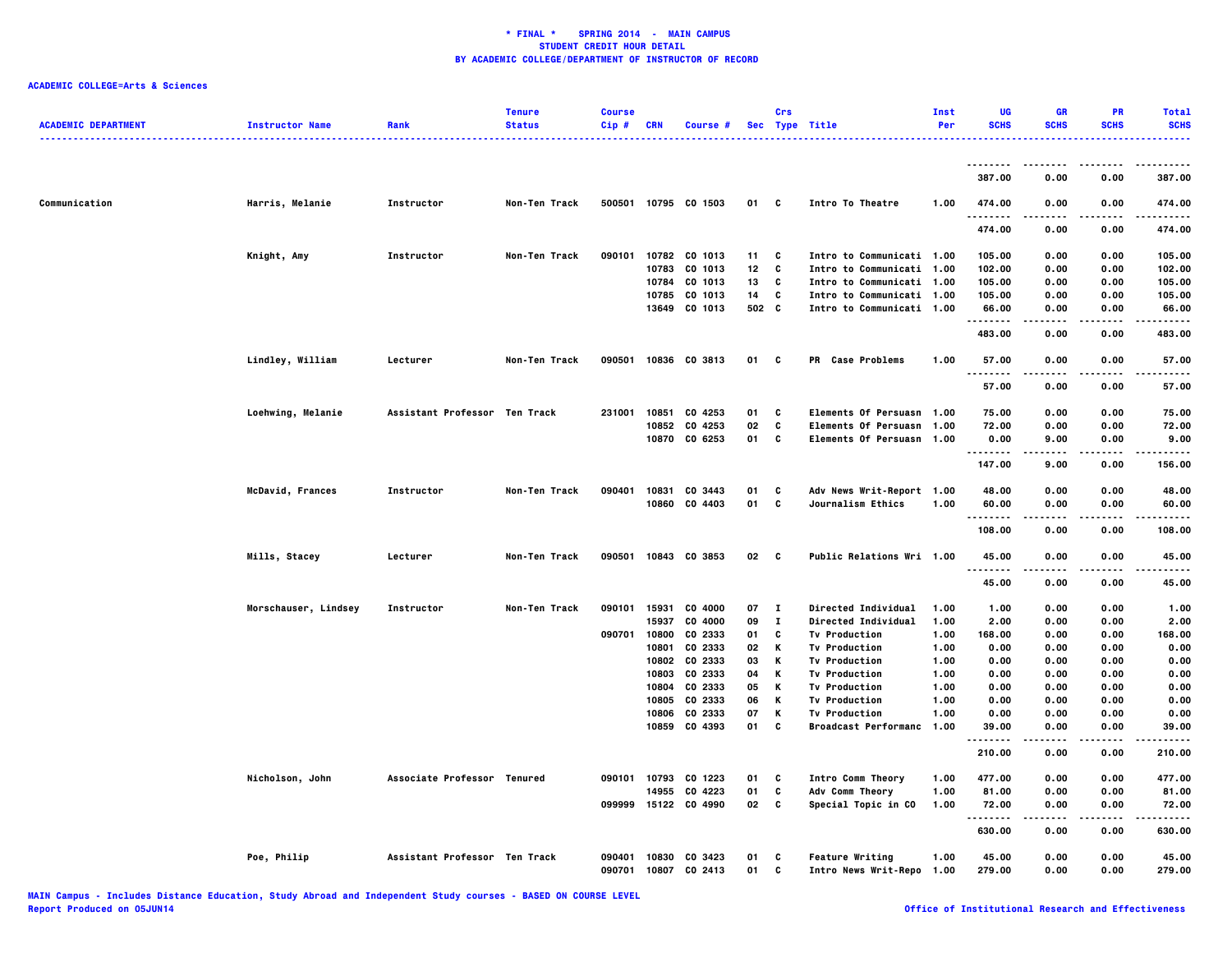**\* FINAL \*    SPRING 2014  -  MAIN CAMPUS**
**STUDENT CREDIT HOUR DETAIL**
**BY ACADEMIC COLLEGE/DEPARTMENT OF INSTRUCTOR OF RECORD**

**ACADEMIC COLLEGE=Arts & Sciences**

| ACADEMIC DEPARTMENT | Instructor Name | Rank | Tenure Status | Course Cip # | CRN | Course # | Sec | Crs Type | Title | Inst Per | UG SCHS | GR SCHS | PR SCHS | Total SCHS |
|---|---|---|---|---|---|---|---|---|---|---|---|---|---|---|
| | | | | | | | | | | | 387.00 | 0.00 | 0.00 | 387.00 |
| Communication | Harris, Melanie | Instructor | Non-Ten Track | 500501 | 10795 | CO 1503 | 01 | C | Intro To Theatre | 1.00 | 474.00 | 0.00 | 0.00 | 474.00 |
| | | | | | | | | | | | 474.00 | 0.00 | 0.00 | 474.00 |
| | Knight, Amy | Instructor | Non-Ten Track | 090101 | 10782 | CO 1013 | 11 | C | Intro to Communicati | 1.00 | 105.00 | 0.00 | 0.00 | 105.00 |
| | | | | | 10783 | CO 1013 | 12 | C | Intro to Communicati | 1.00 | 102.00 | 0.00 | 0.00 | 102.00 |
| | | | | | 10784 | CO 1013 | 13 | C | Intro to Communicati | 1.00 | 105.00 | 0.00 | 0.00 | 105.00 |
| | | | | | 10785 | CO 1013 | 14 | C | Intro to Communicati | 1.00 | 105.00 | 0.00 | 0.00 | 105.00 |
| | | | | | 13649 | CO 1013 | 502 | C | Intro to Communicati | 1.00 | 66.00 | 0.00 | 0.00 | 66.00 |
| | | | | | | | | | | | 483.00 | 0.00 | 0.00 | 483.00 |
| | Lindley, William | Lecturer | Non-Ten Track | 090501 | 10836 | CO 3813 | 01 | C | PR  Case Problems | 1.00 | 57.00 | 0.00 | 0.00 | 57.00 |
| | | | | | | | | | | | 57.00 | 0.00 | 0.00 | 57.00 |
| | Loehwing, Melanie | Assistant Professor | Ten Track | 231001 | 10851 | CO 4253 | 01 | C | Elements Of Persuasn | 1.00 | 75.00 | 0.00 | 0.00 | 75.00 |
| | | | | | 10852 | CO 4253 | 02 | C | Elements Of Persuasn | 1.00 | 72.00 | 0.00 | 0.00 | 72.00 |
| | | | | | 10870 | CO 6253 | 01 | C | Elements Of Persuasn | 1.00 | 0.00 | 9.00 | 0.00 | 9.00 |
| | | | | | | | | | | | 147.00 | 9.00 | 0.00 | 156.00 |
| | McDavid, Frances | Instructor | Non-Ten Track | 090401 | 10831 | CO 3443 | 01 | C | Adv News Writ-Report | 1.00 | 48.00 | 0.00 | 0.00 | 48.00 |
| | | | | | 10860 | CO 4403 | 01 | C | Journalism Ethics | 1.00 | 60.00 | 0.00 | 0.00 | 60.00 |
| | | | | | | | | | | | 108.00 | 0.00 | 0.00 | 108.00 |
| | Mills, Stacey | Lecturer | Non-Ten Track | 090501 | 10843 | CO 3853 | 02 | C | Public Relations Wri | 1.00 | 45.00 | 0.00 | 0.00 | 45.00 |
| | | | | | | | | | | | 45.00 | 0.00 | 0.00 | 45.00 |
| | Morschauser, Lindsey | Instructor | Non-Ten Track | 090101 | 15931 | CO 4000 | 07 | I | Directed Individual | 1.00 | 1.00 | 0.00 | 0.00 | 1.00 |
| | | | | | 15937 | CO 4000 | 09 | I | Directed Individual | 1.00 | 2.00 | 0.00 | 0.00 | 2.00 |
| | | | | 090701 | 10800 | CO 2333 | 01 | C | Tv Production | 1.00 | 168.00 | 0.00 | 0.00 | 168.00 |
| | | | | | 10801 | CO 2333 | 02 | K | Tv Production | 1.00 | 0.00 | 0.00 | 0.00 | 0.00 |
| | | | | | 10802 | CO 2333 | 03 | K | Tv Production | 1.00 | 0.00 | 0.00 | 0.00 | 0.00 |
| | | | | | 10803 | CO 2333 | 04 | K | Tv Production | 1.00 | 0.00 | 0.00 | 0.00 | 0.00 |
| | | | | | 10804 | CO 2333 | 05 | K | Tv Production | 1.00 | 0.00 | 0.00 | 0.00 | 0.00 |
| | | | | | 10805 | CO 2333 | 06 | K | Tv Production | 1.00 | 0.00 | 0.00 | 0.00 | 0.00 |
| | | | | | 10806 | CO 2333 | 07 | K | Tv Production | 1.00 | 0.00 | 0.00 | 0.00 | 0.00 |
| | | | | | 10859 | CO 4393 | 01 | C | Broadcast Performanc | 1.00 | 39.00 | 0.00 | 0.00 | 39.00 |
| | | | | | | | | | | | 210.00 | 0.00 | 0.00 | 210.00 |
| | Nicholson, John | Associate Professor | Tenured | 090101 | 10793 | CO 1223 | 01 | C | Intro Comm Theory | 1.00 | 477.00 | 0.00 | 0.00 | 477.00 |
| | | | | | 14955 | CO 4223 | 01 | C | Adv Comm Theory | 1.00 | 81.00 | 0.00 | 0.00 | 81.00 |
| | | | | 099999 | 15122 | CO 4990 | 02 | C | Special Topic in CO | 1.00 | 72.00 | 0.00 | 0.00 | 72.00 |
| | | | | | | | | | | | 630.00 | 0.00 | 0.00 | 630.00 |
| | Poe, Philip | Assistant Professor | Ten Track | 090401 | 10830 | CO 3423 | 01 | C | Feature Writing | 1.00 | 45.00 | 0.00 | 0.00 | 45.00 |
| | | | | 090701 | 10807 | CO 2413 | 01 | C | Intro News Writ-Repo | 1.00 | 279.00 | 0.00 | 0.00 | 279.00 |

MAIN Campus - Includes Distance Education, Study Abroad and Independent Study courses - BASED ON COURSE LEVEL
Report Produced on 05JUN14

Office of Institutional Research and Effectiveness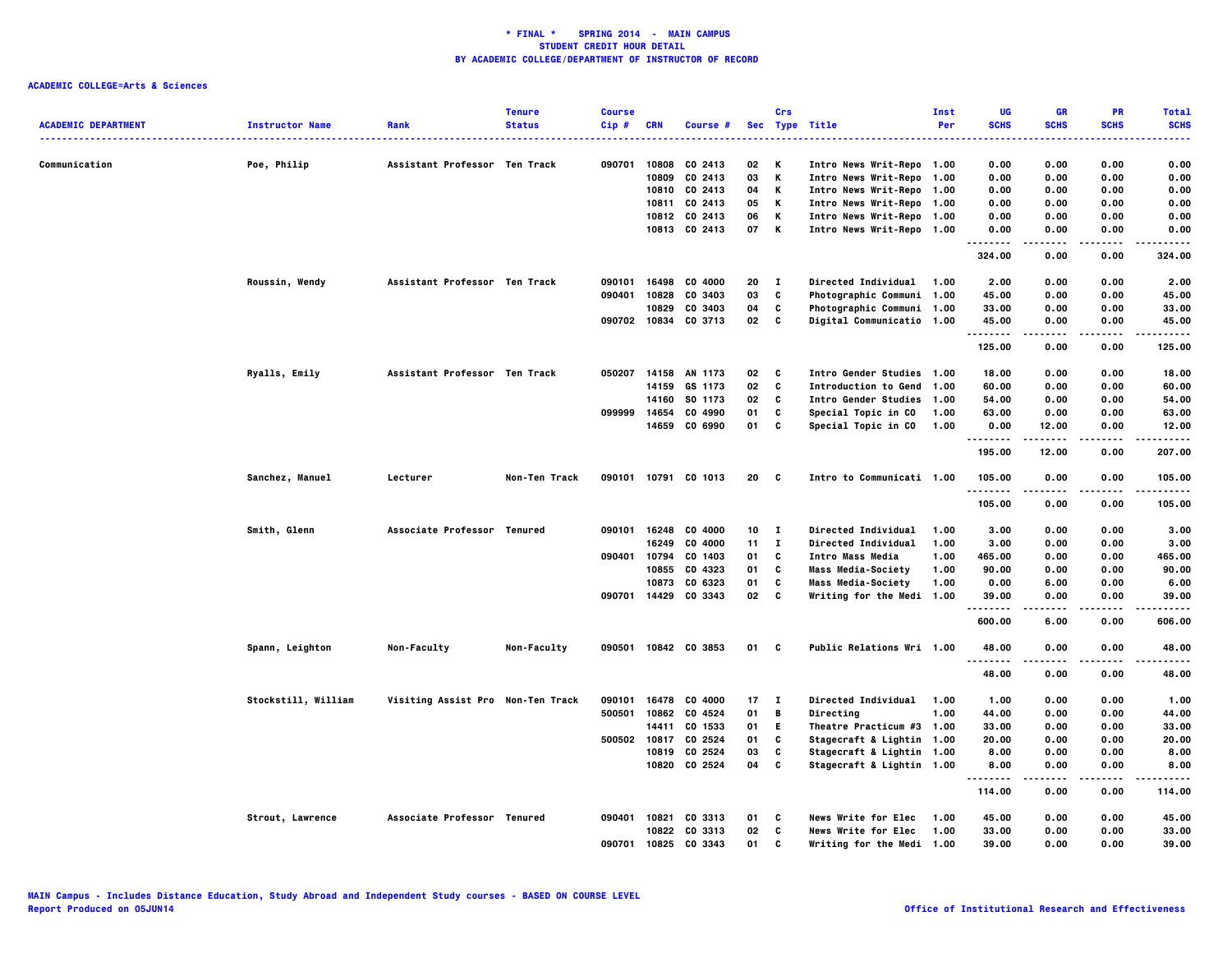**\* FINAL \* SPRING 2014 - MAIN CAMPUS**
**STUDENT CREDIT HOUR DETAIL**
**BY ACADEMIC COLLEGE/DEPARTMENT OF INSTRUCTOR OF RECORD**

**ACADEMIC COLLEGE=Arts & Sciences**

| ACADEMIC DEPARTMENT | Instructor Name | Rank | Tenure Status | Course Cip # | CRN | Course # | Sec | Crs Type | Title | Inst Per | UG SCHS | GR SCHS | PR SCHS | Total SCHS |
|---|---|---|---|---|---|---|---|---|---|---|---|---|---|---|
| Communication | Poe, Philip | Assistant Professor | Ten Track | 090701 | 10808 | CO 2413 | 02 | K | Intro News Writ-Repo | 1.00 | 0.00 | 0.00 | 0.00 | 0.00 |
| | | | | | 10809 | CO 2413 | 03 | K | Intro News Writ-Repo | 1.00 | 0.00 | 0.00 | 0.00 | 0.00 |
| | | | | | 10810 | CO 2413 | 04 | K | Intro News Writ-Repo | 1.00 | 0.00 | 0.00 | 0.00 | 0.00 |
| | | | | | 10811 | CO 2413 | 05 | K | Intro News Writ-Repo | 1.00 | 0.00 | 0.00 | 0.00 | 0.00 |
| | | | | | 10812 | CO 2413 | 06 | K | Intro News Writ-Repo | 1.00 | 0.00 | 0.00 | 0.00 | 0.00 |
| | | | | | 10813 | CO 2413 | 07 | K | Intro News Writ-Repo | 1.00 | 0.00 | 0.00 | 0.00 | 0.00 |
| | | | | | | | | | | | 324.00 | 0.00 | 0.00 | 324.00 |
| | Roussin, Wendy | Assistant Professor | Ten Track | 090101 | 16498 | CO 4000 | 20 | I | Directed Individual | 1.00 | 2.00 | 0.00 | 0.00 | 2.00 |
| | | | | 090401 | 10828 | CO 3403 | 03 | C | Photographic Communi | 1.00 | 45.00 | 0.00 | 0.00 | 45.00 |
| | | | | | 10829 | CO 3403 | 04 | C | Photographic Communi | 1.00 | 33.00 | 0.00 | 0.00 | 33.00 |
| | | | | 090702 | 10834 | CO 3713 | 02 | C | Digital Communicatio | 1.00 | 45.00 | 0.00 | 0.00 | 45.00 |
| | | | | | | | | | | | 125.00 | 0.00 | 0.00 | 125.00 |
| | Ryalls, Emily | Assistant Professor | Ten Track | 050207 | 14158 | AN 1173 | 02 | C | Intro Gender Studies | 1.00 | 18.00 | 0.00 | 0.00 | 18.00 |
| | | | | | 14159 | GS 1173 | 02 | C | Introduction to Gend | 1.00 | 60.00 | 0.00 | 0.00 | 60.00 |
| | | | | | 14160 | SO 1173 | 02 | C | Intro Gender Studies | 1.00 | 54.00 | 0.00 | 0.00 | 54.00 |
| | | | | 099999 | 14654 | CO 4990 | 01 | C | Special Topic in CO | 1.00 | 63.00 | 0.00 | 0.00 | 63.00 |
| | | | | | 14659 | CO 6990 | 01 | C | Special Topic in CO | 1.00 | 0.00 | 12.00 | 0.00 | 12.00 |
| | | | | | | | | | | | 195.00 | 12.00 | 0.00 | 207.00 |
| | Sanchez, Manuel | Lecturer | Non-Ten Track | 090101 | 10791 | CO 1013 | 20 | C | Intro to Communicati | 1.00 | 105.00 | 0.00 | 0.00 | 105.00 |
| | | | | | | | | | | | 105.00 | 0.00 | 0.00 | 105.00 |
| | Smith, Glenn | Associate Professor | Tenured | 090101 | 16248 | CO 4000 | 10 | I | Directed Individual | 1.00 | 3.00 | 0.00 | 0.00 | 3.00 |
| | | | | | 16249 | CO 4000 | 11 | I | Directed Individual | 1.00 | 3.00 | 0.00 | 0.00 | 3.00 |
| | | | | 090401 | 10794 | CO 1403 | 01 | C | Intro Mass Media | 1.00 | 465.00 | 0.00 | 0.00 | 465.00 |
| | | | | | 10855 | CO 4323 | 01 | C | Mass Media-Society | 1.00 | 90.00 | 0.00 | 0.00 | 90.00 |
| | | | | | 10873 | CO 6323 | 01 | C | Mass Media-Society | 1.00 | 0.00 | 6.00 | 0.00 | 6.00 |
| | | | | 090701 | 14429 | CO 3343 | 02 | C | Writing for the Medi | 1.00 | 39.00 | 0.00 | 0.00 | 39.00 |
| | | | | | | | | | | | 600.00 | 6.00 | 0.00 | 606.00 |
| | Spann, Leighton | Non-Faculty | Non-Faculty | 090501 | 10842 | CO 3853 | 01 | C | Public Relations Wri | 1.00 | 48.00 | 0.00 | 0.00 | 48.00 |
| | | | | | | | | | | | 48.00 | 0.00 | 0.00 | 48.00 |
| | Stockstill, William | Visiting Assist Pro | Non-Ten Track | 090101 | 16478 | CO 4000 | 17 | I | Directed Individual | 1.00 | 1.00 | 0.00 | 0.00 | 1.00 |
| | | | | 500501 | 10862 | CO 4524 | 01 | B | Directing | 1.00 | 44.00 | 0.00 | 0.00 | 44.00 |
| | | | | | 14411 | CO 1533 | 01 | E | Theatre Practicum #3 | 1.00 | 33.00 | 0.00 | 0.00 | 33.00 |
| | | | | 500502 | 10817 | CO 2524 | 01 | C | Stagecraft & Lightin | 1.00 | 20.00 | 0.00 | 0.00 | 20.00 |
| | | | | | 10819 | CO 2524 | 03 | C | Stagecraft & Lightin | 1.00 | 8.00 | 0.00 | 0.00 | 8.00 |
| | | | | | 10820 | CO 2524 | 04 | C | Stagecraft & Lightin | 1.00 | 8.00 | 0.00 | 0.00 | 8.00 |
| | | | | | | | | | | | 114.00 | 0.00 | 0.00 | 114.00 |
| | Strout, Lawrence | Associate Professor | Tenured | 090401 | 10821 | CO 3313 | 01 | C | News Write for Elec | 1.00 | 45.00 | 0.00 | 0.00 | 45.00 |
| | | | | | 10822 | CO 3313 | 02 | C | News Write for Elec | 1.00 | 33.00 | 0.00 | 0.00 | 33.00 |
| | | | | 090701 | 10825 | CO 3343 | 01 | C | Writing for the Medi | 1.00 | 39.00 | 0.00 | 0.00 | 39.00 |

MAIN Campus - Includes Distance Education, Study Abroad and Independent Study courses - BASED ON COURSE LEVEL
Report Produced on 05JUN14

Office of Institutional Research and Effectiveness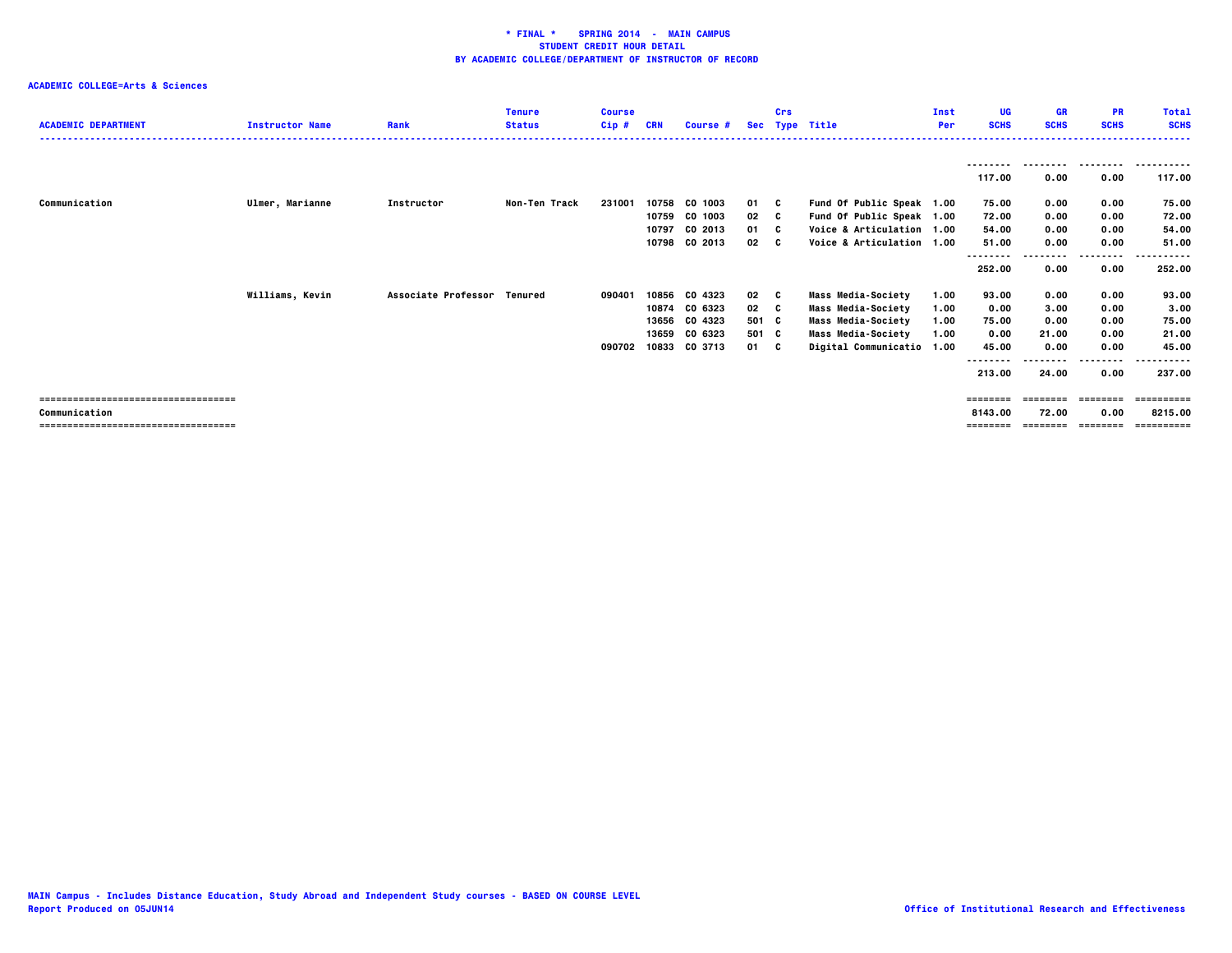**\* FINAL \* SPRING 2014 - MAIN CAMPUS**
**STUDENT CREDIT HOUR DETAIL**
**BY ACADEMIC COLLEGE/DEPARTMENT OF INSTRUCTOR OF RECORD**

**ACADEMIC COLLEGE=Arts & Sciences**

| ACADEMIC DEPARTMENT | Instructor Name | Rank | Tenure Status | Course Cip # | CRN | Course # | Sec | Crs Type | Title | Inst Per | UG SCHS | GR SCHS | PR SCHS | Total SCHS |
|---|---|---|---|---|---|---|---|---|---|---|---|---|---|---|
| | | | | | | | | | | | 117.00 | 0.00 | 0.00 | 117.00 |
| Communication | Ulmer, Marianne | Instructor | Non-Ten Track | 231001 | 10758 | CO 1003 | 01 | C | Fund Of Public Speak | 1.00 | 75.00 | 0.00 | 0.00 | 75.00 |
| | | | | | 10759 | CO 1003 | 02 | C | Fund Of Public Speak | 1.00 | 72.00 | 0.00 | 0.00 | 72.00 |
| | | | | | 10797 | CO 2013 | 01 | C | Voice & Articulation | 1.00 | 54.00 | 0.00 | 0.00 | 54.00 |
| | | | | | 10798 | CO 2013 | 02 | C | Voice & Articulation | 1.00 | 51.00 | 0.00 | 0.00 | 51.00 |
| | | | | | | | | | | | 252.00 | 0.00 | 0.00 | 252.00 |
| | Williams, Kevin | Associate Professor | Tenured | 090401 | 10856 | CO 4323 | 02 | C | Mass Media-Society | 1.00 | 93.00 | 0.00 | 0.00 | 93.00 |
| | | | | | 10874 | CO 6323 | 02 | C | Mass Media-Society | 1.00 | 0.00 | 3.00 | 0.00 | 3.00 |
| | | | | | 13656 | CO 4323 | 501 | C | Mass Media-Society | 1.00 | 75.00 | 0.00 | 0.00 | 75.00 |
| | | | | | 13659 | CO 6323 | 501 | C | Mass Media-Society | 1.00 | 0.00 | 21.00 | 0.00 | 21.00 |
| | | | | 090702 | 10833 | CO 3713 | 01 | C | Digital Communicatio | 1.00 | 45.00 | 0.00 | 0.00 | 45.00 |
| | | | | | | | | | | | 213.00 | 24.00 | 0.00 | 237.00 |
| **Communication** | | | | | | | | | | | 8143.00 | 72.00 | 0.00 | 8215.00 |

MAIN Campus - Includes Distance Education, Study Abroad and Independent Study courses - BASED ON COURSE LEVEL
Report Produced on 05JUN14

Office of Institutional Research and Effectiveness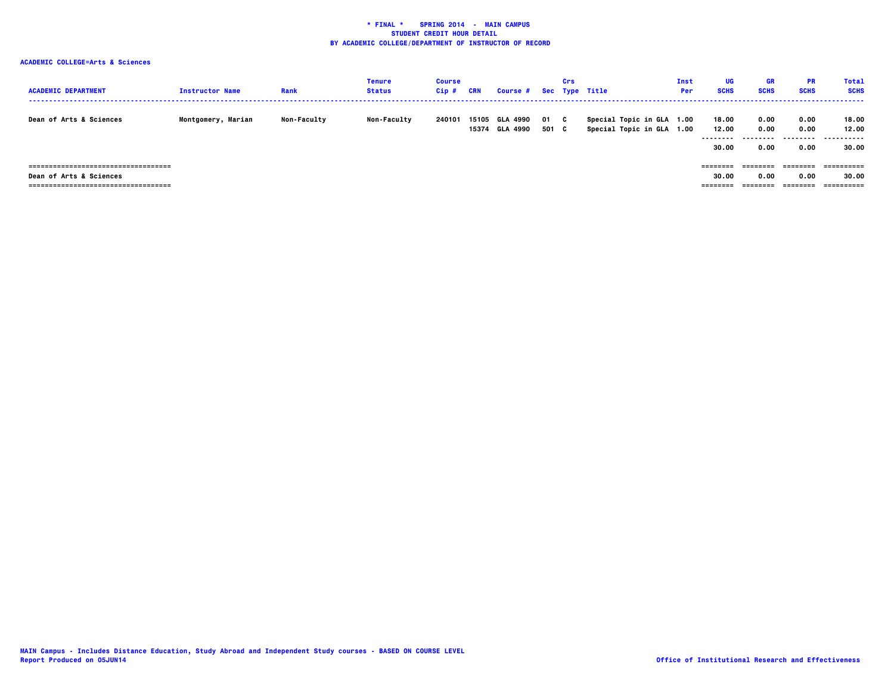**\* FINAL \*    SPRING 2014  -  MAIN CAMPUS**
**STUDENT CREDIT HOUR DETAIL**
**BY ACADEMIC COLLEGE/DEPARTMENT OF INSTRUCTOR OF RECORD**

**ACADEMIC COLLEGE=Arts & Sciences**

| ACADEMIC DEPARTMENT | Instructor Name | Rank | Tenure Status | Course Cip # | CRN | Course # | Sec | Crs Type | Title | Inst Per | UG SCHS | GR SCHS | PR SCHS | Total SCHS |
|---|---|---|---|---|---|---|---|---|---|---|---|---|---|---|
| Dean of Arts & Sciences | Montgomery, Marian | Non-Faculty | Non-Faculty | 240101 | 15105 | GLA 4990 | 01 | C | Special Topic in GLA | 1.00 | 18.00 | 0.00 | 0.00 | 18.00 |
| | | | | | 15374 | GLA 4990 | 501 | C | Special Topic in GLA | 1.00 | 12.00 | 0.00 | 0.00 | 12.00 |
| | | | | | | | | | | | 30.00 | 0.00 | 0.00 | 30.00 |
| **Dean of Arts & Sciences** | | | | | | | | | | | 30.00 | 0.00 | 0.00 | 30.00 |

MAIN Campus - Includes Distance Education, Study Abroad and Independent Study courses - BASED ON COURSE LEVEL
Report Produced on 05JUN14

Office of Institutional Research and Effectiveness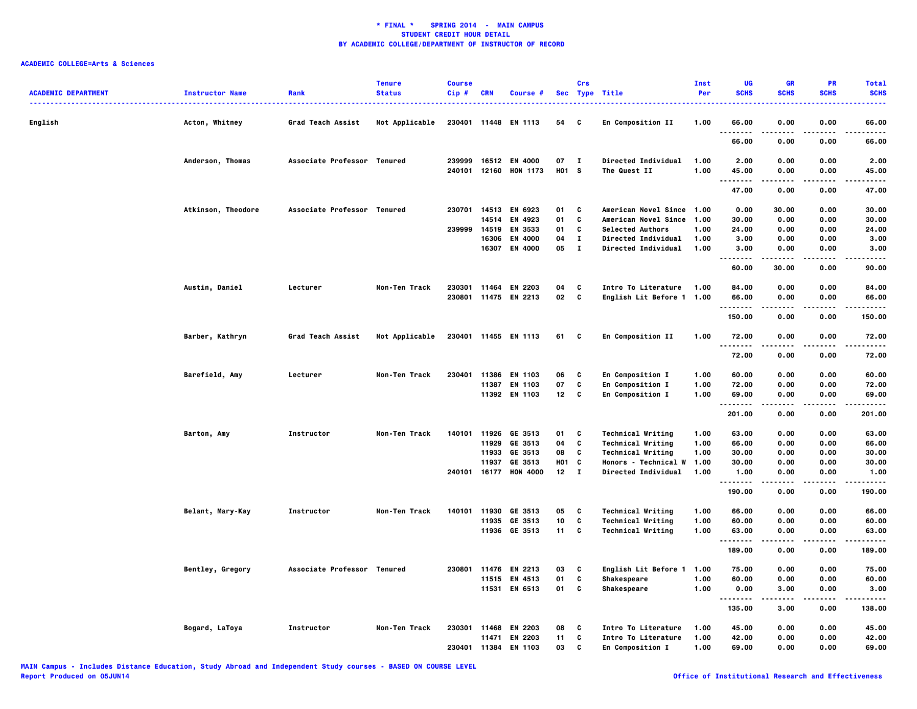**\* FINAL \* SPRING 2014 - MAIN CAMPUS**
**STUDENT CREDIT HOUR DETAIL**
**BY ACADEMIC COLLEGE/DEPARTMENT OF INSTRUCTOR OF RECORD**

**ACADEMIC COLLEGE=Arts & Sciences**

| ACADEMIC DEPARTMENT | Instructor Name | Rank | Tenure Status | Course Cip # | CRN | Course # | Sec | Crs Type | Title | Inst Per | UG SCHS | GR SCHS | PR SCHS | Total SCHS |
|---|---|---|---|---|---|---|---|---|---|---|---|---|---|---|
| English | Acton, Whitney | Grad Teach Assist | Not Applicable | 230401 | 11448 | EN 1113 | 54 | C | En Composition II | 1.00 | 66.00 | 0.00 | 0.00 | 66.00 |
| | | | | | | | | | | | 66.00 | 0.00 | 0.00 | 66.00 |
| | Anderson, Thomas | Associate Professor | Tenured | 239999 | 16512 | EN 4000 | 07 | I | Directed Individual | 1.00 | 2.00 | 0.00 | 0.00 | 2.00 |
| | | | | 240101 | 12160 | HON 1173 | H01 | S | The Quest II | 1.00 | 45.00 | 0.00 | 0.00 | 45.00 |
| | | | | | | | | | | | 47.00 | 0.00 | 0.00 | 47.00 |
| | Atkinson, Theodore | Associate Professor | Tenured | 230701 | 14513 | EN 6923 | 01 | C | American Novel Since | 1.00 | 0.00 | 30.00 | 0.00 | 30.00 |
| | | | | | 14514 | EN 4923 | 01 | C | American Novel Since | 1.00 | 30.00 | 0.00 | 0.00 | 30.00 |
| | | | | 239999 | 14519 | EN 3533 | 01 | C | Selected Authors | 1.00 | 24.00 | 0.00 | 0.00 | 24.00 |
| | | | | | 16306 | EN 4000 | 04 | I | Directed Individual | 1.00 | 3.00 | 0.00 | 0.00 | 3.00 |
| | | | | | 16307 | EN 4000 | 05 | I | Directed Individual | 1.00 | 3.00 | 0.00 | 0.00 | 3.00 |
| | | | | | | | | | | | 60.00 | 30.00 | 0.00 | 90.00 |
| | Austin, Daniel | Lecturer | Non-Ten Track | 230301 | 11464 | EN 2203 | 04 | C | Intro To Literature | 1.00 | 84.00 | 0.00 | 0.00 | 84.00 |
| | | | | 230801 | 11475 | EN 2213 | 02 | C | English Lit Before 1 | 1.00 | 66.00 | 0.00 | 0.00 | 66.00 |
| | | | | | | | | | | | 150.00 | 0.00 | 0.00 | 150.00 |
| | Barber, Kathryn | Grad Teach Assist | Not Applicable | 230401 | 11455 | EN 1113 | 61 | C | En Composition II | 1.00 | 72.00 | 0.00 | 0.00 | 72.00 |
| | | | | | | | | | | | 72.00 | 0.00 | 0.00 | 72.00 |
| | Barefield, Amy | Lecturer | Non-Ten Track | 230401 | 11386 | EN 1103 | 06 | C | En Composition I | 1.00 | 60.00 | 0.00 | 0.00 | 60.00 |
| | | | | | 11387 | EN 1103 | 07 | C | En Composition I | 1.00 | 72.00 | 0.00 | 0.00 | 72.00 |
| | | | | | 11392 | EN 1103 | 12 | C | En Composition I | 1.00 | 69.00 | 0.00 | 0.00 | 69.00 |
| | | | | | | | | | | | 201.00 | 0.00 | 0.00 | 201.00 |
| | Barton, Amy | Instructor | Non-Ten Track | 140101 | 11926 | GE 3513 | 01 | C | Technical Writing | 1.00 | 63.00 | 0.00 | 0.00 | 63.00 |
| | | | | | 11929 | GE 3513 | 04 | C | Technical Writing | 1.00 | 66.00 | 0.00 | 0.00 | 66.00 |
| | | | | | 11933 | GE 3513 | 08 | C | Technical Writing | 1.00 | 30.00 | 0.00 | 0.00 | 30.00 |
| | | | | | 11937 | GE 3513 | H01 | C | Honors - Technical W | 1.00 | 30.00 | 0.00 | 0.00 | 30.00 |
| | | | | 240101 | 16177 | HON 4000 | 12 | I | Directed Individual | 1.00 | 1.00 | 0.00 | 0.00 | 1.00 |
| | | | | | | | | | | | 190.00 | 0.00 | 0.00 | 190.00 |
| | Belant, Mary-Kay | Instructor | Non-Ten Track | 140101 | 11930 | GE 3513 | 05 | C | Technical Writing | 1.00 | 66.00 | 0.00 | 0.00 | 66.00 |
| | | | | | 11935 | GE 3513 | 10 | C | Technical Writing | 1.00 | 60.00 | 0.00 | 0.00 | 60.00 |
| | | | | | 11936 | GE 3513 | 11 | C | Technical Writing | 1.00 | 63.00 | 0.00 | 0.00 | 63.00 |
| | | | | | | | | | | | 189.00 | 0.00 | 0.00 | 189.00 |
| | Bentley, Gregory | Associate Professor | Tenured | 230801 | 11476 | EN 2213 | 03 | C | English Lit Before 1 | 1.00 | 75.00 | 0.00 | 0.00 | 75.00 |
| | | | | | 11515 | EN 4513 | 01 | C | Shakespeare | 1.00 | 60.00 | 0.00 | 0.00 | 60.00 |
| | | | | | 11531 | EN 6513 | 01 | C | Shakespeare | 1.00 | 0.00 | 3.00 | 0.00 | 3.00 |
| | | | | | | | | | | | 135.00 | 3.00 | 0.00 | 138.00 |
| | Bogard, LaToya | Instructor | Non-Ten Track | 230301 | 11468 | EN 2203 | 08 | C | Intro To Literature | 1.00 | 45.00 | 0.00 | 0.00 | 45.00 |
| | | | | | 11471 | EN 2203 | 11 | C | Intro To Literature | 1.00 | 42.00 | 0.00 | 0.00 | 42.00 |
| | | | | 230401 | 11384 | EN 1103 | 03 | C | En Composition I | 1.00 | 69.00 | 0.00 | 0.00 | 69.00 |

MAIN Campus - Includes Distance Education, Study Abroad and Independent Study courses - BASED ON COURSE LEVEL
Report Produced on 05JUN14

Office of Institutional Research and Effectiveness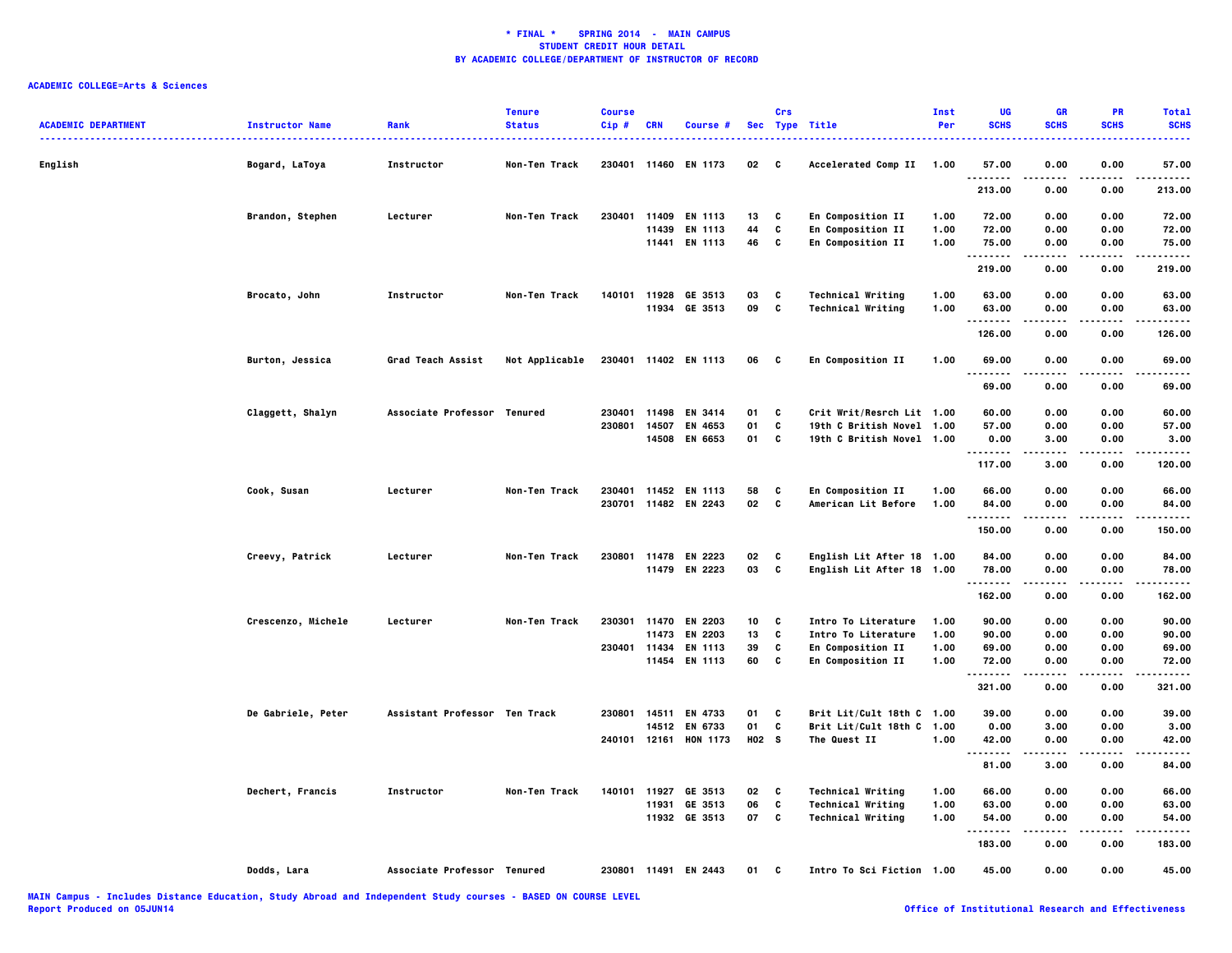**\* FINAL \* SPRING 2014 - MAIN CAMPUS**
**STUDENT CREDIT HOUR DETAIL**
**BY ACADEMIC COLLEGE/DEPARTMENT OF INSTRUCTOR OF RECORD**

**ACADEMIC COLLEGE=Arts & Sciences**

| ACADEMIC DEPARTMENT | Instructor Name | Rank | Tenure Status | Course Cip # | CRN | Course # | Sec | Crs Type | Title | Inst Per | UG SCHS | GR SCHS | PR SCHS | Total SCHS |
|---|---|---|---|---|---|---|---|---|---|---|---|---|---|---|
| English | Bogard, LaToya | Instructor | Non-Ten Track | 230401 | 11460 | EN 1173 | 02 | C | Accelerated Comp II | 1.00 | 57.00 | 0.00 | 0.00 | 57.00 |
| | | | | | | | | | | | 213.00 | 0.00 | 0.00 | 213.00 |
| | Brandon, Stephen | Lecturer | Non-Ten Track | 230401 | 11409 | EN 1113 | 13 | C | En Composition II | 1.00 | 72.00 | 0.00 | 0.00 | 72.00 |
| | | | | | 11439 | EN 1113 | 44 | C | En Composition II | 1.00 | 72.00 | 0.00 | 0.00 | 72.00 |
| | | | | | 11441 | EN 1113 | 46 | C | En Composition II | 1.00 | 75.00 | 0.00 | 0.00 | 75.00 |
| | | | | | | | | | | | 219.00 | 0.00 | 0.00 | 219.00 |
| | Brocato, John | Instructor | Non-Ten Track | 140101 | 11928 | GE 3513 | 03 | C | Technical Writing | 1.00 | 63.00 | 0.00 | 0.00 | 63.00 |
| | | | | | 11934 | GE 3513 | 09 | C | Technical Writing | 1.00 | 63.00 | 0.00 | 0.00 | 63.00 |
| | | | | | | | | | | | 126.00 | 0.00 | 0.00 | 126.00 |
| | Burton, Jessica | Grad Teach Assist | Not Applicable | 230401 | 11402 | EN 1113 | 06 | C | En Composition II | 1.00 | 69.00 | 0.00 | 0.00 | 69.00 |
| | | | | | | | | | | | 69.00 | 0.00 | 0.00 | 69.00 |
| | Claggett, Shalyn | Associate Professor | Tenured | 230401 | 11498 | EN 3414 | 01 | C | Crit Writ/Resrch Lit | 1.00 | 60.00 | 0.00 | 0.00 | 60.00 |
| | | | | 230801 | 14507 | EN 4653 | 01 | C | 19th C British Novel | 1.00 | 57.00 | 0.00 | 0.00 | 57.00 |
| | | | | | 14508 | EN 6653 | 01 | C | 19th C British Novel | 1.00 | 0.00 | 3.00 | 0.00 | 3.00 |
| | | | | | | | | | | | 117.00 | 3.00 | 0.00 | 120.00 |
| | Cook, Susan | Lecturer | Non-Ten Track | 230401 | 11452 | EN 1113 | 58 | C | En Composition II | 1.00 | 66.00 | 0.00 | 0.00 | 66.00 |
| | | | | 230701 | 11482 | EN 2243 | 02 | C | American Lit Before | 1.00 | 84.00 | 0.00 | 0.00 | 84.00 |
| | | | | | | | | | | | 150.00 | 0.00 | 0.00 | 150.00 |
| | Creevy, Patrick | Lecturer | Non-Ten Track | 230801 | 11478 | EN 2223 | 02 | C | English Lit After 18 | 1.00 | 84.00 | 0.00 | 0.00 | 84.00 |
| | | | | | 11479 | EN 2223 | 03 | C | English Lit After 18 | 1.00 | 78.00 | 0.00 | 0.00 | 78.00 |
| | | | | | | | | | | | 162.00 | 0.00 | 0.00 | 162.00 |
| | Crescenzo, Michele | Lecturer | Non-Ten Track | 230301 | 11470 | EN 2203 | 10 | C | Intro To Literature | 1.00 | 90.00 | 0.00 | 0.00 | 90.00 |
| | | | | | 11473 | EN 2203 | 13 | C | Intro To Literature | 1.00 | 90.00 | 0.00 | 0.00 | 90.00 |
| | | | | 230401 | 11434 | EN 1113 | 39 | C | En Composition II | 1.00 | 69.00 | 0.00 | 0.00 | 69.00 |
| | | | | | 11454 | EN 1113 | 60 | C | En Composition II | 1.00 | 72.00 | 0.00 | 0.00 | 72.00 |
| | | | | | | | | | | | 321.00 | 0.00 | 0.00 | 321.00 |
| | De Gabriele, Peter | Assistant Professor | Ten Track | 230801 | 14511 | EN 4733 | 01 | C | Brit Lit/Cult 18th C | 1.00 | 39.00 | 0.00 | 0.00 | 39.00 |
| | | | | | 14512 | EN 6733 | 01 | C | Brit Lit/Cult 18th C | 1.00 | 0.00 | 3.00 | 0.00 | 3.00 |
| | | | | 240101 | 12161 | HON 1173 | H02 | S | The Quest II | 1.00 | 42.00 | 0.00 | 0.00 | 42.00 |
| | | | | | | | | | | | 81.00 | 3.00 | 0.00 | 84.00 |
| | Dechert, Francis | Instructor | Non-Ten Track | 140101 | 11927 | GE 3513 | 02 | C | Technical Writing | 1.00 | 66.00 | 0.00 | 0.00 | 66.00 |
| | | | | | 11931 | GE 3513 | 06 | C | Technical Writing | 1.00 | 63.00 | 0.00 | 0.00 | 63.00 |
| | | | | | 11932 | GE 3513 | 07 | C | Technical Writing | 1.00 | 54.00 | 0.00 | 0.00 | 54.00 |
| | | | | | | | | | | | 183.00 | 0.00 | 0.00 | 183.00 |
| | Dodds, Lara | Associate Professor | Tenured | 230801 | 11491 | EN 2443 | 01 | C | Intro To Sci Fiction | 1.00 | 45.00 | 0.00 | 0.00 | 45.00 |

MAIN Campus - Includes Distance Education, Study Abroad and Independent Study courses - BASED ON COURSE LEVEL
Report Produced on 05JUN14

Office of Institutional Research and Effectiveness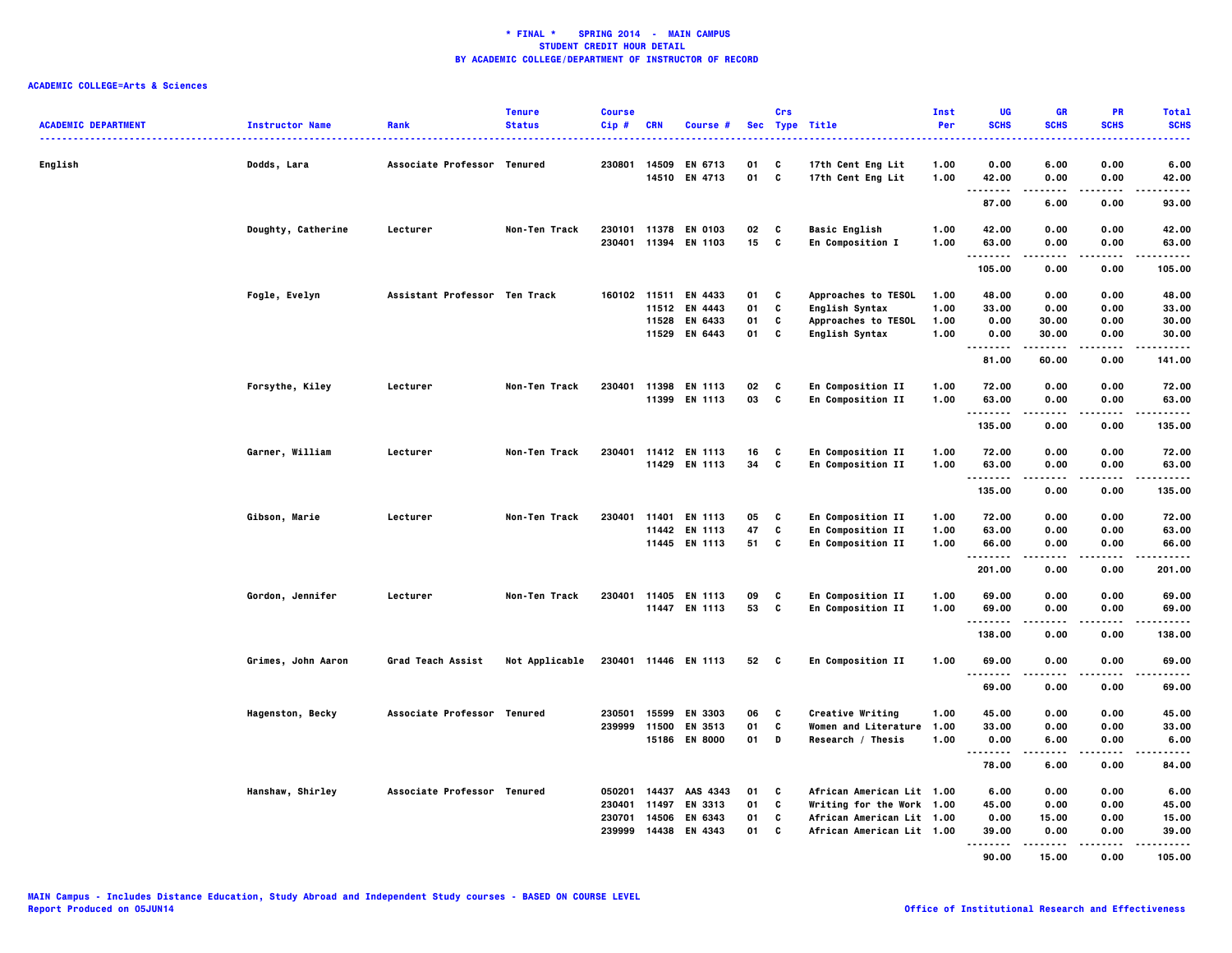# * FINAL * SPRING 2014 - MAIN CAMPUS
## STUDENT CREDIT HOUR DETAIL
## BY ACADEMIC COLLEGE/DEPARTMENT OF INSTRUCTOR OF RECORD

**ACADEMIC COLLEGE=Arts & Sciences**

| ACADEMIC DEPARTMENT | Instructor Name | Rank | Tenure Status | Course Cip # | CRN | Course # | Sec | Crs Type | Title | Inst Per | UG SCHS | GR SCHS | PR SCHS | Total SCHS |
|---|---|---|---|---|---|---|---|---|---|---|---|---|---|---|
| English | Dodds, Lara | Associate Professor | Tenured | 230801 | 14509 | EN 6713 | 01 | C | 17th Cent Eng Lit | 1.00 | 0.00 | 6.00 | 0.00 | 6.00 |
| | | | | | 14510 | EN 4713 | 01 | C | 17th Cent Eng Lit | 1.00 | 42.00 | 0.00 | 0.00 | 42.00 |
| | | | | | | | | | | | 87.00 | 6.00 | 0.00 | 93.00 |
| | Doughty, Catherine | Lecturer | Non-Ten Track | 230101 | 11378 | EN 0103 | 02 | C | Basic English | 1.00 | 42.00 | 0.00 | 0.00 | 42.00 |
| | | | | 230401 | 11394 | EN 1103 | 15 | C | En Composition I | 1.00 | 63.00 | 0.00 | 0.00 | 63.00 |
| | | | | | | | | | | | 105.00 | 0.00 | 0.00 | 105.00 |
| | Fogle, Evelyn | Assistant Professor | Ten Track | 160102 | 11511 | EN 4433 | 01 | C | Approaches to TESOL | 1.00 | 48.00 | 0.00 | 0.00 | 48.00 |
| | | | | | 11512 | EN 4443 | 01 | C | English Syntax | 1.00 | 33.00 | 0.00 | 0.00 | 33.00 |
| | | | | | 11528 | EN 6433 | 01 | C | Approaches to TESOL | 1.00 | 0.00 | 30.00 | 0.00 | 30.00 |
| | | | | | 11529 | EN 6443 | 01 | C | English Syntax | 1.00 | 0.00 | 30.00 | 0.00 | 30.00 |
| | | | | | | | | | | | 81.00 | 60.00 | 0.00 | 141.00 |
| | Forsythe, Kiley | Lecturer | Non-Ten Track | 230401 | 11398 | EN 1113 | 02 | C | En Composition II | 1.00 | 72.00 | 0.00 | 0.00 | 72.00 |
| | | | | | 11399 | EN 1113 | 03 | C | En Composition II | 1.00 | 63.00 | 0.00 | 0.00 | 63.00 |
| | | | | | | | | | | | 135.00 | 0.00 | 0.00 | 135.00 |
| | Garner, William | Lecturer | Non-Ten Track | 230401 | 11412 | EN 1113 | 16 | C | En Composition II | 1.00 | 72.00 | 0.00 | 0.00 | 72.00 |
| | | | | | 11429 | EN 1113 | 34 | C | En Composition II | 1.00 | 63.00 | 0.00 | 0.00 | 63.00 |
| | | | | | | | | | | | 135.00 | 0.00 | 0.00 | 135.00 |
| | Gibson, Marie | Lecturer | Non-Ten Track | 230401 | 11401 | EN 1113 | 05 | C | En Composition II | 1.00 | 72.00 | 0.00 | 0.00 | 72.00 |
| | | | | | 11442 | EN 1113 | 47 | C | En Composition II | 1.00 | 63.00 | 0.00 | 0.00 | 63.00 |
| | | | | | 11445 | EN 1113 | 51 | C | En Composition II | 1.00 | 66.00 | 0.00 | 0.00 | 66.00 |
| | | | | | | | | | | | 201.00 | 0.00 | 0.00 | 201.00 |
| | Gordon, Jennifer | Lecturer | Non-Ten Track | 230401 | 11405 | EN 1113 | 09 | C | En Composition II | 1.00 | 69.00 | 0.00 | 0.00 | 69.00 |
| | | | | | 11447 | EN 1113 | 53 | C | En Composition II | 1.00 | 69.00 | 0.00 | 0.00 | 69.00 |
| | | | | | | | | | | | 138.00 | 0.00 | 0.00 | 138.00 |
| | Grimes, John Aaron | Grad Teach Assist | Not Applicable | 230401 | 11446 | EN 1113 | 52 | C | En Composition II | 1.00 | 69.00 | 0.00 | 0.00 | 69.00 |
| | | | | | | | | | | | 69.00 | 0.00 | 0.00 | 69.00 |
| | Hagenston, Becky | Associate Professor | Tenured | 230501 | 15599 | EN 3303 | 06 | C | Creative Writing | 1.00 | 45.00 | 0.00 | 0.00 | 45.00 |
| | | | | 239999 | 11500 | EN 3513 | 01 | C | Women and Literature | 1.00 | 33.00 | 0.00 | 0.00 | 33.00 |
| | | | | | 15186 | EN 8000 | 01 | D | Research / Thesis | 1.00 | 0.00 | 6.00 | 0.00 | 6.00 |
| | | | | | | | | | | | 78.00 | 6.00 | 0.00 | 84.00 |
| | Hanshaw, Shirley | Associate Professor | Tenured | 050201 | 14437 | AAS 4343 | 01 | C | African American Lit | 1.00 | 6.00 | 0.00 | 0.00 | 6.00 |
| | | | | 230401 | 11497 | EN 3313 | 01 | C | Writing for the Work | 1.00 | 45.00 | 0.00 | 0.00 | 45.00 |
| | | | | 230701 | 14506 | EN 6343 | 01 | C | African American Lit | 1.00 | 0.00 | 15.00 | 0.00 | 15.00 |
| | | | | 239999 | 14438 | EN 4343 | 01 | C | African American Lit | 1.00 | 39.00 | 0.00 | 0.00 | 39.00 |
| | | | | | | | | | | | 90.00 | 15.00 | 0.00 | 105.00 |

MAIN Campus - Includes Distance Education, Study Abroad and Independent Study courses - BASED ON COURSE LEVEL
Report Produced on 05JUN14

Office of Institutional Research and Effectiveness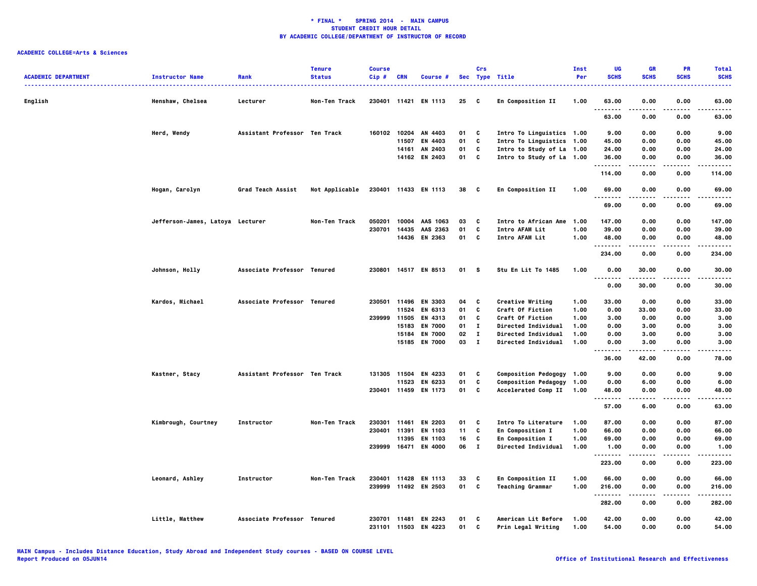**\* FINAL \* SPRING 2014 - MAIN CAMPUS**
**STUDENT CREDIT HOUR DETAIL**
**BY ACADEMIC COLLEGE/DEPARTMENT OF INSTRUCTOR OF RECORD**

**ACADEMIC COLLEGE=Arts & Sciences**

| ACADEMIC DEPARTMENT | Instructor Name | Rank | Tenure Status | Course Cip # | CRN | Course # | Sec | Crs Type | Title | Inst Per | UG SCHS | GR SCHS | PR SCHS | Total SCHS |
|---|---|---|---|---|---|---|---|---|---|---|---|---|---|---|
| English | Henshaw, Chelsea | Lecturer | Non-Ten Track | 230401 | 11421 | EN 1113 | 25 | C | En Composition II | 1.00 | 63.00 | 0.00 | 0.00 | 63.00 |
| | | | | | | | | | | | 63.00 | 0.00 | 0.00 | 63.00 |
| | Herd, Wendy | Assistant Professor | Ten Track | 160102 | 10204 | AN 4403 | 01 | C | Intro To Linguistics | 1.00 | 9.00 | 0.00 | 0.00 | 9.00 |
| | | | | | 11507 | EN 4403 | 01 | C | Intro To Linguistics | 1.00 | 45.00 | 0.00 | 0.00 | 45.00 |
| | | | | | 14161 | AN 2403 | 01 | C | Intro to Study of La | 1.00 | 24.00 | 0.00 | 0.00 | 24.00 |
| | | | | | 14162 | EN 2403 | 01 | C | Intro to Study of La | 1.00 | 36.00 | 0.00 | 0.00 | 36.00 |
| | | | | | | | | | | | 114.00 | 0.00 | 0.00 | 114.00 |
| | Hogan, Carolyn | Grad Teach Assist | Not Applicable | 230401 | 11433 | EN 1113 | 38 | C | En Composition II | 1.00 | 69.00 | 0.00 | 0.00 | 69.00 |
| | | | | | | | | | | | 69.00 | 0.00 | 0.00 | 69.00 |
| | Jefferson-James, Latoya | Lecturer | Non-Ten Track | 050201 | 10004 | AAS 1063 | 03 | C | Intro to African Ame | 1.00 | 147.00 | 0.00 | 0.00 | 147.00 |
| | | | | 230701 | 14435 | AAS 2363 | 01 | C | Intro AFAM Lit | 1.00 | 39.00 | 0.00 | 0.00 | 39.00 |
| | | | | | 14436 | EN 2363 | 01 | C | Intro AFAM Lit | 1.00 | 48.00 | 0.00 | 0.00 | 48.00 |
| | | | | | | | | | | | 234.00 | 0.00 | 0.00 | 234.00 |
| | Johnson, Holly | Associate Professor | Tenured | 230801 | 14517 | EN 8513 | 01 | S | Stu En Lit To 1485 | 1.00 | 0.00 | 30.00 | 0.00 | 30.00 |
| | | | | | | | | | | | 0.00 | 30.00 | 0.00 | 30.00 |
| | Kardos, Michael | Associate Professor | Tenured | 230501 | 11496 | EN 3303 | 04 | C | Creative Writing | 1.00 | 33.00 | 0.00 | 0.00 | 33.00 |
| | | | | | 11524 | EN 6313 | 01 | C | Craft Of Fiction | 1.00 | 0.00 | 33.00 | 0.00 | 33.00 |
| | | | | 239999 | 11505 | EN 4313 | 01 | C | Craft Of Fiction | 1.00 | 3.00 | 0.00 | 0.00 | 3.00 |
| | | | | | 15183 | EN 7000 | 01 | I | Directed Individual | 1.00 | 0.00 | 3.00 | 0.00 | 3.00 |
| | | | | | 15184 | EN 7000 | 02 | I | Directed Individual | 1.00 | 0.00 | 3.00 | 0.00 | 3.00 |
| | | | | | 15185 | EN 7000 | 03 | I | Directed Individual | 1.00 | 0.00 | 3.00 | 0.00 | 3.00 |
| | | | | | | | | | | | 36.00 | 42.00 | 0.00 | 78.00 |
| | Kastner, Stacy | Assistant Professor | Ten Track | 131305 | 11504 | EN 4233 | 01 | C | Composition Pedogogy | 1.00 | 9.00 | 0.00 | 0.00 | 9.00 |
| | | | | | 11523 | EN 6233 | 01 | C | Composition Pedagogy | 1.00 | 0.00 | 6.00 | 0.00 | 6.00 |
| | | | | 230401 | 11459 | EN 1173 | 01 | C | Accelerated Comp II | 1.00 | 48.00 | 0.00 | 0.00 | 48.00 |
| | | | | | | | | | | | 57.00 | 6.00 | 0.00 | 63.00 |
| | Kimbrough, Courtney | Instructor | Non-Ten Track | 230301 | 11461 | EN 2203 | 01 | C | Intro To Literature | 1.00 | 87.00 | 0.00 | 0.00 | 87.00 |
| | | | | 230401 | 11391 | EN 1103 | 11 | C | En Composition I | 1.00 | 66.00 | 0.00 | 0.00 | 66.00 |
| | | | | | 11395 | EN 1103 | 16 | C | En Composition I | 1.00 | 69.00 | 0.00 | 0.00 | 69.00 |
| | | | | 239999 | 16471 | EN 4000 | 06 | I | Directed Individual | 1.00 | 1.00 | 0.00 | 0.00 | 1.00 |
| | | | | | | | | | | | 223.00 | 0.00 | 0.00 | 223.00 |
| | Leonard, Ashley | Instructor | Non-Ten Track | 230401 | 11428 | EN 1113 | 33 | C | En Composition II | 1.00 | 66.00 | 0.00 | 0.00 | 66.00 |
| | | | | 239999 | 11492 | EN 2503 | 01 | C | Teaching Grammar | 1.00 | 216.00 | 0.00 | 0.00 | 216.00 |
| | | | | | | | | | | | 282.00 | 0.00 | 0.00 | 282.00 |
| | Little, Matthew | Associate Professor | Tenured | 230701 | 11481 | EN 2243 | 01 | C | American Lit Before | 1.00 | 42.00 | 0.00 | 0.00 | 42.00 |
| | | | | 231101 | 11503 | EN 4223 | 01 | C | Prin Legal Writing | 1.00 | 54.00 | 0.00 | 0.00 | 54.00 |

MAIN Campus - Includes Distance Education, Study Abroad and Independent Study courses - BASED ON COURSE LEVEL
Report Produced on 05JUN14

Office of Institutional Research and Effectiveness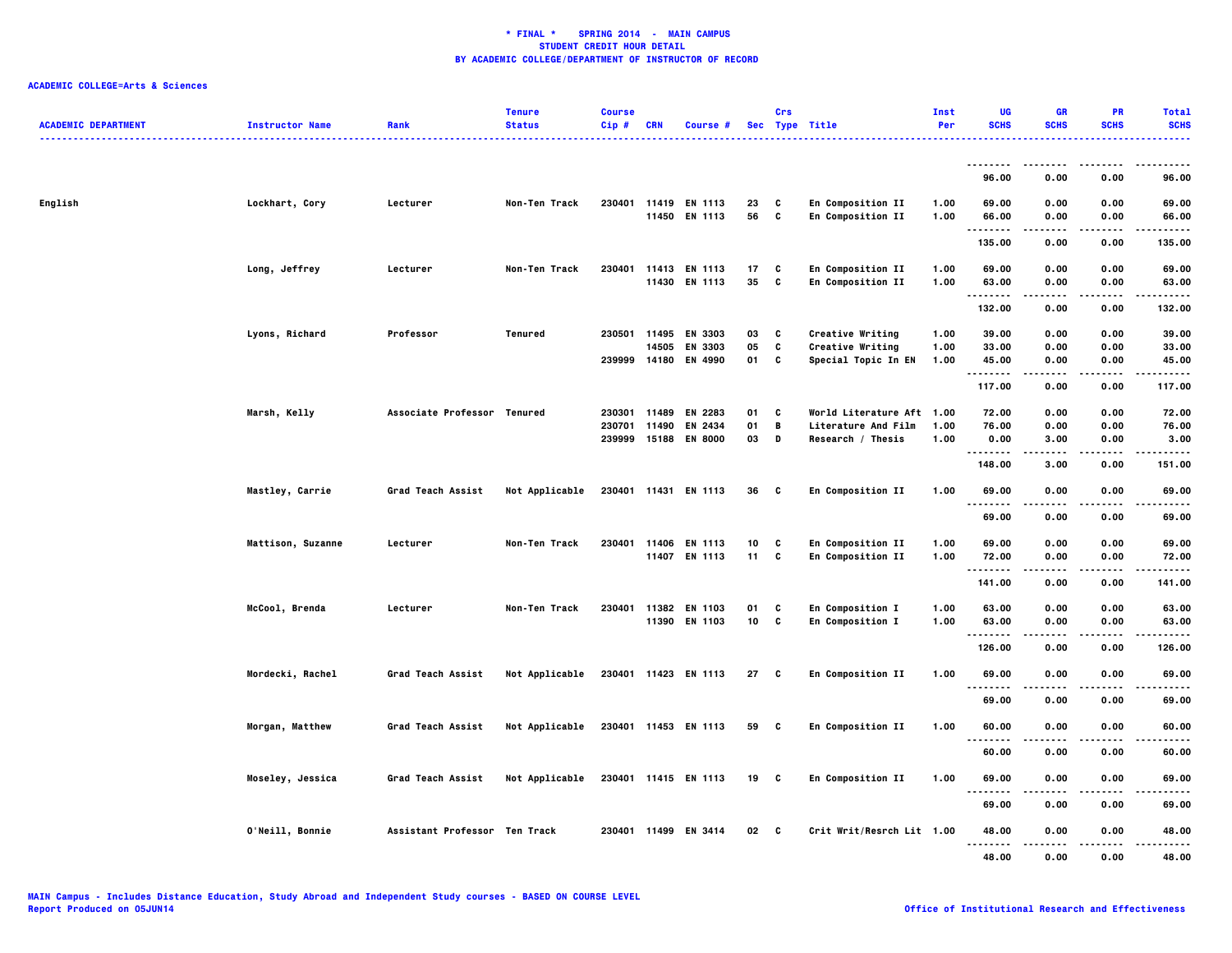**\* FINAL \*    SPRING 2014  -  MAIN CAMPUS**
**STUDENT CREDIT HOUR DETAIL**
**BY ACADEMIC COLLEGE/DEPARTMENT OF INSTRUCTOR OF RECORD**

**ACADEMIC COLLEGE=Arts & Sciences**

| ACADEMIC DEPARTMENT | Instructor Name | Rank | Tenure Status | Course Cip # | CRN | Course # | Sec | Crs Type | Title | Inst Per | UG SCHS | GR SCHS | PR SCHS | Total SCHS |
|---|---|---|---|---|---|---|---|---|---|---|---|---|---|---|
| | | | | | | | | | | | 96.00 | 0.00 | 0.00 | 96.00 |
| English | Lockhart, Cory | Lecturer | Non-Ten Track | 230401 | 11419 | EN 1113 | 23 | C | En Composition II | 1.00 | 69.00 | 0.00 | 0.00 | 69.00 |
| | | | | | 11450 | EN 1113 | 56 | C | En Composition II | 1.00 | 66.00 | 0.00 | 0.00 | 66.00 |
| | | | | | | | | | | | 135.00 | 0.00 | 0.00 | 135.00 |
| | Long, Jeffrey | Lecturer | Non-Ten Track | 230401 | 11413 | EN 1113 | 17 | C | En Composition II | 1.00 | 69.00 | 0.00 | 0.00 | 69.00 |
| | | | | | 11430 | EN 1113 | 35 | C | En Composition II | 1.00 | 63.00 | 0.00 | 0.00 | 63.00 |
| | | | | | | | | | | | 132.00 | 0.00 | 0.00 | 132.00 |
| | Lyons, Richard | Professor | Tenured | 230501 | 11495 | EN 3303 | 03 | C | Creative Writing | 1.00 | 39.00 | 0.00 | 0.00 | 39.00 |
| | | | | | 14505 | EN 3303 | 05 | C | Creative Writing | 1.00 | 33.00 | 0.00 | 0.00 | 33.00 |
| | | | | 239999 | 14180 | EN 4990 | 01 | C | Special Topic In EN | 1.00 | 45.00 | 0.00 | 0.00 | 45.00 |
| | | | | | | | | | | | 117.00 | 0.00 | 0.00 | 117.00 |
| | Marsh, Kelly | Associate Professor | Tenured | 230301 | 11489 | EN 2283 | 01 | C | World Literature Aft | 1.00 | 72.00 | 0.00 | 0.00 | 72.00 |
| | | | | 230701 | 11490 | EN 2434 | 01 | B | Literature And Film | 1.00 | 76.00 | 0.00 | 0.00 | 76.00 |
| | | | | 239999 | 15188 | EN 8000 | 03 | D | Research / Thesis | 1.00 | 0.00 | 3.00 | 0.00 | 3.00 |
| | | | | | | | | | | | 148.00 | 3.00 | 0.00 | 151.00 |
| | Mastley, Carrie | Grad Teach Assist | Not Applicable | 230401 | 11431 | EN 1113 | 36 | C | En Composition II | 1.00 | 69.00 | 0.00 | 0.00 | 69.00 |
| | | | | | | | | | | | 69.00 | 0.00 | 0.00 | 69.00 |
| | Mattison, Suzanne | Lecturer | Non-Ten Track | 230401 | 11406 | EN 1113 | 10 | C | En Composition II | 1.00 | 69.00 | 0.00 | 0.00 | 69.00 |
| | | | | | 11407 | EN 1113 | 11 | C | En Composition II | 1.00 | 72.00 | 0.00 | 0.00 | 72.00 |
| | | | | | | | | | | | 141.00 | 0.00 | 0.00 | 141.00 |
| | McCool, Brenda | Lecturer | Non-Ten Track | 230401 | 11382 | EN 1103 | 01 | C | En Composition I | 1.00 | 63.00 | 0.00 | 0.00 | 63.00 |
| | | | | | 11390 | EN 1103 | 10 | C | En Composition I | 1.00 | 63.00 | 0.00 | 0.00 | 63.00 |
| | | | | | | | | | | | 126.00 | 0.00 | 0.00 | 126.00 |
| | Mordecki, Rachel | Grad Teach Assist | Not Applicable | 230401 | 11423 | EN 1113 | 27 | C | En Composition II | 1.00 | 69.00 | 0.00 | 0.00 | 69.00 |
| | | | | | | | | | | | 69.00 | 0.00 | 0.00 | 69.00 |
| | Morgan, Matthew | Grad Teach Assist | Not Applicable | 230401 | 11453 | EN 1113 | 59 | C | En Composition II | 1.00 | 60.00 | 0.00 | 0.00 | 60.00 |
| | | | | | | | | | | | 60.00 | 0.00 | 0.00 | 60.00 |
| | Moseley, Jessica | Grad Teach Assist | Not Applicable | 230401 | 11415 | EN 1113 | 19 | C | En Composition II | 1.00 | 69.00 | 0.00 | 0.00 | 69.00 |
| | | | | | | | | | | | 69.00 | 0.00 | 0.00 | 69.00 |
| | O'Neill, Bonnie | Assistant Professor | Ten Track | 230401 | 11499 | EN 3414 | 02 | C | Crit Writ/Resrch Lit | 1.00 | 48.00 | 0.00 | 0.00 | 48.00 |
| | | | | | | | | | | | 48.00 | 0.00 | 0.00 | 48.00 |

MAIN Campus - Includes Distance Education, Study Abroad and Independent Study courses - BASED ON COURSE LEVEL
Report Produced on 05JUN14

Office of Institutional Research and Effectiveness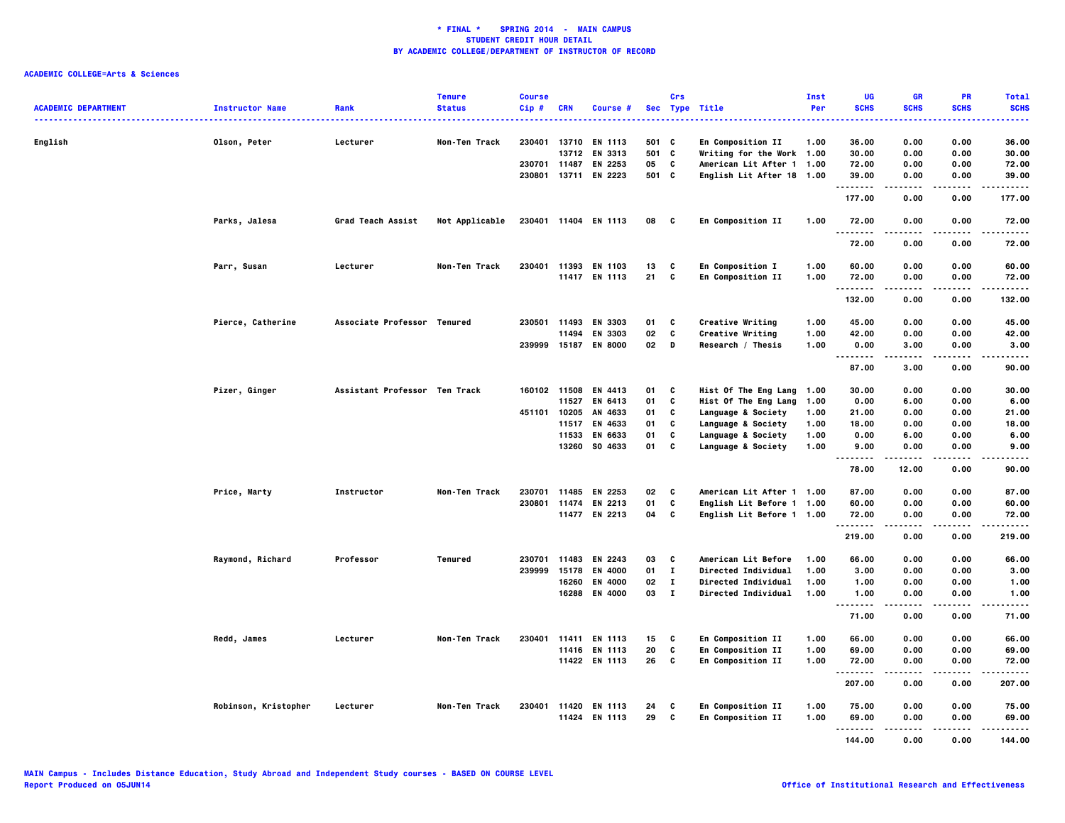**\* FINAL \* SPRING 2014 - MAIN CAMPUS**
**STUDENT CREDIT HOUR DETAIL**
**BY ACADEMIC COLLEGE/DEPARTMENT OF INSTRUCTOR OF RECORD**

**ACADEMIC COLLEGE=Arts & Sciences**

| ACADEMIC DEPARTMENT | Instructor Name | Rank | Tenure Status | Course Cip # | CRN | Course # | Sec | Crs Type | Title | Inst Per | UG SCHS | GR SCHS | PR SCHS | Total SCHS |
|---|---|---|---|---|---|---|---|---|---|---|---|---|---|---|
| English | Olson, Peter | Lecturer | Non-Ten Track | 230401 | 13710 | EN 1113 | 501 | C | En Composition II | 1.00 | 36.00 | 0.00 | 0.00 | 36.00 |
| | | | | | 13712 | EN 3313 | 501 | C | Writing for the Work | 1.00 | 30.00 | 0.00 | 0.00 | 30.00 |
| | | | | 230701 | 11487 | EN 2253 | 05 | C | American Lit After 1 | 1.00 | 72.00 | 0.00 | 0.00 | 72.00 |
| | | | | 230801 | 13711 | EN 2223 | 501 | C | English Lit After 18 | 1.00 | 39.00 | 0.00 | 0.00 | 39.00 |
| | | | | | | | | | | | 177.00 | 0.00 | 0.00 | 177.00 |
| | Parks, Jalesa | Grad Teach Assist | Not Applicable | 230401 | 11404 | EN 1113 | 08 | C | En Composition II | 1.00 | 72.00 | 0.00 | 0.00 | 72.00 |
| | | | | | | | | | | | 72.00 | 0.00 | 0.00 | 72.00 |
| | Parr, Susan | Lecturer | Non-Ten Track | 230401 | 11393 | EN 1103 | 13 | C | En Composition I | 1.00 | 60.00 | 0.00 | 0.00 | 60.00 |
| | | | | | 11417 | EN 1113 | 21 | C | En Composition II | 1.00 | 72.00 | 0.00 | 0.00 | 72.00 |
| | | | | | | | | | | | 132.00 | 0.00 | 0.00 | 132.00 |
| | Pierce, Catherine | Associate Professor | Tenured | 230501 | 11493 | EN 3303 | 01 | C | Creative Writing | 1.00 | 45.00 | 0.00 | 0.00 | 45.00 |
| | | | | | 11494 | EN 3303 | 02 | C | Creative Writing | 1.00 | 42.00 | 0.00 | 0.00 | 42.00 |
| | | | | 239999 | 15187 | EN 8000 | 02 | D | Research / Thesis | 1.00 | 0.00 | 3.00 | 0.00 | 3.00 |
| | | | | | | | | | | | 87.00 | 3.00 | 0.00 | 90.00 |
| | Pizer, Ginger | Assistant Professor | Ten Track | 160102 | 11508 | EN 4413 | 01 | C | Hist Of The Eng Lang | 1.00 | 30.00 | 0.00 | 0.00 | 30.00 |
| | | | | | 11527 | EN 6413 | 01 | C | Hist Of The Eng Lang | 1.00 | 0.00 | 6.00 | 0.00 | 6.00 |
| | | | | 451101 | 10205 | AN 4633 | 01 | C | Language & Society | 1.00 | 21.00 | 0.00 | 0.00 | 21.00 |
| | | | | | 11517 | EN 4633 | 01 | C | Language & Society | 1.00 | 18.00 | 0.00 | 0.00 | 18.00 |
| | | | | | 11533 | EN 6633 | 01 | C | Language & Society | 1.00 | 0.00 | 6.00 | 0.00 | 6.00 |
| | | | | | 13260 | SO 4633 | 01 | C | Language & Society | 1.00 | 9.00 | 0.00 | 0.00 | 9.00 |
| | | | | | | | | | | | 78.00 | 12.00 | 0.00 | 90.00 |
| | Price, Marty | Instructor | Non-Ten Track | 230701 | 11485 | EN 2253 | 02 | C | American Lit After 1 | 1.00 | 87.00 | 0.00 | 0.00 | 87.00 |
| | | | | 230801 | 11474 | EN 2213 | 01 | C | English Lit Before 1 | 1.00 | 60.00 | 0.00 | 0.00 | 60.00 |
| | | | | | 11477 | EN 2213 | 04 | C | English Lit Before 1 | 1.00 | 72.00 | 0.00 | 0.00 | 72.00 |
| | | | | | | | | | | | 219.00 | 0.00 | 0.00 | 219.00 |
| | Raymond, Richard | Professor | Tenured | 230701 | 11483 | EN 2243 | 03 | C | American Lit Before | 1.00 | 66.00 | 0.00 | 0.00 | 66.00 |
| | | | | 239999 | 15178 | EN 4000 | 01 | I | Directed Individual | 1.00 | 3.00 | 0.00 | 0.00 | 3.00 |
| | | | | | 16260 | EN 4000 | 02 | I | Directed Individual | 1.00 | 1.00 | 0.00 | 0.00 | 1.00 |
| | | | | | 16288 | EN 4000 | 03 | I | Directed Individual | 1.00 | 1.00 | 0.00 | 0.00 | 1.00 |
| | | | | | | | | | | | 71.00 | 0.00 | 0.00 | 71.00 |
| | Redd, James | Lecturer | Non-Ten Track | 230401 | 11411 | EN 1113 | 15 | C | En Composition II | 1.00 | 66.00 | 0.00 | 0.00 | 66.00 |
| | | | | | 11416 | EN 1113 | 20 | C | En Composition II | 1.00 | 69.00 | 0.00 | 0.00 | 69.00 |
| | | | | | 11422 | EN 1113 | 26 | C | En Composition II | 1.00 | 72.00 | 0.00 | 0.00 | 72.00 |
| | | | | | | | | | | | 207.00 | 0.00 | 0.00 | 207.00 |
| | Robinson, Kristopher | Lecturer | Non-Ten Track | 230401 | 11420 | EN 1113 | 24 | C | En Composition II | 1.00 | 75.00 | 0.00 | 0.00 | 75.00 |
| | | | | | 11424 | EN 1113 | 29 | C | En Composition II | 1.00 | 69.00 | 0.00 | 0.00 | 69.00 |
| | | | | | | | | | | | 144.00 | 0.00 | 0.00 | 144.00 |

MAIN Campus - Includes Distance Education, Study Abroad and Independent Study courses - BASED ON COURSE LEVEL
Report Produced on 05JUN14

Office of Institutional Research and Effectiveness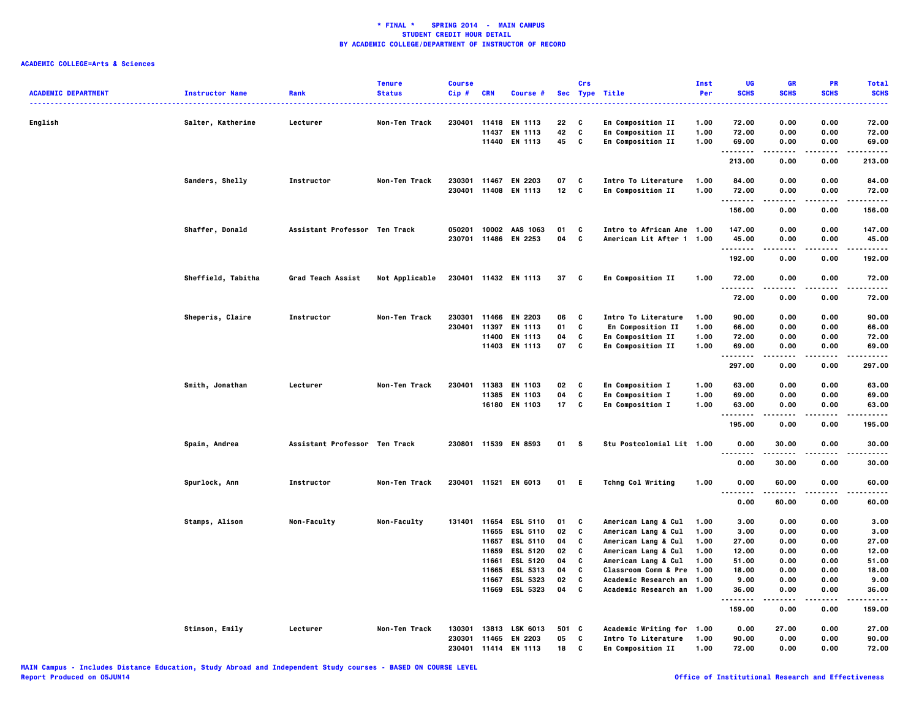**\* FINAL \*    SPRING 2014  -  MAIN CAMPUS**
**STUDENT CREDIT HOUR DETAIL**
**BY ACADEMIC COLLEGE/DEPARTMENT OF INSTRUCTOR OF RECORD**

**ACADEMIC COLLEGE=Arts & Sciences**

| ACADEMIC DEPARTMENT | Instructor Name | Rank | Tenure Status | Course Cip # | CRN | Course # | Sec | Crs Type | Title | Inst Per | UG SCHS | GR SCHS | PR SCHS | Total SCHS |
|---|---|---|---|---|---|---|---|---|---|---|---|---|---|---|
| English | Salter, Katherine | Lecturer | Non-Ten Track | 230401 | 11418 | EN 1113 | 22 | C | En Composition II | 1.00 | 72.00 | 0.00 | 0.00 | 72.00 |
| | | | | | 11437 | EN 1113 | 42 | C | En Composition II | 1.00 | 72.00 | 0.00 | 0.00 | 72.00 |
| | | | | | 11440 | EN 1113 | 45 | C | En Composition II | 1.00 | 69.00 | 0.00 | 0.00 | 69.00 |
| | | | | | | | | | | | 213.00 | 0.00 | 0.00 | 213.00 |
| | Sanders, Shelly | Instructor | Non-Ten Track | 230301 | 11467 | EN 2203 | 07 | C | Intro To Literature | 1.00 | 84.00 | 0.00 | 0.00 | 84.00 |
| | | | | 230401 | 11408 | EN 1113 | 12 | C | En Composition II | 1.00 | 72.00 | 0.00 | 0.00 | 72.00 |
| | | | | | | | | | | | 156.00 | 0.00 | 0.00 | 156.00 |
| | Shaffer, Donald | Assistant Professor | Ten Track | 050201 | 10002 | AAS 1063 | 01 | C | Intro to African Ame | 1.00 | 147.00 | 0.00 | 0.00 | 147.00 |
| | | | | 230701 | 11486 | EN 2253 | 04 | C | American Lit After 1 | 1.00 | 45.00 | 0.00 | 0.00 | 45.00 |
| | | | | | | | | | | | 192.00 | 0.00 | 0.00 | 192.00 |
| | Sheffield, Tabitha | Grad Teach Assist | Not Applicable | 230401 | 11432 | EN 1113 | 37 | C | En Composition II | 1.00 | 72.00 | 0.00 | 0.00 | 72.00 |
| | | | | | | | | | | | 72.00 | 0.00 | 0.00 | 72.00 |
| | Sheperis, Claire | Instructor | Non-Ten Track | 230301 | 11466 | EN 2203 | 06 | C | Intro To Literature | 1.00 | 90.00 | 0.00 | 0.00 | 90.00 |
| | | | | 230401 | 11397 | EN 1113 | 01 | C | En Composition II | 1.00 | 66.00 | 0.00 | 0.00 | 66.00 |
| | | | | | 11400 | EN 1113 | 04 | C | En Composition II | 1.00 | 72.00 | 0.00 | 0.00 | 72.00 |
| | | | | | 11403 | EN 1113 | 07 | C | En Composition II | 1.00 | 69.00 | 0.00 | 0.00 | 69.00 |
| | | | | | | | | | | | 297.00 | 0.00 | 0.00 | 297.00 |
| | Smith, Jonathan | Lecturer | Non-Ten Track | 230401 | 11383 | EN 1103 | 02 | C | En Composition I | 1.00 | 63.00 | 0.00 | 0.00 | 63.00 |
| | | | | | 11385 | EN 1103 | 04 | C | En Composition I | 1.00 | 69.00 | 0.00 | 0.00 | 69.00 |
| | | | | | 16180 | EN 1103 | 17 | C | En Composition I | 1.00 | 63.00 | 0.00 | 0.00 | 63.00 |
| | | | | | | | | | | | 195.00 | 0.00 | 0.00 | 195.00 |
| | Spain, Andrea | Assistant Professor | Ten Track | 230801 | 11539 | EN 8593 | 01 | S | Stu Postcolonial Lit | 1.00 | 0.00 | 30.00 | 0.00 | 30.00 |
| | | | | | | | | | | | 0.00 | 30.00 | 0.00 | 30.00 |
| | Spurlock, Ann | Instructor | Non-Ten Track | 230401 | 11521 | EN 6013 | 01 | E | Tchng Col Writing | 1.00 | 0.00 | 60.00 | 0.00 | 60.00 |
| | | | | | | | | | | | 0.00 | 60.00 | 0.00 | 60.00 |
| | Stamps, Alison | Non-Faculty | Non-Faculty | 131401 | 11654 | ESL 5110 | 01 | C | American Lang & Cul | 1.00 | 3.00 | 0.00 | 0.00 | 3.00 |
| | | | | | 11655 | ESL 5110 | 02 | C | American Lang & Cul | 1.00 | 3.00 | 0.00 | 0.00 | 3.00 |
| | | | | | 11657 | ESL 5110 | 04 | C | American Lang & Cul | 1.00 | 27.00 | 0.00 | 0.00 | 27.00 |
| | | | | | 11659 | ESL 5120 | 02 | C | American Lang & Cul | 1.00 | 12.00 | 0.00 | 0.00 | 12.00 |
| | | | | | 11661 | ESL 5120 | 04 | C | American Lang & Cul | 1.00 | 51.00 | 0.00 | 0.00 | 51.00 |
| | | | | | 11665 | ESL 5313 | 04 | C | Classroom Comm & Pre | 1.00 | 18.00 | 0.00 | 0.00 | 18.00 |
| | | | | | 11667 | ESL 5323 | 02 | C | Academic Research an | 1.00 | 9.00 | 0.00 | 0.00 | 9.00 |
| | | | | | 11669 | ESL 5323 | 04 | C | Academic Research an | 1.00 | 36.00 | 0.00 | 0.00 | 36.00 |
| | | | | | | | | | | | 159.00 | 0.00 | 0.00 | 159.00 |
| | Stinson, Emily | Lecturer | Non-Ten Track | 130301 | 13813 | LSK 6013 | 501 | C | Academic Writing for | 1.00 | 0.00 | 27.00 | 0.00 | 27.00 |
| | | | | 230301 | 11465 | EN 2203 | 05 | C | Intro To Literature | 1.00 | 90.00 | 0.00 | 0.00 | 90.00 |
| | | | | 230401 | 11414 | EN 1113 | 18 | C | En Composition II | 1.00 | 72.00 | 0.00 | 0.00 | 72.00 |

MAIN Campus - Includes Distance Education, Study Abroad and Independent Study courses - BASED ON COURSE LEVEL
Report Produced on 05JUN14

Office of Institutional Research and Effectiveness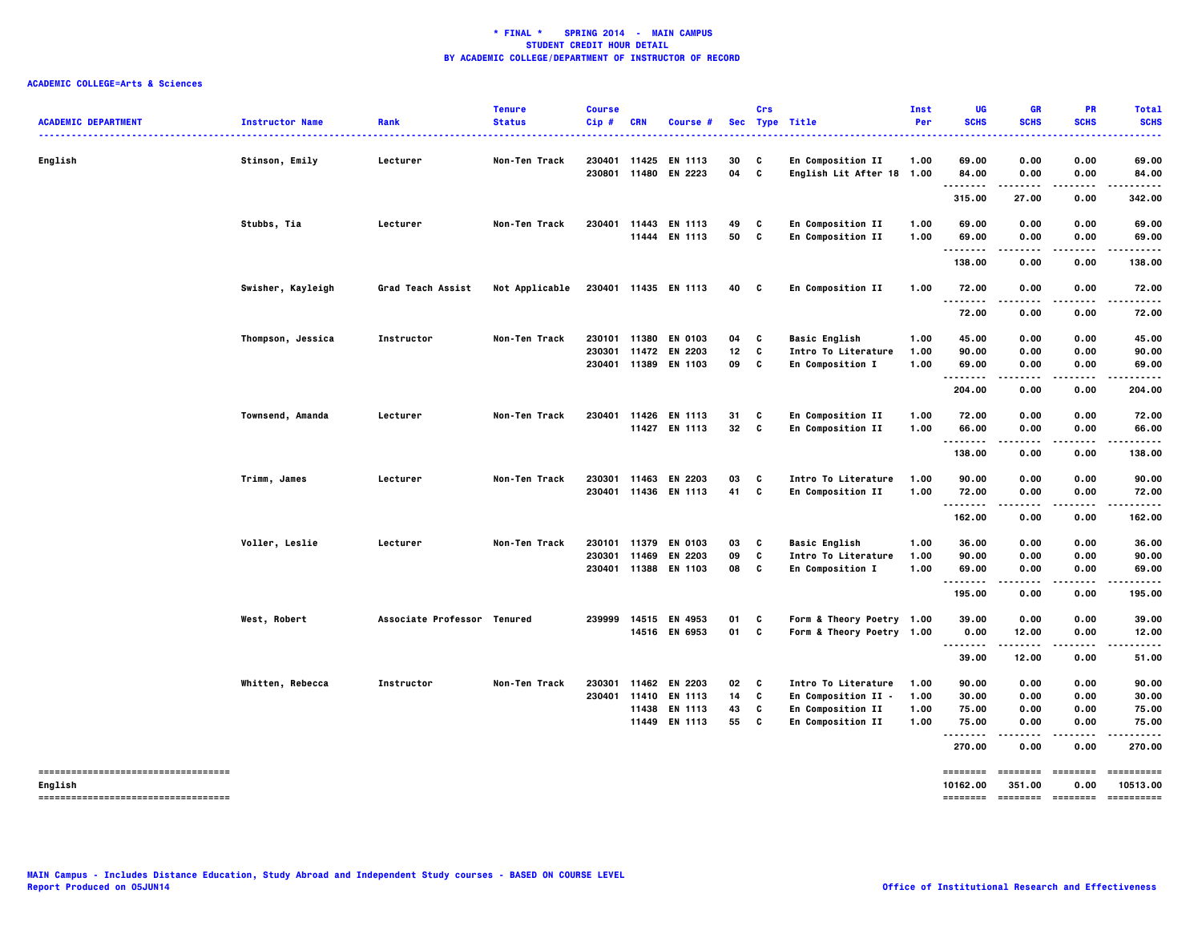**\* FINAL \* SPRING 2014 - MAIN CAMPUS**
**STUDENT CREDIT HOUR DETAIL**
**BY ACADEMIC COLLEGE/DEPARTMENT OF INSTRUCTOR OF RECORD**

**ACADEMIC COLLEGE=Arts & Sciences**

| ACADEMIC DEPARTMENT | Instructor Name | Rank | Tenure Status | Course Cip # | CRN | Course # | Sec | Crs Type | Title | Inst Per | UG SCHS | GR SCHS | PR SCHS | Total SCHS |
|---|---|---|---|---|---|---|---|---|---|---|---|---|---|---|
| English | Stinson, Emily | Lecturer | Non-Ten Track | 230401 | 11425 | EN 1113 | 30 | C | En Composition II | 1.00 | 69.00 | 0.00 | 0.00 | 69.00 |
| | | | | 230801 | 11480 | EN 2223 | 04 | C | English Lit After 18 | 1.00 | 84.00 | 0.00 | 0.00 | 84.00 |
| | | | | | | | | | | | 315.00 | 27.00 | 0.00 | 342.00 |
| | Stubbs, Tia | Lecturer | Non-Ten Track | 230401 | 11443 | EN 1113 | 49 | C | En Composition II | 1.00 | 69.00 | 0.00 | 0.00 | 69.00 |
| | | | | | 11444 | EN 1113 | 50 | C | En Composition II | 1.00 | 69.00 | 0.00 | 0.00 | 69.00 |
| | | | | | | | | | | | 138.00 | 0.00 | 0.00 | 138.00 |
| | Swisher, Kayleigh | Grad Teach Assist | Not Applicable | 230401 | 11435 | EN 1113 | 40 | C | En Composition II | 1.00 | 72.00 | 0.00 | 0.00 | 72.00 |
| | | | | | | | | | | | 72.00 | 0.00 | 0.00 | 72.00 |
| | Thompson, Jessica | Instructor | Non-Ten Track | 230101 | 11380 | EN 0103 | 04 | C | Basic English | 1.00 | 45.00 | 0.00 | 0.00 | 45.00 |
| | | | | 230301 | 11472 | EN 2203 | 12 | C | Intro To Literature | 1.00 | 90.00 | 0.00 | 0.00 | 90.00 |
| | | | | 230401 | 11389 | EN 1103 | 09 | C | En Composition I | 1.00 | 69.00 | 0.00 | 0.00 | 69.00 |
| | | | | | | | | | | | 204.00 | 0.00 | 0.00 | 204.00 |
| | Townsend, Amanda | Lecturer | Non-Ten Track | 230401 | 11426 | EN 1113 | 31 | C | En Composition II | 1.00 | 72.00 | 0.00 | 0.00 | 72.00 |
| | | | | | 11427 | EN 1113 | 32 | C | En Composition II | 1.00 | 66.00 | 0.00 | 0.00 | 66.00 |
| | | | | | | | | | | | 138.00 | 0.00 | 0.00 | 138.00 |
| | Trimm, James | Lecturer | Non-Ten Track | 230301 | 11463 | EN 2203 | 03 | C | Intro To Literature | 1.00 | 90.00 | 0.00 | 0.00 | 90.00 |
| | | | | 230401 | 11436 | EN 1113 | 41 | C | En Composition II | 1.00 | 72.00 | 0.00 | 0.00 | 72.00 |
| | | | | | | | | | | | 162.00 | 0.00 | 0.00 | 162.00 |
| | Voller, Leslie | Lecturer | Non-Ten Track | 230101 | 11379 | EN 0103 | 03 | C | Basic English | 1.00 | 36.00 | 0.00 | 0.00 | 36.00 |
| | | | | 230301 | 11469 | EN 2203 | 09 | C | Intro To Literature | 1.00 | 90.00 | 0.00 | 0.00 | 90.00 |
| | | | | 230401 | 11388 | EN 1103 | 08 | C | En Composition I | 1.00 | 69.00 | 0.00 | 0.00 | 69.00 |
| | | | | | | | | | | | 195.00 | 0.00 | 0.00 | 195.00 |
| | West, Robert | Associate Professor | Tenured | 239999 | 14515 | EN 4953 | 01 | C | Form & Theory Poetry | 1.00 | 39.00 | 0.00 | 0.00 | 39.00 |
| | | | | | 14516 | EN 6953 | 01 | C | Form & Theory Poetry | 1.00 | 0.00 | 12.00 | 0.00 | 12.00 |
| | | | | | | | | | | | 39.00 | 12.00 | 0.00 | 51.00 |
| | Whitten, Rebecca | Instructor | Non-Ten Track | 230301 | 11462 | EN 2203 | 02 | C | Intro To Literature | 1.00 | 90.00 | 0.00 | 0.00 | 90.00 |
| | | | | 230401 | 11410 | EN 1113 | 14 | C | En Composition II - | 1.00 | 30.00 | 0.00 | 0.00 | 30.00 |
| | | | | | 11438 | EN 1113 | 43 | C | En Composition II | 1.00 | 75.00 | 0.00 | 0.00 | 75.00 |
| | | | | | 11449 | EN 1113 | 55 | C | En Composition II | 1.00 | 75.00 | 0.00 | 0.00 | 75.00 |
| | | | | | | | | | | | 270.00 | 0.00 | 0.00 | 270.00 |
| English | | | | | | | | | | | 10162.00 | 351.00 | 0.00 | 10513.00 |

MAIN Campus - Includes Distance Education, Study Abroad and Independent Study courses - BASED ON COURSE LEVEL
Report Produced on 05JUN14

Office of Institutional Research and Effectiveness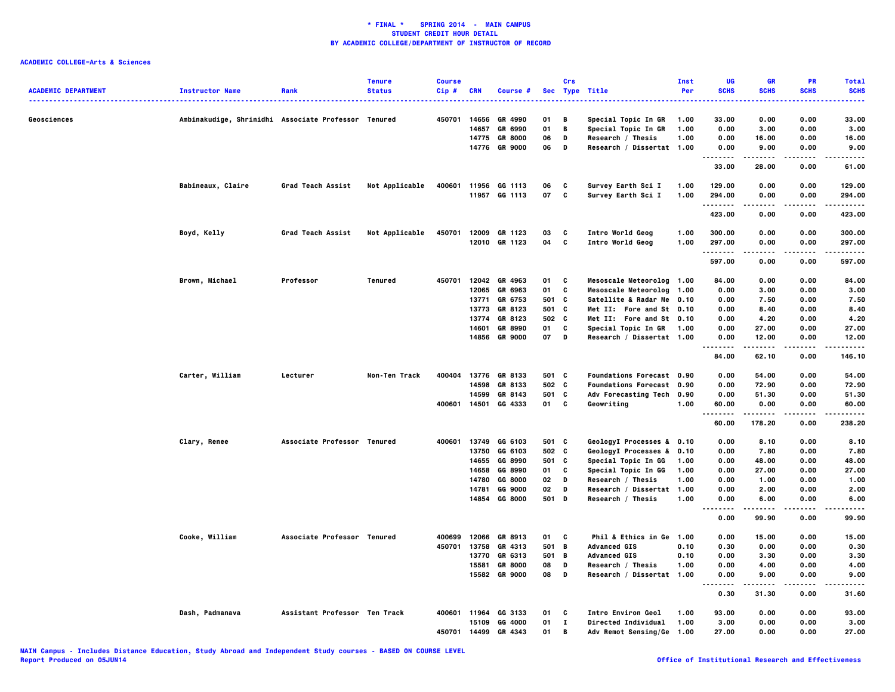**\* FINAL \* SPRING 2014 - MAIN CAMPUS**
**STUDENT CREDIT HOUR DETAIL**
**BY ACADEMIC COLLEGE/DEPARTMENT OF INSTRUCTOR OF RECORD**

**ACADEMIC COLLEGE=Arts & Sciences**

| ACADEMIC DEPARTMENT | Instructor Name | Rank | Tenure Status | Course Cip # | CRN | Course # | Sec | Crs Type | Title | Inst Per | UG SCHS | GR SCHS | PR SCHS | Total SCHS |
|---|---|---|---|---|---|---|---|---|---|---|---|---|---|---|
| Geosciences | Ambinakudige, Shrinidhi | Associate Professor | Tenured | 450701 | 14656 | GR 4990 | 01 | B | Special Topic In GR | 1.00 | 33.00 | 0.00 | 0.00 | 33.00 |
| | | | | | 14657 | GR 6990 | 01 | B | Special Topic In GR | 1.00 | 0.00 | 3.00 | 0.00 | 3.00 |
| | | | | | 14775 | GR 8000 | 06 | D | Research / Thesis | 1.00 | 0.00 | 16.00 | 0.00 | 16.00 |
| | | | | | 14776 | GR 9000 | 06 | D | Research / Dissertat | 1.00 | 0.00 | 9.00 | 0.00 | 9.00 |
| | | | | | | | | | | | 33.00 | 28.00 | 0.00 | 61.00 |
| | Babineaux, Claire | Grad Teach Assist | Not Applicable | 400601 | 11956 | GG 1113 | 06 | C | Survey Earth Sci I | 1.00 | 129.00 | 0.00 | 0.00 | 129.00 |
| | | | | | 11957 | GG 1113 | 07 | C | Survey Earth Sci I | 1.00 | 294.00 | 0.00 | 0.00 | 294.00 |
| | | | | | | | | | | | 423.00 | 0.00 | 0.00 | 423.00 |
| | Boyd, Kelly | Grad Teach Assist | Not Applicable | 450701 | 12009 | GR 1123 | 03 | C | Intro World Geog | 1.00 | 300.00 | 0.00 | 0.00 | 300.00 |
| | | | | | 12010 | GR 1123 | 04 | C | Intro World Geog | 1.00 | 297.00 | 0.00 | 0.00 | 297.00 |
| | | | | | | | | | | | 597.00 | 0.00 | 0.00 | 597.00 |
| | Brown, Michael | Professor | Tenured | 450701 | 12042 | GR 4963 | 01 | C | Mesoscale Meteorolog | 1.00 | 84.00 | 0.00 | 0.00 | 84.00 |
| | | | | | 12065 | GR 6963 | 01 | C | Mesoscale Meteorolog | 1.00 | 0.00 | 3.00 | 0.00 | 3.00 |
| | | | | | 13771 | GR 6753 | 501 | C | Satellite & Radar Me | 0.10 | 0.00 | 7.50 | 0.00 | 7.50 |
| | | | | | 13773 | GR 8123 | 501 | C | Met II: Fore and St | 0.10 | 0.00 | 8.40 | 0.00 | 8.40 |
| | | | | | 13774 | GR 8123 | 502 | C | Met II: Fore and St | 0.10 | 0.00 | 4.20 | 0.00 | 4.20 |
| | | | | | 14601 | GR 8990 | 01 | C | Special Topic In GR | 1.00 | 0.00 | 27.00 | 0.00 | 27.00 |
| | | | | | 14856 | GR 9000 | 07 | D | Research / Dissertat | 1.00 | 0.00 | 12.00 | 0.00 | 12.00 |
| | | | | | | | | | | | 84.00 | 62.10 | 0.00 | 146.10 |
| | Carter, William | Lecturer | Non-Ten Track | 400404 | 13776 | GR 8133 | 501 | C | Foundations Forecast | 0.90 | 0.00 | 54.00 | 0.00 | 54.00 |
| | | | | | 14598 | GR 8133 | 502 | C | Foundations Forecast | 0.90 | 0.00 | 72.90 | 0.00 | 72.90 |
| | | | | | 14599 | GR 8143 | 501 | C | Adv Forecasting Tech | 0.90 | 0.00 | 51.30 | 0.00 | 51.30 |
| | | | | 400601 | 14501 | GG 4333 | 01 | C | Geowriting | 1.00 | 60.00 | 0.00 | 0.00 | 60.00 |
| | | | | | | | | | | | 60.00 | 178.20 | 0.00 | 238.20 |
| | Clary, Renee | Associate Professor | Tenured | 400601 | 13749 | GG 6103 | 501 | C | GeologyI Processes & | 0.10 | 0.00 | 8.10 | 0.00 | 8.10 |
| | | | | | 13750 | GG 6103 | 502 | C | GeologyI Processes & | 0.10 | 0.00 | 7.80 | 0.00 | 7.80 |
| | | | | | 14655 | GG 8990 | 501 | C | Special Topic In GG | 1.00 | 0.00 | 48.00 | 0.00 | 48.00 |
| | | | | | 14658 | GG 8990 | 01 | C | Special Topic In GG | 1.00 | 0.00 | 27.00 | 0.00 | 27.00 |
| | | | | | 14780 | GG 8000 | 02 | D | Research / Thesis | 1.00 | 0.00 | 1.00 | 0.00 | 1.00 |
| | | | | | 14781 | GG 9000 | 02 | D | Research / Dissertat | 1.00 | 0.00 | 2.00 | 0.00 | 2.00 |
| | | | | | 14854 | GG 8000 | 501 | D | Research / Thesis | 1.00 | 0.00 | 6.00 | 0.00 | 6.00 |
| | | | | | | | | | | | 0.00 | 99.90 | 0.00 | 99.90 |
| | Cooke, William | Associate Professor | Tenured | 400699 | 12066 | GR 8913 | 01 | C | Phil & Ethics in Ge | 1.00 | 0.00 | 15.00 | 0.00 | 15.00 |
| | | | | 450701 | 13758 | GR 4313 | 501 | B | Advanced GIS | 0.10 | 0.30 | 0.00 | 0.00 | 0.30 |
| | | | | | 13770 | GR 6313 | 501 | B | Advanced GIS | 0.10 | 0.00 | 3.30 | 0.00 | 3.30 |
| | | | | | 15581 | GR 8000 | 08 | D | Research / Thesis | 1.00 | 0.00 | 4.00 | 0.00 | 4.00 |
| | | | | | 15582 | GR 9000 | 08 | D | Research / Dissertat | 1.00 | 0.00 | 9.00 | 0.00 | 9.00 |
| | | | | | | | | | | | 0.30 | 31.30 | 0.00 | 31.60 |
| | Dash, Padmanava | Assistant Professor | Ten Track | 400601 | 11964 | GG 3133 | 01 | C | Intro Environ Geol | 1.00 | 93.00 | 0.00 | 0.00 | 93.00 |
| | | | | | 15109 | GG 4000 | 01 | I | Directed Individual | 1.00 | 3.00 | 0.00 | 0.00 | 3.00 |
| | | | | 450701 | 14499 | GR 4343 | 01 | B | Adv Remot Sensing/Ge | 1.00 | 27.00 | 0.00 | 0.00 | 27.00 |

MAIN Campus - Includes Distance Education, Study Abroad and Independent Study courses - BASED ON COURSE LEVEL
Report Produced on 05JUN14

Office of Institutional Research and Effectiveness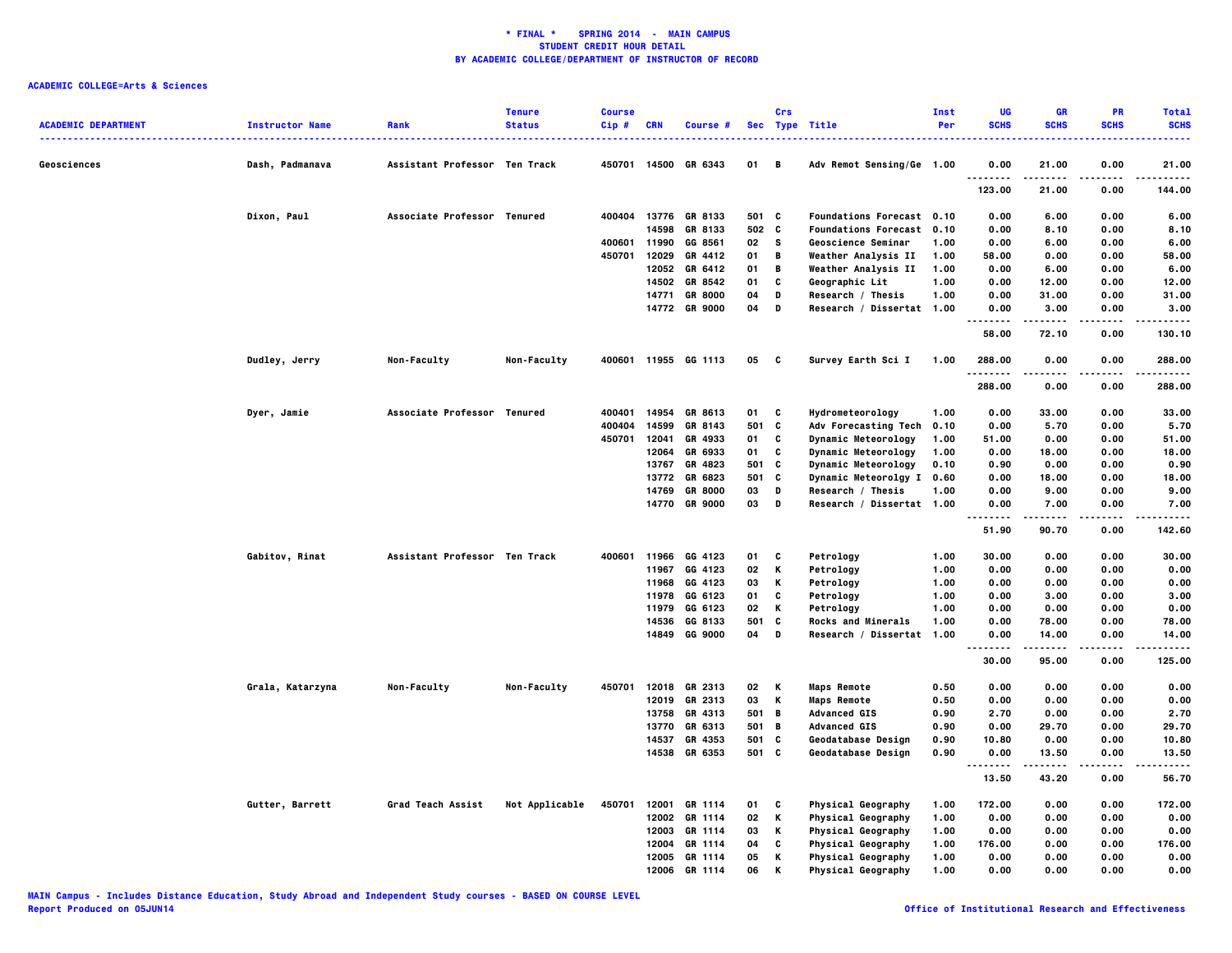**\* FINAL \* SPRING 2014 - MAIN CAMPUS**
**STUDENT CREDIT HOUR DETAIL**
**BY ACADEMIC COLLEGE/DEPARTMENT OF INSTRUCTOR OF RECORD**

**ACADEMIC COLLEGE=Arts & Sciences**

| ACADEMIC DEPARTMENT | Instructor Name | Rank | Tenure Status | Course Cip # | CRN | Course # | Sec | Crs Type | Title | Inst Per | UG SCHS | GR SCHS | PR SCHS | Total SCHS |
|---|---|---|---|---|---|---|---|---|---|---|---|---|---|---|
| Geosciences | Dash, Padmanava | Assistant Professor | Ten Track | 450701 | 14500 | GR 6343 | 01 | B | Adv Remot Sensing/Ge | 1.00 | 0.00 | 21.00 | 0.00 | 21.00 |
| | | | | | | | | | | | 123.00 | 21.00 | 0.00 | 144.00 |
| | Dixon, Paul | Associate Professor | Tenured | 400404 | 13776 | GR 8133 | 501 | C | Foundations Forecast | 0.10 | 0.00 | 6.00 | 0.00 | 6.00 |
| | | | | | 14598 | GR 8133 | 502 | C | Foundations Forecast | 0.10 | 0.00 | 8.10 | 0.00 | 8.10 |
| | | | | 400601 | 11990 | GG 8561 | 02 | S | Geoscience Seminar | 1.00 | 0.00 | 6.00 | 0.00 | 6.00 |
| | | | | 450701 | 12029 | GR 4412 | 01 | B | Weather Analysis II | 1.00 | 58.00 | 0.00 | 0.00 | 58.00 |
| | | | | | 12052 | GR 6412 | 01 | B | Weather Analysis II | 1.00 | 0.00 | 6.00 | 0.00 | 6.00 |
| | | | | | 14502 | GR 8542 | 01 | C | Geographic Lit | 1.00 | 0.00 | 12.00 | 0.00 | 12.00 |
| | | | | | 14771 | GR 8000 | 04 | D | Research / Thesis | 1.00 | 0.00 | 31.00 | 0.00 | 31.00 |
| | | | | | 14772 | GR 9000 | 04 | D | Research / Dissertat | 1.00 | 0.00 | 3.00 | 0.00 | 3.00 |
| | | | | | | | | | | | 58.00 | 72.10 | 0.00 | 130.10 |
| | Dudley, Jerry | Non-Faculty | Non-Faculty | 400601 | 11955 | GG 1113 | 05 | C | Survey Earth Sci I | 1.00 | 288.00 | 0.00 | 0.00 | 288.00 |
| | | | | | | | | | | | 288.00 | 0.00 | 0.00 | 288.00 |
| | Dyer, Jamie | Associate Professor | Tenured | 400401 | 14954 | GR 8613 | 01 | C | Hydrometeorology | 1.00 | 0.00 | 33.00 | 0.00 | 33.00 |
| | | | | 400404 | 14599 | GR 8143 | 501 | C | Adv Forecasting Tech | 0.10 | 0.00 | 5.70 | 0.00 | 5.70 |
| | | | | 450701 | 12041 | GR 4933 | 01 | C | Dynamic Meteorology | 1.00 | 51.00 | 0.00 | 0.00 | 51.00 |
| | | | | | 12064 | GR 6933 | 01 | C | Dynamic Meteorology | 1.00 | 0.00 | 18.00 | 0.00 | 18.00 |
| | | | | | 13767 | GR 4823 | 501 | C | Dynamic Meteorology | 0.10 | 0.90 | 0.00 | 0.00 | 0.90 |
| | | | | | 13772 | GR 6823 | 501 | C | Dynamic Meteorology I | 0.60 | 0.00 | 18.00 | 0.00 | 18.00 |
| | | | | | 14769 | GR 8000 | 03 | D | Research / Thesis | 1.00 | 0.00 | 9.00 | 0.00 | 9.00 |
| | | | | | 14770 | GR 9000 | 03 | D | Research / Dissertat | 1.00 | 0.00 | 7.00 | 0.00 | 7.00 |
| | | | | | | | | | | | 51.90 | 90.70 | 0.00 | 142.60 |
| | Gabitov, Rinat | Assistant Professor | Ten Track | 400601 | 11966 | GG 4123 | 01 | C | Petrology | 1.00 | 30.00 | 0.00 | 0.00 | 30.00 |
| | | | | | 11967 | GG 4123 | 02 | K | Petrology | 1.00 | 0.00 | 0.00 | 0.00 | 0.00 |
| | | | | | 11968 | GG 4123 | 03 | K | Petrology | 1.00 | 0.00 | 0.00 | 0.00 | 0.00 |
| | | | | | 11978 | GG 6123 | 01 | C | Petrology | 1.00 | 0.00 | 3.00 | 0.00 | 3.00 |
| | | | | | 11979 | GG 6123 | 02 | K | Petrology | 1.00 | 0.00 | 0.00 | 0.00 | 0.00 |
| | | | | | 14536 | GG 8133 | 501 | C | Rocks and Minerals | 1.00 | 0.00 | 78.00 | 0.00 | 78.00 |
| | | | | | 14849 | GG 9000 | 04 | D | Research / Dissertat | 1.00 | 0.00 | 14.00 | 0.00 | 14.00 |
| | | | | | | | | | | | 30.00 | 95.00 | 0.00 | 125.00 |
| | Grala, Katarzyna | Non-Faculty | Non-Faculty | 450701 | 12018 | GR 2313 | 02 | K | Maps Remote | 0.50 | 0.00 | 0.00 | 0.00 | 0.00 |
| | | | | | 12019 | GR 2313 | 03 | K | Maps Remote | 0.50 | 0.00 | 0.00 | 0.00 | 0.00 |
| | | | | | 13758 | GR 4313 | 501 | B | Advanced GIS | 0.90 | 2.70 | 0.00 | 0.00 | 2.70 |
| | | | | | 13770 | GR 6313 | 501 | B | Advanced GIS | 0.90 | 0.00 | 29.70 | 0.00 | 29.70 |
| | | | | | 14537 | GR 4353 | 501 | C | Geodatabase Design | 0.90 | 10.80 | 0.00 | 0.00 | 10.80 |
| | | | | | 14538 | GR 6353 | 501 | C | Geodatabase Design | 0.90 | 0.00 | 13.50 | 0.00 | 13.50 |
| | | | | | | | | | | | 13.50 | 43.20 | 0.00 | 56.70 |
| | Gutter, Barrett | Grad Teach Assist | Not Applicable | 450701 | 12001 | GR 1114 | 01 | C | Physical Geography | 1.00 | 172.00 | 0.00 | 0.00 | 172.00 |
| | | | | | 12002 | GR 1114 | 02 | K | Physical Geography | 1.00 | 0.00 | 0.00 | 0.00 | 0.00 |
| | | | | | 12003 | GR 1114 | 03 | K | Physical Geography | 1.00 | 0.00 | 0.00 | 0.00 | 0.00 |
| | | | | | 12004 | GR 1114 | 04 | C | Physical Geography | 1.00 | 176.00 | 0.00 | 0.00 | 176.00 |
| | | | | | 12005 | GR 1114 | 05 | K | Physical Geography | 1.00 | 0.00 | 0.00 | 0.00 | 0.00 |
| | | | | | 12006 | GR 1114 | 06 | K | Physical Geography | 1.00 | 0.00 | 0.00 | 0.00 | 0.00 |

MAIN Campus - Includes Distance Education, Study Abroad and Independent Study courses - BASED ON COURSE LEVEL
Report Produced on 05JUN14 | Office of Institutional Research and Effectiveness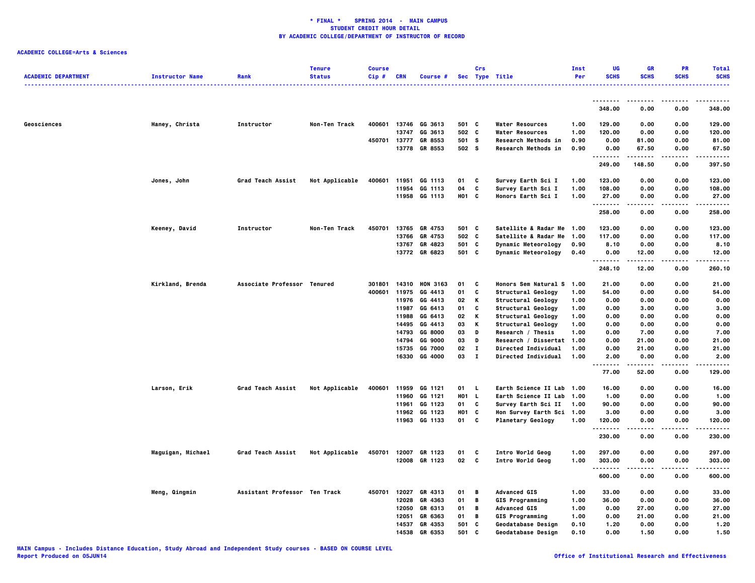**\* FINAL \*    SPRING 2014  -  MAIN CAMPUS**
**STUDENT CREDIT HOUR DETAIL**
**BY ACADEMIC COLLEGE/DEPARTMENT OF INSTRUCTOR OF RECORD**

**ACADEMIC COLLEGE=Arts & Sciences**

| ACADEMIC DEPARTMENT | Instructor Name | Rank | Tenure Status | Course Cip # | CRN | Course # | Sec | Crs Type | Title | Inst Per | UG SCHS | GR SCHS | PR SCHS | Total SCHS |
|---|---|---|---|---|---|---|---|---|---|---|---|---|---|---|
| | | | | | | | | | | | 348.00 | 0.00 | 0.00 | 348.00 |
| Geosciences | Haney, Christa | Instructor | Non-Ten Track | 400601 | 13746 | GG 3613 | 501 | C | Water Resources | 1.00 | 129.00 | 0.00 | 0.00 | 129.00 |
| | | | | | 13747 | GG 3613 | 502 | C | Water Resources | 1.00 | 120.00 | 0.00 | 0.00 | 120.00 |
| | | | | 450701 | 13777 | GR 8553 | 501 | S | Research Methods in | 0.90 | 0.00 | 81.00 | 0.00 | 81.00 |
| | | | | | 13778 | GR 8553 | 502 | S | Research Methods in | 0.90 | 0.00 | 67.50 | 0.00 | 67.50 |
| | | | | | | | | | | | 249.00 | 148.50 | 0.00 | 397.50 |
| | Jones, John | Grad Teach Assist | Not Applicable | 400601 | 11951 | GG 1113 | 01 | C | Survey Earth Sci I | 1.00 | 123.00 | 0.00 | 0.00 | 123.00 |
| | | | | | 11954 | GG 1113 | 04 | C | Survey Earth Sci I | 1.00 | 108.00 | 0.00 | 0.00 | 108.00 |
| | | | | | 11958 | GG 1113 | H01 | C | Honors Earth Sci I | 1.00 | 27.00 | 0.00 | 0.00 | 27.00 |
| | | | | | | | | | | | 258.00 | 0.00 | 0.00 | 258.00 |
| | Keeney, David | Instructor | Non-Ten Track | 450701 | 13765 | GR 4753 | 501 | C | Satellite & Radar Me | 1.00 | 123.00 | 0.00 | 0.00 | 123.00 |
| | | | | | 13766 | GR 4753 | 502 | C | Satellite & Radar Me | 1.00 | 117.00 | 0.00 | 0.00 | 117.00 |
| | | | | | 13767 | GR 4823 | 501 | C | Dynamic Meteorology | 0.90 | 8.10 | 0.00 | 0.00 | 8.10 |
| | | | | | 13772 | GR 6823 | 501 | C | Dynamic Meteorology | 0.40 | 0.00 | 12.00 | 0.00 | 12.00 |
| | | | | | | | | | | | 248.10 | 12.00 | 0.00 | 260.10 |
| | Kirkland, Brenda | Associate Professor | Tenured | 301801 | 14310 | HON 3163 | 01 | C | Honors Sem Natural S | 1.00 | 21.00 | 0.00 | 0.00 | 21.00 |
| | | | | 400601 | 11975 | GG 4413 | 01 | C | Structural Geology | 1.00 | 54.00 | 0.00 | 0.00 | 54.00 |
| | | | | | 11976 | GG 4413 | 02 | K | Structural Geology | 1.00 | 0.00 | 0.00 | 0.00 | 0.00 |
| | | | | | 11987 | GG 6413 | 01 | C | Structural Geology | 1.00 | 0.00 | 3.00 | 0.00 | 3.00 |
| | | | | | 11988 | GG 6413 | 02 | K | Structural Geology | 1.00 | 0.00 | 0.00 | 0.00 | 0.00 |
| | | | | | 14495 | GG 4413 | 03 | K | Structural Geology | 1.00 | 0.00 | 0.00 | 0.00 | 0.00 |
| | | | | | 14793 | GG 8000 | 03 | D | Research / Thesis | 1.00 | 0.00 | 7.00 | 0.00 | 7.00 |
| | | | | | 14794 | GG 9000 | 03 | D | Research / Dissertat | 1.00 | 0.00 | 21.00 | 0.00 | 21.00 |
| | | | | | 15735 | GG 7000 | 02 | I | Directed Individual | 1.00 | 0.00 | 21.00 | 0.00 | 21.00 |
| | | | | | 16330 | GG 4000 | 03 | I | Directed Individual | 1.00 | 2.00 | 0.00 | 0.00 | 2.00 |
| | | | | | | | | | | | 77.00 | 52.00 | 0.00 | 129.00 |
| | Larson, Erik | Grad Teach Assist | Not Applicable | 400601 | 11959 | GG 1121 | 01 | L | Earth Science II Lab | 1.00 | 16.00 | 0.00 | 0.00 | 16.00 |
| | | | | | 11960 | GG 1121 | H01 | L | Earth Science II Lab | 1.00 | 1.00 | 0.00 | 0.00 | 1.00 |
| | | | | | 11961 | GG 1123 | 01 | C | Survey Earth Sci II | 1.00 | 90.00 | 0.00 | 0.00 | 90.00 |
| | | | | | 11962 | GG 1123 | H01 | C | Hon Survey Earth Sci | 1.00 | 3.00 | 0.00 | 0.00 | 3.00 |
| | | | | | 11963 | GG 1133 | 01 | C | Planetary Geology | 1.00 | 120.00 | 0.00 | 0.00 | 120.00 |
| | | | | | | | | | | | 230.00 | 0.00 | 0.00 | 230.00 |
| | Maguigan, Michael | Grad Teach Assist | Not Applicable | 450701 | 12007 | GR 1123 | 01 | C | Intro World Geog | 1.00 | 297.00 | 0.00 | 0.00 | 297.00 |
| | | | | | 12008 | GR 1123 | 02 | C | Intro World Geog | 1.00 | 303.00 | 0.00 | 0.00 | 303.00 |
| | | | | | | | | | | | 600.00 | 0.00 | 0.00 | 600.00 |
| | Meng, Qingmin | Assistant Professor | Ten Track | 450701 | 12027 | GR 4313 | 01 | B | Advanced GIS | 1.00 | 33.00 | 0.00 | 0.00 | 33.00 |
| | | | | | 12028 | GR 4363 | 01 | B | GIS Programming | 1.00 | 36.00 | 0.00 | 0.00 | 36.00 |
| | | | | | 12050 | GR 6313 | 01 | B | Advanced GIS | 1.00 | 0.00 | 27.00 | 0.00 | 27.00 |
| | | | | | 12051 | GR 6363 | 01 | B | GIS Programming | 1.00 | 0.00 | 21.00 | 0.00 | 21.00 |
| | | | | | 14537 | GR 4353 | 501 | C | Geodatabase Design | 0.10 | 1.20 | 0.00 | 0.00 | 1.20 |
| | | | | | 14538 | GR 6353 | 501 | C | Geodatabase Design | 0.10 | 0.00 | 1.50 | 0.00 | 1.50 |

MAIN Campus - Includes Distance Education, Study Abroad and Independent Study courses - BASED ON COURSE LEVEL
Report Produced on 05JUN14

Office of Institutional Research and Effectiveness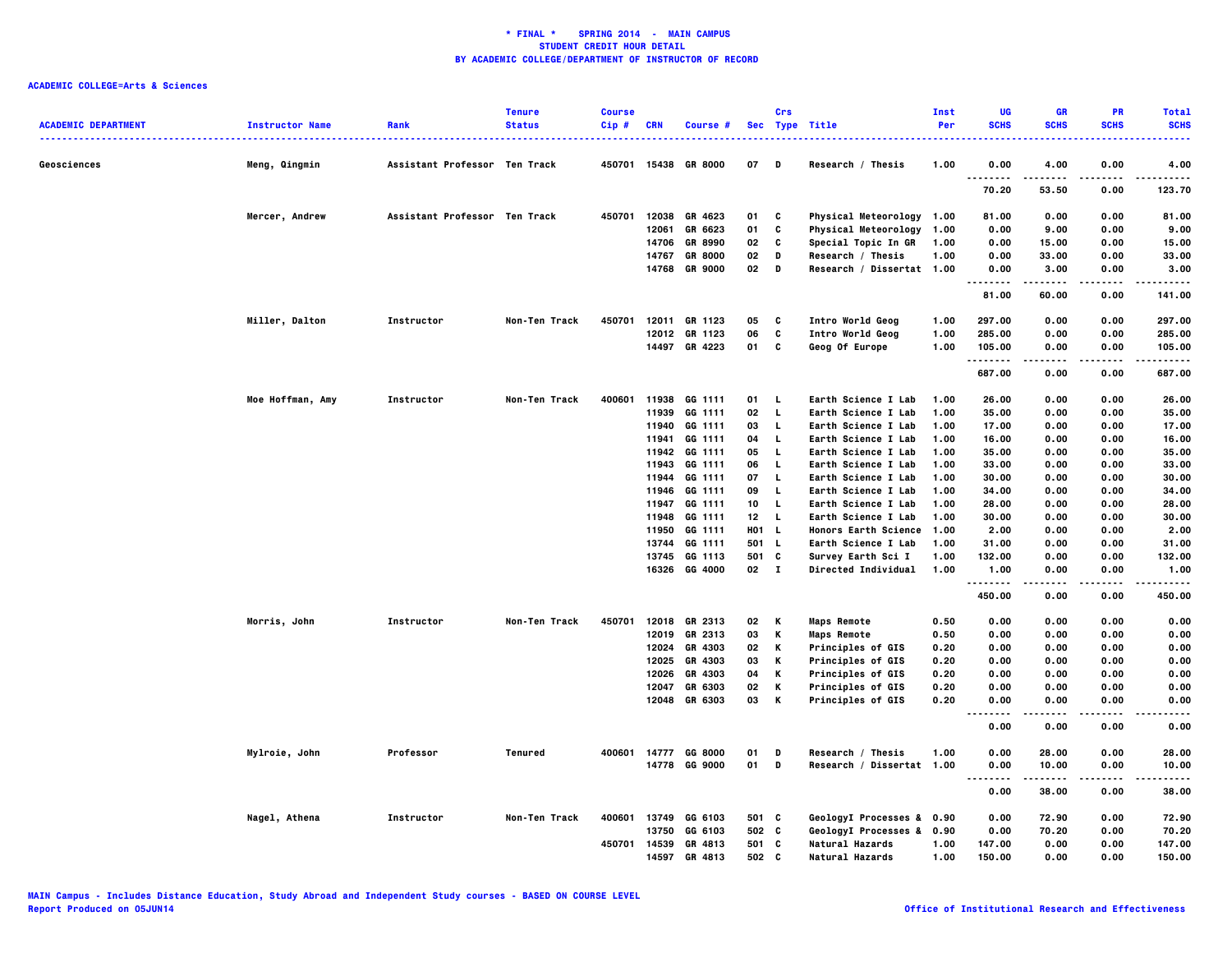**\* FINAL \*    SPRING 2014  -  MAIN CAMPUS**
**STUDENT CREDIT HOUR DETAIL**
**BY ACADEMIC COLLEGE/DEPARTMENT OF INSTRUCTOR OF RECORD**

**ACADEMIC COLLEGE=Arts & Sciences**

| ACADEMIC DEPARTMENT | Instructor Name | Rank | Tenure Status | Course Cip # | CRN | Course # | Sec | Crs Type | Title | Inst Per | UG SCHS | GR SCHS | PR SCHS | Total SCHS |
|---|---|---|---|---|---|---|---|---|---|---|---|---|---|---|
| Geosciences | Meng, Qingmin | Assistant Professor | Ten Track | 450701 | 15438 | GR 8000 | 07 | D | Research / Thesis | 1.00 | 0.00 | 4.00 | 0.00 | 4.00 |
| | | | | | | | | | | | 70.20 | 53.50 | 0.00 | 123.70 |
| | Mercer, Andrew | Assistant Professor | Ten Track | 450701 | 12038 | GR 4623 | 01 | C | Physical Meteorology | 1.00 | 81.00 | 0.00 | 0.00 | 81.00 |
| | | | | | 12061 | GR 6623 | 01 | C | Physical Meteorology | 1.00 | 0.00 | 9.00 | 0.00 | 9.00 |
| | | | | | 14706 | GR 8990 | 02 | C | Special Topic In GR | 1.00 | 0.00 | 15.00 | 0.00 | 15.00 |
| | | | | | 14767 | GR 8000 | 02 | D | Research / Thesis | 1.00 | 0.00 | 33.00 | 0.00 | 33.00 |
| | | | | | 14768 | GR 9000 | 02 | D | Research / Dissertat | 1.00 | 0.00 | 3.00 | 0.00 | 3.00 |
| | | | | | | | | | | | 81.00 | 60.00 | 0.00 | 141.00 |
| | Miller, Dalton | Instructor | Non-Ten Track | 450701 | 12011 | GR 1123 | 05 | C | Intro World Geog | 1.00 | 297.00 | 0.00 | 0.00 | 297.00 |
| | | | | | 12012 | GR 1123 | 06 | C | Intro World Geog | 1.00 | 285.00 | 0.00 | 0.00 | 285.00 |
| | | | | | 14497 | GR 4223 | 01 | C | Geog Of Europe | 1.00 | 105.00 | 0.00 | 0.00 | 105.00 |
| | | | | | | | | | | | 687.00 | 0.00 | 0.00 | 687.00 |
| | Moe Hoffman, Amy | Instructor | Non-Ten Track | 400601 | 11938 | GG 1111 | 01 | L | Earth Science I Lab | 1.00 | 26.00 | 0.00 | 0.00 | 26.00 |
| | | | | | 11939 | GG 1111 | 02 | L | Earth Science I Lab | 1.00 | 35.00 | 0.00 | 0.00 | 35.00 |
| | | | | | 11940 | GG 1111 | 03 | L | Earth Science I Lab | 1.00 | 17.00 | 0.00 | 0.00 | 17.00 |
| | | | | | 11941 | GG 1111 | 04 | L | Earth Science I Lab | 1.00 | 16.00 | 0.00 | 0.00 | 16.00 |
| | | | | | 11942 | GG 1111 | 05 | L | Earth Science I Lab | 1.00 | 35.00 | 0.00 | 0.00 | 35.00 |
| | | | | | 11943 | GG 1111 | 06 | L | Earth Science I Lab | 1.00 | 33.00 | 0.00 | 0.00 | 33.00 |
| | | | | | 11944 | GG 1111 | 07 | L | Earth Science I Lab | 1.00 | 30.00 | 0.00 | 0.00 | 30.00 |
| | | | | | 11946 | GG 1111 | 09 | L | Earth Science I Lab | 1.00 | 34.00 | 0.00 | 0.00 | 34.00 |
| | | | | | 11947 | GG 1111 | 10 | L | Earth Science I Lab | 1.00 | 28.00 | 0.00 | 0.00 | 28.00 |
| | | | | | 11948 | GG 1111 | 12 | L | Earth Science I Lab | 1.00 | 30.00 | 0.00 | 0.00 | 30.00 |
| | | | | | 11950 | GG 1111 | H01 | L | Honors Earth Science | 1.00 | 2.00 | 0.00 | 0.00 | 2.00 |
| | | | | | 13744 | GG 1111 | 501 | L | Earth Science I Lab | 1.00 | 31.00 | 0.00 | 0.00 | 31.00 |
| | | | | | 13745 | GG 1113 | 501 | C | Survey Earth Sci I | 1.00 | 132.00 | 0.00 | 0.00 | 132.00 |
| | | | | | 16326 | GG 4000 | 02 | I | Directed Individual | 1.00 | 1.00 | 0.00 | 0.00 | 1.00 |
| | | | | | | | | | | | 450.00 | 0.00 | 0.00 | 450.00 |
| | Morris, John | Instructor | Non-Ten Track | 450701 | 12018 | GR 2313 | 02 | K | Maps Remote | 0.50 | 0.00 | 0.00 | 0.00 | 0.00 |
| | | | | | 12019 | GR 2313 | 03 | K | Maps Remote | 0.50 | 0.00 | 0.00 | 0.00 | 0.00 |
| | | | | | 12024 | GR 4303 | 02 | K | Principles of GIS | 0.20 | 0.00 | 0.00 | 0.00 | 0.00 |
| | | | | | 12025 | GR 4303 | 03 | K | Principles of GIS | 0.20 | 0.00 | 0.00 | 0.00 | 0.00 |
| | | | | | 12026 | GR 4303 | 04 | K | Principles of GIS | 0.20 | 0.00 | 0.00 | 0.00 | 0.00 |
| | | | | | 12047 | GR 6303 | 02 | K | Principles of GIS | 0.20 | 0.00 | 0.00 | 0.00 | 0.00 |
| | | | | | 12048 | GR 6303 | 03 | K | Principles of GIS | 0.20 | 0.00 | 0.00 | 0.00 | 0.00 |
| | | | | | | | | | | | 0.00 | 0.00 | 0.00 | 0.00 |
| | Mylroie, John | Professor | Tenured | 400601 | 14777 | GG 8000 | 01 | D | Research / Thesis | 1.00 | 0.00 | 28.00 | 0.00 | 28.00 |
| | | | | | 14778 | GG 9000 | 01 | D | Research / Dissertat | 1.00 | 0.00 | 10.00 | 0.00 | 10.00 |
| | | | | | | | | | | | 0.00 | 38.00 | 0.00 | 38.00 |
| | Nagel, Athena | Instructor | Non-Ten Track | 400601 | 13749 | GG 6103 | 501 | C | GeologyI Processes & | 0.90 | 0.00 | 72.90 | 0.00 | 72.90 |
| | | | | | 13750 | GG 6103 | 502 | C | GeologyI Processes & | 0.90 | 0.00 | 70.20 | 0.00 | 70.20 |
| | | | | 450701 | 14539 | GR 4813 | 501 | C | Natural Hazards | 1.00 | 147.00 | 0.00 | 0.00 | 147.00 |
| | | | | | 14597 | GR 4813 | 502 | C | Natural Hazards | 1.00 | 150.00 | 0.00 | 0.00 | 150.00 |

MAIN Campus - Includes Distance Education, Study Abroad and Independent Study courses - BASED ON COURSE LEVEL
Report Produced on 05JUN14

Office of Institutional Research and Effectiveness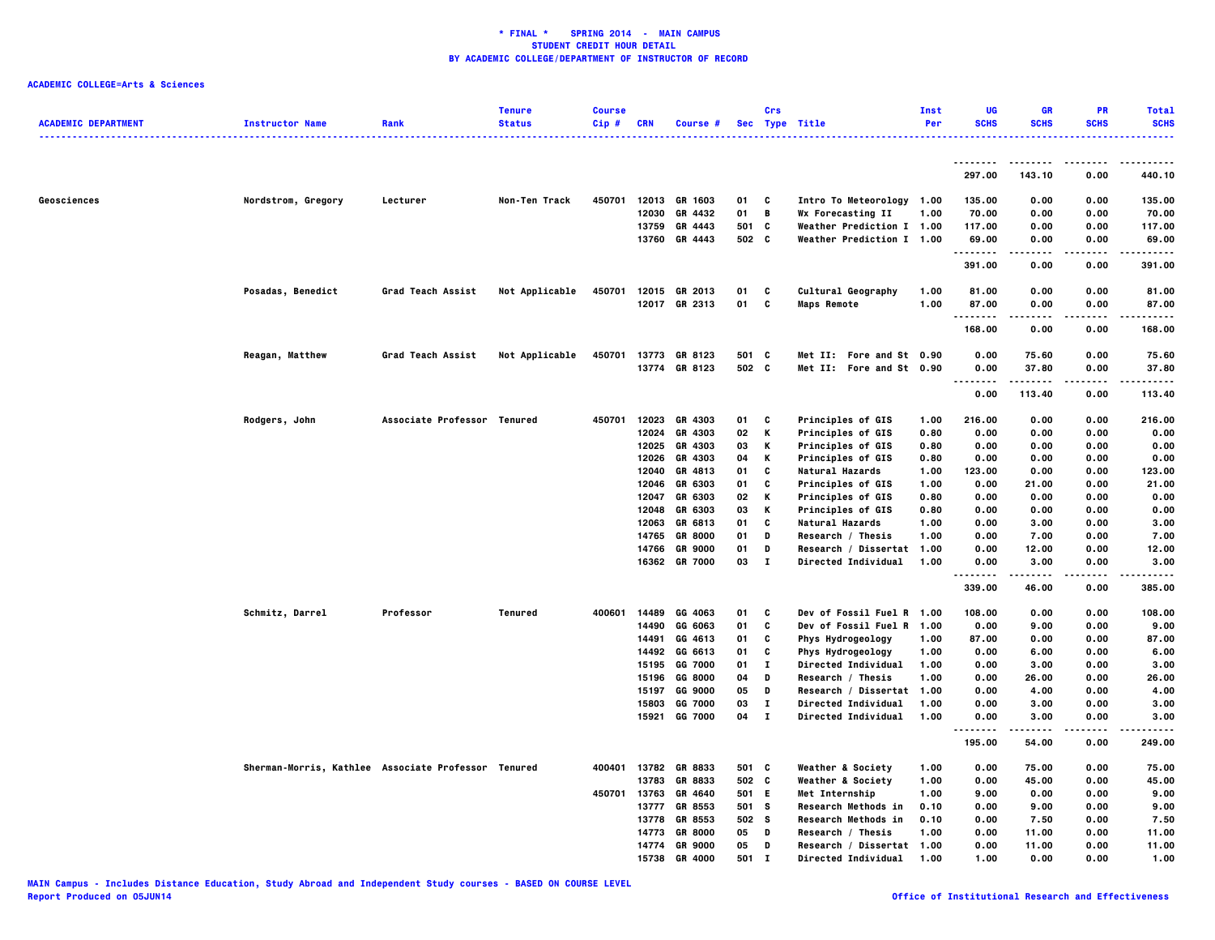**\* FINAL \* SPRING 2014 - MAIN CAMPUS**
**STUDENT CREDIT HOUR DETAIL**
**BY ACADEMIC COLLEGE/DEPARTMENT OF INSTRUCTOR OF RECORD**

**ACADEMIC COLLEGE=Arts & Sciences**

| ACADEMIC DEPARTMENT | Instructor Name | Rank | Tenure Status | Course Cip # | CRN | Course # | Sec | Crs Type | Title | Inst Per | UG SCHS | GR SCHS | PR SCHS | Total SCHS |
|---|---|---|---|---|---|---|---|---|---|---|---|---|---|---|
| | | | | | | | | | | | 297.00 | 143.10 | 0.00 | 440.10 |
| Geosciences | Nordstrom, Gregory | Lecturer | Non-Ten Track | 450701 | 12013 | GR 1603 | 01 | C | Intro To Meteorology | 1.00 | 135.00 | 0.00 | 0.00 | 135.00 |
| | | | | | 12030 | GR 4432 | 01 | B | Wx Forecasting II | 1.00 | 70.00 | 0.00 | 0.00 | 70.00 |
| | | | | | 13759 | GR 4443 | 501 | C | Weather Prediction I | 1.00 | 117.00 | 0.00 | 0.00 | 117.00 |
| | | | | | 13760 | GR 4443 | 502 | C | Weather Prediction I | 1.00 | 69.00 | 0.00 | 0.00 | 69.00 |
| | | | | | | | | | | | 391.00 | 0.00 | 0.00 | 391.00 |
| | Posadas, Benedict | Grad Teach Assist | Not Applicable | 450701 | 12015 | GR 2013 | 01 | C | Cultural Geography | 1.00 | 81.00 | 0.00 | 0.00 | 81.00 |
| | | | | | 12017 | GR 2313 | 01 | C | Maps Remote | 1.00 | 87.00 | 0.00 | 0.00 | 87.00 |
| | | | | | | | | | | | 168.00 | 0.00 | 0.00 | 168.00 |
| | Reagan, Matthew | Grad Teach Assist | Not Applicable | 450701 | 13773 | GR 8123 | 501 | C | Met II: Fore and St | 0.90 | 0.00 | 75.60 | 0.00 | 75.60 |
| | | | | | 13774 | GR 8123 | 502 | C | Met II: Fore and St | 0.90 | 0.00 | 37.80 | 0.00 | 37.80 |
| | | | | | | | | | | | 0.00 | 113.40 | 0.00 | 113.40 |
| | Rodgers, John | Associate Professor | Tenured | 450701 | 12023 | GR 4303 | 01 | C | Principles of GIS | 1.00 | 216.00 | 0.00 | 0.00 | 216.00 |
| | | | | | 12024 | GR 4303 | 02 | K | Principles of GIS | 0.80 | 0.00 | 0.00 | 0.00 | 0.00 |
| | | | | | 12025 | GR 4303 | 03 | K | Principles of GIS | 0.80 | 0.00 | 0.00 | 0.00 | 0.00 |
| | | | | | 12026 | GR 4303 | 04 | K | Principles of GIS | 0.80 | 0.00 | 0.00 | 0.00 | 0.00 |
| | | | | | 12040 | GR 4813 | 01 | C | Natural Hazards | 1.00 | 123.00 | 0.00 | 0.00 | 123.00 |
| | | | | | 12046 | GR 6303 | 01 | C | Principles of GIS | 1.00 | 0.00 | 21.00 | 0.00 | 21.00 |
| | | | | | 12047 | GR 6303 | 02 | K | Principles of GIS | 0.80 | 0.00 | 0.00 | 0.00 | 0.00 |
| | | | | | 12048 | GR 6303 | 03 | K | Principles of GIS | 0.80 | 0.00 | 0.00 | 0.00 | 0.00 |
| | | | | | 12063 | GR 6813 | 01 | C | Natural Hazards | 1.00 | 0.00 | 3.00 | 0.00 | 3.00 |
| | | | | | 14765 | GR 8000 | 01 | D | Research / Thesis | 1.00 | 0.00 | 7.00 | 0.00 | 7.00 |
| | | | | | 14766 | GR 9000 | 01 | D | Research / Dissertat | 1.00 | 0.00 | 12.00 | 0.00 | 12.00 |
| | | | | | 16362 | GR 7000 | 03 | I | Directed Individual | 1.00 | 0.00 | 3.00 | 0.00 | 3.00 |
| | | | | | | | | | | | 339.00 | 46.00 | 0.00 | 385.00 |
| | Schmitz, Darrel | Professor | Tenured | 400601 | 14489 | GG 4063 | 01 | C | Dev of Fossil Fuel R | 1.00 | 108.00 | 0.00 | 0.00 | 108.00 |
| | | | | | 14490 | GG 6063 | 01 | C | Dev of Fossil Fuel R | 1.00 | 0.00 | 9.00 | 0.00 | 9.00 |
| | | | | | 14491 | GG 4613 | 01 | C | Phys Hydrogeology | 1.00 | 87.00 | 0.00 | 0.00 | 87.00 |
| | | | | | 14492 | GG 6613 | 01 | C | Phys Hydrogeology | 1.00 | 0.00 | 6.00 | 0.00 | 6.00 |
| | | | | | 15195 | GG 7000 | 01 | I | Directed Individual | 1.00 | 0.00 | 3.00 | 0.00 | 3.00 |
| | | | | | 15196 | GG 8000 | 04 | D | Research / Thesis | 1.00 | 0.00 | 26.00 | 0.00 | 26.00 |
| | | | | | 15197 | GG 9000 | 05 | D | Research / Dissertat | 1.00 | 0.00 | 4.00 | 0.00 | 4.00 |
| | | | | | 15803 | GG 7000 | 03 | I | Directed Individual | 1.00 | 0.00 | 3.00 | 0.00 | 3.00 |
| | | | | | 15921 | GG 7000 | 04 | I | Directed Individual | 1.00 | 0.00 | 3.00 | 0.00 | 3.00 |
| | | | | | | | | | | | 195.00 | 54.00 | 0.00 | 249.00 |
| | Sherman-Morris, Kathlee | Associate Professor | Tenured | 400401 | 13782 | GR 8833 | 501 | C | Weather & Society | 1.00 | 0.00 | 75.00 | 0.00 | 75.00 |
| | | | | | 13783 | GR 8833 | 502 | C | Weather & Society | 1.00 | 0.00 | 45.00 | 0.00 | 45.00 |
| | | | | 450701 | 13763 | GR 4640 | 501 | E | Met Internship | 1.00 | 9.00 | 0.00 | 0.00 | 9.00 |
| | | | | | 13777 | GR 8553 | 501 | S | Research Methods in | 0.10 | 0.00 | 9.00 | 0.00 | 9.00 |
| | | | | | 13778 | GR 8553 | 502 | S | Research Methods in | 0.10 | 0.00 | 7.50 | 0.00 | 7.50 |
| | | | | | 14773 | GR 8000 | 05 | D | Research / Thesis | 1.00 | 0.00 | 11.00 | 0.00 | 11.00 |
| | | | | | 14774 | GR 9000 | 05 | D | Research / Dissertat | 1.00 | 0.00 | 11.00 | 0.00 | 11.00 |
| | | | | | 15738 | GR 4000 | 501 | I | Directed Individual | 1.00 | 1.00 | 0.00 | 0.00 | 1.00 |

**MAIN Campus - Includes Distance Education, Study Abroad and Independent Study courses - BASED ON COURSE LEVEL**
**Report Produced on 05JUN14**
**Office of Institutional Research and Effectiveness**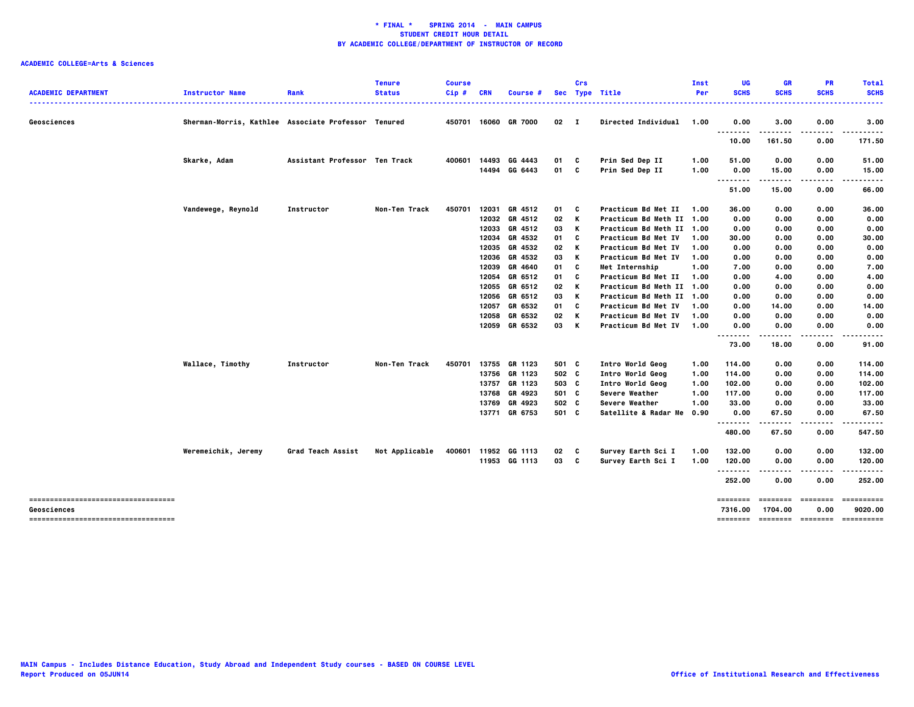**\* FINAL \* SPRING 2014 - MAIN CAMPUS**
**STUDENT CREDIT HOUR DETAIL**
**BY ACADEMIC COLLEGE/DEPARTMENT OF INSTRUCTOR OF RECORD**

**ACADEMIC COLLEGE=Arts & Sciences**

| ACADEMIC DEPARTMENT | Instructor Name | Rank | Tenure Status | Course Cip # | CRN | Course # | Sec | Crs Type | Title | Inst Per | UG SCHS | GR SCHS | PR SCHS | Total SCHS |
|---|---|---|---|---|---|---|---|---|---|---|---|---|---|---|
| Geosciences | Sherman-Morris, Kathlee | Associate Professor | Tenured | 450701 | 16060 | GR 7000 | 02 | I | Directed Individual | 1.00 | 0.00 | 3.00 | 0.00 | 3.00 |
| | | | | | | | | | | | 10.00 | 161.50 | 0.00 | 171.50 |
| | Skarke, Adam | Assistant Professor | Ten Track | 400601 | 14493 | GG 4443 | 01 | C | Prin Sed Dep II | 1.00 | 51.00 | 0.00 | 0.00 | 51.00 |
| | | | | | 14494 | GG 6443 | 01 | C | Prin Sed Dep II | 1.00 | 0.00 | 15.00 | 0.00 | 15.00 |
| | | | | | | | | | | | 51.00 | 15.00 | 0.00 | 66.00 |
| | Vandewege, Reynold | Instructor | Non-Ten Track | 450701 | 12031 | GR 4512 | 01 | C | Practicum Bd Met II | 1.00 | 36.00 | 0.00 | 0.00 | 36.00 |
| | | | | | 12032 | GR 4512 | 02 | K | Practicum Bd Meth II | 1.00 | 0.00 | 0.00 | 0.00 | 0.00 |
| | | | | | 12033 | GR 4512 | 03 | K | Practicum Bd Meth II | 1.00 | 0.00 | 0.00 | 0.00 | 0.00 |
| | | | | | 12034 | GR 4532 | 01 | C | Practicum Bd Met IV | 1.00 | 30.00 | 0.00 | 0.00 | 30.00 |
| | | | | | 12035 | GR 4532 | 02 | K | Practicum Bd Met IV | 1.00 | 0.00 | 0.00 | 0.00 | 0.00 |
| | | | | | 12036 | GR 4532 | 03 | K | Practicum Bd Met IV | 1.00 | 0.00 | 0.00 | 0.00 | 0.00 |
| | | | | | 12039 | GR 4640 | 01 | C | Met Internship | 1.00 | 7.00 | 0.00 | 0.00 | 7.00 |
| | | | | | 12054 | GR 6512 | 01 | C | Practicum Bd Met II | 1.00 | 0.00 | 4.00 | 0.00 | 4.00 |
| | | | | | 12055 | GR 6512 | 02 | K | Practicum Bd Meth II | 1.00 | 0.00 | 0.00 | 0.00 | 0.00 |
| | | | | | 12056 | GR 6512 | 03 | K | Practicum Bd Meth II | 1.00 | 0.00 | 0.00 | 0.00 | 0.00 |
| | | | | | 12057 | GR 6532 | 01 | C | Practicum Bd Met IV | 1.00 | 0.00 | 14.00 | 0.00 | 14.00 |
| | | | | | 12058 | GR 6532 | 02 | K | Practicum Bd Met IV | 1.00 | 0.00 | 0.00 | 0.00 | 0.00 |
| | | | | | 12059 | GR 6532 | 03 | K | Practicum Bd Met IV | 1.00 | 0.00 | 0.00 | 0.00 | 0.00 |
| | | | | | | | | | | | 73.00 | 18.00 | 0.00 | 91.00 |
| | Wallace, Timothy | Instructor | Non-Ten Track | 450701 | 13755 | GR 1123 | 501 | C | Intro World Geog | 1.00 | 114.00 | 0.00 | 0.00 | 114.00 |
| | | | | | 13756 | GR 1123 | 502 | C | Intro World Geog | 1.00 | 114.00 | 0.00 | 0.00 | 114.00 |
| | | | | | 13757 | GR 1123 | 503 | C | Intro World Geog | 1.00 | 102.00 | 0.00 | 0.00 | 102.00 |
| | | | | | 13768 | GR 4923 | 501 | C | Severe Weather | 1.00 | 117.00 | 0.00 | 0.00 | 117.00 |
| | | | | | 13769 | GR 4923 | 502 | C | Severe Weather | 1.00 | 33.00 | 0.00 | 0.00 | 33.00 |
| | | | | | 13771 | GR 6753 | 501 | C | Satellite & Radar Me | 0.90 | 0.00 | 67.50 | 0.00 | 67.50 |
| | | | | | | | | | | | 480.00 | 67.50 | 0.00 | 547.50 |
| | Weremeichik, Jeremy | Grad Teach Assist | Not Applicable | 400601 | 11952 | GG 1113 | 02 | C | Survey Earth Sci I | 1.00 | 132.00 | 0.00 | 0.00 | 132.00 |
| | | | | | 11953 | GG 1113 | 03 | C | Survey Earth Sci I | 1.00 | 120.00 | 0.00 | 0.00 | 120.00 |
| | | | | | | | | | | | 252.00 | 0.00 | 0.00 | 252.00 |
| Geosciences | | | | | | | | | | | 7316.00 | 1704.00 | 0.00 | 9020.00 |

MAIN Campus - Includes Distance Education, Study Abroad and Independent Study courses - BASED ON COURSE LEVEL
Report Produced on 05JUN14

Office of Institutional Research and Effectiveness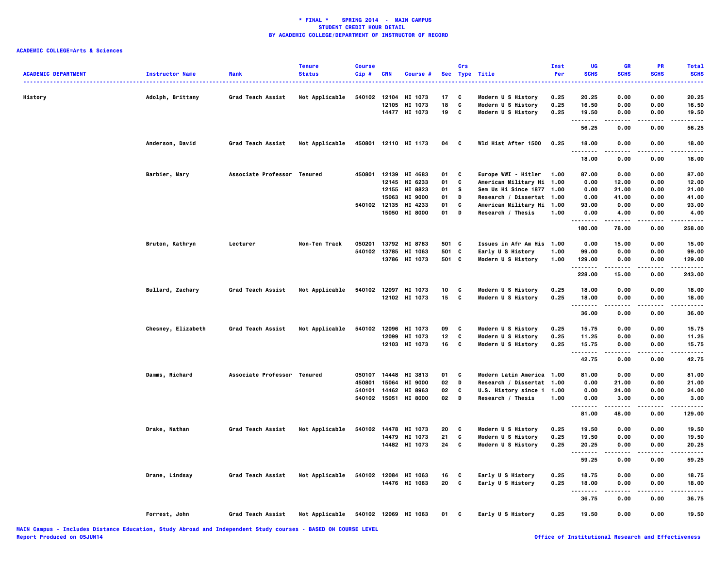**\* FINAL \* SPRING 2014 - MAIN CAMPUS**
**STUDENT CREDIT HOUR DETAIL**
**BY ACADEMIC COLLEGE/DEPARTMENT OF INSTRUCTOR OF RECORD**

**ACADEMIC COLLEGE=Arts & Sciences**

| ACADEMIC DEPARTMENT | Instructor Name | Rank | Tenure Status | Course Cip # | CRN | Course # | Sec | Crs Type | Title | Inst Per | UG SCHS | GR SCHS | PR SCHS | Total SCHS |
|---|---|---|---|---|---|---|---|---|---|---|---|---|---|---|
| History | Adolph, Brittany | Grad Teach Assist | Not Applicable | 540102 | 12104 | HI 1073 | 17 | C | Modern U S History | 0.25 | 20.25 | 0.00 | 0.00 | 20.25 |
| | | | | | 12105 | HI 1073 | 18 | C | Modern U S History | 0.25 | 16.50 | 0.00 | 0.00 | 16.50 |
| | | | | | 14477 | HI 1073 | 19 | C | Modern U S History | 0.25 | 19.50 | 0.00 | 0.00 | 19.50 |
| | | | | | | | | | | | 56.25 | 0.00 | 0.00 | 56.25 |
| | Anderson, David | Grad Teach Assist | Not Applicable | 450801 | 12110 | HI 1173 | 04 | C | Wld Hist After 1500 | 0.25 | 18.00 | 0.00 | 0.00 | 18.00 |
| | | | | | | | | | | | 18.00 | 0.00 | 0.00 | 18.00 |
| | Barbier, Mary | Associate Professor | Tenured | 450801 | 12139 | HI 4683 | 01 | C | Europe WWI - Hitler | 1.00 | 87.00 | 0.00 | 0.00 | 87.00 |
| | | | | | 12145 | HI 6233 | 01 | C | American Military Hi | 1.00 | 0.00 | 12.00 | 0.00 | 12.00 |
| | | | | | 12155 | HI 8823 | 01 | S | Sem Us Hi Since 1877 | 1.00 | 0.00 | 21.00 | 0.00 | 21.00 |
| | | | | | 15063 | HI 9000 | 01 | D | Research / Dissertat | 1.00 | 0.00 | 41.00 | 0.00 | 41.00 |
| | | | | 540102 | 12135 | HI 4233 | 01 | C | American Military Hi | 1.00 | 93.00 | 0.00 | 0.00 | 93.00 |
| | | | | | 15050 | HI 8000 | 01 | D | Research / Thesis | 1.00 | 0.00 | 4.00 | 0.00 | 4.00 |
| | | | | | | | | | | | 180.00 | 78.00 | 0.00 | 258.00 |
| | Bruton, Kathryn | Lecturer | Non-Ten Track | 050201 | 13792 | HI 8783 | 501 | C | Issues in Afr Am His | 1.00 | 0.00 | 15.00 | 0.00 | 15.00 |
| | | | | 540102 | 13785 | HI 1063 | 501 | C | Early U S History | 1.00 | 99.00 | 0.00 | 0.00 | 99.00 |
| | | | | | 13786 | HI 1073 | 501 | C | Modern U S History | 1.00 | 129.00 | 0.00 | 0.00 | 129.00 |
| | | | | | | | | | | | 228.00 | 15.00 | 0.00 | 243.00 |
| | Bullard, Zachary | Grad Teach Assist | Not Applicable | 540102 | 12097 | HI 1073 | 10 | C | Modern U S History | 0.25 | 18.00 | 0.00 | 0.00 | 18.00 |
| | | | | | 12102 | HI 1073 | 15 | C | Modern U S History | 0.25 | 18.00 | 0.00 | 0.00 | 18.00 |
| | | | | | | | | | | | 36.00 | 0.00 | 0.00 | 36.00 |
| | Chesney, Elizabeth | Grad Teach Assist | Not Applicable | 540102 | 12096 | HI 1073 | 09 | C | Modern U S History | 0.25 | 15.75 | 0.00 | 0.00 | 15.75 |
| | | | | | 12099 | HI 1073 | 12 | C | Modern U S History | 0.25 | 11.25 | 0.00 | 0.00 | 11.25 |
| | | | | | 12103 | HI 1073 | 16 | C | Modern U S History | 0.25 | 15.75 | 0.00 | 0.00 | 15.75 |
| | | | | | | | | | | | 42.75 | 0.00 | 0.00 | 42.75 |
| | Damms, Richard | Associate Professor | Tenured | 050107 | 14448 | HI 3813 | 01 | C | Modern Latin America | 1.00 | 81.00 | 0.00 | 0.00 | 81.00 |
| | | | | 450801 | 15064 | HI 9000 | 02 | D | Research / Dissertat | 1.00 | 0.00 | 21.00 | 0.00 | 21.00 |
| | | | | 540101 | 14462 | HI 8963 | 02 | C | U.S. History since 1 | 1.00 | 0.00 | 24.00 | 0.00 | 24.00 |
| | | | | 540102 | 15051 | HI 8000 | 02 | D | Research / Thesis | 1.00 | 0.00 | 3.00 | 0.00 | 3.00 |
| | | | | | | | | | | | 81.00 | 48.00 | 0.00 | 129.00 |
| | Drake, Nathan | Grad Teach Assist | Not Applicable | 540102 | 14478 | HI 1073 | 20 | C | Modern U S History | 0.25 | 19.50 | 0.00 | 0.00 | 19.50 |
| | | | | | 14479 | HI 1073 | 21 | C | Modern U S History | 0.25 | 19.50 | 0.00 | 0.00 | 19.50 |
| | | | | | 14482 | HI 1073 | 24 | C | Modern U S History | 0.25 | 20.25 | 0.00 | 0.00 | 20.25 |
| | | | | | | | | | | | 59.25 | 0.00 | 0.00 | 59.25 |
| | Drane, Lindsay | Grad Teach Assist | Not Applicable | 540102 | 12084 | HI 1063 | 16 | C | Early U S History | 0.25 | 18.75 | 0.00 | 0.00 | 18.75 |
| | | | | | 14476 | HI 1063 | 20 | C | Early U S History | 0.25 | 18.00 | 0.00 | 0.00 | 18.00 |
| | | | | | | | | | | | 36.75 | 0.00 | 0.00 | 36.75 |
| | Forrest, John | Grad Teach Assist | Not Applicable | 540102 | 12069 | HI 1063 | 01 | C | Early U S History | 0.25 | 19.50 | 0.00 | 0.00 | 19.50 |

MAIN Campus - Includes Distance Education, Study Abroad and Independent Study courses - BASED ON COURSE LEVEL
Report Produced on 05JUN14

Office of Institutional Research and Effectiveness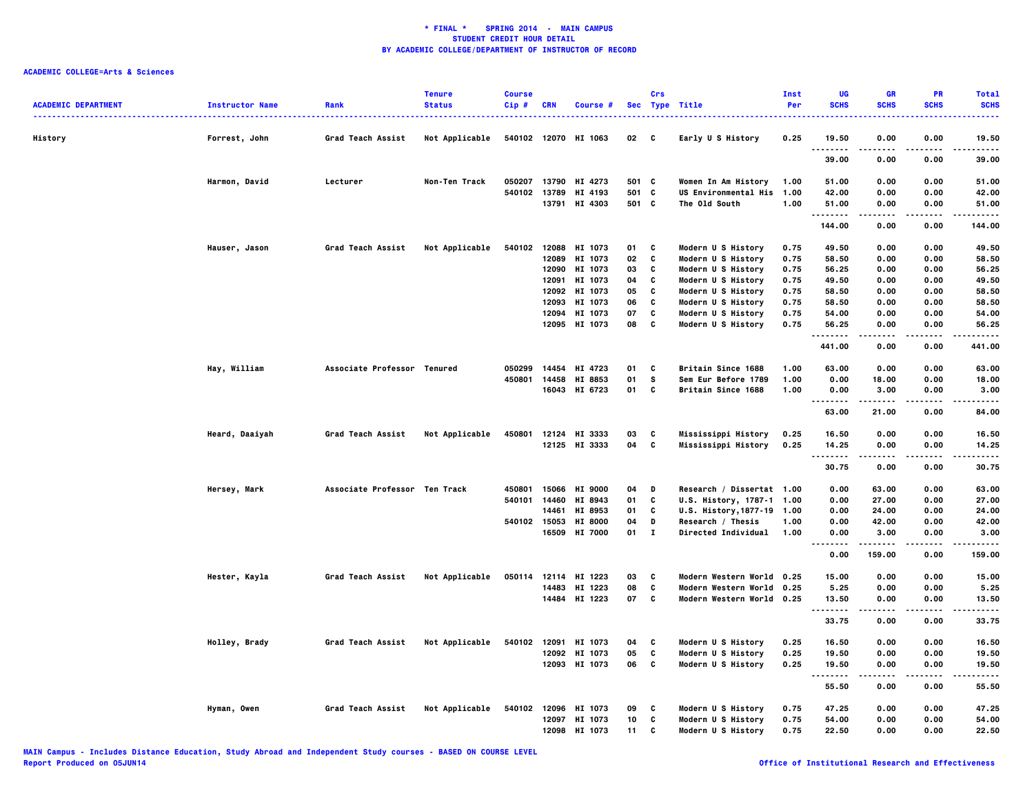**\* FINAL \* SPRING 2014 - MAIN CAMPUS**
**STUDENT CREDIT HOUR DETAIL**
**BY ACADEMIC COLLEGE/DEPARTMENT OF INSTRUCTOR OF RECORD**

**ACADEMIC COLLEGE=Arts & Sciences**

| ACADEMIC DEPARTMENT | Instructor Name | Rank | Tenure Status | Course Cip # | CRN | Course # | Sec | Crs Type | Title | Inst Per | UG SCHS | GR SCHS | PR SCHS | Total SCHS |
|---|---|---|---|---|---|---|---|---|---|---|---|---|---|---|
| History | Forrest, John | Grad Teach Assist | Not Applicable | 540102 | 12070 | HI 1063 | 02 | C | Early U S History | 0.25 | 19.50 | 0.00 | 0.00 | 19.50 |
| | | | | | | | | | | | 39.00 | 0.00 | 0.00 | 39.00 |
| | Harmon, David | Lecturer | Non-Ten Track | 050207 | 13790 | HI 4273 | 501 | C | Women In Am History | 1.00 | 51.00 | 0.00 | 0.00 | 51.00 |
| | | | | 540102 | 13789 | HI 4193 | 501 | C | US Environmental His | 1.00 | 42.00 | 0.00 | 0.00 | 42.00 |
| | | | | | 13791 | HI 4303 | 501 | C | The Old South | 1.00 | 51.00 | 0.00 | 0.00 | 51.00 |
| | | | | | | | | | | | 144.00 | 0.00 | 0.00 | 144.00 |
| | Hauser, Jason | Grad Teach Assist | Not Applicable | 540102 | 12088 | HI 1073 | 01 | C | Modern U S History | 0.75 | 49.50 | 0.00 | 0.00 | 49.50 |
| | | | | | 12089 | HI 1073 | 02 | C | Modern U S History | 0.75 | 58.50 | 0.00 | 0.00 | 58.50 |
| | | | | | 12090 | HI 1073 | 03 | C | Modern U S History | 0.75 | 56.25 | 0.00 | 0.00 | 56.25 |
| | | | | | 12091 | HI 1073 | 04 | C | Modern U S History | 0.75 | 49.50 | 0.00 | 0.00 | 49.50 |
| | | | | | 12092 | HI 1073 | 05 | C | Modern U S History | 0.75 | 58.50 | 0.00 | 0.00 | 58.50 |
| | | | | | 12093 | HI 1073 | 06 | C | Modern U S History | 0.75 | 58.50 | 0.00 | 0.00 | 58.50 |
| | | | | | 12094 | HI 1073 | 07 | C | Modern U S History | 0.75 | 54.00 | 0.00 | 0.00 | 54.00 |
| | | | | | 12095 | HI 1073 | 08 | C | Modern U S History | 0.75 | 56.25 | 0.00 | 0.00 | 56.25 |
| | | | | | | | | | | | 441.00 | 0.00 | 0.00 | 441.00 |
| | Hay, William | Associate Professor | Tenured | 050299 | 14454 | HI 4723 | 01 | C | Britain Since 1688 | 1.00 | 63.00 | 0.00 | 0.00 | 63.00 |
| | | | | 450801 | 14458 | HI 8853 | 01 | S | Sem Eur Before 1789 | 1.00 | 0.00 | 18.00 | 0.00 | 18.00 |
| | | | | | 16043 | HI 6723 | 01 | C | Britain Since 1688 | 1.00 | 0.00 | 3.00 | 0.00 | 3.00 |
| | | | | | | | | | | | 63.00 | 21.00 | 0.00 | 84.00 |
| | Heard, Daaiyah | Grad Teach Assist | Not Applicable | 450801 | 12124 | HI 3333 | 03 | C | Mississippi History | 0.25 | 16.50 | 0.00 | 0.00 | 16.50 |
| | | | | | 12125 | HI 3333 | 04 | C | Mississippi History | 0.25 | 14.25 | 0.00 | 0.00 | 14.25 |
| | | | | | | | | | | | 30.75 | 0.00 | 0.00 | 30.75 |
| | Hersey, Mark | Associate Professor | Ten Track | 450801 | 15066 | HI 9000 | 04 | D | Research / Dissertat | 1.00 | 0.00 | 63.00 | 0.00 | 63.00 |
| | | | | 540101 | 14460 | HI 8943 | 01 | C | U.S. History, 1787-1 | 1.00 | 0.00 | 27.00 | 0.00 | 27.00 |
| | | | | | 14461 | HI 8953 | 01 | C | U.S. History,1877-19 | 1.00 | 0.00 | 24.00 | 0.00 | 24.00 |
| | | | | 540102 | 15053 | HI 8000 | 04 | D | Research / Thesis | 1.00 | 0.00 | 42.00 | 0.00 | 42.00 |
| | | | | | 16509 | HI 7000 | 01 | I | Directed Individual | 1.00 | 0.00 | 3.00 | 0.00 | 3.00 |
| | | | | | | | | | | | 0.00 | 159.00 | 0.00 | 159.00 |
| | Hester, Kayla | Grad Teach Assist | Not Applicable | 050114 | 12114 | HI 1223 | 03 | C | Modern Western World | 0.25 | 15.00 | 0.00 | 0.00 | 15.00 |
| | | | | | 14483 | HI 1223 | 08 | C | Modern Western World | 0.25 | 5.25 | 0.00 | 0.00 | 5.25 |
| | | | | | 14484 | HI 1223 | 07 | C | Modern Western World | 0.25 | 13.50 | 0.00 | 0.00 | 13.50 |
| | | | | | | | | | | | 33.75 | 0.00 | 0.00 | 33.75 |
| | Holley, Brady | Grad Teach Assist | Not Applicable | 540102 | 12091 | HI 1073 | 04 | C | Modern U S History | 0.25 | 16.50 | 0.00 | 0.00 | 16.50 |
| | | | | | 12092 | HI 1073 | 05 | C | Modern U S History | 0.25 | 19.50 | 0.00 | 0.00 | 19.50 |
| | | | | | 12093 | HI 1073 | 06 | C | Modern U S History | 0.25 | 19.50 | 0.00 | 0.00 | 19.50 |
| | | | | | | | | | | | 55.50 | 0.00 | 0.00 | 55.50 |
| | Hyman, Owen | Grad Teach Assist | Not Applicable | 540102 | 12096 | HI 1073 | 09 | C | Modern U S History | 0.75 | 47.25 | 0.00 | 0.00 | 47.25 |
| | | | | | 12097 | HI 1073 | 10 | C | Modern U S History | 0.75 | 54.00 | 0.00 | 0.00 | 54.00 |
| | | | | | 12098 | HI 1073 | 11 | C | Modern U S History | 0.75 | 22.50 | 0.00 | 0.00 | 22.50 |

MAIN Campus - Includes Distance Education, Study Abroad and Independent Study courses - BASED ON COURSE LEVEL
Report Produced on 05JUN14

Office of Institutional Research and Effectiveness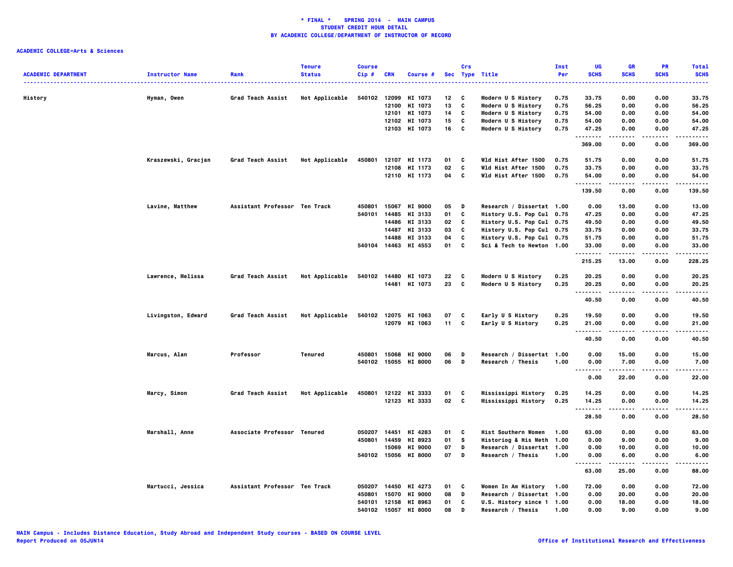**\* FINAL \*    SPRING 2014  -  MAIN CAMPUS**
**STUDENT CREDIT HOUR DETAIL**
**BY ACADEMIC COLLEGE/DEPARTMENT OF INSTRUCTOR OF RECORD**

**ACADEMIC COLLEGE=Arts & Sciences**

| ACADEMIC DEPARTMENT | Instructor Name | Rank | Tenure Status | Course Cip # | CRN | Course # | Sec | Crs Type | Title | Inst Per | UG SCHS | GR SCHS | PR SCHS | Total SCHS |
|---|---|---|---|---|---|---|---|---|---|---|---|---|---|---|
| History | Hyman, Owen | Grad Teach Assist | Not Applicable | 540102 | 12099 | HI 1073 | 12 | C | Modern U S History | 0.75 | 33.75 | 0.00 | 0.00 | 33.75 |
| | | | | | 12100 | HI 1073 | 13 | C | Modern U S History | 0.75 | 56.25 | 0.00 | 0.00 | 56.25 |
| | | | | | 12101 | HI 1073 | 14 | C | Modern U S History | 0.75 | 54.00 | 0.00 | 0.00 | 54.00 |
| | | | | | 12102 | HI 1073 | 15 | C | Modern U S History | 0.75 | 54.00 | 0.00 | 0.00 | 54.00 |
| | | | | | 12103 | HI 1073 | 16 | C | Modern U S History | 0.75 | 47.25 | 0.00 | 0.00 | 47.25 |
| | | | | | | | | | | | 369.00 | 0.00 | 0.00 | 369.00 |
| | Kraszewski, Gracjan | Grad Teach Assist | Not Applicable | 450801 | 12107 | HI 1173 | 01 | C | Wld Hist After 1500 | 0.75 | 51.75 | 0.00 | 0.00 | 51.75 |
| | | | | | 12108 | HI 1173 | 02 | C | Wld Hist After 1500 | 0.75 | 33.75 | 0.00 | 0.00 | 33.75 |
| | | | | | 12110 | HI 1173 | 04 | C | Wld Hist After 1500 | 0.75 | 54.00 | 0.00 | 0.00 | 54.00 |
| | | | | | | | | | | | 139.50 | 0.00 | 0.00 | 139.50 |
| | Lavine, Matthew | Assistant Professor | Ten Track | 450801 | 15067 | HI 9000 | 05 | D | Research / Dissertat | 1.00 | 0.00 | 13.00 | 0.00 | 13.00 |
| | | | | 540101 | 14485 | HI 3133 | 01 | C | History U.S. Pop Cul | 0.75 | 47.25 | 0.00 | 0.00 | 47.25 |
| | | | | | 14486 | HI 3133 | 02 | C | History U.S. Pop Cul | 0.75 | 49.50 | 0.00 | 0.00 | 49.50 |
| | | | | | 14487 | HI 3133 | 03 | C | History U.S. Pop Cul | 0.75 | 33.75 | 0.00 | 0.00 | 33.75 |
| | | | | | 14488 | HI 3133 | 04 | C | History U.S. Pop Cul | 0.75 | 51.75 | 0.00 | 0.00 | 51.75 |
| | | | | 540104 | 14463 | HI 4553 | 01 | C | Sci & Tech to Newton | 1.00 | 33.00 | 0.00 | 0.00 | 33.00 |
| | | | | | | | | | | | 215.25 | 13.00 | 0.00 | 228.25 |
| | Lawrence, Melissa | Grad Teach Assist | Not Applicable | 540102 | 14480 | HI 1073 | 22 | C | Modern U S History | 0.25 | 20.25 | 0.00 | 0.00 | 20.25 |
| | | | | | 14481 | HI 1073 | 23 | C | Modern U S History | 0.25 | 20.25 | 0.00 | 0.00 | 20.25 |
| | | | | | | | | | | | 40.50 | 0.00 | 0.00 | 40.50 |
| | Livingston, Edward | Grad Teach Assist | Not Applicable | 540102 | 12075 | HI 1063 | 07 | C | Early U S History | 0.25 | 19.50 | 0.00 | 0.00 | 19.50 |
| | | | | | 12079 | HI 1063 | 11 | C | Early U S History | 0.25 | 21.00 | 0.00 | 0.00 | 21.00 |
| | | | | | | | | | | | 40.50 | 0.00 | 0.00 | 40.50 |
| | Marcus, Alan | Professor | Tenured | 450801 | 15068 | HI 9000 | 06 | D | Research / Dissertat | 1.00 | 0.00 | 15.00 | 0.00 | 15.00 |
| | | | | 540102 | 15055 | HI 8000 | 06 | D | Research / Thesis | 1.00 | 0.00 | 7.00 | 0.00 | 7.00 |
| | | | | | | | | | | | 0.00 | 22.00 | 0.00 | 22.00 |
| | Marcy, Simon | Grad Teach Assist | Not Applicable | 450801 | 12122 | HI 3333 | 01 | C | Mississippi History | 0.25 | 14.25 | 0.00 | 0.00 | 14.25 |
| | | | | | 12123 | HI 3333 | 02 | C | Mississippi History | 0.25 | 14.25 | 0.00 | 0.00 | 14.25 |
| | | | | | | | | | | | 28.50 | 0.00 | 0.00 | 28.50 |
| | Marshall, Anne | Associate Professor | Tenured | 050207 | 14451 | HI 4283 | 01 | C | Hist Southern Women | 1.00 | 63.00 | 0.00 | 0.00 | 63.00 |
| | | | | 450801 | 14459 | HI 8923 | 01 | S | Historiog & His Meth | 1.00 | 0.00 | 9.00 | 0.00 | 9.00 |
| | | | | | 15069 | HI 9000 | 07 | D | Research / Dissertat | 1.00 | 0.00 | 10.00 | 0.00 | 10.00 |
| | | | | 540102 | 15056 | HI 8000 | 07 | D | Research / Thesis | 1.00 | 0.00 | 6.00 | 0.00 | 6.00 |
| | | | | | | | | | | | 63.00 | 25.00 | 0.00 | 88.00 |
| | Martucci, Jessica | Assistant Professor | Ten Track | 050207 | 14450 | HI 4273 | 01 | C | Women In Am History | 1.00 | 72.00 | 0.00 | 0.00 | 72.00 |
| | | | | 450801 | 15070 | HI 9000 | 08 | D | Research / Dissertat | 1.00 | 0.00 | 20.00 | 0.00 | 20.00 |
| | | | | 540101 | 12158 | HI 8963 | 01 | C | U.S. History since 1 | 1.00 | 0.00 | 18.00 | 0.00 | 18.00 |
| | | | | 540102 | 15057 | HI 8000 | 08 | D | Research / Thesis | 1.00 | 0.00 | 9.00 | 0.00 | 9.00 |

MAIN Campus - Includes Distance Education, Study Abroad and Independent Study courses - BASED ON COURSE LEVEL
Report Produced on 05JUN14

Office of Institutional Research and Effectiveness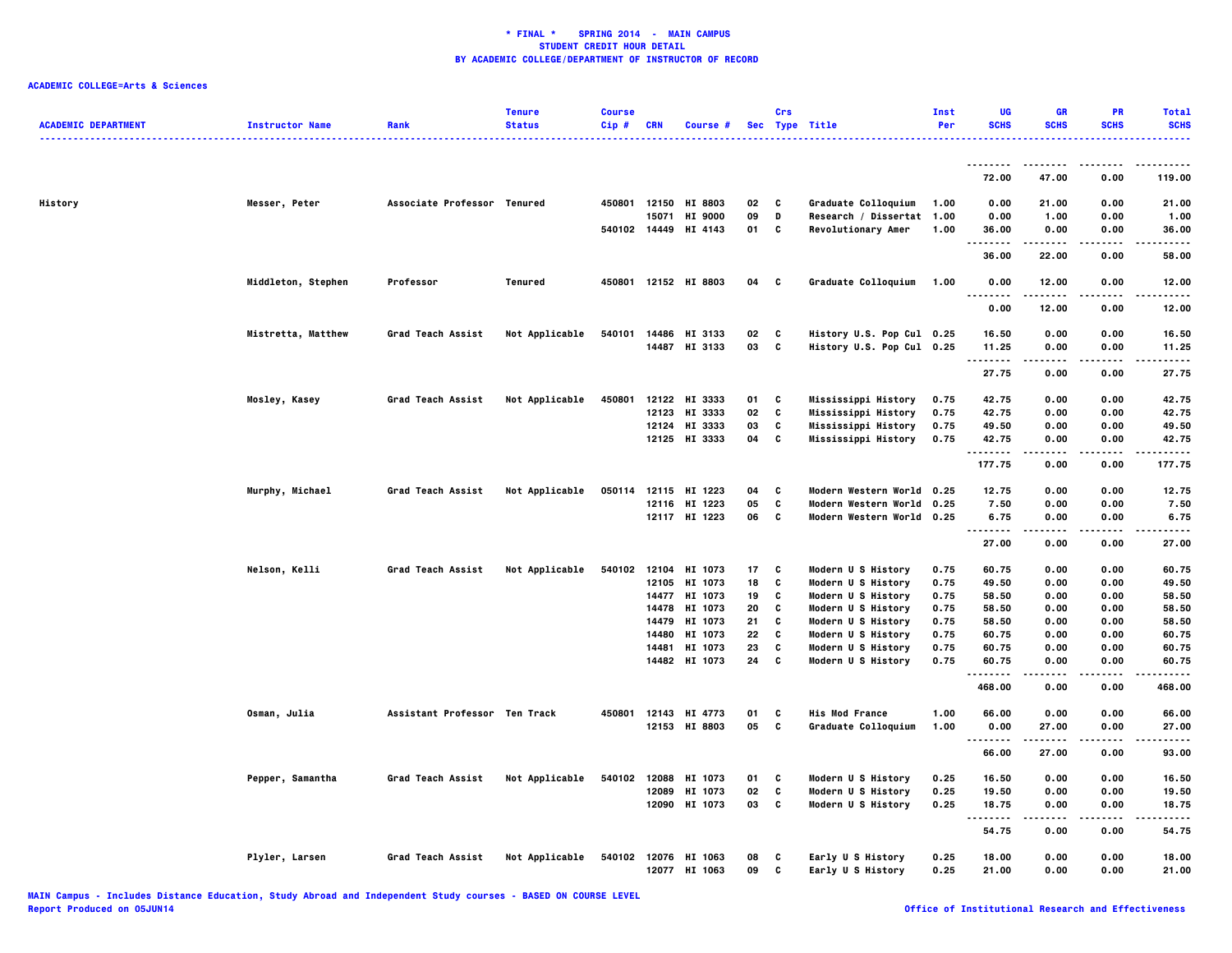**\* FINAL \* SPRING 2014 - MAIN CAMPUS**
**STUDENT CREDIT HOUR DETAIL**
**BY ACADEMIC COLLEGE/DEPARTMENT OF INSTRUCTOR OF RECORD**

**ACADEMIC COLLEGE=Arts & Sciences**

| ACADEMIC DEPARTMENT | Instructor Name | Rank | Tenure Status | Course Cip # | CRN | Course # | Sec | Crs Type | Title | Inst Per | UG SCHS | GR SCHS | PR SCHS | Total SCHS |
|---|---|---|---|---|---|---|---|---|---|---|---|---|---|---|
| | | | | | | | | | | | 72.00 | 47.00 | 0.00 | 119.00 |
| History | Messer, Peter | Associate Professor | Tenured | 450801 | 12150 | HI 8803 | 02 | C | Graduate Colloquium | 1.00 | 0.00 | 21.00 | 0.00 | 21.00 |
| | | | | | 15071 | HI 9000 | 09 | D | Research / Dissertat | 1.00 | 0.00 | 1.00 | 0.00 | 1.00 |
| | | | | 540102 | 14449 | HI 4143 | 01 | C | Revolutionary Amer | 1.00 | 36.00 | 0.00 | 0.00 | 36.00 |
| | | | | | | | | | | | 36.00 | 22.00 | 0.00 | 58.00 |
| | Middleton, Stephen | Professor | Tenured | 450801 | 12152 | HI 8803 | 04 | C | Graduate Colloquium | 1.00 | 0.00 | 12.00 | 0.00 | 12.00 |
| | | | | | | | | | | | 0.00 | 12.00 | 0.00 | 12.00 |
| | Mistretta, Matthew | Grad Teach Assist | Not Applicable | 540101 | 14486 | HI 3133 | 02 | C | History U.S. Pop Cul | 0.25 | 16.50 | 0.00 | 0.00 | 16.50 |
| | | | | | 14487 | HI 3133 | 03 | C | History U.S. Pop Cul | 0.25 | 11.25 | 0.00 | 0.00 | 11.25 |
| | | | | | | | | | | | 27.75 | 0.00 | 0.00 | 27.75 |
| | Mosley, Kasey | Grad Teach Assist | Not Applicable | 450801 | 12122 | HI 3333 | 01 | C | Mississippi History | 0.75 | 42.75 | 0.00 | 0.00 | 42.75 |
| | | | | | 12123 | HI 3333 | 02 | C | Mississippi History | 0.75 | 42.75 | 0.00 | 0.00 | 42.75 |
| | | | | | 12124 | HI 3333 | 03 | C | Mississippi History | 0.75 | 49.50 | 0.00 | 0.00 | 49.50 |
| | | | | | 12125 | HI 3333 | 04 | C | Mississippi History | 0.75 | 42.75 | 0.00 | 0.00 | 42.75 |
| | | | | | | | | | | | 177.75 | 0.00 | 0.00 | 177.75 |
| | Murphy, Michael | Grad Teach Assist | Not Applicable | 050114 | 12115 | HI 1223 | 04 | C | Modern Western World | 0.25 | 12.75 | 0.00 | 0.00 | 12.75 |
| | | | | | 12116 | HI 1223 | 05 | C | Modern Western World | 0.25 | 7.50 | 0.00 | 0.00 | 7.50 |
| | | | | | 12117 | HI 1223 | 06 | C | Modern Western World | 0.25 | 6.75 | 0.00 | 0.00 | 6.75 |
| | | | | | | | | | | | 27.00 | 0.00 | 0.00 | 27.00 |
| | Nelson, Kelli | Grad Teach Assist | Not Applicable | 540102 | 12104 | HI 1073 | 17 | C | Modern U S History | 0.75 | 60.75 | 0.00 | 0.00 | 60.75 |
| | | | | | 12105 | HI 1073 | 18 | C | Modern U S History | 0.75 | 49.50 | 0.00 | 0.00 | 49.50 |
| | | | | | 14477 | HI 1073 | 19 | C | Modern U S History | 0.75 | 58.50 | 0.00 | 0.00 | 58.50 |
| | | | | | 14478 | HI 1073 | 20 | C | Modern U S History | 0.75 | 58.50 | 0.00 | 0.00 | 58.50 |
| | | | | | 14479 | HI 1073 | 21 | C | Modern U S History | 0.75 | 58.50 | 0.00 | 0.00 | 58.50 |
| | | | | | 14480 | HI 1073 | 22 | C | Modern U S History | 0.75 | 60.75 | 0.00 | 0.00 | 60.75 |
| | | | | | 14481 | HI 1073 | 23 | C | Modern U S History | 0.75 | 60.75 | 0.00 | 0.00 | 60.75 |
| | | | | | 14482 | HI 1073 | 24 | C | Modern U S History | 0.75 | 60.75 | 0.00 | 0.00 | 60.75 |
| | | | | | | | | | | | 468.00 | 0.00 | 0.00 | 468.00 |
| | Osman, Julia | Assistant Professor | Ten Track | 450801 | 12143 | HI 4773 | 01 | C | His Mod France | 1.00 | 66.00 | 0.00 | 0.00 | 66.00 |
| | | | | | 12153 | HI 8803 | 05 | C | Graduate Colloquium | 1.00 | 0.00 | 27.00 | 0.00 | 27.00 |
| | | | | | | | | | | | 66.00 | 27.00 | 0.00 | 93.00 |
| | Pepper, Samantha | Grad Teach Assist | Not Applicable | 540102 | 12088 | HI 1073 | 01 | C | Modern U S History | 0.25 | 16.50 | 0.00 | 0.00 | 16.50 |
| | | | | | 12089 | HI 1073 | 02 | C | Modern U S History | 0.25 | 19.50 | 0.00 | 0.00 | 19.50 |
| | | | | | 12090 | HI 1073 | 03 | C | Modern U S History | 0.25 | 18.75 | 0.00 | 0.00 | 18.75 |
| | | | | | | | | | | | 54.75 | 0.00 | 0.00 | 54.75 |
| | Plyler, Larsen | Grad Teach Assist | Not Applicable | 540102 | 12076 | HI 1063 | 08 | C | Early U S History | 0.25 | 18.00 | 0.00 | 0.00 | 18.00 |
| | | | | | 12077 | HI 1063 | 09 | C | Early U S History | 0.25 | 21.00 | 0.00 | 0.00 | 21.00 |

MAIN Campus - Includes Distance Education, Study Abroad and Independent Study courses - BASED ON COURSE LEVEL
Report Produced on 05JUN14

Office of Institutional Research and Effectiveness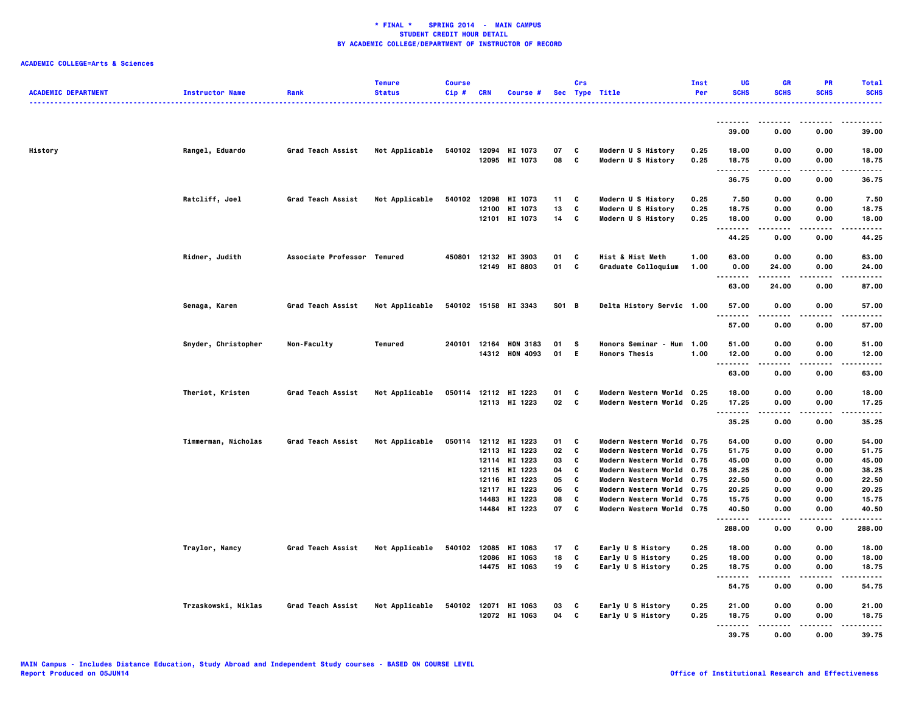**\* FINAL \* SPRING 2014 - MAIN CAMPUS**
**STUDENT CREDIT HOUR DETAIL**
**BY ACADEMIC COLLEGE/DEPARTMENT OF INSTRUCTOR OF RECORD**

**ACADEMIC COLLEGE=Arts & Sciences**

| ACADEMIC DEPARTMENT | Instructor Name | Rank | Tenure Status | Course Cip # | CRN | Course # | Sec | Crs Type | Title | Inst Per | UG SCHS | GR SCHS | PR SCHS | Total SCHS |
|---|---|---|---|---|---|---|---|---|---|---|---|---|---|---|
| | | | | | | | | | | | 39.00 | 0.00 | 0.00 | 39.00 |
| History | Rangel, Eduardo | Grad Teach Assist | Not Applicable | 540102 | 12094 | HI 1073 | 07 | C | Modern U S History | 0.25 | 18.00 | 0.00 | 0.00 | 18.00 |
| | | | | | 12095 | HI 1073 | 08 | C | Modern U S History | 0.25 | 18.75 | 0.00 | 0.00 | 18.75 |
| | | | | | | | | | | | 36.75 | 0.00 | 0.00 | 36.75 |
| | Ratcliff, Joel | Grad Teach Assist | Not Applicable | 540102 | 12098 | HI 1073 | 11 | C | Modern U S History | 0.25 | 7.50 | 0.00 | 0.00 | 7.50 |
| | | | | | 12100 | HI 1073 | 13 | C | Modern U S History | 0.25 | 18.75 | 0.00 | 0.00 | 18.75 |
| | | | | | 12101 | HI 1073 | 14 | C | Modern U S History | 0.25 | 18.00 | 0.00 | 0.00 | 18.00 |
| | | | | | | | | | | | 44.25 | 0.00 | 0.00 | 44.25 |
| | Ridner, Judith | Associate Professor | Tenured | 450801 | 12132 | HI 3903 | 01 | C | Hist & Hist Meth | 1.00 | 63.00 | 0.00 | 0.00 | 63.00 |
| | | | | | 12149 | HI 8803 | 01 | C | Graduate Colloquium | 1.00 | 0.00 | 24.00 | 0.00 | 24.00 |
| | | | | | | | | | | | 63.00 | 24.00 | 0.00 | 87.00 |
| | Senaga, Karen | Grad Teach Assist | Not Applicable | 540102 | 15158 | HI 3343 | S01 | B | Delta History Servic | 1.00 | 57.00 | 0.00 | 0.00 | 57.00 |
| | | | | | | | | | | | 57.00 | 0.00 | 0.00 | 57.00 |
| | Snyder, Christopher | Non-Faculty | Tenured | 240101 | 12164 | HON 3183 | 01 | S | Honors Seminar - Hum | 1.00 | 51.00 | 0.00 | 0.00 | 51.00 |
| | | | | | 14312 | HON 4093 | 01 | E | Honors Thesis | 1.00 | 12.00 | 0.00 | 0.00 | 12.00 |
| | | | | | | | | | | | 63.00 | 0.00 | 0.00 | 63.00 |
| | Theriot, Kristen | Grad Teach Assist | Not Applicable | 050114 | 12112 | HI 1223 | 01 | C | Modern Western World | 0.25 | 18.00 | 0.00 | 0.00 | 18.00 |
| | | | | | 12113 | HI 1223 | 02 | C | Modern Western World | 0.25 | 17.25 | 0.00 | 0.00 | 17.25 |
| | | | | | | | | | | | 35.25 | 0.00 | 0.00 | 35.25 |
| | Timmerman, Nicholas | Grad Teach Assist | Not Applicable | 050114 | 12112 | HI 1223 | 01 | C | Modern Western World | 0.75 | 54.00 | 0.00 | 0.00 | 54.00 |
| | | | | | 12113 | HI 1223 | 02 | C | Modern Western World | 0.75 | 51.75 | 0.00 | 0.00 | 51.75 |
| | | | | | 12114 | HI 1223 | 03 | C | Modern Western World | 0.75 | 45.00 | 0.00 | 0.00 | 45.00 |
| | | | | | 12115 | HI 1223 | 04 | C | Modern Western World | 0.75 | 38.25 | 0.00 | 0.00 | 38.25 |
| | | | | | 12116 | HI 1223 | 05 | C | Modern Western World | 0.75 | 22.50 | 0.00 | 0.00 | 22.50 |
| | | | | | 12117 | HI 1223 | 06 | C | Modern Western World | 0.75 | 20.25 | 0.00 | 0.00 | 20.25 |
| | | | | | 14483 | HI 1223 | 08 | C | Modern Western World | 0.75 | 15.75 | 0.00 | 0.00 | 15.75 |
| | | | | | 14484 | HI 1223 | 07 | C | Modern Western World | 0.75 | 40.50 | 0.00 | 0.00 | 40.50 |
| | | | | | | | | | | | 288.00 | 0.00 | 0.00 | 288.00 |
| | Traylor, Nancy | Grad Teach Assist | Not Applicable | 540102 | 12085 | HI 1063 | 17 | C | Early U S History | 0.25 | 18.00 | 0.00 | 0.00 | 18.00 |
| | | | | | 12086 | HI 1063 | 18 | C | Early U S History | 0.25 | 18.00 | 0.00 | 0.00 | 18.00 |
| | | | | | 14475 | HI 1063 | 19 | C | Early U S History | 0.25 | 18.75 | 0.00 | 0.00 | 18.75 |
| | | | | | | | | | | | 54.75 | 0.00 | 0.00 | 54.75 |
| | Trzaskowski, Niklas | Grad Teach Assist | Not Applicable | 540102 | 12071 | HI 1063 | 03 | C | Early U S History | 0.25 | 21.00 | 0.00 | 0.00 | 21.00 |
| | | | | | 12072 | HI 1063 | 04 | C | Early U S History | 0.25 | 18.75 | 0.00 | 0.00 | 18.75 |
| | | | | | | | | | | | 39.75 | 0.00 | 0.00 | 39.75 |

MAIN Campus - Includes Distance Education, Study Abroad and Independent Study courses - BASED ON COURSE LEVEL
Report Produced on 05JUN14

Office of Institutional Research and Effectiveness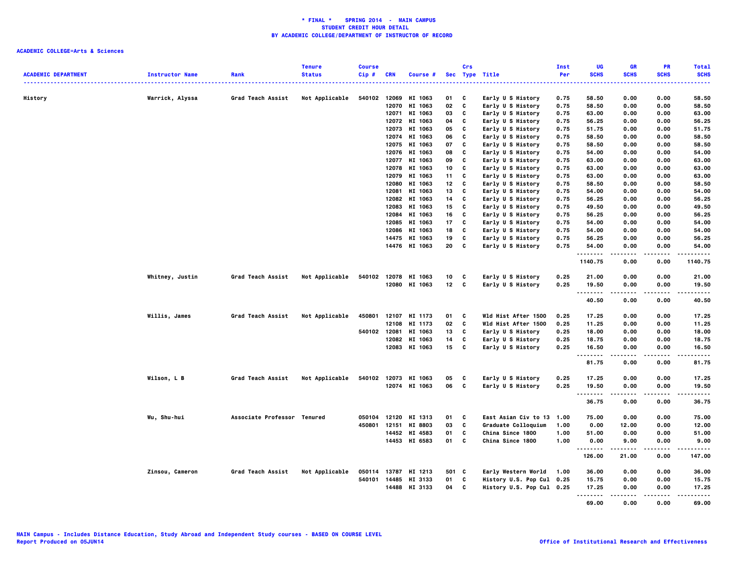**\* FINAL \* SPRING 2014 - MAIN CAMPUS**
**STUDENT CREDIT HOUR DETAIL**
**BY ACADEMIC COLLEGE/DEPARTMENT OF INSTRUCTOR OF RECORD**

**ACADEMIC COLLEGE=Arts & Sciences**

| ACADEMIC DEPARTMENT | Instructor Name | Rank | Tenure Status | Course Cip # | CRN | Course # | Sec | Crs Type | Title | Inst Per | UG SCHS | GR SCHS | PR SCHS | Total SCHS |
|---|---|---|---|---|---|---|---|---|---|---|---|---|---|---|
| History | Warrick, Alyssa | Grad Teach Assist | Not Applicable | 540102 | 12069 | HI 1063 | 01 | C | Early U S History | 0.75 | 58.50 | 0.00 | 0.00 | 58.50 |
| | | | | | 12070 | HI 1063 | 02 | C | Early U S History | 0.75 | 58.50 | 0.00 | 0.00 | 58.50 |
| | | | | | 12071 | HI 1063 | 03 | C | Early U S History | 0.75 | 63.00 | 0.00 | 0.00 | 63.00 |
| | | | | | 12072 | HI 1063 | 04 | C | Early U S History | 0.75 | 56.25 | 0.00 | 0.00 | 56.25 |
| | | | | | 12073 | HI 1063 | 05 | C | Early U S History | 0.75 | 51.75 | 0.00 | 0.00 | 51.75 |
| | | | | | 12074 | HI 1063 | 06 | C | Early U S History | 0.75 | 58.50 | 0.00 | 0.00 | 58.50 |
| | | | | | 12075 | HI 1063 | 07 | C | Early U S History | 0.75 | 58.50 | 0.00 | 0.00 | 58.50 |
| | | | | | 12076 | HI 1063 | 08 | C | Early U S History | 0.75 | 54.00 | 0.00 | 0.00 | 54.00 |
| | | | | | 12077 | HI 1063 | 09 | C | Early U S History | 0.75 | 63.00 | 0.00 | 0.00 | 63.00 |
| | | | | | 12078 | HI 1063 | 10 | C | Early U S History | 0.75 | 63.00 | 0.00 | 0.00 | 63.00 |
| | | | | | 12079 | HI 1063 | 11 | C | Early U S History | 0.75 | 63.00 | 0.00 | 0.00 | 63.00 |
| | | | | | 12080 | HI 1063 | 12 | C | Early U S History | 0.75 | 58.50 | 0.00 | 0.00 | 58.50 |
| | | | | | 12081 | HI 1063 | 13 | C | Early U S History | 0.75 | 54.00 | 0.00 | 0.00 | 54.00 |
| | | | | | 12082 | HI 1063 | 14 | C | Early U S History | 0.75 | 56.25 | 0.00 | 0.00 | 56.25 |
| | | | | | 12083 | HI 1063 | 15 | C | Early U S History | 0.75 | 49.50 | 0.00 | 0.00 | 49.50 |
| | | | | | 12084 | HI 1063 | 16 | C | Early U S History | 0.75 | 56.25 | 0.00 | 0.00 | 56.25 |
| | | | | | 12085 | HI 1063 | 17 | C | Early U S History | 0.75 | 54.00 | 0.00 | 0.00 | 54.00 |
| | | | | | 12086 | HI 1063 | 18 | C | Early U S History | 0.75 | 54.00 | 0.00 | 0.00 | 54.00 |
| | | | | | 14475 | HI 1063 | 19 | C | Early U S History | 0.75 | 56.25 | 0.00 | 0.00 | 56.25 |
| | | | | | 14476 | HI 1063 | 20 | C | Early U S History | 0.75 | 54.00 | 0.00 | 0.00 | 54.00 |
| | | | | | | | | | | | 1140.75 | 0.00 | 0.00 | 1140.75 |
| | Whitney, Justin | Grad Teach Assist | Not Applicable | 540102 | 12078 | HI 1063 | 10 | C | Early U S History | 0.25 | 21.00 | 0.00 | 0.00 | 21.00 |
| | | | | | 12080 | HI 1063 | 12 | C | Early U S History | 0.25 | 19.50 | 0.00 | 0.00 | 19.50 |
| | | | | | | | | | | | 40.50 | 0.00 | 0.00 | 40.50 |
| | Willis, James | Grad Teach Assist | Not Applicable | 450801 | 12107 | HI 1173 | 01 | C | Wld Hist After 1500 | 0.25 | 17.25 | 0.00 | 0.00 | 17.25 |
| | | | | | 12108 | HI 1173 | 02 | C | Wld Hist After 1500 | 0.25 | 11.25 | 0.00 | 0.00 | 11.25 |
| | | | | 540102 | 12081 | HI 1063 | 13 | C | Early U S History | 0.25 | 18.00 | 0.00 | 0.00 | 18.00 |
| | | | | | 12082 | HI 1063 | 14 | C | Early U S History | 0.25 | 18.75 | 0.00 | 0.00 | 18.75 |
| | | | | | 12083 | HI 1063 | 15 | C | Early U S History | 0.25 | 16.50 | 0.00 | 0.00 | 16.50 |
| | | | | | | | | | | | 81.75 | 0.00 | 0.00 | 81.75 |
| | Wilson, L B | Grad Teach Assist | Not Applicable | 540102 | 12073 | HI 1063 | 05 | C | Early U S History | 0.25 | 17.25 | 0.00 | 0.00 | 17.25 |
| | | | | | 12074 | HI 1063 | 06 | C | Early U S History | 0.25 | 19.50 | 0.00 | 0.00 | 19.50 |
| | | | | | | | | | | | 36.75 | 0.00 | 0.00 | 36.75 |
| | Wu, Shu-hui | Associate Professor | Tenured | 050104 | 12120 | HI 1313 | 01 | C | East Asian Civ to 13 | 1.00 | 75.00 | 0.00 | 0.00 | 75.00 |
| | | | | 450801 | 12151 | HI 8803 | 03 | C | Graduate Colloquium | 1.00 | 0.00 | 12.00 | 0.00 | 12.00 |
| | | | | | 14452 | HI 4583 | 01 | C | China Since 1800 | 1.00 | 51.00 | 0.00 | 0.00 | 51.00 |
| | | | | | 14453 | HI 6583 | 01 | C | China Since 1800 | 1.00 | 0.00 | 9.00 | 0.00 | 9.00 |
| | | | | | | | | | | | 126.00 | 21.00 | 0.00 | 147.00 |
| | Zinsou, Cameron | Grad Teach Assist | Not Applicable | 050114 | 13787 | HI 1213 | 501 | C | Early Western World | 1.00 | 36.00 | 0.00 | 0.00 | 36.00 |
| | | | | 540101 | 14485 | HI 3133 | 01 | C | History U.S. Pop Cul | 0.25 | 15.75 | 0.00 | 0.00 | 15.75 |
| | | | | | 14488 | HI 3133 | 04 | C | History U.S. Pop Cul | 0.25 | 17.25 | 0.00 | 0.00 | 17.25 |
| | | | | | | | | | | | 69.00 | 0.00 | 0.00 | 69.00 |

MAIN Campus - Includes Distance Education, Study Abroad and Independent Study courses - BASED ON COURSE LEVEL
Report Produced on 05JUN14

Office of Institutional Research and Effectiveness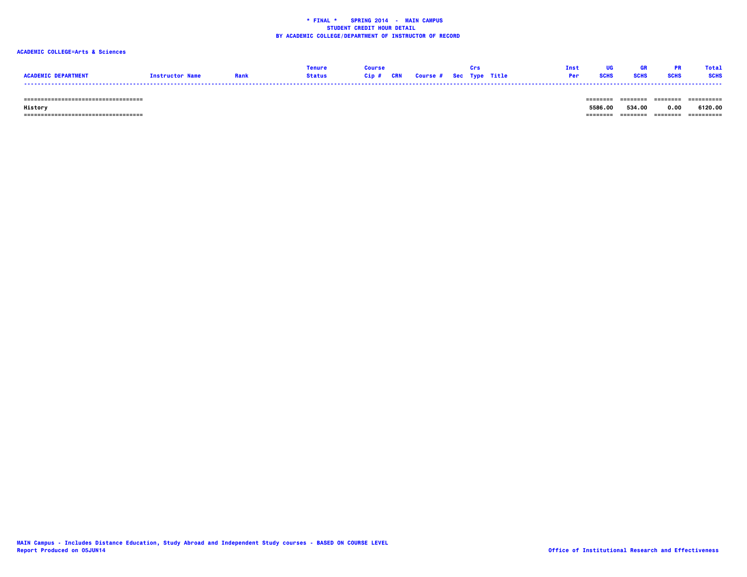**\* FINAL \* SPRING 2014 - MAIN CAMPUS**
**STUDENT CREDIT HOUR DETAIL**
**BY ACADEMIC COLLEGE/DEPARTMENT OF INSTRUCTOR OF RECORD**

**ACADEMIC COLLEGE=Arts & Sciences**

| ACADEMIC DEPARTMENT | Instructor Name | Rank | Tenure Status | Course Cip # | CRN | Course # | Sec | Crs Type | Title | Inst Per | UG SCHS | GR SCHS | PR SCHS | Total SCHS |
|---|---|---|---|---|---|---|---|---|---|---|---|---|---|---|
| History | | | | | | | | | | | 5586.00 | 534.00 | 0.00 | 6120.00 |

MAIN Campus - Includes Distance Education, Study Abroad and Independent Study courses - BASED ON COURSE LEVEL
Report Produced on 05JUN14

Office of Institutional Research and Effectiveness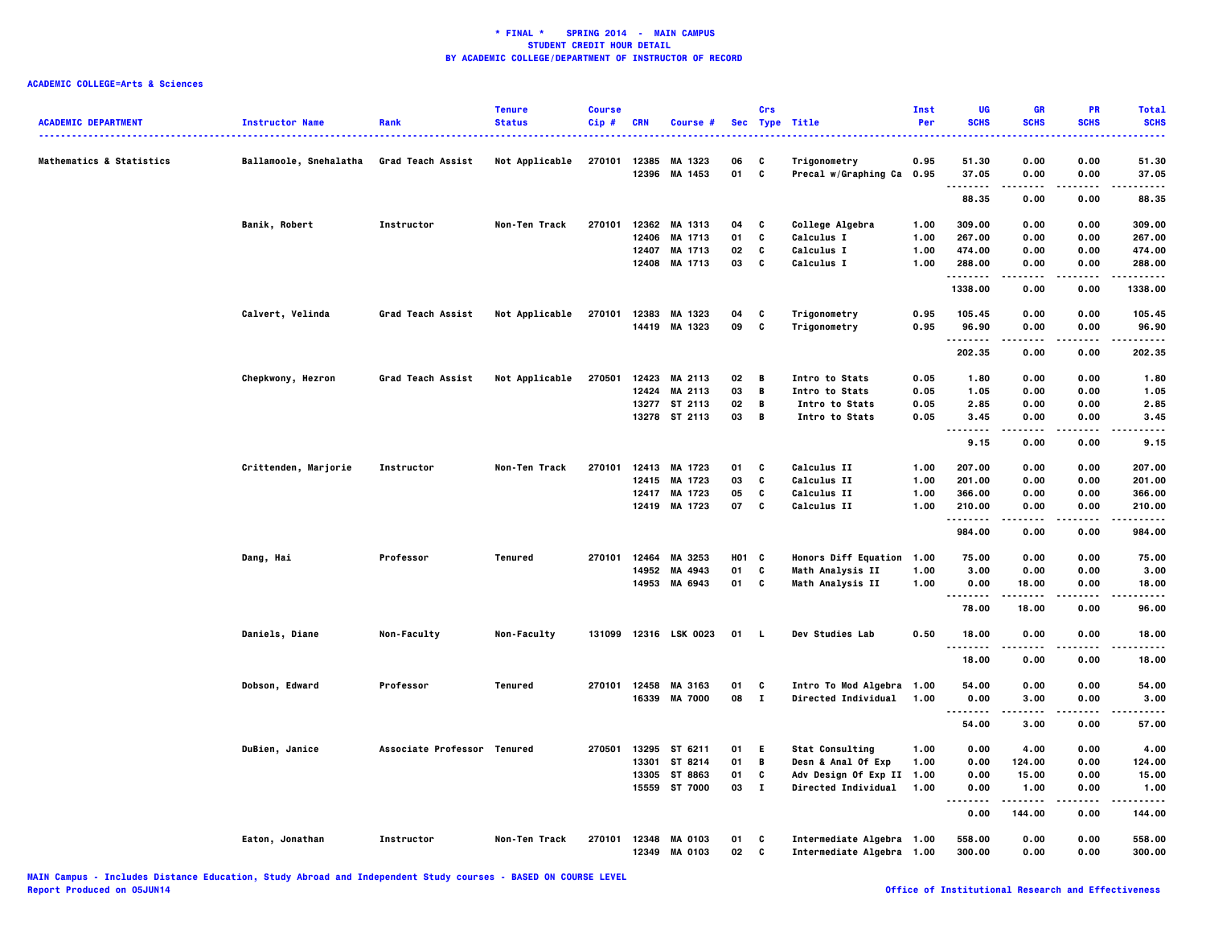# * FINAL * SPRING 2014 - MAIN CAMPUS
## STUDENT CREDIT HOUR DETAIL
## BY ACADEMIC COLLEGE/DEPARTMENT OF INSTRUCTOR OF RECORD

**ACADEMIC COLLEGE=Arts & Sciences**

| ACADEMIC DEPARTMENT | Instructor Name | Rank | Tenure Status | Course Cip # | CRN | Course # | Sec | Crs Type | Title | Inst Per | UG SCHS | GR SCHS | PR SCHS | Total SCHS |
|---|---|---|---|---|---|---|---|---|---|---|---|---|---|---|
| Mathematics & Statistics | Ballamoole, Snehalatha | Grad Teach Assist | Not Applicable | 270101 | 12385 | MA 1323 | 06 | C | Trigonometry | 0.95 | 51.30 | 0.00 | 0.00 | 51.30 |
| | | | | | 12396 | MA 1453 | 01 | C | Precal w/Graphing Ca | 0.95 | 37.05 | 0.00 | 0.00 | 37.05 |
| | | | | | | | | | | | 88.35 | 0.00 | 0.00 | 88.35 |
| | Banik, Robert | Instructor | Non-Ten Track | 270101 | 12362 | MA 1313 | 04 | C | College Algebra | 1.00 | 309.00 | 0.00 | 0.00 | 309.00 |
| | | | | | 12406 | MA 1713 | 01 | C | Calculus I | 1.00 | 267.00 | 0.00 | 0.00 | 267.00 |
| | | | | | 12407 | MA 1713 | 02 | C | Calculus I | 1.00 | 474.00 | 0.00 | 0.00 | 474.00 |
| | | | | | 12408 | MA 1713 | 03 | C | Calculus I | 1.00 | 288.00 | 0.00 | 0.00 | 288.00 |
| | | | | | | | | | | | 1338.00 | 0.00 | 0.00 | 1338.00 |
| | Calvert, Velinda | Grad Teach Assist | Not Applicable | 270101 | 12383 | MA 1323 | 04 | C | Trigonometry | 0.95 | 105.45 | 0.00 | 0.00 | 105.45 |
| | | | | | 14419 | MA 1323 | 09 | C | Trigonometry | 0.95 | 96.90 | 0.00 | 0.00 | 96.90 |
| | | | | | | | | | | | 202.35 | 0.00 | 0.00 | 202.35 |
| | Chepkwony, Hezron | Grad Teach Assist | Not Applicable | 270501 | 12423 | MA 2113 | 02 | B | Intro to Stats | 0.05 | 1.80 | 0.00 | 0.00 | 1.80 |
| | | | | | 12424 | MA 2113 | 03 | B | Intro to Stats | 0.05 | 1.05 | 0.00 | 0.00 | 1.05 |
| | | | | | 13277 | ST 2113 | 02 | B | Intro to Stats | 0.05 | 2.85 | 0.00 | 0.00 | 2.85 |
| | | | | | 13278 | ST 2113 | 03 | B | Intro to Stats | 0.05 | 3.45 | 0.00 | 0.00 | 3.45 |
| | | | | | | | | | | | 9.15 | 0.00 | 0.00 | 9.15 |
| | Crittenden, Marjorie | Instructor | Non-Ten Track | 270101 | 12413 | MA 1723 | 01 | C | Calculus II | 1.00 | 207.00 | 0.00 | 0.00 | 207.00 |
| | | | | | 12415 | MA 1723 | 03 | C | Calculus II | 1.00 | 201.00 | 0.00 | 0.00 | 201.00 |
| | | | | | 12417 | MA 1723 | 05 | C | Calculus II | 1.00 | 366.00 | 0.00 | 0.00 | 366.00 |
| | | | | | 12419 | MA 1723 | 07 | C | Calculus II | 1.00 | 210.00 | 0.00 | 0.00 | 210.00 |
| | | | | | | | | | | | 984.00 | 0.00 | 0.00 | 984.00 |
| | Dang, Hai | Professor | Tenured | 270101 | 12464 | MA 3253 | H01 | C | Honors Diff Equation | 1.00 | 75.00 | 0.00 | 0.00 | 75.00 |
| | | | | | 14952 | MA 4943 | 01 | C | Math Analysis II | 1.00 | 3.00 | 0.00 | 0.00 | 3.00 |
| | | | | | 14953 | MA 6943 | 01 | C | Math Analysis II | 1.00 | 0.00 | 18.00 | 0.00 | 18.00 |
| | | | | | | | | | | | 78.00 | 18.00 | 0.00 | 96.00 |
| | Daniels, Diane | Non-Faculty | Non-Faculty | 131099 | 12316 | LSK 0023 | 01 | L | Dev Studies Lab | 0.50 | 18.00 | 0.00 | 0.00 | 18.00 |
| | | | | | | | | | | | 18.00 | 0.00 | 0.00 | 18.00 |
| | Dobson, Edward | Professor | Tenured | 270101 | 12458 | MA 3163 | 01 | C | Intro To Mod Algebra | 1.00 | 54.00 | 0.00 | 0.00 | 54.00 |
| | | | | | 16339 | MA 7000 | 08 | I | Directed Individual | 1.00 | 0.00 | 3.00 | 0.00 | 3.00 |
| | | | | | | | | | | | 54.00 | 3.00 | 0.00 | 57.00 |
| | DuBien, Janice | Associate Professor | Tenured | 270501 | 13295 | ST 6211 | 01 | E | Stat Consulting | 1.00 | 0.00 | 4.00 | 0.00 | 4.00 |
| | | | | | 13301 | ST 8214 | 01 | B | Desn & Anal Of Exp | 1.00 | 0.00 | 124.00 | 0.00 | 124.00 |
| | | | | | 13305 | ST 8863 | 01 | C | Adv Design Of Exp II | 1.00 | 0.00 | 15.00 | 0.00 | 15.00 |
| | | | | | 15559 | ST 7000 | 03 | I | Directed Individual | 1.00 | 0.00 | 1.00 | 0.00 | 1.00 |
| | | | | | | | | | | | 0.00 | 144.00 | 0.00 | 144.00 |
| | Eaton, Jonathan | Instructor | Non-Ten Track | 270101 | 12348 | MA 0103 | 01 | C | Intermediate Algebra | 1.00 | 558.00 | 0.00 | 0.00 | 558.00 |
| | | | | | 12349 | MA 0103 | 02 | C | Intermediate Algebra | 1.00 | 300.00 | 0.00 | 0.00 | 300.00 |

MAIN Campus - Includes Distance Education, Study Abroad and Independent Study courses - BASED ON COURSE LEVEL
Report Produced on 05JUN14 Office of Institutional Research and Effectiveness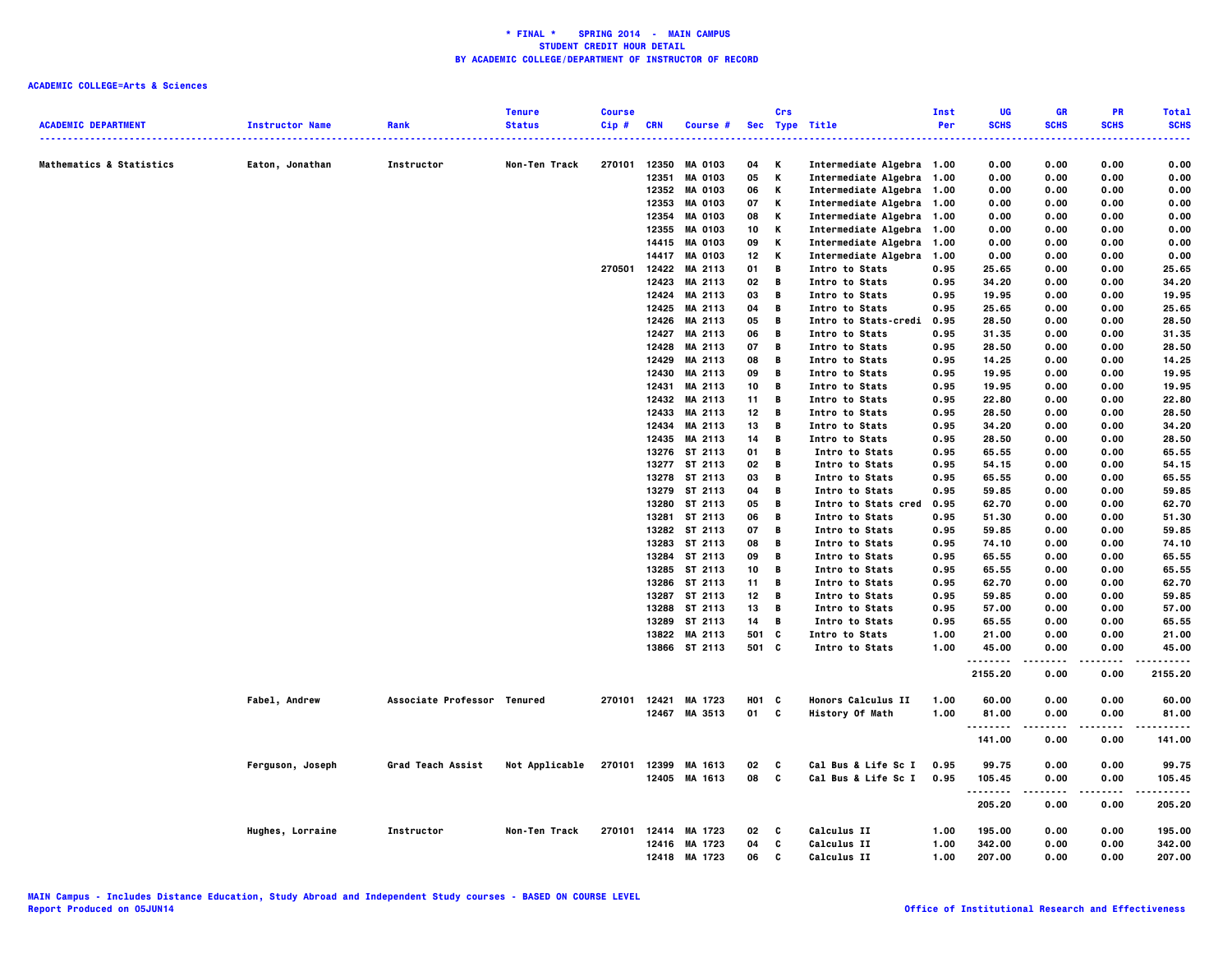**\* FINAL \* SPRING 2014 - MAIN CAMPUS**
**STUDENT CREDIT HOUR DETAIL**
**BY ACADEMIC COLLEGE/DEPARTMENT OF INSTRUCTOR OF RECORD**

**ACADEMIC COLLEGE=Arts & Sciences**

| ACADEMIC DEPARTMENT | Instructor Name | Rank | Tenure Status | Course Cip # | CRN | Course # | Sec | Crs Type | Title | Inst Per | UG SCHS | GR SCHS | PR SCHS | Total SCHS |
|---|---|---|---|---|---|---|---|---|---|---|---|---|---|---|
| Mathematics & Statistics | Eaton, Jonathan | Instructor | Non-Ten Track | 270101 | 12350 | MA 0103 | 04 | K | Intermediate Algebra | 1.00 | 0.00 | 0.00 | 0.00 | 0.00 |
| | | | | | 12351 | MA 0103 | 05 | K | Intermediate Algebra | 1.00 | 0.00 | 0.00 | 0.00 | 0.00 |
| | | | | | 12352 | MA 0103 | 06 | K | Intermediate Algebra | 1.00 | 0.00 | 0.00 | 0.00 | 0.00 |
| | | | | | 12353 | MA 0103 | 07 | K | Intermediate Algebra | 1.00 | 0.00 | 0.00 | 0.00 | 0.00 |
| | | | | | 12354 | MA 0103 | 08 | K | Intermediate Algebra | 1.00 | 0.00 | 0.00 | 0.00 | 0.00 |
| | | | | | 12355 | MA 0103 | 10 | K | Intermediate Algebra | 1.00 | 0.00 | 0.00 | 0.00 | 0.00 |
| | | | | | 14415 | MA 0103 | 09 | K | Intermediate Algebra | 1.00 | 0.00 | 0.00 | 0.00 | 0.00 |
| | | | | | 14417 | MA 0103 | 12 | K | Intermediate Algebra | 1.00 | 0.00 | 0.00 | 0.00 | 0.00 |
| | | | | 270501 | 12422 | MA 2113 | 01 | B | Intro to Stats | 0.95 | 25.65 | 0.00 | 0.00 | 25.65 |
| | | | | | 12423 | MA 2113 | 02 | B | Intro to Stats | 0.95 | 34.20 | 0.00 | 0.00 | 34.20 |
| | | | | | 12424 | MA 2113 | 03 | B | Intro to Stats | 0.95 | 19.95 | 0.00 | 0.00 | 19.95 |
| | | | | | 12425 | MA 2113 | 04 | B | Intro to Stats | 0.95 | 25.65 | 0.00 | 0.00 | 25.65 |
| | | | | | 12426 | MA 2113 | 05 | B | Intro to Stats-credi | 0.95 | 28.50 | 0.00 | 0.00 | 28.50 |
| | | | | | 12427 | MA 2113 | 06 | B | Intro to Stats | 0.95 | 31.35 | 0.00 | 0.00 | 31.35 |
| | | | | | 12428 | MA 2113 | 07 | B | Intro to Stats | 0.95 | 28.50 | 0.00 | 0.00 | 28.50 |
| | | | | | 12429 | MA 2113 | 08 | B | Intro to Stats | 0.95 | 14.25 | 0.00 | 0.00 | 14.25 |
| | | | | | 12430 | MA 2113 | 09 | B | Intro to Stats | 0.95 | 19.95 | 0.00 | 0.00 | 19.95 |
| | | | | | 12431 | MA 2113 | 10 | B | Intro to Stats | 0.95 | 19.95 | 0.00 | 0.00 | 19.95 |
| | | | | | 12432 | MA 2113 | 11 | B | Intro to Stats | 0.95 | 22.80 | 0.00 | 0.00 | 22.80 |
| | | | | | 12433 | MA 2113 | 12 | B | Intro to Stats | 0.95 | 28.50 | 0.00 | 0.00 | 28.50 |
| | | | | | 12434 | MA 2113 | 13 | B | Intro to Stats | 0.95 | 34.20 | 0.00 | 0.00 | 34.20 |
| | | | | | 12435 | MA 2113 | 14 | B | Intro to Stats | 0.95 | 28.50 | 0.00 | 0.00 | 28.50 |
| | | | | | 13276 | ST 2113 | 01 | B | Intro to Stats | 0.95 | 65.55 | 0.00 | 0.00 | 65.55 |
| | | | | | 13277 | ST 2113 | 02 | B | Intro to Stats | 0.95 | 54.15 | 0.00 | 0.00 | 54.15 |
| | | | | | 13278 | ST 2113 | 03 | B | Intro to Stats | 0.95 | 65.55 | 0.00 | 0.00 | 65.55 |
| | | | | | 13279 | ST 2113 | 04 | B | Intro to Stats | 0.95 | 59.85 | 0.00 | 0.00 | 59.85 |
| | | | | | 13280 | ST 2113 | 05 | B | Intro to Stats cred | 0.95 | 62.70 | 0.00 | 0.00 | 62.70 |
| | | | | | 13281 | ST 2113 | 06 | B | Intro to Stats | 0.95 | 51.30 | 0.00 | 0.00 | 51.30 |
| | | | | | 13282 | ST 2113 | 07 | B | Intro to Stats | 0.95 | 59.85 | 0.00 | 0.00 | 59.85 |
| | | | | | 13283 | ST 2113 | 08 | B | Intro to Stats | 0.95 | 74.10 | 0.00 | 0.00 | 74.10 |
| | | | | | 13284 | ST 2113 | 09 | B | Intro to Stats | 0.95 | 65.55 | 0.00 | 0.00 | 65.55 |
| | | | | | 13285 | ST 2113 | 10 | B | Intro to Stats | 0.95 | 65.55 | 0.00 | 0.00 | 65.55 |
| | | | | | 13286 | ST 2113 | 11 | B | Intro to Stats | 0.95 | 62.70 | 0.00 | 0.00 | 62.70 |
| | | | | | 13287 | ST 2113 | 12 | B | Intro to Stats | 0.95 | 59.85 | 0.00 | 0.00 | 59.85 |
| | | | | | 13288 | ST 2113 | 13 | B | Intro to Stats | 0.95 | 57.00 | 0.00 | 0.00 | 57.00 |
| | | | | | 13289 | ST 2113 | 14 | B | Intro to Stats | 0.95 | 65.55 | 0.00 | 0.00 | 65.55 |
| | | | | | 13822 | MA 2113 | 501 | C | Intro to Stats | 1.00 | 21.00 | 0.00 | 0.00 | 21.00 |
| | | | | | 13866 | ST 2113 | 501 | C | Intro to Stats | 1.00 | 45.00 | 0.00 | 0.00 | 45.00 |
| | | | | | | | | | | | 2155.20 | 0.00 | 0.00 | 2155.20 |
| | Fabel, Andrew | Associate Professor | Tenured | 270101 | 12421 | MA 1723 | H01 | C | Honors Calculus II | 1.00 | 60.00 | 0.00 | 0.00 | 60.00 |
| | | | | | 12467 | MA 3513 | 01 | C | History Of Math | 1.00 | 81.00 | 0.00 | 0.00 | 81.00 |
| | | | | | | | | | | | 141.00 | 0.00 | 0.00 | 141.00 |
| | Ferguson, Joseph | Grad Teach Assist | Not Applicable | 270101 | 12399 | MA 1613 | 02 | C | Cal Bus & Life Sc I | 0.95 | 99.75 | 0.00 | 0.00 | 99.75 |
| | | | | | 12405 | MA 1613 | 08 | C | Cal Bus & Life Sc I | 0.95 | 105.45 | 0.00 | 0.00 | 105.45 |
| | | | | | | | | | | | 205.20 | 0.00 | 0.00 | 205.20 |
| | Hughes, Lorraine | Instructor | Non-Ten Track | 270101 | 12414 | MA 1723 | 02 | C | Calculus II | 1.00 | 195.00 | 0.00 | 0.00 | 195.00 |
| | | | | | 12416 | MA 1723 | 04 | C | Calculus II | 1.00 | 342.00 | 0.00 | 0.00 | 342.00 |
| | | | | | 12418 | MA 1723 | 06 | C | Calculus II | 1.00 | 207.00 | 0.00 | 0.00 | 207.00 |

MAIN Campus - Includes Distance Education, Study Abroad and Independent Study courses - BASED ON COURSE LEVEL
Report Produced on 05JUN14

Office of Institutional Research and Effectiveness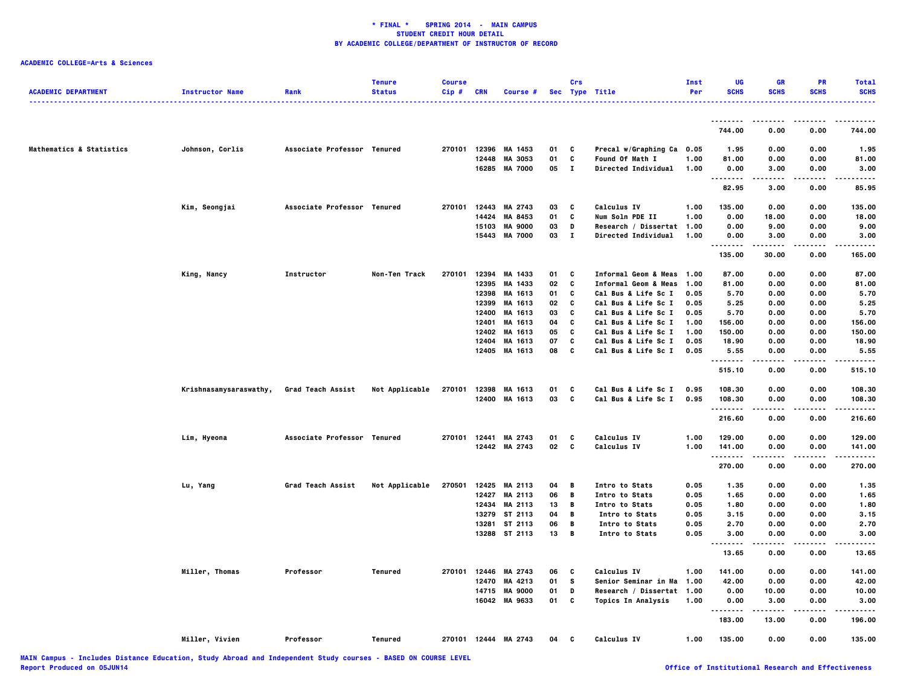**\* FINAL \* SPRING 2014 - MAIN CAMPUS**
**STUDENT CREDIT HOUR DETAIL**
**BY ACADEMIC COLLEGE/DEPARTMENT OF INSTRUCTOR OF RECORD**

**ACADEMIC COLLEGE=Arts & Sciences**

| ACADEMIC DEPARTMENT | Instructor Name | Rank | Tenure Status | Course Cip # | CRN | Course # | Sec | Crs Type | Title | Inst Per | UG SCHS | GR SCHS | PR SCHS | Total SCHS |
|---|---|---|---|---|---|---|---|---|---|---|---|---|---|---|
| | | | | | | | | | | | 744.00 | 0.00 | 0.00 | 744.00 |
| Mathematics & Statistics | Johnson, Corlis | Associate Professor | Tenured | 270101 | 12396 | MA 1453 | 01 | C | Precal w/Graphing Ca | 0.05 | 1.95 | 0.00 | 0.00 | 1.95 |
| | | | | | 12448 | MA 3053 | 01 | C | Found Of Math I | 1.00 | 81.00 | 0.00 | 0.00 | 81.00 |
| | | | | | 16285 | MA 7000 | 05 | I | Directed Individual | 1.00 | 0.00 | 3.00 | 0.00 | 3.00 |
| | | | | | | | | | | | 82.95 | 3.00 | 0.00 | 85.95 |
| | Kim, Seongjai | Associate Professor | Tenured | 270101 | 12443 | MA 2743 | 03 | C | Calculus IV | 1.00 | 135.00 | 0.00 | 0.00 | 135.00 |
| | | | | | 14424 | MA 8453 | 01 | C | Num Soln PDE II | 1.00 | 0.00 | 18.00 | 0.00 | 18.00 |
| | | | | | 15103 | MA 9000 | 03 | D | Research / Dissertat | 1.00 | 0.00 | 9.00 | 0.00 | 9.00 |
| | | | | | 15443 | MA 7000 | 03 | I | Directed Individual | 1.00 | 0.00 | 3.00 | 0.00 | 3.00 |
| | | | | | | | | | | | 135.00 | 30.00 | 0.00 | 165.00 |
| | King, Nancy | Instructor | Non-Ten Track | 270101 | 12394 | MA 1433 | 01 | C | Informal Geom & Meas | 1.00 | 87.00 | 0.00 | 0.00 | 87.00 |
| | | | | | 12395 | MA 1433 | 02 | C | Informal Geom & Meas | 1.00 | 81.00 | 0.00 | 0.00 | 81.00 |
| | | | | | 12398 | MA 1613 | 01 | C | Cal Bus & Life Sc I | 0.05 | 5.70 | 0.00 | 0.00 | 5.70 |
| | | | | | 12399 | MA 1613 | 02 | C | Cal Bus & Life Sc I | 0.05 | 5.25 | 0.00 | 0.00 | 5.25 |
| | | | | | 12400 | MA 1613 | 03 | C | Cal Bus & Life Sc I | 0.05 | 5.70 | 0.00 | 0.00 | 5.70 |
| | | | | | 12401 | MA 1613 | 04 | C | Cal Bus & Life Sc I | 1.00 | 156.00 | 0.00 | 0.00 | 156.00 |
| | | | | | 12402 | MA 1613 | 05 | C | Cal Bus & Life Sc I | 1.00 | 150.00 | 0.00 | 0.00 | 150.00 |
| | | | | | 12404 | MA 1613 | 07 | C | Cal Bus & Life Sc I | 0.05 | 18.90 | 0.00 | 0.00 | 18.90 |
| | | | | | 12405 | MA 1613 | 08 | C | Cal Bus & Life Sc I | 0.05 | 5.55 | 0.00 | 0.00 | 5.55 |
| | | | | | | | | | | | 515.10 | 0.00 | 0.00 | 515.10 |
| | Krishnasamysaraswathy, | Grad Teach Assist | Not Applicable | 270101 | 12398 | MA 1613 | 01 | C | Cal Bus & Life Sc I | 0.95 | 108.30 | 0.00 | 0.00 | 108.30 |
| | | | | | 12400 | MA 1613 | 03 | C | Cal Bus & Life Sc I | 0.95 | 108.30 | 0.00 | 0.00 | 108.30 |
| | | | | | | | | | | | 216.60 | 0.00 | 0.00 | 216.60 |
| | Lim, Hyeona | Associate Professor | Tenured | 270101 | 12441 | MA 2743 | 01 | C | Calculus IV | 1.00 | 129.00 | 0.00 | 0.00 | 129.00 |
| | | | | | 12442 | MA 2743 | 02 | C | Calculus IV | 1.00 | 141.00 | 0.00 | 0.00 | 141.00 |
| | | | | | | | | | | | 270.00 | 0.00 | 0.00 | 270.00 |
| | Lu, Yang | Grad Teach Assist | Not Applicable | 270501 | 12425 | MA 2113 | 04 | B | Intro to Stats | 0.05 | 1.35 | 0.00 | 0.00 | 1.35 |
| | | | | | 12427 | MA 2113 | 06 | B | Intro to Stats | 0.05 | 1.65 | 0.00 | 0.00 | 1.65 |
| | | | | | 12434 | MA 2113 | 13 | B | Intro to Stats | 0.05 | 1.80 | 0.00 | 0.00 | 1.80 |
| | | | | | 13279 | ST 2113 | 04 | B | Intro to Stats | 0.05 | 3.15 | 0.00 | 0.00 | 3.15 |
| | | | | | 13281 | ST 2113 | 06 | B | Intro to Stats | 0.05 | 2.70 | 0.00 | 0.00 | 2.70 |
| | | | | | 13288 | ST 2113 | 13 | B | Intro to Stats | 0.05 | 3.00 | 0.00 | 0.00 | 3.00 |
| | | | | | | | | | | | 13.65 | 0.00 | 0.00 | 13.65 |
| | Miller, Thomas | Professor | Tenured | 270101 | 12446 | MA 2743 | 06 | C | Calculus IV | 1.00 | 141.00 | 0.00 | 0.00 | 141.00 |
| | | | | | 12470 | MA 4213 | 01 | S | Senior Seminar in Ma | 1.00 | 42.00 | 0.00 | 0.00 | 42.00 |
| | | | | | 14715 | MA 9000 | 01 | D | Research / Dissertat | 1.00 | 0.00 | 10.00 | 0.00 | 10.00 |
| | | | | | 16042 | MA 9633 | 01 | C | Topics In Analysis | 1.00 | 0.00 | 3.00 | 0.00 | 3.00 |
| | | | | | | | | | | | 183.00 | 13.00 | 0.00 | 196.00 |
| | Miller, Vivien | Professor | Tenured | 270101 | 12444 | MA 2743 | 04 | C | Calculus IV | 1.00 | 135.00 | 0.00 | 0.00 | 135.00 |

MAIN Campus - Includes Distance Education, Study Abroad and Independent Study courses - BASED ON COURSE LEVEL
Report Produced on 05JUN14

Office of Institutional Research and Effectiveness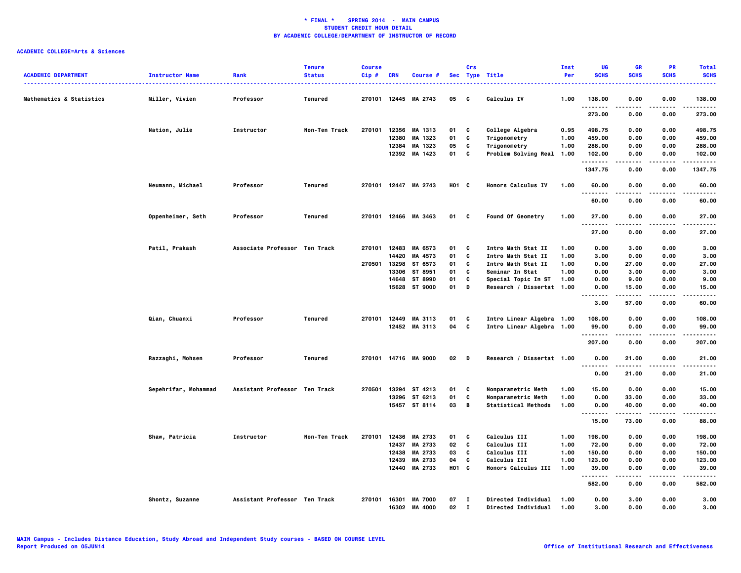**\* FINAL \*   SPRING 2014 - MAIN CAMPUS**
**STUDENT CREDIT HOUR DETAIL**
**BY ACADEMIC COLLEGE/DEPARTMENT OF INSTRUCTOR OF RECORD**

**ACADEMIC COLLEGE=Arts & Sciences**

| ACADEMIC DEPARTMENT | Instructor Name | Rank | Tenure Status | Course Cip # | CRN | Course # | Sec | Crs Type | Title | Inst Per | UG SCHS | GR SCHS | PR SCHS | Total SCHS |
|---|---|---|---|---|---|---|---|---|---|---|---|---|---|---|
| Mathematics & Statistics | Miller, Vivien | Professor | Tenured | 270101 | 12445 | MA 2743 | 05 | C | Calculus IV | 1.00 | 138.00 | 0.00 | 0.00 | 138.00 |
| | | | | | | | | | | | 273.00 | 0.00 | 0.00 | 273.00 |
| | Nation, Julie | Instructor | Non-Ten Track | 270101 | 12356 | MA 1313 | 01 | C | College Algebra | 0.95 | 498.75 | 0.00 | 0.00 | 498.75 |
| | | | | | 12380 | MA 1323 | 01 | C | Trigonometry | 1.00 | 459.00 | 0.00 | 0.00 | 459.00 |
| | | | | | 12384 | MA 1323 | 05 | C | Trigonometry | 1.00 | 288.00 | 0.00 | 0.00 | 288.00 |
| | | | | | 12392 | MA 1423 | 01 | C | Problem Solving Real | 1.00 | 102.00 | 0.00 | 0.00 | 102.00 |
| | | | | | | | | | | | 1347.75 | 0.00 | 0.00 | 1347.75 |
| | Neumann, Michael | Professor | Tenured | 270101 | 12447 | MA 2743 | H01 | C | Honors Calculus IV | 1.00 | 60.00 | 0.00 | 0.00 | 60.00 |
| | | | | | | | | | | | 60.00 | 0.00 | 0.00 | 60.00 |
| | Oppenheimer, Seth | Professor | Tenured | 270101 | 12466 | MA 3463 | 01 | C | Found Of Geometry | 1.00 | 27.00 | 0.00 | 0.00 | 27.00 |
| | | | | | | | | | | | 27.00 | 0.00 | 0.00 | 27.00 |
| | Patil, Prakash | Associate Professor | Ten Track | 270101 | 12483 | MA 6573 | 01 | C | Intro Math Stat II | 1.00 | 0.00 | 3.00 | 0.00 | 3.00 |
| | | | | | 14420 | MA 4573 | 01 | C | Intro Math Stat II | 1.00 | 3.00 | 0.00 | 0.00 | 3.00 |
| | | | | 270501 | 13298 | ST 6573 | 01 | C | Intro Math Stat II | 1.00 | 0.00 | 27.00 | 0.00 | 27.00 |
| | | | | | 13306 | ST 8951 | 01 | C | Seminar In Stat | 1.00 | 0.00 | 3.00 | 0.00 | 3.00 |
| | | | | | 14648 | ST 8990 | 01 | C | Special Topic In ST | 1.00 | 0.00 | 9.00 | 0.00 | 9.00 |
| | | | | | 15628 | ST 9000 | 01 | D | Research / Dissertat | 1.00 | 0.00 | 15.00 | 0.00 | 15.00 |
| | | | | | | | | | | | 3.00 | 57.00 | 0.00 | 60.00 |
| | Qian, Chuanxi | Professor | Tenured | 270101 | 12449 | MA 3113 | 01 | C | Intro Linear Algebra | 1.00 | 108.00 | 0.00 | 0.00 | 108.00 |
| | | | | | 12452 | MA 3113 | 04 | C | Intro Linear Algebra | 1.00 | 99.00 | 0.00 | 0.00 | 99.00 |
| | | | | | | | | | | | 207.00 | 0.00 | 0.00 | 207.00 |
| | Razzaghi, Mohsen | Professor | Tenured | 270101 | 14716 | MA 9000 | 02 | D | Research / Dissertat | 1.00 | 0.00 | 21.00 | 0.00 | 21.00 |
| | | | | | | | | | | | 0.00 | 21.00 | 0.00 | 21.00 |
| | Sepehrifar, Mohammad | Assistant Professor | Ten Track | 270501 | 13294 | ST 4213 | 01 | C | Nonparametric Meth | 1.00 | 15.00 | 0.00 | 0.00 | 15.00 |
| | | | | | 13296 | ST 6213 | 01 | C | Nonparametric Meth | 1.00 | 0.00 | 33.00 | 0.00 | 33.00 |
| | | | | | 15457 | ST 8114 | 03 | B | Statistical Methods | 1.00 | 0.00 | 40.00 | 0.00 | 40.00 |
| | | | | | | | | | | | 15.00 | 73.00 | 0.00 | 88.00 |
| | Shaw, Patricia | Instructor | Non-Ten Track | 270101 | 12436 | MA 2733 | 01 | C | Calculus III | 1.00 | 198.00 | 0.00 | 0.00 | 198.00 |
| | | | | | 12437 | MA 2733 | 02 | C | Calculus III | 1.00 | 72.00 | 0.00 | 0.00 | 72.00 |
| | | | | | 12438 | MA 2733 | 03 | C | Calculus III | 1.00 | 150.00 | 0.00 | 0.00 | 150.00 |
| | | | | | 12439 | MA 2733 | 04 | C | Calculus III | 1.00 | 123.00 | 0.00 | 0.00 | 123.00 |
| | | | | | 12440 | MA 2733 | H01 | C | Honors Calculus III | 1.00 | 39.00 | 0.00 | 0.00 | 39.00 |
| | | | | | | | | | | | 582.00 | 0.00 | 0.00 | 582.00 |
| | Shontz, Suzanne | Assistant Professor | Ten Track | 270101 | 16301 | MA 7000 | 07 | I | Directed Individual | 1.00 | 0.00 | 3.00 | 0.00 | 3.00 |
| | | | | | 16302 | MA 4000 | 02 | I | Directed Individual | 1.00 | 3.00 | 0.00 | 0.00 | 3.00 |

MAIN Campus - Includes Distance Education, Study Abroad and Independent Study courses - BASED ON COURSE LEVEL
Report Produced on 05JUN14

Office of Institutional Research and Effectiveness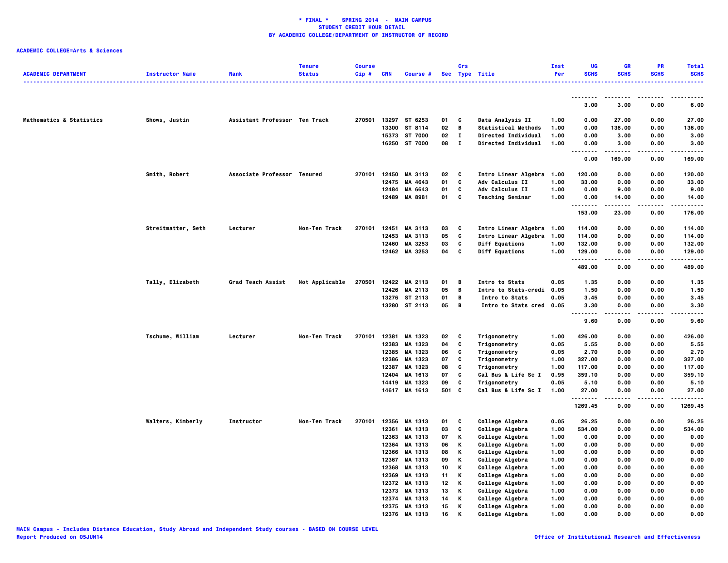**\* FINAL \* SPRING 2014 - MAIN CAMPUS**
**STUDENT CREDIT HOUR DETAIL**
**BY ACADEMIC COLLEGE/DEPARTMENT OF INSTRUCTOR OF RECORD**

**ACADEMIC COLLEGE=Arts & Sciences**

| ACADEMIC DEPARTMENT | Instructor Name | Rank | Tenure Status | Course Cip # | CRN | Course # | Sec | Crs Type | Title | Inst Per | UG SCHS | GR SCHS | PR SCHS | Total SCHS |
|---|---|---|---|---|---|---|---|---|---|---|---|---|---|---|
| | | | | | | | | | | | 3.00 | 3.00 | 0.00 | 6.00 |
| Mathematics & Statistics | Shows, Justin | Assistant Professor | Ten Track | 270501 | 13297 | ST 6253 | 01 | C | Data Analysis II | 1.00 | 0.00 | 27.00 | 0.00 | 27.00 |
| | | | | | 13300 | ST 8114 | 02 | B | Statistical Methods | 1.00 | 0.00 | 136.00 | 0.00 | 136.00 |
| | | | | | 15373 | ST 7000 | 02 | I | Directed Individual | 1.00 | 0.00 | 3.00 | 0.00 | 3.00 |
| | | | | | 16250 | ST 7000 | 08 | I | Directed Individual | 1.00 | 0.00 | 3.00 | 0.00 | 3.00 |
| | | | | | | | | | | | 0.00 | 169.00 | 0.00 | 169.00 |
| | Smith, Robert | Associate Professor | Tenured | 270101 | 12450 | MA 3113 | 02 | C | Intro Linear Algebra | 1.00 | 120.00 | 0.00 | 0.00 | 120.00 |
| | | | | | 12475 | MA 4643 | 01 | C | Adv Calculus II | 1.00 | 33.00 | 0.00 | 0.00 | 33.00 |
| | | | | | 12484 | MA 6643 | 01 | C | Adv Calculus II | 1.00 | 0.00 | 9.00 | 0.00 | 9.00 |
| | | | | | 12489 | MA 8981 | 01 | C | Teaching Seminar | 1.00 | 0.00 | 14.00 | 0.00 | 14.00 |
| | | | | | | | | | | | 153.00 | 23.00 | 0.00 | 176.00 |
| | Streitmatter, Seth | Lecturer | Non-Ten Track | 270101 | 12451 | MA 3113 | 03 | C | Intro Linear Algebra | 1.00 | 114.00 | 0.00 | 0.00 | 114.00 |
| | | | | | 12453 | MA 3113 | 05 | C | Intro Linear Algebra | 1.00 | 114.00 | 0.00 | 0.00 | 114.00 |
| | | | | | 12460 | MA 3253 | 03 | C | Diff Equations | 1.00 | 132.00 | 0.00 | 0.00 | 132.00 |
| | | | | | 12462 | MA 3253 | 04 | C | Diff Equations | 1.00 | 129.00 | 0.00 | 0.00 | 129.00 |
| | | | | | | | | | | | 489.00 | 0.00 | 0.00 | 489.00 |
| | Tally, Elizabeth | Grad Teach Assist | Not Applicable | 270501 | 12422 | MA 2113 | 01 | B | Intro to Stats | 0.05 | 1.35 | 0.00 | 0.00 | 1.35 |
| | | | | | 12426 | MA 2113 | 05 | B | Intro to Stats-credi | 0.05 | 1.50 | 0.00 | 0.00 | 1.50 |
| | | | | | 13276 | ST 2113 | 01 | B | Intro to Stats | 0.05 | 3.45 | 0.00 | 0.00 | 3.45 |
| | | | | | 13280 | ST 2113 | 05 | B | Intro to Stats cred | 0.05 | 3.30 | 0.00 | 0.00 | 3.30 |
| | | | | | | | | | | | 9.60 | 0.00 | 0.00 | 9.60 |
| | Tschume, William | Lecturer | Non-Ten Track | 270101 | 12381 | MA 1323 | 02 | C | Trigonometry | 1.00 | 426.00 | 0.00 | 0.00 | 426.00 |
| | | | | | 12383 | MA 1323 | 04 | C | Trigonometry | 0.05 | 5.55 | 0.00 | 0.00 | 5.55 |
| | | | | | 12385 | MA 1323 | 06 | C | Trigonometry | 0.05 | 2.70 | 0.00 | 0.00 | 2.70 |
| | | | | | 12386 | MA 1323 | 07 | C | Trigonometry | 1.00 | 327.00 | 0.00 | 0.00 | 327.00 |
| | | | | | 12387 | MA 1323 | 08 | C | Trigonometry | 1.00 | 117.00 | 0.00 | 0.00 | 117.00 |
| | | | | | 12404 | MA 1613 | 07 | C | Cal Bus & Life Sc I | 0.95 | 359.10 | 0.00 | 0.00 | 359.10 |
| | | | | | 14419 | MA 1323 | 09 | C | Trigonometry | 0.05 | 5.10 | 0.00 | 0.00 | 5.10 |
| | | | | | 14617 | MA 1613 | 501 | C | Cal Bus & Life Sc I | 1.00 | 27.00 | 0.00 | 0.00 | 27.00 |
| | | | | | | | | | | | 1269.45 | 0.00 | 0.00 | 1269.45 |
| | Walters, Kimberly | Instructor | Non-Ten Track | 270101 | 12356 | MA 1313 | 01 | C | College Algebra | 0.05 | 26.25 | 0.00 | 0.00 | 26.25 |
| | | | | | 12361 | MA 1313 | 03 | C | College Algebra | 1.00 | 534.00 | 0.00 | 0.00 | 534.00 |
| | | | | | 12363 | MA 1313 | 07 | K | College Algebra | 1.00 | 0.00 | 0.00 | 0.00 | 0.00 |
| | | | | | 12364 | MA 1313 | 06 | K | College Algebra | 1.00 | 0.00 | 0.00 | 0.00 | 0.00 |
| | | | | | 12366 | MA 1313 | 08 | K | College Algebra | 1.00 | 0.00 | 0.00 | 0.00 | 0.00 |
| | | | | | 12367 | MA 1313 | 09 | K | College Algebra | 1.00 | 0.00 | 0.00 | 0.00 | 0.00 |
| | | | | | 12368 | MA 1313 | 10 | K | College Algebra | 1.00 | 0.00 | 0.00 | 0.00 | 0.00 |
| | | | | | 12369 | MA 1313 | 11 | K | College Algebra | 1.00 | 0.00 | 0.00 | 0.00 | 0.00 |
| | | | | | 12372 | MA 1313 | 12 | K | College Algebra | 1.00 | 0.00 | 0.00 | 0.00 | 0.00 |
| | | | | | 12373 | MA 1313 | 13 | K | College Algebra | 1.00 | 0.00 | 0.00 | 0.00 | 0.00 |
| | | | | | 12374 | MA 1313 | 14 | K | College Algebra | 1.00 | 0.00 | 0.00 | 0.00 | 0.00 |
| | | | | | 12375 | MA 1313 | 15 | K | College Algebra | 1.00 | 0.00 | 0.00 | 0.00 | 0.00 |
| | | | | | 12376 | MA 1313 | 16 | K | College Algebra | 1.00 | 0.00 | 0.00 | 0.00 | 0.00 |

MAIN Campus - Includes Distance Education, Study Abroad and Independent Study courses - BASED ON COURSE LEVEL
Report Produced on 05JUN14

Office of Institutional Research and Effectiveness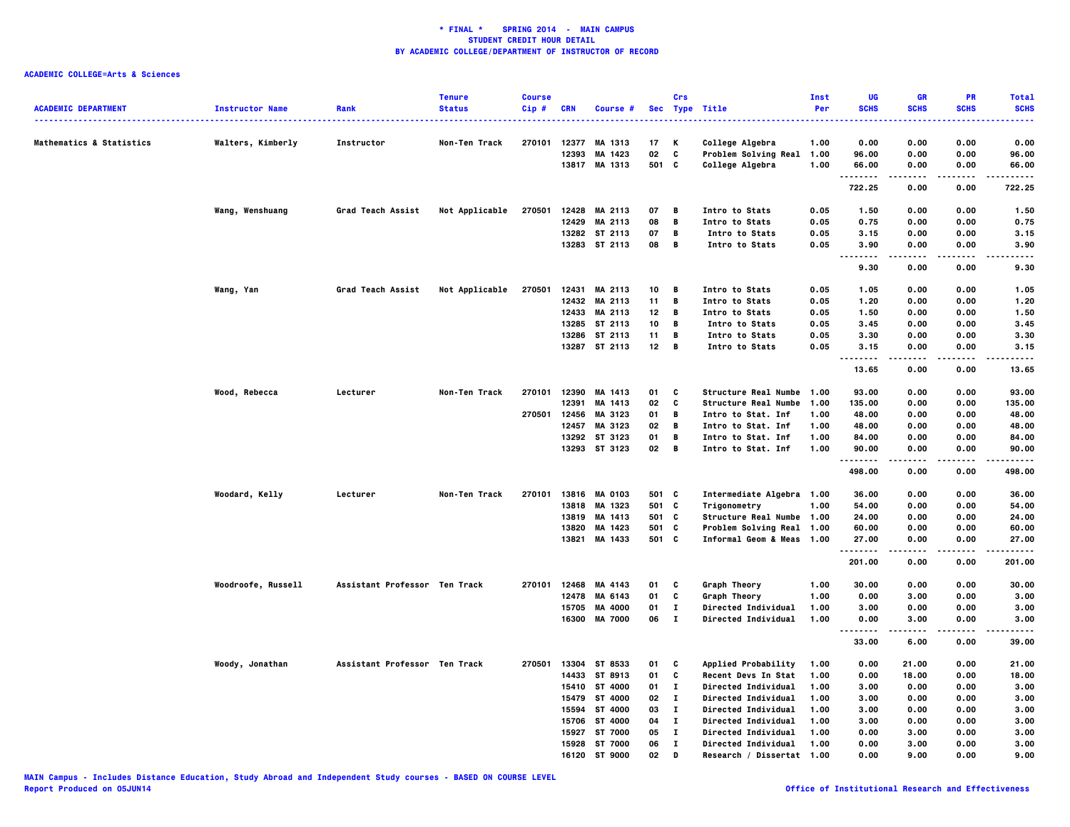**\* FINAL \* SPRING 2014 - MAIN CAMPUS**
**STUDENT CREDIT HOUR DETAIL**
**BY ACADEMIC COLLEGE/DEPARTMENT OF INSTRUCTOR OF RECORD**

**ACADEMIC COLLEGE=Arts & Sciences**

| ACADEMIC DEPARTMENT | Instructor Name | Rank | Tenure Status | Course Cip # | CRN | Course # | Sec | Crs Type | Title | Inst Per | UG SCHS | GR SCHS | PR SCHS | Total SCHS |
|---|---|---|---|---|---|---|---|---|---|---|---|---|---|---|
| Mathematics & Statistics | Walters, Kimberly | Instructor | Non-Ten Track | 270101 | 12377 | MA 1313 | 17 | K | College Algebra | 1.00 | 0.00 | 0.00 | 0.00 | 0.00 |
| | | | | | 12393 | MA 1423 | 02 | C | Problem Solving Real | 1.00 | 96.00 | 0.00 | 0.00 | 96.00 |
| | | | | | 13817 | MA 1313 | 501 | C | College Algebra | 1.00 | 66.00 | 0.00 | 0.00 | 66.00 |
| | | | | | | | | | | | 722.25 | 0.00 | 0.00 | 722.25 |
| | Wang, Wenshuang | Grad Teach Assist | Not Applicable | 270501 | 12428 | MA 2113 | 07 | B | Intro to Stats | 0.05 | 1.50 | 0.00 | 0.00 | 1.50 |
| | | | | | 12429 | MA 2113 | 08 | B | Intro to Stats | 0.05 | 0.75 | 0.00 | 0.00 | 0.75 |
| | | | | | 13282 | ST 2113 | 07 | B | Intro to Stats | 0.05 | 3.15 | 0.00 | 0.00 | 3.15 |
| | | | | | 13283 | ST 2113 | 08 | B | Intro to Stats | 0.05 | 3.90 | 0.00 | 0.00 | 3.90 |
| | | | | | | | | | | | 9.30 | 0.00 | 0.00 | 9.30 |
| | Wang, Yan | Grad Teach Assist | Not Applicable | 270501 | 12431 | MA 2113 | 10 | B | Intro to Stats | 0.05 | 1.05 | 0.00 | 0.00 | 1.05 |
| | | | | | 12432 | MA 2113 | 11 | B | Intro to Stats | 0.05 | 1.20 | 0.00 | 0.00 | 1.20 |
| | | | | | 12433 | MA 2113 | 12 | B | Intro to Stats | 0.05 | 1.50 | 0.00 | 0.00 | 1.50 |
| | | | | | 13285 | ST 2113 | 10 | B | Intro to Stats | 0.05 | 3.45 | 0.00 | 0.00 | 3.45 |
| | | | | | 13286 | ST 2113 | 11 | B | Intro to Stats | 0.05 | 3.30 | 0.00 | 0.00 | 3.30 |
| | | | | | 13287 | ST 2113 | 12 | B | Intro to Stats | 0.05 | 3.15 | 0.00 | 0.00 | 3.15 |
| | | | | | | | | | | | 13.65 | 0.00 | 0.00 | 13.65 |
| | Wood, Rebecca | Lecturer | Non-Ten Track | 270101 | 12390 | MA 1413 | 01 | C | Structure Real Numbe | 1.00 | 93.00 | 0.00 | 0.00 | 93.00 |
| | | | | | 12391 | MA 1413 | 02 | C | Structure Real Numbe | 1.00 | 135.00 | 0.00 | 0.00 | 135.00 |
| | | | | 270501 | 12456 | MA 3123 | 01 | B | Intro to Stat. Inf | 1.00 | 48.00 | 0.00 | 0.00 | 48.00 |
| | | | | | 12457 | MA 3123 | 02 | B | Intro to Stat. Inf | 1.00 | 48.00 | 0.00 | 0.00 | 48.00 |
| | | | | | 13292 | ST 3123 | 01 | B | Intro to Stat. Inf | 1.00 | 84.00 | 0.00 | 0.00 | 84.00 |
| | | | | | 13293 | ST 3123 | 02 | B | Intro to Stat. Inf | 1.00 | 90.00 | 0.00 | 0.00 | 90.00 |
| | | | | | | | | | | | 498.00 | 0.00 | 0.00 | 498.00 |
| | Woodard, Kelly | Lecturer | Non-Ten Track | 270101 | 13816 | MA 0103 | 501 | C | Intermediate Algebra | 1.00 | 36.00 | 0.00 | 0.00 | 36.00 |
| | | | | | 13818 | MA 1323 | 501 | C | Trigonometry | 1.00 | 54.00 | 0.00 | 0.00 | 54.00 |
| | | | | | 13819 | MA 1413 | 501 | C | Structure Real Numbe | 1.00 | 24.00 | 0.00 | 0.00 | 24.00 |
| | | | | | 13820 | MA 1423 | 501 | C | Problem Solving Real | 1.00 | 60.00 | 0.00 | 0.00 | 60.00 |
| | | | | | 13821 | MA 1433 | 501 | C | Informal Geom & Meas | 1.00 | 27.00 | 0.00 | 0.00 | 27.00 |
| | | | | | | | | | | | 201.00 | 0.00 | 0.00 | 201.00 |
| | Woodroofe, Russell | Assistant Professor | Ten Track | 270101 | 12468 | MA 4143 | 01 | C | Graph Theory | 1.00 | 30.00 | 0.00 | 0.00 | 30.00 |
| | | | | | 12478 | MA 6143 | 01 | C | Graph Theory | 1.00 | 0.00 | 3.00 | 0.00 | 3.00 |
| | | | | | 15705 | MA 4000 | 01 | I | Directed Individual | 1.00 | 3.00 | 0.00 | 0.00 | 3.00 |
| | | | | | 16300 | MA 7000 | 06 | I | Directed Individual | 1.00 | 0.00 | 3.00 | 0.00 | 3.00 |
| | | | | | | | | | | | 33.00 | 6.00 | 0.00 | 39.00 |
| | Woody, Jonathan | Assistant Professor | Ten Track | 270501 | 13304 | ST 8533 | 01 | C | Applied Probability | 1.00 | 0.00 | 21.00 | 0.00 | 21.00 |
| | | | | | 14433 | ST 8913 | 01 | C | Recent Devs In Stat | 1.00 | 0.00 | 18.00 | 0.00 | 18.00 |
| | | | | | 15410 | ST 4000 | 01 | I | Directed Individual | 1.00 | 3.00 | 0.00 | 0.00 | 3.00 |
| | | | | | 15479 | ST 4000 | 02 | I | Directed Individual | 1.00 | 3.00 | 0.00 | 0.00 | 3.00 |
| | | | | | 15594 | ST 4000 | 03 | I | Directed Individual | 1.00 | 3.00 | 0.00 | 0.00 | 3.00 |
| | | | | | 15706 | ST 4000 | 04 | I | Directed Individual | 1.00 | 3.00 | 0.00 | 0.00 | 3.00 |
| | | | | | 15927 | ST 7000 | 05 | I | Directed Individual | 1.00 | 0.00 | 3.00 | 0.00 | 3.00 |
| | | | | | 15928 | ST 7000 | 06 | I | Directed Individual | 1.00 | 0.00 | 3.00 | 0.00 | 3.00 |
| | | | | | 16120 | ST 9000 | 02 | D | Research / Dissertat | 1.00 | 0.00 | 9.00 | 0.00 | 9.00 |

MAIN Campus - Includes Distance Education, Study Abroad and Independent Study courses - BASED ON COURSE LEVEL
Report Produced on 05JUN14 | Office of Institutional Research and Effectiveness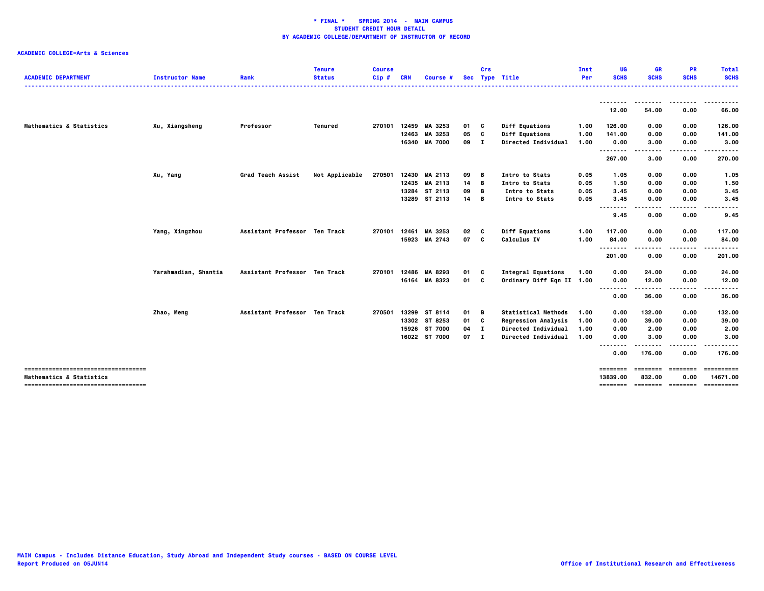**\* FINAL \* SPRING 2014 - MAIN CAMPUS**
**STUDENT CREDIT HOUR DETAIL**
**BY ACADEMIC COLLEGE/DEPARTMENT OF INSTRUCTOR OF RECORD**

**ACADEMIC COLLEGE=Arts & Sciences**

| ACADEMIC DEPARTMENT | Instructor Name | Rank | Tenure Status | Course Cip # | CRN | Course # | Sec | Crs Type | Title | Inst Per | UG SCHS | GR SCHS | PR SCHS | Total SCHS |
|---|---|---|---|---|---|---|---|---|---|---|---|---|---|---|
| | | | | | | | | | | | 12.00 | 54.00 | 0.00 | 66.00 |
| Mathematics & Statistics | Xu, Xiangsheng | Professor | Tenured | 270101 | 12459 | MA 3253 | 01 | C | Diff Equations | 1.00 | 126.00 | 0.00 | 0.00 | 126.00 |
| | | | | | 12463 | MA 3253 | 05 | C | Diff Equations | 1.00 | 141.00 | 0.00 | 0.00 | 141.00 |
| | | | | | 16340 | MA 7000 | 09 | I | Directed Individual | 1.00 | 0.00 | 3.00 | 0.00 | 3.00 |
| | | | | | | | | | | | 267.00 | 3.00 | 0.00 | 270.00 |
| | Xu, Yang | Grad Teach Assist | Not Applicable | 270501 | 12430 | MA 2113 | 09 | B | Intro to Stats | 0.05 | 1.05 | 0.00 | 0.00 | 1.05 |
| | | | | | 12435 | MA 2113 | 14 | B | Intro to Stats | 0.05 | 1.50 | 0.00 | 0.00 | 1.50 |
| | | | | | 13284 | ST 2113 | 09 | B | Intro to Stats | 0.05 | 3.45 | 0.00 | 0.00 | 3.45 |
| | | | | | 13289 | ST 2113 | 14 | B | Intro to Stats | 0.05 | 3.45 | 0.00 | 0.00 | 3.45 |
| | | | | | | | | | | | 9.45 | 0.00 | 0.00 | 9.45 |
| | Yang, Xingzhou | Assistant Professor | Ten Track | 270101 | 12461 | MA 3253 | 02 | C | Diff Equations | 1.00 | 117.00 | 0.00 | 0.00 | 117.00 |
| | | | | | 15923 | MA 2743 | 07 | C | Calculus IV | 1.00 | 84.00 | 0.00 | 0.00 | 84.00 |
| | | | | | | | | | | | 201.00 | 0.00 | 0.00 | 201.00 |
| | Yarahmadian, Shantia | Assistant Professor | Ten Track | 270101 | 12486 | MA 8293 | 01 | C | Integral Equations | 1.00 | 0.00 | 24.00 | 0.00 | 24.00 |
| | | | | | 16164 | MA 8323 | 01 | C | Ordinary Diff Eqn II | 1.00 | 0.00 | 12.00 | 0.00 | 12.00 |
| | | | | | | | | | | | 0.00 | 36.00 | 0.00 | 36.00 |
| | Zhao, Meng | Assistant Professor | Ten Track | 270501 | 13299 | ST 8114 | 01 | B | Statistical Methods | 1.00 | 0.00 | 132.00 | 0.00 | 132.00 |
| | | | | | 13302 | ST 8253 | 01 | C | Regression Analysis | 1.00 | 0.00 | 39.00 | 0.00 | 39.00 |
| | | | | | 15926 | ST 7000 | 04 | I | Directed Individual | 1.00 | 0.00 | 2.00 | 0.00 | 2.00 |
| | | | | | 16022 | ST 7000 | 07 | I | Directed Individual | 1.00 | 0.00 | 3.00 | 0.00 | 3.00 |
| | | | | | | | | | | | 0.00 | 176.00 | 0.00 | 176.00 |
| Mathematics & Statistics | | | | | | | | | | | 13839.00 | 832.00 | 0.00 | 14671.00 |

MAIN Campus - Includes Distance Education, Study Abroad and Independent Study courses - BASED ON COURSE LEVEL
Report Produced on 05JUN14

Office of Institutional Research and Effectiveness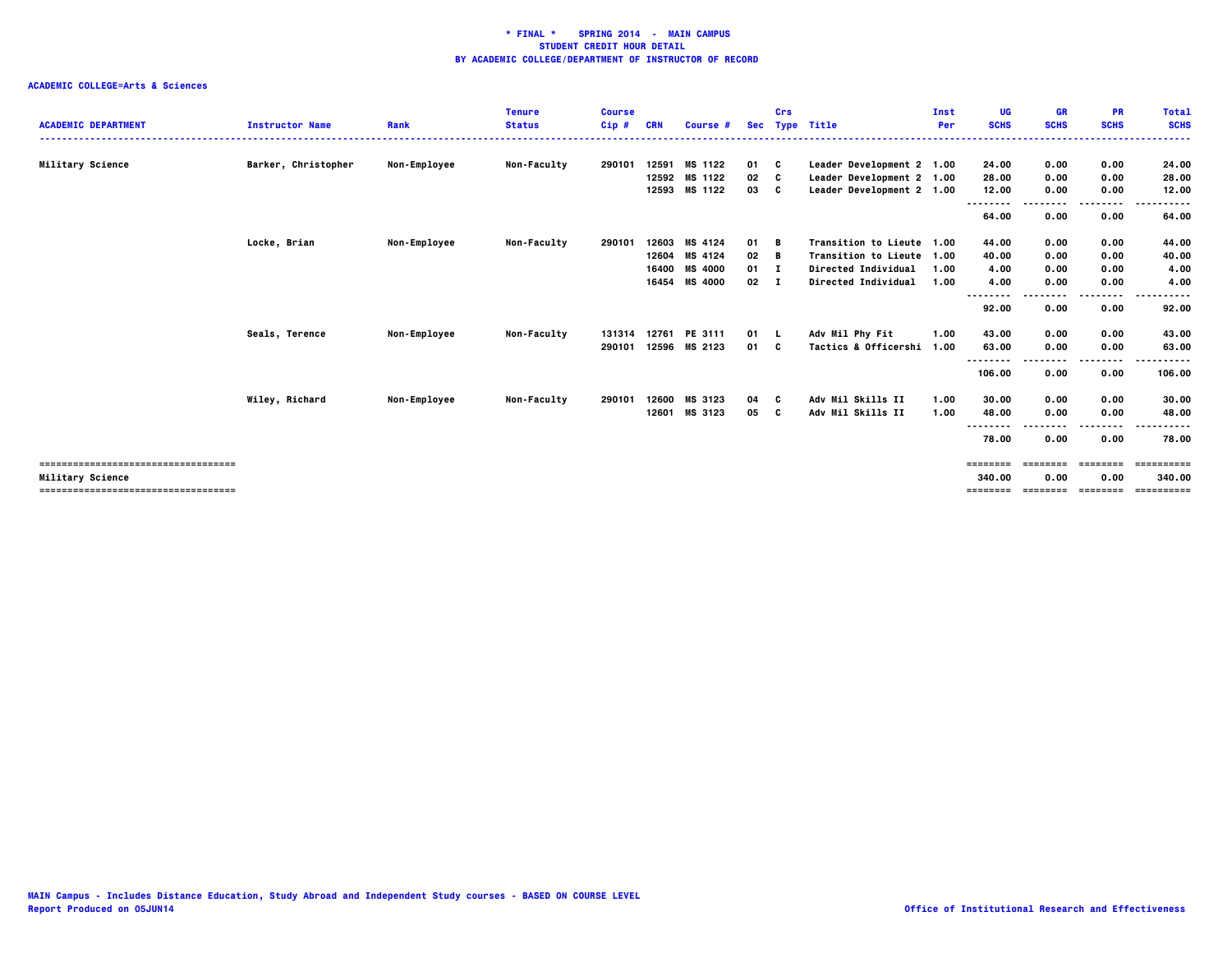**\* FINAL \*    SPRING 2014  -  MAIN CAMPUS**
**STUDENT CREDIT HOUR DETAIL**
**BY ACADEMIC COLLEGE/DEPARTMENT OF INSTRUCTOR OF RECORD**

**ACADEMIC COLLEGE=Arts & Sciences**

| ACADEMIC DEPARTMENT | Instructor Name | Rank | Tenure Status | Course Cip # | CRN | Course # | Sec | Crs Type | Title | Inst Per | UG SCHS | GR SCHS | PR SCHS | Total SCHS |
|---|---|---|---|---|---|---|---|---|---|---|---|---|---|---|
| Military Science | Barker, Christopher | Non-Employee | Non-Faculty | 290101 | 12591 | MS 1122 | 01 | C | Leader Development 2 | 1.00 | 24.00 | 0.00 | 0.00 | 24.00 |
| | | | | | 12592 | MS 1122 | 02 | C | Leader Development 2 | 1.00 | 28.00 | 0.00 | 0.00 | 28.00 |
| | | | | | 12593 | MS 1122 | 03 | C | Leader Development 2 | 1.00 | 12.00 | 0.00 | 0.00 | 12.00 |
| | | | | | | | | | | | 64.00 | 0.00 | 0.00 | 64.00 |
| | Locke, Brian | Non-Employee | Non-Faculty | 290101 | 12603 | MS 4124 | 01 | B | Transition to Lieute | 1.00 | 44.00 | 0.00 | 0.00 | 44.00 |
| | | | | | 12604 | MS 4124 | 02 | B | Transition to Lieute | 1.00 | 40.00 | 0.00 | 0.00 | 40.00 |
| | | | | | 16400 | MS 4000 | 01 | I | Directed Individual | 1.00 | 4.00 | 0.00 | 0.00 | 4.00 |
| | | | | | 16454 | MS 4000 | 02 | I | Directed Individual | 1.00 | 4.00 | 0.00 | 0.00 | 4.00 |
| | | | | | | | | | | | 92.00 | 0.00 | 0.00 | 92.00 |
| | Seals, Terence | Non-Employee | Non-Faculty | 131314 | 12761 | PE 3111 | 01 | L | Adv Mil Phy Fit | 1.00 | 43.00 | 0.00 | 0.00 | 43.00 |
| | | | | 290101 | 12596 | MS 2123 | 01 | C | Tactics & Officershi | 1.00 | 63.00 | 0.00 | 0.00 | 63.00 |
| | | | | | | | | | | | 106.00 | 0.00 | 0.00 | 106.00 |
| | Wiley, Richard | Non-Employee | Non-Faculty | 290101 | 12600 | MS 3123 | 04 | C | Adv Mil Skills II | 1.00 | 30.00 | 0.00 | 0.00 | 30.00 |
| | | | | | 12601 | MS 3123 | 05 | C | Adv Mil Skills II | 1.00 | 48.00 | 0.00 | 0.00 | 48.00 |
| | | | | | | | | | | | 78.00 | 0.00 | 0.00 | 78.00 |
| Military Science | | | | | | | | | | | 340.00 | 0.00 | 0.00 | 340.00 |

MAIN Campus - Includes Distance Education, Study Abroad and Independent Study courses - BASED ON COURSE LEVEL
Report Produced on 05JUN14

Office of Institutional Research and Effectiveness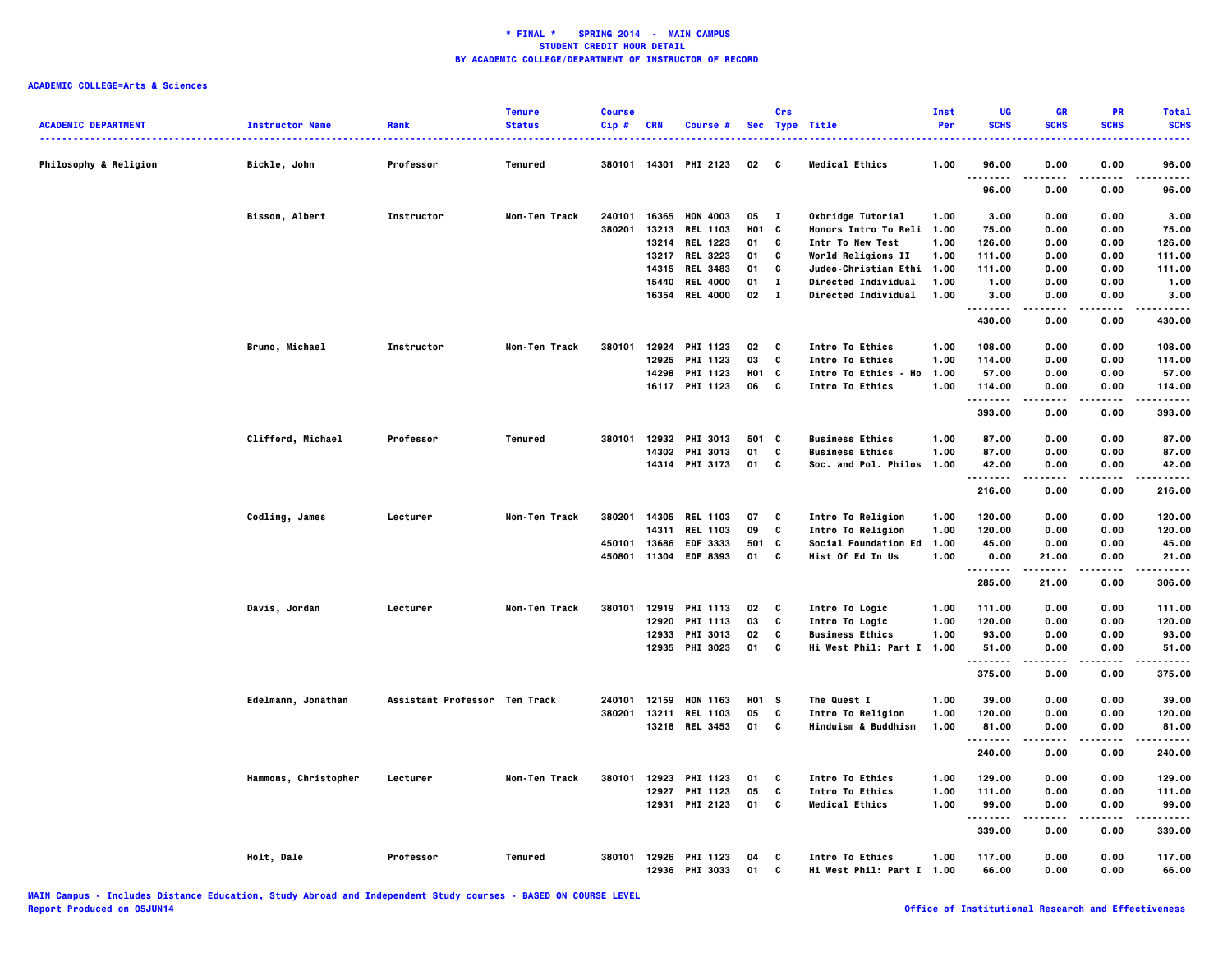**\* FINAL \* SPRING 2014 - MAIN CAMPUS**
**STUDENT CREDIT HOUR DETAIL**
**BY ACADEMIC COLLEGE/DEPARTMENT OF INSTRUCTOR OF RECORD**

**ACADEMIC COLLEGE=Arts & Sciences**

| ACADEMIC DEPARTMENT | Instructor Name | Rank | Tenure Status | Course Cip # | CRN | Course # | Sec | Crs Type | Title | Inst Per | UG SCHS | GR SCHS | PR SCHS | Total SCHS |
|---|---|---|---|---|---|---|---|---|---|---|---|---|---|---|
| Philosophy & Religion | Bickle, John | Professor | Tenured | 380101 | 14301 | PHI 2123 | 02 | C | Medical Ethics | 1.00 | 96.00 | 0.00 | 0.00 | 96.00 |
| | | | | | | | | | | | 96.00 | 0.00 | 0.00 | 96.00 |
| | Bisson, Albert | Instructor | Non-Ten Track | 240101 | 16365 | HON 4003 | 05 | I | Oxbridge Tutorial | 1.00 | 3.00 | 0.00 | 0.00 | 3.00 |
| | | | | 380201 | 13213 | REL 1103 | H01 | C | Honors Intro To Reli | 1.00 | 75.00 | 0.00 | 0.00 | 75.00 |
| | | | | | 13214 | REL 1223 | 01 | C | Intr To New Test | 1.00 | 126.00 | 0.00 | 0.00 | 126.00 |
| | | | | | 13217 | REL 3223 | 01 | C | World Religions II | 1.00 | 111.00 | 0.00 | 0.00 | 111.00 |
| | | | | | 14315 | REL 3483 | 01 | C | Judeo-Christian Ethi | 1.00 | 111.00 | 0.00 | 0.00 | 111.00 |
| | | | | | 15440 | REL 4000 | 01 | I | Directed Individual | 1.00 | 1.00 | 0.00 | 0.00 | 1.00 |
| | | | | | 16354 | REL 4000 | 02 | I | Directed Individual | 1.00 | 3.00 | 0.00 | 0.00 | 3.00 |
| | | | | | | | | | | | 430.00 | 0.00 | 0.00 | 430.00 |
| | Bruno, Michael | Instructor | Non-Ten Track | 380101 | 12924 | PHI 1123 | 02 | C | Intro To Ethics | 1.00 | 108.00 | 0.00 | 0.00 | 108.00 |
| | | | | | 12925 | PHI 1123 | 03 | C | Intro To Ethics | 1.00 | 114.00 | 0.00 | 0.00 | 114.00 |
| | | | | | 14298 | PHI 1123 | H01 | C | Intro To Ethics - Ho | 1.00 | 57.00 | 0.00 | 0.00 | 57.00 |
| | | | | | 16117 | PHI 1123 | 06 | C | Intro To Ethics | 1.00 | 114.00 | 0.00 | 0.00 | 114.00 |
| | | | | | | | | | | | 393.00 | 0.00 | 0.00 | 393.00 |
| | Clifford, Michael | Professor | Tenured | 380101 | 12932 | PHI 3013 | 501 | C | Business Ethics | 1.00 | 87.00 | 0.00 | 0.00 | 87.00 |
| | | | | | 14302 | PHI 3013 | 01 | C | Business Ethics | 1.00 | 87.00 | 0.00 | 0.00 | 87.00 |
| | | | | | 14314 | PHI 3173 | 01 | C | Soc. and Pol. Philos | 1.00 | 42.00 | 0.00 | 0.00 | 42.00 |
| | | | | | | | | | | | 216.00 | 0.00 | 0.00 | 216.00 |
| | Codling, James | Lecturer | Non-Ten Track | 380201 | 14305 | REL 1103 | 07 | C | Intro To Religion | 1.00 | 120.00 | 0.00 | 0.00 | 120.00 |
| | | | | | 14311 | REL 1103 | 09 | C | Intro To Religion | 1.00 | 120.00 | 0.00 | 0.00 | 120.00 |
| | | | | 450101 | 13686 | EDF 3333 | 501 | C | Social Foundation Ed | 1.00 | 45.00 | 0.00 | 0.00 | 45.00 |
| | | | | 450801 | 11304 | EDF 8393 | 01 | C | Hist Of Ed In Us | 1.00 | 0.00 | 21.00 | 0.00 | 21.00 |
| | | | | | | | | | | | 285.00 | 21.00 | 0.00 | 306.00 |
| | Davis, Jordan | Lecturer | Non-Ten Track | 380101 | 12919 | PHI 1113 | 02 | C | Intro To Logic | 1.00 | 111.00 | 0.00 | 0.00 | 111.00 |
| | | | | | 12920 | PHI 1113 | 03 | C | Intro To Logic | 1.00 | 120.00 | 0.00 | 0.00 | 120.00 |
| | | | | | 12933 | PHI 3013 | 02 | C | Business Ethics | 1.00 | 93.00 | 0.00 | 0.00 | 93.00 |
| | | | | | 12935 | PHI 3023 | 01 | C | Hi West Phil: Part I | 1.00 | 51.00 | 0.00 | 0.00 | 51.00 |
| | | | | | | | | | | | 375.00 | 0.00 | 0.00 | 375.00 |
| | Edelmann, Jonathan | Assistant Professor | Ten Track | 240101 | 12159 | HON 1163 | H01 | S | The Quest I | 1.00 | 39.00 | 0.00 | 0.00 | 39.00 |
| | | | | 380201 | 13211 | REL 1103 | 05 | C | Intro To Religion | 1.00 | 120.00 | 0.00 | 0.00 | 120.00 |
| | | | | | 13218 | REL 3453 | 01 | C | Hinduism & Buddhism | 1.00 | 81.00 | 0.00 | 0.00 | 81.00 |
| | | | | | | | | | | | 240.00 | 0.00 | 0.00 | 240.00 |
| | Hammons, Christopher | Lecturer | Non-Ten Track | 380101 | 12923 | PHI 1123 | 01 | C | Intro To Ethics | 1.00 | 129.00 | 0.00 | 0.00 | 129.00 |
| | | | | | 12927 | PHI 1123 | 05 | C | Intro To Ethics | 1.00 | 111.00 | 0.00 | 0.00 | 111.00 |
| | | | | | 12931 | PHI 2123 | 01 | C | Medical Ethics | 1.00 | 99.00 | 0.00 | 0.00 | 99.00 |
| | | | | | | | | | | | 339.00 | 0.00 | 0.00 | 339.00 |
| | Holt, Dale | Professor | Tenured | 380101 | 12926 | PHI 1123 | 04 | C | Intro To Ethics | 1.00 | 117.00 | 0.00 | 0.00 | 117.00 |
| | | | | | 12936 | PHI 3033 | 01 | C | Hi West Phil: Part I | 1.00 | 66.00 | 0.00 | 0.00 | 66.00 |

MAIN Campus - Includes Distance Education, Study Abroad and Independent Study courses - BASED ON COURSE LEVEL
Report Produced on 05JUN14

Office of Institutional Research and Effectiveness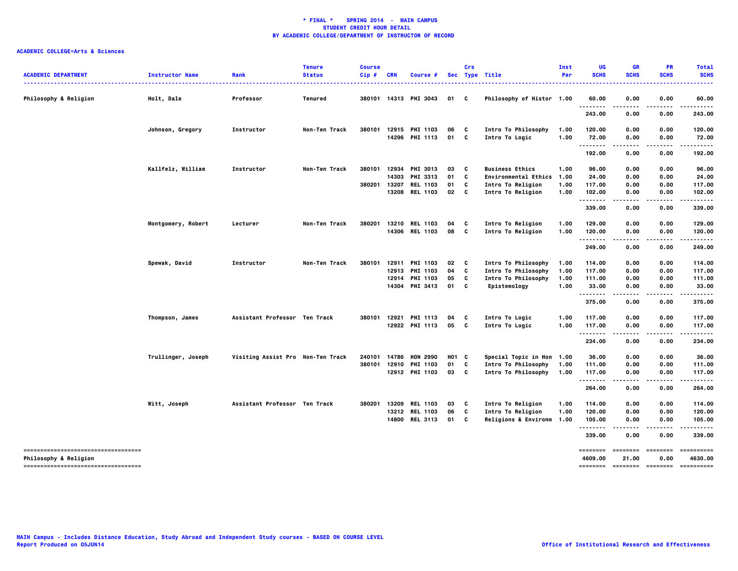**\* FINAL \*    SPRING 2014  -  MAIN CAMPUS**
**STUDENT CREDIT HOUR DETAIL**
**BY ACADEMIC COLLEGE/DEPARTMENT OF INSTRUCTOR OF RECORD**

**ACADEMIC COLLEGE=Arts & Sciences**

| ACADEMIC DEPARTMENT | Instructor Name | Rank | Tenure Status | Course Cip # | CRN | Course # | Sec | Crs Type | Title | Inst Per | UG SCHS | GR SCHS | PR SCHS | Total SCHS |
|---|---|---|---|---|---|---|---|---|---|---|---|---|---|---|
| Philosophy & Religion | Holt, Dale | Professor | Tenured | 380101 | 14313 | PHI 3043 | 01 | C | Philosophy of Histor | 1.00 | 60.00 | 0.00 | 0.00 | 60.00 |
| | | | | | | | | | | | 243.00 | 0.00 | 0.00 | 243.00 |
| | Johnson, Gregory | Instructor | Non-Ten Track | 380101 | 12915 | PHI 1103 | 06 | C | Intro To Philosophy | 1.00 | 120.00 | 0.00 | 0.00 | 120.00 |
| | | | | | 14296 | PHI 1113 | 01 | C | Intro To Logic | 1.00 | 72.00 | 0.00 | 0.00 | 72.00 |
| | | | | | | | | | | | 192.00 | 0.00 | 0.00 | 192.00 |
| | Kallfelz, William | Instructor | Non-Ten Track | 380101 | 12934 | PHI 3013 | 03 | C | Business Ethics | 1.00 | 96.00 | 0.00 | 0.00 | 96.00 |
| | | | | | 14303 | PHI 3313 | 01 | C | Environmental Ethics | 1.00 | 24.00 | 0.00 | 0.00 | 24.00 |
| | | | | 380201 | 13207 | REL 1103 | 01 | C | Intro To Religion | 1.00 | 117.00 | 0.00 | 0.00 | 117.00 |
| | | | | | 13208 | REL 1103 | 02 | C | Intro To Religion | 1.00 | 102.00 | 0.00 | 0.00 | 102.00 |
| | | | | | | | | | | | 339.00 | 0.00 | 0.00 | 339.00 |
| | Montgomery, Robert | Lecturer | Non-Ten Track | 380201 | 13210 | REL 1103 | 04 | C | Intro To Religion | 1.00 | 129.00 | 0.00 | 0.00 | 129.00 |
| | | | | | 14306 | REL 1103 | 08 | C | Intro To Religion | 1.00 | 120.00 | 0.00 | 0.00 | 120.00 |
| | | | | | | | | | | | 249.00 | 0.00 | 0.00 | 249.00 |
| | Spewak, David | Instructor | Non-Ten Track | 380101 | 12911 | PHI 1103 | 02 | C | Intro To Philosophy | 1.00 | 114.00 | 0.00 | 0.00 | 114.00 |
| | | | | | 12913 | PHI 1103 | 04 | C | Intro To Philosophy | 1.00 | 117.00 | 0.00 | 0.00 | 117.00 |
| | | | | | 12914 | PHI 1103 | 05 | C | Intro To Philosophy | 1.00 | 111.00 | 0.00 | 0.00 | 111.00 |
| | | | | | 14304 | PHI 3413 | 01 | C | Epistemology | 1.00 | 33.00 | 0.00 | 0.00 | 33.00 |
| | | | | | | | | | | | 375.00 | 0.00 | 0.00 | 375.00 |
| | Thompson, James | Assistant Professor | Ten Track | 380101 | 12921 | PHI 1113 | 04 | C | Intro To Logic | 1.00 | 117.00 | 0.00 | 0.00 | 117.00 |
| | | | | | 12922 | PHI 1113 | 05 | C | Intro To Logic | 1.00 | 117.00 | 0.00 | 0.00 | 117.00 |
| | | | | | | | | | | | 234.00 | 0.00 | 0.00 | 234.00 |
| | Trullinger, Joseph | Visiting Assist Pro | Non-Ten Track | 240101 | 14786 | HON 2990 | H01 | C | Special Topic in Hon | 1.00 | 36.00 | 0.00 | 0.00 | 36.00 |
| | | | | 380101 | 12910 | PHI 1103 | 01 | C | Intro To Philosophy | 1.00 | 111.00 | 0.00 | 0.00 | 111.00 |
| | | | | | 12912 | PHI 1103 | 03 | C | Intro To Philosophy | 1.00 | 117.00 | 0.00 | 0.00 | 117.00 |
| | | | | | | | | | | | 264.00 | 0.00 | 0.00 | 264.00 |
| | Witt, Joseph | Assistant Professor | Ten Track | 380201 | 13209 | REL 1103 | 03 | C | Intro To Religion | 1.00 | 114.00 | 0.00 | 0.00 | 114.00 |
| | | | | | 13212 | REL 1103 | 06 | C | Intro To Religion | 1.00 | 120.00 | 0.00 | 0.00 | 120.00 |
| | | | | | 14800 | REL 3113 | 01 | C | Religions & Environm | 1.00 | 105.00 | 0.00 | 0.00 | 105.00 |
| | | | | | | | | | | | 339.00 | 0.00 | 0.00 | 339.00 |
| Philosophy & Religion | | | | | | | | | | | 4609.00 | 21.00 | 0.00 | 4630.00 |

MAIN Campus - Includes Distance Education, Study Abroad and Independent Study courses - BASED ON COURSE LEVEL
Report Produced on 05JUN14

Office of Institutional Research and Effectiveness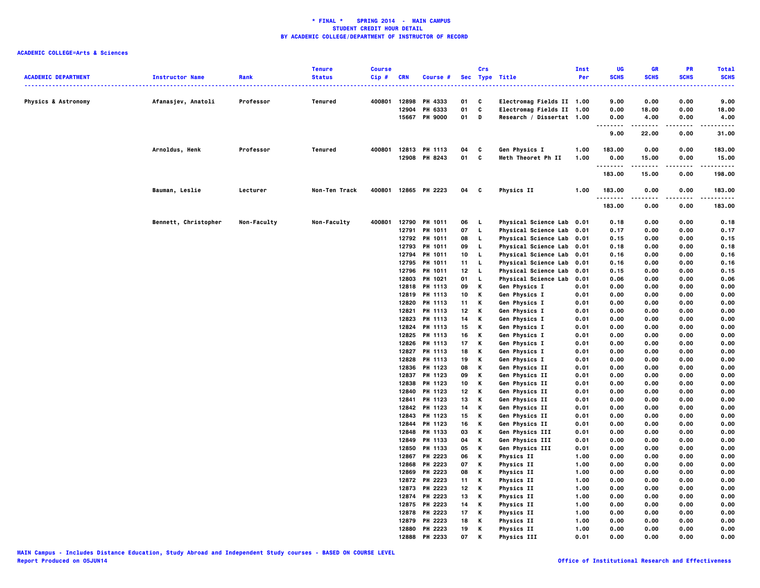**\* FINAL \* SPRING 2014 - MAIN CAMPUS**
**STUDENT CREDIT HOUR DETAIL**
**BY ACADEMIC COLLEGE/DEPARTMENT OF INSTRUCTOR OF RECORD**

**ACADEMIC COLLEGE=Arts & Sciences**

| ACADEMIC DEPARTMENT | Instructor Name | Rank | Tenure Status | Course Cip # | CRN | Course # | Sec | Crs Type | Title | Inst Per | UG SCHS | GR SCHS | PR SCHS | Total SCHS |
|---|---|---|---|---|---|---|---|---|---|---|---|---|---|---|
| Physics & Astronomy | Afanasjev, Anatoli | Professor | Tenured | 400801 | 12898 | PH 4333 | 01 | C | Electromag Fields II | 1.00 | 9.00 | 0.00 | 0.00 | 9.00 |
| | | | | | 12904 | PH 6333 | 01 | C | Electromag Fields II | 1.00 | 0.00 | 18.00 | 0.00 | 18.00 |
| | | | | | 15667 | PH 9000 | 01 | D | Research / Dissertat | 1.00 | 0.00 | 4.00 | 0.00 | 4.00 |
| | | | | | | | | | | | 9.00 | 22.00 | 0.00 | 31.00 |
| | Arnoldus, Henk | Professor | Tenured | 400801 | 12813 | PH 1113 | 04 | C | Gen Physics I | 1.00 | 183.00 | 0.00 | 0.00 | 183.00 |
| | | | | | 12908 | PH 8243 | 01 | C | Meth Theoret Ph II | 1.00 | 0.00 | 15.00 | 0.00 | 15.00 |
| | | | | | | | | | | | 183.00 | 15.00 | 0.00 | 198.00 |
| | Bauman, Leslie | Lecturer | Non-Ten Track | 400801 | 12865 | PH 2223 | 04 | C | Physics II | 1.00 | 183.00 | 0.00 | 0.00 | 183.00 |
| | | | | | | | | | | | 183.00 | 0.00 | 0.00 | 183.00 |
| | Bennett, Christopher | Non-Faculty | Non-Faculty | 400801 | 12790 | PH 1011 | 06 | L | Physical Science Lab | 0.01 | 0.18 | 0.00 | 0.00 | 0.18 |
| | | | | | 12791 | PH 1011 | 07 | L | Physical Science Lab | 0.01 | 0.17 | 0.00 | 0.00 | 0.17 |
| | | | | | 12792 | PH 1011 | 08 | L | Physical Science Lab | 0.01 | 0.15 | 0.00 | 0.00 | 0.15 |
| | | | | | 12793 | PH 1011 | 09 | L | Physical Science Lab | 0.01 | 0.18 | 0.00 | 0.00 | 0.18 |
| | | | | | 12794 | PH 1011 | 10 | L | Physical Science Lab | 0.01 | 0.16 | 0.00 | 0.00 | 0.16 |
| | | | | | 12795 | PH 1011 | 11 | L | Physical Science Lab | 0.01 | 0.16 | 0.00 | 0.00 | 0.16 |
| | | | | | 12796 | PH 1011 | 12 | L | Physical Science Lab | 0.01 | 0.15 | 0.00 | 0.00 | 0.15 |
| | | | | | 12803 | PH 1021 | 01 | L | Physical Science Lab | 0.01 | 0.06 | 0.00 | 0.00 | 0.06 |
| | | | | | 12818 | PH 1113 | 09 | K | Gen Physics I | 0.01 | 0.00 | 0.00 | 0.00 | 0.00 |
| | | | | | 12819 | PH 1113 | 10 | K | Gen Physics I | 0.01 | 0.00 | 0.00 | 0.00 | 0.00 |
| | | | | | 12820 | PH 1113 | 11 | K | Gen Physics I | 0.01 | 0.00 | 0.00 | 0.00 | 0.00 |
| | | | | | 12821 | PH 1113 | 12 | K | Gen Physics I | 0.01 | 0.00 | 0.00 | 0.00 | 0.00 |
| | | | | | 12823 | PH 1113 | 14 | K | Gen Physics I | 0.01 | 0.00 | 0.00 | 0.00 | 0.00 |
| | | | | | 12824 | PH 1113 | 15 | K | Gen Physics I | 0.01 | 0.00 | 0.00 | 0.00 | 0.00 |
| | | | | | 12825 | PH 1113 | 16 | K | Gen Physics I | 0.01 | 0.00 | 0.00 | 0.00 | 0.00 |
| | | | | | 12826 | PH 1113 | 17 | K | Gen Physics I | 0.01 | 0.00 | 0.00 | 0.00 | 0.00 |
| | | | | | 12827 | PH 1113 | 18 | K | Gen Physics I | 0.01 | 0.00 | 0.00 | 0.00 | 0.00 |
| | | | | | 12828 | PH 1113 | 19 | K | Gen Physics I | 0.01 | 0.00 | 0.00 | 0.00 | 0.00 |
| | | | | | 12836 | PH 1123 | 08 | K | Gen Physics II | 0.01 | 0.00 | 0.00 | 0.00 | 0.00 |
| | | | | | 12837 | PH 1123 | 09 | K | Gen Physics II | 0.01 | 0.00 | 0.00 | 0.00 | 0.00 |
| | | | | | 12838 | PH 1123 | 10 | K | Gen Physics II | 0.01 | 0.00 | 0.00 | 0.00 | 0.00 |
| | | | | | 12840 | PH 1123 | 12 | K | Gen Physics II | 0.01 | 0.00 | 0.00 | 0.00 | 0.00 |
| | | | | | 12841 | PH 1123 | 13 | K | Gen Physics II | 0.01 | 0.00 | 0.00 | 0.00 | 0.00 |
| | | | | | 12842 | PH 1123 | 14 | K | Gen Physics II | 0.01 | 0.00 | 0.00 | 0.00 | 0.00 |
| | | | | | 12843 | PH 1123 | 15 | K | Gen Physics II | 0.01 | 0.00 | 0.00 | 0.00 | 0.00 |
| | | | | | 12844 | PH 1123 | 16 | K | Gen Physics II | 0.01 | 0.00 | 0.00 | 0.00 | 0.00 |
| | | | | | 12848 | PH 1133 | 03 | K | Gen Physics III | 0.01 | 0.00 | 0.00 | 0.00 | 0.00 |
| | | | | | 12849 | PH 1133 | 04 | K | Gen Physics III | 0.01 | 0.00 | 0.00 | 0.00 | 0.00 |
| | | | | | 12850 | PH 1133 | 05 | K | Gen Physics III | 0.01 | 0.00 | 0.00 | 0.00 | 0.00 |
| | | | | | 12867 | PH 2223 | 06 | K | Physics II | 1.00 | 0.00 | 0.00 | 0.00 | 0.00 |
| | | | | | 12868 | PH 2223 | 07 | K | Physics II | 1.00 | 0.00 | 0.00 | 0.00 | 0.00 |
| | | | | | 12869 | PH 2223 | 08 | K | Physics II | 1.00 | 0.00 | 0.00 | 0.00 | 0.00 |
| | | | | | 12872 | PH 2223 | 11 | K | Physics II | 1.00 | 0.00 | 0.00 | 0.00 | 0.00 |
| | | | | | 12873 | PH 2223 | 12 | K | Physics II | 1.00 | 0.00 | 0.00 | 0.00 | 0.00 |
| | | | | | 12874 | PH 2223 | 13 | K | Physics II | 1.00 | 0.00 | 0.00 | 0.00 | 0.00 |
| | | | | | 12875 | PH 2223 | 14 | K | Physics II | 1.00 | 0.00 | 0.00 | 0.00 | 0.00 |
| | | | | | 12878 | PH 2223 | 17 | K | Physics II | 1.00 | 0.00 | 0.00 | 0.00 | 0.00 |
| | | | | | 12879 | PH 2223 | 18 | K | Physics II | 1.00 | 0.00 | 0.00 | 0.00 | 0.00 |
| | | | | | 12880 | PH 2223 | 19 | K | Physics II | 1.00 | 0.00 | 0.00 | 0.00 | 0.00 |
| | | | | | 12888 | PH 2233 | 07 | K | Physics III | 0.01 | 0.00 | 0.00 | 0.00 | 0.00 |

MAIN Campus - Includes Distance Education, Study Abroad and Independent Study courses - BASED ON COURSE LEVEL
Report Produced on 05JUN14

Office of Institutional Research and Effectiveness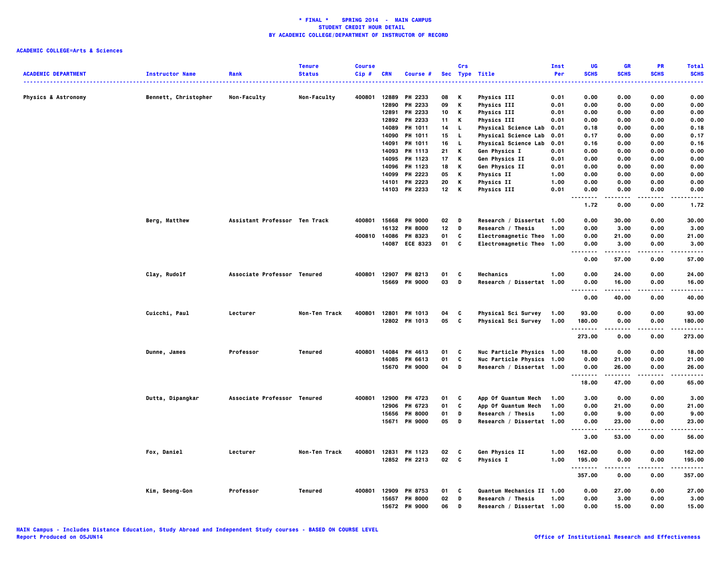**\* FINAL \* SPRING 2014 - MAIN CAMPUS**
**STUDENT CREDIT HOUR DETAIL**
**BY ACADEMIC COLLEGE/DEPARTMENT OF INSTRUCTOR OF RECORD**

**ACADEMIC COLLEGE=Arts & Sciences**

| ACADEMIC DEPARTMENT | Instructor Name | Rank | Tenure Status | Course Cip # | CRN | Course # | Sec | Crs Type | Title | Inst Per | UG SCHS | GR SCHS | PR SCHS | Total SCHS |
|---|---|---|---|---|---|---|---|---|---|---|---|---|---|---|
| Physics & Astronomy | Bennett, Christopher | Non-Faculty | Non-Faculty | 400801 | 12889 | PH 2233 | 08 | K | Physics III | 0.01 | 0.00 | 0.00 | 0.00 | 0.00 |
| | | | | | 12890 | PH 2233 | 09 | K | Physics III | 0.01 | 0.00 | 0.00 | 0.00 | 0.00 |
| | | | | | 12891 | PH 2233 | 10 | K | Physics III | 0.01 | 0.00 | 0.00 | 0.00 | 0.00 |
| | | | | | 12892 | PH 2233 | 11 | K | Physics III | 0.01 | 0.00 | 0.00 | 0.00 | 0.00 |
| | | | | | 14089 | PH 1011 | 14 | L | Physical Science Lab | 0.01 | 0.18 | 0.00 | 0.00 | 0.18 |
| | | | | | 14090 | PH 1011 | 15 | L | Physical Science Lab | 0.01 | 0.17 | 0.00 | 0.00 | 0.17 |
| | | | | | 14091 | PH 1011 | 16 | L | Physical Science Lab | 0.01 | 0.16 | 0.00 | 0.00 | 0.16 |
| | | | | | 14093 | PH 1113 | 21 | K | Gen Physics I | 0.01 | 0.00 | 0.00 | 0.00 | 0.00 |
| | | | | | 14095 | PH 1123 | 17 | K | Gen Physics II | 0.01 | 0.00 | 0.00 | 0.00 | 0.00 |
| | | | | | 14096 | PH 1123 | 18 | K | Gen Physics II | 0.01 | 0.00 | 0.00 | 0.00 | 0.00 |
| | | | | | 14099 | PH 2223 | 05 | K | Physics II | 1.00 | 0.00 | 0.00 | 0.00 | 0.00 |
| | | | | | 14101 | PH 2223 | 20 | K | Physics II | 1.00 | 0.00 | 0.00 | 0.00 | 0.00 |
| | | | | | 14103 | PH 2233 | 12 | K | Physics III | 0.01 | 0.00 | 0.00 | 0.00 | 0.00 |
| | | | | | | | | | | | 1.72 | 0.00 | 0.00 | 1.72 |
| | Berg, Matthew | Assistant Professor | Ten Track | 400801 | 15668 | PH 9000 | 02 | D | Research / Dissertat | 1.00 | 0.00 | 30.00 | 0.00 | 30.00 |
| | | | | | 16132 | PH 8000 | 12 | D | Research / Thesis | 1.00 | 0.00 | 3.00 | 0.00 | 3.00 |
| | | | | 400810 | 14086 | PH 8323 | 01 | C | Electromagnetic Theo | 1.00 | 0.00 | 21.00 | 0.00 | 21.00 |
| | | | | | 14087 | ECE 8323 | 01 | C | Electromagnetic Theo | 1.00 | 0.00 | 3.00 | 0.00 | 3.00 |
| | | | | | | | | | | | 0.00 | 57.00 | 0.00 | 57.00 |
| | Clay, Rudolf | Associate Professor | Tenured | 400801 | 12907 | PH 8213 | 01 | C | Mechanics | 1.00 | 0.00 | 24.00 | 0.00 | 24.00 |
| | | | | | 15669 | PH 9000 | 03 | D | Research / Dissertat | 1.00 | 0.00 | 16.00 | 0.00 | 16.00 |
| | | | | | | | | | | | 0.00 | 40.00 | 0.00 | 40.00 |
| | Cuicchi, Paul | Lecturer | Non-Ten Track | 400801 | 12801 | PH 1013 | 04 | C | Physical Sci Survey | 1.00 | 93.00 | 0.00 | 0.00 | 93.00 |
| | | | | | 12802 | PH 1013 | 05 | C | Physical Sci Survey | 1.00 | 180.00 | 0.00 | 0.00 | 180.00 |
| | | | | | | | | | | | 273.00 | 0.00 | 0.00 | 273.00 |
| | Dunne, James | Professor | Tenured | 400801 | 14084 | PH 4613 | 01 | C | Nuc Particle Physics | 1.00 | 18.00 | 0.00 | 0.00 | 18.00 |
| | | | | | 14085 | PH 6613 | 01 | C | Nuc Particle Physics | 1.00 | 0.00 | 21.00 | 0.00 | 21.00 |
| | | | | | 15670 | PH 9000 | 04 | D | Research / Dissertat | 1.00 | 0.00 | 26.00 | 0.00 | 26.00 |
| | | | | | | | | | | | 18.00 | 47.00 | 0.00 | 65.00 |
| | Dutta, Dipangkar | Associate Professor | Tenured | 400801 | 12900 | PH 4723 | 01 | C | App Of Quantum Mech | 1.00 | 3.00 | 0.00 | 0.00 | 3.00 |
| | | | | | 12906 | PH 6723 | 01 | C | App Of Quantum Mech | 1.00 | 0.00 | 21.00 | 0.00 | 21.00 |
| | | | | | 15656 | PH 8000 | 01 | D | Research / Thesis | 1.00 | 0.00 | 9.00 | 0.00 | 9.00 |
| | | | | | 15671 | PH 9000 | 05 | D | Research / Dissertat | 1.00 | 0.00 | 23.00 | 0.00 | 23.00 |
| | | | | | | | | | | | 3.00 | 53.00 | 0.00 | 56.00 |
| | Fox, Daniel | Lecturer | Non-Ten Track | 400801 | 12831 | PH 1123 | 02 | C | Gen Physics II | 1.00 | 162.00 | 0.00 | 0.00 | 162.00 |
| | | | | | 12852 | PH 2213 | 02 | C | Physics I | 1.00 | 195.00 | 0.00 | 0.00 | 195.00 |
| | | | | | | | | | | | 357.00 | 0.00 | 0.00 | 357.00 |
| | Kim, Seong-Gon | Professor | Tenured | 400801 | 12909 | PH 8753 | 01 | C | Quantum Mechanics II | 1.00 | 0.00 | 27.00 | 0.00 | 27.00 |
| | | | | | 15657 | PH 8000 | 02 | D | Research / Thesis | 1.00 | 0.00 | 3.00 | 0.00 | 3.00 |
| | | | | | 15672 | PH 9000 | 06 | D | Research / Dissertat | 1.00 | 0.00 | 15.00 | 0.00 | 15.00 |

MAIN Campus - Includes Distance Education, Study Abroad and Independent Study courses - BASED ON COURSE LEVEL
Report Produced on 05JUN14

Office of Institutional Research and Effectiveness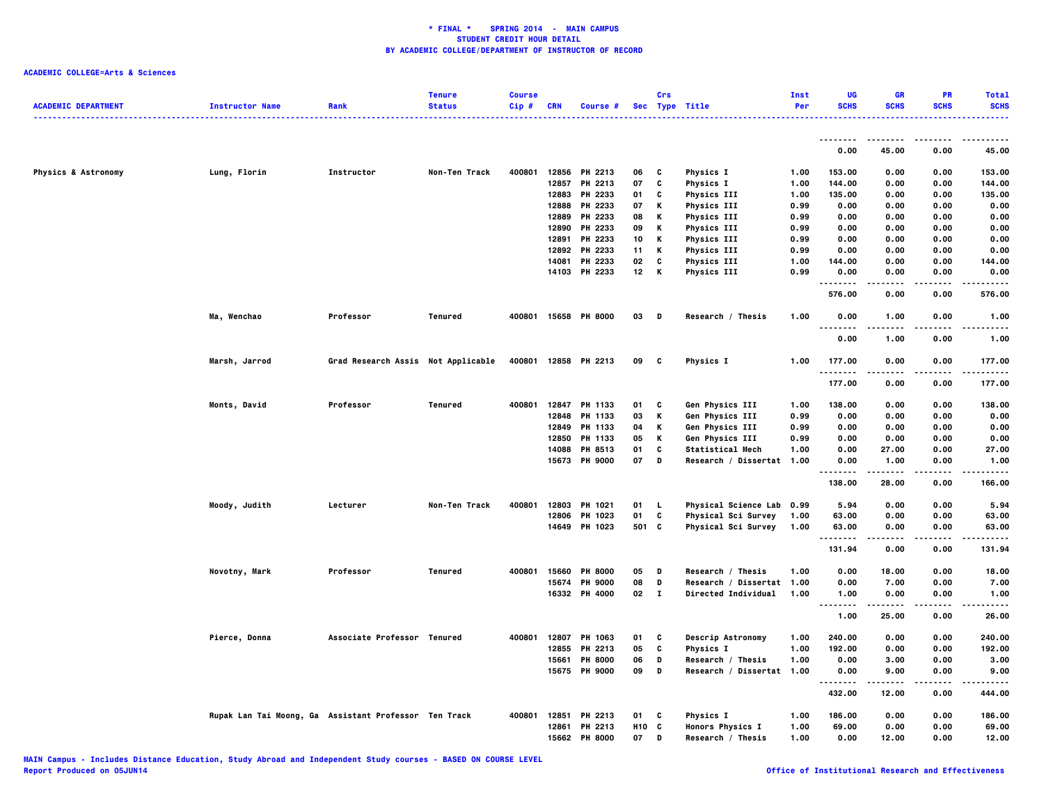**\* FINAL \* SPRING 2014 - MAIN CAMPUS**
**STUDENT CREDIT HOUR DETAIL**
**BY ACADEMIC COLLEGE/DEPARTMENT OF INSTRUCTOR OF RECORD**

**ACADEMIC COLLEGE=Arts & Sciences**

| ACADEMIC DEPARTMENT | Instructor Name | Rank | Tenure Status | Course Cip # | CRN | Course # | Sec | Crs Type | Title | Inst Per | UG SCHS | GR SCHS | PR SCHS | Total SCHS |
|---|---|---|---|---|---|---|---|---|---|---|---|---|---|---|
| | | | | | | | | | | | 0.00 | 45.00 | 0.00 | 45.00 |
| Physics & Astronomy | Lung, Florin | Instructor | Non-Ten Track | 400801 | 12856 | PH 2213 | 06 | C | Physics I | 1.00 | 153.00 | 0.00 | 0.00 | 153.00 |
| | | | | | 12857 | PH 2213 | 07 | C | Physics I | 1.00 | 144.00 | 0.00 | 0.00 | 144.00 |
| | | | | | 12883 | PH 2233 | 01 | C | Physics III | 1.00 | 135.00 | 0.00 | 0.00 | 135.00 |
| | | | | | 12888 | PH 2233 | 07 | K | Physics III | 0.99 | 0.00 | 0.00 | 0.00 | 0.00 |
| | | | | | 12889 | PH 2233 | 08 | K | Physics III | 0.99 | 0.00 | 0.00 | 0.00 | 0.00 |
| | | | | | 12890 | PH 2233 | 09 | K | Physics III | 0.99 | 0.00 | 0.00 | 0.00 | 0.00 |
| | | | | | 12891 | PH 2233 | 10 | K | Physics III | 0.99 | 0.00 | 0.00 | 0.00 | 0.00 |
| | | | | | 12892 | PH 2233 | 11 | K | Physics III | 0.99 | 0.00 | 0.00 | 0.00 | 0.00 |
| | | | | | 14081 | PH 2233 | 02 | C | Physics III | 1.00 | 144.00 | 0.00 | 0.00 | 144.00 |
| | | | | | 14103 | PH 2233 | 12 | K | Physics III | 0.99 | 0.00 | 0.00 | 0.00 | 0.00 |
| | | | | | | | | | | | 576.00 | 0.00 | 0.00 | 576.00 |
| | Ma, Wenchao | Professor | Tenured | 400801 | 15658 | PH 8000 | 03 | D | Research / Thesis | 1.00 | 0.00 | 1.00 | 0.00 | 1.00 |
| | | | | | | | | | | | 0.00 | 1.00 | 0.00 | 1.00 |
| | Marsh, Jarrod | Grad Research Assis | Not Applicable | 400801 | 12858 | PH 2213 | 09 | C | Physics I | 1.00 | 177.00 | 0.00 | 0.00 | 177.00 |
| | | | | | | | | | | | 177.00 | 0.00 | 0.00 | 177.00 |
| | Monts, David | Professor | Tenured | 400801 | 12847 | PH 1133 | 01 | C | Gen Physics III | 1.00 | 138.00 | 0.00 | 0.00 | 138.00 |
| | | | | | 12848 | PH 1133 | 03 | K | Gen Physics III | 0.99 | 0.00 | 0.00 | 0.00 | 0.00 |
| | | | | | 12849 | PH 1133 | 04 | K | Gen Physics III | 0.99 | 0.00 | 0.00 | 0.00 | 0.00 |
| | | | | | 12850 | PH 1133 | 05 | K | Gen Physics III | 0.99 | 0.00 | 0.00 | 0.00 | 0.00 |
| | | | | | 14088 | PH 8513 | 01 | C | Statistical Mech | 1.00 | 0.00 | 27.00 | 0.00 | 27.00 |
| | | | | | 15673 | PH 9000 | 07 | D | Research / Dissertat | 1.00 | 0.00 | 1.00 | 0.00 | 1.00 |
| | | | | | | | | | | | 138.00 | 28.00 | 0.00 | 166.00 |
| | Moody, Judith | Lecturer | Non-Ten Track | 400801 | 12803 | PH 1021 | 01 | L | Physical Science Lab | 0.99 | 5.94 | 0.00 | 0.00 | 5.94 |
| | | | | | 12806 | PH 1023 | 01 | C | Physical Sci Survey | 1.00 | 63.00 | 0.00 | 0.00 | 63.00 |
| | | | | | 14649 | PH 1023 | 501 | C | Physical Sci Survey | 1.00 | 63.00 | 0.00 | 0.00 | 63.00 |
| | | | | | | | | | | | 131.94 | 0.00 | 0.00 | 131.94 |
| | Novotny, Mark | Professor | Tenured | 400801 | 15660 | PH 8000 | 05 | D | Research / Thesis | 1.00 | 0.00 | 18.00 | 0.00 | 18.00 |
| | | | | | 15674 | PH 9000 | 08 | D | Research / Dissertat | 1.00 | 0.00 | 7.00 | 0.00 | 7.00 |
| | | | | | 16332 | PH 4000 | 02 | I | Directed Individual | 1.00 | 1.00 | 0.00 | 0.00 | 1.00 |
| | | | | | | | | | | | 1.00 | 25.00 | 0.00 | 26.00 |
| | Pierce, Donna | Associate Professor | Tenured | 400801 | 12807 | PH 1063 | 01 | C | Descrip Astronomy | 1.00 | 240.00 | 0.00 | 0.00 | 240.00 |
| | | | | | 12855 | PH 2213 | 05 | C | Physics I | 1.00 | 192.00 | 0.00 | 0.00 | 192.00 |
| | | | | | 15661 | PH 8000 | 06 | D | Research / Thesis | 1.00 | 0.00 | 3.00 | 0.00 | 3.00 |
| | | | | | 15675 | PH 9000 | 09 | D | Research / Dissertat | 1.00 | 0.00 | 9.00 | 0.00 | 9.00 |
| | | | | | | | | | | | 432.00 | 12.00 | 0.00 | 444.00 |
| | Rupak Lan Tai Moong, Ga | Assistant Professor | Ten Track | 400801 | 12851 | PH 2213 | 01 | C | Physics I | 1.00 | 186.00 | 0.00 | 0.00 | 186.00 |
| | | | | | 12861 | PH 2213 | H10 | C | Honors Physics I | 1.00 | 69.00 | 0.00 | 0.00 | 69.00 |
| | | | | | 15662 | PH 8000 | 07 | D | Research / Thesis | 1.00 | 0.00 | 12.00 | 0.00 | 12.00 |

MAIN Campus - Includes Distance Education, Study Abroad and Independent Study courses - BASED ON COURSE LEVEL
Report Produced on 05JUN14 | Office of Institutional Research and Effectiveness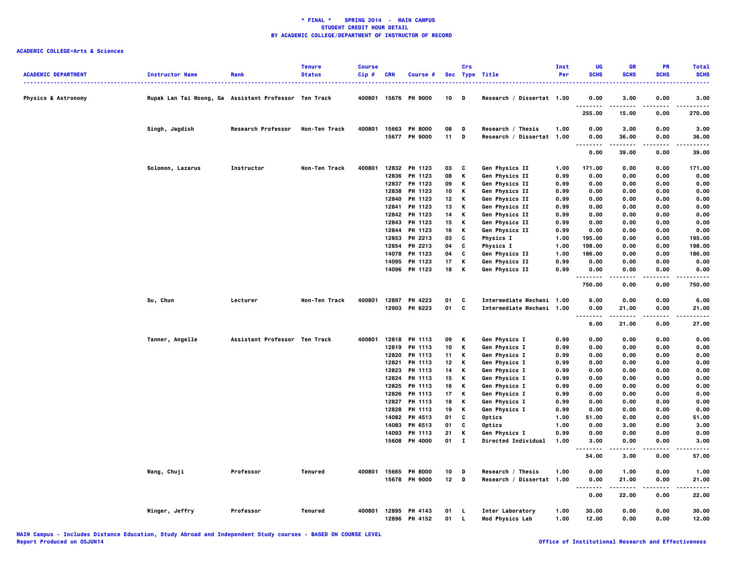**\* FINAL \* SPRING 2014 - MAIN CAMPUS**
**STUDENT CREDIT HOUR DETAIL**
**BY ACADEMIC COLLEGE/DEPARTMENT OF INSTRUCTOR OF RECORD**

**ACADEMIC COLLEGE=Arts & Sciences**

| ACADEMIC DEPARTMENT | Instructor Name | Rank | Tenure Status | Course Cip # | CRN | Course # | Sec | Crs Type | Title | Inst Per | UG SCHS | GR SCHS | PR SCHS | Total SCHS |
|---|---|---|---|---|---|---|---|---|---|---|---|---|---|---|
| Physics & Astronomy | Rupak Lan Tai Moong, Ga | Assistant Professor | Ten Track | 400801 | 15676 | PH 9000 | 10 | D | Research / Dissertat | 1.00 | 0.00 | 3.00 | 0.00 | 3.00 |
| | | | | | | | | | | | 255.00 | 15.00 | 0.00 | 270.00 |
| | Singh, Jagdish | Research Professor | Non-Ten Track | 400801 | 15663 | PH 8000 | 08 | D | Research / Thesis | 1.00 | 0.00 | 3.00 | 0.00 | 3.00 |
| | | | | | 15677 | PH 9000 | 11 | D | Research / Dissertat | 1.00 | 0.00 | 36.00 | 0.00 | 36.00 |
| | | | | | | | | | | | 0.00 | 39.00 | 0.00 | 39.00 |
| | Solomon, Lazarus | Instructor | Non-Ten Track | 400801 | 12832 | PH 1123 | 03 | C | Gen Physics II | 1.00 | 171.00 | 0.00 | 0.00 | 171.00 |
| | | | | | 12836 | PH 1123 | 08 | K | Gen Physics II | 0.99 | 0.00 | 0.00 | 0.00 | 0.00 |
| | | | | | 12837 | PH 1123 | 09 | K | Gen Physics II | 0.99 | 0.00 | 0.00 | 0.00 | 0.00 |
| | | | | | 12838 | PH 1123 | 10 | K | Gen Physics II | 0.99 | 0.00 | 0.00 | 0.00 | 0.00 |
| | | | | | 12840 | PH 1123 | 12 | K | Gen Physics II | 0.99 | 0.00 | 0.00 | 0.00 | 0.00 |
| | | | | | 12841 | PH 1123 | 13 | K | Gen Physics II | 0.99 | 0.00 | 0.00 | 0.00 | 0.00 |
| | | | | | 12842 | PH 1123 | 14 | K | Gen Physics II | 0.99 | 0.00 | 0.00 | 0.00 | 0.00 |
| | | | | | 12843 | PH 1123 | 15 | K | Gen Physics II | 0.99 | 0.00 | 0.00 | 0.00 | 0.00 |
| | | | | | 12844 | PH 1123 | 16 | K | Gen Physics II | 0.99 | 0.00 | 0.00 | 0.00 | 0.00 |
| | | | | | 12853 | PH 2213 | 03 | C | Physics I | 1.00 | 195.00 | 0.00 | 0.00 | 195.00 |
| | | | | | 12854 | PH 2213 | 04 | C | Physics I | 1.00 | 198.00 | 0.00 | 0.00 | 198.00 |
| | | | | | 14078 | PH 1123 | 04 | C | Gen Physics II | 1.00 | 186.00 | 0.00 | 0.00 | 186.00 |
| | | | | | 14095 | PH 1123 | 17 | K | Gen Physics II | 0.99 | 0.00 | 0.00 | 0.00 | 0.00 |
| | | | | | 14096 | PH 1123 | 18 | K | Gen Physics II | 0.99 | 0.00 | 0.00 | 0.00 | 0.00 |
| | | | | | | | | | | | 750.00 | 0.00 | 0.00 | 750.00 |
| | Su, Chun | Lecturer | Non-Ten Track | 400801 | 12897 | PH 4223 | 01 | C | Intermediate Mechani | 1.00 | 6.00 | 0.00 | 0.00 | 6.00 |
| | | | | | 12903 | PH 6223 | 01 | C | Intermediate Mechani | 1.00 | 0.00 | 21.00 | 0.00 | 21.00 |
| | | | | | | | | | | | 6.00 | 21.00 | 0.00 | 27.00 |
| | Tanner, Angelle | Assistant Professor | Ten Track | 400801 | 12818 | PH 1113 | 09 | K | Gen Physics I | 0.99 | 0.00 | 0.00 | 0.00 | 0.00 |
| | | | | | 12819 | PH 1113 | 10 | K | Gen Physics I | 0.99 | 0.00 | 0.00 | 0.00 | 0.00 |
| | | | | | 12820 | PH 1113 | 11 | K | Gen Physics I | 0.99 | 0.00 | 0.00 | 0.00 | 0.00 |
| | | | | | 12821 | PH 1113 | 12 | K | Gen Physics I | 0.99 | 0.00 | 0.00 | 0.00 | 0.00 |
| | | | | | 12823 | PH 1113 | 14 | K | Gen Physics I | 0.99 | 0.00 | 0.00 | 0.00 | 0.00 |
| | | | | | 12824 | PH 1113 | 15 | K | Gen Physics I | 0.99 | 0.00 | 0.00 | 0.00 | 0.00 |
| | | | | | 12825 | PH 1113 | 16 | K | Gen Physics I | 0.99 | 0.00 | 0.00 | 0.00 | 0.00 |
| | | | | | 12826 | PH 1113 | 17 | K | Gen Physics I | 0.99 | 0.00 | 0.00 | 0.00 | 0.00 |
| | | | | | 12827 | PH 1113 | 18 | K | Gen Physics I | 0.99 | 0.00 | 0.00 | 0.00 | 0.00 |
| | | | | | 12828 | PH 1113 | 19 | K | Gen Physics I | 0.99 | 0.00 | 0.00 | 0.00 | 0.00 |
| | | | | | 14082 | PH 4513 | 01 | C | Optics | 1.00 | 51.00 | 0.00 | 0.00 | 51.00 |
| | | | | | 14083 | PH 6513 | 01 | C | Optics | 1.00 | 0.00 | 3.00 | 0.00 | 3.00 |
| | | | | | 14093 | PH 1113 | 21 | K | Gen Physics I | 0.99 | 0.00 | 0.00 | 0.00 | 0.00 |
| | | | | | 15608 | PH 4000 | 01 | I | Directed Individual | 1.00 | 3.00 | 0.00 | 0.00 | 3.00 |
| | | | | | | | | | | | 54.00 | 3.00 | 0.00 | 57.00 |
| | Wang, Chuji | Professor | Tenured | 400801 | 15665 | PH 8000 | 10 | D | Research / Thesis | 1.00 | 0.00 | 1.00 | 0.00 | 1.00 |
| | | | | | 15678 | PH 9000 | 12 | D | Research / Dissertat | 1.00 | 0.00 | 21.00 | 0.00 | 21.00 |
| | | | | | | | | | | | 0.00 | 22.00 | 0.00 | 22.00 |
| | Winger, Jeffry | Professor | Tenured | 400801 | 12895 | PH 4143 | 01 | L | Inter Laboratory | 1.00 | 30.00 | 0.00 | 0.00 | 30.00 |
| | | | | | 12896 | PH 4152 | 01 | L | Mod Physics Lab | 1.00 | 12.00 | 0.00 | 0.00 | 12.00 |

MAIN Campus - Includes Distance Education, Study Abroad and Independent Study courses - BASED ON COURSE LEVEL
Report Produced on 05JUN14

Office of Institutional Research and Effectiveness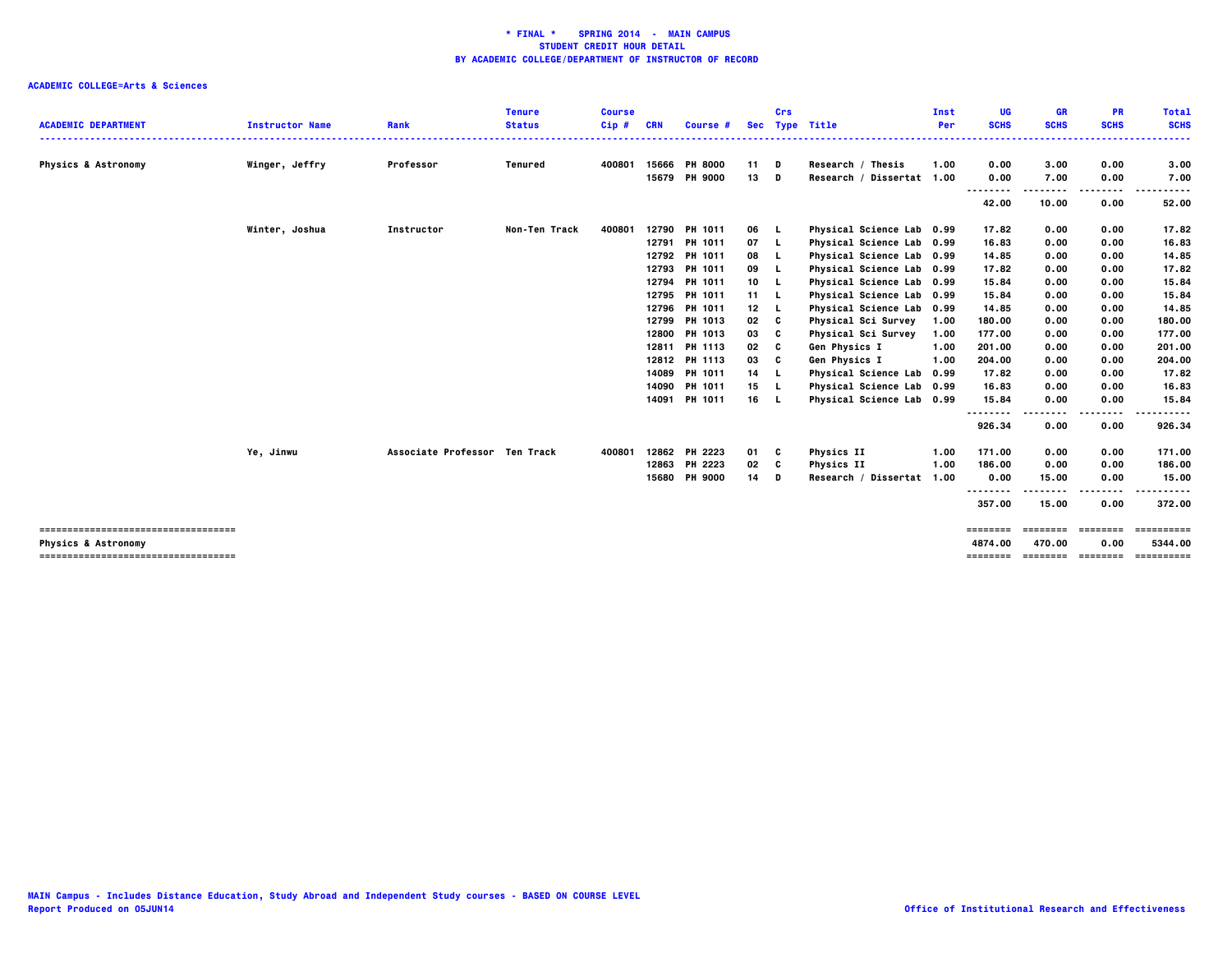**\* FINAL \* SPRING 2014 - MAIN CAMPUS**
**STUDENT CREDIT HOUR DETAIL**
**BY ACADEMIC COLLEGE/DEPARTMENT OF INSTRUCTOR OF RECORD**

**ACADEMIC COLLEGE=Arts & Sciences**

| ACADEMIC DEPARTMENT | Instructor Name | Rank | Tenure Status | Course Cip # | CRN | Course # | Sec | Crs Type | Title | Inst Per | UG SCHS | GR SCHS | PR SCHS | Total SCHS |
|---|---|---|---|---|---|---|---|---|---|---|---|---|---|---|
| Physics & Astronomy | Winger, Jeffry | Professor | Tenured | 400801 | 15666 | PH 8000 | 11 | D | Research / Thesis | 1.00 | 0.00 | 3.00 | 0.00 | 3.00 |
| | | | | | 15679 | PH 9000 | 13 | D | Research / Dissertat | 1.00 | 0.00 | 7.00 | 0.00 | 7.00 |
| | | | | | | | | | | | 42.00 | 10.00 | 0.00 | 52.00 |
| | Winter, Joshua | Instructor | Non-Ten Track | 400801 | 12790 | PH 1011 | 06 | L | Physical Science Lab | 0.99 | 17.82 | 0.00 | 0.00 | 17.82 |
| | | | | | 12791 | PH 1011 | 07 | L | Physical Science Lab | 0.99 | 16.83 | 0.00 | 0.00 | 16.83 |
| | | | | | 12792 | PH 1011 | 08 | L | Physical Science Lab | 0.99 | 14.85 | 0.00 | 0.00 | 14.85 |
| | | | | | 12793 | PH 1011 | 09 | L | Physical Science Lab | 0.99 | 17.82 | 0.00 | 0.00 | 17.82 |
| | | | | | 12794 | PH 1011 | 10 | L | Physical Science Lab | 0.99 | 15.84 | 0.00 | 0.00 | 15.84 |
| | | | | | 12795 | PH 1011 | 11 | L | Physical Science Lab | 0.99 | 15.84 | 0.00 | 0.00 | 15.84 |
| | | | | | 12796 | PH 1011 | 12 | L | Physical Science Lab | 0.99 | 14.85 | 0.00 | 0.00 | 14.85 |
| | | | | | 12799 | PH 1013 | 02 | C | Physical Sci Survey | 1.00 | 180.00 | 0.00 | 0.00 | 180.00 |
| | | | | | 12800 | PH 1013 | 03 | C | Physical Sci Survey | 1.00 | 177.00 | 0.00 | 0.00 | 177.00 |
| | | | | | 12811 | PH 1113 | 02 | C | Gen Physics I | 1.00 | 201.00 | 0.00 | 0.00 | 201.00 |
| | | | | | 12812 | PH 1113 | 03 | C | Gen Physics I | 1.00 | 204.00 | 0.00 | 0.00 | 204.00 |
| | | | | | 14089 | PH 1011 | 14 | L | Physical Science Lab | 0.99 | 17.82 | 0.00 | 0.00 | 17.82 |
| | | | | | 14090 | PH 1011 | 15 | L | Physical Science Lab | 0.99 | 16.83 | 0.00 | 0.00 | 16.83 |
| | | | | | 14091 | PH 1011 | 16 | L | Physical Science Lab | 0.99 | 15.84 | 0.00 | 0.00 | 15.84 |
| | | | | | | | | | | | 926.34 | 0.00 | 0.00 | 926.34 |
| | Ye, Jinwu | Associate Professor | Ten Track | 400801 | 12862 | PH 2223 | 01 | C | Physics II | 1.00 | 171.00 | 0.00 | 0.00 | 171.00 |
| | | | | | 12863 | PH 2223 | 02 | C | Physics II | 1.00 | 186.00 | 0.00 | 0.00 | 186.00 |
| | | | | | 15680 | PH 9000 | 14 | D | Research / Dissertat | 1.00 | 0.00 | 15.00 | 0.00 | 15.00 |
| | | | | | | | | | | | 357.00 | 15.00 | 0.00 | 372.00 |
| Physics & Astronomy | | | | | | | | | | | 4874.00 | 470.00 | 0.00 | 5344.00 |

MAIN Campus - Includes Distance Education, Study Abroad and Independent Study courses - BASED ON COURSE LEVEL
Report Produced on 05JUN14

Office of Institutional Research and Effectiveness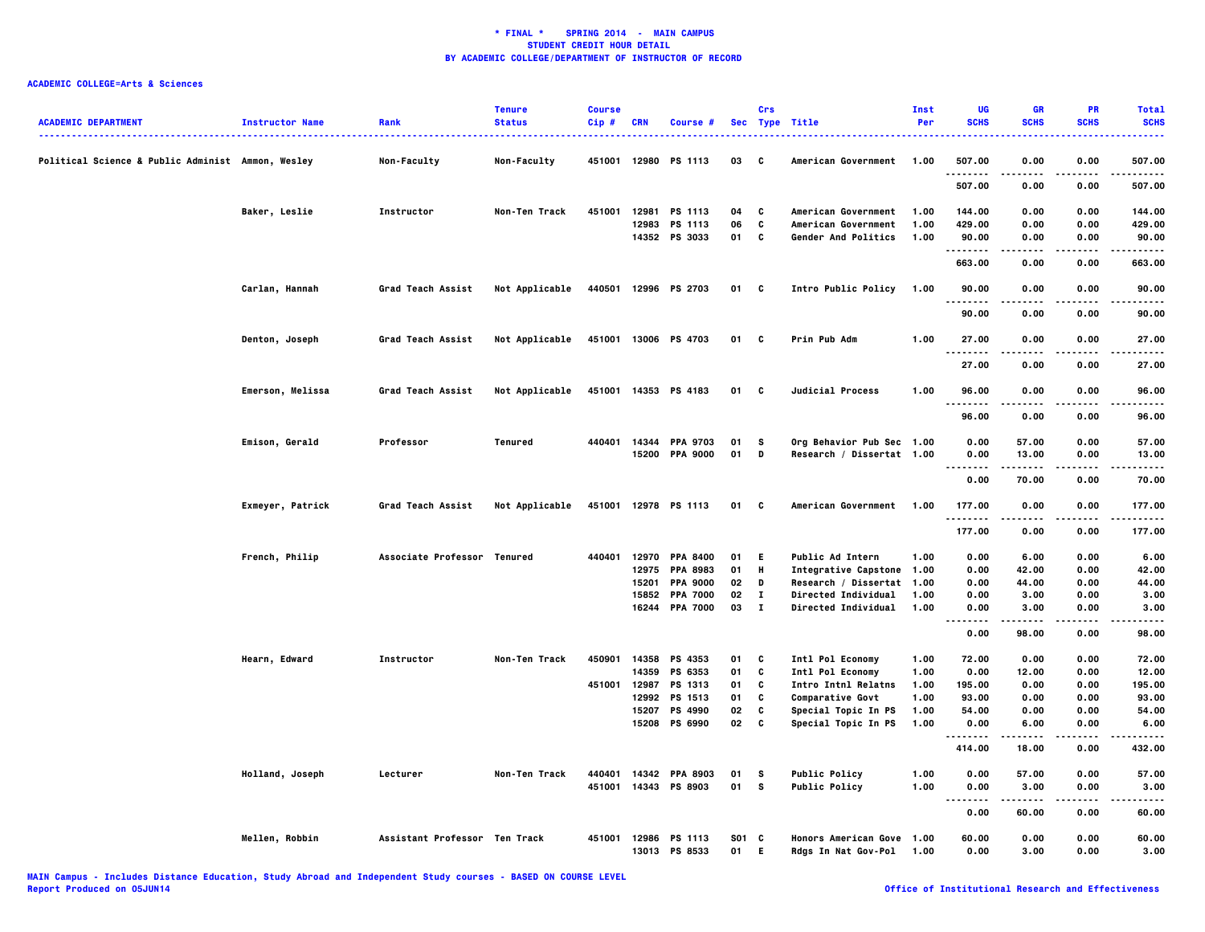**\* FINAL \* SPRING 2014 - MAIN CAMPUS**
**STUDENT CREDIT HOUR DETAIL**
**BY ACADEMIC COLLEGE/DEPARTMENT OF INSTRUCTOR OF RECORD**

**ACADEMIC COLLEGE=Arts & Sciences**

| ACADEMIC DEPARTMENT | Instructor Name | Rank | Tenure Status | Course Cip # | CRN | Course # | Sec | Crs Type | Title | Inst Per | UG SCHS | GR SCHS | PR SCHS | Total SCHS |
|---|---|---|---|---|---|---|---|---|---|---|---|---|---|---|
| Political Science & Public Administ | Ammon, Wesley | Non-Faculty | Non-Faculty | 451001 | 12980 | PS 1113 | 03 | C | American Government | 1.00 | 507.00 | 0.00 | 0.00 | 507.00 |
| | | | | | | | | | | | 507.00 | 0.00 | 0.00 | 507.00 |
| | Baker, Leslie | Instructor | Non-Ten Track | 451001 | 12981 | PS 1113 | 04 | C | American Government | 1.00 | 144.00 | 0.00 | 0.00 | 144.00 |
| | | | | | 12983 | PS 1113 | 06 | C | American Government | 1.00 | 429.00 | 0.00 | 0.00 | 429.00 |
| | | | | | 14352 | PS 3033 | 01 | C | Gender And Politics | 1.00 | 90.00 | 0.00 | 0.00 | 90.00 |
| | | | | | | | | | | | 663.00 | 0.00 | 0.00 | 663.00 |
| | Carlan, Hannah | Grad Teach Assist | Not Applicable | 440501 | 12996 | PS 2703 | 01 | C | Intro Public Policy | 1.00 | 90.00 | 0.00 | 0.00 | 90.00 |
| | | | | | | | | | | | 90.00 | 0.00 | 0.00 | 90.00 |
| | Denton, Joseph | Grad Teach Assist | Not Applicable | 451001 | 13006 | PS 4703 | 01 | C | Prin Pub Adm | 1.00 | 27.00 | 0.00 | 0.00 | 27.00 |
| | | | | | | | | | | | 27.00 | 0.00 | 0.00 | 27.00 |
| | Emerson, Melissa | Grad Teach Assist | Not Applicable | 451001 | 14353 | PS 4183 | 01 | C | Judicial Process | 1.00 | 96.00 | 0.00 | 0.00 | 96.00 |
| | | | | | | | | | | | 96.00 | 0.00 | 0.00 | 96.00 |
| | Emison, Gerald | Professor | Tenured | 440401 | 14344 | PPA 9703 | 01 | S | Org Behavior Pub Sec | 1.00 | 0.00 | 57.00 | 0.00 | 57.00 |
| | | | | | 15200 | PPA 9000 | 01 | D | Research / Dissertat | 1.00 | 0.00 | 13.00 | 0.00 | 13.00 |
| | | | | | | | | | | | 0.00 | 70.00 | 0.00 | 70.00 |
| | Exmeyer, Patrick | Grad Teach Assist | Not Applicable | 451001 | 12978 | PS 1113 | 01 | C | American Government | 1.00 | 177.00 | 0.00 | 0.00 | 177.00 |
| | | | | | | | | | | | 177.00 | 0.00 | 0.00 | 177.00 |
| | French, Philip | Associate Professor | Tenured | 440401 | 12970 | PPA 8400 | 01 | E | Public Ad Intern | 1.00 | 0.00 | 6.00 | 0.00 | 6.00 |
| | | | | | 12975 | PPA 8983 | 01 | H | Integrative Capstone | 1.00 | 0.00 | 42.00 | 0.00 | 42.00 |
| | | | | | 15201 | PPA 9000 | 02 | D | Research / Dissertat | 1.00 | 0.00 | 44.00 | 0.00 | 44.00 |
| | | | | | 15852 | PPA 7000 | 02 | I | Directed Individual | 1.00 | 0.00 | 3.00 | 0.00 | 3.00 |
| | | | | | 16244 | PPA 7000 | 03 | I | Directed Individual | 1.00 | 0.00 | 3.00 | 0.00 | 3.00 |
| | | | | | | | | | | | 0.00 | 98.00 | 0.00 | 98.00 |
| | Hearn, Edward | Instructor | Non-Ten Track | 450901 | 14358 | PS 4353 | 01 | C | Intl Pol Economy | 1.00 | 72.00 | 0.00 | 0.00 | 72.00 |
| | | | | | 14359 | PS 6353 | 01 | C | Intl Pol Economy | 1.00 | 0.00 | 12.00 | 0.00 | 12.00 |
| | | | | 451001 | 12987 | PS 1313 | 01 | C | Intro Intnl Relatns | 1.00 | 195.00 | 0.00 | 0.00 | 195.00 |
| | | | | | 12992 | PS 1513 | 01 | C | Comparative Govt | 1.00 | 93.00 | 0.00 | 0.00 | 93.00 |
| | | | | | 15207 | PS 4990 | 02 | C | Special Topic In PS | 1.00 | 54.00 | 0.00 | 0.00 | 54.00 |
| | | | | | 15208 | PS 6990 | 02 | C | Special Topic In PS | 1.00 | 0.00 | 6.00 | 0.00 | 6.00 |
| | | | | | | | | | | | 414.00 | 18.00 | 0.00 | 432.00 |
| | Holland, Joseph | Lecturer | Non-Ten Track | 440401 | 14342 | PPA 8903 | 01 | S | Public Policy | 1.00 | 0.00 | 57.00 | 0.00 | 57.00 |
| | | | | 451001 | 14343 | PS 8903 | 01 | S | Public Policy | 1.00 | 0.00 | 3.00 | 0.00 | 3.00 |
| | | | | | | | | | | | 0.00 | 60.00 | 0.00 | 60.00 |
| | Mellen, Robbin | Assistant Professor | Ten Track | 451001 | 12986 | PS 1113 | S01 | C | Honors American Gove | 1.00 | 60.00 | 0.00 | 0.00 | 60.00 |
| | | | | | 13013 | PS 8533 | 01 | E | Rdgs In Nat Gov-Pol | 1.00 | 0.00 | 3.00 | 0.00 | 3.00 |

MAIN Campus - Includes Distance Education, Study Abroad and Independent Study courses - BASED ON COURSE LEVEL
Report Produced on 05JUN14

Office of Institutional Research and Effectiveness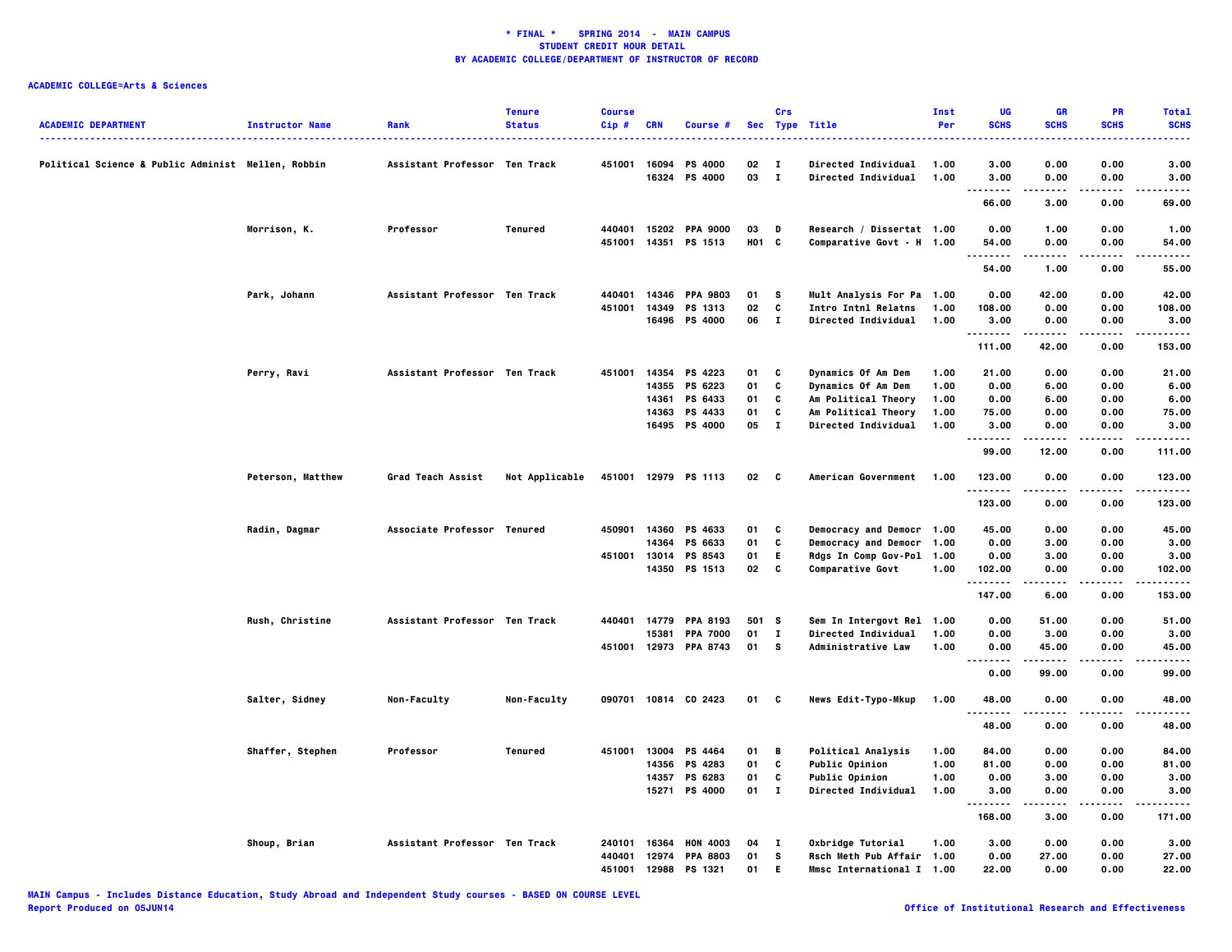**\* FINAL \* SPRING 2014 - MAIN CAMPUS**
**STUDENT CREDIT HOUR DETAIL**
**BY ACADEMIC COLLEGE/DEPARTMENT OF INSTRUCTOR OF RECORD**

**ACADEMIC COLLEGE=Arts & Sciences**

| ACADEMIC DEPARTMENT | Instructor Name | Rank | Tenure Status | Course Cip # | CRN | Course # | Sec | Crs Type | Title | Inst Per | UG SCHS | GR SCHS | PR SCHS | Total SCHS |
|---|---|---|---|---|---|---|---|---|---|---|---|---|---|---|
| Political Science & Public Administ | Mellen, Robbin | Assistant Professor | Ten Track | 451001 | 16094 | PS 4000 | 02 | I | Directed Individual | 1.00 | 3.00 | 0.00 | 0.00 | 3.00 |
| | | | | | 16324 | PS 4000 | 03 | I | Directed Individual | 1.00 | 3.00 | 0.00 | 0.00 | 3.00 |
| | | | | | | | | | | | 66.00 | 3.00 | 0.00 | 69.00 |
| | Morrison, K. | Professor | Tenured | 440401 | 15202 | PPA 9000 | 03 | D | Research / Dissertat | 1.00 | 0.00 | 1.00 | 0.00 | 1.00 |
| | | | | 451001 | 14351 | PS 1513 | H01 | C | Comparative Govt - H | 1.00 | 54.00 | 0.00 | 0.00 | 54.00 |
| | | | | | | | | | | | 54.00 | 1.00 | 0.00 | 55.00 |
| | Park, Johann | Assistant Professor | Ten Track | 440401 | 14346 | PPA 9803 | 01 | S | Mult Analysis For Pa | 1.00 | 0.00 | 42.00 | 0.00 | 42.00 |
| | | | | 451001 | 14349 | PS 1313 | 02 | C | Intro Intnl Relatns | 1.00 | 108.00 | 0.00 | 0.00 | 108.00 |
| | | | | | 16496 | PS 4000 | 06 | I | Directed Individual | 1.00 | 3.00 | 0.00 | 0.00 | 3.00 |
| | | | | | | | | | | | 111.00 | 42.00 | 0.00 | 153.00 |
| | Perry, Ravi | Assistant Professor | Ten Track | 451001 | 14354 | PS 4223 | 01 | C | Dynamics Of Am Dem | 1.00 | 21.00 | 0.00 | 0.00 | 21.00 |
| | | | | | 14355 | PS 6223 | 01 | C | Dynamics Of Am Dem | 1.00 | 0.00 | 6.00 | 0.00 | 6.00 |
| | | | | | 14361 | PS 6433 | 01 | C | Am Political Theory | 1.00 | 0.00 | 6.00 | 0.00 | 6.00 |
| | | | | | 14363 | PS 4433 | 01 | C | Am Political Theory | 1.00 | 75.00 | 0.00 | 0.00 | 75.00 |
| | | | | | 16495 | PS 4000 | 05 | I | Directed Individual | 1.00 | 3.00 | 0.00 | 0.00 | 3.00 |
| | | | | | | | | | | | 99.00 | 12.00 | 0.00 | 111.00 |
| | Peterson, Matthew | Grad Teach Assist | Not Applicable | 451001 | 12979 | PS 1113 | 02 | C | American Government | 1.00 | 123.00 | 0.00 | 0.00 | 123.00 |
| | | | | | | | | | | | 123.00 | 0.00 | 0.00 | 123.00 |
| | Radin, Dagmar | Associate Professor | Tenured | 450901 | 14360 | PS 4633 | 01 | C | Democracy and Democr | 1.00 | 45.00 | 0.00 | 0.00 | 45.00 |
| | | | | | 14364 | PS 6633 | 01 | C | Democracy and Democr | 1.00 | 0.00 | 3.00 | 0.00 | 3.00 |
| | | | | 451001 | 13014 | PS 8543 | 01 | E | Rdgs In Comp Gov-Pol | 1.00 | 0.00 | 3.00 | 0.00 | 3.00 |
| | | | | | 14350 | PS 1513 | 02 | C | Comparative Govt | 1.00 | 102.00 | 0.00 | 0.00 | 102.00 |
| | | | | | | | | | | | 147.00 | 6.00 | 0.00 | 153.00 |
| | Rush, Christine | Assistant Professor | Ten Track | 440401 | 14779 | PPA 8193 | 501 | S | Sem In Intergovt Rel | 1.00 | 0.00 | 51.00 | 0.00 | 51.00 |
| | | | | | 15381 | PPA 7000 | 01 | I | Directed Individual | 1.00 | 0.00 | 3.00 | 0.00 | 3.00 |
| | | | | 451001 | 12973 | PPA 8743 | 01 | S | Administrative Law | 1.00 | 0.00 | 45.00 | 0.00 | 45.00 |
| | | | | | | | | | | | 0.00 | 99.00 | 0.00 | 99.00 |
| | Salter, Sidney | Non-Faculty | Non-Faculty | 090701 | 10814 | CO 2423 | 01 | C | News Edit-Typo-Mkup | 1.00 | 48.00 | 0.00 | 0.00 | 48.00 |
| | | | | | | | | | | | 48.00 | 0.00 | 0.00 | 48.00 |
| | Shaffer, Stephen | Professor | Tenured | 451001 | 13004 | PS 4464 | 01 | B | Political Analysis | 1.00 | 84.00 | 0.00 | 0.00 | 84.00 |
| | | | | | 14356 | PS 4283 | 01 | C | Public Opinion | 1.00 | 81.00 | 0.00 | 0.00 | 81.00 |
| | | | | | 14357 | PS 6283 | 01 | C | Public Opinion | 1.00 | 0.00 | 3.00 | 0.00 | 3.00 |
| | | | | | 15271 | PS 4000 | 01 | I | Directed Individual | 1.00 | 3.00 | 0.00 | 0.00 | 3.00 |
| | | | | | | | | | | | 168.00 | 3.00 | 0.00 | 171.00 |
| | Shoup, Brian | Assistant Professor | Ten Track | 240101 | 16364 | HON 4003 | 04 | I | Oxbridge Tutorial | 1.00 | 3.00 | 0.00 | 0.00 | 3.00 |
| | | | | 440401 | 12974 | PPA 8803 | 01 | S | Rsch Meth Pub Affair | 1.00 | 0.00 | 27.00 | 0.00 | 27.00 |
| | | | | 451001 | 12988 | PS 1321 | 01 | E | Mmsc International I | 1.00 | 22.00 | 0.00 | 0.00 | 22.00 |

MAIN Campus - Includes Distance Education, Study Abroad and Independent Study courses - BASED ON COURSE LEVEL
Report Produced on 05JUN14 — Office of Institutional Research and Effectiveness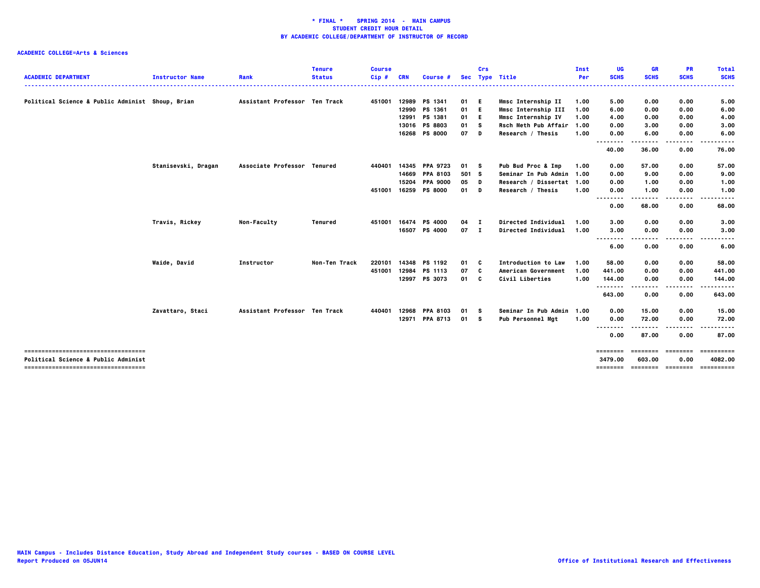**\* FINAL \* SPRING 2014 - MAIN CAMPUS**
**STUDENT CREDIT HOUR DETAIL**
**BY ACADEMIC COLLEGE/DEPARTMENT OF INSTRUCTOR OF RECORD**

**ACADEMIC COLLEGE=Arts & Sciences**

| ACADEMIC DEPARTMENT | Instructor Name | Rank | Tenure Status | Course Cip # | CRN | Course # | Sec | Crs Type | Title | Inst Per | UG SCHS | GR SCHS | PR SCHS | Total SCHS |
|---|---|---|---|---|---|---|---|---|---|---|---|---|---|---|
| Political Science & Public Administ | Shoup, Brian | Assistant Professor | Ten Track | 451001 | 12989 | PS 1341 | 01 | E | Mmsc Internship II | 1.00 | 5.00 | 0.00 | 0.00 | 5.00 |
| | | | | | 12990 | PS 1361 | 01 | E | Mmsc Internship III | 1.00 | 6.00 | 0.00 | 0.00 | 6.00 |
| | | | | | 12991 | PS 1381 | 01 | E | Mmsc Internship IV | 1.00 | 4.00 | 0.00 | 0.00 | 4.00 |
| | | | | | 13016 | PS 8803 | 01 | S | Rsch Meth Pub Affair | 1.00 | 0.00 | 3.00 | 0.00 | 3.00 |
| | | | | | 16268 | PS 8000 | 07 | D | Research / Thesis | 1.00 | 0.00 | 6.00 | 0.00 | 6.00 |
| | | | | | | | | | | | 40.00 | 36.00 | 0.00 | 76.00 |
| | Stanisevski, Dragan | Associate Professor | Tenured | 440401 | 14345 | PPA 9723 | 01 | S | Pub Bud Proc & Imp | 1.00 | 0.00 | 57.00 | 0.00 | 57.00 |
| | | | | | 14669 | PPA 8103 | 501 | S | Seminar In Pub Admin | 1.00 | 0.00 | 9.00 | 0.00 | 9.00 |
| | | | | | 15204 | PPA 9000 | 05 | D | Research / Dissertat | 1.00 | 0.00 | 1.00 | 0.00 | 1.00 |
| | | | | 451001 | 16259 | PS 8000 | 01 | D | Research / Thesis | 1.00 | 0.00 | 1.00 | 0.00 | 1.00 |
| | | | | | | | | | | | 0.00 | 68.00 | 0.00 | 68.00 |
| | Travis, Rickey | Non-Faculty | Tenured | 451001 | 16474 | PS 4000 | 04 | I | Directed Individual | 1.00 | 3.00 | 0.00 | 0.00 | 3.00 |
| | | | | | 16507 | PS 4000 | 07 | I | Directed Individual | 1.00 | 3.00 | 0.00 | 0.00 | 3.00 |
| | | | | | | | | | | | 6.00 | 0.00 | 0.00 | 6.00 |
| | Waide, David | Instructor | Non-Ten Track | 220101 | 14348 | PS 1192 | 01 | C | Introduction to Law | 1.00 | 58.00 | 0.00 | 0.00 | 58.00 |
| | | | | 451001 | 12984 | PS 1113 | 07 | C | American Government | 1.00 | 441.00 | 0.00 | 0.00 | 441.00 |
| | | | | | 12997 | PS 3073 | 01 | C | Civil Liberties | 1.00 | 144.00 | 0.00 | 0.00 | 144.00 |
| | | | | | | | | | | | 643.00 | 0.00 | 0.00 | 643.00 |
| | Zavattaro, Staci | Assistant Professor | Ten Track | 440401 | 12968 | PPA 8103 | 01 | S | Seminar In Pub Admin | 1.00 | 0.00 | 15.00 | 0.00 | 15.00 |
| | | | | | 12971 | PPA 8713 | 01 | S | Pub Personnel Mgt | 1.00 | 0.00 | 72.00 | 0.00 | 72.00 |
| | | | | | | | | | | | 0.00 | 87.00 | 0.00 | 87.00 |
| **Political Science & Public Administ** | | | | | | | | | | | **3479.00** | **603.00** | **0.00** | **4082.00** |

MAIN Campus - Includes Distance Education, Study Abroad and Independent Study courses - BASED ON COURSE LEVEL
Report Produced on 05JUN14

Office of Institutional Research and Effectiveness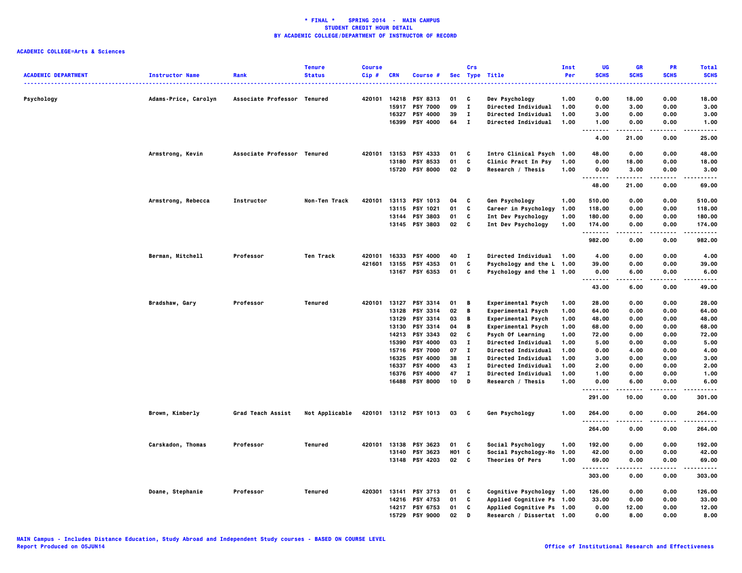**\* FINAL \* SPRING 2014 - MAIN CAMPUS**
**STUDENT CREDIT HOUR DETAIL**
**BY ACADEMIC COLLEGE/DEPARTMENT OF INSTRUCTOR OF RECORD**

**ACADEMIC COLLEGE=Arts & Sciences**

| ACADEMIC DEPARTMENT | Instructor Name | Rank | Tenure Status | Course Cip # | CRN | Course # | Sec | Crs Type | Title | Inst Per | UG SCHS | GR SCHS | PR SCHS | Total SCHS |
|---|---|---|---|---|---|---|---|---|---|---|---|---|---|---|
| Psychology | Adams-Price, Carolyn | Associate Professor | Tenured | 420101 | 14218 | PSY 8313 | 01 | C | Dev Psychology | 1.00 | 0.00 | 18.00 | 0.00 | 18.00 |
| | | | | | 15917 | PSY 7000 | 09 | I | Directed Individual | 1.00 | 0.00 | 3.00 | 0.00 | 3.00 |
| | | | | | 16327 | PSY 4000 | 39 | I | Directed Individual | 1.00 | 3.00 | 0.00 | 0.00 | 3.00 |
| | | | | | 16399 | PSY 4000 | 64 | I | Directed Individual | 1.00 | 1.00 | 0.00 | 0.00 | 1.00 |
| | | | | | | | | | | | 4.00 | 21.00 | 0.00 | 25.00 |
| | Armstrong, Kevin | Associate Professor | Tenured | 420101 | 13153 | PSY 4333 | 01 | C | Intro Clinical Psych | 1.00 | 48.00 | 0.00 | 0.00 | 48.00 |
| | | | | | 13180 | PSY 8533 | 01 | C | Clinic Pract In Psy | 1.00 | 0.00 | 18.00 | 0.00 | 18.00 |
| | | | | | 15720 | PSY 8000 | 02 | D | Research / Thesis | 1.00 | 0.00 | 3.00 | 0.00 | 3.00 |
| | | | | | | | | | | | 48.00 | 21.00 | 0.00 | 69.00 |
| | Armstrong, Rebecca | Instructor | Non-Ten Track | 420101 | 13113 | PSY 1013 | 04 | C | Gen Psychology | 1.00 | 510.00 | 0.00 | 0.00 | 510.00 |
| | | | | | 13115 | PSY 1021 | 01 | C | Career in Psychology | 1.00 | 118.00 | 0.00 | 0.00 | 118.00 |
| | | | | | 13144 | PSY 3803 | 01 | C | Int Dev Psychology | 1.00 | 180.00 | 0.00 | 0.00 | 180.00 |
| | | | | | 13145 | PSY 3803 | 02 | C | Int Dev Psychology | 1.00 | 174.00 | 0.00 | 0.00 | 174.00 |
| | | | | | | | | | | | 982.00 | 0.00 | 0.00 | 982.00 |
| | Berman, Mitchell | Professor | Ten Track | 420101 | 16333 | PSY 4000 | 40 | I | Directed Individual | 1.00 | 4.00 | 0.00 | 0.00 | 4.00 |
| | | | | 421601 | 13155 | PSY 4353 | 01 | C | Psychology and the L | 1.00 | 39.00 | 0.00 | 0.00 | 39.00 |
| | | | | | 13167 | PSY 6353 | 01 | C | Psychology and the l | 1.00 | 0.00 | 6.00 | 0.00 | 6.00 |
| | | | | | | | | | | | 43.00 | 6.00 | 0.00 | 49.00 |
| | Bradshaw, Gary | Professor | Tenured | 420101 | 13127 | PSY 3314 | 01 | B | Experimental Psych | 1.00 | 28.00 | 0.00 | 0.00 | 28.00 |
| | | | | | 13128 | PSY 3314 | 02 | B | Experimental Psych | 1.00 | 64.00 | 0.00 | 0.00 | 64.00 |
| | | | | | 13129 | PSY 3314 | 03 | B | Experimental Psych | 1.00 | 48.00 | 0.00 | 0.00 | 48.00 |
| | | | | | 13130 | PSY 3314 | 04 | B | Experimental Psych | 1.00 | 68.00 | 0.00 | 0.00 | 68.00 |
| | | | | | 14213 | PSY 3343 | 02 | C | Psych Of Learning | 1.00 | 72.00 | 0.00 | 0.00 | 72.00 |
| | | | | | 15390 | PSY 4000 | 03 | I | Directed Individual | 1.00 | 5.00 | 0.00 | 0.00 | 5.00 |
| | | | | | 15716 | PSY 7000 | 07 | I | Directed Individual | 1.00 | 0.00 | 4.00 | 0.00 | 4.00 |
| | | | | | 16325 | PSY 4000 | 38 | I | Directed Individual | 1.00 | 3.00 | 0.00 | 0.00 | 3.00 |
| | | | | | 16337 | PSY 4000 | 43 | I | Directed Individual | 1.00 | 2.00 | 0.00 | 0.00 | 2.00 |
| | | | | | 16376 | PSY 4000 | 47 | I | Directed Individual | 1.00 | 1.00 | 0.00 | 0.00 | 1.00 |
| | | | | | 16488 | PSY 8000 | 10 | D | Research / Thesis | 1.00 | 0.00 | 6.00 | 0.00 | 6.00 |
| | | | | | | | | | | | 291.00 | 10.00 | 0.00 | 301.00 |
| | Brown, Kimberly | Grad Teach Assist | Not Applicable | 420101 | 13112 | PSY 1013 | 03 | C | Gen Psychology | 1.00 | 264.00 | 0.00 | 0.00 | 264.00 |
| | | | | | | | | | | | 264.00 | 0.00 | 0.00 | 264.00 |
| | Carskadon, Thomas | Professor | Tenured | 420101 | 13138 | PSY 3623 | 01 | C | Social Psychology | 1.00 | 192.00 | 0.00 | 0.00 | 192.00 |
| | | | | | 13140 | PSY 3623 | H01 | C | Social Psychology-Ho | 1.00 | 42.00 | 0.00 | 0.00 | 42.00 |
| | | | | | 13148 | PSY 4203 | 02 | C | Theories Of Pers | 1.00 | 69.00 | 0.00 | 0.00 | 69.00 |
| | | | | | | | | | | | 303.00 | 0.00 | 0.00 | 303.00 |
| | Doane, Stephanie | Professor | Tenured | 420301 | 13141 | PSY 3713 | 01 | C | Cognitive Psychology | 1.00 | 126.00 | 0.00 | 0.00 | 126.00 |
| | | | | | 14216 | PSY 4753 | 01 | C | Applied Cognitive Ps | 1.00 | 33.00 | 0.00 | 0.00 | 33.00 |
| | | | | | 14217 | PSY 6753 | 01 | C | Applied Cognitive Ps | 1.00 | 0.00 | 12.00 | 0.00 | 12.00 |
| | | | | | 15729 | PSY 9000 | 02 | D | Research / Dissertat | 1.00 | 0.00 | 8.00 | 0.00 | 8.00 |

MAIN Campus - Includes Distance Education, Study Abroad and Independent Study courses - BASED ON COURSE LEVEL
Report Produced on 05JUN14

Office of Institutional Research and Effectiveness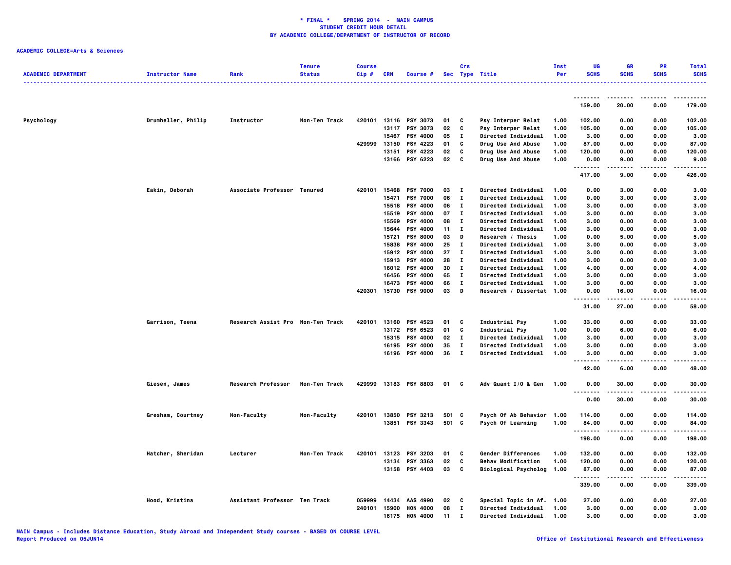**\* FINAL \* SPRING 2014 - MAIN CAMPUS**
**STUDENT CREDIT HOUR DETAIL**
**BY ACADEMIC COLLEGE/DEPARTMENT OF INSTRUCTOR OF RECORD**

**ACADEMIC COLLEGE=Arts & Sciences**

| ACADEMIC DEPARTMENT | Instructor Name | Rank | Tenure Status | Course Cip # | CRN | Course # | Sec | Crs Type | Title | Inst Per | UG SCHS | GR SCHS | PR SCHS | Total SCHS |
|---|---|---|---|---|---|---|---|---|---|---|---|---|---|---|
| | | | | | | | | | | | 159.00 | 20.00 | 0.00 | 179.00 |
| Psychology | Drumheller, Philip | Instructor | Non-Ten Track | 420101 | 13116 | PSY 3073 | 01 | C | Psy Interper Relat | 1.00 | 102.00 | 0.00 | 0.00 | 102.00 |
| | | | | | 13117 | PSY 3073 | 02 | C | Psy Interper Relat | 1.00 | 105.00 | 0.00 | 0.00 | 105.00 |
| | | | | | 15467 | PSY 4000 | 05 | I | Directed Individual | 1.00 | 3.00 | 0.00 | 0.00 | 3.00 |
| | | | | 429999 | 13150 | PSY 4223 | 01 | C | Drug Use And Abuse | 1.00 | 87.00 | 0.00 | 0.00 | 87.00 |
| | | | | | 13151 | PSY 4223 | 02 | C | Drug Use And Abuse | 1.00 | 120.00 | 0.00 | 0.00 | 120.00 |
| | | | | | 13166 | PSY 6223 | 02 | C | Drug Use And Abuse | 1.00 | 0.00 | 9.00 | 0.00 | 9.00 |
| | | | | | | | | | | | 417.00 | 9.00 | 0.00 | 426.00 |
| | Eakin, Deborah | Associate Professor | Tenured | 420101 | 15468 | PSY 7000 | 03 | I | Directed Individual | 1.00 | 0.00 | 3.00 | 0.00 | 3.00 |
| | | | | | 15471 | PSY 7000 | 06 | I | Directed Individual | 1.00 | 0.00 | 3.00 | 0.00 | 3.00 |
| | | | | | 15518 | PSY 4000 | 06 | I | Directed Individual | 1.00 | 3.00 | 0.00 | 0.00 | 3.00 |
| | | | | | 15519 | PSY 4000 | 07 | I | Directed Individual | 1.00 | 3.00 | 0.00 | 0.00 | 3.00 |
| | | | | | 15569 | PSY 4000 | 08 | I | Directed Individual | 1.00 | 3.00 | 0.00 | 0.00 | 3.00 |
| | | | | | 15644 | PSY 4000 | 11 | I | Directed Individual | 1.00 | 3.00 | 0.00 | 0.00 | 3.00 |
| | | | | | 15721 | PSY 8000 | 03 | D | Research / Thesis | 1.00 | 0.00 | 5.00 | 0.00 | 5.00 |
| | | | | | 15838 | PSY 4000 | 25 | I | Directed Individual | 1.00 | 3.00 | 0.00 | 0.00 | 3.00 |
| | | | | | 15912 | PSY 4000 | 27 | I | Directed Individual | 1.00 | 3.00 | 0.00 | 0.00 | 3.00 |
| | | | | | 15913 | PSY 4000 | 28 | I | Directed Individual | 1.00 | 3.00 | 0.00 | 0.00 | 3.00 |
| | | | | | 16012 | PSY 4000 | 30 | I | Directed Individual | 1.00 | 4.00 | 0.00 | 0.00 | 4.00 |
| | | | | | 16456 | PSY 4000 | 65 | I | Directed Individual | 1.00 | 3.00 | 0.00 | 0.00 | 3.00 |
| | | | | | 16473 | PSY 4000 | 66 | I | Directed Individual | 1.00 | 3.00 | 0.00 | 0.00 | 3.00 |
| | | | | 420301 | 15730 | PSY 9000 | 03 | D | Research / Dissertat | 1.00 | 0.00 | 16.00 | 0.00 | 16.00 |
| | | | | | | | | | | | 31.00 | 27.00 | 0.00 | 58.00 |
| | Garrison, Teena | Research Assist Pro | Non-Ten Track | 420101 | 13160 | PSY 4523 | 01 | C | Industrial Psy | 1.00 | 33.00 | 0.00 | 0.00 | 33.00 |
| | | | | | 13172 | PSY 6523 | 01 | C | Industrial Psy | 1.00 | 0.00 | 6.00 | 0.00 | 6.00 |
| | | | | | 15315 | PSY 4000 | 02 | I | Directed Individual | 1.00 | 3.00 | 0.00 | 0.00 | 3.00 |
| | | | | | 16195 | PSY 4000 | 35 | I | Directed Individual | 1.00 | 3.00 | 0.00 | 0.00 | 3.00 |
| | | | | | 16196 | PSY 4000 | 36 | I | Directed Individual | 1.00 | 3.00 | 0.00 | 0.00 | 3.00 |
| | | | | | | | | | | | 42.00 | 6.00 | 0.00 | 48.00 |
| | Giesen, James | Research Professor | Non-Ten Track | 429999 | 13183 | PSY 8803 | 01 | C | Adv Quant I/O & Gen | 1.00 | 0.00 | 30.00 | 0.00 | 30.00 |
| | | | | | | | | | | | 0.00 | 30.00 | 0.00 | 30.00 |
| | Gresham, Courtney | Non-Faculty | Non-Faculty | 420101 | 13850 | PSY 3213 | 501 | C | Psych Of Ab Behavior | 1.00 | 114.00 | 0.00 | 0.00 | 114.00 |
| | | | | | 13851 | PSY 3343 | 501 | C | Psych Of Learning | 1.00 | 84.00 | 0.00 | 0.00 | 84.00 |
| | | | | | | | | | | | 198.00 | 0.00 | 0.00 | 198.00 |
| | Hatcher, Sheridan | Lecturer | Non-Ten Track | 420101 | 13123 | PSY 3203 | 01 | C | Gender Differences | 1.00 | 132.00 | 0.00 | 0.00 | 132.00 |
| | | | | | 13134 | PSY 3363 | 02 | C | Behav Modification | 1.00 | 120.00 | 0.00 | 0.00 | 120.00 |
| | | | | | 13158 | PSY 4403 | 03 | C | Biological Psycholog | 1.00 | 87.00 | 0.00 | 0.00 | 87.00 |
| | | | | | | | | | | | 339.00 | 0.00 | 0.00 | 339.00 |
| | Hood, Kristina | Assistant Professor | Ten Track | 059999 | 14434 | AAS 4990 | 02 | C | Special Topic in Af. | 1.00 | 27.00 | 0.00 | 0.00 | 27.00 |
| | | | | 240101 | 15900 | HON 4000 | 08 | I | Directed Individual | 1.00 | 3.00 | 0.00 | 0.00 | 3.00 |
| | | | | | 16175 | HON 4000 | 11 | I | Directed Individual | 1.00 | 3.00 | 0.00 | 0.00 | 3.00 |

MAIN Campus - Includes Distance Education, Study Abroad and Independent Study courses - BASED ON COURSE LEVEL
Report Produced on 05JUN14

Office of Institutional Research and Effectiveness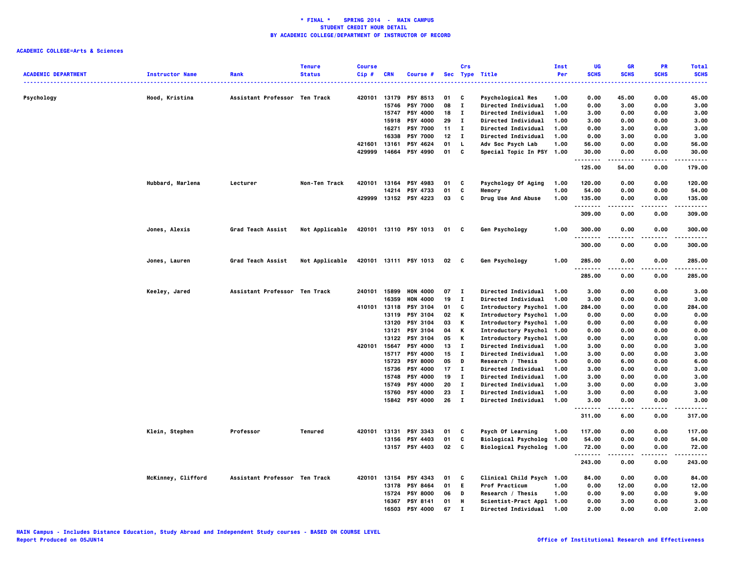**\* FINAL \* SPRING 2014 - MAIN CAMPUS**
**STUDENT CREDIT HOUR DETAIL**
**BY ACADEMIC COLLEGE/DEPARTMENT OF INSTRUCTOR OF RECORD**

**ACADEMIC COLLEGE=Arts & Sciences**

| ACADEMIC DEPARTMENT | Instructor Name | Rank | Tenure Status | Course Cip # | CRN | Course # | Sec | Crs Type | Title | Inst Per | UG SCHS | GR SCHS | PR SCHS | Total SCHS |
|---|---|---|---|---|---|---|---|---|---|---|---|---|---|---|
| Psychology | Hood, Kristina | Assistant Professor | Ten Track | 420101 | 13179 | PSY 8513 | 01 | C | Psychological Res | 1.00 | 0.00 | 45.00 | 0.00 | 45.00 |
| | | | | | 15746 | PSY 7000 | 08 | I | Directed Individual | 1.00 | 0.00 | 3.00 | 0.00 | 3.00 |
| | | | | | 15747 | PSY 4000 | 18 | I | Directed Individual | 1.00 | 3.00 | 0.00 | 0.00 | 3.00 |
| | | | | | 15918 | PSY 4000 | 29 | I | Directed Individual | 1.00 | 3.00 | 0.00 | 0.00 | 3.00 |
| | | | | | 16271 | PSY 7000 | 11 | I | Directed Individual | 1.00 | 0.00 | 3.00 | 0.00 | 3.00 |
| | | | | | 16338 | PSY 7000 | 12 | I | Directed Individual | 1.00 | 0.00 | 3.00 | 0.00 | 3.00 |
| | | | | 421601 | 13161 | PSY 4624 | 01 | L | Adv Soc Psych Lab | 1.00 | 56.00 | 0.00 | 0.00 | 56.00 |
| | | | | 429999 | 14664 | PSY 4990 | 01 | C | Special Topic In PSY | 1.00 | 30.00 | 0.00 | 0.00 | 30.00 |
| | | | | | | | | | | | 125.00 | 54.00 | 0.00 | 179.00 |
| | Hubbard, Marlena | Lecturer | Non-Ten Track | 420101 | 13164 | PSY 4983 | 01 | C | Psychology Of Aging | 1.00 | 120.00 | 0.00 | 0.00 | 120.00 |
| | | | | | 14214 | PSY 4733 | 01 | C | Memory | 1.00 | 54.00 | 0.00 | 0.00 | 54.00 |
| | | | | 429999 | 13152 | PSY 4223 | 03 | C | Drug Use And Abuse | 1.00 | 135.00 | 0.00 | 0.00 | 135.00 |
| | | | | | | | | | | | 309.00 | 0.00 | 0.00 | 309.00 |
| | Jones, Alexis | Grad Teach Assist | Not Applicable | 420101 | 13110 | PSY 1013 | 01 | C | Gen Psychology | 1.00 | 300.00 | 0.00 | 0.00 | 300.00 |
| | | | | | | | | | | | 300.00 | 0.00 | 0.00 | 300.00 |
| | Jones, Lauren | Grad Teach Assist | Not Applicable | 420101 | 13111 | PSY 1013 | 02 | C | Gen Psychology | 1.00 | 285.00 | 0.00 | 0.00 | 285.00 |
| | | | | | | | | | | | 285.00 | 0.00 | 0.00 | 285.00 |
| | Keeley, Jared | Assistant Professor | Ten Track | 240101 | 15899 | HON 4000 | 07 | I | Directed Individual | 1.00 | 3.00 | 0.00 | 0.00 | 3.00 |
| | | | | | 16359 | HON 4000 | 19 | I | Directed Individual | 1.00 | 3.00 | 0.00 | 0.00 | 3.00 |
| | | | | 410101 | 13118 | PSY 3104 | 01 | C | Introductory Psychol | 1.00 | 284.00 | 0.00 | 0.00 | 284.00 |
| | | | | | 13119 | PSY 3104 | 02 | K | Introductory Psychol | 1.00 | 0.00 | 0.00 | 0.00 | 0.00 |
| | | | | | 13120 | PSY 3104 | 03 | K | Introductory Psychol | 1.00 | 0.00 | 0.00 | 0.00 | 0.00 |
| | | | | | 13121 | PSY 3104 | 04 | K | Introductory Psychol | 1.00 | 0.00 | 0.00 | 0.00 | 0.00 |
| | | | | | 13122 | PSY 3104 | 05 | K | Introductory Psychol | 1.00 | 0.00 | 0.00 | 0.00 | 0.00 |
| | | | | 420101 | 15647 | PSY 4000 | 13 | I | Directed Individual | 1.00 | 3.00 | 0.00 | 0.00 | 3.00 |
| | | | | | 15717 | PSY 4000 | 15 | I | Directed Individual | 1.00 | 3.00 | 0.00 | 0.00 | 3.00 |
| | | | | | 15723 | PSY 8000 | 05 | D | Research / Thesis | 1.00 | 0.00 | 6.00 | 0.00 | 6.00 |
| | | | | | 15736 | PSY 4000 | 17 | I | Directed Individual | 1.00 | 3.00 | 0.00 | 0.00 | 3.00 |
| | | | | | 15748 | PSY 4000 | 19 | I | Directed Individual | 1.00 | 3.00 | 0.00 | 0.00 | 3.00 |
| | | | | | 15749 | PSY 4000 | 20 | I | Directed Individual | 1.00 | 3.00 | 0.00 | 0.00 | 3.00 |
| | | | | | 15760 | PSY 4000 | 23 | I | Directed Individual | 1.00 | 3.00 | 0.00 | 0.00 | 3.00 |
| | | | | | 15842 | PSY 4000 | 26 | I | Directed Individual | 1.00 | 3.00 | 0.00 | 0.00 | 3.00 |
| | | | | | | | | | | | 311.00 | 6.00 | 0.00 | 317.00 |
| | Klein, Stephen | Professor | Tenured | 420101 | 13131 | PSY 3343 | 01 | C | Psych Of Learning | 1.00 | 117.00 | 0.00 | 0.00 | 117.00 |
| | | | | | 13156 | PSY 4403 | 01 | C | Biological Psycholog | 1.00 | 54.00 | 0.00 | 0.00 | 54.00 |
| | | | | | 13157 | PSY 4403 | 02 | C | Biological Psycholog | 1.00 | 72.00 | 0.00 | 0.00 | 72.00 |
| | | | | | | | | | | | 243.00 | 0.00 | 0.00 | 243.00 |
| | McKinney, Clifford | Assistant Professor | Ten Track | 420101 | 13154 | PSY 4343 | 01 | C | Clinical Child Psych | 1.00 | 84.00 | 0.00 | 0.00 | 84.00 |
| | | | | | 13178 | PSY 8464 | 01 | E | Prof Practicum | 1.00 | 0.00 | 12.00 | 0.00 | 12.00 |
| | | | | | 15724 | PSY 8000 | 06 | D | Research / Thesis | 1.00 | 0.00 | 9.00 | 0.00 | 9.00 |
| | | | | | 16367 | PSY 8141 | 01 | H | Scientist-Pract Appl | 1.00 | 0.00 | 3.00 | 0.00 | 3.00 |
| | | | | | 16503 | PSY 4000 | 67 | I | Directed Individual | 1.00 | 2.00 | 0.00 | 0.00 | 2.00 |

MAIN Campus - Includes Distance Education, Study Abroad and Independent Study courses - BASED ON COURSE LEVEL
Report Produced on 05JUN14

Office of Institutional Research and Effectiveness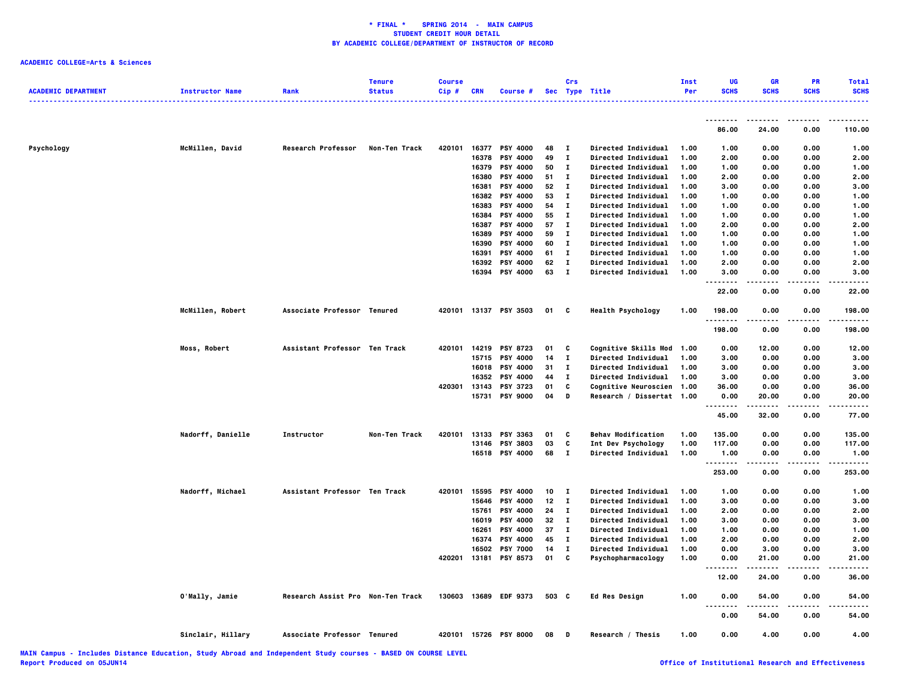**\* FINAL \*    SPRING 2014  -  MAIN CAMPUS**
**STUDENT CREDIT HOUR DETAIL**
**BY ACADEMIC COLLEGE/DEPARTMENT OF INSTRUCTOR OF RECORD**

**ACADEMIC COLLEGE=Arts & Sciences**

| ACADEMIC DEPARTMENT | Instructor Name | Rank | Tenure Status | Course Cip # | CRN | Course # | Sec | Crs Type | Title | Inst Per | UG SCHS | GR SCHS | PR SCHS | Total SCHS |
|---|---|---|---|---|---|---|---|---|---|---|---|---|---|---|
| | | | | | | | | | | | 86.00 | 24.00 | 0.00 | 110.00 |
| Psychology | McMillen, David | Research Professor | Non-Ten Track | 420101 | 16377 | PSY 4000 | 48 | I | Directed Individual | 1.00 | 1.00 | 0.00 | 0.00 | 1.00 |
| | | | | | 16378 | PSY 4000 | 49 | I | Directed Individual | 1.00 | 2.00 | 0.00 | 0.00 | 2.00 |
| | | | | | 16379 | PSY 4000 | 50 | I | Directed Individual | 1.00 | 1.00 | 0.00 | 0.00 | 1.00 |
| | | | | | 16380 | PSY 4000 | 51 | I | Directed Individual | 1.00 | 2.00 | 0.00 | 0.00 | 2.00 |
| | | | | | 16381 | PSY 4000 | 52 | I | Directed Individual | 1.00 | 3.00 | 0.00 | 0.00 | 3.00 |
| | | | | | 16382 | PSY 4000 | 53 | I | Directed Individual | 1.00 | 1.00 | 0.00 | 0.00 | 1.00 |
| | | | | | 16383 | PSY 4000 | 54 | I | Directed Individual | 1.00 | 1.00 | 0.00 | 0.00 | 1.00 |
| | | | | | 16384 | PSY 4000 | 55 | I | Directed Individual | 1.00 | 1.00 | 0.00 | 0.00 | 1.00 |
| | | | | | 16387 | PSY 4000 | 57 | I | Directed Individual | 1.00 | 2.00 | 0.00 | 0.00 | 2.00 |
| | | | | | 16389 | PSY 4000 | 59 | I | Directed Individual | 1.00 | 1.00 | 0.00 | 0.00 | 1.00 |
| | | | | | 16390 | PSY 4000 | 60 | I | Directed Individual | 1.00 | 1.00 | 0.00 | 0.00 | 1.00 |
| | | | | | 16391 | PSY 4000 | 61 | I | Directed Individual | 1.00 | 1.00 | 0.00 | 0.00 | 1.00 |
| | | | | | 16392 | PSY 4000 | 62 | I | Directed Individual | 1.00 | 2.00 | 0.00 | 0.00 | 2.00 |
| | | | | | 16394 | PSY 4000 | 63 | I | Directed Individual | 1.00 | 3.00 | 0.00 | 0.00 | 3.00 |
| | | | | | | | | | | | 22.00 | 0.00 | 0.00 | 22.00 |
| | McMillen, Robert | Associate Professor | Tenured | 420101 | 13137 | PSY 3503 | 01 | C | Health Psychology | 1.00 | 198.00 | 0.00 | 0.00 | 198.00 |
| | | | | | | | | | | | 198.00 | 0.00 | 0.00 | 198.00 |
| | Moss, Robert | Assistant Professor | Ten Track | 420101 | 14219 | PSY 8723 | 01 | C | Cognitive Skills Mod | 1.00 | 0.00 | 12.00 | 0.00 | 12.00 |
| | | | | | 15715 | PSY 4000 | 14 | I | Directed Individual | 1.00 | 3.00 | 0.00 | 0.00 | 3.00 |
| | | | | | 16018 | PSY 4000 | 31 | I | Directed Individual | 1.00 | 3.00 | 0.00 | 0.00 | 3.00 |
| | | | | | 16352 | PSY 4000 | 44 | I | Directed Individual | 1.00 | 3.00 | 0.00 | 0.00 | 3.00 |
| | | | | 420301 | 13143 | PSY 3723 | 01 | C | Cognitive Neuroscien | 1.00 | 36.00 | 0.00 | 0.00 | 36.00 |
| | | | | | 15731 | PSY 9000 | 04 | D | Research / Dissertat | 1.00 | 0.00 | 20.00 | 0.00 | 20.00 |
| | | | | | | | | | | | 45.00 | 32.00 | 0.00 | 77.00 |
| | Nadorff, Danielle | Instructor | Non-Ten Track | 420101 | 13133 | PSY 3363 | 01 | C | Behav Modification | 1.00 | 135.00 | 0.00 | 0.00 | 135.00 |
| | | | | | 13146 | PSY 3803 | 03 | C | Int Dev Psychology | 1.00 | 117.00 | 0.00 | 0.00 | 117.00 |
| | | | | | 16518 | PSY 4000 | 68 | I | Directed Individual | 1.00 | 1.00 | 0.00 | 0.00 | 1.00 |
| | | | | | | | | | | | 253.00 | 0.00 | 0.00 | 253.00 |
| | Nadorff, Michael | Assistant Professor | Ten Track | 420101 | 15595 | PSY 4000 | 10 | I | Directed Individual | 1.00 | 1.00 | 0.00 | 0.00 | 1.00 |
| | | | | | 15646 | PSY 4000 | 12 | I | Directed Individual | 1.00 | 3.00 | 0.00 | 0.00 | 3.00 |
| | | | | | 15761 | PSY 4000 | 24 | I | Directed Individual | 1.00 | 2.00 | 0.00 | 0.00 | 2.00 |
| | | | | | 16019 | PSY 4000 | 32 | I | Directed Individual | 1.00 | 3.00 | 0.00 | 0.00 | 3.00 |
| | | | | | 16261 | PSY 4000 | 37 | I | Directed Individual | 1.00 | 1.00 | 0.00 | 0.00 | 1.00 |
| | | | | | 16374 | PSY 4000 | 45 | I | Directed Individual | 1.00 | 2.00 | 0.00 | 0.00 | 2.00 |
| | | | | | 16502 | PSY 7000 | 14 | I | Directed Individual | 1.00 | 0.00 | 3.00 | 0.00 | 3.00 |
| | | | | 420201 | 13181 | PSY 8573 | 01 | C | Psychopharmacology | 1.00 | 0.00 | 21.00 | 0.00 | 21.00 |
| | | | | | | | | | | | 12.00 | 24.00 | 0.00 | 36.00 |
| | O'Mally, Jamie | Research Assist Pro | Non-Ten Track | 130603 | 13689 | EDF 9373 | 503 | C | Ed Res Design | 1.00 | 0.00 | 54.00 | 0.00 | 54.00 |
| | | | | | | | | | | | 0.00 | 54.00 | 0.00 | 54.00 |
| | Sinclair, Hillary | Associate Professor | Tenured | 420101 | 15726 | PSY 8000 | 08 | D | Research / Thesis | 1.00 | 0.00 | 4.00 | 0.00 | 4.00 |

MAIN Campus - Includes Distance Education, Study Abroad and Independent Study courses - BASED ON COURSE LEVEL
Report Produced on 05JUN14

Office of Institutional Research and Effectiveness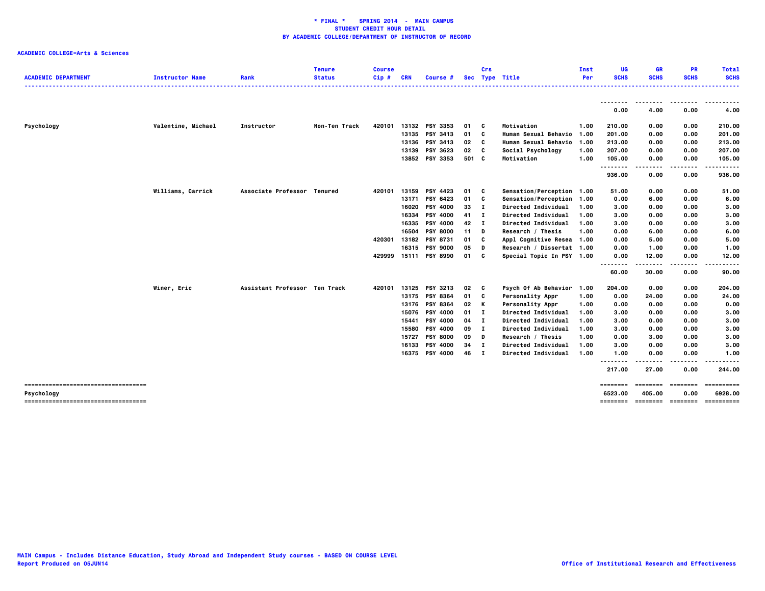**\* FINAL \*    SPRING 2014  -  MAIN CAMPUS**
**STUDENT CREDIT HOUR DETAIL**
**BY ACADEMIC COLLEGE/DEPARTMENT OF INSTRUCTOR OF RECORD**

**ACADEMIC COLLEGE=Arts & Sciences**

| ACADEMIC DEPARTMENT | Instructor Name | Rank | Tenure Status | Course Cip # | CRN | Course # | Sec | Crs Type | Title | Inst Per | UG SCHS | GR SCHS | PR SCHS | Total SCHS |
|---|---|---|---|---|---|---|---|---|---|---|---|---|---|---|
| | | | | | | | | | | | 0.00 | 4.00 | 0.00 | 4.00 |
| Psychology | Valentine, Michael | Instructor | Non-Ten Track | 420101 | 13132 | PSY 3353 | 01 | C | Motivation | 1.00 | 210.00 | 0.00 | 0.00 | 210.00 |
| | | | | | 13135 | PSY 3413 | 01 | C | Human Sexual Behavio | 1.00 | 201.00 | 0.00 | 0.00 | 201.00 |
| | | | | | 13136 | PSY 3413 | 02 | C | Human Sexual Behavio | 1.00 | 213.00 | 0.00 | 0.00 | 213.00 |
| | | | | | 13139 | PSY 3623 | 02 | C | Social Psychology | 1.00 | 207.00 | 0.00 | 0.00 | 207.00 |
| | | | | | 13852 | PSY 3353 | 501 | C | Motivation | 1.00 | 105.00 | 0.00 | 0.00 | 105.00 |
| | | | | | | | | | | | 936.00 | 0.00 | 0.00 | 936.00 |
| | Williams, Carrick | Associate Professor | Tenured | 420101 | 13159 | PSY 4423 | 01 | C | Sensation/Perception | 1.00 | 51.00 | 0.00 | 0.00 | 51.00 |
| | | | | | 13171 | PSY 6423 | 01 | C | Sensation/Perception | 1.00 | 0.00 | 6.00 | 0.00 | 6.00 |
| | | | | | 16020 | PSY 4000 | 33 | I | Directed Individual | 1.00 | 3.00 | 0.00 | 0.00 | 3.00 |
| | | | | | 16334 | PSY 4000 | 41 | I | Directed Individual | 1.00 | 3.00 | 0.00 | 0.00 | 3.00 |
| | | | | | 16335 | PSY 4000 | 42 | I | Directed Individual | 1.00 | 3.00 | 0.00 | 0.00 | 3.00 |
| | | | | | 16504 | PSY 8000 | 11 | D | Research / Thesis | 1.00 | 0.00 | 6.00 | 0.00 | 6.00 |
| | | | | 420301 | 13182 | PSY 8731 | 01 | C | Appl Cognitive Resea | 1.00 | 0.00 | 5.00 | 0.00 | 5.00 |
| | | | | | 16315 | PSY 9000 | 05 | D | Research / Dissertat | 1.00 | 0.00 | 1.00 | 0.00 | 1.00 |
| | | | | 429999 | 15111 | PSY 8990 | 01 | C | Special Topic In PSY | 1.00 | 0.00 | 12.00 | 0.00 | 12.00 |
| | | | | | | | | | | | 60.00 | 30.00 | 0.00 | 90.00 |
| | Winer, Eric | Assistant Professor | Ten Track | 420101 | 13125 | PSY 3213 | 02 | C | Psych Of Ab Behavior | 1.00 | 204.00 | 0.00 | 0.00 | 204.00 |
| | | | | | 13175 | PSY 8364 | 01 | C | Personality Appr | 1.00 | 0.00 | 24.00 | 0.00 | 24.00 |
| | | | | | 13176 | PSY 8364 | 02 | K | Personality Appr | 1.00 | 0.00 | 0.00 | 0.00 | 0.00 |
| | | | | | 15076 | PSY 4000 | 01 | I | Directed Individual | 1.00 | 3.00 | 0.00 | 0.00 | 3.00 |
| | | | | | 15441 | PSY 4000 | 04 | I | Directed Individual | 1.00 | 3.00 | 0.00 | 0.00 | 3.00 |
| | | | | | 15580 | PSY 4000 | 09 | I | Directed Individual | 1.00 | 3.00 | 0.00 | 0.00 | 3.00 |
| | | | | | 15727 | PSY 8000 | 09 | D | Research / Thesis | 1.00 | 0.00 | 3.00 | 0.00 | 3.00 |
| | | | | | 16133 | PSY 4000 | 34 | I | Directed Individual | 1.00 | 3.00 | 0.00 | 0.00 | 3.00 |
| | | | | | 16375 | PSY 4000 | 46 | I | Directed Individual | 1.00 | 1.00 | 0.00 | 0.00 | 1.00 |
| | | | | | | | | | | | 217.00 | 27.00 | 0.00 | 244.00 |
| Psychology | | | | | | | | | | | 6523.00 | 405.00 | 0.00 | 6928.00 |

MAIN Campus - Includes Distance Education, Study Abroad and Independent Study courses - BASED ON COURSE LEVEL
Report Produced on 05JUN14

Office of Institutional Research and Effectiveness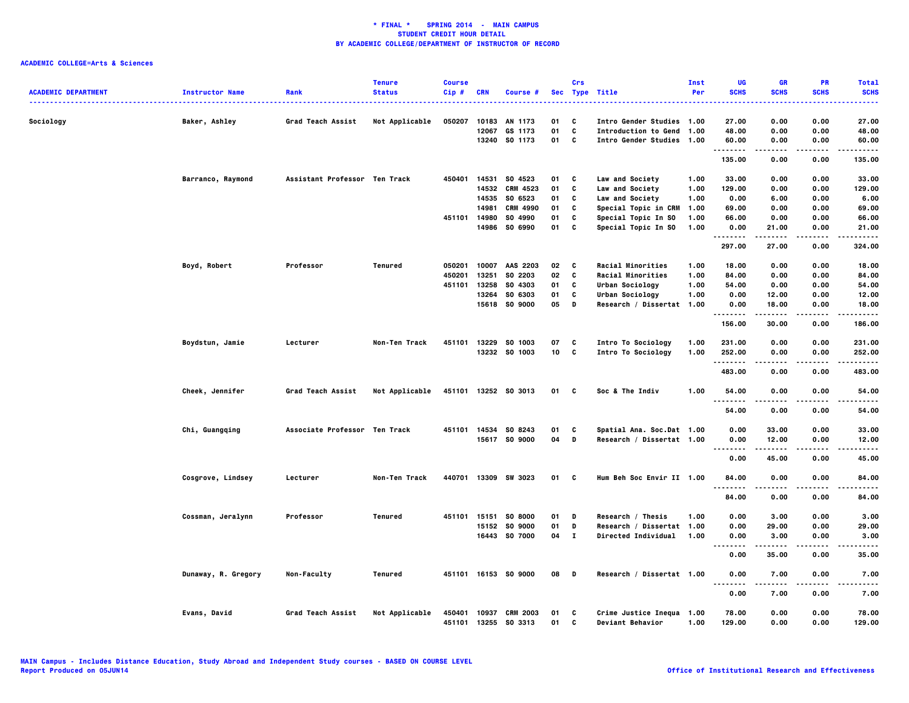**\* FINAL \* SPRING 2014 - MAIN CAMPUS**
**STUDENT CREDIT HOUR DETAIL**
**BY ACADEMIC COLLEGE/DEPARTMENT OF INSTRUCTOR OF RECORD**

**ACADEMIC COLLEGE=Arts & Sciences**

| ACADEMIC DEPARTMENT | Instructor Name | Rank | Tenure Status | Course Cip # | CRN | Course # | Sec | Crs Type | Title | Inst Per | UG SCHS | GR SCHS | PR SCHS | Total SCHS |
|---|---|---|---|---|---|---|---|---|---|---|---|---|---|---|
| Sociology | Baker, Ashley | Grad Teach Assist | Not Applicable | 050207 | 10183 | AN 1173 | 01 | C | Intro Gender Studies | 1.00 | 27.00 | 0.00 | 0.00 | 27.00 |
| | | | | | 12067 | GS 1173 | 01 | C | Introduction to Gend | 1.00 | 48.00 | 0.00 | 0.00 | 48.00 |
| | | | | | 13240 | SO 1173 | 01 | C | Intro Gender Studies | 1.00 | 60.00 | 0.00 | 0.00 | 60.00 |
| | | | | | | | | | | | 135.00 | 0.00 | 0.00 | 135.00 |
| | Barranco, Raymond | Assistant Professor | Ten Track | 450401 | 14531 | SO 4523 | 01 | C | Law and Society | 1.00 | 33.00 | 0.00 | 0.00 | 33.00 |
| | | | | | 14532 | CRM 4523 | 01 | C | Law and Society | 1.00 | 129.00 | 0.00 | 0.00 | 129.00 |
| | | | | | 14535 | SO 6523 | 01 | C | Law and Society | 1.00 | 0.00 | 6.00 | 0.00 | 6.00 |
| | | | | | 14981 | CRM 4990 | 01 | C | Special Topic in CRM | 1.00 | 69.00 | 0.00 | 0.00 | 69.00 |
| | | | | 451101 | 14980 | SO 4990 | 01 | C | Special Topic In SO | 1.00 | 66.00 | 0.00 | 0.00 | 66.00 |
| | | | | | 14986 | SO 6990 | 01 | C | Special Topic In SO | 1.00 | 0.00 | 21.00 | 0.00 | 21.00 |
| | | | | | | | | | | | 297.00 | 27.00 | 0.00 | 324.00 |
| | Boyd, Robert | Professor | Tenured | 050201 | 10007 | AAS 2203 | 02 | C | Racial Minorities | 1.00 | 18.00 | 0.00 | 0.00 | 18.00 |
| | | | | 450201 | 13251 | SO 2203 | 02 | C | Racial Minorities | 1.00 | 84.00 | 0.00 | 0.00 | 84.00 |
| | | | | 451101 | 13258 | SO 4303 | 01 | C | Urban Sociology | 1.00 | 54.00 | 0.00 | 0.00 | 54.00 |
| | | | | | 13264 | SO 6303 | 01 | C | Urban Sociology | 1.00 | 0.00 | 12.00 | 0.00 | 12.00 |
| | | | | | 15618 | SO 9000 | 05 | D | Research / Dissertat | 1.00 | 0.00 | 18.00 | 0.00 | 18.00 |
| | | | | | | | | | | | 156.00 | 30.00 | 0.00 | 186.00 |
| | Boydstun, Jamie | Lecturer | Non-Ten Track | 451101 | 13229 | SO 1003 | 07 | C | Intro To Sociology | 1.00 | 231.00 | 0.00 | 0.00 | 231.00 |
| | | | | | 13232 | SO 1003 | 10 | C | Intro To Sociology | 1.00 | 252.00 | 0.00 | 0.00 | 252.00 |
| | | | | | | | | | | | 483.00 | 0.00 | 0.00 | 483.00 |
| | Cheek, Jennifer | Grad Teach Assist | Not Applicable | 451101 | 13252 | SO 3013 | 01 | C | Soc & The Indiv | 1.00 | 54.00 | 0.00 | 0.00 | 54.00 |
| | | | | | | | | | | | 54.00 | 0.00 | 0.00 | 54.00 |
| | Chi, Guangqing | Associate Professor | Ten Track | 451101 | 14534 | SO 8243 | 01 | C | Spatial Ana. Soc.Dat | 1.00 | 0.00 | 33.00 | 0.00 | 33.00 |
| | | | | | 15617 | SO 9000 | 04 | D | Research / Dissertat | 1.00 | 0.00 | 12.00 | 0.00 | 12.00 |
| | | | | | | | | | | | 0.00 | 45.00 | 0.00 | 45.00 |
| | Cosgrove, Lindsey | Lecturer | Non-Ten Track | 440701 | 13309 | SW 3023 | 01 | C | Hum Beh Soc Envir II | 1.00 | 84.00 | 0.00 | 0.00 | 84.00 |
| | | | | | | | | | | | 84.00 | 0.00 | 0.00 | 84.00 |
| | Cossman, Jeralynn | Professor | Tenured | 451101 | 15151 | SO 8000 | 01 | D | Research / Thesis | 1.00 | 0.00 | 3.00 | 0.00 | 3.00 |
| | | | | | 15152 | SO 9000 | 01 | D | Research / Dissertat | 1.00 | 0.00 | 29.00 | 0.00 | 29.00 |
| | | | | | 16443 | SO 7000 | 04 | I | Directed Individual | 1.00 | 0.00 | 3.00 | 0.00 | 3.00 |
| | | | | | | | | | | | 0.00 | 35.00 | 0.00 | 35.00 |
| | Dunaway, R. Gregory | Non-Faculty | Tenured | 451101 | 16153 | SO 9000 | 08 | D | Research / Dissertat | 1.00 | 0.00 | 7.00 | 0.00 | 7.00 |
| | | | | | | | | | | | 0.00 | 7.00 | 0.00 | 7.00 |
| | Evans, David | Grad Teach Assist | Not Applicable | 450401 | 10937 | CRM 2003 | 01 | C | Crime Justice Inequa | 1.00 | 78.00 | 0.00 | 0.00 | 78.00 |
| | | | | 451101 | 13255 | SO 3313 | 01 | C | Deviant Behavior | 1.00 | 129.00 | 0.00 | 0.00 | 129.00 |

MAIN Campus - Includes Distance Education, Study Abroad and Independent Study courses - BASED ON COURSE LEVEL
Report Produced on 05JUN14

Office of Institutional Research and Effectiveness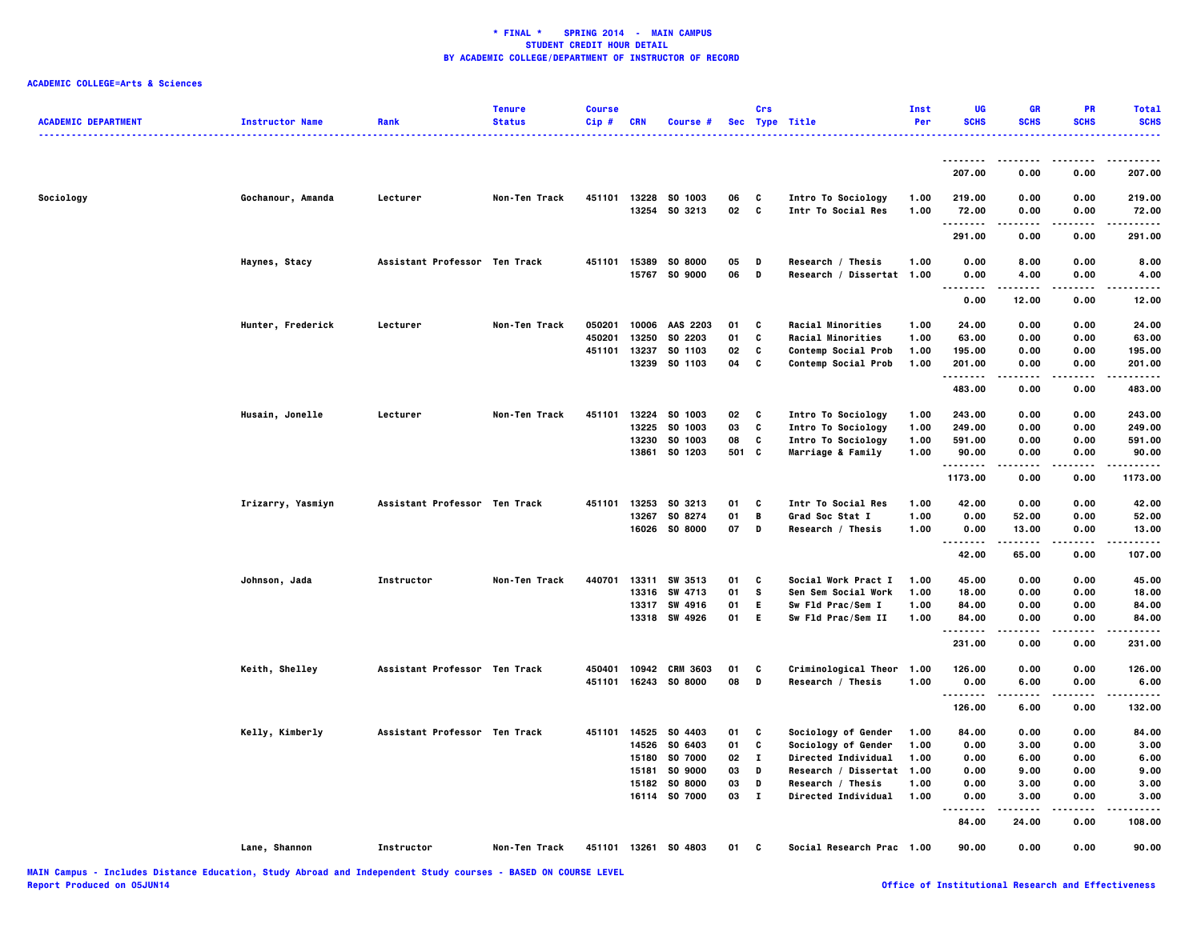**\* FINAL \* SPRING 2014 - MAIN CAMPUS**
**STUDENT CREDIT HOUR DETAIL**
**BY ACADEMIC COLLEGE/DEPARTMENT OF INSTRUCTOR OF RECORD**

**ACADEMIC COLLEGE=Arts & Sciences**

| ACADEMIC DEPARTMENT | Instructor Name | Rank | Tenure Status | Course Cip # | CRN | Course # | Sec | Crs Type | Title | Inst Per | UG SCHS | GR SCHS | PR SCHS | Total SCHS |
|---|---|---|---|---|---|---|---|---|---|---|---|---|---|---|
| | | | | | | | | | | | 207.00 | 0.00 | 0.00 | 207.00 |
| Sociology | Gochanour, Amanda | Lecturer | Non-Ten Track | 451101 | 13228 | SO 1003 | 06 | C | Intro To Sociology | 1.00 | 219.00 | 0.00 | 0.00 | 219.00 |
| | | | | | 13254 | SO 3213 | 02 | C | Intr To Social Res | 1.00 | 72.00 | 0.00 | 0.00 | 72.00 |
| | | | | | | | | | | | 291.00 | 0.00 | 0.00 | 291.00 |
| | Haynes, Stacy | Assistant Professor | Ten Track | 451101 | 15389 | SO 8000 | 05 | D | Research / Thesis | 1.00 | 0.00 | 8.00 | 0.00 | 8.00 |
| | | | | | 15767 | SO 9000 | 06 | D | Research / Dissertat | 1.00 | 0.00 | 4.00 | 0.00 | 4.00 |
| | | | | | | | | | | | 0.00 | 12.00 | 0.00 | 12.00 |
| | Hunter, Frederick | Lecturer | Non-Ten Track | 050201 | 10006 | AAS 2203 | 01 | C | Racial Minorities | 1.00 | 24.00 | 0.00 | 0.00 | 24.00 |
| | | | | 450201 | 13250 | SO 2203 | 01 | C | Racial Minorities | 1.00 | 63.00 | 0.00 | 0.00 | 63.00 |
| | | | | 451101 | 13237 | SO 1103 | 02 | C | Contemp Social Prob | 1.00 | 195.00 | 0.00 | 0.00 | 195.00 |
| | | | | | 13239 | SO 1103 | 04 | C | Contemp Social Prob | 1.00 | 201.00 | 0.00 | 0.00 | 201.00 |
| | | | | | | | | | | | 483.00 | 0.00 | 0.00 | 483.00 |
| | Husain, Jonelle | Lecturer | Non-Ten Track | 451101 | 13224 | SO 1003 | 02 | C | Intro To Sociology | 1.00 | 243.00 | 0.00 | 0.00 | 243.00 |
| | | | | | 13225 | SO 1003 | 03 | C | Intro To Sociology | 1.00 | 249.00 | 0.00 | 0.00 | 249.00 |
| | | | | | 13230 | SO 1003 | 08 | C | Intro To Sociology | 1.00 | 591.00 | 0.00 | 0.00 | 591.00 |
| | | | | | 13861 | SO 1203 | 501 | C | Marriage & Family | 1.00 | 90.00 | 0.00 | 0.00 | 90.00 |
| | | | | | | | | | | | 1173.00 | 0.00 | 0.00 | 1173.00 |
| | Irizarry, Yasmiyn | Assistant Professor | Ten Track | 451101 | 13253 | SO 3213 | 01 | C | Intr To Social Res | 1.00 | 42.00 | 0.00 | 0.00 | 42.00 |
| | | | | | 13267 | SO 8274 | 01 | B | Grad Soc Stat I | 1.00 | 0.00 | 52.00 | 0.00 | 52.00 |
| | | | | | 16026 | SO 8000 | 07 | D | Research / Thesis | 1.00 | 0.00 | 13.00 | 0.00 | 13.00 |
| | | | | | | | | | | | 42.00 | 65.00 | 0.00 | 107.00 |
| | Johnson, Jada | Instructor | Non-Ten Track | 440701 | 13311 | SW 3513 | 01 | C | Social Work Pract I | 1.00 | 45.00 | 0.00 | 0.00 | 45.00 |
| | | | | | 13316 | SW 4713 | 01 | S | Sen Sem Social Work | 1.00 | 18.00 | 0.00 | 0.00 | 18.00 |
| | | | | | 13317 | SW 4916 | 01 | E | Sw Fld Prac/Sem I | 1.00 | 84.00 | 0.00 | 0.00 | 84.00 |
| | | | | | 13318 | SW 4926 | 01 | E | Sw Fld Prac/Sem II | 1.00 | 84.00 | 0.00 | 0.00 | 84.00 |
| | | | | | | | | | | | 231.00 | 0.00 | 0.00 | 231.00 |
| | Keith, Shelley | Assistant Professor | Ten Track | 450401 | 10942 | CRM 3603 | 01 | C | Criminological Theor | 1.00 | 126.00 | 0.00 | 0.00 | 126.00 |
| | | | | 451101 | 16243 | SO 8000 | 08 | D | Research / Thesis | 1.00 | 0.00 | 6.00 | 0.00 | 6.00 |
| | | | | | | | | | | | 126.00 | 6.00 | 0.00 | 132.00 |
| | Kelly, Kimberly | Assistant Professor | Ten Track | 451101 | 14525 | SO 4403 | 01 | C | Sociology of Gender | 1.00 | 84.00 | 0.00 | 0.00 | 84.00 |
| | | | | | 14526 | SO 6403 | 01 | C | Sociology of Gender | 1.00 | 0.00 | 3.00 | 0.00 | 3.00 |
| | | | | | 15180 | SO 7000 | 02 | I | Directed Individual | 1.00 | 0.00 | 6.00 | 0.00 | 6.00 |
| | | | | | 15181 | SO 9000 | 03 | D | Research / Dissertat | 1.00 | 0.00 | 9.00 | 0.00 | 9.00 |
| | | | | | 15182 | SO 8000 | 03 | D | Research / Thesis | 1.00 | 0.00 | 3.00 | 0.00 | 3.00 |
| | | | | | 16114 | SO 7000 | 03 | I | Directed Individual | 1.00 | 0.00 | 3.00 | 0.00 | 3.00 |
| | | | | | | | | | | | 84.00 | 24.00 | 0.00 | 108.00 |
| | Lane, Shannon | Instructor | Non-Ten Track | 451101 | 13261 | SO 4803 | 01 | C | Social Research Prac | 1.00 | 90.00 | 0.00 | 0.00 | 90.00 |

MAIN Campus - Includes Distance Education, Study Abroad and Independent Study courses - BASED ON COURSE LEVEL
Report Produced on 05JUN14

Office of Institutional Research and Effectiveness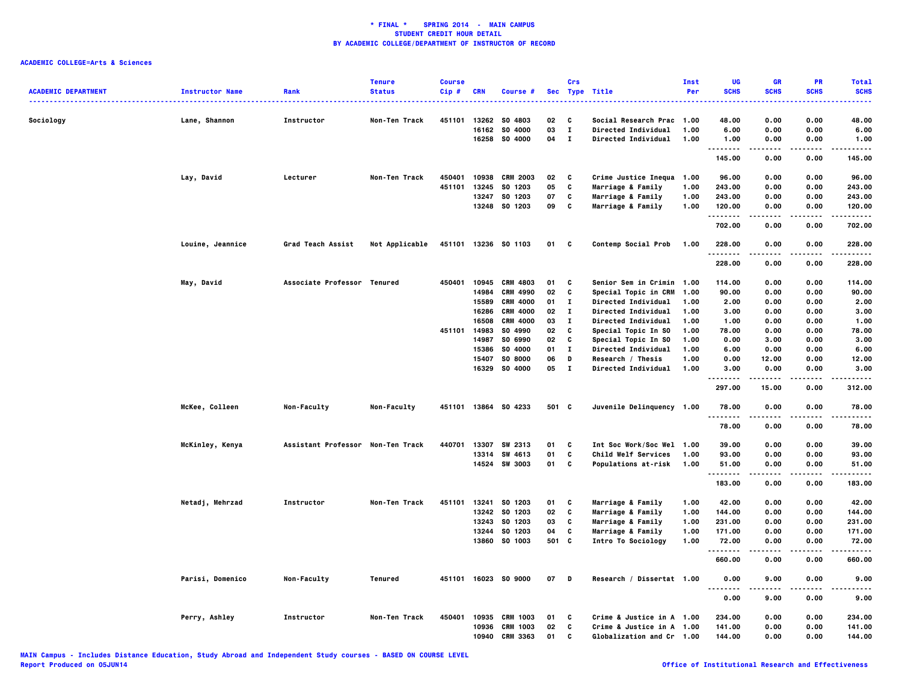**\* FINAL \* SPRING 2014 - MAIN CAMPUS**
**STUDENT CREDIT HOUR DETAIL**
**BY ACADEMIC COLLEGE/DEPARTMENT OF INSTRUCTOR OF RECORD**

**ACADEMIC COLLEGE=Arts & Sciences**

| ACADEMIC DEPARTMENT | Instructor Name | Rank | Tenure Status | Course Cip # | CRN | Course # | Sec | Crs Type | Title | Inst Per | UG SCHS | GR SCHS | PR SCHS | Total SCHS |
|---|---|---|---|---|---|---|---|---|---|---|---|---|---|---|
| Sociology | Lane, Shannon | Instructor | Non-Ten Track | 451101 | 13262 | SO 4803 | 02 | C | Social Research Prac | 1.00 | 48.00 | 0.00 | 0.00 | 48.00 |
| | | | | | 16162 | SO 4000 | 03 | I | Directed Individual | 1.00 | 6.00 | 0.00 | 0.00 | 6.00 |
| | | | | | 16258 | SO 4000 | 04 | I | Directed Individual | 1.00 | 1.00 | 0.00 | 0.00 | 1.00 |
| | | | | | | | | | | | 145.00 | 0.00 | 0.00 | 145.00 |
| | Lay, David | Lecturer | Non-Ten Track | 450401 | 10938 | CRM 2003 | 02 | C | Crime Justice Inequa | 1.00 | 96.00 | 0.00 | 0.00 | 96.00 |
| | | | | 451101 | 13245 | SO 1203 | 05 | C | Marriage & Family | 1.00 | 243.00 | 0.00 | 0.00 | 243.00 |
| | | | | | 13247 | SO 1203 | 07 | C | Marriage & Family | 1.00 | 243.00 | 0.00 | 0.00 | 243.00 |
| | | | | | 13248 | SO 1203 | 09 | C | Marriage & Family | 1.00 | 120.00 | 0.00 | 0.00 | 120.00 |
| | | | | | | | | | | | 702.00 | 0.00 | 0.00 | 702.00 |
| | Louine, Jeannice | Grad Teach Assist | Not Applicable | 451101 | 13236 | SO 1103 | 01 | C | Contemp Social Prob | 1.00 | 228.00 | 0.00 | 0.00 | 228.00 |
| | | | | | | | | | | | 228.00 | 0.00 | 0.00 | 228.00 |
| | May, David | Associate Professor | Tenured | 450401 | 10945 | CRM 4803 | 01 | C | Senior Sem in Crimin | 1.00 | 114.00 | 0.00 | 0.00 | 114.00 |
| | | | | | 14984 | CRM 4990 | 02 | C | Special Topic in CRM | 1.00 | 90.00 | 0.00 | 0.00 | 90.00 |
| | | | | | 15589 | CRM 4000 | 01 | I | Directed Individual | 1.00 | 2.00 | 0.00 | 0.00 | 2.00 |
| | | | | | 16286 | CRM 4000 | 02 | I | Directed Individual | 1.00 | 3.00 | 0.00 | 0.00 | 3.00 |
| | | | | | 16508 | CRM 4000 | 03 | I | Directed Individual | 1.00 | 1.00 | 0.00 | 0.00 | 1.00 |
| | | | | 451101 | 14983 | SO 4990 | 02 | C | Special Topic In SO | 1.00 | 78.00 | 0.00 | 0.00 | 78.00 |
| | | | | | 14987 | SO 6990 | 02 | C | Special Topic In SO | 1.00 | 0.00 | 3.00 | 0.00 | 3.00 |
| | | | | | 15386 | SO 4000 | 01 | I | Directed Individual | 1.00 | 6.00 | 0.00 | 0.00 | 6.00 |
| | | | | | 15407 | SO 8000 | 06 | D | Research / Thesis | 1.00 | 0.00 | 12.00 | 0.00 | 12.00 |
| | | | | | 16329 | SO 4000 | 05 | I | Directed Individual | 1.00 | 3.00 | 0.00 | 0.00 | 3.00 |
| | | | | | | | | | | | 297.00 | 15.00 | 0.00 | 312.00 |
| | McKee, Colleen | Non-Faculty | Non-Faculty | 451101 | 13864 | SO 4233 | 501 | C | Juvenile Delinquency | 1.00 | 78.00 | 0.00 | 0.00 | 78.00 |
| | | | | | | | | | | | 78.00 | 0.00 | 0.00 | 78.00 |
| | McKinley, Kenya | Assistant Professor | Non-Ten Track | 440701 | 13307 | SW 2313 | 01 | C | Int Soc Work/Soc Wel | 1.00 | 39.00 | 0.00 | 0.00 | 39.00 |
| | | | | | 13314 | SW 4613 | 01 | C | Child Welf Services | 1.00 | 93.00 | 0.00 | 0.00 | 93.00 |
| | | | | | 14524 | SW 3003 | 01 | C | Populations at-risk | 1.00 | 51.00 | 0.00 | 0.00 | 51.00 |
| | | | | | | | | | | | 183.00 | 0.00 | 0.00 | 183.00 |
| | Netadj, Mehrzad | Instructor | Non-Ten Track | 451101 | 13241 | SO 1203 | 01 | C | Marriage & Family | 1.00 | 42.00 | 0.00 | 0.00 | 42.00 |
| | | | | | 13242 | SO 1203 | 02 | C | Marriage & Family | 1.00 | 144.00 | 0.00 | 0.00 | 144.00 |
| | | | | | 13243 | SO 1203 | 03 | C | Marriage & Family | 1.00 | 231.00 | 0.00 | 0.00 | 231.00 |
| | | | | | 13244 | SO 1203 | 04 | C | Marriage & Family | 1.00 | 171.00 | 0.00 | 0.00 | 171.00 |
| | | | | | 13860 | SO 1003 | 501 | C | Intro To Sociology | 1.00 | 72.00 | 0.00 | 0.00 | 72.00 |
| | | | | | | | | | | | 660.00 | 0.00 | 0.00 | 660.00 |
| | Parisi, Domenico | Non-Faculty | Tenured | 451101 | 16023 | SO 9000 | 07 | D | Research / Dissertat | 1.00 | 0.00 | 9.00 | 0.00 | 9.00 |
| | | | | | | | | | | | 0.00 | 9.00 | 0.00 | 9.00 |
| | Perry, Ashley | Instructor | Non-Ten Track | 450401 | 10935 | CRM 1003 | 01 | C | Crime & Justice in A | 1.00 | 234.00 | 0.00 | 0.00 | 234.00 |
| | | | | | 10936 | CRM 1003 | 02 | C | Crime & Justice in A | 1.00 | 141.00 | 0.00 | 0.00 | 141.00 |
| | | | | | 10940 | CRM 3363 | 01 | C | Globalization and Cr | 1.00 | 144.00 | 0.00 | 0.00 | 144.00 |

MAIN Campus - Includes Distance Education, Study Abroad and Independent Study courses - BASED ON COURSE LEVEL
Report Produced on 05JUN14

Office of Institutional Research and Effectiveness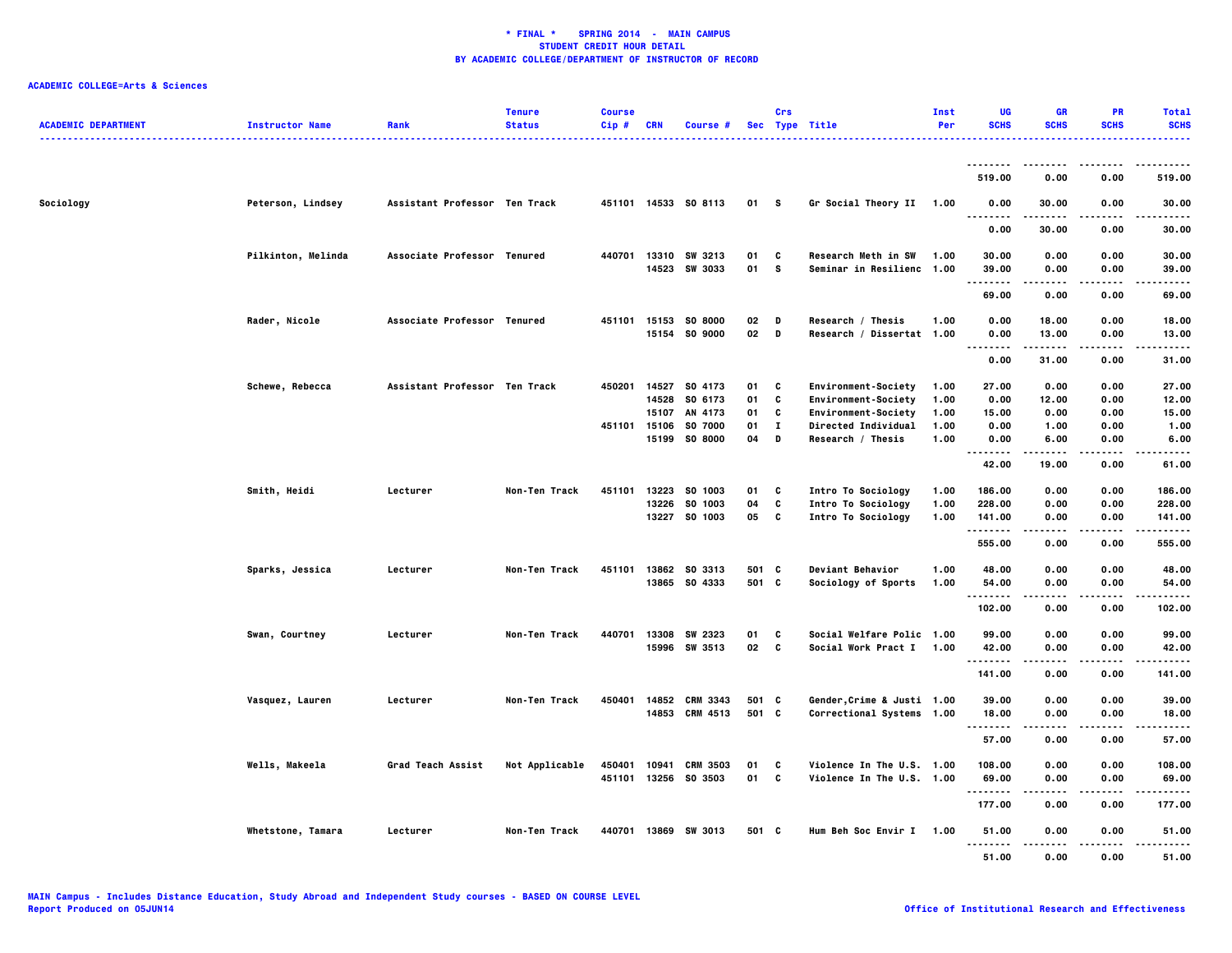**\* FINAL \* SPRING 2014 - MAIN CAMPUS**
**STUDENT CREDIT HOUR DETAIL**
**BY ACADEMIC COLLEGE/DEPARTMENT OF INSTRUCTOR OF RECORD**

**ACADEMIC COLLEGE=Arts & Sciences**

| ACADEMIC DEPARTMENT | Instructor Name | Rank | Tenure Status | Course Cip # | CRN | Course # | Sec | Crs Type | Title | Inst Per | UG SCHS | GR SCHS | PR SCHS | Total SCHS |
|---|---|---|---|---|---|---|---|---|---|---|---|---|---|---|
| | | | | | | | | | | | 519.00 | 0.00 | 0.00 | 519.00 |
| Sociology | Peterson, Lindsey | Assistant Professor | Ten Track | 451101 | 14533 | SO 8113 | 01 | S | Gr Social Theory II | 1.00 | 0.00 | 30.00 | 0.00 | 30.00 |
| | | | | | | | | | | | 0.00 | 30.00 | 0.00 | 30.00 |
| | Pilkinton, Melinda | Associate Professor | Tenured | 440701 | 13310 | SW 3213 | 01 | C | Research Meth in SW | 1.00 | 30.00 | 0.00 | 0.00 | 30.00 |
| | | | | | 14523 | SW 3033 | 01 | S | Seminar in Resilienc | 1.00 | 39.00 | 0.00 | 0.00 | 39.00 |
| | | | | | | | | | | | 69.00 | 0.00 | 0.00 | 69.00 |
| | Rader, Nicole | Associate Professor | Tenured | 451101 | 15153 | SO 8000 | 02 | D | Research / Thesis | 1.00 | 0.00 | 18.00 | 0.00 | 18.00 |
| | | | | | 15154 | SO 9000 | 02 | D | Research / Dissertat | 1.00 | 0.00 | 13.00 | 0.00 | 13.00 |
| | | | | | | | | | | | 0.00 | 31.00 | 0.00 | 31.00 |
| | Schewe, Rebecca | Assistant Professor | Ten Track | 450201 | 14527 | SO 4173 | 01 | C | Environment-Society | 1.00 | 27.00 | 0.00 | 0.00 | 27.00 |
| | | | | | 14528 | SO 6173 | 01 | C | Environment-Society | 1.00 | 0.00 | 12.00 | 0.00 | 12.00 |
| | | | | | 15107 | AN 4173 | 01 | C | Environment-Society | 1.00 | 15.00 | 0.00 | 0.00 | 15.00 |
| | | | | 451101 | 15106 | SO 7000 | 01 | I | Directed Individual | 1.00 | 0.00 | 1.00 | 0.00 | 1.00 |
| | | | | | 15199 | SO 8000 | 04 | D | Research / Thesis | 1.00 | 0.00 | 6.00 | 0.00 | 6.00 |
| | | | | | | | | | | | 42.00 | 19.00 | 0.00 | 61.00 |
| | Smith, Heidi | Lecturer | Non-Ten Track | 451101 | 13223 | SO 1003 | 01 | C | Intro To Sociology | 1.00 | 186.00 | 0.00 | 0.00 | 186.00 |
| | | | | | 13226 | SO 1003 | 04 | C | Intro To Sociology | 1.00 | 228.00 | 0.00 | 0.00 | 228.00 |
| | | | | | 13227 | SO 1003 | 05 | C | Intro To Sociology | 1.00 | 141.00 | 0.00 | 0.00 | 141.00 |
| | | | | | | | | | | | 555.00 | 0.00 | 0.00 | 555.00 |
| | Sparks, Jessica | Lecturer | Non-Ten Track | 451101 | 13862 | SO 3313 | 501 | C | Deviant Behavior | 1.00 | 48.00 | 0.00 | 0.00 | 48.00 |
| | | | | | 13865 | SO 4333 | 501 | C | Sociology of Sports | 1.00 | 54.00 | 0.00 | 0.00 | 54.00 |
| | | | | | | | | | | | 102.00 | 0.00 | 0.00 | 102.00 |
| | Swan, Courtney | Lecturer | Non-Ten Track | 440701 | 13308 | SW 2323 | 01 | C | Social Welfare Polic | 1.00 | 99.00 | 0.00 | 0.00 | 99.00 |
| | | | | | 15996 | SW 3513 | 02 | C | Social Work Pract I | 1.00 | 42.00 | 0.00 | 0.00 | 42.00 |
| | | | | | | | | | | | 141.00 | 0.00 | 0.00 | 141.00 |
| | Vasquez, Lauren | Lecturer | Non-Ten Track | 450401 | 14852 | CRM 3343 | 501 | C | Gender,Crime & Justi | 1.00 | 39.00 | 0.00 | 0.00 | 39.00 |
| | | | | | 14853 | CRM 4513 | 501 | C | Correctional Systems | 1.00 | 18.00 | 0.00 | 0.00 | 18.00 |
| | | | | | | | | | | | 57.00 | 0.00 | 0.00 | 57.00 |
| | Wells, Makeela | Grad Teach Assist | Not Applicable | 450401 | 10941 | CRM 3503 | 01 | C | Violence In The U.S. | 1.00 | 108.00 | 0.00 | 0.00 | 108.00 |
| | | | | 451101 | 13256 | SO 3503 | 01 | C | Violence In The U.S. | 1.00 | 69.00 | 0.00 | 0.00 | 69.00 |
| | | | | | | | | | | | 177.00 | 0.00 | 0.00 | 177.00 |
| | Whetstone, Tamara | Lecturer | Non-Ten Track | 440701 | 13869 | SW 3013 | 501 | C | Hum Beh Soc Envir I | 1.00 | 51.00 | 0.00 | 0.00 | 51.00 |
| | | | | | | | | | | | 51.00 | 0.00 | 0.00 | 51.00 |

MAIN Campus - Includes Distance Education, Study Abroad and Independent Study courses - BASED ON COURSE LEVEL
Report Produced on 05JUN14

Office of Institutional Research and Effectiveness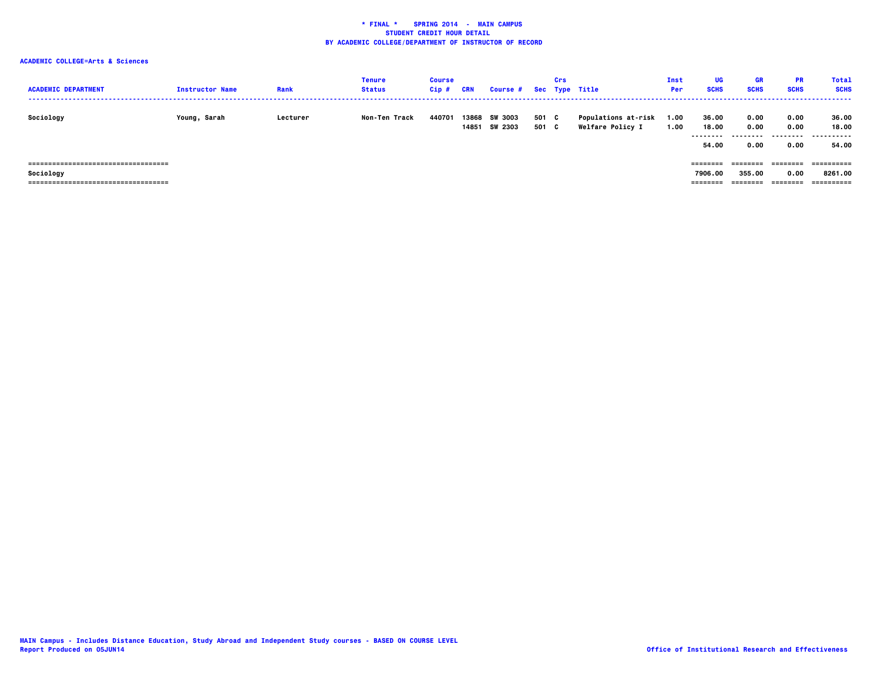**\* FINAL \*    SPRING 2014  -  MAIN CAMPUS**
**STUDENT CREDIT HOUR DETAIL**
**BY ACADEMIC COLLEGE/DEPARTMENT OF INSTRUCTOR OF RECORD**

**ACADEMIC COLLEGE=Arts & Sciences**

| ACADEMIC DEPARTMENT | Instructor Name | Rank | Tenure Status | Course Cip # | CRN | Course # | Sec | Crs Type | Title | Inst Per | UG SCHS | GR SCHS | PR SCHS | Total SCHS |
|---|---|---|---|---|---|---|---|---|---|---|---|---|---|---|
| Sociology | Young, Sarah | Lecturer | Non-Ten Track | 440701 | 13868 | SW 3003 | 501 | C | Populations at-risk | 1.00 | 36.00 | 0.00 | 0.00 | 36.00 |
| | | | | | 14851 | SW 2303 | 501 | C | Welfare Policy I | 1.00 | 18.00 | 0.00 | 0.00 | 18.00 |
| | | | | | | | | | | | 54.00 | 0.00 | 0.00 | 54.00 |
| Sociology | | | | | | | | | | | 7906.00 | 355.00 | 0.00 | 8261.00 |

MAIN Campus - Includes Distance Education, Study Abroad and Independent Study courses - BASED ON COURSE LEVEL
Report Produced on 05JUN14

Office of Institutional Research and Effectiveness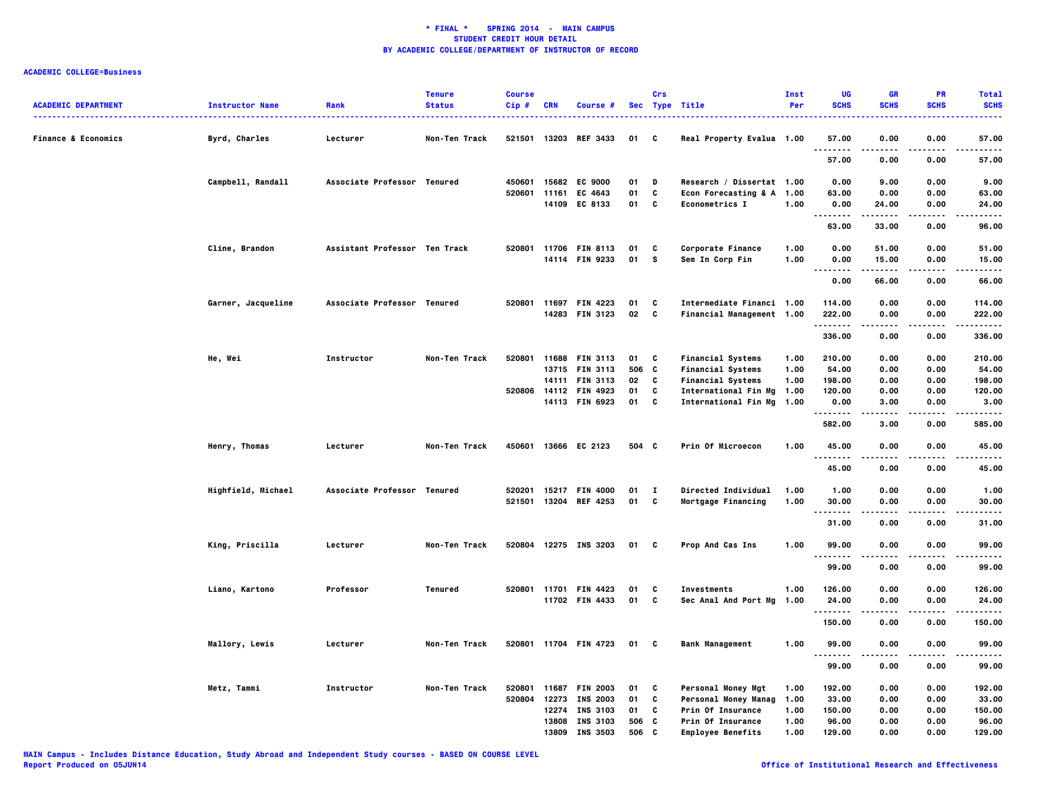# * FINAL * SPRING 2014 - MAIN CAMPUS
## STUDENT CREDIT HOUR DETAIL
## BY ACADEMIC COLLEGE/DEPARTMENT OF INSTRUCTOR OF RECORD

**ACADEMIC COLLEGE=Business**

| ACADEMIC DEPARTMENT | Instructor Name | Rank | Tenure Status | Course Cip # | CRN | Course # | Sec | Crs Type | Title | Inst Per | UG SCHS | GR SCHS | PR SCHS | Total SCHS |
|---|---|---|---|---|---|---|---|---|---|---|---|---|---|---|
| Finance & Economics | Byrd, Charles | Lecturer | Non-Ten Track | 521501 | 13203 | REF 3433 | 01 | C | Real Property Evalua | 1.00 | 57.00 | 0.00 | 0.00 | 57.00 |
| | | | | | | | | | | | 57.00 | 0.00 | 0.00 | 57.00 |
| | Campbell, Randall | Associate Professor | Tenured | 450601 | 15682 | EC 9000 | 01 | D | Research / Dissertat | 1.00 | 0.00 | 9.00 | 0.00 | 9.00 |
| | | | | 520601 | 11161 | EC 4643 | 01 | C | Econ Forecasting & A | 1.00 | 63.00 | 0.00 | 0.00 | 63.00 |
| | | | | | 14109 | EC 8133 | 01 | C | Econometrics I | 1.00 | 0.00 | 24.00 | 0.00 | 24.00 |
| | | | | | | | | | | | 63.00 | 33.00 | 0.00 | 96.00 |
| | Cline, Brandon | Assistant Professor | Ten Track | 520801 | 11706 | FIN 8113 | 01 | C | Corporate Finance | 1.00 | 0.00 | 51.00 | 0.00 | 51.00 |
| | | | | | 14114 | FIN 9233 | 01 | S | Sem In Corp Fin | 1.00 | 0.00 | 15.00 | 0.00 | 15.00 |
| | | | | | | | | | | | 0.00 | 66.00 | 0.00 | 66.00 |
| | Garner, Jacqueline | Associate Professor | Tenured | 520801 | 11697 | FIN 4223 | 01 | C | Intermediate Financi | 1.00 | 114.00 | 0.00 | 0.00 | 114.00 |
| | | | | | 14283 | FIN 3123 | 02 | C | Financial Management | 1.00 | 222.00 | 0.00 | 0.00 | 222.00 |
| | | | | | | | | | | | 336.00 | 0.00 | 0.00 | 336.00 |
| | He, Wei | Instructor | Non-Ten Track | 520801 | 11688 | FIN 3113 | 01 | C | Financial Systems | 1.00 | 210.00 | 0.00 | 0.00 | 210.00 |
| | | | | | 13715 | FIN 3113 | 506 | C | Financial Systems | 1.00 | 54.00 | 0.00 | 0.00 | 54.00 |
| | | | | | 14111 | FIN 3113 | 02 | C | Financial Systems | 1.00 | 198.00 | 0.00 | 0.00 | 198.00 |
| | | | | 520806 | 14112 | FIN 4923 | 01 | C | International Fin Mg | 1.00 | 120.00 | 0.00 | 0.00 | 120.00 |
| | | | | | 14113 | FIN 6923 | 01 | C | International Fin Mg | 1.00 | 0.00 | 3.00 | 0.00 | 3.00 |
| | | | | | | | | | | | 582.00 | 3.00 | 0.00 | 585.00 |
| | Henry, Thomas | Lecturer | Non-Ten Track | 450601 | 13666 | EC 2123 | 504 | C | Prin Of Microecon | 1.00 | 45.00 | 0.00 | 0.00 | 45.00 |
| | | | | | | | | | | | 45.00 | 0.00 | 0.00 | 45.00 |
| | Highfield, Michael | Associate Professor | Tenured | 520201 | 15217 | FIN 4000 | 01 | I | Directed Individual | 1.00 | 1.00 | 0.00 | 0.00 | 1.00 |
| | | | | 521501 | 13204 | REF 4253 | 01 | C | Mortgage Financing | 1.00 | 30.00 | 0.00 | 0.00 | 30.00 |
| | | | | | | | | | | | 31.00 | 0.00 | 0.00 | 31.00 |
| | King, Priscilla | Lecturer | Non-Ten Track | 520804 | 12275 | INS 3203 | 01 | C | Prop And Cas Ins | 1.00 | 99.00 | 0.00 | 0.00 | 99.00 |
| | | | | | | | | | | | 99.00 | 0.00 | 0.00 | 99.00 |
| | Liano, Kartono | Professor | Tenured | 520801 | 11701 | FIN 4423 | 01 | C | Investments | 1.00 | 126.00 | 0.00 | 0.00 | 126.00 |
| | | | | | 11702 | FIN 4433 | 01 | C | Sec Anal And Port Mg | 1.00 | 24.00 | 0.00 | 0.00 | 24.00 |
| | | | | | | | | | | | 150.00 | 0.00 | 0.00 | 150.00 |
| | Mallory, Lewis | Lecturer | Non-Ten Track | 520801 | 11704 | FIN 4723 | 01 | C | Bank Management | 1.00 | 99.00 | 0.00 | 0.00 | 99.00 |
| | | | | | | | | | | | 99.00 | 0.00 | 0.00 | 99.00 |
| | Metz, Tammi | Instructor | Non-Ten Track | 520801 | 11687 | FIN 2003 | 01 | C | Personal Money Mgt | 1.00 | 192.00 | 0.00 | 0.00 | 192.00 |
| | | | | 520804 | 12273 | INS 2003 | 01 | C | Personal Money Manag | 1.00 | 33.00 | 0.00 | 0.00 | 33.00 |
| | | | | | 12274 | INS 3103 | 01 | C | Prin Of Insurance | 1.00 | 150.00 | 0.00 | 0.00 | 150.00 |
| | | | | | 13808 | INS 3103 | 506 | C | Prin Of Insurance | 1.00 | 96.00 | 0.00 | 0.00 | 96.00 |
| | | | | | 13809 | INS 3503 | 506 | C | Employee Benefits | 1.00 | 129.00 | 0.00 | 0.00 | 129.00 |

MAIN Campus - Includes Distance Education, Study Abroad and Independent Study courses - BASED ON COURSE LEVEL
Report Produced on 05JUN14

Office of Institutional Research and Effectiveness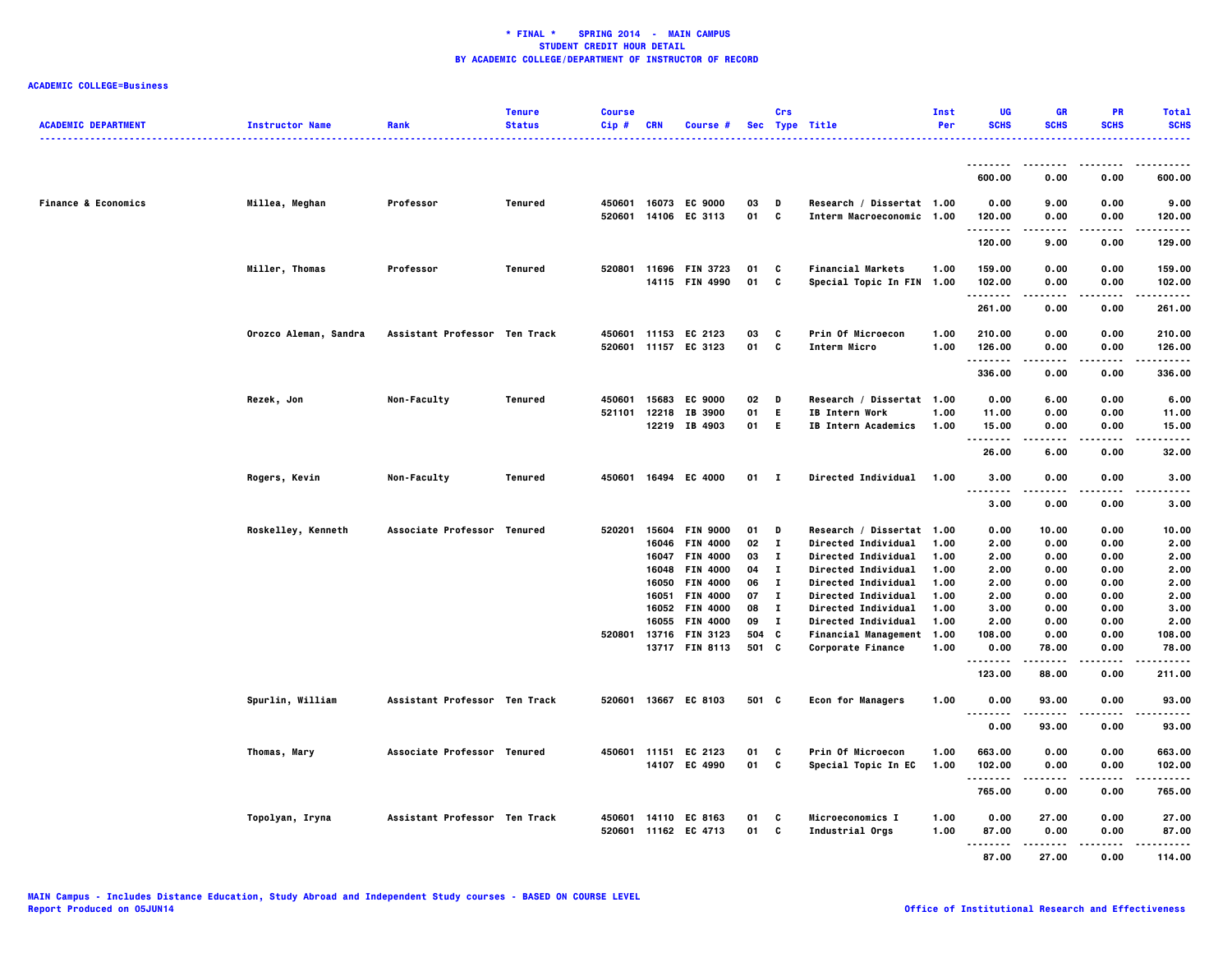**\* FINAL \* SPRING 2014 - MAIN CAMPUS**
**STUDENT CREDIT HOUR DETAIL**
**BY ACADEMIC COLLEGE/DEPARTMENT OF INSTRUCTOR OF RECORD**

**ACADEMIC COLLEGE=Business**

| ACADEMIC DEPARTMENT | Instructor Name | Rank | Tenure Status | Course Cip # | CRN | Course # | Sec | Crs Type | Title | Inst Per | UG SCHS | GR SCHS | PR SCHS | Total SCHS |
|---|---|---|---|---|---|---|---|---|---|---|---|---|---|---|
| | | | | | | | | | | | 600.00 | 0.00 | 0.00 | 600.00 |
| Finance & Economics | Millea, Meghan | Professor | Tenured | 450601 | 16073 | EC 9000 | 03 | D | Research / Dissertat | 1.00 | 0.00 | 9.00 | 0.00 | 9.00 |
| | | | | 520601 | 14106 | EC 3113 | 01 | C | Interm Macroeconomic | 1.00 | 120.00 | 0.00 | 0.00 | 120.00 |
| | | | | | | | | | | | 120.00 | 9.00 | 0.00 | 129.00 |
| | Miller, Thomas | Professor | Tenured | 520801 | 11696 | FIN 3723 | 01 | C | Financial Markets | 1.00 | 159.00 | 0.00 | 0.00 | 159.00 |
| | | | | | 14115 | FIN 4990 | 01 | C | Special Topic In FIN | 1.00 | 102.00 | 0.00 | 0.00 | 102.00 |
| | | | | | | | | | | | 261.00 | 0.00 | 0.00 | 261.00 |
| | Orozco Aleman, Sandra | Assistant Professor | Ten Track | 450601 | 11153 | EC 2123 | 03 | C | Prin Of Microecon | 1.00 | 210.00 | 0.00 | 0.00 | 210.00 |
| | | | | 520601 | 11157 | EC 3123 | 01 | C | Interm Micro | 1.00 | 126.00 | 0.00 | 0.00 | 126.00 |
| | | | | | | | | | | | 336.00 | 0.00 | 0.00 | 336.00 |
| | Rezek, Jon | Non-Faculty | Tenured | 450601 | 15683 | EC 9000 | 02 | D | Research / Dissertat | 1.00 | 0.00 | 6.00 | 0.00 | 6.00 |
| | | | | 521101 | 12218 | IB 3900 | 01 | E | IB Intern Work | 1.00 | 11.00 | 0.00 | 0.00 | 11.00 |
| | | | | | 12219 | IB 4903 | 01 | E | IB Intern Academics | 1.00 | 15.00 | 0.00 | 0.00 | 15.00 |
| | | | | | | | | | | | 26.00 | 6.00 | 0.00 | 32.00 |
| | Rogers, Kevin | Non-Faculty | Tenured | 450601 | 16494 | EC 4000 | 01 | I | Directed Individual | 1.00 | 3.00 | 0.00 | 0.00 | 3.00 |
| | | | | | | | | | | | 3.00 | 0.00 | 0.00 | 3.00 |
| | Roskelley, Kenneth | Associate Professor | Tenured | 520201 | 15604 | FIN 9000 | 01 | D | Research / Dissertat | 1.00 | 0.00 | 10.00 | 0.00 | 10.00 |
| | | | | | 16046 | FIN 4000 | 02 | I | Directed Individual | 1.00 | 2.00 | 0.00 | 0.00 | 2.00 |
| | | | | | 16047 | FIN 4000 | 03 | I | Directed Individual | 1.00 | 2.00 | 0.00 | 0.00 | 2.00 |
| | | | | | 16048 | FIN 4000 | 04 | I | Directed Individual | 1.00 | 2.00 | 0.00 | 0.00 | 2.00 |
| | | | | | 16050 | FIN 4000 | 06 | I | Directed Individual | 1.00 | 2.00 | 0.00 | 0.00 | 2.00 |
| | | | | | 16051 | FIN 4000 | 07 | I | Directed Individual | 1.00 | 2.00 | 0.00 | 0.00 | 2.00 |
| | | | | | 16052 | FIN 4000 | 08 | I | Directed Individual | 1.00 | 3.00 | 0.00 | 0.00 | 3.00 |
| | | | | | 16055 | FIN 4000 | 09 | I | Directed Individual | 1.00 | 2.00 | 0.00 | 0.00 | 2.00 |
| | | | | 520801 | 13716 | FIN 3123 | 504 | C | Financial Management | 1.00 | 108.00 | 0.00 | 0.00 | 108.00 |
| | | | | | 13717 | FIN 8113 | 501 | C | Corporate Finance | 1.00 | 0.00 | 78.00 | 0.00 | 78.00 |
| | | | | | | | | | | | 123.00 | 88.00 | 0.00 | 211.00 |
| | Spurlin, William | Assistant Professor | Ten Track | 520601 | 13667 | EC 8103 | 501 | C | Econ for Managers | 1.00 | 0.00 | 93.00 | 0.00 | 93.00 |
| | | | | | | | | | | | 0.00 | 93.00 | 0.00 | 93.00 |
| | Thomas, Mary | Associate Professor | Tenured | 450601 | 11151 | EC 2123 | 01 | C | Prin Of Microecon | 1.00 | 663.00 | 0.00 | 0.00 | 663.00 |
| | | | | | 14107 | EC 4990 | 01 | C | Special Topic In EC | 1.00 | 102.00 | 0.00 | 0.00 | 102.00 |
| | | | | | | | | | | | 765.00 | 0.00 | 0.00 | 765.00 |
| | Topolyan, Iryna | Assistant Professor | Ten Track | 450601 | 14110 | EC 8163 | 01 | C | Microeconomics I | 1.00 | 0.00 | 27.00 | 0.00 | 27.00 |
| | | | | 520601 | 11162 | EC 4713 | 01 | C | Industrial Orgs | 1.00 | 87.00 | 0.00 | 0.00 | 87.00 |
| | | | | | | | | | | | 87.00 | 27.00 | 0.00 | 114.00 |

MAIN Campus - Includes Distance Education, Study Abroad and Independent Study courses - BASED ON COURSE LEVEL
Report Produced on 05JUN14

Office of Institutional Research and Effectiveness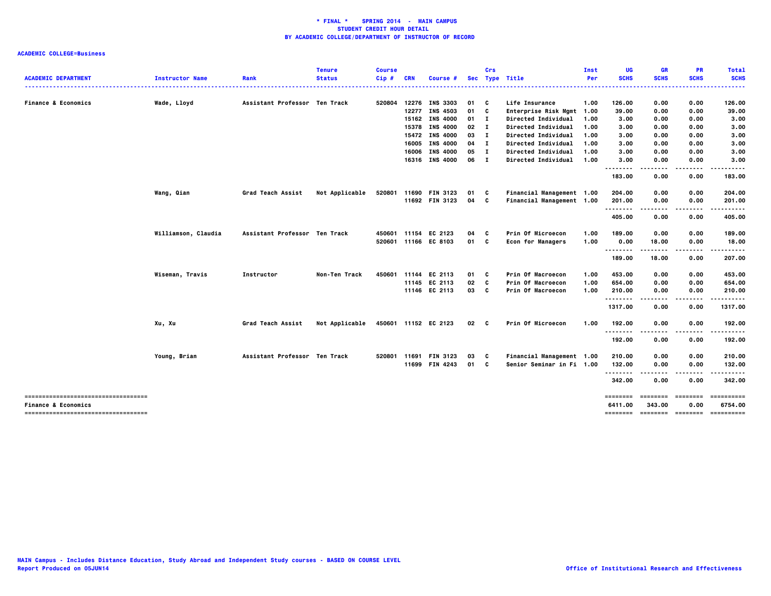**\* FINAL \*    SPRING 2014  -  MAIN CAMPUS**
**STUDENT CREDIT HOUR DETAIL**
**BY ACADEMIC COLLEGE/DEPARTMENT OF INSTRUCTOR OF RECORD**

**ACADEMIC COLLEGE=Business**

| ACADEMIC DEPARTMENT | Instructor Name | Rank | Tenure Status | Course Cip # | CRN | Course # | Sec | Crs Type | Title | Inst Per | UG SCHS | GR SCHS | PR SCHS | Total SCHS |
|---|---|---|---|---|---|---|---|---|---|---|---|---|---|---|
| Finance & Economics | Wade, Lloyd | Assistant Professor | Ten Track | 520804 | 12276 | INS 3303 | 01 | C | Life Insurance | 1.00 | 126.00 | 0.00 | 0.00 | 126.00 |
| | | | | | 12277 | INS 4503 | 01 | C | Enterprise Risk Mgmt | 1.00 | 39.00 | 0.00 | 0.00 | 39.00 |
| | | | | | 15162 | INS 4000 | 01 | I | Directed Individual | 1.00 | 3.00 | 0.00 | 0.00 | 3.00 |
| | | | | | 15378 | INS 4000 | 02 | I | Directed Individual | 1.00 | 3.00 | 0.00 | 0.00 | 3.00 |
| | | | | | 15472 | INS 4000 | 03 | I | Directed Individual | 1.00 | 3.00 | 0.00 | 0.00 | 3.00 |
| | | | | | 16005 | INS 4000 | 04 | I | Directed Individual | 1.00 | 3.00 | 0.00 | 0.00 | 3.00 |
| | | | | | 16006 | INS 4000 | 05 | I | Directed Individual | 1.00 | 3.00 | 0.00 | 0.00 | 3.00 |
| | | | | | 16316 | INS 4000 | 06 | I | Directed Individual | 1.00 | 3.00 | 0.00 | 0.00 | 3.00 |
| | | | | | | | | | | | 183.00 | 0.00 | 0.00 | 183.00 |
| | Wang, Qian | Grad Teach Assist | Not Applicable | 520801 | 11690 | FIN 3123 | 01 | C | Financial Management | 1.00 | 204.00 | 0.00 | 0.00 | 204.00 |
| | | | | | 11692 | FIN 3123 | 04 | C | Financial Management | 1.00 | 201.00 | 0.00 | 0.00 | 201.00 |
| | | | | | | | | | | | 405.00 | 0.00 | 0.00 | 405.00 |
| | Williamson, Claudia | Assistant Professor | Ten Track | 450601 | 11154 | EC 2123 | 04 | C | Prin Of Microecon | 1.00 | 189.00 | 0.00 | 0.00 | 189.00 |
| | | | | 520601 | 11166 | EC 8103 | 01 | C | Econ for Managers | 1.00 | 0.00 | 18.00 | 0.00 | 18.00 |
| | | | | | | | | | | | 189.00 | 18.00 | 0.00 | 207.00 |
| | Wiseman, Travis | Instructor | Non-Ten Track | 450601 | 11144 | EC 2113 | 01 | C | Prin Of Macroecon | 1.00 | 453.00 | 0.00 | 0.00 | 453.00 |
| | | | | | 11145 | EC 2113 | 02 | C | Prin Of Macroecon | 1.00 | 654.00 | 0.00 | 0.00 | 654.00 |
| | | | | | 11146 | EC 2113 | 03 | C | Prin Of Macroecon | 1.00 | 210.00 | 0.00 | 0.00 | 210.00 |
| | | | | | | | | | | | 1317.00 | 0.00 | 0.00 | 1317.00 |
| | Xu, Xu | Grad Teach Assist | Not Applicable | 450601 | 11152 | EC 2123 | 02 | C | Prin Of Microecon | 1.00 | 192.00 | 0.00 | 0.00 | 192.00 |
| | | | | | | | | | | | 192.00 | 0.00 | 0.00 | 192.00 |
| | Young, Brian | Assistant Professor | Ten Track | 520801 | 11691 | FIN 3123 | 03 | C | Financial Management | 1.00 | 210.00 | 0.00 | 0.00 | 210.00 |
| | | | | | 11699 | FIN 4243 | 01 | C | Senior Seminar in Fi | 1.00 | 132.00 | 0.00 | 0.00 | 132.00 |
| | | | | | | | | | | | 342.00 | 0.00 | 0.00 | 342.00 |
| Finance & Economics | | | | | | | | | | | 6411.00 | 343.00 | 0.00 | 6754.00 |

MAIN Campus - Includes Distance Education, Study Abroad and Independent Study courses - BASED ON COURSE LEVEL
Report Produced on 05JUN14

Office of Institutional Research and Effectiveness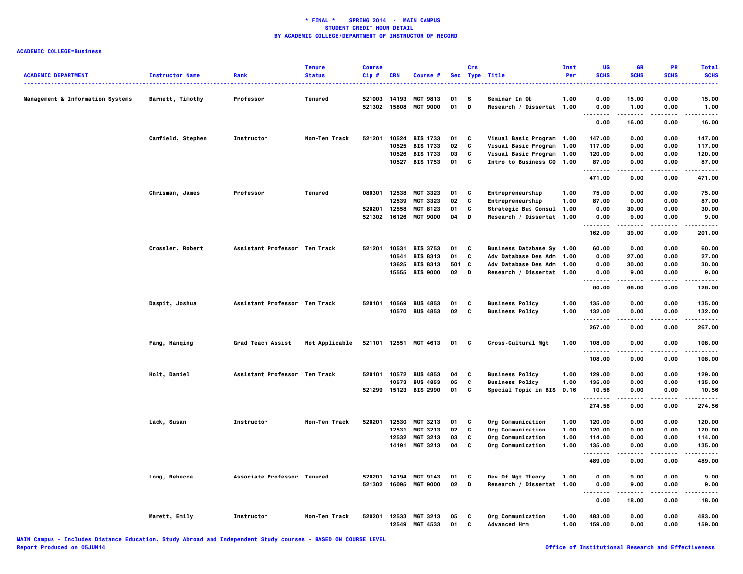**\* FINAL \* SPRING 2014 - MAIN CAMPUS**
**STUDENT CREDIT HOUR DETAIL**
**BY ACADEMIC COLLEGE/DEPARTMENT OF INSTRUCTOR OF RECORD**

**ACADEMIC COLLEGE=Business**

| ACADEMIC DEPARTMENT | Instructor Name | Rank | Tenure Status | Course Cip # | CRN | Course # | Sec | Crs Type | Title | Inst Per | UG SCHS | GR SCHS | PR SCHS | Total SCHS |
|---|---|---|---|---|---|---|---|---|---|---|---|---|---|---|
| Management & Information Systems | Barnett, Timothy | Professor | Tenured | 521003 | 14193 | MGT 9813 | 01 | S | Seminar In Ob | 1.00 | 0.00 | 15.00 | 0.00 | 15.00 |
| | | | | 521302 | 15808 | MGT 9000 | 01 | D | Research / Dissertat | 1.00 | 0.00 | 1.00 | 0.00 | 1.00 |
| | | | | | | | | | | | 0.00 | 16.00 | 0.00 | 16.00 |
| | Canfield, Stephen | Instructor | Non-Ten Track | 521201 | 10524 | BIS 1733 | 01 | C | Visual Basic Program | 1.00 | 147.00 | 0.00 | 0.00 | 147.00 |
| | | | | | 10525 | BIS 1733 | 02 | C | Visual Basic Program | 1.00 | 117.00 | 0.00 | 0.00 | 117.00 |
| | | | | | 10526 | BIS 1733 | 03 | C | Visual Basic Program | 1.00 | 120.00 | 0.00 | 0.00 | 120.00 |
| | | | | | 10527 | BIS 1753 | 01 | C | Intro to Business CO | 1.00 | 87.00 | 0.00 | 0.00 | 87.00 |
| | | | | | | | | | | | 471.00 | 0.00 | 0.00 | 471.00 |
| | Chrisman, James | Professor | Tenured | 080301 | 12538 | MGT 3323 | 01 | C | Entrepreneurship | 1.00 | 75.00 | 0.00 | 0.00 | 75.00 |
| | | | | | 12539 | MGT 3323 | 02 | C | Entrepreneurship | 1.00 | 87.00 | 0.00 | 0.00 | 87.00 |
| | | | | 520201 | 12558 | MGT 8123 | 01 | C | Strategic Bus Consul | 1.00 | 0.00 | 30.00 | 0.00 | 30.00 |
| | | | | 521302 | 16126 | MGT 9000 | 04 | D | Research / Dissertat | 1.00 | 0.00 | 9.00 | 0.00 | 9.00 |
| | | | | | | | | | | | 162.00 | 39.00 | 0.00 | 201.00 |
| | Crossler, Robert | Assistant Professor | Ten Track | 521201 | 10531 | BIS 3753 | 01 | C | Business Database Sy | 1.00 | 60.00 | 0.00 | 0.00 | 60.00 |
| | | | | | 10541 | BIS 8313 | 01 | C | Adv Database Des Adm | 1.00 | 0.00 | 27.00 | 0.00 | 27.00 |
| | | | | | 13625 | BIS 8313 | 501 | C | Adv Database Des Adm | 1.00 | 0.00 | 30.00 | 0.00 | 30.00 |
| | | | | | 15555 | BIS 9000 | 02 | D | Research / Dissertat | 1.00 | 0.00 | 9.00 | 0.00 | 9.00 |
| | | | | | | | | | | | 60.00 | 66.00 | 0.00 | 126.00 |
| | Daspit, Joshua | Assistant Professor | Ten Track | 520101 | 10569 | BUS 4853 | 01 | C | Business Policy | 1.00 | 135.00 | 0.00 | 0.00 | 135.00 |
| | | | | | 10570 | BUS 4853 | 02 | C | Business Policy | 1.00 | 132.00 | 0.00 | 0.00 | 132.00 |
| | | | | | | | | | | | 267.00 | 0.00 | 0.00 | 267.00 |
| | Fang, Hanqing | Grad Teach Assist | Not Applicable | 521101 | 12551 | MGT 4613 | 01 | C | Cross-Cultural Mgt | 1.00 | 108.00 | 0.00 | 0.00 | 108.00 |
| | | | | | | | | | | | 108.00 | 0.00 | 0.00 | 108.00 |
| | Holt, Daniel | Assistant Professor | Ten Track | 520101 | 10572 | BUS 4853 | 04 | C | Business Policy | 1.00 | 129.00 | 0.00 | 0.00 | 129.00 |
| | | | | | 10573 | BUS 4853 | 05 | C | Business Policy | 1.00 | 135.00 | 0.00 | 0.00 | 135.00 |
| | | | | 521299 | 15123 | BIS 2990 | 01 | C | Special Topic in BIS | 0.16 | 10.56 | 0.00 | 0.00 | 10.56 |
| | | | | | | | | | | | 274.56 | 0.00 | 0.00 | 274.56 |
| | Lack, Susan | Instructor | Non-Ten Track | 520201 | 12530 | MGT 3213 | 01 | C | Org Communication | 1.00 | 120.00 | 0.00 | 0.00 | 120.00 |
| | | | | | 12531 | MGT 3213 | 02 | C | Org Communication | 1.00 | 120.00 | 0.00 | 0.00 | 120.00 |
| | | | | | 12532 | MGT 3213 | 03 | C | Org Communication | 1.00 | 114.00 | 0.00 | 0.00 | 114.00 |
| | | | | | 14191 | MGT 3213 | 04 | C | Org Communication | 1.00 | 135.00 | 0.00 | 0.00 | 135.00 |
| | | | | | | | | | | | 489.00 | 0.00 | 0.00 | 489.00 |
| | Long, Rebecca | Associate Professor | Tenured | 520201 | 14194 | MGT 9143 | 01 | C | Dev Of Mgt Theory | 1.00 | 0.00 | 9.00 | 0.00 | 9.00 |
| | | | | 521302 | 16095 | MGT 9000 | 02 | D | Research / Dissertat | 1.00 | 0.00 | 9.00 | 0.00 | 9.00 |
| | | | | | | | | | | | 0.00 | 18.00 | 0.00 | 18.00 |
| | Marett, Emily | Instructor | Non-Ten Track | 520201 | 12533 | MGT 3213 | 05 | C | Org Communication | 1.00 | 483.00 | 0.00 | 0.00 | 483.00 |
| | | | | | 12549 | MGT 4533 | 01 | C | Advanced Hrm | 1.00 | 159.00 | 0.00 | 0.00 | 159.00 |

MAIN Campus - Includes Distance Education, Study Abroad and Independent Study courses - BASED ON COURSE LEVEL
Report Produced on 05JUN14

Office of Institutional Research and Effectiveness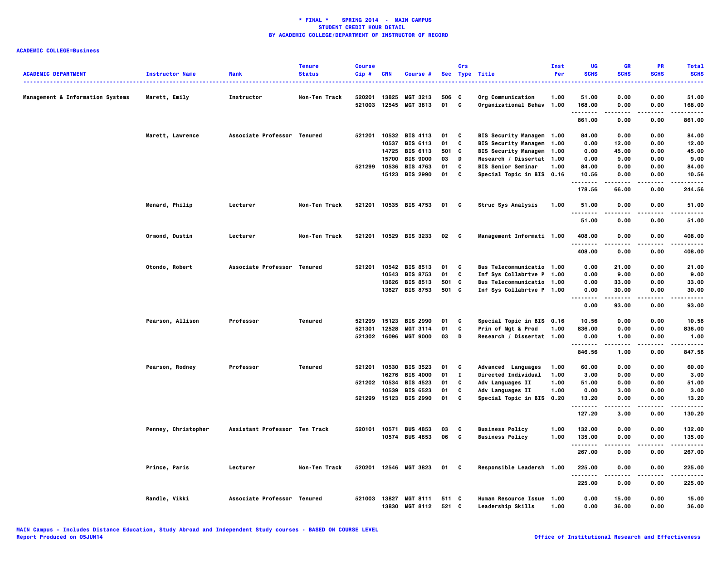**\* FINAL \* SPRING 2014 - MAIN CAMPUS**
**STUDENT CREDIT HOUR DETAIL**
**BY ACADEMIC COLLEGE/DEPARTMENT OF INSTRUCTOR OF RECORD**

**ACADEMIC COLLEGE=Business**

| ACADEMIC DEPARTMENT | Instructor Name | Rank | Tenure Status | Course Cip # | CRN | Course # | Sec | Crs Type | Title | Inst Per | UG SCHS | GR SCHS | PR SCHS | Total SCHS |
|---|---|---|---|---|---|---|---|---|---|---|---|---|---|---|
| Management & Information Systems | Marett, Emily | Instructor | Non-Ten Track | 520201 | 13825 | MGT 3213 | 506 | C | Org Communication | 1.00 | 51.00 | 0.00 | 0.00 | 51.00 |
| | | | | 521003 | 12545 | MGT 3813 | 01 | C | Organizational Behav | 1.00 | 168.00 | 0.00 | 0.00 | 168.00 |
| | | | | | | | | | | | 861.00 | 0.00 | 0.00 | 861.00 |
| | Marett, Lawrence | Associate Professor | Tenured | 521201 | 10532 | BIS 4113 | 01 | C | BIS Security Managem | 1.00 | 84.00 | 0.00 | 0.00 | 84.00 |
| | | | | | 10537 | BIS 6113 | 01 | C | BIS Security Managem | 1.00 | 0.00 | 12.00 | 0.00 | 12.00 |
| | | | | | 14725 | BIS 6113 | 501 | C | BIS Security Managem | 1.00 | 0.00 | 45.00 | 0.00 | 45.00 |
| | | | | | 15700 | BIS 9000 | 03 | D | Research / Dissertat | 1.00 | 0.00 | 9.00 | 0.00 | 9.00 |
| | | | | 521299 | 10536 | BIS 4763 | 01 | C | BIS Senior Seminar | 1.00 | 84.00 | 0.00 | 0.00 | 84.00 |
| | | | | | 15123 | BIS 2990 | 01 | C | Special Topic in BIS | 0.16 | 10.56 | 0.00 | 0.00 | 10.56 |
| | | | | | | | | | | | 178.56 | 66.00 | 0.00 | 244.56 |
| | Menard, Philip | Lecturer | Non-Ten Track | 521201 | 10535 | BIS 4753 | 01 | C | Struc Sys Analysis | 1.00 | 51.00 | 0.00 | 0.00 | 51.00 |
| | | | | | | | | | | | 51.00 | 0.00 | 0.00 | 51.00 |
| | Ormond, Dustin | Lecturer | Non-Ten Track | 521201 | 10529 | BIS 3233 | 02 | C | Management Informati | 1.00 | 408.00 | 0.00 | 0.00 | 408.00 |
| | | | | | | | | | | | 408.00 | 0.00 | 0.00 | 408.00 |
| | Otondo, Robert | Associate Professor | Tenured | 521201 | 10542 | BIS 8513 | 01 | C | Bus Telecommunicatio | 1.00 | 0.00 | 21.00 | 0.00 | 21.00 |
| | | | | | 10543 | BIS 8753 | 01 | C | Inf Sys Collabrtve P | 1.00 | 0.00 | 9.00 | 0.00 | 9.00 |
| | | | | | 13626 | BIS 8513 | 501 | C | Bus Telecommunicatio | 1.00 | 0.00 | 33.00 | 0.00 | 33.00 |
| | | | | | 13627 | BIS 8753 | 501 | C | Inf Sys Collabrtve P | 1.00 | 0.00 | 30.00 | 0.00 | 30.00 |
| | | | | | | | | | | | 0.00 | 93.00 | 0.00 | 93.00 |
| | Pearson, Allison | Professor | Tenured | 521299 | 15123 | BIS 2990 | 01 | C | Special Topic in BIS | 0.16 | 10.56 | 0.00 | 0.00 | 10.56 |
| | | | | 521301 | 12528 | MGT 3114 | 01 | C | Prin of Mgt & Prod | 1.00 | 836.00 | 0.00 | 0.00 | 836.00 |
| | | | | 521302 | 16096 | MGT 9000 | 03 | D | Research / Dissertat | 1.00 | 0.00 | 1.00 | 0.00 | 1.00 |
| | | | | | | | | | | | 846.56 | 1.00 | 0.00 | 847.56 |
| | Pearson, Rodney | Professor | Tenured | 521201 | 10530 | BIS 3523 | 01 | C | Advanced Languages | 1.00 | 60.00 | 0.00 | 0.00 | 60.00 |
| | | | | | 16276 | BIS 4000 | 01 | I | Directed Individual | 1.00 | 3.00 | 0.00 | 0.00 | 3.00 |
| | | | | 521202 | 10534 | BIS 4523 | 01 | C | Adv Languages II | 1.00 | 51.00 | 0.00 | 0.00 | 51.00 |
| | | | | | 10539 | BIS 6523 | 01 | C | Adv Languages II | 1.00 | 0.00 | 3.00 | 0.00 | 3.00 |
| | | | | 521299 | 15123 | BIS 2990 | 01 | C | Special Topic in BIS | 0.20 | 13.20 | 0.00 | 0.00 | 13.20 |
| | | | | | | | | | | | 127.20 | 3.00 | 0.00 | 130.20 |
| | Penney, Christopher | Assistant Professor | Ten Track | 520101 | 10571 | BUS 4853 | 03 | C | Business Policy | 1.00 | 132.00 | 0.00 | 0.00 | 132.00 |
| | | | | | 10574 | BUS 4853 | 06 | C | Business Policy | 1.00 | 135.00 | 0.00 | 0.00 | 135.00 |
| | | | | | | | | | | | 267.00 | 0.00 | 0.00 | 267.00 |
| | Prince, Paris | Lecturer | Non-Ten Track | 520201 | 12546 | MGT 3823 | 01 | C | Responsible Leadersh | 1.00 | 225.00 | 0.00 | 0.00 | 225.00 |
| | | | | | | | | | | | 225.00 | 0.00 | 0.00 | 225.00 |
| | Randle, Vikki | Associate Professor | Tenured | 521003 | 13827 | MGT 8111 | 511 | C | Human Resource Issue | 1.00 | 0.00 | 15.00 | 0.00 | 15.00 |
| | | | | | 13830 | MGT 8112 | 521 | C | Leadership Skills | 1.00 | 0.00 | 36.00 | 0.00 | 36.00 |

MAIN Campus - Includes Distance Education, Study Abroad and Independent Study courses - BASED ON COURSE LEVEL
Report Produced on 05JUN14

Office of Institutional Research and Effectiveness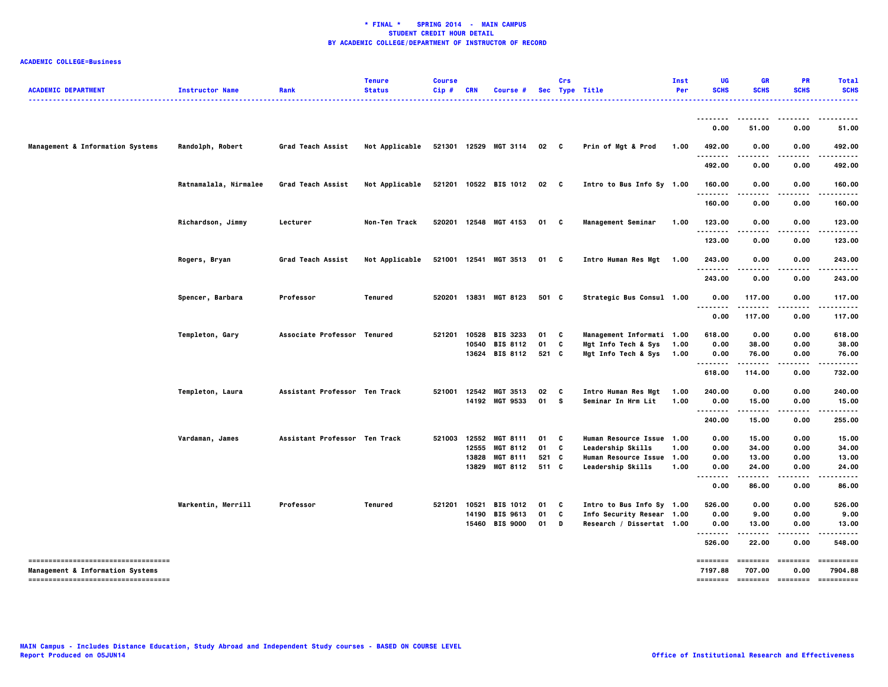**\* FINAL \* SPRING 2014 - MAIN CAMPUS**
**STUDENT CREDIT HOUR DETAIL**
**BY ACADEMIC COLLEGE/DEPARTMENT OF INSTRUCTOR OF RECORD**

**ACADEMIC COLLEGE=Business**

| ACADEMIC DEPARTMENT | Instructor Name | Rank | Tenure Status | Course Cip # | CRN | Course # | Sec | Crs Type | Title | Inst Per | UG SCHS | GR SCHS | PR SCHS | Total SCHS |
|---|---|---|---|---|---|---|---|---|---|---|---|---|---|---|
| | | | | | | | | | | | 0.00 | 51.00 | 0.00 | 51.00 |
| Management & Information Systems | Randolph, Robert | Grad Teach Assist | Not Applicable | 521301 | 12529 | MGT 3114 | 02 | C | Prin of Mgt & Prod | 1.00 | 492.00 | 0.00 | 0.00 | 492.00 |
| | | | | | | | | | | | 492.00 | 0.00 | 0.00 | 492.00 |
| | Ratnamalala, Nirmalee | Grad Teach Assist | Not Applicable | 521201 | 10522 | BIS 1012 | 02 | C | Intro to Bus Info Sy | 1.00 | 160.00 | 0.00 | 0.00 | 160.00 |
| | | | | | | | | | | | 160.00 | 0.00 | 0.00 | 160.00 |
| | Richardson, Jimmy | Lecturer | Non-Ten Track | 520201 | 12548 | MGT 4153 | 01 | C | Management Seminar | 1.00 | 123.00 | 0.00 | 0.00 | 123.00 |
| | | | | | | | | | | | 123.00 | 0.00 | 0.00 | 123.00 |
| | Rogers, Bryan | Grad Teach Assist | Not Applicable | 521001 | 12541 | MGT 3513 | 01 | C | Intro Human Res Mgt | 1.00 | 243.00 | 0.00 | 0.00 | 243.00 |
| | | | | | | | | | | | 243.00 | 0.00 | 0.00 | 243.00 |
| | Spencer, Barbara | Professor | Tenured | 520201 | 13831 | MGT 8123 | 501 | C | Strategic Bus Consul | 1.00 | 0.00 | 117.00 | 0.00 | 117.00 |
| | | | | | | | | | | | 0.00 | 117.00 | 0.00 | 117.00 |
| | Templeton, Gary | Associate Professor | Tenured | 521201 | 10528 | BIS 3233 | 01 | C | Management Informati | 1.00 | 618.00 | 0.00 | 0.00 | 618.00 |
| | | | | | 10540 | BIS 8112 | 01 | C | Mgt Info Tech & Sys | 1.00 | 0.00 | 38.00 | 0.00 | 38.00 |
| | | | | | 13624 | BIS 8112 | 521 | C | Mgt Info Tech & Sys | 1.00 | 0.00 | 76.00 | 0.00 | 76.00 |
| | | | | | | | | | | | 618.00 | 114.00 | 0.00 | 732.00 |
| | Templeton, Laura | Assistant Professor | Ten Track | 521001 | 12542 | MGT 3513 | 02 | C | Intro Human Res Mgt | 1.00 | 240.00 | 0.00 | 0.00 | 240.00 |
| | | | | | 14192 | MGT 9533 | 01 | S | Seminar In Hrm Lit | 1.00 | 0.00 | 15.00 | 0.00 | 15.00 |
| | | | | | | | | | | | 240.00 | 15.00 | 0.00 | 255.00 |
| | Vardaman, James | Assistant Professor | Ten Track | 521003 | 12552 | MGT 8111 | 01 | C | Human Resource Issue | 1.00 | 0.00 | 15.00 | 0.00 | 15.00 |
| | | | | | 12555 | MGT 8112 | 01 | C | Leadership Skills | 1.00 | 0.00 | 34.00 | 0.00 | 34.00 |
| | | | | | 13828 | MGT 8111 | 521 | C | Human Resource Issue | 1.00 | 0.00 | 13.00 | 0.00 | 13.00 |
| | | | | | 13829 | MGT 8112 | 511 | C | Leadership Skills | 1.00 | 0.00 | 24.00 | 0.00 | 24.00 |
| | | | | | | | | | | | 0.00 | 86.00 | 0.00 | 86.00 |
| | Warkentin, Merrill | Professor | Tenured | 521201 | 10521 | BIS 1012 | 01 | C | Intro to Bus Info Sy | 1.00 | 526.00 | 0.00 | 0.00 | 526.00 |
| | | | | | 14190 | BIS 9613 | 01 | C | Info Security Resear | 1.00 | 0.00 | 9.00 | 0.00 | 9.00 |
| | | | | | 15460 | BIS 9000 | 01 | D | Research / Dissertat | 1.00 | 0.00 | 13.00 | 0.00 | 13.00 |
| | | | | | | | | | | | 526.00 | 22.00 | 0.00 | 548.00 |
| **Management & Information Systems** | | | | | | | | | | | 7197.88 | 707.00 | 0.00 | 7904.88 |

MAIN Campus - Includes Distance Education, Study Abroad and Independent Study courses - BASED ON COURSE LEVEL
Report Produced on 05JUN14

Office of Institutional Research and Effectiveness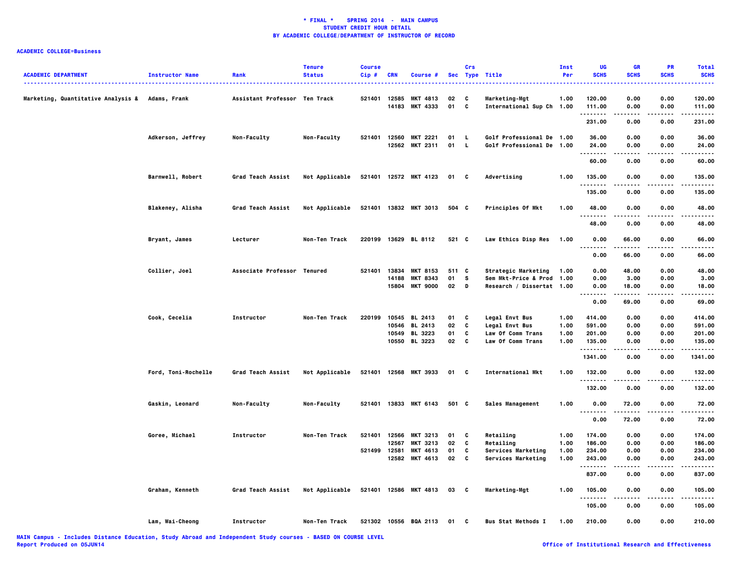**\* FINAL \* SPRING 2014 - MAIN CAMPUS**
**STUDENT CREDIT HOUR DETAIL**
**BY ACADEMIC COLLEGE/DEPARTMENT OF INSTRUCTOR OF RECORD**

**ACADEMIC COLLEGE=Business**

| ACADEMIC DEPARTMENT | Instructor Name | Rank | Tenure Status | Course Cip # | CRN | Course # | Sec | Crs Type | Title | Inst Per | UG SCHS | GR SCHS | PR SCHS | Total SCHS |
|---|---|---|---|---|---|---|---|---|---|---|---|---|---|---|
| Marketing, Quantitative Analysis & | Adams, Frank | Assistant Professor | Ten Track | 521401 | 12585 | MKT 4813 | 02 | C | Marketing-Mgt | 1.00 | 120.00 | 0.00 | 0.00 | 120.00 |
| | | | | | 14183 | MKT 4333 | 01 | C | International Sup Ch | 1.00 | 111.00 | 0.00 | 0.00 | 111.00 |
| | | | | | | | | | | | 231.00 | 0.00 | 0.00 | 231.00 |
| | Adkerson, Jeffrey | Non-Faculty | Non-Faculty | 521401 | 12560 | MKT 2221 | 01 | L | Golf Professional De | 1.00 | 36.00 | 0.00 | 0.00 | 36.00 |
| | | | | | 12562 | MKT 2311 | 01 | L | Golf Professional De | 1.00 | 24.00 | 0.00 | 0.00 | 24.00 |
| | | | | | | | | | | | 60.00 | 0.00 | 0.00 | 60.00 |
| | Barnwell, Robert | Grad Teach Assist | Not Applicable | 521401 | 12572 | MKT 4123 | 01 | C | Advertising | 1.00 | 135.00 | 0.00 | 0.00 | 135.00 |
| | | | | | | | | | | | 135.00 | 0.00 | 0.00 | 135.00 |
| | Blakeney, Alisha | Grad Teach Assist | Not Applicable | 521401 | 13832 | MKT 3013 | 504 | C | Principles Of Mkt | 1.00 | 48.00 | 0.00 | 0.00 | 48.00 |
| | | | | | | | | | | | 48.00 | 0.00 | 0.00 | 48.00 |
| | Bryant, James | Lecturer | Non-Ten Track | 220199 | 13629 | BL 8112 | 521 | C | Law Ethics Disp Res | 1.00 | 0.00 | 66.00 | 0.00 | 66.00 |
| | | | | | | | | | | | 0.00 | 66.00 | 0.00 | 66.00 |
| | Collier, Joel | Associate Professor | Tenured | 521401 | 13834 | MKT 8153 | 511 | C | Strategic Marketing | 1.00 | 0.00 | 48.00 | 0.00 | 48.00 |
| | | | | | 14188 | MKT 8343 | 01 | S | Sem Mkt-Price & Prod | 1.00 | 0.00 | 3.00 | 0.00 | 3.00 |
| | | | | | 15804 | MKT 9000 | 02 | D | Research / Dissertat | 1.00 | 0.00 | 18.00 | 0.00 | 18.00 |
| | | | | | | | | | | | 0.00 | 69.00 | 0.00 | 69.00 |
| | Cook, Cecelia | Instructor | Non-Ten Track | 220199 | 10545 | BL 2413 | 01 | C | Legal Envt Bus | 1.00 | 414.00 | 0.00 | 0.00 | 414.00 |
| | | | | | 10546 | BL 2413 | 02 | C | Legal Envt Bus | 1.00 | 591.00 | 0.00 | 0.00 | 591.00 |
| | | | | | 10549 | BL 3223 | 01 | C | Law Of Comm Trans | 1.00 | 201.00 | 0.00 | 0.00 | 201.00 |
| | | | | | 10550 | BL 3223 | 02 | C | Law Of Comm Trans | 1.00 | 135.00 | 0.00 | 0.00 | 135.00 |
| | | | | | | | | | | | 1341.00 | 0.00 | 0.00 | 1341.00 |
| | Ford, Toni-Rochelle | Grad Teach Assist | Not Applicable | 521401 | 12568 | MKT 3933 | 01 | C | International Mkt | 1.00 | 132.00 | 0.00 | 0.00 | 132.00 |
| | | | | | | | | | | | 132.00 | 0.00 | 0.00 | 132.00 |
| | Gaskin, Leonard | Non-Faculty | Non-Faculty | 521401 | 13833 | MKT 6143 | 501 | C | Sales Management | 1.00 | 0.00 | 72.00 | 0.00 | 72.00 |
| | | | | | | | | | | | 0.00 | 72.00 | 0.00 | 72.00 |
| | Goree, Michael | Instructor | Non-Ten Track | 521401 | 12566 | MKT 3213 | 01 | C | Retailing | 1.00 | 174.00 | 0.00 | 0.00 | 174.00 |
| | | | | | 12567 | MKT 3213 | 02 | C | Retailing | 1.00 | 186.00 | 0.00 | 0.00 | 186.00 |
| | | | | 521499 | 12581 | MKT 4613 | 01 | C | Services Marketing | 1.00 | 234.00 | 0.00 | 0.00 | 234.00 |
| | | | | | 12582 | MKT 4613 | 02 | C | Services Marketing | 1.00 | 243.00 | 0.00 | 0.00 | 243.00 |
| | | | | | | | | | | | 837.00 | 0.00 | 0.00 | 837.00 |
| | Graham, Kenneth | Grad Teach Assist | Not Applicable | 521401 | 12586 | MKT 4813 | 03 | C | Marketing-Mgt | 1.00 | 105.00 | 0.00 | 0.00 | 105.00 |
| | | | | | | | | | | | 105.00 | 0.00 | 0.00 | 105.00 |
| | Lam, Wai-Cheong | Instructor | Non-Ten Track | 521302 | 10556 | BQA 2113 | 01 | C | Bus Stat Methods I | 1.00 | 210.00 | 0.00 | 0.00 | 210.00 |

MAIN Campus - Includes Distance Education, Study Abroad and Independent Study courses - BASED ON COURSE LEVEL
Report Produced on 05JUN14

Office of Institutional Research and Effectiveness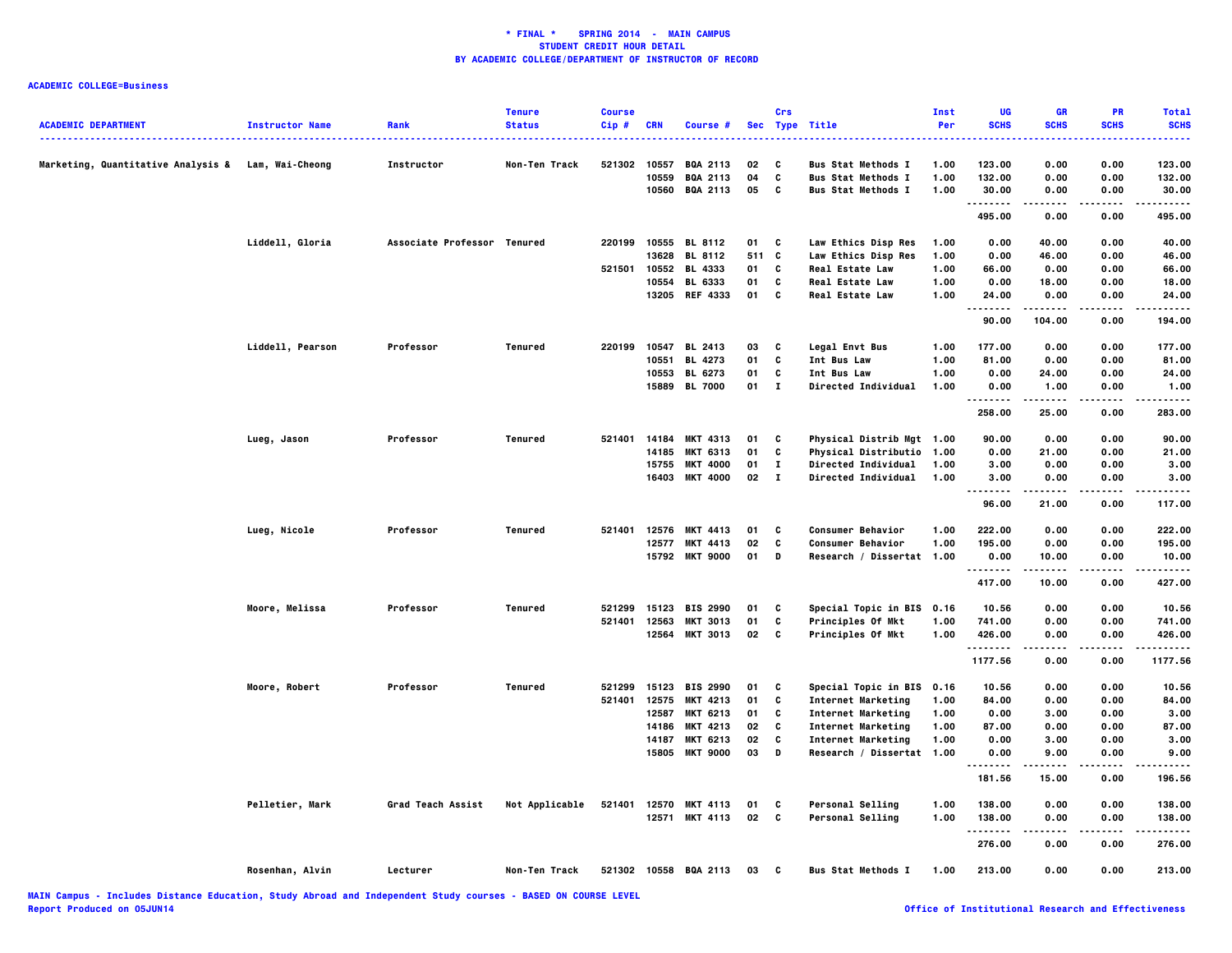**\* FINAL \* SPRING 2014 - MAIN CAMPUS**
**STUDENT CREDIT HOUR DETAIL**
**BY ACADEMIC COLLEGE/DEPARTMENT OF INSTRUCTOR OF RECORD**

**ACADEMIC COLLEGE=Business**

| ACADEMIC DEPARTMENT | Instructor Name | Rank | Tenure Status | Course Cip # | CRN | Course # | Sec | Crs Type | Title | Inst Per | UG SCHS | GR SCHS | PR SCHS | Total SCHS |
|---|---|---|---|---|---|---|---|---|---|---|---|---|---|---|
| Marketing, Quantitative Analysis & | Lam, Wai-Cheong | Instructor | Non-Ten Track | 521302 | 10557 | BQA 2113 | 02 | C | Bus Stat Methods I | 1.00 | 123.00 | 0.00 | 0.00 | 123.00 |
| | | | | | 10559 | BQA 2113 | 04 | C | Bus Stat Methods I | 1.00 | 132.00 | 0.00 | 0.00 | 132.00 |
| | | | | | 10560 | BQA 2113 | 05 | C | Bus Stat Methods I | 1.00 | 30.00 | 0.00 | 0.00 | 30.00 |
| | | | | | | | | | | | 495.00 | 0.00 | 0.00 | 495.00 |
| | Liddell, Gloria | Associate Professor | Tenured | 220199 | 10555 | BL 8112 | 01 | C | Law Ethics Disp Res | 1.00 | 0.00 | 40.00 | 0.00 | 40.00 |
| | | | | | 13628 | BL 8112 | 511 | C | Law Ethics Disp Res | 1.00 | 0.00 | 46.00 | 0.00 | 46.00 |
| | | | | 521501 | 10552 | BL 4333 | 01 | C | Real Estate Law | 1.00 | 66.00 | 0.00 | 0.00 | 66.00 |
| | | | | | 10554 | BL 6333 | 01 | C | Real Estate Law | 1.00 | 0.00 | 18.00 | 0.00 | 18.00 |
| | | | | | 13205 | REF 4333 | 01 | C | Real Estate Law | 1.00 | 24.00 | 0.00 | 0.00 | 24.00 |
| | | | | | | | | | | | 90.00 | 104.00 | 0.00 | 194.00 |
| | Liddell, Pearson | Professor | Tenured | 220199 | 10547 | BL 2413 | 03 | C | Legal Envt Bus | 1.00 | 177.00 | 0.00 | 0.00 | 177.00 |
| | | | | | 10551 | BL 4273 | 01 | C | Int Bus Law | 1.00 | 81.00 | 0.00 | 0.00 | 81.00 |
| | | | | | 10553 | BL 6273 | 01 | C | Int Bus Law | 1.00 | 0.00 | 24.00 | 0.00 | 24.00 |
| | | | | | 15889 | BL 7000 | 01 | I | Directed Individual | 1.00 | 0.00 | 1.00 | 0.00 | 1.00 |
| | | | | | | | | | | | 258.00 | 25.00 | 0.00 | 283.00 |
| | Lueg, Jason | Professor | Tenured | 521401 | 14184 | MKT 4313 | 01 | C | Physical Distrib Mgt | 1.00 | 90.00 | 0.00 | 0.00 | 90.00 |
| | | | | | 14185 | MKT 6313 | 01 | C | Physical Distributio | 1.00 | 0.00 | 21.00 | 0.00 | 21.00 |
| | | | | | 15755 | MKT 4000 | 01 | I | Directed Individual | 1.00 | 3.00 | 0.00 | 0.00 | 3.00 |
| | | | | | 16403 | MKT 4000 | 02 | I | Directed Individual | 1.00 | 3.00 | 0.00 | 0.00 | 3.00 |
| | | | | | | | | | | | 96.00 | 21.00 | 0.00 | 117.00 |
| | Lueg, Nicole | Professor | Tenured | 521401 | 12576 | MKT 4413 | 01 | C | Consumer Behavior | 1.00 | 222.00 | 0.00 | 0.00 | 222.00 |
| | | | | | 12577 | MKT 4413 | 02 | C | Consumer Behavior | 1.00 | 195.00 | 0.00 | 0.00 | 195.00 |
| | | | | | 15792 | MKT 9000 | 01 | D | Research / Dissertat | 1.00 | 0.00 | 10.00 | 0.00 | 10.00 |
| | | | | | | | | | | | 417.00 | 10.00 | 0.00 | 427.00 |
| | Moore, Melissa | Professor | Tenured | 521299 | 15123 | BIS 2990 | 01 | C | Special Topic in BIS | 0.16 | 10.56 | 0.00 | 0.00 | 10.56 |
| | | | | 521401 | 12563 | MKT 3013 | 01 | C | Principles Of Mkt | 1.00 | 741.00 | 0.00 | 0.00 | 741.00 |
| | | | | | 12564 | MKT 3013 | 02 | C | Principles Of Mkt | 1.00 | 426.00 | 0.00 | 0.00 | 426.00 |
| | | | | | | | | | | | 1177.56 | 0.00 | 0.00 | 1177.56 |
| | Moore, Robert | Professor | Tenured | 521299 | 15123 | BIS 2990 | 01 | C | Special Topic in BIS | 0.16 | 10.56 | 0.00 | 0.00 | 10.56 |
| | | | | 521401 | 12575 | MKT 4213 | 01 | C | Internet Marketing | 1.00 | 84.00 | 0.00 | 0.00 | 84.00 |
| | | | | | 12587 | MKT 6213 | 01 | C | Internet Marketing | 1.00 | 0.00 | 3.00 | 0.00 | 3.00 |
| | | | | | 14186 | MKT 4213 | 02 | C | Internet Marketing | 1.00 | 87.00 | 0.00 | 0.00 | 87.00 |
| | | | | | 14187 | MKT 6213 | 02 | C | Internet Marketing | 1.00 | 0.00 | 3.00 | 0.00 | 3.00 |
| | | | | | 15805 | MKT 9000 | 03 | D | Research / Dissertat | 1.00 | 0.00 | 9.00 | 0.00 | 9.00 |
| | | | | | | | | | | | 181.56 | 15.00 | 0.00 | 196.56 |
| | Pelletier, Mark | Grad Teach Assist | Not Applicable | 521401 | 12570 | MKT 4113 | 01 | C | Personal Selling | 1.00 | 138.00 | 0.00 | 0.00 | 138.00 |
| | | | | | 12571 | MKT 4113 | 02 | C | Personal Selling | 1.00 | 138.00 | 0.00 | 0.00 | 138.00 |
| | | | | | | | | | | | 276.00 | 0.00 | 0.00 | 276.00 |
| | Rosenhan, Alvin | Lecturer | Non-Ten Track | 521302 | 10558 | BQA 2113 | 03 | C | Bus Stat Methods I | 1.00 | 213.00 | 0.00 | 0.00 | 213.00 |

MAIN Campus - Includes Distance Education, Study Abroad and Independent Study courses - BASED ON COURSE LEVEL
Report Produced on 05JUN14 — Office of Institutional Research and Effectiveness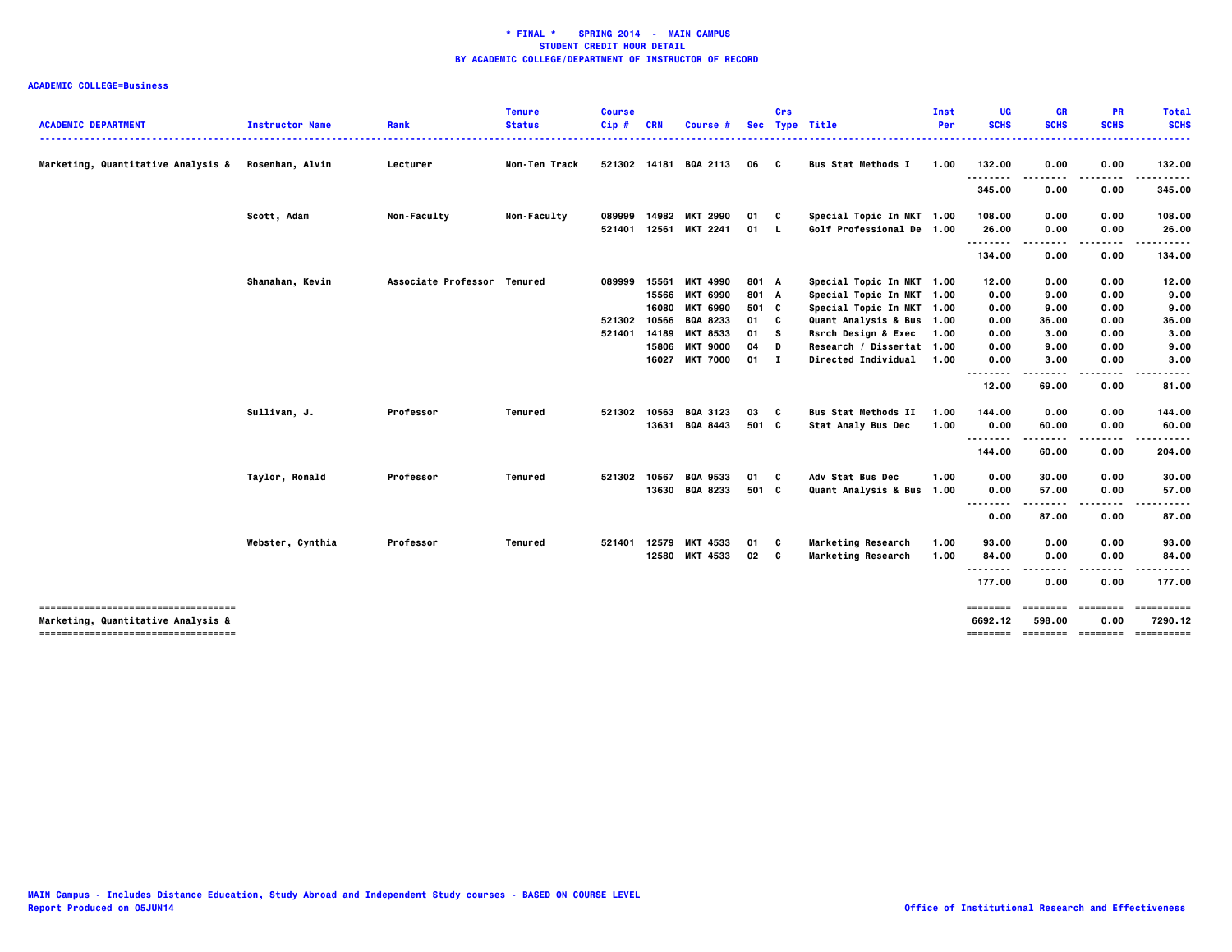**\* FINAL \* SPRING 2014 - MAIN CAMPUS**
**STUDENT CREDIT HOUR DETAIL**
**BY ACADEMIC COLLEGE/DEPARTMENT OF INSTRUCTOR OF RECORD**

**ACADEMIC COLLEGE=Business**

| ACADEMIC DEPARTMENT | Instructor Name | Rank | Tenure Status | Course Cip # | CRN | Course # | Sec | Crs Type | Title | Inst Per | UG SCHS | GR SCHS | PR SCHS | Total SCHS |
|---|---|---|---|---|---|---|---|---|---|---|---|---|---|---|
| Marketing, Quantitative Analysis & | Rosenhan, Alvin | Lecturer | Non-Ten Track | 521302 | 14181 | BQA 2113 | 06 | C | Bus Stat Methods I | 1.00 | 132.00 | 0.00 | 0.00 | 132.00 |
| | | | | | | | | | | | 345.00 | 0.00 | 0.00 | 345.00 |
| | Scott, Adam | Non-Faculty | Non-Faculty | 089999 | 14982 | MKT 2990 | 01 | C | Special Topic In MKT | 1.00 | 108.00 | 0.00 | 0.00 | 108.00 |
| | | | | 521401 | 12561 | MKT 2241 | 01 | L | Golf Professional De | 1.00 | 26.00 | 0.00 | 0.00 | 26.00 |
| | | | | | | | | | | | 134.00 | 0.00 | 0.00 | 134.00 |
| | Shanahan, Kevin | Associate Professor | Tenured | 089999 | 15561 | MKT 4990 | 801 | A | Special Topic In MKT | 1.00 | 12.00 | 0.00 | 0.00 | 12.00 |
| | | | | | 15566 | MKT 6990 | 801 | A | Special Topic In MKT | 1.00 | 0.00 | 9.00 | 0.00 | 9.00 |
| | | | | | 16080 | MKT 6990 | 501 | C | Special Topic In MKT | 1.00 | 0.00 | 9.00 | 0.00 | 9.00 |
| | | | | 521302 | 10566 | BQA 8233 | 01 | C | Quant Analysis & Bus | 1.00 | 0.00 | 36.00 | 0.00 | 36.00 |
| | | | | 521401 | 14189 | MKT 8533 | 01 | S | Rsrch Design & Exec | 1.00 | 0.00 | 3.00 | 0.00 | 3.00 |
| | | | | | 15806 | MKT 9000 | 04 | D | Research / Dissertat | 1.00 | 0.00 | 9.00 | 0.00 | 9.00 |
| | | | | | 16027 | MKT 7000 | 01 | I | Directed Individual | 1.00 | 0.00 | 3.00 | 0.00 | 3.00 |
| | | | | | | | | | | | 12.00 | 69.00 | 0.00 | 81.00 |
| | Sullivan, J. | Professor | Tenured | 521302 | 10563 | BQA 3123 | 03 | C | Bus Stat Methods II | 1.00 | 144.00 | 0.00 | 0.00 | 144.00 |
| | | | | | 13631 | BQA 8443 | 501 | C | Stat Analy Bus Dec | 1.00 | 0.00 | 60.00 | 0.00 | 60.00 |
| | | | | | | | | | | | 144.00 | 60.00 | 0.00 | 204.00 |
| | Taylor, Ronald | Professor | Tenured | 521302 | 10567 | BQA 9533 | 01 | C | Adv Stat Bus Dec | 1.00 | 0.00 | 30.00 | 0.00 | 30.00 |
| | | | | | 13630 | BQA 8233 | 501 | C | Quant Analysis & Bus | 1.00 | 0.00 | 57.00 | 0.00 | 57.00 |
| | | | | | | | | | | | 0.00 | 87.00 | 0.00 | 87.00 |
| | Webster, Cynthia | Professor | Tenured | 521401 | 12579 | MKT 4533 | 01 | C | Marketing Research | 1.00 | 93.00 | 0.00 | 0.00 | 93.00 |
| | | | | | 12580 | MKT 4533 | 02 | C | Marketing Research | 1.00 | 84.00 | 0.00 | 0.00 | 84.00 |
| | | | | | | | | | | | 177.00 | 0.00 | 0.00 | 177.00 |
| Marketing, Quantitative Analysis & | | | | | | | | | | | 6692.12 | 598.00 | 0.00 | 7290.12 |

MAIN Campus - Includes Distance Education, Study Abroad and Independent Study courses - BASED ON COURSE LEVEL
Report Produced on 05JUN14

Office of Institutional Research and Effectiveness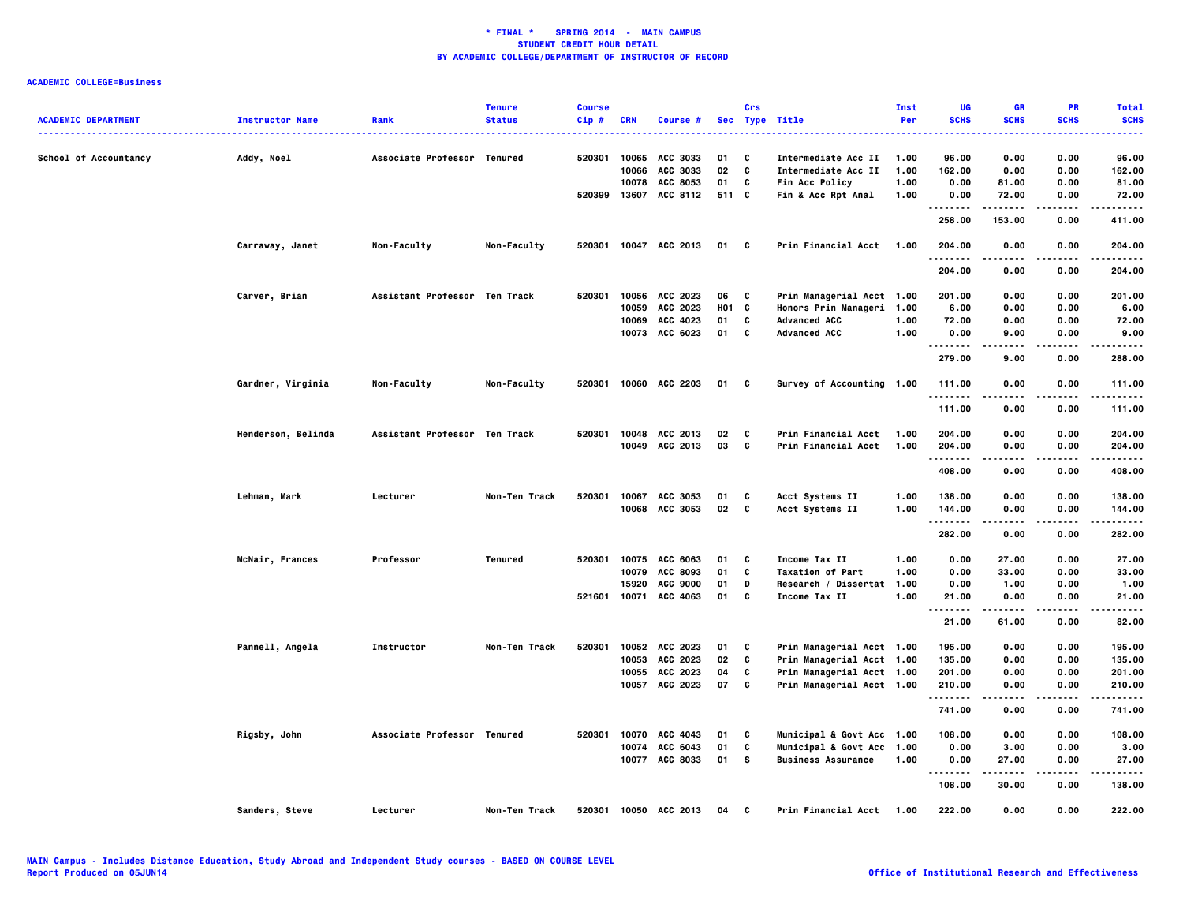**\* FINAL \* SPRING 2014 - MAIN CAMPUS**
**STUDENT CREDIT HOUR DETAIL**
**BY ACADEMIC COLLEGE/DEPARTMENT OF INSTRUCTOR OF RECORD**

**ACADEMIC COLLEGE=Business**

| ACADEMIC DEPARTMENT | Instructor Name | Rank | Tenure Status | Course Cip # | CRN | Course # | Sec | Crs Type | Title | Inst Per | UG SCHS | GR SCHS | PR SCHS | Total SCHS |
|---|---|---|---|---|---|---|---|---|---|---|---|---|---|---|
| School of Accountancy | Addy, Noel | Associate Professor | Tenured | 520301 | 10065 | ACC 3033 | 01 | C | Intermediate Acc II | 1.00 | 96.00 | 0.00 | 0.00 | 96.00 |
| | | | | | 10066 | ACC 3033 | 02 | C | Intermediate Acc II | 1.00 | 162.00 | 0.00 | 0.00 | 162.00 |
| | | | | | 10078 | ACC 8053 | 01 | C | Fin Acc Policy | 1.00 | 0.00 | 81.00 | 0.00 | 81.00 |
| | | | | 520399 | 13607 | ACC 8112 | 511 | C | Fin & Acc Rpt Anal | 1.00 | 0.00 | 72.00 | 0.00 | 72.00 |
| | | | | | | | | | | | 258.00 | 153.00 | 0.00 | 411.00 |
| | Carraway, Janet | Non-Faculty | Non-Faculty | 520301 | 10047 | ACC 2013 | 01 | C | Prin Financial Acct | 1.00 | 204.00 | 0.00 | 0.00 | 204.00 |
| | | | | | | | | | | | 204.00 | 0.00 | 0.00 | 204.00 |
| | Carver, Brian | Assistant Professor | Ten Track | 520301 | 10056 | ACC 2023 | 06 | C | Prin Managerial Acct | 1.00 | 201.00 | 0.00 | 0.00 | 201.00 |
| | | | | | 10059 | ACC 2023 | H01 | C | Honors Prin Manageri | 1.00 | 6.00 | 0.00 | 0.00 | 6.00 |
| | | | | | 10069 | ACC 4023 | 01 | C | Advanced ACC | 1.00 | 72.00 | 0.00 | 0.00 | 72.00 |
| | | | | | 10073 | ACC 6023 | 01 | C | Advanced ACC | 1.00 | 0.00 | 9.00 | 0.00 | 9.00 |
| | | | | | | | | | | | 279.00 | 9.00 | 0.00 | 288.00 |
| | Gardner, Virginia | Non-Faculty | Non-Faculty | 520301 | 10060 | ACC 2203 | 01 | C | Survey of Accounting | 1.00 | 111.00 | 0.00 | 0.00 | 111.00 |
| | | | | | | | | | | | 111.00 | 0.00 | 0.00 | 111.00 |
| | Henderson, Belinda | Assistant Professor | Ten Track | 520301 | 10048 | ACC 2013 | 02 | C | Prin Financial Acct | 1.00 | 204.00 | 0.00 | 0.00 | 204.00 |
| | | | | | 10049 | ACC 2013 | 03 | C | Prin Financial Acct | 1.00 | 204.00 | 0.00 | 0.00 | 204.00 |
| | | | | | | | | | | | 408.00 | 0.00 | 0.00 | 408.00 |
| | Lehman, Mark | Lecturer | Non-Ten Track | 520301 | 10067 | ACC 3053 | 01 | C | Acct Systems II | 1.00 | 138.00 | 0.00 | 0.00 | 138.00 |
| | | | | | 10068 | ACC 3053 | 02 | C | Acct Systems II | 1.00 | 144.00 | 0.00 | 0.00 | 144.00 |
| | | | | | | | | | | | 282.00 | 0.00 | 0.00 | 282.00 |
| | McNair, Frances | Professor | Tenured | 520301 | 10075 | ACC 6063 | 01 | C | Income Tax II | 1.00 | 0.00 | 27.00 | 0.00 | 27.00 |
| | | | | | 10079 | ACC 8093 | 01 | C | Taxation of Part | 1.00 | 0.00 | 33.00 | 0.00 | 33.00 |
| | | | | | 15920 | ACC 9000 | 01 | D | Research / Dissertat | 1.00 | 0.00 | 1.00 | 0.00 | 1.00 |
| | | | | 521601 | 10071 | ACC 4063 | 01 | C | Income Tax II | 1.00 | 21.00 | 0.00 | 0.00 | 21.00 |
| | | | | | | | | | | | 21.00 | 61.00 | 0.00 | 82.00 |
| | Pannell, Angela | Instructor | Non-Ten Track | 520301 | 10052 | ACC 2023 | 01 | C | Prin Managerial Acct | 1.00 | 195.00 | 0.00 | 0.00 | 195.00 |
| | | | | | 10053 | ACC 2023 | 02 | C | Prin Managerial Acct | 1.00 | 135.00 | 0.00 | 0.00 | 135.00 |
| | | | | | 10055 | ACC 2023 | 04 | C | Prin Managerial Acct | 1.00 | 201.00 | 0.00 | 0.00 | 201.00 |
| | | | | | 10057 | ACC 2023 | 07 | C | Prin Managerial Acct | 1.00 | 210.00 | 0.00 | 0.00 | 210.00 |
| | | | | | | | | | | | 741.00 | 0.00 | 0.00 | 741.00 |
| | Rigsby, John | Associate Professor | Tenured | 520301 | 10070 | ACC 4043 | 01 | C | Municipal & Govt Acc | 1.00 | 108.00 | 0.00 | 0.00 | 108.00 |
| | | | | | 10074 | ACC 6043 | 01 | C | Municipal & Govt Acc | 1.00 | 0.00 | 3.00 | 0.00 | 3.00 |
| | | | | | 10077 | ACC 8033 | 01 | S | Business Assurance | 1.00 | 0.00 | 27.00 | 0.00 | 27.00 |
| | | | | | | | | | | | 108.00 | 30.00 | 0.00 | 138.00 |
| | Sanders, Steve | Lecturer | Non-Ten Track | 520301 | 10050 | ACC 2013 | 04 | C | Prin Financial Acct | 1.00 | 222.00 | 0.00 | 0.00 | 222.00 |

MAIN Campus - Includes Distance Education, Study Abroad and Independent Study courses - BASED ON COURSE LEVEL
Report Produced on 05JUN14
Office of Institutional Research and Effectiveness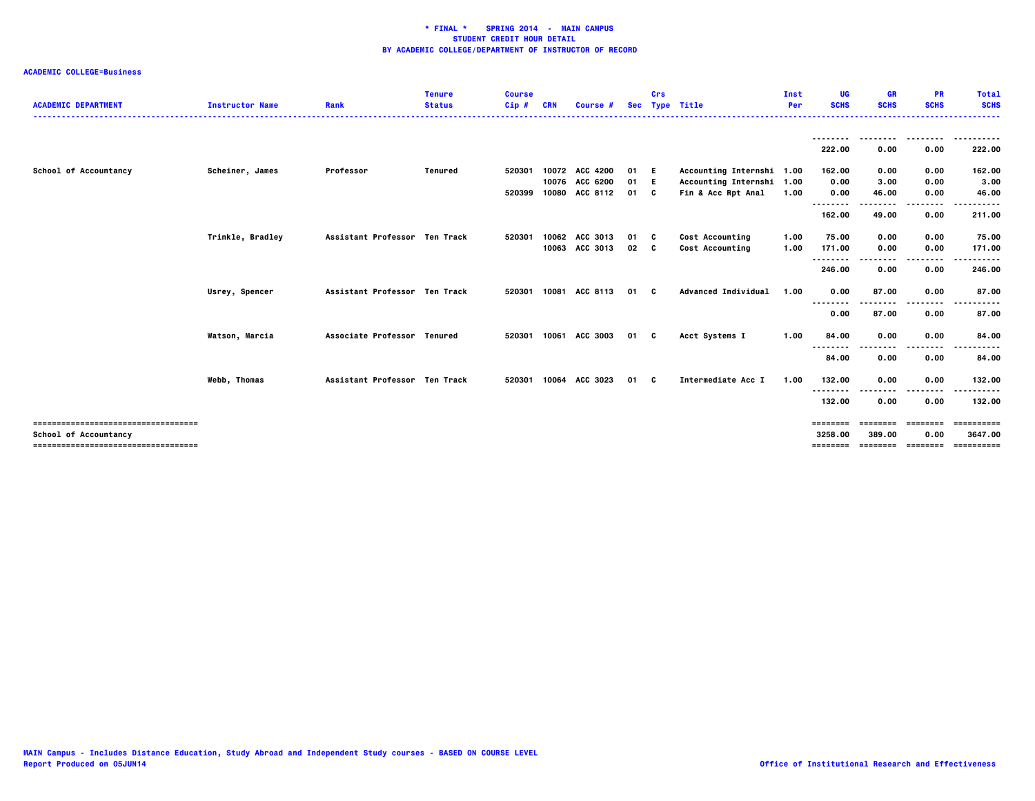**\* FINAL \* SPRING 2014 - MAIN CAMPUS**
**STUDENT CREDIT HOUR DETAIL**
**BY ACADEMIC COLLEGE/DEPARTMENT OF INSTRUCTOR OF RECORD**

**ACADEMIC COLLEGE=Business**

| ACADEMIC DEPARTMENT | Instructor Name | Rank | Tenure Status | Course Cip # | CRN | Course # | Sec | Crs Type | Title | Inst Per | UG SCHS | GR SCHS | PR SCHS | Total SCHS |
|---|---|---|---|---|---|---|---|---|---|---|---|---|---|---|
| | | | | | | | | | | | 222.00 | 0.00 | 0.00 | 222.00 |
| School of Accountancy | Scheiner, James | Professor | Tenured | 520301 | 10072 | ACC 4200 | 01 | E | Accounting Internshi | 1.00 | 162.00 | 0.00 | 0.00 | 162.00 |
| | | | | | 10076 | ACC 6200 | 01 | E | Accounting Internshi | 1.00 | 0.00 | 3.00 | 0.00 | 3.00 |
| | | | | 520399 | 10080 | ACC 8112 | 01 | C | Fin & Acc Rpt Anal | 1.00 | 0.00 | 46.00 | 0.00 | 46.00 |
| | | | | | | | | | | | 162.00 | 49.00 | 0.00 | 211.00 |
| | Trinkle, Bradley | Assistant Professor | Ten Track | 520301 | 10062 | ACC 3013 | 01 | C | Cost Accounting | 1.00 | 75.00 | 0.00 | 0.00 | 75.00 |
| | | | | | 10063 | ACC 3013 | 02 | C | Cost Accounting | 1.00 | 171.00 | 0.00 | 0.00 | 171.00 |
| | | | | | | | | | | | 246.00 | 0.00 | 0.00 | 246.00 |
| | Usrey, Spencer | Assistant Professor | Ten Track | 520301 | 10081 | ACC 8113 | 01 | C | Advanced Individual | 1.00 | 0.00 | 87.00 | 0.00 | 87.00 |
| | | | | | | | | | | | 0.00 | 87.00 | 0.00 | 87.00 |
| | Watson, Marcia | Associate Professor | Tenured | 520301 | 10061 | ACC 3003 | 01 | C | Acct Systems I | 1.00 | 84.00 | 0.00 | 0.00 | 84.00 |
| | | | | | | | | | | | 84.00 | 0.00 | 0.00 | 84.00 |
| | Webb, Thomas | Assistant Professor | Ten Track | 520301 | 10064 | ACC 3023 | 01 | C | Intermediate Acc I | 1.00 | 132.00 | 0.00 | 0.00 | 132.00 |
| | | | | | | | | | | | 132.00 | 0.00 | 0.00 | 132.00 |
| School of Accountancy | | | | | | | | | | | 3258.00 | 389.00 | 0.00 | 3647.00 |

MAIN Campus - Includes Distance Education, Study Abroad and Independent Study courses - BASED ON COURSE LEVEL
Report Produced on 05JUN14

Office of Institutional Research and Effectiveness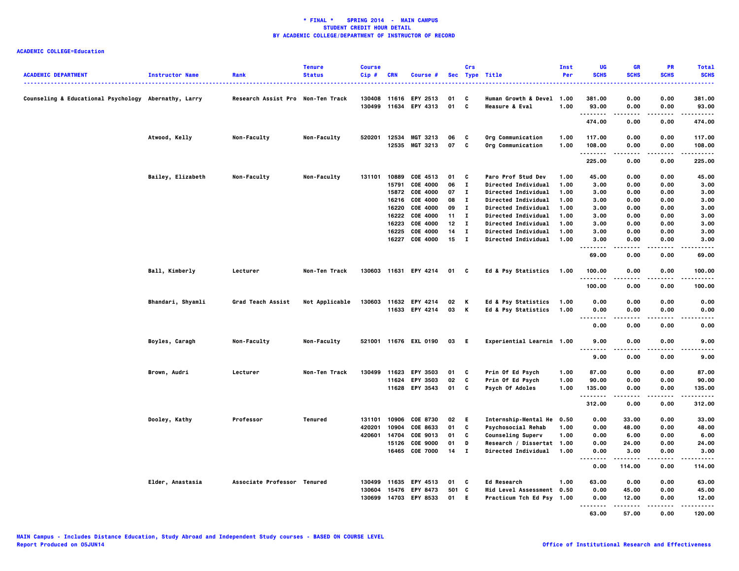**\* FINAL \* SPRING 2014 - MAIN CAMPUS**
**STUDENT CREDIT HOUR DETAIL**
**BY ACADEMIC COLLEGE/DEPARTMENT OF INSTRUCTOR OF RECORD**

**ACADEMIC COLLEGE=Education**

| ACADEMIC DEPARTMENT | Instructor Name | Rank | Tenure Status | Course Cip # | CRN | Course # | Sec | Crs Type | Title | Inst Per | UG SCHS | GR SCHS | PR SCHS | Total SCHS |
|---|---|---|---|---|---|---|---|---|---|---|---|---|---|---|
| Counseling & Educational Psychology | Abernathy, Larry | Research Assist Pro | Non-Ten Track | 130408 | 11616 | EPY 2513 | 01 | C | Human Growth & Devel | 1.00 | 381.00 | 0.00 | 0.00 | 381.00 |
| | | | | 130499 | 11634 | EPY 4313 | 01 | C | Measure & Eval | 1.00 | 93.00 | 0.00 | 0.00 | 93.00 |
| | | | | | | | | | | | 474.00 | 0.00 | 0.00 | 474.00 |
| | Atwood, Kelly | Non-Faculty | Non-Faculty | 520201 | 12534 | MGT 3213 | 06 | C | Org Communication | 1.00 | 117.00 | 0.00 | 0.00 | 117.00 |
| | | | | | 12535 | MGT 3213 | 07 | C | Org Communication | 1.00 | 108.00 | 0.00 | 0.00 | 108.00 |
| | | | | | | | | | | | 225.00 | 0.00 | 0.00 | 225.00 |
| | Bailey, Elizabeth | Non-Faculty | Non-Faculty | 131101 | 10889 | COE 4513 | 01 | C | Paro Prof Stud Dev | 1.00 | 45.00 | 0.00 | 0.00 | 45.00 |
| | | | | | 15791 | COE 4000 | 06 | I | Directed Individual | 1.00 | 3.00 | 0.00 | 0.00 | 3.00 |
| | | | | | 15872 | COE 4000 | 07 | I | Directed Individual | 1.00 | 3.00 | 0.00 | 0.00 | 3.00 |
| | | | | | 16216 | COE 4000 | 08 | I | Directed Individual | 1.00 | 3.00 | 0.00 | 0.00 | 3.00 |
| | | | | | 16220 | COE 4000 | 09 | I | Directed Individual | 1.00 | 3.00 | 0.00 | 0.00 | 3.00 |
| | | | | | 16222 | COE 4000 | 11 | I | Directed Individual | 1.00 | 3.00 | 0.00 | 0.00 | 3.00 |
| | | | | | 16223 | COE 4000 | 12 | I | Directed Individual | 1.00 | 3.00 | 0.00 | 0.00 | 3.00 |
| | | | | | 16225 | COE 4000 | 14 | I | Directed Individual | 1.00 | 3.00 | 0.00 | 0.00 | 3.00 |
| | | | | | 16227 | COE 4000 | 15 | I | Directed Individual | 1.00 | 3.00 | 0.00 | 0.00 | 3.00 |
| | | | | | | | | | | | 69.00 | 0.00 | 0.00 | 69.00 |
| | Ball, Kimberly | Lecturer | Non-Ten Track | 130603 | 11631 | EPY 4214 | 01 | C | Ed & Psy Statistics | 1.00 | 100.00 | 0.00 | 0.00 | 100.00 |
| | | | | | | | | | | | 100.00 | 0.00 | 0.00 | 100.00 |
| | Bhandari, Shyamli | Grad Teach Assist | Not Applicable | 130603 | 11632 | EPY 4214 | 02 | K | Ed & Psy Statistics | 1.00 | 0.00 | 0.00 | 0.00 | 0.00 |
| | | | | | 11633 | EPY 4214 | 03 | K | Ed & Psy Statistics | 1.00 | 0.00 | 0.00 | 0.00 | 0.00 |
| | | | | | | | | | | | 0.00 | 0.00 | 0.00 | 0.00 |
| | Boyles, Caragh | Non-Faculty | Non-Faculty | 521001 | 11676 | EXL 0190 | 03 | E | Experiential Learnin | 1.00 | 9.00 | 0.00 | 0.00 | 9.00 |
| | | | | | | | | | | | 9.00 | 0.00 | 0.00 | 9.00 |
| | Brown, Audri | Lecturer | Non-Ten Track | 130499 | 11623 | EPY 3503 | 01 | C | Prin Of Ed Psych | 1.00 | 87.00 | 0.00 | 0.00 | 87.00 |
| | | | | | 11624 | EPY 3503 | 02 | C | Prin Of Ed Psych | 1.00 | 90.00 | 0.00 | 0.00 | 90.00 |
| | | | | | 11628 | EPY 3543 | 01 | C | Psych Of Adoles | 1.00 | 135.00 | 0.00 | 0.00 | 135.00 |
| | | | | | | | | | | | 312.00 | 0.00 | 0.00 | 312.00 |
| | Dooley, Kathy | Professor | Tenured | 131101 | 10906 | COE 8730 | 02 | E | Internship-Mental He | 0.50 | 0.00 | 33.00 | 0.00 | 33.00 |
| | | | | 420201 | 10904 | COE 8633 | 01 | C | Psychosocial Rehab | 1.00 | 0.00 | 48.00 | 0.00 | 48.00 |
| | | | | 420601 | 14704 | COE 9013 | 01 | C | Counseling Superv | 1.00 | 0.00 | 6.00 | 0.00 | 6.00 |
| | | | | | 15126 | COE 9000 | 01 | D | Research / Dissertat | 1.00 | 0.00 | 24.00 | 0.00 | 24.00 |
| | | | | | 16465 | COE 7000 | 14 | I | Directed Individual | 1.00 | 0.00 | 3.00 | 0.00 | 3.00 |
| | | | | | | | | | | | 0.00 | 114.00 | 0.00 | 114.00 |
| | Elder, Anastasia | Associate Professor | Tenured | 130499 | 11635 | EPY 4513 | 01 | C | Ed Research | 1.00 | 63.00 | 0.00 | 0.00 | 63.00 |
| | | | | 130604 | 15476 | EPY 8473 | 501 | C | Mid Level Assessment | 0.50 | 0.00 | 45.00 | 0.00 | 45.00 |
| | | | | 130699 | 14703 | EPY 8533 | 01 | E | Practicum Tch Ed Psy | 1.00 | 0.00 | 12.00 | 0.00 | 12.00 |
| | | | | | | | | | | | 63.00 | 57.00 | 0.00 | 120.00 |

MAIN Campus - Includes Distance Education, Study Abroad and Independent Study courses - BASED ON COURSE LEVEL
Report Produced on 05JUN14

Office of Institutional Research and Effectiveness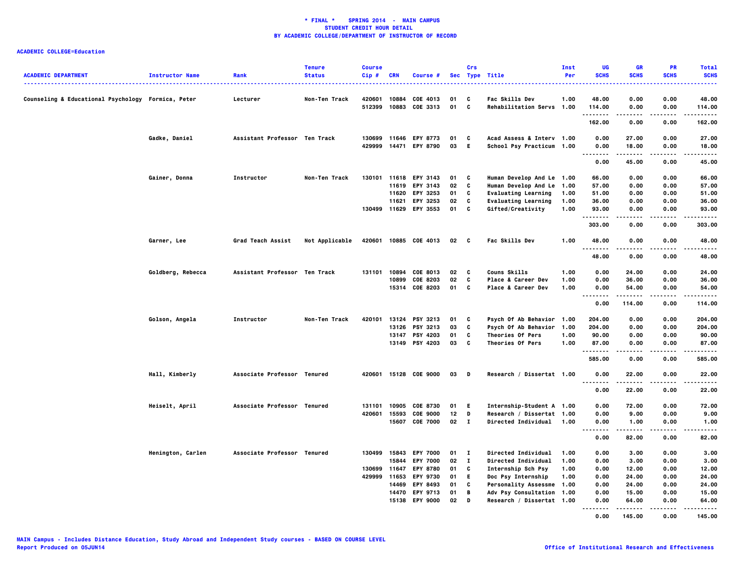# * FINAL * SPRING 2014 - MAIN CAMPUS
## STUDENT CREDIT HOUR DETAIL
## BY ACADEMIC COLLEGE/DEPARTMENT OF INSTRUCTOR OF RECORD

**ACADEMIC COLLEGE=Education**

| ACADEMIC DEPARTMENT | Instructor Name | Rank | Tenure Status | Course Cip # | CRN | Course # | Sec | Crs Type | Title | Inst Per | UG SCHS | GR SCHS | PR SCHS | Total SCHS |
|---|---|---|---|---|---|---|---|---|---|---|---|---|---|---|
| Counseling & Educational Psychology | Formica, Peter | Lecturer | Non-Ten Track | 420601 | 10884 | COE 4013 | 01 | C | Fac Skills Dev | 1.00 | 48.00 | 0.00 | 0.00 | 48.00 |
| | | | | 512399 | 10883 | COE 3313 | 01 | C | Rehabilitation Servs | 1.00 | 114.00 | 0.00 | 0.00 | 114.00 |
| | | | | | | | | | | | 162.00 | 0.00 | 0.00 | 162.00 |
| | Gadke, Daniel | Assistant Professor | Ten Track | 130699 | 11646 | EPY 8773 | 01 | C | Acad Assess & Interv | 1.00 | 0.00 | 27.00 | 0.00 | 27.00 |
| | | | | 429999 | 14471 | EPY 8790 | 03 | E | School Psy Practicum | 1.00 | 0.00 | 18.00 | 0.00 | 18.00 |
| | | | | | | | | | | | 0.00 | 45.00 | 0.00 | 45.00 |
| | Gainer, Donna | Instructor | Non-Ten Track | 130101 | 11618 | EPY 3143 | 01 | C | Human Develop And Le | 1.00 | 66.00 | 0.00 | 0.00 | 66.00 |
| | | | | | 11619 | EPY 3143 | 02 | C | Human Develop And Le | 1.00 | 57.00 | 0.00 | 0.00 | 57.00 |
| | | | | | 11620 | EPY 3253 | 01 | C | Evaluating Learning | 1.00 | 51.00 | 0.00 | 0.00 | 51.00 |
| | | | | | 11621 | EPY 3253 | 02 | C | Evaluating Learning | 1.00 | 36.00 | 0.00 | 0.00 | 36.00 |
| | | | | 130499 | 11629 | EPY 3553 | 01 | C | Gifted/Creativity | 1.00 | 93.00 | 0.00 | 0.00 | 93.00 |
| | | | | | | | | | | | 303.00 | 0.00 | 0.00 | 303.00 |
| | Garner, Lee | Grad Teach Assist | Not Applicable | 420601 | 10885 | COE 4013 | 02 | C | Fac Skills Dev | 1.00 | 48.00 | 0.00 | 0.00 | 48.00 |
| | | | | | | | | | | | 48.00 | 0.00 | 0.00 | 48.00 |
| | Goldberg, Rebecca | Assistant Professor | Ten Track | 131101 | 10894 | COE 8013 | 02 | C | Couns Skills | 1.00 | 0.00 | 24.00 | 0.00 | 24.00 |
| | | | | | 10899 | COE 8203 | 02 | C | Place & Career Dev | 1.00 | 0.00 | 36.00 | 0.00 | 36.00 |
| | | | | | 15314 | COE 8203 | 01 | C | Place & Career Dev | 1.00 | 0.00 | 54.00 | 0.00 | 54.00 |
| | | | | | | | | | | | 0.00 | 114.00 | 0.00 | 114.00 |
| | Golson, Angela | Instructor | Non-Ten Track | 420101 | 13124 | PSY 3213 | 01 | C | Psych Of Ab Behavior | 1.00 | 204.00 | 0.00 | 0.00 | 204.00 |
| | | | | | 13126 | PSY 3213 | 03 | C | Psych Of Ab Behavior | 1.00 | 204.00 | 0.00 | 0.00 | 204.00 |
| | | | | | 13147 | PSY 4203 | 01 | C | Theories Of Pers | 1.00 | 90.00 | 0.00 | 0.00 | 90.00 |
| | | | | | 13149 | PSY 4203 | 03 | C | Theories Of Pers | 1.00 | 87.00 | 0.00 | 0.00 | 87.00 |
| | | | | | | | | | | | 585.00 | 0.00 | 0.00 | 585.00 |
| | Hall, Kimberly | Associate Professor | Tenured | 420601 | 15128 | COE 9000 | 03 | D | Research / Dissertat | 1.00 | 0.00 | 22.00 | 0.00 | 22.00 |
| | | | | | | | | | | | 0.00 | 22.00 | 0.00 | 22.00 |
| | Heiselt, April | Associate Professor | Tenured | 131101 | 10905 | COE 8730 | 01 | E | Internship-Student A | 1.00 | 0.00 | 72.00 | 0.00 | 72.00 |
| | | | | 420601 | 15593 | COE 9000 | 12 | D | Research / Dissertat | 1.00 | 0.00 | 9.00 | 0.00 | 9.00 |
| | | | | | 15607 | COE 7000 | 02 | I | Directed Individual | 1.00 | 0.00 | 1.00 | 0.00 | 1.00 |
| | | | | | | | | | | | 0.00 | 82.00 | 0.00 | 82.00 |
| | Henington, Carlen | Associate Professor | Tenured | 130499 | 15843 | EPY 7000 | 01 | I | Directed Individual | 1.00 | 0.00 | 3.00 | 0.00 | 3.00 |
| | | | | | 15844 | EPY 7000 | 02 | I | Directed Individual | 1.00 | 0.00 | 3.00 | 0.00 | 3.00 |
| | | | | 130699 | 11647 | EPY 8780 | 01 | C | Internship Sch Psy | 1.00 | 0.00 | 12.00 | 0.00 | 12.00 |
| | | | | 429999 | 11653 | EPY 9730 | 01 | E | Doc Psy Internship | 1.00 | 0.00 | 24.00 | 0.00 | 24.00 |
| | | | | | 14469 | EPY 8493 | 01 | C | Personality Assessme | 1.00 | 0.00 | 24.00 | 0.00 | 24.00 |
| | | | | | 14470 | EPY 9713 | 01 | B | Adv Psy Consultation | 1.00 | 0.00 | 15.00 | 0.00 | 15.00 |
| | | | | | 15138 | EPY 9000 | 02 | D | Research / Dissertat | 1.00 | 0.00 | 64.00 | 0.00 | 64.00 |
| | | | | | | | | | | | 0.00 | 145.00 | 0.00 | 145.00 |

MAIN Campus - Includes Distance Education, Study Abroad and Independent Study courses - BASED ON COURSE LEVEL
Report Produced on 05JUN14

Office of Institutional Research and Effectiveness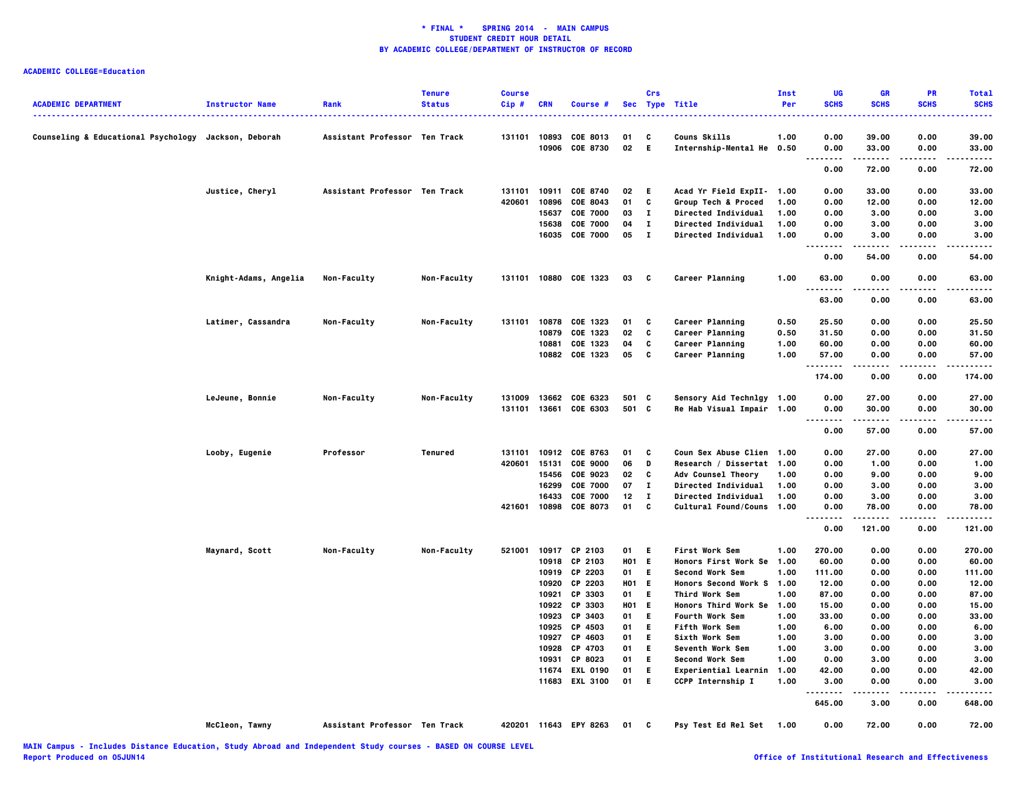**\* FINAL \*   SPRING 2014  -  MAIN CAMPUS**
**STUDENT CREDIT HOUR DETAIL**
**BY ACADEMIC COLLEGE/DEPARTMENT OF INSTRUCTOR OF RECORD**

**ACADEMIC COLLEGE=Education**

| ACADEMIC DEPARTMENT | Instructor Name | Rank | Tenure Status | Course Cip # | CRN | Course # | Sec | Crs Type | Title | Inst Per | UG SCHS | GR SCHS | PR SCHS | Total SCHS |
|---|---|---|---|---|---|---|---|---|---|---|---|---|---|---|
| Counseling & Educational Psychology | Jackson, Deborah | Assistant Professor | Ten Track | 131101 | 10893 | COE 8013 | 01 | C | Couns Skills | 1.00 | 0.00 | 39.00 | 0.00 | 39.00 |
| | | | | | 10906 | COE 8730 | 02 | E | Internship-Mental He | 0.50 | 0.00 | 33.00 | 0.00 | 33.00 |
| | | | | | | | | | | | 0.00 | 72.00 | 0.00 | 72.00 |
| | Justice, Cheryl | Assistant Professor | Ten Track | 131101 | 10911 | COE 8740 | 02 | E | Acad Yr Field ExpII- | 1.00 | 0.00 | 33.00 | 0.00 | 33.00 |
| | | | | 420601 | 10896 | COE 8043 | 01 | C | Group Tech & Proced | 1.00 | 0.00 | 12.00 | 0.00 | 12.00 |
| | | | | | 15637 | COE 7000 | 03 | I | Directed Individual | 1.00 | 0.00 | 3.00 | 0.00 | 3.00 |
| | | | | | 15638 | COE 7000 | 04 | I | Directed Individual | 1.00 | 0.00 | 3.00 | 0.00 | 3.00 |
| | | | | | 16035 | COE 7000 | 05 | I | Directed Individual | 1.00 | 0.00 | 3.00 | 0.00 | 3.00 |
| | | | | | | | | | | | 0.00 | 54.00 | 0.00 | 54.00 |
| | Knight-Adams, Angelia | Non-Faculty | Non-Faculty | 131101 | 10880 | COE 1323 | 03 | C | Career Planning | 1.00 | 63.00 | 0.00 | 0.00 | 63.00 |
| | | | | | | | | | | | 63.00 | 0.00 | 0.00 | 63.00 |
| | Latimer, Cassandra | Non-Faculty | Non-Faculty | 131101 | 10878 | COE 1323 | 01 | C | Career Planning | 0.50 | 25.50 | 0.00 | 0.00 | 25.50 |
| | | | | | 10879 | COE 1323 | 02 | C | Career Planning | 0.50 | 31.50 | 0.00 | 0.00 | 31.50 |
| | | | | | 10881 | COE 1323 | 04 | C | Career Planning | 1.00 | 60.00 | 0.00 | 0.00 | 60.00 |
| | | | | | 10882 | COE 1323 | 05 | C | Career Planning | 1.00 | 57.00 | 0.00 | 0.00 | 57.00 |
| | | | | | | | | | | | 174.00 | 0.00 | 0.00 | 174.00 |
| | LeJeune, Bonnie | Non-Faculty | Non-Faculty | 131009 | 13662 | COE 6323 | 501 | C | Sensory Aid Technlgy | 1.00 | 0.00 | 27.00 | 0.00 | 27.00 |
| | | | | 131101 | 13661 | COE 6303 | 501 | C | Re Hab Visual Impair | 1.00 | 0.00 | 30.00 | 0.00 | 30.00 |
| | | | | | | | | | | | 0.00 | 57.00 | 0.00 | 57.00 |
| | Looby, Eugenie | Professor | Tenured | 131101 | 10912 | COE 8763 | 01 | C | Coun Sex Abuse Clien | 1.00 | 0.00 | 27.00 | 0.00 | 27.00 |
| | | | | 420601 | 15131 | COE 9000 | 06 | D | Research / Dissertat | 1.00 | 0.00 | 1.00 | 0.00 | 1.00 |
| | | | | | 15456 | COE 9023 | 02 | C | Adv Counsel Theory | 1.00 | 0.00 | 9.00 | 0.00 | 9.00 |
| | | | | | 16299 | COE 7000 | 07 | I | Directed Individual | 1.00 | 0.00 | 3.00 | 0.00 | 3.00 |
| | | | | | 16433 | COE 7000 | 12 | I | Directed Individual | 1.00 | 0.00 | 3.00 | 0.00 | 3.00 |
| | | | | 421601 | 10898 | COE 8073 | 01 | C | Cultural Found/Couns | 1.00 | 0.00 | 78.00 | 0.00 | 78.00 |
| | | | | | | | | | | | 0.00 | 121.00 | 0.00 | 121.00 |
| | Maynard, Scott | Non-Faculty | Non-Faculty | 521001 | 10917 | CP 2103 | 01 | E | First Work Sem | 1.00 | 270.00 | 0.00 | 0.00 | 270.00 |
| | | | | | 10918 | CP 2103 | H01 | E | Honors First Work Se | 1.00 | 60.00 | 0.00 | 0.00 | 60.00 |
| | | | | | 10919 | CP 2203 | 01 | E | Second Work Sem | 1.00 | 111.00 | 0.00 | 0.00 | 111.00 |
| | | | | | 10920 | CP 2203 | H01 | E | Honors Second Work S | 1.00 | 12.00 | 0.00 | 0.00 | 12.00 |
| | | | | | 10921 | CP 3303 | 01 | E | Third Work Sem | 1.00 | 87.00 | 0.00 | 0.00 | 87.00 |
| | | | | | 10922 | CP 3303 | H01 | E | Honors Third Work Se | 1.00 | 15.00 | 0.00 | 0.00 | 15.00 |
| | | | | | 10923 | CP 3403 | 01 | E | Fourth Work Sem | 1.00 | 33.00 | 0.00 | 0.00 | 33.00 |
| | | | | | 10925 | CP 4503 | 01 | E | Fifth Work Sem | 1.00 | 6.00 | 0.00 | 0.00 | 6.00 |
| | | | | | 10927 | CP 4603 | 01 | E | Sixth Work Sem | 1.00 | 3.00 | 0.00 | 0.00 | 3.00 |
| | | | | | 10928 | CP 4703 | 01 | E | Seventh Work Sem | 1.00 | 3.00 | 0.00 | 0.00 | 3.00 |
| | | | | | 10931 | CP 8023 | 01 | E | Second Work Sem | 1.00 | 0.00 | 3.00 | 0.00 | 3.00 |
| | | | | | 11674 | EXL 0190 | 01 | E | Experiential Learnin | 1.00 | 42.00 | 0.00 | 0.00 | 42.00 |
| | | | | | 11683 | EXL 3100 | 01 | E | CCPP Internship I | 1.00 | 3.00 | 0.00 | 0.00 | 3.00 |
| | | | | | | | | | | | 645.00 | 3.00 | 0.00 | 648.00 |
| | McCleon, Tawny | Assistant Professor | Ten Track | 420201 | 11643 | EPY 8263 | 01 | C | Psy Test Ed Rel Set | 1.00 | 0.00 | 72.00 | 0.00 | 72.00 |

MAIN Campus - Includes Distance Education, Study Abroad and Independent Study courses - BASED ON COURSE LEVEL
Report Produced on 05JUN14 — Office of Institutional Research and Effectiveness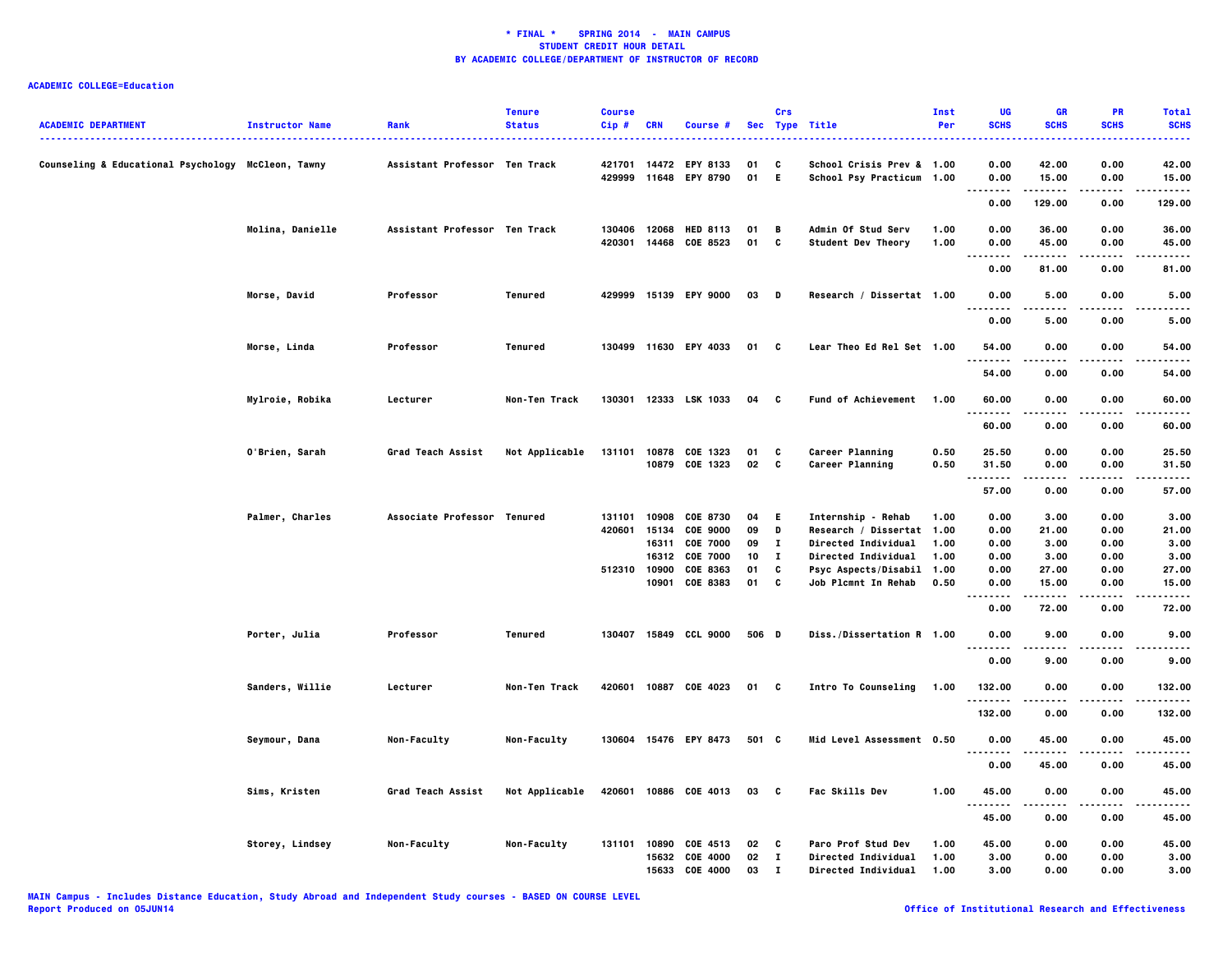**\* FINAL \* SPRING 2014 - MAIN CAMPUS**
**STUDENT CREDIT HOUR DETAIL**
**BY ACADEMIC COLLEGE/DEPARTMENT OF INSTRUCTOR OF RECORD**

**ACADEMIC COLLEGE=Education**

| ACADEMIC DEPARTMENT | Instructor Name | Rank | Tenure Status | Course Cip # | CRN | Course # | Sec | Crs Type | Title | Inst Per | UG SCHS | GR SCHS | PR SCHS | Total SCHS |
|---|---|---|---|---|---|---|---|---|---|---|---|---|---|---|
| Counseling & Educational Psychology | McCleon, Tawny | Assistant Professor | Ten Track | 421701 | 14472 | EPY 8133 | 01 | C | School Crisis Prev & | 1.00 | 0.00 | 42.00 | 0.00 | 42.00 |
| | | | | 429999 | 11648 | EPY 8790 | 01 | E | School Psy Practicum | 1.00 | 0.00 | 15.00 | 0.00 | 15.00 |
| | | | | | | | | | | | 0.00 | 129.00 | 0.00 | 129.00 |
| | Molina, Danielle | Assistant Professor | Ten Track | 130406 | 12068 | HED 8113 | 01 | B | Admin Of Stud Serv | 1.00 | 0.00 | 36.00 | 0.00 | 36.00 |
| | | | | 420301 | 14468 | COE 8523 | 01 | C | Student Dev Theory | 1.00 | 0.00 | 45.00 | 0.00 | 45.00 |
| | | | | | | | | | | | 0.00 | 81.00 | 0.00 | 81.00 |
| | Morse, David | Professor | Tenured | 429999 | 15139 | EPY 9000 | 03 | D | Research / Dissertat | 1.00 | 0.00 | 5.00 | 0.00 | 5.00 |
| | | | | | | | | | | | 0.00 | 5.00 | 0.00 | 5.00 |
| | Morse, Linda | Professor | Tenured | 130499 | 11630 | EPY 4033 | 01 | C | Lear Theo Ed Rel Set | 1.00 | 54.00 | 0.00 | 0.00 | 54.00 |
| | | | | | | | | | | | 54.00 | 0.00 | 0.00 | 54.00 |
| | Mylroie, Robika | Lecturer | Non-Ten Track | 130301 | 12333 | LSK 1033 | 04 | C | Fund of Achievement | 1.00 | 60.00 | 0.00 | 0.00 | 60.00 |
| | | | | | | | | | | | 60.00 | 0.00 | 0.00 | 60.00 |
| | O'Brien, Sarah | Grad Teach Assist | Not Applicable | 131101 | 10878 | COE 1323 | 01 | C | Career Planning | 0.50 | 25.50 | 0.00 | 0.00 | 25.50 |
| | | | | | 10879 | COE 1323 | 02 | C | Career Planning | 0.50 | 31.50 | 0.00 | 0.00 | 31.50 |
| | | | | | | | | | | | 57.00 | 0.00 | 0.00 | 57.00 |
| | Palmer, Charles | Associate Professor | Tenured | 131101 | 10908 | COE 8730 | 04 | E | Internship - Rehab | 1.00 | 0.00 | 3.00 | 0.00 | 3.00 |
| | | | | 420601 | 15134 | COE 9000 | 09 | D | Research / Dissertat | 1.00 | 0.00 | 21.00 | 0.00 | 21.00 |
| | | | | | 16311 | COE 7000 | 09 | I | Directed Individual | 1.00 | 0.00 | 3.00 | 0.00 | 3.00 |
| | | | | | 16312 | COE 7000 | 10 | I | Directed Individual | 1.00 | 0.00 | 3.00 | 0.00 | 3.00 |
| | | | | 512310 | 10900 | COE 8363 | 01 | C | Psyc Aspects/Disabil | 1.00 | 0.00 | 27.00 | 0.00 | 27.00 |
| | | | | | 10901 | COE 8383 | 01 | C | Job Plcmnt In Rehab | 0.50 | 0.00 | 15.00 | 0.00 | 15.00 |
| | | | | | | | | | | | 0.00 | 72.00 | 0.00 | 72.00 |
| | Porter, Julia | Professor | Tenured | 130407 | 15849 | CCL 9000 | 506 | D | Diss./Dissertation R | 1.00 | 0.00 | 9.00 | 0.00 | 9.00 |
| | | | | | | | | | | | 0.00 | 9.00 | 0.00 | 9.00 |
| | Sanders, Willie | Lecturer | Non-Ten Track | 420601 | 10887 | COE 4023 | 01 | C | Intro To Counseling | 1.00 | 132.00 | 0.00 | 0.00 | 132.00 |
| | | | | | | | | | | | 132.00 | 0.00 | 0.00 | 132.00 |
| | Seymour, Dana | Non-Faculty | Non-Faculty | 130604 | 15476 | EPY 8473 | 501 | C | Mid Level Assessment | 0.50 | 0.00 | 45.00 | 0.00 | 45.00 |
| | | | | | | | | | | | 0.00 | 45.00 | 0.00 | 45.00 |
| | Sims, Kristen | Grad Teach Assist | Not Applicable | 420601 | 10886 | COE 4013 | 03 | C | Fac Skills Dev | 1.00 | 45.00 | 0.00 | 0.00 | 45.00 |
| | | | | | | | | | | | 45.00 | 0.00 | 0.00 | 45.00 |
| | Storey, Lindsey | Non-Faculty | Non-Faculty | 131101 | 10890 | COE 4513 | 02 | C | Paro Prof Stud Dev | 1.00 | 45.00 | 0.00 | 0.00 | 45.00 |
| | | | | | 15632 | COE 4000 | 02 | I | Directed Individual | 1.00 | 3.00 | 0.00 | 0.00 | 3.00 |
| | | | | | 15633 | COE 4000 | 03 | I | Directed Individual | 1.00 | 3.00 | 0.00 | 0.00 | 3.00 |

MAIN Campus - Includes Distance Education, Study Abroad and Independent Study courses - BASED ON COURSE LEVEL
Report Produced on 05JUN14

Office of Institutional Research and Effectiveness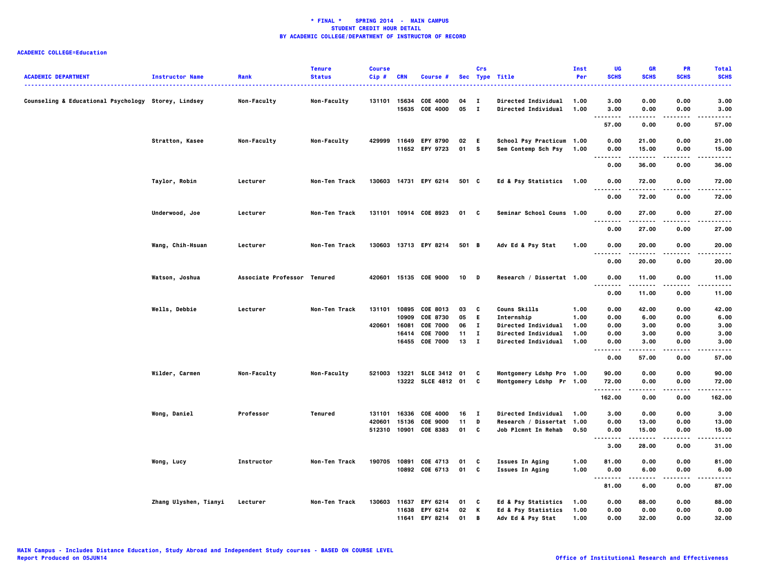**\* FINAL \* SPRING 2014 - MAIN CAMPUS**
**STUDENT CREDIT HOUR DETAIL**
**BY ACADEMIC COLLEGE/DEPARTMENT OF INSTRUCTOR OF RECORD**

**ACADEMIC COLLEGE=Education**

| ACADEMIC DEPARTMENT | Instructor Name | Rank | Tenure Status | Course Cip # | CRN | Course # | Sec | Crs Type | Title | Inst Per | UG SCHS | GR SCHS | PR SCHS | Total SCHS |
|---|---|---|---|---|---|---|---|---|---|---|---|---|---|---|
| Counseling & Educational Psychology | Storey, Lindsey | Non-Faculty | Non-Faculty | 131101 | 15634 | COE 4000 | 04 | I | Directed Individual | 1.00 | 3.00 | 0.00 | 0.00 | 3.00 |
| | | | | | 15635 | COE 4000 | 05 | I | Directed Individual | 1.00 | 3.00 | 0.00 | 0.00 | 3.00 |
| | | | | | | | | | | | 57.00 | 0.00 | 0.00 | 57.00 |
| | Stratton, Kasee | Non-Faculty | Non-Faculty | 429999 | 11649 | EPY 8790 | 02 | E | School Psy Practicum | 1.00 | 0.00 | 21.00 | 0.00 | 21.00 |
| | | | | | 11652 | EPY 9723 | 01 | S | Sem Contemp Sch Psy | 1.00 | 0.00 | 15.00 | 0.00 | 15.00 |
| | | | | | | | | | | | 0.00 | 36.00 | 0.00 | 36.00 |
| | Taylor, Robin | Lecturer | Non-Ten Track | 130603 | 14731 | EPY 6214 | 501 | C | Ed & Psy Statistics | 1.00 | 0.00 | 72.00 | 0.00 | 72.00 |
| | | | | | | | | | | | 0.00 | 72.00 | 0.00 | 72.00 |
| | Underwood, Joe | Lecturer | Non-Ten Track | 131101 | 10914 | COE 8923 | 01 | C | Seminar School Couns | 1.00 | 0.00 | 27.00 | 0.00 | 27.00 |
| | | | | | | | | | | | 0.00 | 27.00 | 0.00 | 27.00 |
| | Wang, Chih-Hsuan | Lecturer | Non-Ten Track | 130603 | 13713 | EPY 8214 | 501 | B | Adv Ed & Psy Stat | 1.00 | 0.00 | 20.00 | 0.00 | 20.00 |
| | | | | | | | | | | | 0.00 | 20.00 | 0.00 | 20.00 |
| | Watson, Joshua | Associate Professor | Tenured | 420601 | 15135 | COE 9000 | 10 | D | Research / Dissertat | 1.00 | 0.00 | 11.00 | 0.00 | 11.00 |
| | | | | | | | | | | | 0.00 | 11.00 | 0.00 | 11.00 |
| | Wells, Debbie | Lecturer | Non-Ten Track | 131101 | 10895 | COE 8013 | 03 | C | Couns Skills | 1.00 | 0.00 | 42.00 | 0.00 | 42.00 |
| | | | | | 10909 | COE 8730 | 05 | E | Internship | 1.00 | 0.00 | 6.00 | 0.00 | 6.00 |
| | | | | 420601 | 16081 | COE 7000 | 06 | I | Directed Individual | 1.00 | 0.00 | 3.00 | 0.00 | 3.00 |
| | | | | | 16414 | COE 7000 | 11 | I | Directed Individual | 1.00 | 0.00 | 3.00 | 0.00 | 3.00 |
| | | | | | 16455 | COE 7000 | 13 | I | Directed Individual | 1.00 | 0.00 | 3.00 | 0.00 | 3.00 |
| | | | | | | | | | | | 0.00 | 57.00 | 0.00 | 57.00 |
| | Wilder, Carmen | Non-Faculty | Non-Faculty | 521003 | 13221 | SLCE 3412 | 01 | C | Montgomery Ldshp Pro | 1.00 | 90.00 | 0.00 | 0.00 | 90.00 |
| | | | | | 13222 | SLCE 4812 | 01 | C | Montgomery Ldshp Pr | 1.00 | 72.00 | 0.00 | 0.00 | 72.00 |
| | | | | | | | | | | | 162.00 | 0.00 | 0.00 | 162.00 |
| | Wong, Daniel | Professor | Tenured | 131101 | 16336 | COE 4000 | 16 | I | Directed Individual | 1.00 | 3.00 | 0.00 | 0.00 | 3.00 |
| | | | | 420601 | 15136 | COE 9000 | 11 | D | Research / Dissertat | 1.00 | 0.00 | 13.00 | 0.00 | 13.00 |
| | | | | 512310 | 10901 | COE 8383 | 01 | C | Job Plcmnt In Rehab | 0.50 | 0.00 | 15.00 | 0.00 | 15.00 |
| | | | | | | | | | | | 3.00 | 28.00 | 0.00 | 31.00 |
| | Wong, Lucy | Instructor | Non-Ten Track | 190705 | 10891 | COE 4713 | 01 | C | Issues In Aging | 1.00 | 81.00 | 0.00 | 0.00 | 81.00 |
| | | | | | 10892 | COE 6713 | 01 | C | Issues In Aging | 1.00 | 0.00 | 6.00 | 0.00 | 6.00 |
| | | | | | | | | | | | 81.00 | 6.00 | 0.00 | 87.00 |
| | Zhang Ulyshen, Tianyi | Lecturer | Non-Ten Track | 130603 | 11637 | EPY 6214 | 01 | C | Ed & Psy Statistics | 1.00 | 0.00 | 88.00 | 0.00 | 88.00 |
| | | | | | 11638 | EPY 6214 | 02 | K | Ed & Psy Statistics | 1.00 | 0.00 | 0.00 | 0.00 | 0.00 |
| | | | | | 11641 | EPY 8214 | 01 | B | Adv Ed & Psy Stat | 1.00 | 0.00 | 32.00 | 0.00 | 32.00 |

MAIN Campus - Includes Distance Education, Study Abroad and Independent Study courses - BASED ON COURSE LEVEL
Report Produced on 05JUN14

Office of Institutional Research and Effectiveness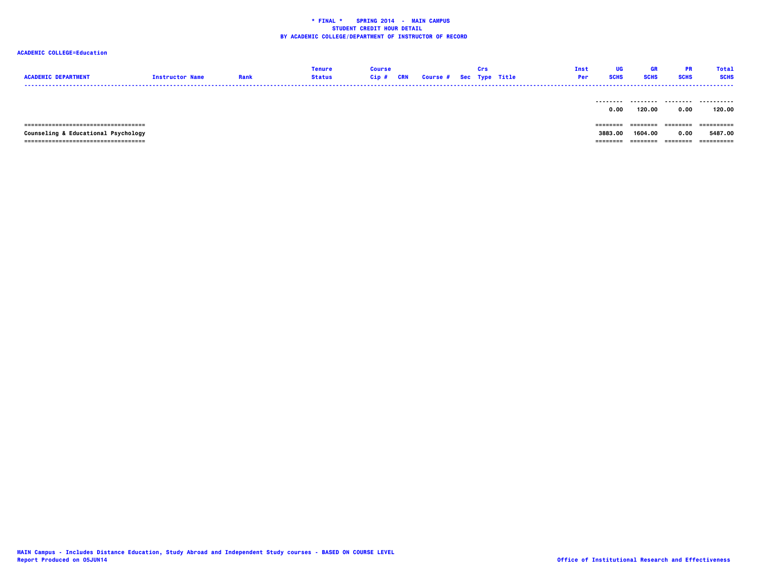**\* FINAL \*    SPRING 2014  -  MAIN CAMPUS**
**STUDENT CREDIT HOUR DETAIL**
**BY ACADEMIC COLLEGE/DEPARTMENT OF INSTRUCTOR OF RECORD**

**ACADEMIC COLLEGE=Education**

| ACADEMIC DEPARTMENT | Instructor Name | Rank | Tenure Status | Course Cip # | CRN | Course # | Sec | Crs Type | Title | Inst Per | UG SCHS | GR SCHS | PR SCHS | Total SCHS |
|---|---|---|---|---|---|---|---|---|---|---|---|---|---|---|
| | | | | | | | | | | | 0.00 | 120.00 | 0.00 | 120.00 |
| Counseling & Educational Psychology | | | | | | | | | | | 3883.00 | 1604.00 | 0.00 | 5487.00 |

MAIN Campus - Includes Distance Education, Study Abroad and Independent Study courses - BASED ON COURSE LEVEL
Report Produced on 05JUN14

Office of Institutional Research and Effectiveness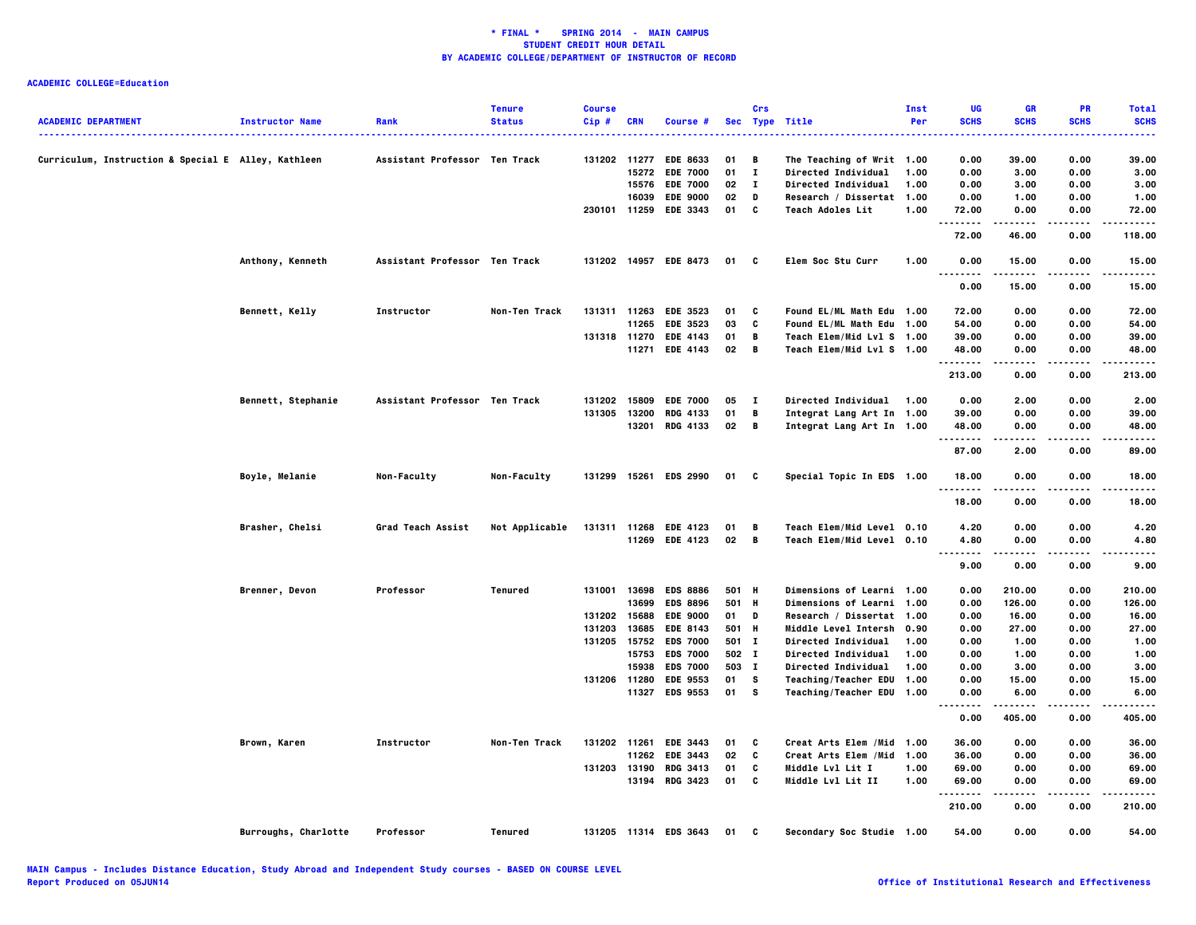**\* FINAL \* SPRING 2014 - MAIN CAMPUS**
**STUDENT CREDIT HOUR DETAIL**
**BY ACADEMIC COLLEGE/DEPARTMENT OF INSTRUCTOR OF RECORD**

**ACADEMIC COLLEGE=Education**

| ACADEMIC DEPARTMENT | Instructor Name | Rank | Tenure Status | Course Cip # | CRN | Course # | Sec | Crs Type | Title | Inst Per | UG SCHS | GR SCHS | PR SCHS | Total SCHS |
|---|---|---|---|---|---|---|---|---|---|---|---|---|---|---|
| Curriculum, Instruction & Special E | Alley, Kathleen | Assistant Professor | Ten Track | 131202 | 11277 | EDE 8633 | 01 | B | The Teaching of Writ | 1.00 | 0.00 | 39.00 | 0.00 | 39.00 |
| | | | | | 15272 | EDE 7000 | 01 | I | Directed Individual | 1.00 | 0.00 | 3.00 | 0.00 | 3.00 |
| | | | | | 15576 | EDE 7000 | 02 | I | Directed Individual | 1.00 | 0.00 | 3.00 | 0.00 | 3.00 |
| | | | | | 16039 | EDE 9000 | 02 | D | Research / Dissertat | 1.00 | 0.00 | 1.00 | 0.00 | 1.00 |
| | | | | 230101 | 11259 | EDE 3343 | 01 | C | Teach Adoles Lit | 1.00 | 72.00 | 0.00 | 0.00 | 72.00 |
| | | | | | | | | | | | 72.00 | 46.00 | 0.00 | 118.00 |
| | Anthony, Kenneth | Assistant Professor | Ten Track | 131202 | 14957 | EDE 8473 | 01 | C | Elem Soc Stu Curr | 1.00 | 0.00 | 15.00 | 0.00 | 15.00 |
| | | | | | | | | | | | 0.00 | 15.00 | 0.00 | 15.00 |
| | Bennett, Kelly | Instructor | Non-Ten Track | 131311 | 11263 | EDE 3523 | 01 | C | Found EL/ML Math Edu | 1.00 | 72.00 | 0.00 | 0.00 | 72.00 |
| | | | | | 11265 | EDE 3523 | 03 | C | Found EL/ML Math Edu | 1.00 | 54.00 | 0.00 | 0.00 | 54.00 |
| | | | | 131318 | 11270 | EDE 4143 | 01 | B | Teach Elem/Mid Lvl S | 1.00 | 39.00 | 0.00 | 0.00 | 39.00 |
| | | | | | 11271 | EDE 4143 | 02 | B | Teach Elem/Mid Lvl S | 1.00 | 48.00 | 0.00 | 0.00 | 48.00 |
| | | | | | | | | | | | 213.00 | 0.00 | 0.00 | 213.00 |
| | Bennett, Stephanie | Assistant Professor | Ten Track | 131202 | 15809 | EDE 7000 | 05 | I | Directed Individual | 1.00 | 0.00 | 2.00 | 0.00 | 2.00 |
| | | | | 131305 | 13200 | RDG 4133 | 01 | B | Integrat Lang Art In | 1.00 | 39.00 | 0.00 | 0.00 | 39.00 |
| | | | | | 13201 | RDG 4133 | 02 | B | Integrat Lang Art In | 1.00 | 48.00 | 0.00 | 0.00 | 48.00 |
| | | | | | | | | | | | 87.00 | 2.00 | 0.00 | 89.00 |
| | Boyle, Melanie | Non-Faculty | Non-Faculty | 131299 | 15261 | EDS 2990 | 01 | C | Special Topic In EDS | 1.00 | 18.00 | 0.00 | 0.00 | 18.00 |
| | | | | | | | | | | | 18.00 | 0.00 | 0.00 | 18.00 |
| | Brasher, Chelsi | Grad Teach Assist | Not Applicable | 131311 | 11268 | EDE 4123 | 01 | B | Teach Elem/Mid Level | 0.10 | 4.20 | 0.00 | 0.00 | 4.20 |
| | | | | | 11269 | EDE 4123 | 02 | B | Teach Elem/Mid Level | 0.10 | 4.80 | 0.00 | 0.00 | 4.80 |
| | | | | | | | | | | | 9.00 | 0.00 | 0.00 | 9.00 |
| | Brenner, Devon | Professor | Tenured | 131001 | 13698 | EDS 8886 | 501 | H | Dimensions of Learni | 1.00 | 0.00 | 210.00 | 0.00 | 210.00 |
| | | | | | 13699 | EDS 8896 | 501 | H | Dimensions of Learni | 1.00 | 0.00 | 126.00 | 0.00 | 126.00 |
| | | | | 131202 | 15688 | EDE 9000 | 01 | D | Research / Dissertat | 1.00 | 0.00 | 16.00 | 0.00 | 16.00 |
| | | | | 131203 | 13685 | EDE 8143 | 501 | H | Middle Level Intersh | 0.90 | 0.00 | 27.00 | 0.00 | 27.00 |
| | | | | 131205 | 15752 | EDS 7000 | 501 | I | Directed Individual | 1.00 | 0.00 | 1.00 | 0.00 | 1.00 |
| | | | | | 15753 | EDS 7000 | 502 | I | Directed Individual | 1.00 | 0.00 | 1.00 | 0.00 | 1.00 |
| | | | | | 15938 | EDS 7000 | 503 | I | Directed Individual | 1.00 | 0.00 | 3.00 | 0.00 | 3.00 |
| | | | | 131206 | 11280 | EDE 9553 | 01 | S | Teaching/Teacher EDU | 1.00 | 0.00 | 15.00 | 0.00 | 15.00 |
| | | | | | 11327 | EDS 9553 | 01 | S | Teaching/Teacher EDU | 1.00 | 0.00 | 6.00 | 0.00 | 6.00 |
| | | | | | | | | | | | 0.00 | 405.00 | 0.00 | 405.00 |
| | Brown, Karen | Instructor | Non-Ten Track | 131202 | 11261 | EDE 3443 | 01 | C | Creat Arts Elem /Mid | 1.00 | 36.00 | 0.00 | 0.00 | 36.00 |
| | | | | | 11262 | EDE 3443 | 02 | C | Creat Arts Elem /Mid | 1.00 | 36.00 | 0.00 | 0.00 | 36.00 |
| | | | | 131203 | 13190 | RDG 3413 | 01 | C | Middle Lvl Lit I | 1.00 | 69.00 | 0.00 | 0.00 | 69.00 |
| | | | | | 13194 | RDG 3423 | 01 | C | Middle Lvl Lit II | 1.00 | 69.00 | 0.00 | 0.00 | 69.00 |
| | | | | | | | | | | | 210.00 | 0.00 | 0.00 | 210.00 |
| | Burroughs, Charlotte | Professor | Tenured | 131205 | 11314 | EDS 3643 | 01 | C | Secondary Soc Studie | 1.00 | 54.00 | 0.00 | 0.00 | 54.00 |

MAIN Campus - Includes Distance Education, Study Abroad and Independent Study courses - BASED ON COURSE LEVEL
Report Produced on 05JUN14

Office of Institutional Research and Effectiveness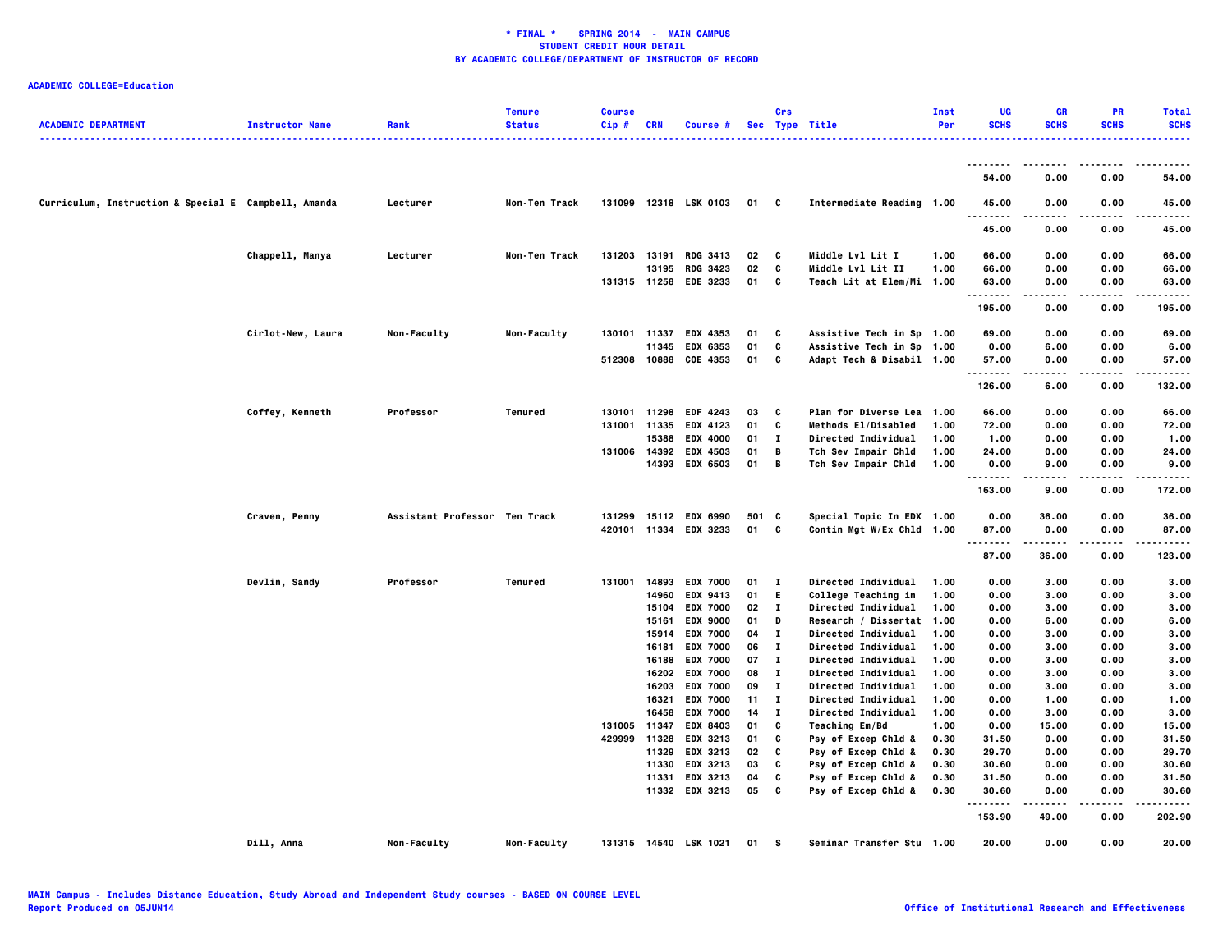# * FINAL * SPRING 2014 - MAIN CAMPUS
## STUDENT CREDIT HOUR DETAIL
## BY ACADEMIC COLLEGE/DEPARTMENT OF INSTRUCTOR OF RECORD

**ACADEMIC COLLEGE=Education**

| ACADEMIC DEPARTMENT | Instructor Name | Rank | Tenure Status | Course Cip # | CRN | Course # | Sec | Crs Type | Title | Inst Per | UG SCHS | GR SCHS | PR SCHS | Total SCHS |
|---|---|---|---|---|---|---|---|---|---|---|---|---|---|---|
| | | | | | | | | | | | 54.00 | 0.00 | 0.00 | 54.00 |
| Curriculum, Instruction & Special E | Campbell, Amanda | Lecturer | Non-Ten Track | 131099 | 12318 | LSK 0103 | 01 | C | Intermediate Reading | 1.00 | 45.00 | 0.00 | 0.00 | 45.00 |
| | | | | | | | | | | | 45.00 | 0.00 | 0.00 | 45.00 |
| | Chappell, Manya | Lecturer | Non-Ten Track | 131203 | 13191 | RDG 3413 | 02 | C | Middle Lvl Lit I | 1.00 | 66.00 | 0.00 | 0.00 | 66.00 |
| | | | | | 13195 | RDG 3423 | 02 | C | Middle Lvl Lit II | 1.00 | 66.00 | 0.00 | 0.00 | 66.00 |
| | | | | 131315 | 11258 | EDE 3233 | 01 | C | Teach Lit at Elem/Mi | 1.00 | 63.00 | 0.00 | 0.00 | 63.00 |
| | | | | | | | | | | | 195.00 | 0.00 | 0.00 | 195.00 |
| | Cirlot-New, Laura | Non-Faculty | Non-Faculty | 130101 | 11337 | EDX 4353 | 01 | C | Assistive Tech in Sp | 1.00 | 69.00 | 0.00 | 0.00 | 69.00 |
| | | | | | 11345 | EDX 6353 | 01 | C | Assistive Tech in Sp | 1.00 | 0.00 | 6.00 | 0.00 | 6.00 |
| | | | | 512308 | 10888 | COE 4353 | 01 | C | Adapt Tech & Disabil | 1.00 | 57.00 | 0.00 | 0.00 | 57.00 |
| | | | | | | | | | | | 126.00 | 6.00 | 0.00 | 132.00 |
| | Coffey, Kenneth | Professor | Tenured | 130101 | 11298 | EDF 4243 | 03 | C | Plan for Diverse Lea | 1.00 | 66.00 | 0.00 | 0.00 | 66.00 |
| | | | | 131001 | 11335 | EDX 4123 | 01 | C | Methods El/Disabled | 1.00 | 72.00 | 0.00 | 0.00 | 72.00 |
| | | | | | 15388 | EDX 4000 | 01 | I | Directed Individual | 1.00 | 1.00 | 0.00 | 0.00 | 1.00 |
| | | | | 131006 | 14392 | EDX 4503 | 01 | B | Tch Sev Impair Chld | 1.00 | 24.00 | 0.00 | 0.00 | 24.00 |
| | | | | | 14393 | EDX 6503 | 01 | B | Tch Sev Impair Chld | 1.00 | 0.00 | 9.00 | 0.00 | 9.00 |
| | | | | | | | | | | | 163.00 | 9.00 | 0.00 | 172.00 |
| | Craven, Penny | Assistant Professor | Ten Track | 131299 | 15112 | EDX 6990 | 501 | C | Special Topic In EDX | 1.00 | 0.00 | 36.00 | 0.00 | 36.00 |
| | | | | 420101 | 11334 | EDX 3233 | 01 | C | Contin Mgt W/Ex Chld | 1.00 | 87.00 | 0.00 | 0.00 | 87.00 |
| | | | | | | | | | | | 87.00 | 36.00 | 0.00 | 123.00 |
| | Devlin, Sandy | Professor | Tenured | 131001 | 14893 | EDX 7000 | 01 | I | Directed Individual | 1.00 | 0.00 | 3.00 | 0.00 | 3.00 |
| | | | | | 14960 | EDX 9413 | 01 | E | College Teaching in | 1.00 | 0.00 | 3.00 | 0.00 | 3.00 |
| | | | | | 15104 | EDX 7000 | 02 | I | Directed Individual | 1.00 | 0.00 | 3.00 | 0.00 | 3.00 |
| | | | | | 15161 | EDX 9000 | 01 | D | Research / Dissertat | 1.00 | 0.00 | 6.00 | 0.00 | 6.00 |
| | | | | | 15914 | EDX 7000 | 04 | I | Directed Individual | 1.00 | 0.00 | 3.00 | 0.00 | 3.00 |
| | | | | | 16181 | EDX 7000 | 06 | I | Directed Individual | 1.00 | 0.00 | 3.00 | 0.00 | 3.00 |
| | | | | | 16188 | EDX 7000 | 07 | I | Directed Individual | 1.00 | 0.00 | 3.00 | 0.00 | 3.00 |
| | | | | | 16202 | EDX 7000 | 08 | I | Directed Individual | 1.00 | 0.00 | 3.00 | 0.00 | 3.00 |
| | | | | | 16203 | EDX 7000 | 09 | I | Directed Individual | 1.00 | 0.00 | 3.00 | 0.00 | 3.00 |
| | | | | | 16321 | EDX 7000 | 11 | I | Directed Individual | 1.00 | 0.00 | 1.00 | 0.00 | 1.00 |
| | | | | | 16458 | EDX 7000 | 14 | I | Directed Individual | 1.00 | 0.00 | 3.00 | 0.00 | 3.00 |
| | | | | 131005 | 11347 | EDX 8403 | 01 | C | Teaching Em/Bd | 1.00 | 0.00 | 15.00 | 0.00 | 15.00 |
| | | | | 429999 | 11328 | EDX 3213 | 01 | C | Psy of Excep Chld & | 0.30 | 31.50 | 0.00 | 0.00 | 31.50 |
| | | | | | 11329 | EDX 3213 | 02 | C | Psy of Excep Chld & | 0.30 | 29.70 | 0.00 | 0.00 | 29.70 |
| | | | | | 11330 | EDX 3213 | 03 | C | Psy of Excep Chld & | 0.30 | 30.60 | 0.00 | 0.00 | 30.60 |
| | | | | | 11331 | EDX 3213 | 04 | C | Psy of Excep Chld & | 0.30 | 31.50 | 0.00 | 0.00 | 31.50 |
| | | | | | 11332 | EDX 3213 | 05 | C | Psy of Excep Chld & | 0.30 | 30.60 | 0.00 | 0.00 | 30.60 |
| | | | | | | | | | | | 153.90 | 49.00 | 0.00 | 202.90 |
| | Dill, Anna | Non-Faculty | Non-Faculty | 131315 | 14540 | LSK 1021 | 01 | S | Seminar Transfer Stu | 1.00 | 20.00 | 0.00 | 0.00 | 20.00 |

MAIN Campus - Includes Distance Education, Study Abroad and Independent Study courses - BASED ON COURSE LEVEL
Report Produced on 05JUN14

Office of Institutional Research and Effectiveness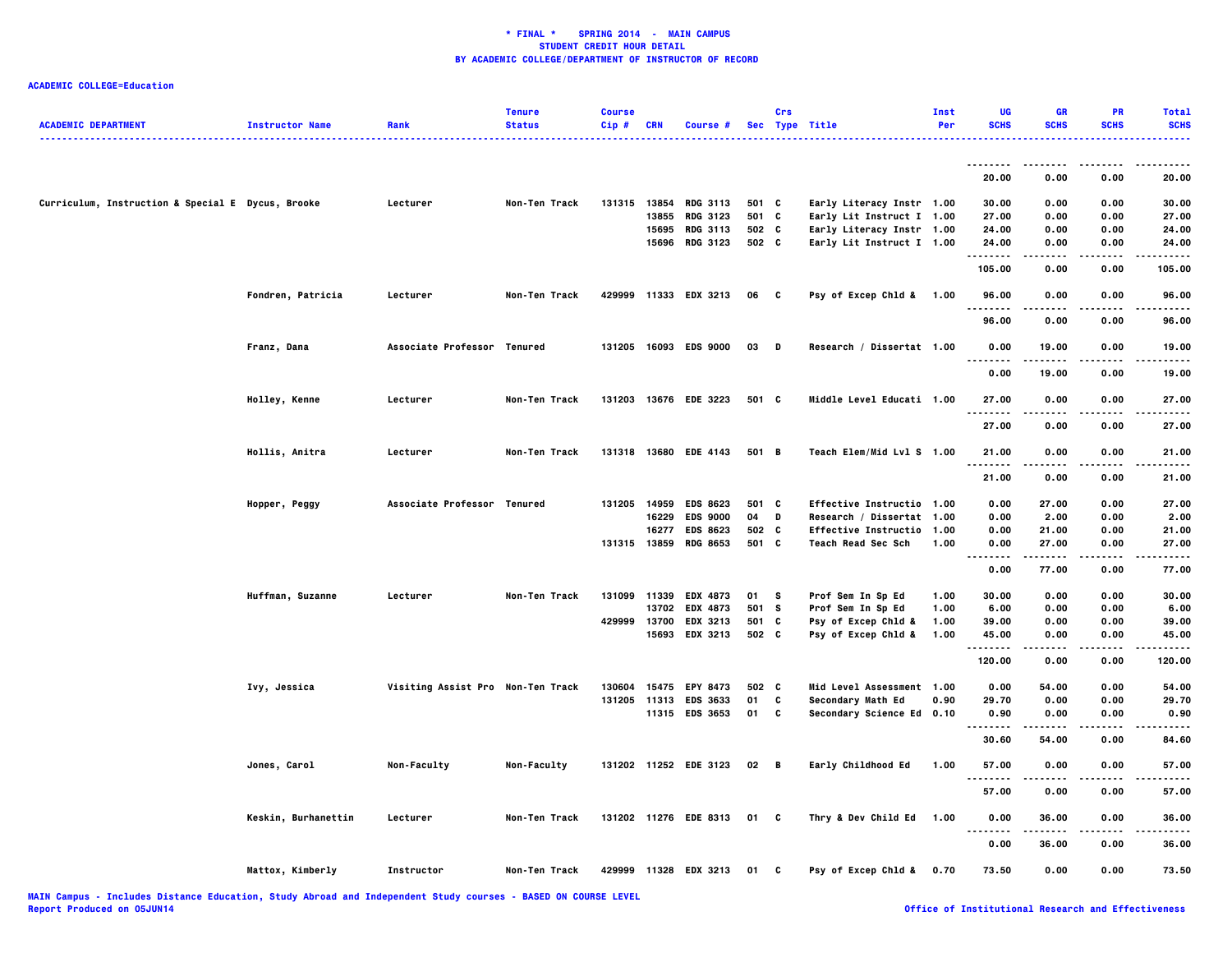**\* FINAL \* SPRING 2014 - MAIN CAMPUS**
**STUDENT CREDIT HOUR DETAIL**
**BY ACADEMIC COLLEGE/DEPARTMENT OF INSTRUCTOR OF RECORD**

**ACADEMIC COLLEGE=Education**

| ACADEMIC DEPARTMENT | Instructor Name | Rank | Tenure Status | Course Cip # | CRN | Course # | Sec | Crs Type | Title | Inst Per | UG SCHS | GR SCHS | PR SCHS | Total SCHS |
|---|---|---|---|---|---|---|---|---|---|---|---|---|---|---|
| | | | | | | | | | | | 20.00 | 0.00 | 0.00 | 20.00 |
| Curriculum, Instruction & Special E | Dycus, Brooke | Lecturer | Non-Ten Track | 131315 | 13854 | RDG 3113 | 501 | C | Early Literacy Instr | 1.00 | 30.00 | 0.00 | 0.00 | 30.00 |
| | | | | | 13855 | RDG 3123 | 501 | C | Early Lit Instruct I | 1.00 | 27.00 | 0.00 | 0.00 | 27.00 |
| | | | | | 15695 | RDG 3113 | 502 | C | Early Literacy Instr | 1.00 | 24.00 | 0.00 | 0.00 | 24.00 |
| | | | | | 15696 | RDG 3123 | 502 | C | Early Lit Instruct I | 1.00 | 24.00 | 0.00 | 0.00 | 24.00 |
| | | | | | | | | | | | 105.00 | 0.00 | 0.00 | 105.00 |
| | Fondren, Patricia | Lecturer | Non-Ten Track | 429999 | 11333 | EDX 3213 | 06 | C | Psy of Excep Chld & | 1.00 | 96.00 | 0.00 | 0.00 | 96.00 |
| | | | | | | | | | | | 96.00 | 0.00 | 0.00 | 96.00 |
| | Franz, Dana | Associate Professor | Tenured | 131205 | 16093 | EDS 9000 | 03 | D | Research / Dissertat | 1.00 | 0.00 | 19.00 | 0.00 | 19.00 |
| | | | | | | | | | | | 0.00 | 19.00 | 0.00 | 19.00 |
| | Holley, Kenne | Lecturer | Non-Ten Track | 131203 | 13676 | EDE 3223 | 501 | C | Middle Level Educati | 1.00 | 27.00 | 0.00 | 0.00 | 27.00 |
| | | | | | | | | | | | 27.00 | 0.00 | 0.00 | 27.00 |
| | Hollis, Anitra | Lecturer | Non-Ten Track | 131318 | 13680 | EDE 4143 | 501 | B | Teach Elem/Mid Lvl S | 1.00 | 21.00 | 0.00 | 0.00 | 21.00 |
| | | | | | | | | | | | 21.00 | 0.00 | 0.00 | 21.00 |
| | Hopper, Peggy | Associate Professor | Tenured | 131205 | 14959 | EDS 8623 | 501 | C | Effective Instructio | 1.00 | 0.00 | 27.00 | 0.00 | 27.00 |
| | | | | | 16229 | EDS 9000 | 04 | D | Research / Dissertat | 1.00 | 0.00 | 2.00 | 0.00 | 2.00 |
| | | | | | 16277 | EDS 8623 | 502 | C | Effective Instructio | 1.00 | 0.00 | 21.00 | 0.00 | 21.00 |
| | | | | 131315 | 13859 | RDG 8653 | 501 | C | Teach Read Sec Sch | 1.00 | 0.00 | 27.00 | 0.00 | 27.00 |
| | | | | | | | | | | | 0.00 | 77.00 | 0.00 | 77.00 |
| | Huffman, Suzanne | Lecturer | Non-Ten Track | 131099 | 11339 | EDX 4873 | 01 | S | Prof Sem In Sp Ed | 1.00 | 30.00 | 0.00 | 0.00 | 30.00 |
| | | | | | 13702 | EDX 4873 | 501 | S | Prof Sem In Sp Ed | 1.00 | 6.00 | 0.00 | 0.00 | 6.00 |
| | | | | 429999 | 13700 | EDX 3213 | 501 | C | Psy of Excep Chld & | 1.00 | 39.00 | 0.00 | 0.00 | 39.00 |
| | | | | | 15693 | EDX 3213 | 502 | C | Psy of Excep Chld & | 1.00 | 45.00 | 0.00 | 0.00 | 45.00 |
| | | | | | | | | | | | 120.00 | 0.00 | 0.00 | 120.00 |
| | Ivy, Jessica | Visiting Assist Pro | Non-Ten Track | 130604 | 15475 | EPY 8473 | 502 | C | Mid Level Assessment | 1.00 | 0.00 | 54.00 | 0.00 | 54.00 |
| | | | | 131205 | 11313 | EDS 3633 | 01 | C | Secondary Math Ed | 0.90 | 29.70 | 0.00 | 0.00 | 29.70 |
| | | | | | 11315 | EDS 3653 | 01 | C | Secondary Science Ed | 0.10 | 0.90 | 0.00 | 0.00 | 0.90 |
| | | | | | | | | | | | 30.60 | 54.00 | 0.00 | 84.60 |
| | Jones, Carol | Non-Faculty | Non-Faculty | 131202 | 11252 | EDE 3123 | 02 | B | Early Childhood Ed | 1.00 | 57.00 | 0.00 | 0.00 | 57.00 |
| | | | | | | | | | | | 57.00 | 0.00 | 0.00 | 57.00 |
| | Keskin, Burhanettin | Lecturer | Non-Ten Track | 131202 | 11276 | EDE 8313 | 01 | C | Thry & Dev Child Ed | 1.00 | 0.00 | 36.00 | 0.00 | 36.00 |
| | | | | | | | | | | | 0.00 | 36.00 | 0.00 | 36.00 |
| | Mattox, Kimberly | Instructor | Non-Ten Track | 429999 | 11328 | EDX 3213 | 01 | C | Psy of Excep Chld & | 0.70 | 73.50 | 0.00 | 0.00 | 73.50 |

MAIN Campus - Includes Distance Education, Study Abroad and Independent Study courses - BASED ON COURSE LEVEL
Report Produced on 05JUN14

Office of Institutional Research and Effectiveness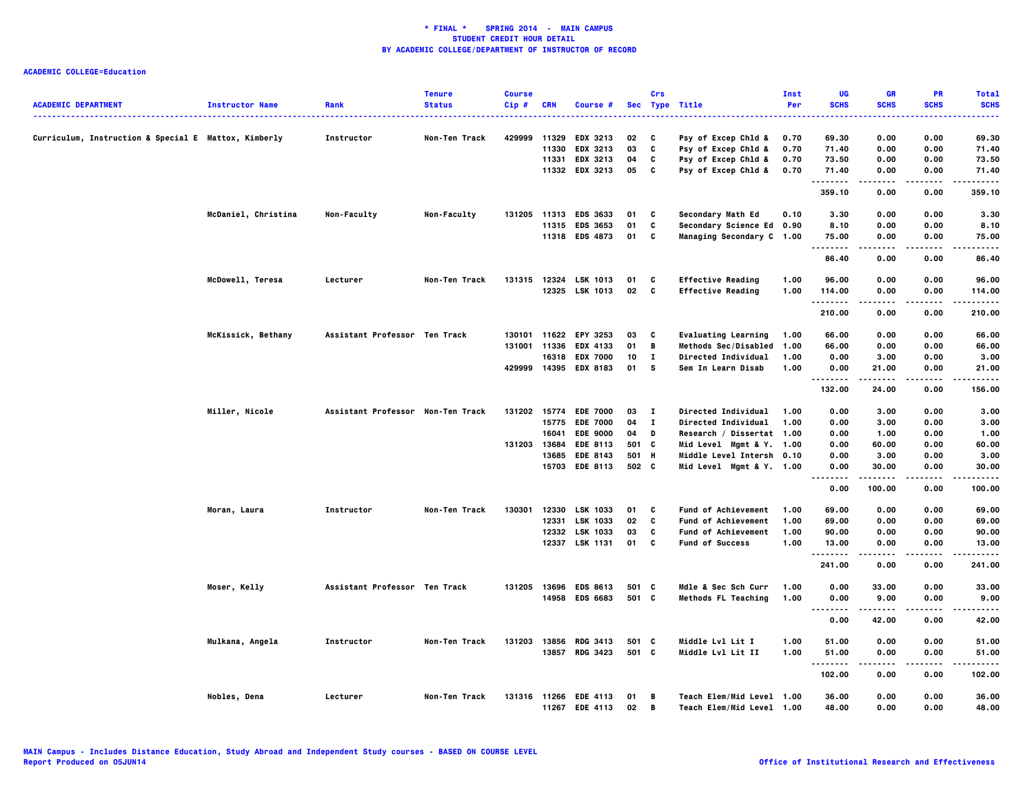**\* FINAL \* SPRING 2014 - MAIN CAMPUS**
**STUDENT CREDIT HOUR DETAIL**
**BY ACADEMIC COLLEGE/DEPARTMENT OF INSTRUCTOR OF RECORD**

**ACADEMIC COLLEGE=Education**

| ACADEMIC DEPARTMENT | Instructor Name | Rank | Tenure Status | Course Cip # | CRN | Course # | Sec | Crs Type | Title | Inst Per | UG SCHS | GR SCHS | PR SCHS | Total SCHS |
|---|---|---|---|---|---|---|---|---|---|---|---|---|---|---|
| Curriculum, Instruction & Special E | Mattox, Kimberly | Instructor | Non-Ten Track | 429999 | 11329 | EDX 3213 | 02 | C | Psy of Excep Chld & | 0.70 | 69.30 | 0.00 | 0.00 | 69.30 |
| | | | | | 11330 | EDX 3213 | 03 | C | Psy of Excep Chld & | 0.70 | 71.40 | 0.00 | 0.00 | 71.40 |
| | | | | | 11331 | EDX 3213 | 04 | C | Psy of Excep Chld & | 0.70 | 73.50 | 0.00 | 0.00 | 73.50 |
| | | | | | 11332 | EDX 3213 | 05 | C | Psy of Excep Chld & | 0.70 | 71.40 | 0.00 | 0.00 | 71.40 |
| | | | | | | | | | | | 359.10 | 0.00 | 0.00 | 359.10 |
| | McDaniel, Christina | Non-Faculty | Non-Faculty | 131205 | 11313 | EDS 3633 | 01 | C | Secondary Math Ed | 0.10 | 3.30 | 0.00 | 0.00 | 3.30 |
| | | | | | 11315 | EDS 3653 | 01 | C | Secondary Science Ed | 0.90 | 8.10 | 0.00 | 0.00 | 8.10 |
| | | | | | 11318 | EDS 4873 | 01 | C | Managing Secondary C | 1.00 | 75.00 | 0.00 | 0.00 | 75.00 |
| | | | | | | | | | | | 86.40 | 0.00 | 0.00 | 86.40 |
| | McDowell, Teresa | Lecturer | Non-Ten Track | 131315 | 12324 | LSK 1013 | 01 | C | Effective Reading | 1.00 | 96.00 | 0.00 | 0.00 | 96.00 |
| | | | | | 12325 | LSK 1013 | 02 | C | Effective Reading | 1.00 | 114.00 | 0.00 | 0.00 | 114.00 |
| | | | | | | | | | | | 210.00 | 0.00 | 0.00 | 210.00 |
| | McKissick, Bethany | Assistant Professor | Ten Track | 130101 | 11622 | EPY 3253 | 03 | C | Evaluating Learning | 1.00 | 66.00 | 0.00 | 0.00 | 66.00 |
| | | | | 131001 | 11336 | EDX 4133 | 01 | B | Methods Sec/Disabled | 1.00 | 66.00 | 0.00 | 0.00 | 66.00 |
| | | | | | 16318 | EDX 7000 | 10 | I | Directed Individual | 1.00 | 0.00 | 3.00 | 0.00 | 3.00 |
| | | | | 429999 | 14395 | EDX 8183 | 01 | S | Sem In Learn Disab | 1.00 | 0.00 | 21.00 | 0.00 | 21.00 |
| | | | | | | | | | | | 132.00 | 24.00 | 0.00 | 156.00 |
| | Miller, Nicole | Assistant Professor | Non-Ten Track | 131202 | 15774 | EDE 7000 | 03 | I | Directed Individual | 1.00 | 0.00 | 3.00 | 0.00 | 3.00 |
| | | | | | 15775 | EDE 7000 | 04 | I | Directed Individual | 1.00 | 0.00 | 3.00 | 0.00 | 3.00 |
| | | | | | 16041 | EDE 9000 | 04 | D | Research / Dissertat | 1.00 | 0.00 | 1.00 | 0.00 | 1.00 |
| | | | | 131203 | 13684 | EDE 8113 | 501 | C | Mid Level Mgmt & Y. | 1.00 | 0.00 | 60.00 | 0.00 | 60.00 |
| | | | | | 13685 | EDE 8143 | 501 | H | Middle Level Intersh | 0.10 | 0.00 | 3.00 | 0.00 | 3.00 |
| | | | | | 15703 | EDE 8113 | 502 | C | Mid Level Mgmt & Y. | 1.00 | 0.00 | 30.00 | 0.00 | 30.00 |
| | | | | | | | | | | | 0.00 | 100.00 | 0.00 | 100.00 |
| | Moran, Laura | Instructor | Non-Ten Track | 130301 | 12330 | LSK 1033 | 01 | C | Fund of Achievement | 1.00 | 69.00 | 0.00 | 0.00 | 69.00 |
| | | | | | 12331 | LSK 1033 | 02 | C | Fund of Achievement | 1.00 | 69.00 | 0.00 | 0.00 | 69.00 |
| | | | | | 12332 | LSK 1033 | 03 | C | Fund of Achievement | 1.00 | 90.00 | 0.00 | 0.00 | 90.00 |
| | | | | | 12337 | LSK 1131 | 01 | C | Fund of Success | 1.00 | 13.00 | 0.00 | 0.00 | 13.00 |
| | | | | | | | | | | | 241.00 | 0.00 | 0.00 | 241.00 |
| | Moser, Kelly | Assistant Professor | Ten Track | 131205 | 13696 | EDS 8613 | 501 | C | Mdle & Sec Sch Curr | 1.00 | 0.00 | 33.00 | 0.00 | 33.00 |
| | | | | | 14958 | EDS 6683 | 501 | C | Methods FL Teaching | 1.00 | 0.00 | 9.00 | 0.00 | 9.00 |
| | | | | | | | | | | | 0.00 | 42.00 | 0.00 | 42.00 |
| | Mulkana, Angela | Instructor | Non-Ten Track | 131203 | 13856 | RDG 3413 | 501 | C | Middle Lvl Lit I | 1.00 | 51.00 | 0.00 | 0.00 | 51.00 |
| | | | | | 13857 | RDG 3423 | 501 | C | Middle Lvl Lit II | 1.00 | 51.00 | 0.00 | 0.00 | 51.00 |
| | | | | | | | | | | | 102.00 | 0.00 | 0.00 | 102.00 |
| | Nobles, Dena | Lecturer | Non-Ten Track | 131316 | 11266 | EDE 4113 | 01 | B | Teach Elem/Mid Level | 1.00 | 36.00 | 0.00 | 0.00 | 36.00 |
| | | | | | 11267 | EDE 4113 | 02 | B | Teach Elem/Mid Level | 1.00 | 48.00 | 0.00 | 0.00 | 48.00 |

MAIN Campus - Includes Distance Education, Study Abroad and Independent Study courses - BASED ON COURSE LEVEL
Report Produced on 05JUN14

Office of Institutional Research and Effectiveness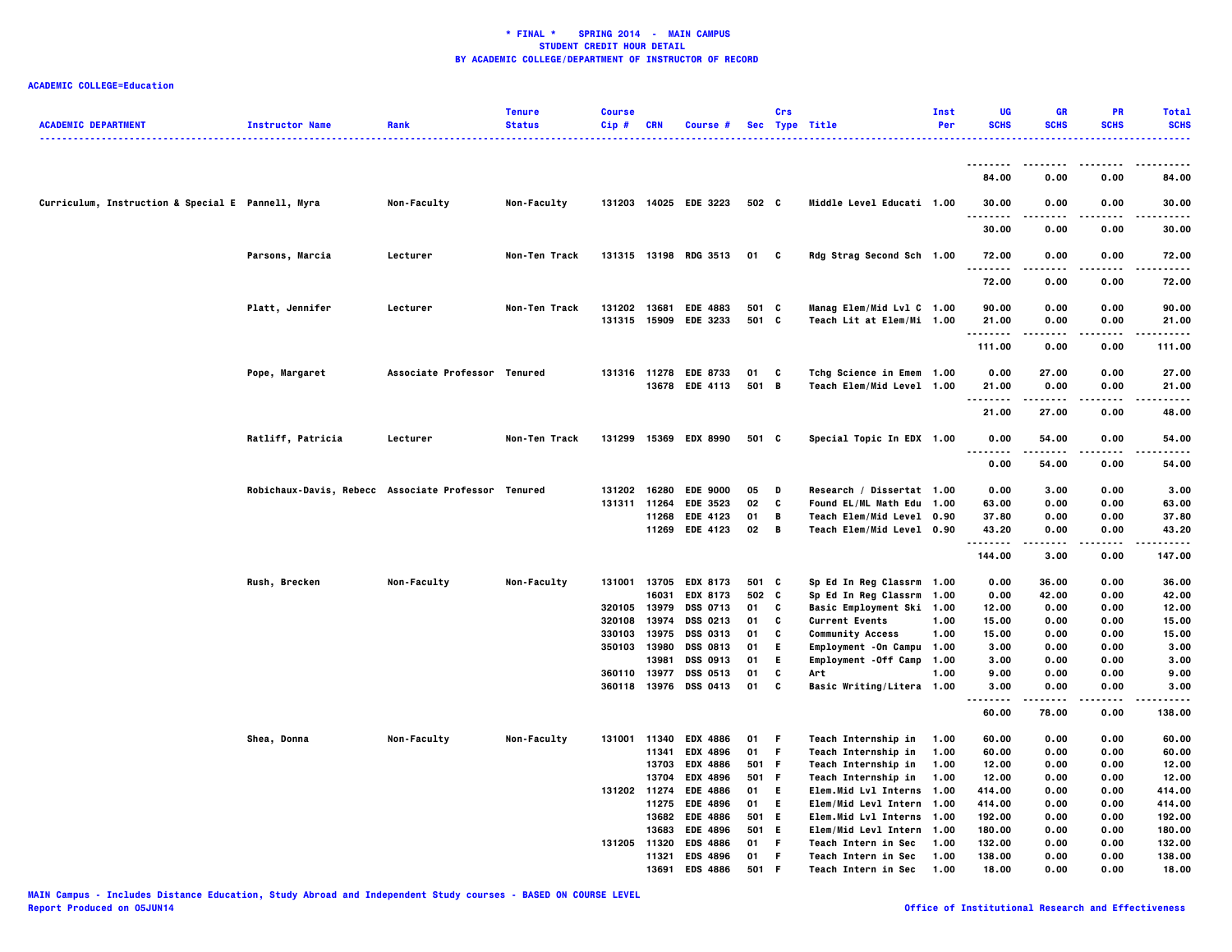**\* FINAL \* SPRING 2014 - MAIN CAMPUS**
**STUDENT CREDIT HOUR DETAIL**
**BY ACADEMIC COLLEGE/DEPARTMENT OF INSTRUCTOR OF RECORD**

**ACADEMIC COLLEGE=Education**

| ACADEMIC DEPARTMENT | Instructor Name | Rank | Tenure Status | Course Cip # | CRN | Course # | Sec | Crs Type | Title | Inst Per | UG SCHS | GR SCHS | PR SCHS | Total SCHS |
|---|---|---|---|---|---|---|---|---|---|---|---|---|---|---|
| | | | | | | | | | | | 84.00 | 0.00 | 0.00 | 84.00 |
| Curriculum, Instruction & Special E | Pannell, Myra | Non-Faculty | Non-Faculty | 131203 | 14025 | EDE 3223 | 502 | C | Middle Level Educati | 1.00 | 30.00 | 0.00 | 0.00 | 30.00 |
| | | | | | | | | | | | 30.00 | 0.00 | 0.00 | 30.00 |
| | Parsons, Marcia | Lecturer | Non-Ten Track | 131315 | 13198 | RDG 3513 | 01 | C | Rdg Strag Second Sch | 1.00 | 72.00 | 0.00 | 0.00 | 72.00 |
| | | | | | | | | | | | 72.00 | 0.00 | 0.00 | 72.00 |
| | Platt, Jennifer | Lecturer | Non-Ten Track | 131202 | 13681 | EDE 4883 | 501 | C | Manag Elem/Mid Lvl C | 1.00 | 90.00 | 0.00 | 0.00 | 90.00 |
| | | | | 131315 | 15909 | EDE 3233 | 501 | C | Teach Lit at Elem/Mi | 1.00 | 21.00 | 0.00 | 0.00 | 21.00 |
| | | | | | | | | | | | 111.00 | 0.00 | 0.00 | 111.00 |
| | Pope, Margaret | Associate Professor | Tenured | 131316 | 11278 | EDE 8733 | 01 | C | Tchg Science in Emem | 1.00 | 0.00 | 27.00 | 0.00 | 27.00 |
| | | | | | 13678 | EDE 4113 | 501 | B | Teach Elem/Mid Level | 1.00 | 21.00 | 0.00 | 0.00 | 21.00 |
| | | | | | | | | | | | 21.00 | 27.00 | 0.00 | 48.00 |
| | Ratliff, Patricia | Lecturer | Non-Ten Track | 131299 | 15369 | EDX 8990 | 501 | C | Special Topic In EDX | 1.00 | 0.00 | 54.00 | 0.00 | 54.00 |
| | | | | | | | | | | | 0.00 | 54.00 | 0.00 | 54.00 |
| | Robichaux-Davis, Rebecc | Associate Professor | Tenured | 131202 | 16280 | EDE 9000 | 05 | D | Research / Dissertat | 1.00 | 0.00 | 3.00 | 0.00 | 3.00 |
| | | | | 131311 | 11264 | EDE 3523 | 02 | C | Found EL/ML Math Edu | 1.00 | 63.00 | 0.00 | 0.00 | 63.00 |
| | | | | | 11268 | EDE 4123 | 01 | B | Teach Elem/Mid Level | 0.90 | 37.80 | 0.00 | 0.00 | 37.80 |
| | | | | | 11269 | EDE 4123 | 02 | B | Teach Elem/Mid Level | 0.90 | 43.20 | 0.00 | 0.00 | 43.20 |
| | | | | | | | | | | | 144.00 | 3.00 | 0.00 | 147.00 |
| | Rush, Brecken | Non-Faculty | Non-Faculty | 131001 | 13705 | EDX 8173 | 501 | C | Sp Ed In Reg Classrm | 1.00 | 0.00 | 36.00 | 0.00 | 36.00 |
| | | | | | 16031 | EDX 8173 | 502 | C | Sp Ed In Reg Classrm | 1.00 | 0.00 | 42.00 | 0.00 | 42.00 |
| | | | | 320105 | 13979 | DSS 0713 | 01 | C | Basic Employment Ski | 1.00 | 12.00 | 0.00 | 0.00 | 12.00 |
| | | | | 320108 | 13974 | DSS 0213 | 01 | C | Current Events | 1.00 | 15.00 | 0.00 | 0.00 | 15.00 |
| | | | | 330103 | 13975 | DSS 0313 | 01 | C | Community Access | 1.00 | 15.00 | 0.00 | 0.00 | 15.00 |
| | | | | 350103 | 13980 | DSS 0813 | 01 | E | Employment -On Campu | 1.00 | 3.00 | 0.00 | 0.00 | 3.00 |
| | | | | | 13981 | DSS 0913 | 01 | E | Employment -Off Camp | 1.00 | 3.00 | 0.00 | 0.00 | 3.00 |
| | | | | 360110 | 13977 | DSS 0513 | 01 | C | Art | 1.00 | 9.00 | 0.00 | 0.00 | 9.00 |
| | | | | 360118 | 13976 | DSS 0413 | 01 | C | Basic Writing/Litera | 1.00 | 3.00 | 0.00 | 0.00 | 3.00 |
| | | | | | | | | | | | 60.00 | 78.00 | 0.00 | 138.00 |
| | Shea, Donna | Non-Faculty | Non-Faculty | 131001 | 11340 | EDX 4886 | 01 | F | Teach Internship in | 1.00 | 60.00 | 0.00 | 0.00 | 60.00 |
| | | | | | 11341 | EDX 4896 | 01 | F | Teach Internship in | 1.00 | 60.00 | 0.00 | 0.00 | 60.00 |
| | | | | | 13703 | EDX 4886 | 501 | F | Teach Internship in | 1.00 | 12.00 | 0.00 | 0.00 | 12.00 |
| | | | | | 13704 | EDX 4896 | 501 | F | Teach Internship in | 1.00 | 12.00 | 0.00 | 0.00 | 12.00 |
| | | | | 131202 | 11274 | EDE 4886 | 01 | E | Elem.Mid Lvl Interns | 1.00 | 414.00 | 0.00 | 0.00 | 414.00 |
| | | | | | 11275 | EDE 4896 | 01 | E | Elem/Mid Levl Intern | 1.00 | 414.00 | 0.00 | 0.00 | 414.00 |
| | | | | | 13682 | EDE 4886 | 501 | E | Elem.Mid Lvl Interns | 1.00 | 192.00 | 0.00 | 0.00 | 192.00 |
| | | | | | 13683 | EDE 4896 | 501 | E | Elem/Mid Levl Intern | 1.00 | 180.00 | 0.00 | 0.00 | 180.00 |
| | | | | 131205 | 11320 | EDS 4886 | 01 | F | Teach Intern in Sec | 1.00 | 132.00 | 0.00 | 0.00 | 132.00 |
| | | | | | 11321 | EDS 4896 | 01 | F | Teach Intern in Sec | 1.00 | 138.00 | 0.00 | 0.00 | 138.00 |
| | | | | | 13691 | EDS 4886 | 501 | F | Teach Intern in Sec | 1.00 | 18.00 | 0.00 | 0.00 | 18.00 |

MAIN Campus - Includes Distance Education, Study Abroad and Independent Study courses - BASED ON COURSE LEVEL
Report Produced on 05JUN14 — Office of Institutional Research and Effectiveness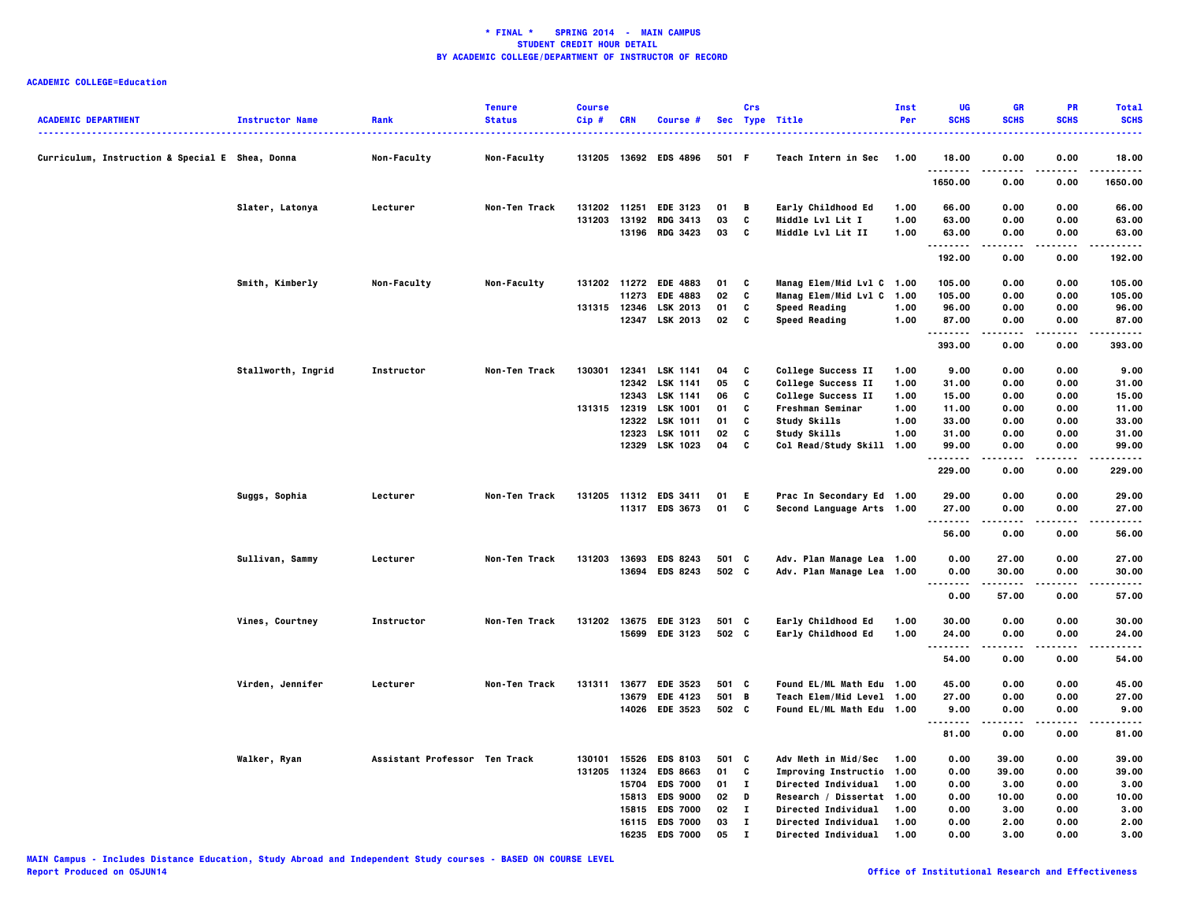**\* FINAL \* SPRING 2014 - MAIN CAMPUS**
**STUDENT CREDIT HOUR DETAIL**
**BY ACADEMIC COLLEGE/DEPARTMENT OF INSTRUCTOR OF RECORD**

**ACADEMIC COLLEGE=Education**

| ACADEMIC DEPARTMENT | Instructor Name | Rank | Tenure Status | Course Cip # | CRN | Course # | Sec | Crs Type | Title | Inst Per | UG SCHS | GR SCHS | PR SCHS | Total SCHS |
|---|---|---|---|---|---|---|---|---|---|---|---|---|---|---|
| Curriculum, Instruction & Special E | Shea, Donna | Non-Faculty | Non-Faculty | 131205 | 13692 | EDS 4896 | 501 | F | Teach Intern in Sec | 1.00 | 18.00 | 0.00 | 0.00 | 18.00 |
| | | | | | | | | | | | 1650.00 | 0.00 | 0.00 | 1650.00 |
| | Slater, Latonya | Lecturer | Non-Ten Track | 131202 | 11251 | EDE 3123 | 01 | B | Early Childhood Ed | 1.00 | 66.00 | 0.00 | 0.00 | 66.00 |
| | | | | 131203 | 13192 | RDG 3413 | 03 | C | Middle Lvl Lit I | 1.00 | 63.00 | 0.00 | 0.00 | 63.00 |
| | | | | | 13196 | RDG 3423 | 03 | C | Middle Lvl Lit II | 1.00 | 63.00 | 0.00 | 0.00 | 63.00 |
| | | | | | | | | | | | 192.00 | 0.00 | 0.00 | 192.00 |
| | Smith, Kimberly | Non-Faculty | Non-Faculty | 131202 | 11272 | EDE 4883 | 01 | C | Manag Elem/Mid Lvl C | 1.00 | 105.00 | 0.00 | 0.00 | 105.00 |
| | | | | | 11273 | EDE 4883 | 02 | C | Manag Elem/Mid Lvl C | 1.00 | 105.00 | 0.00 | 0.00 | 105.00 |
| | | | | 131315 | 12346 | LSK 2013 | 01 | C | Speed Reading | 1.00 | 96.00 | 0.00 | 0.00 | 96.00 |
| | | | | | 12347 | LSK 2013 | 02 | C | Speed Reading | 1.00 | 87.00 | 0.00 | 0.00 | 87.00 |
| | | | | | | | | | | | 393.00 | 0.00 | 0.00 | 393.00 |
| | Stallworth, Ingrid | Instructor | Non-Ten Track | 130301 | 12341 | LSK 1141 | 04 | C | College Success II | 1.00 | 9.00 | 0.00 | 0.00 | 9.00 |
| | | | | | 12342 | LSK 1141 | 05 | C | College Success II | 1.00 | 31.00 | 0.00 | 0.00 | 31.00 |
| | | | | | 12343 | LSK 1141 | 06 | C | College Success II | 1.00 | 15.00 | 0.00 | 0.00 | 15.00 |
| | | | | 131315 | 12319 | LSK 1001 | 01 | C | Freshman Seminar | 1.00 | 11.00 | 0.00 | 0.00 | 11.00 |
| | | | | | 12322 | LSK 1011 | 01 | C | Study Skills | 1.00 | 33.00 | 0.00 | 0.00 | 33.00 |
| | | | | | 12323 | LSK 1011 | 02 | C | Study Skills | 1.00 | 31.00 | 0.00 | 0.00 | 31.00 |
| | | | | | 12329 | LSK 1023 | 04 | C | Col Read/Study Skill | 1.00 | 99.00 | 0.00 | 0.00 | 99.00 |
| | | | | | | | | | | | 229.00 | 0.00 | 0.00 | 229.00 |
| | Suggs, Sophia | Lecturer | Non-Ten Track | 131205 | 11312 | EDS 3411 | 01 | E | Prac In Secondary Ed | 1.00 | 29.00 | 0.00 | 0.00 | 29.00 |
| | | | | | 11317 | EDS 3673 | 01 | C | Second Language Arts | 1.00 | 27.00 | 0.00 | 0.00 | 27.00 |
| | | | | | | | | | | | 56.00 | 0.00 | 0.00 | 56.00 |
| | Sullivan, Sammy | Lecturer | Non-Ten Track | 131203 | 13693 | EDS 8243 | 501 | C | Adv. Plan Manage Lea | 1.00 | 0.00 | 27.00 | 0.00 | 27.00 |
| | | | | | 13694 | EDS 8243 | 502 | C | Adv. Plan Manage Lea | 1.00 | 0.00 | 30.00 | 0.00 | 30.00 |
| | | | | | | | | | | | 0.00 | 57.00 | 0.00 | 57.00 |
| | Vines, Courtney | Instructor | Non-Ten Track | 131202 | 13675 | EDE 3123 | 501 | C | Early Childhood Ed | 1.00 | 30.00 | 0.00 | 0.00 | 30.00 |
| | | | | | 15699 | EDE 3123 | 502 | C | Early Childhood Ed | 1.00 | 24.00 | 0.00 | 0.00 | 24.00 |
| | | | | | | | | | | | 54.00 | 0.00 | 0.00 | 54.00 |
| | Virden, Jennifer | Lecturer | Non-Ten Track | 131311 | 13677 | EDE 3523 | 501 | C | Found EL/ML Math Edu | 1.00 | 45.00 | 0.00 | 0.00 | 45.00 |
| | | | | | 13679 | EDE 4123 | 501 | B | Teach Elem/Mid Level | 1.00 | 27.00 | 0.00 | 0.00 | 27.00 |
| | | | | | 14026 | EDE 3523 | 502 | C | Found EL/ML Math Edu | 1.00 | 9.00 | 0.00 | 0.00 | 9.00 |
| | | | | | | | | | | | 81.00 | 0.00 | 0.00 | 81.00 |
| | Walker, Ryan | Assistant Professor | Ten Track | 130101 | 15526 | EDS 8103 | 501 | C | Adv Meth in Mid/Sec | 1.00 | 0.00 | 39.00 | 0.00 | 39.00 |
| | | | | 131205 | 11324 | EDS 8663 | 01 | C | Improving Instructio | 1.00 | 0.00 | 39.00 | 0.00 | 39.00 |
| | | | | | 15704 | EDS 7000 | 01 | I | Directed Individual | 1.00 | 0.00 | 3.00 | 0.00 | 3.00 |
| | | | | | 15813 | EDS 9000 | 02 | D | Research / Dissertat | 1.00 | 0.00 | 10.00 | 0.00 | 10.00 |
| | | | | | 15815 | EDS 7000 | 02 | I | Directed Individual | 1.00 | 0.00 | 3.00 | 0.00 | 3.00 |
| | | | | | 16115 | EDS 7000 | 03 | I | Directed Individual | 1.00 | 0.00 | 2.00 | 0.00 | 2.00 |
| | | | | | 16235 | EDS 7000 | 05 | I | Directed Individual | 1.00 | 0.00 | 3.00 | 0.00 | 3.00 |

MAIN Campus - Includes Distance Education, Study Abroad and Independent Study courses - BASED ON COURSE LEVEL
Report Produced on 05JUN14

Office of Institutional Research and Effectiveness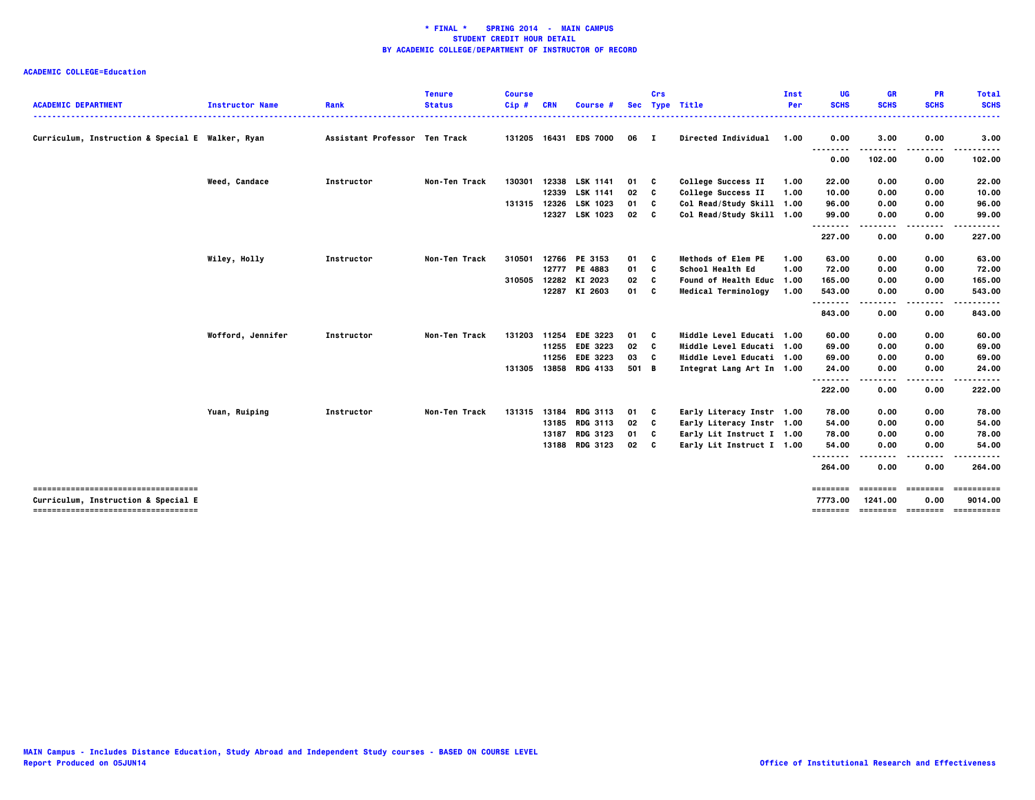# * FINAL * SPRING 2014 - MAIN CAMPUS
## STUDENT CREDIT HOUR DETAIL
## BY ACADEMIC COLLEGE/DEPARTMENT OF INSTRUCTOR OF RECORD

**ACADEMIC COLLEGE=Education**

| ACADEMIC DEPARTMENT | Instructor Name | Rank | Tenure Status | Course Cip # | CRN | Course # | Sec | Crs Type | Title | Inst Per | UG SCHS | GR SCHS | PR SCHS | Total SCHS |
|---|---|---|---|---|---|---|---|---|---|---|---|---|---|---|
| Curriculum, Instruction & Special E | Walker, Ryan | Assistant Professor | Ten Track | 131205 | 16431 | EDS 7000 | 06 | I | Directed Individual | 1.00 | 0.00 | 3.00 | 0.00 | 3.00 |
| | | | | | | | | | | | 0.00 | 102.00 | 0.00 | 102.00 |
| | Weed, Candace | Instructor | Non-Ten Track | 130301 | 12338 | LSK 1141 | 01 | C | College Success II | 1.00 | 22.00 | 0.00 | 0.00 | 22.00 |
| | | | | | 12339 | LSK 1141 | 02 | C | College Success II | 1.00 | 10.00 | 0.00 | 0.00 | 10.00 |
| | | | | 131315 | 12326 | LSK 1023 | 01 | C | Col Read/Study Skill | 1.00 | 96.00 | 0.00 | 0.00 | 96.00 |
| | | | | | 12327 | LSK 1023 | 02 | C | Col Read/Study Skill | 1.00 | 99.00 | 0.00 | 0.00 | 99.00 |
| | | | | | | | | | | | 227.00 | 0.00 | 0.00 | 227.00 |
| | Wiley, Holly | Instructor | Non-Ten Track | 310501 | 12766 | PE 3153 | 01 | C | Methods of Elem PE | 1.00 | 63.00 | 0.00 | 0.00 | 63.00 |
| | | | | | 12777 | PE 4883 | 01 | C | School Health Ed | 1.00 | 72.00 | 0.00 | 0.00 | 72.00 |
| | | | | 310505 | 12282 | KI 2023 | 02 | C | Found of Health Educ | 1.00 | 165.00 | 0.00 | 0.00 | 165.00 |
| | | | | | 12287 | KI 2603 | 01 | C | Medical Terminology | 1.00 | 543.00 | 0.00 | 0.00 | 543.00 |
| | | | | | | | | | | | 843.00 | 0.00 | 0.00 | 843.00 |
| | Wofford, Jennifer | Instructor | Non-Ten Track | 131203 | 11254 | EDE 3223 | 01 | C | Middle Level Educati | 1.00 | 60.00 | 0.00 | 0.00 | 60.00 |
| | | | | | 11255 | EDE 3223 | 02 | C | Middle Level Educati | 1.00 | 69.00 | 0.00 | 0.00 | 69.00 |
| | | | | | 11256 | EDE 3223 | 03 | C | Middle Level Educati | 1.00 | 69.00 | 0.00 | 0.00 | 69.00 |
| | | | | 131305 | 13858 | RDG 4133 | 501 | B | Integrat Lang Art In | 1.00 | 24.00 | 0.00 | 0.00 | 24.00 |
| | | | | | | | | | | | 222.00 | 0.00 | 0.00 | 222.00 |
| | Yuan, Ruiping | Instructor | Non-Ten Track | 131315 | 13184 | RDG 3113 | 01 | C | Early Literacy Instr | 1.00 | 78.00 | 0.00 | 0.00 | 78.00 |
| | | | | | 13185 | RDG 3113 | 02 | C | Early Literacy Instr | 1.00 | 54.00 | 0.00 | 0.00 | 54.00 |
| | | | | | 13187 | RDG 3123 | 01 | C | Early Lit Instruct I | 1.00 | 78.00 | 0.00 | 0.00 | 78.00 |
| | | | | | 13188 | RDG 3123 | 02 | C | Early Lit Instruct I | 1.00 | 54.00 | 0.00 | 0.00 | 54.00 |
| | | | | | | | | | | | 264.00 | 0.00 | 0.00 | 264.00 |
| Curriculum, Instruction & Special E | | | | | | | | | | | 7773.00 | 1241.00 | 0.00 | 9014.00 |

MAIN Campus - Includes Distance Education, Study Abroad and Independent Study courses - BASED ON COURSE LEVEL
Report Produced on 05JUN14

Office of Institutional Research and Effectiveness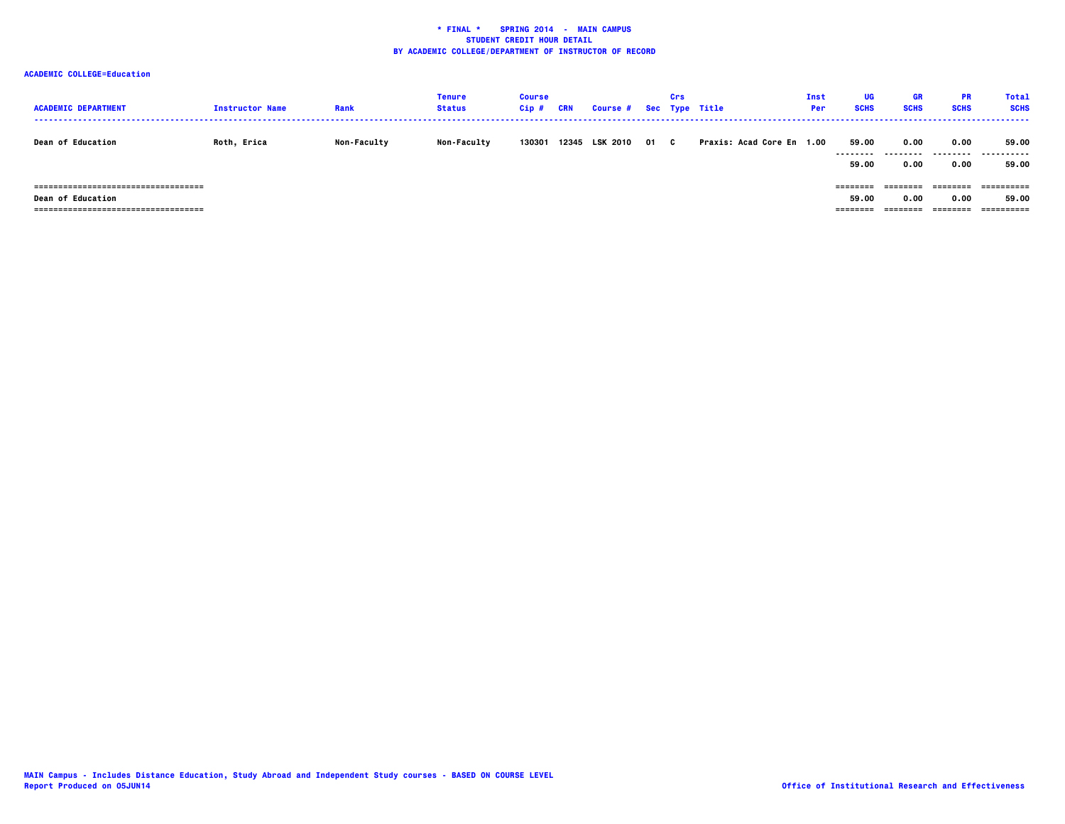**\* FINAL \* SPRING 2014 - MAIN CAMPUS**
**STUDENT CREDIT HOUR DETAIL**
**BY ACADEMIC COLLEGE/DEPARTMENT OF INSTRUCTOR OF RECORD**

**ACADEMIC COLLEGE=Education**

| ACADEMIC DEPARTMENT | Instructor Name | Rank | Tenure Status | Course Cip # | CRN | Course # | Sec | Crs Type | Title | Inst Per | UG SCHS | GR SCHS | PR SCHS | Total SCHS |
|---|---|---|---|---|---|---|---|---|---|---|---|---|---|---|
| Dean of Education | Roth, Erica | Non-Faculty | Non-Faculty | 130301 | 12345 | LSK 2010 | 01 | C | Praxis: Acad Core En | 1.00 | 59.00 | 0.00 | 0.00 | 59.00 |
| | | | | | | | | | | | 59.00 | 0.00 | 0.00 | 59.00 |
| Dean of Education | | | | | | | | | | | 59.00 | 0.00 | 0.00 | 59.00 |

MAIN Campus - Includes Distance Education, Study Abroad and Independent Study courses - BASED ON COURSE LEVEL
Report Produced on 05JUN14

Office of Institutional Research and Effectiveness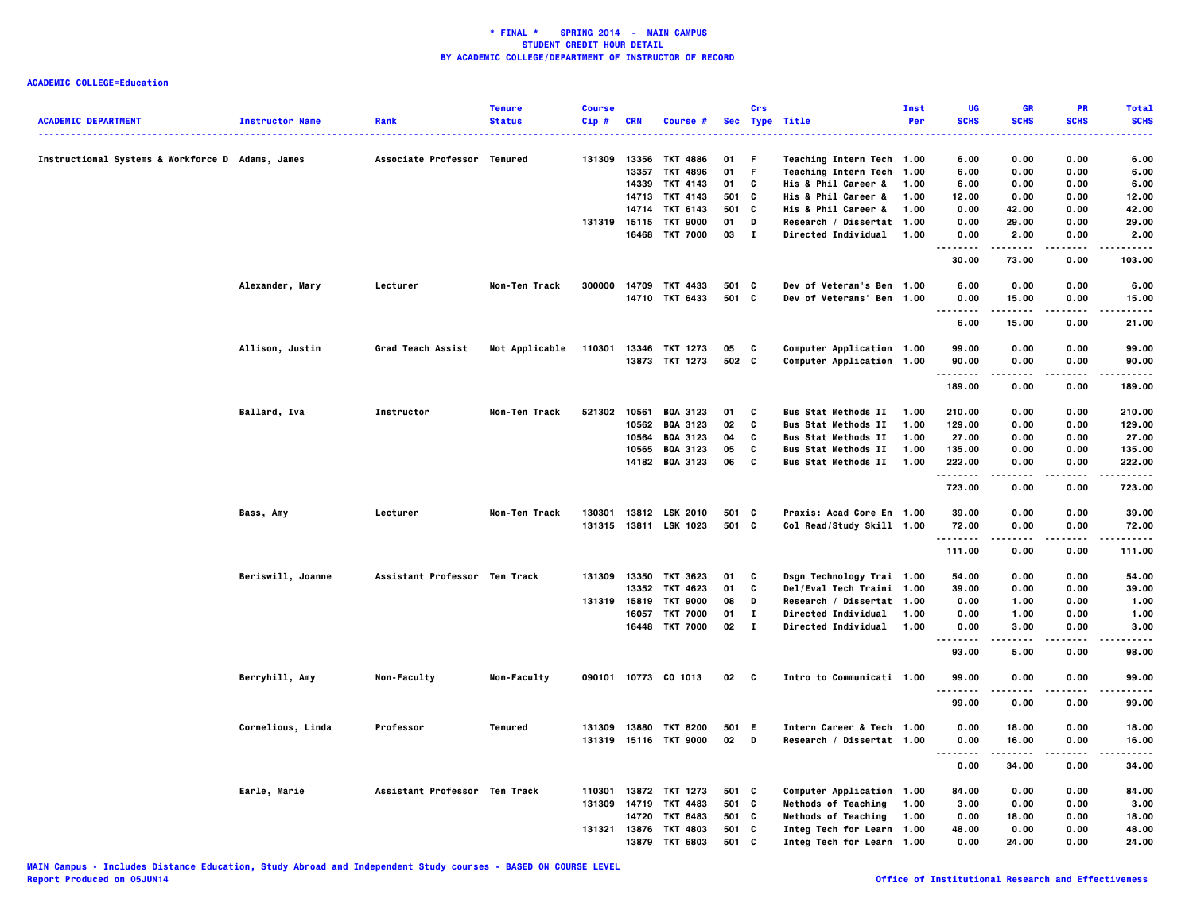**\* FINAL \*    SPRING 2014  -  MAIN CAMPUS**
**STUDENT CREDIT HOUR DETAIL**
**BY ACADEMIC COLLEGE/DEPARTMENT OF INSTRUCTOR OF RECORD**

**ACADEMIC COLLEGE=Education**

| ACADEMIC DEPARTMENT | Instructor Name | Rank | Tenure Status | Course Cip # | CRN | Course # | Sec | Crs Type | Title | Inst Per | UG SCHS | GR SCHS | PR SCHS | Total SCHS |
|---|---|---|---|---|---|---|---|---|---|---|---|---|---|---|
| Instructional Systems & Workforce D | Adams, James | Associate Professor | Tenured | 131309 | 13356 | TKT 4886 | 01 | F | Teaching Intern Tech | 1.00 | 6.00 | 0.00 | 0.00 | 6.00 |
| | | | | | 13357 | TKT 4896 | 01 | F | Teaching Intern Tech | 1.00 | 6.00 | 0.00 | 0.00 | 6.00 |
| | | | | | 14339 | TKT 4143 | 01 | C | His & Phil Career & | 1.00 | 6.00 | 0.00 | 0.00 | 6.00 |
| | | | | | 14713 | TKT 4143 | 501 | C | His & Phil Career & | 1.00 | 12.00 | 0.00 | 0.00 | 12.00 |
| | | | | | 14714 | TKT 6143 | 501 | C | His & Phil Career & | 1.00 | 0.00 | 42.00 | 0.00 | 42.00 |
| | | | | 131319 | 15115 | TKT 9000 | 01 | D | Research / Dissertat | 1.00 | 0.00 | 29.00 | 0.00 | 29.00 |
| | | | | | 16468 | TKT 7000 | 03 | I | Directed Individual | 1.00 | 0.00 | 2.00 | 0.00 | 2.00 |
| | | | | | | | | | | | 30.00 | 73.00 | 0.00 | 103.00 |
| | Alexander, Mary | Lecturer | Non-Ten Track | 300000 | 14709 | TKT 4433 | 501 | C | Dev of Veteran's Ben | 1.00 | 6.00 | 0.00 | 0.00 | 6.00 |
| | | | | | 14710 | TKT 6433 | 501 | C | Dev of Veterans' Ben | 1.00 | 0.00 | 15.00 | 0.00 | 15.00 |
| | | | | | | | | | | | 6.00 | 15.00 | 0.00 | 21.00 |
| | Allison, Justin | Grad Teach Assist | Not Applicable | 110301 | 13346 | TKT 1273 | 05 | C | Computer Application | 1.00 | 99.00 | 0.00 | 0.00 | 99.00 |
| | | | | | 13873 | TKT 1273 | 502 | C | Computer Application | 1.00 | 90.00 | 0.00 | 0.00 | 90.00 |
| | | | | | | | | | | | 189.00 | 0.00 | 0.00 | 189.00 |
| | Ballard, Iva | Instructor | Non-Ten Track | 521302 | 10561 | BQA 3123 | 01 | C | Bus Stat Methods II | 1.00 | 210.00 | 0.00 | 0.00 | 210.00 |
| | | | | | 10562 | BQA 3123 | 02 | C | Bus Stat Methods II | 1.00 | 129.00 | 0.00 | 0.00 | 129.00 |
| | | | | | 10564 | BQA 3123 | 04 | C | Bus Stat Methods II | 1.00 | 27.00 | 0.00 | 0.00 | 27.00 |
| | | | | | 10565 | BQA 3123 | 05 | C | Bus Stat Methods II | 1.00 | 135.00 | 0.00 | 0.00 | 135.00 |
| | | | | | 14182 | BQA 3123 | 06 | C | Bus Stat Methods II | 1.00 | 222.00 | 0.00 | 0.00 | 222.00 |
| | | | | | | | | | | | 723.00 | 0.00 | 0.00 | 723.00 |
| | Bass, Amy | Lecturer | Non-Ten Track | 130301 | 13812 | LSK 2010 | 501 | C | Praxis: Acad Core En | 1.00 | 39.00 | 0.00 | 0.00 | 39.00 |
| | | | | 131315 | 13811 | LSK 1023 | 501 | C | Col Read/Study Skill | 1.00 | 72.00 | 0.00 | 0.00 | 72.00 |
| | | | | | | | | | | | 111.00 | 0.00 | 0.00 | 111.00 |
| | Beriswill, Joanne | Assistant Professor | Ten Track | 131309 | 13350 | TKT 3623 | 01 | C | Dsgn Technology Trai | 1.00 | 54.00 | 0.00 | 0.00 | 54.00 |
| | | | | | 13352 | TKT 4623 | 01 | C | Del/Eval Tech Traini | 1.00 | 39.00 | 0.00 | 0.00 | 39.00 |
| | | | | 131319 | 15819 | TKT 9000 | 08 | D | Research / Dissertat | 1.00 | 0.00 | 1.00 | 0.00 | 1.00 |
| | | | | | 16057 | TKT 7000 | 01 | I | Directed Individual | 1.00 | 0.00 | 1.00 | 0.00 | 1.00 |
| | | | | | 16448 | TKT 7000 | 02 | I | Directed Individual | 1.00 | 0.00 | 3.00 | 0.00 | 3.00 |
| | | | | | | | | | | | 93.00 | 5.00 | 0.00 | 98.00 |
| | Berryhill, Amy | Non-Faculty | Non-Faculty | 090101 | 10773 | CO 1013 | 02 | C | Intro to Communicati | 1.00 | 99.00 | 0.00 | 0.00 | 99.00 |
| | | | | | | | | | | | 99.00 | 0.00 | 0.00 | 99.00 |
| | Cornelious, Linda | Professor | Tenured | 131309 | 13880 | TKT 8200 | 501 | E | Intern Career & Tech | 1.00 | 0.00 | 18.00 | 0.00 | 18.00 |
| | | | | 131319 | 15116 | TKT 9000 | 02 | D | Research / Dissertat | 1.00 | 0.00 | 16.00 | 0.00 | 16.00 |
| | | | | | | | | | | | 0.00 | 34.00 | 0.00 | 34.00 |
| | Earle, Marie | Assistant Professor | Ten Track | 110301 | 13872 | TKT 1273 | 501 | C | Computer Application | 1.00 | 84.00 | 0.00 | 0.00 | 84.00 |
| | | | | 131309 | 14719 | TKT 4483 | 501 | C | Methods of Teaching | 1.00 | 3.00 | 0.00 | 0.00 | 3.00 |
| | | | | | 14720 | TKT 6483 | 501 | C | Methods of Teaching | 1.00 | 0.00 | 18.00 | 0.00 | 18.00 |
| | | | | 131321 | 13876 | TKT 4803 | 501 | C | Integ Tech for Learn | 1.00 | 48.00 | 0.00 | 0.00 | 48.00 |
| | | | | | 13879 | TKT 6803 | 501 | C | Integ Tech for Learn | 1.00 | 0.00 | 24.00 | 0.00 | 24.00 |

MAIN Campus - Includes Distance Education, Study Abroad and Independent Study courses - BASED ON COURSE LEVEL
Report Produced on 05JUN14
Office of Institutional Research and Effectiveness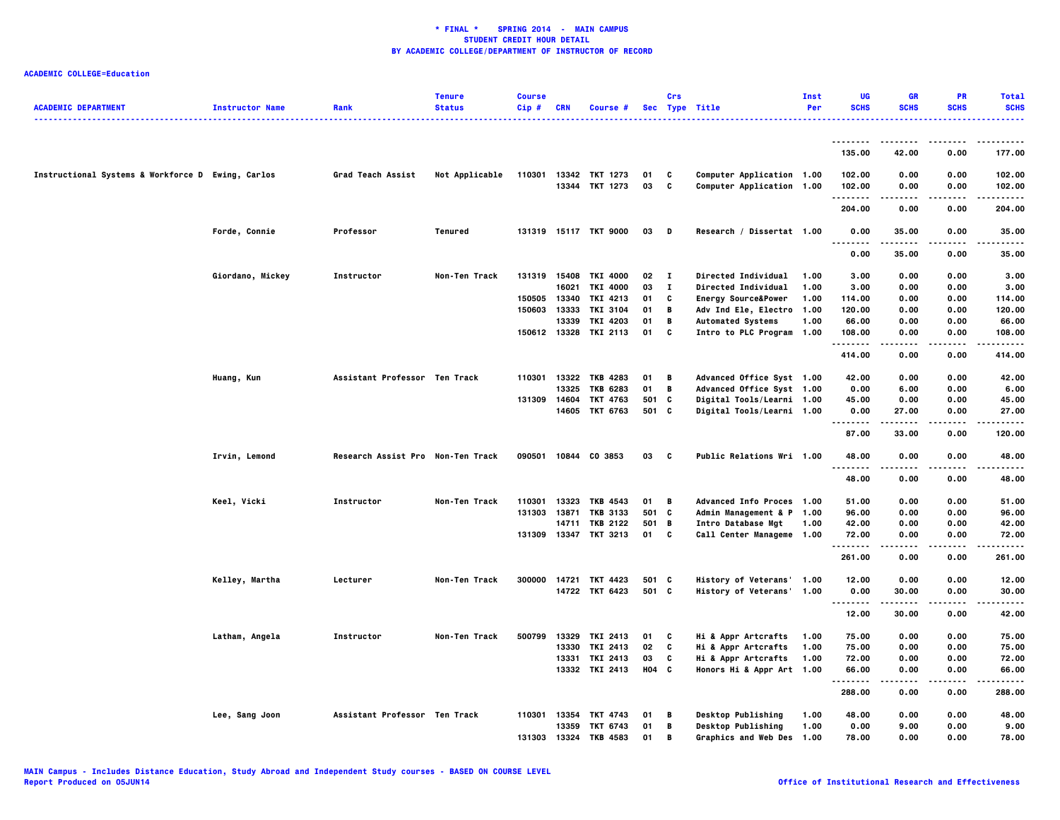**\* FINAL \* SPRING 2014 - MAIN CAMPUS**
**STUDENT CREDIT HOUR DETAIL**
**BY ACADEMIC COLLEGE/DEPARTMENT OF INSTRUCTOR OF RECORD**

**ACADEMIC COLLEGE=Education**

| ACADEMIC DEPARTMENT | Instructor Name | Rank | Tenure Status | Course Cip # | CRN | Course # | Sec | Crs Type | Title | Inst Per | UG SCHS | GR SCHS | PR SCHS | Total SCHS |
|---|---|---|---|---|---|---|---|---|---|---|---|---|---|---|
| | | | | | | | | | | | 135.00 | 42.00 | 0.00 | 177.00 |
| Instructional Systems & Workforce D | Ewing, Carlos | Grad Teach Assist | Not Applicable | 110301 | 13342 | TKT 1273 | 01 | C | Computer Application | 1.00 | 102.00 | 0.00 | 0.00 | 102.00 |
| | | | | | 13344 | TKT 1273 | 03 | C | Computer Application | 1.00 | 102.00 | 0.00 | 0.00 | 102.00 |
| | | | | | | | | | | | 204.00 | 0.00 | 0.00 | 204.00 |
| | Forde, Connie | Professor | Tenured | 131319 | 15117 | TKT 9000 | 03 | D | Research / Dissertat | 1.00 | 0.00 | 35.00 | 0.00 | 35.00 |
| | | | | | | | | | | | 0.00 | 35.00 | 0.00 | 35.00 |
| | Giordano, Mickey | Instructor | Non-Ten Track | 131319 | 15408 | TKI 4000 | 02 | I | Directed Individual | 1.00 | 3.00 | 0.00 | 0.00 | 3.00 |
| | | | | | 16021 | TKI 4000 | 03 | I | Directed Individual | 1.00 | 3.00 | 0.00 | 0.00 | 3.00 |
| | | | | 150505 | 13340 | TKI 4213 | 01 | C | Energy Source&Power | 1.00 | 114.00 | 0.00 | 0.00 | 114.00 |
| | | | | 150603 | 13333 | TKI 3104 | 01 | B | Adv Ind Ele, Electro | 1.00 | 120.00 | 0.00 | 0.00 | 120.00 |
| | | | | | 13339 | TKI 4203 | 01 | B | Automated Systems | 1.00 | 66.00 | 0.00 | 0.00 | 66.00 |
| | | | | 150612 | 13328 | TKI 2113 | 01 | C | Intro to PLC Program | 1.00 | 108.00 | 0.00 | 0.00 | 108.00 |
| | | | | | | | | | | | 414.00 | 0.00 | 0.00 | 414.00 |
| | Huang, Kun | Assistant Professor | Ten Track | 110301 | 13322 | TKB 4283 | 01 | B | Advanced Office Syst | 1.00 | 42.00 | 0.00 | 0.00 | 42.00 |
| | | | | | 13325 | TKB 6283 | 01 | B | Advanced Office Syst | 1.00 | 0.00 | 6.00 | 0.00 | 6.00 |
| | | | | 131309 | 14604 | TKT 4763 | 501 | C | Digital Tools/Learni | 1.00 | 45.00 | 0.00 | 0.00 | 45.00 |
| | | | | | 14605 | TKT 6763 | 501 | C | Digital Tools/Learni | 1.00 | 0.00 | 27.00 | 0.00 | 27.00 |
| | | | | | | | | | | | 87.00 | 33.00 | 0.00 | 120.00 |
| | Irvin, Lemond | Research Assist Pro | Non-Ten Track | 090501 | 10844 | CO 3853 | 03 | C | Public Relations Wri | 1.00 | 48.00 | 0.00 | 0.00 | 48.00 |
| | | | | | | | | | | | 48.00 | 0.00 | 0.00 | 48.00 |
| | Keel, Vicki | Instructor | Non-Ten Track | 110301 | 13323 | TKB 4543 | 01 | B | Advanced Info Proces | 1.00 | 51.00 | 0.00 | 0.00 | 51.00 |
| | | | | 131303 | 13871 | TKB 3133 | 501 | C | Admin Management & P | 1.00 | 96.00 | 0.00 | 0.00 | 96.00 |
| | | | | | 14711 | TKB 2122 | 501 | B | Intro Database Mgt | 1.00 | 42.00 | 0.00 | 0.00 | 42.00 |
| | | | | 131309 | 13347 | TKT 3213 | 01 | C | Call Center Manageme | 1.00 | 72.00 | 0.00 | 0.00 | 72.00 |
| | | | | | | | | | | | 261.00 | 0.00 | 0.00 | 261.00 |
| | Kelley, Martha | Lecturer | Non-Ten Track | 300000 | 14721 | TKT 4423 | 501 | C | History of Veterans' | 1.00 | 12.00 | 0.00 | 0.00 | 12.00 |
| | | | | | 14722 | TKT 6423 | 501 | C | History of Veterans' | 1.00 | 0.00 | 30.00 | 0.00 | 30.00 |
| | | | | | | | | | | | 12.00 | 30.00 | 0.00 | 42.00 |
| | Latham, Angela | Instructor | Non-Ten Track | 500799 | 13329 | TKI 2413 | 01 | C | Hi & Appr Artcrafts | 1.00 | 75.00 | 0.00 | 0.00 | 75.00 |
| | | | | | 13330 | TKI 2413 | 02 | C | Hi & Appr Artcrafts | 1.00 | 75.00 | 0.00 | 0.00 | 75.00 |
| | | | | | 13331 | TKI 2413 | 03 | C | Hi & Appr Artcrafts | 1.00 | 72.00 | 0.00 | 0.00 | 72.00 |
| | | | | | 13332 | TKI 2413 | H04 | C | Honors Hi & Appr Art | 1.00 | 66.00 | 0.00 | 0.00 | 66.00 |
| | | | | | | | | | | | 288.00 | 0.00 | 0.00 | 288.00 |
| | Lee, Sang Joon | Assistant Professor | Ten Track | 110301 | 13354 | TKT 4743 | 01 | B | Desktop Publishing | 1.00 | 48.00 | 0.00 | 0.00 | 48.00 |
| | | | | | 13359 | TKT 6743 | 01 | B | Desktop Publishing | 1.00 | 0.00 | 9.00 | 0.00 | 9.00 |
| | | | | 131303 | 13324 | TKB 4583 | 01 | B | Graphics and Web Des | 1.00 | 78.00 | 0.00 | 0.00 | 78.00 |

MAIN Campus - Includes Distance Education, Study Abroad and Independent Study courses - BASED ON COURSE LEVEL
Report Produced on 05JUN14

Office of Institutional Research and Effectiveness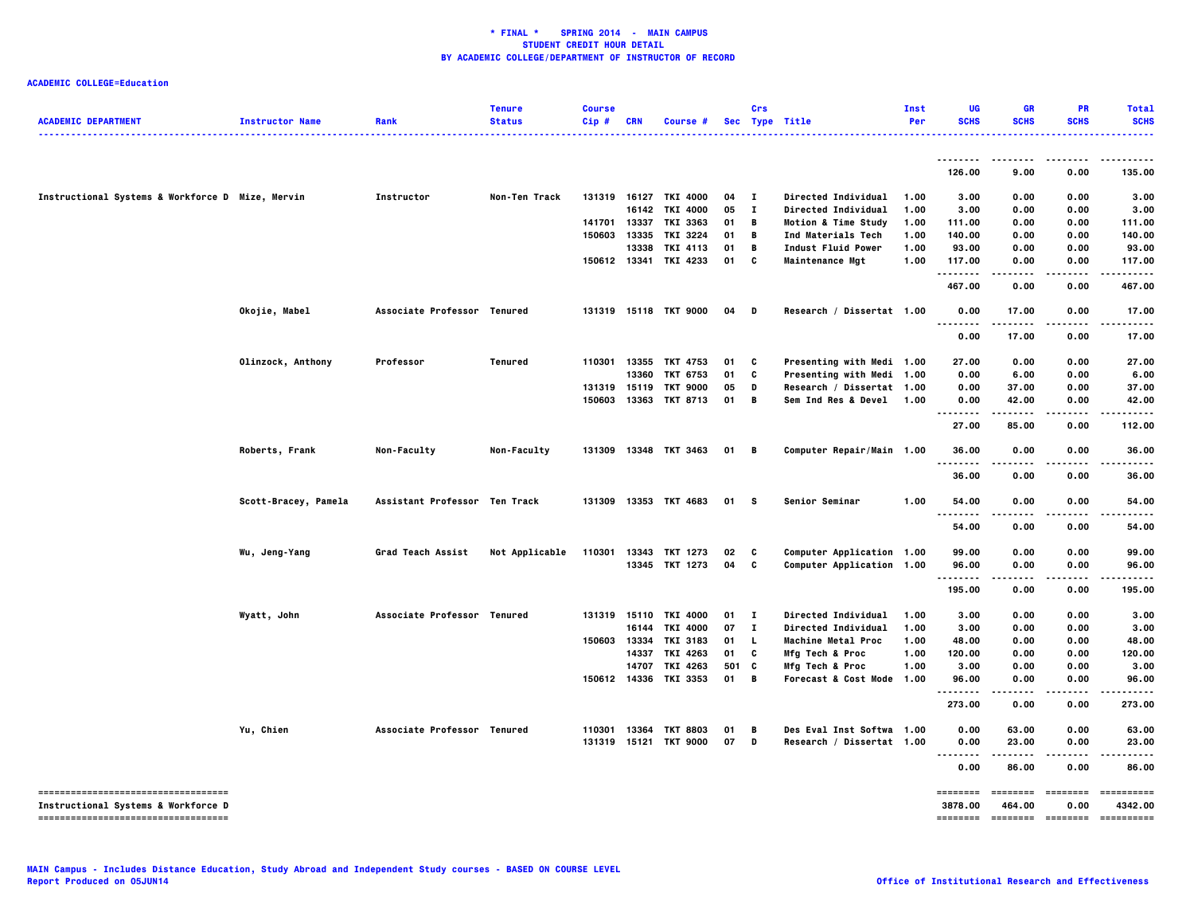**\* FINAL \* SPRING 2014 - MAIN CAMPUS**
**STUDENT CREDIT HOUR DETAIL**
**BY ACADEMIC COLLEGE/DEPARTMENT OF INSTRUCTOR OF RECORD**

**ACADEMIC COLLEGE=Education**

| ACADEMIC DEPARTMENT | Instructor Name | Rank | Tenure Status | Course Cip # | CRN | Course # | Sec | Crs Type | Title | Inst Per | UG SCHS | GR SCHS | PR SCHS | Total SCHS |
|---|---|---|---|---|---|---|---|---|---|---|---|---|---|---|
| | | | | | | | | | | | 126.00 | 9.00 | 0.00 | 135.00 |
| Instructional Systems & Workforce D | Mize, Mervin | Instructor | Non-Ten Track | 131319 | 16127 | TKI 4000 | 04 | I | Directed Individual | 1.00 | 3.00 | 0.00 | 0.00 | 3.00 |
| | | | | | 16142 | TKI 4000 | 05 | I | Directed Individual | 1.00 | 3.00 | 0.00 | 0.00 | 3.00 |
| | | | | 141701 | 13337 | TKI 3363 | 01 | B | Motion & Time Study | 1.00 | 111.00 | 0.00 | 0.00 | 111.00 |
| | | | | 150603 | 13335 | TKI 3224 | 01 | B | Ind Materials Tech | 1.00 | 140.00 | 0.00 | 0.00 | 140.00 |
| | | | | | 13338 | TKI 4113 | 01 | B | Indust Fluid Power | 1.00 | 93.00 | 0.00 | 0.00 | 93.00 |
| | | | | 150612 | 13341 | TKI 4233 | 01 | C | Maintenance Mgt | 1.00 | 117.00 | 0.00 | 0.00 | 117.00 |
| | | | | | | | | | | | 467.00 | 0.00 | 0.00 | 467.00 |
| | Okojie, Mabel | Associate Professor | Tenured | 131319 | 15118 | TKT 9000 | 04 | D | Research / Dissertat | 1.00 | 0.00 | 17.00 | 0.00 | 17.00 |
| | | | | | | | | | | | 0.00 | 17.00 | 0.00 | 17.00 |
| | Olinzock, Anthony | Professor | Tenured | 110301 | 13355 | TKT 4753 | 01 | C | Presenting with Medi | 1.00 | 27.00 | 0.00 | 0.00 | 27.00 |
| | | | | | 13360 | TKT 6753 | 01 | C | Presenting with Medi | 1.00 | 0.00 | 6.00 | 0.00 | 6.00 |
| | | | | 131319 | 15119 | TKT 9000 | 05 | D | Research / Dissertat | 1.00 | 0.00 | 37.00 | 0.00 | 37.00 |
| | | | | 150603 | 13363 | TKT 8713 | 01 | B | Sem Ind Res & Devel | 1.00 | 0.00 | 42.00 | 0.00 | 42.00 |
| | | | | | | | | | | | 27.00 | 85.00 | 0.00 | 112.00 |
| | Roberts, Frank | Non-Faculty | Non-Faculty | 131309 | 13348 | TKT 3463 | 01 | B | Computer Repair/Main | 1.00 | 36.00 | 0.00 | 0.00 | 36.00 |
| | | | | | | | | | | | 36.00 | 0.00 | 0.00 | 36.00 |
| | Scott-Bracey, Pamela | Assistant Professor | Ten Track | 131309 | 13353 | TKT 4683 | 01 | S | Senior Seminar | 1.00 | 54.00 | 0.00 | 0.00 | 54.00 |
| | | | | | | | | | | | 54.00 | 0.00 | 0.00 | 54.00 |
| | Wu, Jeng-Yang | Grad Teach Assist | Not Applicable | 110301 | 13343 | TKT 1273 | 02 | C | Computer Application | 1.00 | 99.00 | 0.00 | 0.00 | 99.00 |
| | | | | | 13345 | TKT 1273 | 04 | C | Computer Application | 1.00 | 96.00 | 0.00 | 0.00 | 96.00 |
| | | | | | | | | | | | 195.00 | 0.00 | 0.00 | 195.00 |
| | Wyatt, John | Associate Professor | Tenured | 131319 | 15110 | TKI 4000 | 01 | I | Directed Individual | 1.00 | 3.00 | 0.00 | 0.00 | 3.00 |
| | | | | | 16144 | TKI 4000 | 07 | I | Directed Individual | 1.00 | 3.00 | 0.00 | 0.00 | 3.00 |
| | | | | 150603 | 13334 | TKI 3183 | 01 | L | Machine Metal Proc | 1.00 | 48.00 | 0.00 | 0.00 | 48.00 |
| | | | | | 14337 | TKI 4263 | 01 | C | Mfg Tech & Proc | 1.00 | 120.00 | 0.00 | 0.00 | 120.00 |
| | | | | | 14707 | TKI 4263 | 501 | C | Mfg Tech & Proc | 1.00 | 3.00 | 0.00 | 0.00 | 3.00 |
| | | | | 150612 | 14336 | TKI 3353 | 01 | B | Forecast & Cost Mode | 1.00 | 96.00 | 0.00 | 0.00 | 96.00 |
| | | | | | | | | | | | 273.00 | 0.00 | 0.00 | 273.00 |
| | Yu, Chien | Associate Professor | Tenured | 110301 | 13364 | TKT 8803 | 01 | B | Des Eval Inst Softwa | 1.00 | 0.00 | 63.00 | 0.00 | 63.00 |
| | | | | 131319 | 15121 | TKT 9000 | 07 | D | Research / Dissertat | 1.00 | 0.00 | 23.00 | 0.00 | 23.00 |
| | | | | | | | | | | | 0.00 | 86.00 | 0.00 | 86.00 |
| Instructional Systems & Workforce D | | | | | | | | | | | 3878.00 | 464.00 | 0.00 | 4342.00 |

MAIN Campus - Includes Distance Education, Study Abroad and Independent Study courses - BASED ON COURSE LEVEL
Report Produced on 05JUN14

Office of Institutional Research and Effectiveness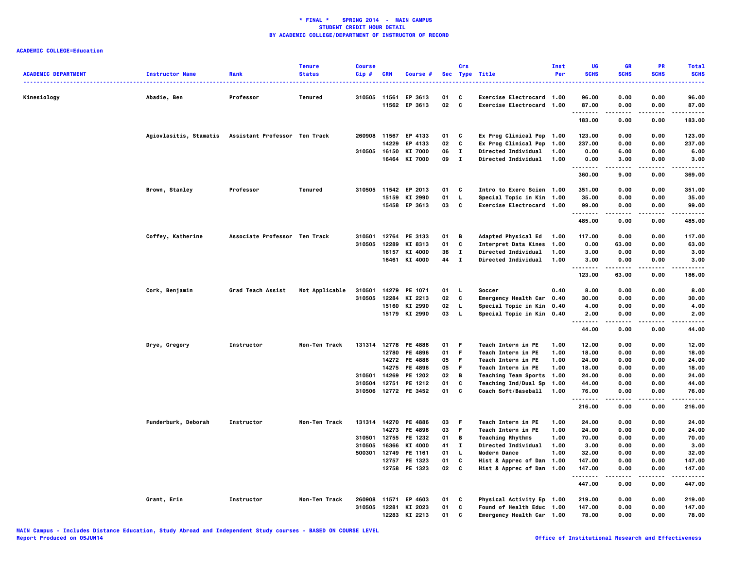**\* FINAL \* SPRING 2014 - MAIN CAMPUS**
**STUDENT CREDIT HOUR DETAIL**
**BY ACADEMIC COLLEGE/DEPARTMENT OF INSTRUCTOR OF RECORD**

**ACADEMIC COLLEGE=Education**

| ACADEMIC DEPARTMENT | Instructor Name | Rank | Tenure Status | Course Cip # | CRN | Course # | Sec | Crs Type | Title | Inst Per | UG SCHS | GR SCHS | PR SCHS | Total SCHS |
|---|---|---|---|---|---|---|---|---|---|---|---|---|---|---|
| Kinesiology | Abadie, Ben | Professor | Tenured | 310505 | 11561 | EP 3613 | 01 | C | Exercise Electrocard | 1.00 | 96.00 | 0.00 | 0.00 | 96.00 |
| | | | | | 11562 | EP 3613 | 02 | C | Exercise Electrocard | 1.00 | 87.00 | 0.00 | 0.00 | 87.00 |
| | | | | | | | | | | | 183.00 | 0.00 | 0.00 | 183.00 |
| | Agiovlasitis, Stamatis | Assistant Professor | Ten Track | 260908 | 11567 | EP 4133 | 01 | C | Ex Prog Clinical Pop | 1.00 | 123.00 | 0.00 | 0.00 | 123.00 |
| | | | | | 14229 | EP 4133 | 02 | C | Ex Prog Clinical Pop | 1.00 | 237.00 | 0.00 | 0.00 | 237.00 |
| | | | | 310505 | 16150 | KI 7000 | 06 | I | Directed Individual | 1.00 | 0.00 | 6.00 | 0.00 | 6.00 |
| | | | | | 16464 | KI 7000 | 09 | I | Directed Individual | 1.00 | 0.00 | 3.00 | 0.00 | 3.00 |
| | | | | | | | | | | | 360.00 | 9.00 | 0.00 | 369.00 |
| | Brown, Stanley | Professor | Tenured | 310505 | 11542 | EP 2013 | 01 | C | Intro to Exerc Scien | 1.00 | 351.00 | 0.00 | 0.00 | 351.00 |
| | | | | | 15159 | KI 2990 | 01 | L | Special Topic in Kin | 1.00 | 35.00 | 0.00 | 0.00 | 35.00 |
| | | | | | 15458 | EP 3613 | 03 | C | Exercise Electrocard | 1.00 | 99.00 | 0.00 | 0.00 | 99.00 |
| | | | | | | | | | | | 485.00 | 0.00 | 0.00 | 485.00 |
| | Coffey, Katherine | Associate Professor | Ten Track | 310501 | 12764 | PE 3133 | 01 | B | Adapted Physical Ed | 1.00 | 117.00 | 0.00 | 0.00 | 117.00 |
| | | | | 310505 | 12289 | KI 8313 | 01 | C | Interpret Data Kines | 1.00 | 0.00 | 63.00 | 0.00 | 63.00 |
| | | | | | 16157 | KI 4000 | 36 | I | Directed Individual | 1.00 | 3.00 | 0.00 | 0.00 | 3.00 |
| | | | | | 16461 | KI 4000 | 44 | I | Directed Individual | 1.00 | 3.00 | 0.00 | 0.00 | 3.00 |
| | | | | | | | | | | | 123.00 | 63.00 | 0.00 | 186.00 |
| | Cork, Benjamin | Grad Teach Assist | Not Applicable | 310501 | 14279 | PE 1071 | 01 | L | Soccer | 0.40 | 8.00 | 0.00 | 0.00 | 8.00 |
| | | | | 310505 | 12284 | KI 2213 | 02 | C | Emergency Health Car | 0.40 | 30.00 | 0.00 | 0.00 | 30.00 |
| | | | | | 15160 | KI 2990 | 02 | L | Special Topic in Kin | 0.40 | 4.00 | 0.00 | 0.00 | 4.00 |
| | | | | | 15179 | KI 2990 | 03 | L | Special Topic in Kin | 0.40 | 2.00 | 0.00 | 0.00 | 2.00 |
| | | | | | | | | | | | 44.00 | 0.00 | 0.00 | 44.00 |
| | Drye, Gregory | Instructor | Non-Ten Track | 131314 | 12778 | PE 4886 | 01 | F | Teach Intern in PE | 1.00 | 12.00 | 0.00 | 0.00 | 12.00 |
| | | | | | 12780 | PE 4896 | 01 | F | Teach Intern in PE | 1.00 | 18.00 | 0.00 | 0.00 | 18.00 |
| | | | | | 14272 | PE 4886 | 05 | F | Teach Intern in PE | 1.00 | 24.00 | 0.00 | 0.00 | 24.00 |
| | | | | | 14275 | PE 4896 | 05 | F | Teach Intern in PE | 1.00 | 18.00 | 0.00 | 0.00 | 18.00 |
| | | | | 310501 | 14269 | PE 1202 | 02 | B | Teaching Team Sports | 1.00 | 24.00 | 0.00 | 0.00 | 24.00 |
| | | | | 310504 | 12751 | PE 1212 | 01 | C | Teaching Ind/Dual Sp | 1.00 | 44.00 | 0.00 | 0.00 | 44.00 |
| | | | | 310506 | 12772 | PE 3452 | 01 | C | Coach Soft/Baseball | 1.00 | 76.00 | 0.00 | 0.00 | 76.00 |
| | | | | | | | | | | | 216.00 | 0.00 | 0.00 | 216.00 |
| | Funderburk, Deborah | Instructor | Non-Ten Track | 131314 | 14270 | PE 4886 | 03 | F | Teach Intern in PE | 1.00 | 24.00 | 0.00 | 0.00 | 24.00 |
| | | | | | 14273 | PE 4896 | 03 | F | Teach Intern in PE | 1.00 | 24.00 | 0.00 | 0.00 | 24.00 |
| | | | | 310501 | 12755 | PE 1232 | 01 | B | Teaching Rhythms | 1.00 | 70.00 | 0.00 | 0.00 | 70.00 |
| | | | | 310505 | 16366 | KI 4000 | 41 | I | Directed Individual | 1.00 | 3.00 | 0.00 | 0.00 | 3.00 |
| | | | | 500301 | 12749 | PE 1161 | 01 | L | Modern Dance | 1.00 | 32.00 | 0.00 | 0.00 | 32.00 |
| | | | | | 12757 | PE 1323 | 01 | C | Hist & Apprec of Dan | 1.00 | 147.00 | 0.00 | 0.00 | 147.00 |
| | | | | | 12758 | PE 1323 | 02 | C | Hist & Apprec of Dan | 1.00 | 147.00 | 0.00 | 0.00 | 147.00 |
| | | | | | | | | | | | 447.00 | 0.00 | 0.00 | 447.00 |
| | Grant, Erin | Instructor | Non-Ten Track | 260908 | 11571 | EP 4603 | 01 | C | Physical Activity Ep | 1.00 | 219.00 | 0.00 | 0.00 | 219.00 |
| | | | | 310505 | 12281 | KI 2023 | 01 | C | Found of Health Educ | 1.00 | 147.00 | 0.00 | 0.00 | 147.00 |
| | | | | | 12283 | KI 2213 | 01 | C | Emergency Health Car | 1.00 | 78.00 | 0.00 | 0.00 | 78.00 |

MAIN Campus - Includes Distance Education, Study Abroad and Independent Study courses - BASED ON COURSE LEVEL
Report Produced on 05JUN14

Office of Institutional Research and Effectiveness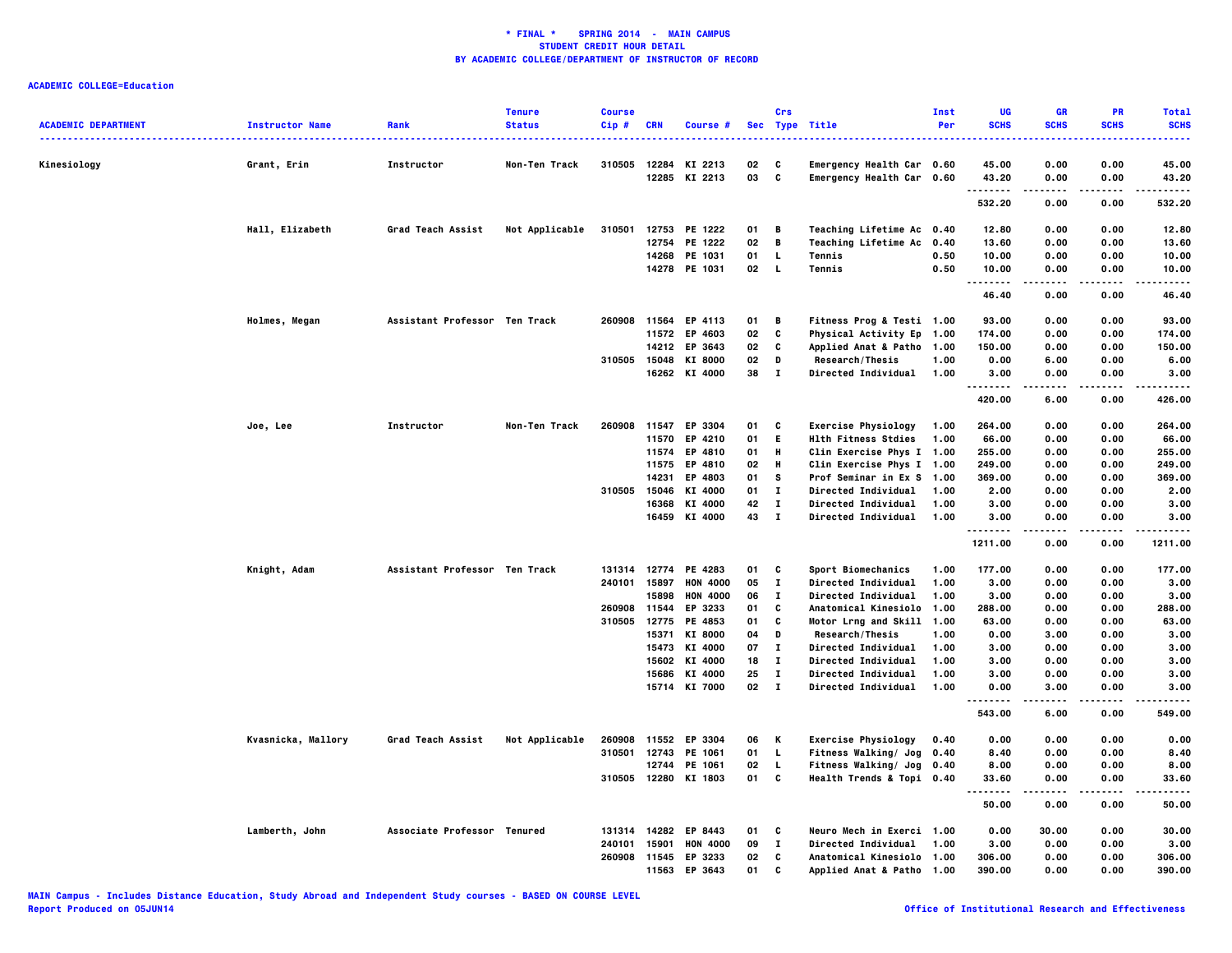# * FINAL * SPRING 2014 - MAIN CAMPUS
## STUDENT CREDIT HOUR DETAIL
## BY ACADEMIC COLLEGE/DEPARTMENT OF INSTRUCTOR OF RECORD

**ACADEMIC COLLEGE=Education**

| ACADEMIC DEPARTMENT | Instructor Name | Rank | Tenure Status | Course Cip # | CRN | Course # | Sec | Crs Type | Title | Inst Per | UG SCHS | GR SCHS | PR SCHS | Total SCHS |
|---|---|---|---|---|---|---|---|---|---|---|---|---|---|---|
| Kinesiology | Grant, Erin | Instructor | Non-Ten Track | 310505 | 12284 | KI 2213 | 02 | C | Emergency Health Car | 0.60 | 45.00 | 0.00 | 0.00 | 45.00 |
| | | | | | 12285 | KI 2213 | 03 | C | Emergency Health Car | 0.60 | 43.20 | 0.00 | 0.00 | 43.20 |
| | | | | | | | | | | | 532.20 | 0.00 | 0.00 | 532.20 |
| | Hall, Elizabeth | Grad Teach Assist | Not Applicable | 310501 | 12753 | PE 1222 | 01 | B | Teaching Lifetime Ac | 0.40 | 12.80 | 0.00 | 0.00 | 12.80 |
| | | | | | 12754 | PE 1222 | 02 | B | Teaching Lifetime Ac | 0.40 | 13.60 | 0.00 | 0.00 | 13.60 |
| | | | | | 14268 | PE 1031 | 01 | L | Tennis | 0.50 | 10.00 | 0.00 | 0.00 | 10.00 |
| | | | | | 14278 | PE 1031 | 02 | L | Tennis | 0.50 | 10.00 | 0.00 | 0.00 | 10.00 |
| | | | | | | | | | | | 46.40 | 0.00 | 0.00 | 46.40 |
| | Holmes, Megan | Assistant Professor | Ten Track | 260908 | 11564 | EP 4113 | 01 | B | Fitness Prog & Testi | 1.00 | 93.00 | 0.00 | 0.00 | 93.00 |
| | | | | | 11572 | EP 4603 | 02 | C | Physical Activity Ep | 1.00 | 174.00 | 0.00 | 0.00 | 174.00 |
| | | | | | 14212 | EP 3643 | 02 | C | Applied Anat & Patho | 1.00 | 150.00 | 0.00 | 0.00 | 150.00 |
| | | | | 310505 | 15048 | KI 8000 | 02 | D | Research/Thesis | 1.00 | 0.00 | 6.00 | 0.00 | 6.00 |
| | | | | | 16262 | KI 4000 | 38 | I | Directed Individual | 1.00 | 3.00 | 0.00 | 0.00 | 3.00 |
| | | | | | | | | | | | 420.00 | 6.00 | 0.00 | 426.00 |
| | Joe, Lee | Instructor | Non-Ten Track | 260908 | 11547 | EP 3304 | 01 | C | Exercise Physiology | 1.00 | 264.00 | 0.00 | 0.00 | 264.00 |
| | | | | | 11570 | EP 4210 | 01 | E | Hlth Fitness Stdies | 1.00 | 66.00 | 0.00 | 0.00 | 66.00 |
| | | | | | 11574 | EP 4810 | 01 | H | Clin Exercise Phys I | 1.00 | 255.00 | 0.00 | 0.00 | 255.00 |
| | | | | | 11575 | EP 4810 | 02 | H | Clin Exercise Phys I | 1.00 | 249.00 | 0.00 | 0.00 | 249.00 |
| | | | | | 14231 | EP 4803 | 01 | S | Prof Seminar in Ex S | 1.00 | 369.00 | 0.00 | 0.00 | 369.00 |
| | | | | 310505 | 15046 | KI 4000 | 01 | I | Directed Individual | 1.00 | 2.00 | 0.00 | 0.00 | 2.00 |
| | | | | | 16368 | KI 4000 | 42 | I | Directed Individual | 1.00 | 3.00 | 0.00 | 0.00 | 3.00 |
| | | | | | 16459 | KI 4000 | 43 | I | Directed Individual | 1.00 | 3.00 | 0.00 | 0.00 | 3.00 |
| | | | | | | | | | | | 1211.00 | 0.00 | 0.00 | 1211.00 |
| | Knight, Adam | Assistant Professor | Ten Track | 131314 | 12774 | PE 4283 | 01 | C | Sport Biomechanics | 1.00 | 177.00 | 0.00 | 0.00 | 177.00 |
| | | | | 240101 | 15897 | HON 4000 | 05 | I | Directed Individual | 1.00 | 3.00 | 0.00 | 0.00 | 3.00 |
| | | | | | 15898 | HON 4000 | 06 | I | Directed Individual | 1.00 | 3.00 | 0.00 | 0.00 | 3.00 |
| | | | | 260908 | 11544 | EP 3233 | 01 | C | Anatomical Kinesiolo | 1.00 | 288.00 | 0.00 | 0.00 | 288.00 |
| | | | | 310505 | 12775 | PE 4853 | 01 | C | Motor Lrng and Skill | 1.00 | 63.00 | 0.00 | 0.00 | 63.00 |
| | | | | | 15371 | KI 8000 | 04 | D | Research/Thesis | 1.00 | 0.00 | 3.00 | 0.00 | 3.00 |
| | | | | | 15473 | KI 4000 | 07 | I | Directed Individual | 1.00 | 3.00 | 0.00 | 0.00 | 3.00 |
| | | | | | 15602 | KI 4000 | 18 | I | Directed Individual | 1.00 | 3.00 | 0.00 | 0.00 | 3.00 |
| | | | | | 15686 | KI 4000 | 25 | I | Directed Individual | 1.00 | 3.00 | 0.00 | 0.00 | 3.00 |
| | | | | | 15714 | KI 7000 | 02 | I | Directed Individual | 1.00 | 0.00 | 3.00 | 0.00 | 3.00 |
| | | | | | | | | | | | 543.00 | 6.00 | 0.00 | 549.00 |
| | Kvasnicka, Mallory | Grad Teach Assist | Not Applicable | 260908 | 11552 | EP 3304 | 06 | K | Exercise Physiology | 0.40 | 0.00 | 0.00 | 0.00 | 0.00 |
| | | | | 310501 | 12743 | PE 1061 | 01 | L | Fitness Walking/ Jog | 0.40 | 8.40 | 0.00 | 0.00 | 8.40 |
| | | | | | 12744 | PE 1061 | 02 | L | Fitness Walking/ Jog | 0.40 | 8.00 | 0.00 | 0.00 | 8.00 |
| | | | | 310505 | 12280 | KI 1803 | 01 | C | Health Trends & Topi | 0.40 | 33.60 | 0.00 | 0.00 | 33.60 |
| | | | | | | | | | | | 50.00 | 0.00 | 0.00 | 50.00 |
| | Lamberth, John | Associate Professor | Tenured | 131314 | 14282 | EP 8443 | 01 | C | Neuro Mech in Exerci | 1.00 | 0.00 | 30.00 | 0.00 | 30.00 |
| | | | | 240101 | 15901 | HON 4000 | 09 | I | Directed Individual | 1.00 | 3.00 | 0.00 | 0.00 | 3.00 |
| | | | | 260908 | 11545 | EP 3233 | 02 | C | Anatomical Kinesiolo | 1.00 | 306.00 | 0.00 | 0.00 | 306.00 |
| | | | | | 11563 | EP 3643 | 01 | C | Applied Anat & Patho | 1.00 | 390.00 | 0.00 | 0.00 | 390.00 |

MAIN Campus - Includes Distance Education, Study Abroad and Independent Study courses - BASED ON COURSE LEVEL
Report Produced on 05JUN14

Office of Institutional Research and Effectiveness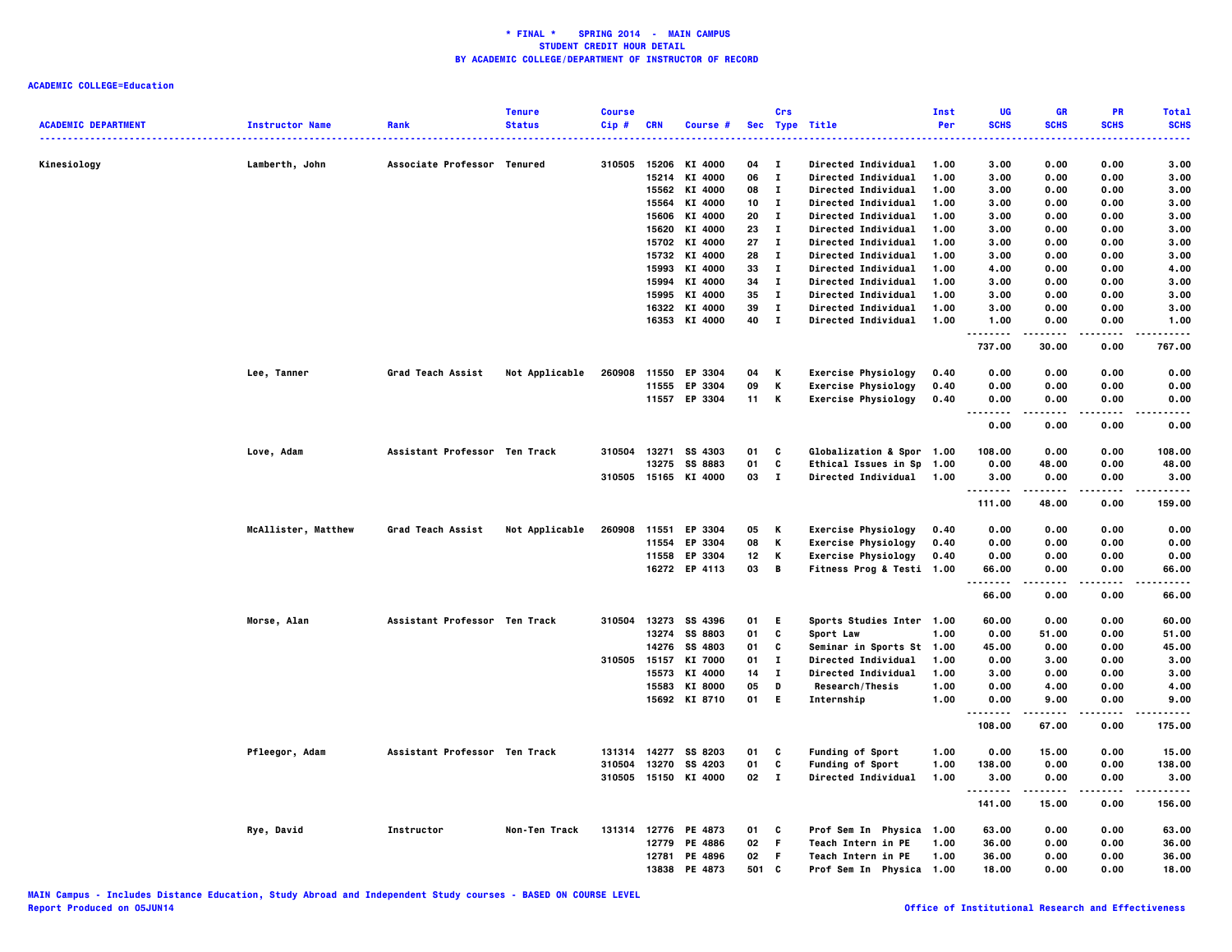**\* FINAL \* SPRING 2014 - MAIN CAMPUS**
**STUDENT CREDIT HOUR DETAIL**
**BY ACADEMIC COLLEGE/DEPARTMENT OF INSTRUCTOR OF RECORD**

**ACADEMIC COLLEGE=Education**

| ACADEMIC DEPARTMENT | Instructor Name | Rank | Tenure Status | Course Cip # | CRN | Course # | Sec | Crs Type | Title | Inst Per | UG SCHS | GR SCHS | PR SCHS | Total SCHS |
|---|---|---|---|---|---|---|---|---|---|---|---|---|---|---|
| Kinesiology | Lamberth, John | Associate Professor | Tenured | 310505 | 15206 | KI 4000 | 04 | I | Directed Individual | 1.00 | 3.00 | 0.00 | 0.00 | 3.00 |
| | | | | | 15214 | KI 4000 | 06 | I | Directed Individual | 1.00 | 3.00 | 0.00 | 0.00 | 3.00 |
| | | | | | 15562 | KI 4000 | 08 | I | Directed Individual | 1.00 | 3.00 | 0.00 | 0.00 | 3.00 |
| | | | | | 15564 | KI 4000 | 10 | I | Directed Individual | 1.00 | 3.00 | 0.00 | 0.00 | 3.00 |
| | | | | | 15606 | KI 4000 | 20 | I | Directed Individual | 1.00 | 3.00 | 0.00 | 0.00 | 3.00 |
| | | | | | 15620 | KI 4000 | 23 | I | Directed Individual | 1.00 | 3.00 | 0.00 | 0.00 | 3.00 |
| | | | | | 15702 | KI 4000 | 27 | I | Directed Individual | 1.00 | 3.00 | 0.00 | 0.00 | 3.00 |
| | | | | | 15732 | KI 4000 | 28 | I | Directed Individual | 1.00 | 3.00 | 0.00 | 0.00 | 3.00 |
| | | | | | 15993 | KI 4000 | 33 | I | Directed Individual | 1.00 | 4.00 | 0.00 | 0.00 | 4.00 |
| | | | | | 15994 | KI 4000 | 34 | I | Directed Individual | 1.00 | 3.00 | 0.00 | 0.00 | 3.00 |
| | | | | | 15995 | KI 4000 | 35 | I | Directed Individual | 1.00 | 3.00 | 0.00 | 0.00 | 3.00 |
| | | | | | 16322 | KI 4000 | 39 | I | Directed Individual | 1.00 | 3.00 | 0.00 | 0.00 | 3.00 |
| | | | | | 16353 | KI 4000 | 40 | I | Directed Individual | 1.00 | 1.00 | 0.00 | 0.00 | 1.00 |
| | | | | | | | | | | | 737.00 | 30.00 | 0.00 | 767.00 |
| | Lee, Tanner | Grad Teach Assist | Not Applicable | 260908 | 11550 | EP 3304 | 04 | K | Exercise Physiology | 0.40 | 0.00 | 0.00 | 0.00 | 0.00 |
| | | | | | 11555 | EP 3304 | 09 | K | Exercise Physiology | 0.40 | 0.00 | 0.00 | 0.00 | 0.00 |
| | | | | | 11557 | EP 3304 | 11 | K | Exercise Physiology | 0.40 | 0.00 | 0.00 | 0.00 | 0.00 |
| | | | | | | | | | | | 0.00 | 0.00 | 0.00 | 0.00 |
| | Love, Adam | Assistant Professor | Ten Track | 310504 | 13271 | SS 4303 | 01 | C | Globalization & Spor | 1.00 | 108.00 | 0.00 | 0.00 | 108.00 |
| | | | | | 13275 | SS 8883 | 01 | C | Ethical Issues in Sp | 1.00 | 0.00 | 48.00 | 0.00 | 48.00 |
| | | | | 310505 | 15165 | KI 4000 | 03 | I | Directed Individual | 1.00 | 3.00 | 0.00 | 0.00 | 3.00 |
| | | | | | | | | | | | 111.00 | 48.00 | 0.00 | 159.00 |
| | McAllister, Matthew | Grad Teach Assist | Not Applicable | 260908 | 11551 | EP 3304 | 05 | K | Exercise Physiology | 0.40 | 0.00 | 0.00 | 0.00 | 0.00 |
| | | | | | 11554 | EP 3304 | 08 | K | Exercise Physiology | 0.40 | 0.00 | 0.00 | 0.00 | 0.00 |
| | | | | | 11558 | EP 3304 | 12 | K | Exercise Physiology | 0.40 | 0.00 | 0.00 | 0.00 | 0.00 |
| | | | | | 16272 | EP 4113 | 03 | B | Fitness Prog & Testi | 1.00 | 66.00 | 0.00 | 0.00 | 66.00 |
| | | | | | | | | | | | 66.00 | 0.00 | 0.00 | 66.00 |
| | Morse, Alan | Assistant Professor | Ten Track | 310504 | 13273 | SS 4396 | 01 | E | Sports Studies Inter | 1.00 | 60.00 | 0.00 | 0.00 | 60.00 |
| | | | | | 13274 | SS 8803 | 01 | C | Sport Law | 1.00 | 0.00 | 51.00 | 0.00 | 51.00 |
| | | | | | 14276 | SS 4803 | 01 | C | Seminar in Sports St | 1.00 | 45.00 | 0.00 | 0.00 | 45.00 |
| | | | | 310505 | 15157 | KI 7000 | 01 | I | Directed Individual | 1.00 | 0.00 | 3.00 | 0.00 | 3.00 |
| | | | | | 15573 | KI 4000 | 14 | I | Directed Individual | 1.00 | 3.00 | 0.00 | 0.00 | 3.00 |
| | | | | | 15583 | KI 8000 | 05 | D | Research/Thesis | 1.00 | 0.00 | 4.00 | 0.00 | 4.00 |
| | | | | | 15692 | KI 8710 | 01 | E | Internship | 1.00 | 0.00 | 9.00 | 0.00 | 9.00 |
| | | | | | | | | | | | 108.00 | 67.00 | 0.00 | 175.00 |
| | Pfleegor, Adam | Assistant Professor | Ten Track | 131314 | 14277 | SS 8203 | 01 | C | Funding of Sport | 1.00 | 0.00 | 15.00 | 0.00 | 15.00 |
| | | | | 310504 | 13270 | SS 4203 | 01 | C | Funding of Sport | 1.00 | 138.00 | 0.00 | 0.00 | 138.00 |
| | | | | 310505 | 15150 | KI 4000 | 02 | I | Directed Individual | 1.00 | 3.00 | 0.00 | 0.00 | 3.00 |
| | | | | | | | | | | | 141.00 | 15.00 | 0.00 | 156.00 |
| | Rye, David | Instructor | Non-Ten Track | 131314 | 12776 | PE 4873 | 01 | C | Prof Sem In Physica | 1.00 | 63.00 | 0.00 | 0.00 | 63.00 |
| | | | | | 12779 | PE 4886 | 02 | F | Teach Intern in PE | 1.00 | 36.00 | 0.00 | 0.00 | 36.00 |
| | | | | | 12781 | PE 4896 | 02 | F | Teach Intern in PE | 1.00 | 36.00 | 0.00 | 0.00 | 36.00 |
| | | | | | 13838 | PE 4873 | 501 | C | Prof Sem In Physica | 1.00 | 18.00 | 0.00 | 0.00 | 18.00 |

MAIN Campus - Includes Distance Education, Study Abroad and Independent Study courses - BASED ON COURSE LEVEL
Report Produced on 05JUN14

Office of Institutional Research and Effectiveness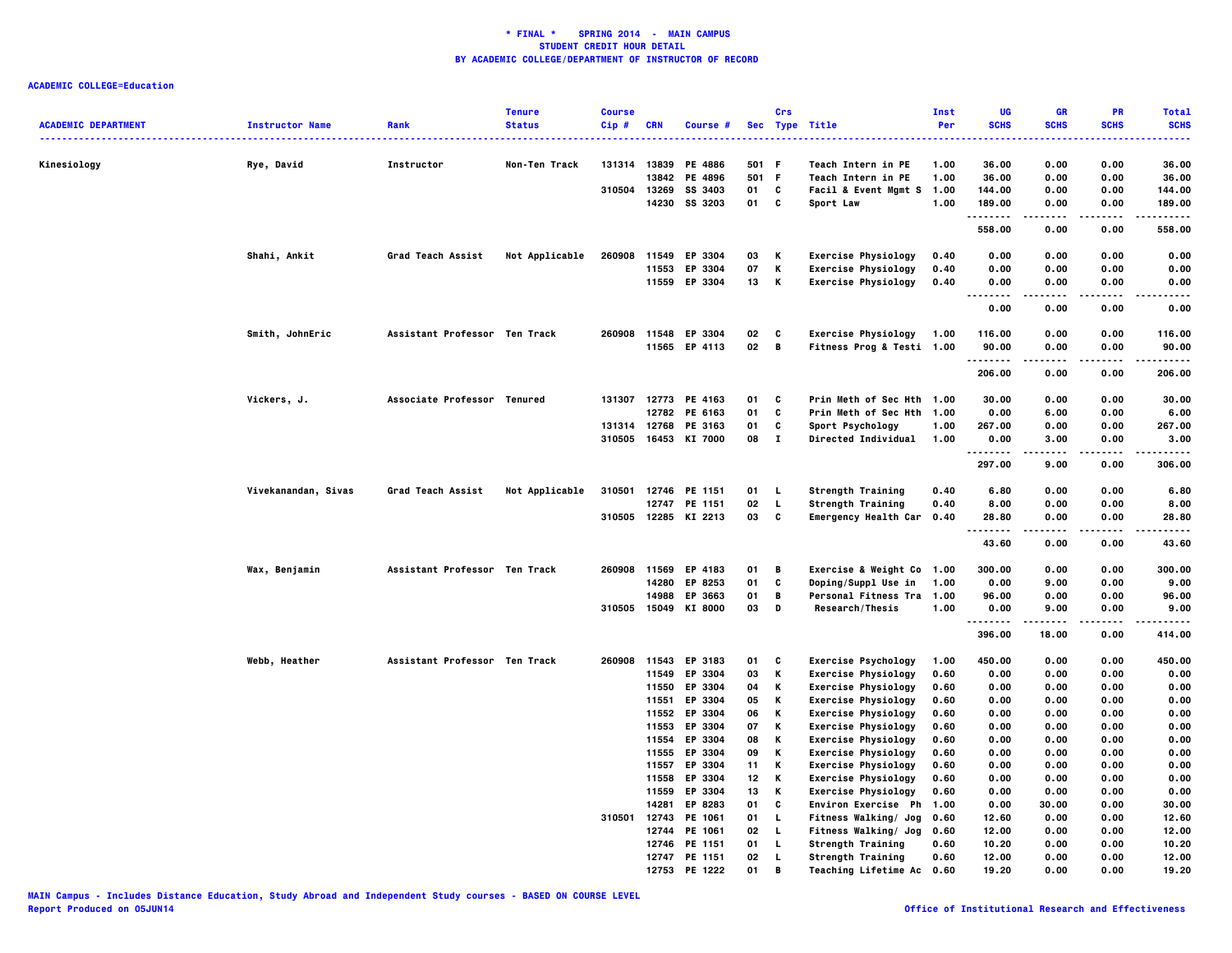# * FINAL * SPRING 2014 - MAIN CAMPUS
## STUDENT CREDIT HOUR DETAIL
## BY ACADEMIC COLLEGE/DEPARTMENT OF INSTRUCTOR OF RECORD

**ACADEMIC COLLEGE=Education**

| ACADEMIC DEPARTMENT | Instructor Name | Rank | Tenure Status | Course Cip # | CRN | Course # | Sec | Crs Type | Title | Inst Per | UG SCHS | GR SCHS | PR SCHS | Total SCHS |
|---|---|---|---|---|---|---|---|---|---|---|---|---|---|---|
| Kinesiology | Rye, David | Instructor | Non-Ten Track | 131314 | 13839 | PE 4886 | 501 | F | Teach Intern in PE | 1.00 | 36.00 | 0.00 | 0.00 | 36.00 |
| | | | | | 13842 | PE 4896 | 501 | F | Teach Intern in PE | 1.00 | 36.00 | 0.00 | 0.00 | 36.00 |
| | | | | 310504 | 13269 | SS 3403 | 01 | C | Facil & Event Mgmt S | 1.00 | 144.00 | 0.00 | 0.00 | 144.00 |
| | | | | | 14230 | SS 3203 | 01 | C | Sport Law | 1.00 | 189.00 | 0.00 | 0.00 | 189.00 |
| | | | | | | | | | | | 558.00 | 0.00 | 0.00 | 558.00 |
| | Shahi, Ankit | Grad Teach Assist | Not Applicable | 260908 | 11549 | EP 3304 | 03 | K | Exercise Physiology | 0.40 | 0.00 | 0.00 | 0.00 | 0.00 |
| | | | | | 11553 | EP 3304 | 07 | K | Exercise Physiology | 0.40 | 0.00 | 0.00 | 0.00 | 0.00 |
| | | | | | 11559 | EP 3304 | 13 | K | Exercise Physiology | 0.40 | 0.00 | 0.00 | 0.00 | 0.00 |
| | | | | | | | | | | | 0.00 | 0.00 | 0.00 | 0.00 |
| | Smith, JohnEric | Assistant Professor | Ten Track | 260908 | 11548 | EP 3304 | 02 | C | Exercise Physiology | 1.00 | 116.00 | 0.00 | 0.00 | 116.00 |
| | | | | | 11565 | EP 4113 | 02 | B | Fitness Prog & Testi | 1.00 | 90.00 | 0.00 | 0.00 | 90.00 |
| | | | | | | | | | | | 206.00 | 0.00 | 0.00 | 206.00 |
| | Vickers, J. | Associate Professor | Tenured | 131307 | 12773 | PE 4163 | 01 | C | Prin Meth of Sec Hth | 1.00 | 30.00 | 0.00 | 0.00 | 30.00 |
| | | | | | 12782 | PE 6163 | 01 | C | Prin Meth of Sec Hth | 1.00 | 0.00 | 6.00 | 0.00 | 6.00 |
| | | | | 131314 | 12768 | PE 3163 | 01 | C | Sport Psychology | 1.00 | 267.00 | 0.00 | 0.00 | 267.00 |
| | | | | 310505 | 16453 | KI 7000 | 08 | I | Directed Individual | 1.00 | 0.00 | 3.00 | 0.00 | 3.00 |
| | | | | | | | | | | | 297.00 | 9.00 | 0.00 | 306.00 |
| | Vivekanandan, Sivas | Grad Teach Assist | Not Applicable | 310501 | 12746 | PE 1151 | 01 | L | Strength Training | 0.40 | 6.80 | 0.00 | 0.00 | 6.80 |
| | | | | | 12747 | PE 1151 | 02 | L | Strength Training | 0.40 | 8.00 | 0.00 | 0.00 | 8.00 |
| | | | | 310505 | 12285 | KI 2213 | 03 | C | Emergency Health Car | 0.40 | 28.80 | 0.00 | 0.00 | 28.80 |
| | | | | | | | | | | | 43.60 | 0.00 | 0.00 | 43.60 |
| | Wax, Benjamin | Assistant Professor | Ten Track | 260908 | 11569 | EP 4183 | 01 | B | Exercise & Weight Co | 1.00 | 300.00 | 0.00 | 0.00 | 300.00 |
| | | | | | 14280 | EP 8253 | 01 | C | Doping/Suppl Use in | 1.00 | 0.00 | 9.00 | 0.00 | 9.00 |
| | | | | | 14988 | EP 3663 | 01 | B | Personal Fitness Tra | 1.00 | 96.00 | 0.00 | 0.00 | 96.00 |
| | | | | 310505 | 15049 | KI 8000 | 03 | D | Research/Thesis | 1.00 | 0.00 | 9.00 | 0.00 | 9.00 |
| | | | | | | | | | | | 396.00 | 18.00 | 0.00 | 414.00 |
| | Webb, Heather | Assistant Professor | Ten Track | 260908 | 11543 | EP 3183 | 01 | C | Exercise Psychology | 1.00 | 450.00 | 0.00 | 0.00 | 450.00 |
| | | | | | 11549 | EP 3304 | 03 | K | Exercise Physiology | 0.60 | 0.00 | 0.00 | 0.00 | 0.00 |
| | | | | | 11550 | EP 3304 | 04 | K | Exercise Physiology | 0.60 | 0.00 | 0.00 | 0.00 | 0.00 |
| | | | | | 11551 | EP 3304 | 05 | K | Exercise Physiology | 0.60 | 0.00 | 0.00 | 0.00 | 0.00 |
| | | | | | 11552 | EP 3304 | 06 | K | Exercise Physiology | 0.60 | 0.00 | 0.00 | 0.00 | 0.00 |
| | | | | | 11553 | EP 3304 | 07 | K | Exercise Physiology | 0.60 | 0.00 | 0.00 | 0.00 | 0.00 |
| | | | | | 11554 | EP 3304 | 08 | K | Exercise Physiology | 0.60 | 0.00 | 0.00 | 0.00 | 0.00 |
| | | | | | 11555 | EP 3304 | 09 | K | Exercise Physiology | 0.60 | 0.00 | 0.00 | 0.00 | 0.00 |
| | | | | | 11557 | EP 3304 | 11 | K | Exercise Physiology | 0.60 | 0.00 | 0.00 | 0.00 | 0.00 |
| | | | | | 11558 | EP 3304 | 12 | K | Exercise Physiology | 0.60 | 0.00 | 0.00 | 0.00 | 0.00 |
| | | | | | 11559 | EP 3304 | 13 | K | Exercise Physiology | 0.60 | 0.00 | 0.00 | 0.00 | 0.00 |
| | | | | | 14281 | EP 8283 | 01 | C | Environ Exercise Ph | 1.00 | 0.00 | 30.00 | 0.00 | 30.00 |
| | | | | 310501 | 12743 | PE 1061 | 01 | L | Fitness Walking/ Jog | 0.60 | 12.60 | 0.00 | 0.00 | 12.60 |
| | | | | | 12744 | PE 1061 | 02 | L | Fitness Walking/ Jog | 0.60 | 12.00 | 0.00 | 0.00 | 12.00 |
| | | | | | 12746 | PE 1151 | 01 | L | Strength Training | 0.60 | 10.20 | 0.00 | 0.00 | 10.20 |
| | | | | | 12747 | PE 1151 | 02 | L | Strength Training | 0.60 | 12.00 | 0.00 | 0.00 | 12.00 |
| | | | | | 12753 | PE 1222 | 01 | B | Teaching Lifetime Ac | 0.60 | 19.20 | 0.00 | 0.00 | 19.20 |

MAIN Campus - Includes Distance Education, Study Abroad and Independent Study courses - BASED ON COURSE LEVEL
Report Produced on 05JUN14 | Office of Institutional Research and Effectiveness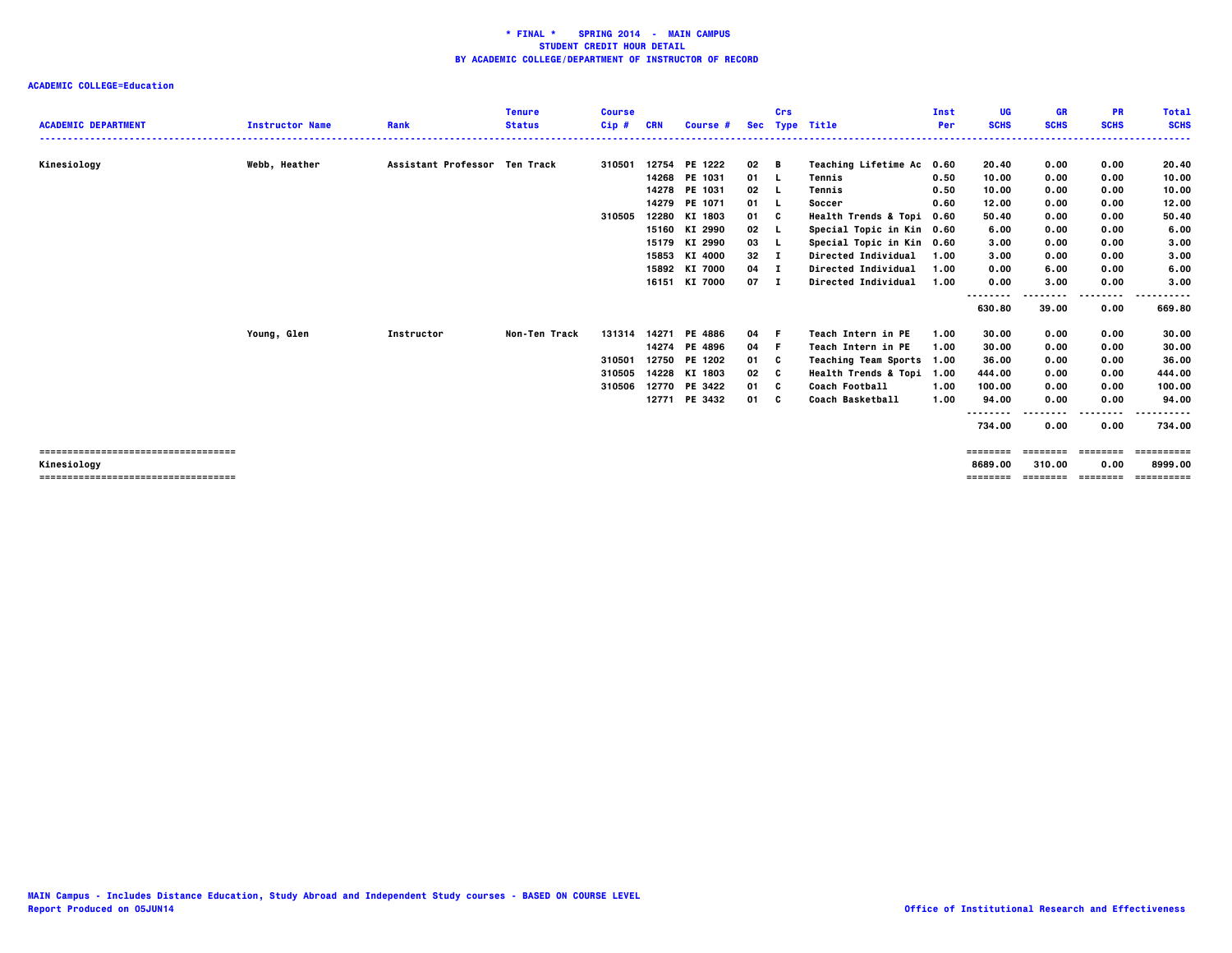**\* FINAL \*    SPRING 2014  -  MAIN CAMPUS**
**STUDENT CREDIT HOUR DETAIL**
**BY ACADEMIC COLLEGE/DEPARTMENT OF INSTRUCTOR OF RECORD**

**ACADEMIC COLLEGE=Education**

| ACADEMIC DEPARTMENT | Instructor Name | Rank | Tenure Status | Course Cip # | CRN | Course # | Sec | Crs Type | Title | Inst Per | UG SCHS | GR SCHS | PR SCHS | Total SCHS |
|---|---|---|---|---|---|---|---|---|---|---|---|---|---|---|
| Kinesiology | Webb, Heather | Assistant Professor | Ten Track | 310501 | 12754 | PE 1222 | 02 | B | Teaching Lifetime Ac | 0.60 | 20.40 | 0.00 | 0.00 | 20.40 |
| | | | | | 14268 | PE 1031 | 01 | L | Tennis | 0.50 | 10.00 | 0.00 | 0.00 | 10.00 |
| | | | | | 14278 | PE 1031 | 02 | L | Tennis | 0.50 | 10.00 | 0.00 | 0.00 | 10.00 |
| | | | | | 14279 | PE 1071 | 01 | L | Soccer | 0.60 | 12.00 | 0.00 | 0.00 | 12.00 |
| | | | | 310505 | 12280 | KI 1803 | 01 | C | Health Trends & Topi | 0.60 | 50.40 | 0.00 | 0.00 | 50.40 |
| | | | | | 15160 | KI 2990 | 02 | L | Special Topic in Kin | 0.60 | 6.00 | 0.00 | 0.00 | 6.00 |
| | | | | | 15179 | KI 2990 | 03 | L | Special Topic in Kin | 0.60 | 3.00 | 0.00 | 0.00 | 3.00 |
| | | | | | 15853 | KI 4000 | 32 | I | Directed Individual | 1.00 | 3.00 | 0.00 | 0.00 | 3.00 |
| | | | | | 15892 | KI 7000 | 04 | I | Directed Individual | 1.00 | 0.00 | 6.00 | 0.00 | 6.00 |
| | | | | | 16151 | KI 7000 | 07 | I | Directed Individual | 1.00 | 0.00 | 3.00 | 0.00 | 3.00 |
| | | | | | | | | | | | 630.80 | 39.00 | 0.00 | 669.80 |
| | Young, Glen | Instructor | Non-Ten Track | 131314 | 14271 | PE 4886 | 04 | F | Teach Intern in PE | 1.00 | 30.00 | 0.00 | 0.00 | 30.00 |
| | | | | | 14274 | PE 4896 | 04 | F | Teach Intern in PE | 1.00 | 30.00 | 0.00 | 0.00 | 30.00 |
| | | | | 310501 | 12750 | PE 1202 | 01 | C | Teaching Team Sports | 1.00 | 36.00 | 0.00 | 0.00 | 36.00 |
| | | | | 310505 | 14228 | KI 1803 | 02 | C | Health Trends & Topi | 1.00 | 444.00 | 0.00 | 0.00 | 444.00 |
| | | | | 310506 | 12770 | PE 3422 | 01 | C | Coach Football | 1.00 | 100.00 | 0.00 | 0.00 | 100.00 |
| | | | | | 12771 | PE 3432 | 01 | C | Coach Basketball | 1.00 | 94.00 | 0.00 | 0.00 | 94.00 |
| | | | | | | | | | | | 734.00 | 0.00 | 0.00 | 734.00 |
| Kinesiology | | | | | | | | | | | 8689.00 | 310.00 | 0.00 | 8999.00 |

MAIN Campus - Includes Distance Education, Study Abroad and Independent Study courses - BASED ON COURSE LEVEL
Report Produced on 05JUN14

Office of Institutional Research and Effectiveness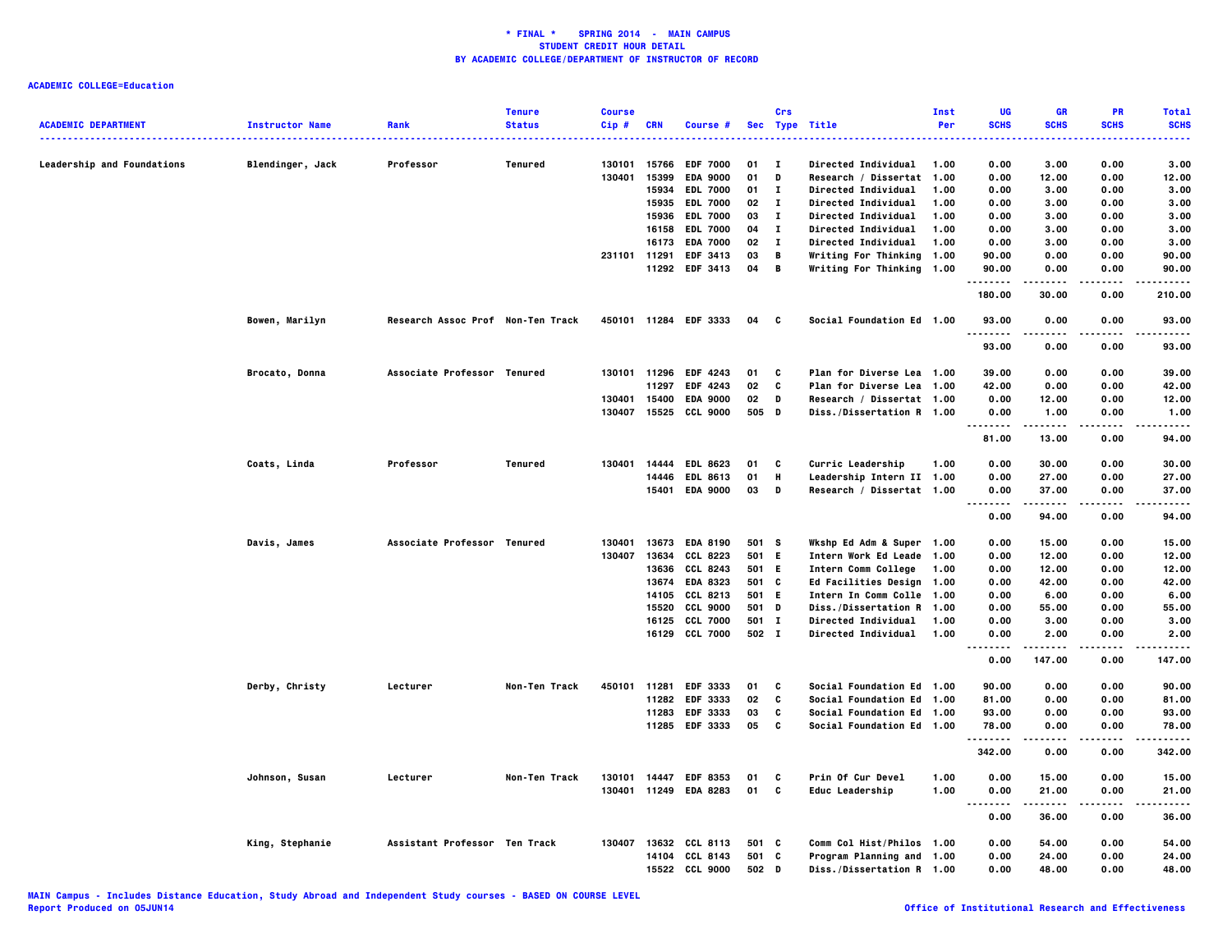**\* FINAL \* SPRING 2014 - MAIN CAMPUS**
**STUDENT CREDIT HOUR DETAIL**
**BY ACADEMIC COLLEGE/DEPARTMENT OF INSTRUCTOR OF RECORD**

**ACADEMIC COLLEGE=Education**

| ACADEMIC DEPARTMENT | Instructor Name | Rank | Tenure Status | Course Cip # | CRN | Course # | Sec | Crs Type | Title | Inst Per | UG SCHS | GR SCHS | PR SCHS | Total SCHS |
|---|---|---|---|---|---|---|---|---|---|---|---|---|---|---|
| Leadership and Foundations | Blendinger, Jack | Professor | Tenured | 130101 | 15766 | EDF 7000 | 01 | I | Directed Individual | 1.00 | 0.00 | 3.00 | 0.00 | 3.00 |
| | | | | 130401 | 15399 | EDA 9000 | 01 | D | Research / Dissertat | 1.00 | 0.00 | 12.00 | 0.00 | 12.00 |
| | | | | | 15934 | EDL 7000 | 01 | I | Directed Individual | 1.00 | 0.00 | 3.00 | 0.00 | 3.00 |
| | | | | | 15935 | EDL 7000 | 02 | I | Directed Individual | 1.00 | 0.00 | 3.00 | 0.00 | 3.00 |
| | | | | | 15936 | EDL 7000 | 03 | I | Directed Individual | 1.00 | 0.00 | 3.00 | 0.00 | 3.00 |
| | | | | | 16158 | EDL 7000 | 04 | I | Directed Individual | 1.00 | 0.00 | 3.00 | 0.00 | 3.00 |
| | | | | | 16173 | EDA 7000 | 02 | I | Directed Individual | 1.00 | 0.00 | 3.00 | 0.00 | 3.00 |
| | | | | 231101 | 11291 | EDF 3413 | 03 | B | Writing For Thinking | 1.00 | 90.00 | 0.00 | 0.00 | 90.00 |
| | | | | | 11292 | EDF 3413 | 04 | B | Writing For Thinking | 1.00 | 90.00 | 0.00 | 0.00 | 90.00 |
| | | | | | | | | | | | 180.00 | 30.00 | 0.00 | 210.00 |
| | Bowen, Marilyn | Research Assoc Prof | Non-Ten Track | 450101 | 11284 | EDF 3333 | 04 | C | Social Foundation Ed | 1.00 | 93.00 | 0.00 | 0.00 | 93.00 |
| | | | | | | | | | | | 93.00 | 0.00 | 0.00 | 93.00 |
| | Brocato, Donna | Associate Professor | Tenured | 130101 | 11296 | EDF 4243 | 01 | C | Plan for Diverse Lea | 1.00 | 39.00 | 0.00 | 0.00 | 39.00 |
| | | | | | 11297 | EDF 4243 | 02 | C | Plan for Diverse Lea | 1.00 | 42.00 | 0.00 | 0.00 | 42.00 |
| | | | | 130401 | 15400 | EDA 9000 | 02 | D | Research / Dissertat | 1.00 | 0.00 | 12.00 | 0.00 | 12.00 |
| | | | | 130407 | 15525 | CCL 9000 | 505 | D | Diss./Dissertation R | 1.00 | 0.00 | 1.00 | 0.00 | 1.00 |
| | | | | | | | | | | | 81.00 | 13.00 | 0.00 | 94.00 |
| | Coats, Linda | Professor | Tenured | 130401 | 14444 | EDL 8623 | 01 | C | Curric Leadership | 1.00 | 0.00 | 30.00 | 0.00 | 30.00 |
| | | | | | 14446 | EDL 8613 | 01 | H | Leadership Intern II | 1.00 | 0.00 | 27.00 | 0.00 | 27.00 |
| | | | | | 15401 | EDA 9000 | 03 | D | Research / Dissertat | 1.00 | 0.00 | 37.00 | 0.00 | 37.00 |
| | | | | | | | | | | | 0.00 | 94.00 | 0.00 | 94.00 |
| | Davis, James | Associate Professor | Tenured | 130401 | 13673 | EDA 8190 | 501 | S | Wkshp Ed Adm & Super | 1.00 | 0.00 | 15.00 | 0.00 | 15.00 |
| | | | | 130407 | 13634 | CCL 8223 | 501 | E | Intern Work Ed Leade | 1.00 | 0.00 | 12.00 | 0.00 | 12.00 |
| | | | | | 13636 | CCL 8243 | 501 | E | Intern Comm College | 1.00 | 0.00 | 12.00 | 0.00 | 12.00 |
| | | | | | 13674 | EDA 8323 | 501 | C | Ed Facilities Design | 1.00 | 0.00 | 42.00 | 0.00 | 42.00 |
| | | | | | 14105 | CCL 8213 | 501 | E | Intern In Comm Colle | 1.00 | 0.00 | 6.00 | 0.00 | 6.00 |
| | | | | | 15520 | CCL 9000 | 501 | D | Diss./Dissertation R | 1.00 | 0.00 | 55.00 | 0.00 | 55.00 |
| | | | | | 16125 | CCL 7000 | 501 | I | Directed Individual | 1.00 | 0.00 | 3.00 | 0.00 | 3.00 |
| | | | | | 16129 | CCL 7000 | 502 | I | Directed Individual | 1.00 | 0.00 | 2.00 | 0.00 | 2.00 |
| | | | | | | | | | | | 0.00 | 147.00 | 0.00 | 147.00 |
| | Derby, Christy | Lecturer | Non-Ten Track | 450101 | 11281 | EDF 3333 | 01 | C | Social Foundation Ed | 1.00 | 90.00 | 0.00 | 0.00 | 90.00 |
| | | | | | 11282 | EDF 3333 | 02 | C | Social Foundation Ed | 1.00 | 81.00 | 0.00 | 0.00 | 81.00 |
| | | | | | 11283 | EDF 3333 | 03 | C | Social Foundation Ed | 1.00 | 93.00 | 0.00 | 0.00 | 93.00 |
| | | | | | 11285 | EDF 3333 | 05 | C | Social Foundation Ed | 1.00 | 78.00 | 0.00 | 0.00 | 78.00 |
| | | | | | | | | | | | 342.00 | 0.00 | 0.00 | 342.00 |
| | Johnson, Susan | Lecturer | Non-Ten Track | 130101 | 14447 | EDF 8353 | 01 | C | Prin Of Cur Devel | 1.00 | 0.00 | 15.00 | 0.00 | 15.00 |
| | | | | 130401 | 11249 | EDA 8283 | 01 | C | Educ Leadership | 1.00 | 0.00 | 21.00 | 0.00 | 21.00 |
| | | | | | | | | | | | 0.00 | 36.00 | 0.00 | 36.00 |
| | King, Stephanie | Assistant Professor | Ten Track | 130407 | 13632 | CCL 8113 | 501 | C | Comm Col Hist/Philos | 1.00 | 0.00 | 54.00 | 0.00 | 54.00 |
| | | | | | 14104 | CCL 8143 | 501 | C | Program Planning and | 1.00 | 0.00 | 24.00 | 0.00 | 24.00 |
| | | | | | 15522 | CCL 9000 | 502 | D | Diss./Dissertation R | 1.00 | 0.00 | 48.00 | 0.00 | 48.00 |

MAIN Campus - Includes Distance Education, Study Abroad and Independent Study courses - BASED ON COURSE LEVEL
Report Produced on 05JUN14

Office of Institutional Research and Effectiveness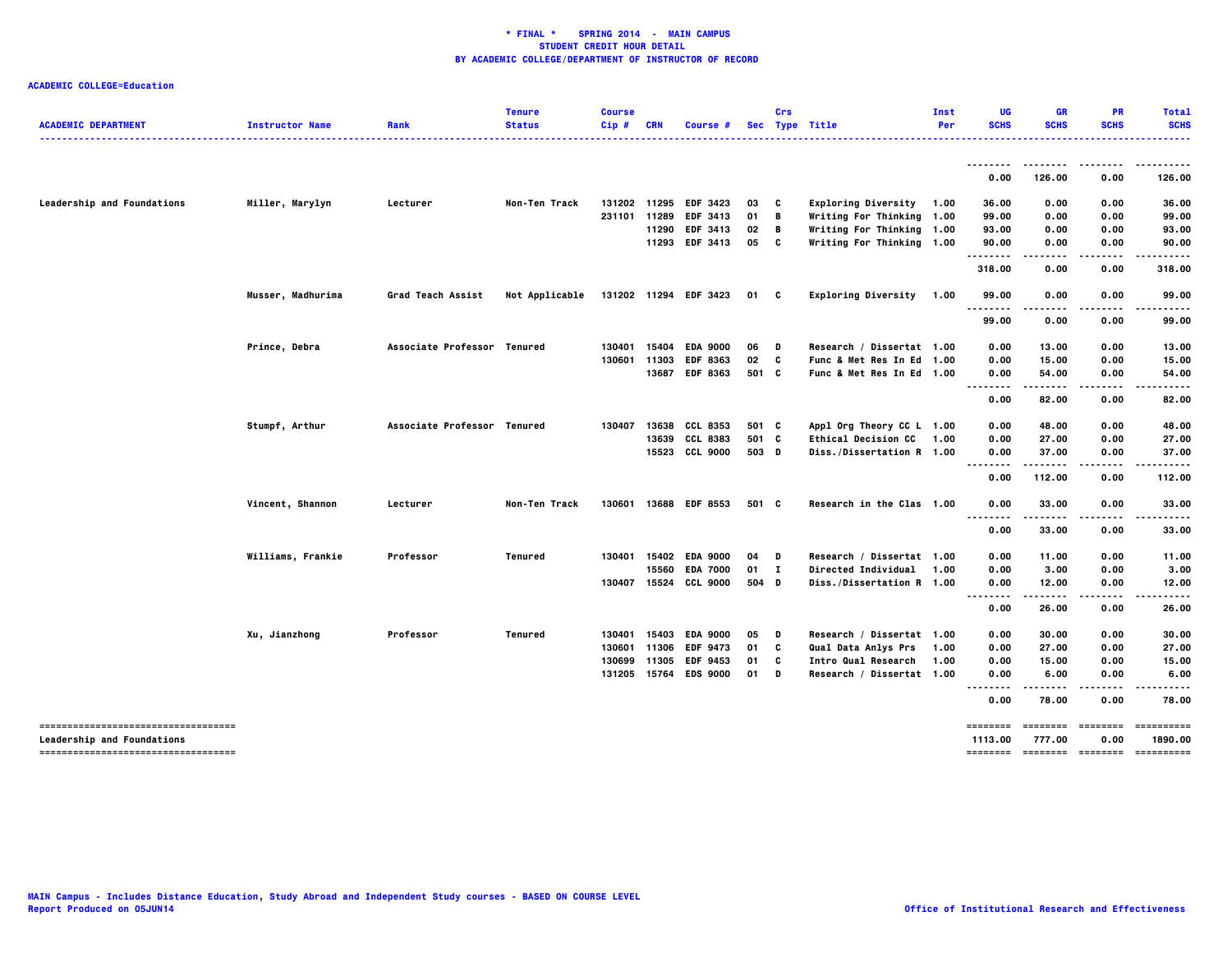**\* FINAL \*    SPRING 2014  -  MAIN CAMPUS**
**STUDENT CREDIT HOUR DETAIL**
**BY ACADEMIC COLLEGE/DEPARTMENT OF INSTRUCTOR OF RECORD**

**ACADEMIC COLLEGE=Education**

| ACADEMIC DEPARTMENT | Instructor Name | Rank | Tenure Status | Course Cip # | CRN | Course # | Sec | Crs Type | Title | Inst Per | UG SCHS | GR SCHS | PR SCHS | Total SCHS |
|---|---|---|---|---|---|---|---|---|---|---|---|---|---|---|
| | | | | | | | | | | | 0.00 | 126.00 | 0.00 | 126.00 |
| Leadership and Foundations | Miller, Marylyn | Lecturer | Non-Ten Track | 131202 | 11295 | EDF 3423 | 03 | C | Exploring Diversity | 1.00 | 36.00 | 0.00 | 0.00 | 36.00 |
| | | | | 231101 | 11289 | EDF 3413 | 01 | B | Writing For Thinking | 1.00 | 99.00 | 0.00 | 0.00 | 99.00 |
| | | | | | 11290 | EDF 3413 | 02 | B | Writing For Thinking | 1.00 | 93.00 | 0.00 | 0.00 | 93.00 |
| | | | | | 11293 | EDF 3413 | 05 | C | Writing For Thinking | 1.00 | 90.00 | 0.00 | 0.00 | 90.00 |
| | | | | | | | | | | | 318.00 | 0.00 | 0.00 | 318.00 |
| | Musser, Madhurima | Grad Teach Assist | Not Applicable | 131202 | 11294 | EDF 3423 | 01 | C | Exploring Diversity | 1.00 | 99.00 | 0.00 | 0.00 | 99.00 |
| | | | | | | | | | | | 99.00 | 0.00 | 0.00 | 99.00 |
| | Prince, Debra | Associate Professor | Tenured | 130401 | 15404 | EDA 9000 | 06 | D | Research / Dissertat | 1.00 | 0.00 | 13.00 | 0.00 | 13.00 |
| | | | | 130601 | 11303 | EDF 8363 | 02 | C | Func & Met Res In Ed | 1.00 | 0.00 | 15.00 | 0.00 | 15.00 |
| | | | | | 13687 | EDF 8363 | 501 | C | Func & Met Res In Ed | 1.00 | 0.00 | 54.00 | 0.00 | 54.00 |
| | | | | | | | | | | | 0.00 | 82.00 | 0.00 | 82.00 |
| | Stumpf, Arthur | Associate Professor | Tenured | 130407 | 13638 | CCL 8353 | 501 | C | Appl Org Theory CC L | 1.00 | 0.00 | 48.00 | 0.00 | 48.00 |
| | | | | | 13639 | CCL 8383 | 501 | C | Ethical Decision CC | 1.00 | 0.00 | 27.00 | 0.00 | 27.00 |
| | | | | | 15523 | CCL 9000 | 503 | D | Diss./Dissertation R | 1.00 | 0.00 | 37.00 | 0.00 | 37.00 |
| | | | | | | | | | | | 0.00 | 112.00 | 0.00 | 112.00 |
| | Vincent, Shannon | Lecturer | Non-Ten Track | 130601 | 13688 | EDF 8553 | 501 | C | Research in the Clas | 1.00 | 0.00 | 33.00 | 0.00 | 33.00 |
| | | | | | | | | | | | 0.00 | 33.00 | 0.00 | 33.00 |
| | Williams, Frankie | Professor | Tenured | 130401 | 15402 | EDA 9000 | 04 | D | Research / Dissertat | 1.00 | 0.00 | 11.00 | 0.00 | 11.00 |
| | | | | | 15560 | EDA 7000 | 01 | I | Directed Individual | 1.00 | 0.00 | 3.00 | 0.00 | 3.00 |
| | | | | 130407 | 15524 | CCL 9000 | 504 | D | Diss./Dissertation R | 1.00 | 0.00 | 12.00 | 0.00 | 12.00 |
| | | | | | | | | | | | 0.00 | 26.00 | 0.00 | 26.00 |
| | Xu, Jianzhong | Professor | Tenured | 130401 | 15403 | EDA 9000 | 05 | D | Research / Dissertat | 1.00 | 0.00 | 30.00 | 0.00 | 30.00 |
| | | | | 130601 | 11306 | EDF 9473 | 01 | C | Qual Data Anlys Prs | 1.00 | 0.00 | 27.00 | 0.00 | 27.00 |
| | | | | 130699 | 11305 | EDF 9453 | 01 | C | Intro Qual Research | 1.00 | 0.00 | 15.00 | 0.00 | 15.00 |
| | | | | 131205 | 15764 | EDS 9000 | 01 | D | Research / Dissertat | 1.00 | 0.00 | 6.00 | 0.00 | 6.00 |
| | | | | | | | | | | | 0.00 | 78.00 | 0.00 | 78.00 |
| **Leadership and Foundations** | | | | | | | | | | | 1113.00 | 777.00 | 0.00 | 1890.00 |

MAIN Campus - Includes Distance Education, Study Abroad and Independent Study courses - BASED ON COURSE LEVEL
Report Produced on 05JUN14

Office of Institutional Research and Effectiveness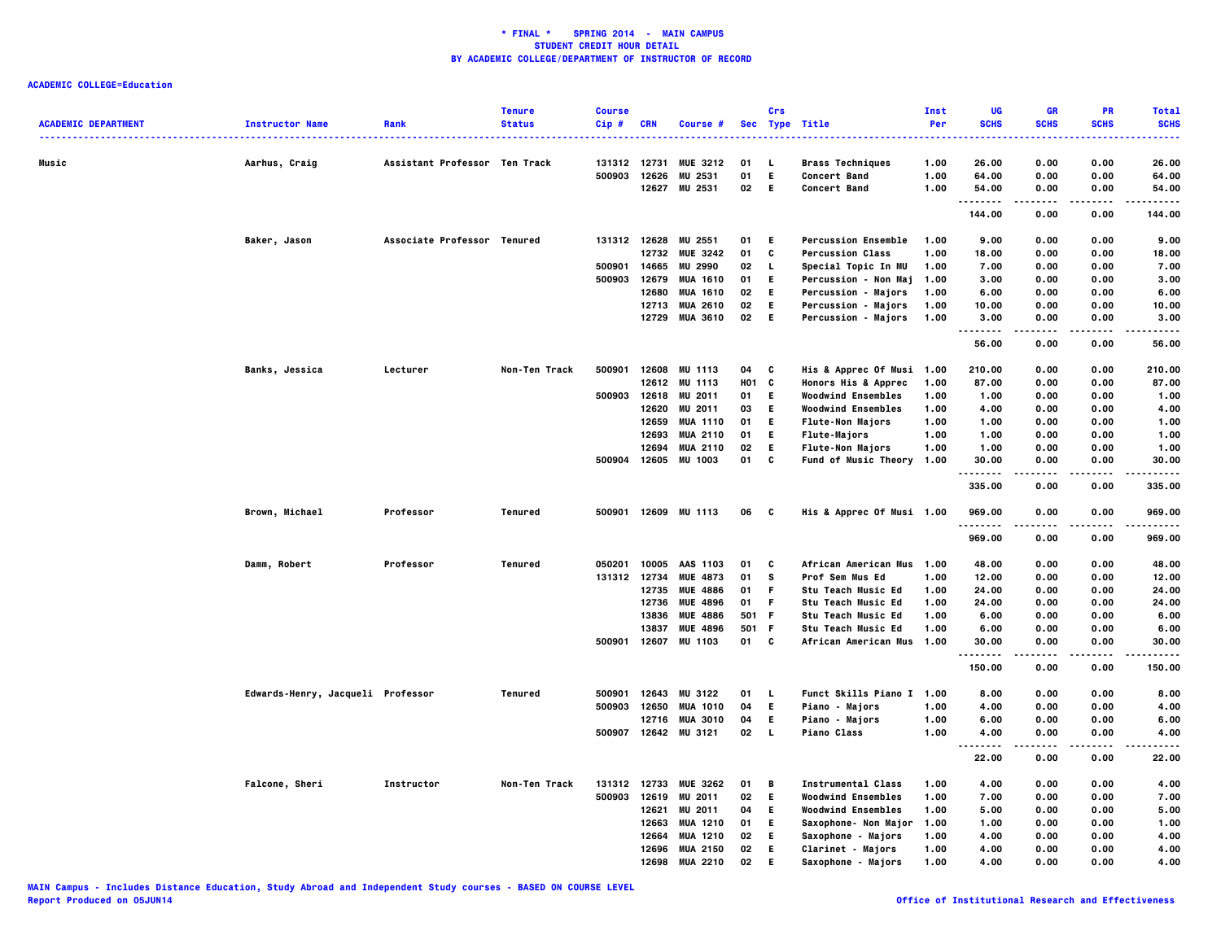**\* FINAL \* SPRING 2014 - MAIN CAMPUS**
**STUDENT CREDIT HOUR DETAIL**
**BY ACADEMIC COLLEGE/DEPARTMENT OF INSTRUCTOR OF RECORD**

**ACADEMIC COLLEGE=Education**

| ACADEMIC DEPARTMENT | Instructor Name | Rank | Tenure Status | Course Cip # | CRN | Course # | Sec | Crs Type | Title | Inst Per | UG SCHS | GR SCHS | PR SCHS | Total SCHS |
|---|---|---|---|---|---|---|---|---|---|---|---|---|---|---|
| Music | Aarhus, Craig | Assistant Professor | Ten Track | 131312 | 12731 | MUE 3212 | 01 | L | Brass Techniques | 1.00 | 26.00 | 0.00 | 0.00 | 26.00 |
| | | | | 500903 | 12626 | MU 2531 | 01 | E | Concert Band | 1.00 | 64.00 | 0.00 | 0.00 | 64.00 |
| | | | | | 12627 | MU 2531 | 02 | E | Concert Band | 1.00 | 54.00 | 0.00 | 0.00 | 54.00 |
| | | | | | | | | | | | 144.00 | 0.00 | 0.00 | 144.00 |
| | Baker, Jason | Associate Professor | Tenured | 131312 | 12628 | MU 2551 | 01 | E | Percussion Ensemble | 1.00 | 9.00 | 0.00 | 0.00 | 9.00 |
| | | | | | 12732 | MUE 3242 | 01 | C | Percussion Class | 1.00 | 18.00 | 0.00 | 0.00 | 18.00 |
| | | | | 500901 | 14665 | MU 2990 | 02 | L | Special Topic In MU | 1.00 | 7.00 | 0.00 | 0.00 | 7.00 |
| | | | | 500903 | 12679 | MUA 1610 | 01 | E | Percussion - Non Maj | 1.00 | 3.00 | 0.00 | 0.00 | 3.00 |
| | | | | | 12680 | MUA 1610 | 02 | E | Percussion - Majors | 1.00 | 6.00 | 0.00 | 0.00 | 6.00 |
| | | | | | 12713 | MUA 2610 | 02 | E | Percussion - Majors | 1.00 | 10.00 | 0.00 | 0.00 | 10.00 |
| | | | | | 12729 | MUA 3610 | 02 | E | Percussion - Majors | 1.00 | 3.00 | 0.00 | 0.00 | 3.00 |
| | | | | | | | | | | | 56.00 | 0.00 | 0.00 | 56.00 |
| | Banks, Jessica | Lecturer | Non-Ten Track | 500901 | 12608 | MU 1113 | 04 | C | His & Apprec Of Musi | 1.00 | 210.00 | 0.00 | 0.00 | 210.00 |
| | | | | | 12612 | MU 1113 | H01 | C | Honors His & Apprec | 1.00 | 87.00 | 0.00 | 0.00 | 87.00 |
| | | | | 500903 | 12618 | MU 2011 | 01 | E | Woodwind Ensembles | 1.00 | 1.00 | 0.00 | 0.00 | 1.00 |
| | | | | | 12620 | MU 2011 | 03 | E | Woodwind Ensembles | 1.00 | 4.00 | 0.00 | 0.00 | 4.00 |
| | | | | | 12659 | MUA 1110 | 01 | E | Flute-Non Majors | 1.00 | 1.00 | 0.00 | 0.00 | 1.00 |
| | | | | | 12693 | MUA 2110 | 01 | E | Flute-Majors | 1.00 | 1.00 | 0.00 | 0.00 | 1.00 |
| | | | | | 12694 | MUA 2110 | 02 | E | Flute-Non Majors | 1.00 | 1.00 | 0.00 | 0.00 | 1.00 |
| | | | | 500904 | 12605 | MU 1003 | 01 | C | Fund of Music Theory | 1.00 | 30.00 | 0.00 | 0.00 | 30.00 |
| | | | | | | | | | | | 335.00 | 0.00 | 0.00 | 335.00 |
| | Brown, Michael | Professor | Tenured | 500901 | 12609 | MU 1113 | 06 | C | His & Apprec Of Musi | 1.00 | 969.00 | 0.00 | 0.00 | 969.00 |
| | | | | | | | | | | | 969.00 | 0.00 | 0.00 | 969.00 |
| | Damm, Robert | Professor | Tenured | 050201 | 10005 | AAS 1103 | 01 | C | African American Mus | 1.00 | 48.00 | 0.00 | 0.00 | 48.00 |
| | | | | 131312 | 12734 | MUE 4873 | 01 | S | Prof Sem Mus Ed | 1.00 | 12.00 | 0.00 | 0.00 | 12.00 |
| | | | | | 12735 | MUE 4886 | 01 | F | Stu Teach Music Ed | 1.00 | 24.00 | 0.00 | 0.00 | 24.00 |
| | | | | | 12736 | MUE 4896 | 01 | F | Stu Teach Music Ed | 1.00 | 24.00 | 0.00 | 0.00 | 24.00 |
| | | | | | 13836 | MUE 4886 | 501 | F | Stu Teach Music Ed | 1.00 | 6.00 | 0.00 | 0.00 | 6.00 |
| | | | | | 13837 | MUE 4896 | 501 | F | Stu Teach Music Ed | 1.00 | 6.00 | 0.00 | 0.00 | 6.00 |
| | | | | 500901 | 12607 | MU 1103 | 01 | C | African American Mus | 1.00 | 30.00 | 0.00 | 0.00 | 30.00 |
| | | | | | | | | | | | 150.00 | 0.00 | 0.00 | 150.00 |
| | Edwards-Henry, Jacqueli | Professor | Tenured | 500901 | 12643 | MU 3122 | 01 | L | Funct Skills Piano I | 1.00 | 8.00 | 0.00 | 0.00 | 8.00 |
| | | | | 500903 | 12650 | MUA 1010 | 04 | E | Piano - Majors | 1.00 | 4.00 | 0.00 | 0.00 | 4.00 |
| | | | | | 12716 | MUA 3010 | 04 | E | Piano - Majors | 1.00 | 6.00 | 0.00 | 0.00 | 6.00 |
| | | | | 500907 | 12642 | MU 3121 | 02 | L | Piano Class | 1.00 | 4.00 | 0.00 | 0.00 | 4.00 |
| | | | | | | | | | | | 22.00 | 0.00 | 0.00 | 22.00 |
| | Falcone, Sheri | Instructor | Non-Ten Track | 131312 | 12733 | MUE 3262 | 01 | B | Instrumental Class | 1.00 | 4.00 | 0.00 | 0.00 | 4.00 |
| | | | | 500903 | 12619 | MU 2011 | 02 | E | Woodwind Ensembles | 1.00 | 7.00 | 0.00 | 0.00 | 7.00 |
| | | | | | 12621 | MU 2011 | 04 | E | Woodwind Ensembles | 1.00 | 5.00 | 0.00 | 0.00 | 5.00 |
| | | | | | 12663 | MUA 1210 | 01 | E | Saxophone- Non Major | 1.00 | 1.00 | 0.00 | 0.00 | 1.00 |
| | | | | | 12664 | MUA 1210 | 02 | E | Saxophone - Majors | 1.00 | 4.00 | 0.00 | 0.00 | 4.00 |
| | | | | | 12696 | MUA 2150 | 02 | E | Clarinet - Majors | 1.00 | 4.00 | 0.00 | 0.00 | 4.00 |
| | | | | | 12698 | MUA 2210 | 02 | E | Saxophone - Majors | 1.00 | 4.00 | 0.00 | 0.00 | 4.00 |

MAIN Campus - Includes Distance Education, Study Abroad and Independent Study courses - BASED ON COURSE LEVEL
Report Produced on 05JUN14

Office of Institutional Research and Effectiveness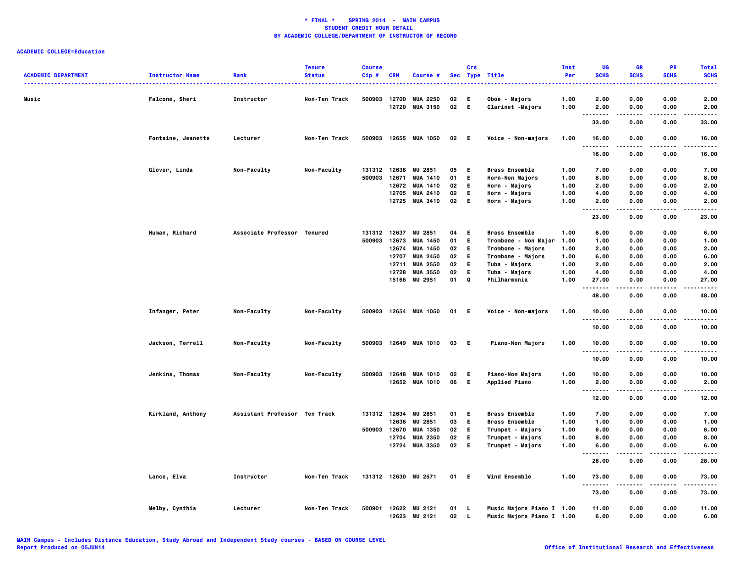# * FINAL * SPRING 2014 - MAIN CAMPUS
## STUDENT CREDIT HOUR DETAIL
## BY ACADEMIC COLLEGE/DEPARTMENT OF INSTRUCTOR OF RECORD

**ACADEMIC COLLEGE=Education**

| ACADEMIC DEPARTMENT | Instructor Name | Rank | Tenure Status | Course Cip # | CRN | Course # | Sec | Crs Type | Title | Inst Per | UG SCHS | GR SCHS | PR SCHS | Total SCHS |
|---|---|---|---|---|---|---|---|---|---|---|---|---|---|---|
| Music | Falcone, Sheri | Instructor | Non-Ten Track | 500903 | 12700 | MUA 2250 | 02 | E | Oboe - Majors | 1.00 | 2.00 | 0.00 | 0.00 | 2.00 |
| | | | | | 12720 | MUA 3150 | 02 | E | Clarinet -Majors | 1.00 | 2.00 | 0.00 | 0.00 | 2.00 |
| | | | | | | | | | | | 33.00 | 0.00 | 0.00 | 33.00 |
| | Fontaine, Jeanette | Lecturer | Non-Ten Track | 500903 | 12655 | MUA 1050 | 02 | E | Voice - Non-majors | 1.00 | 16.00 | 0.00 | 0.00 | 16.00 |
| | | | | | | | | | | | 16.00 | 0.00 | 0.00 | 16.00 |
| | Glover, Linda | Non-Faculty | Non-Faculty | 131312 | 12638 | MU 2851 | 05 | E | Brass Ensemble | 1.00 | 7.00 | 0.00 | 0.00 | 7.00 |
| | | | | 500903 | 12671 | MUA 1410 | 01 | E | Horn-Non Majors | 1.00 | 8.00 | 0.00 | 0.00 | 8.00 |
| | | | | | 12672 | MUA 1410 | 02 | E | Horn - Majors | 1.00 | 2.00 | 0.00 | 0.00 | 2.00 |
| | | | | | 12705 | MUA 2410 | 02 | E | Horn - Majors | 1.00 | 4.00 | 0.00 | 0.00 | 4.00 |
| | | | | | 12725 | MUA 3410 | 02 | E | Horn - Majors | 1.00 | 2.00 | 0.00 | 0.00 | 2.00 |
| | | | | | | | | | | | 23.00 | 0.00 | 0.00 | 23.00 |
| | Human, Richard | Associate Professor | Tenured | 131312 | 12637 | MU 2851 | 04 | E | Brass Ensemble | 1.00 | 6.00 | 0.00 | 0.00 | 6.00 |
| | | | | 500903 | 12673 | MUA 1450 | 01 | E | Trombone - Non Major | 1.00 | 1.00 | 0.00 | 0.00 | 1.00 |
| | | | | | 12674 | MUA 1450 | 02 | E | Trombone - Majors | 1.00 | 2.00 | 0.00 | 0.00 | 2.00 |
| | | | | | 12707 | MUA 2450 | 02 | E | Trombone - Majors | 1.00 | 6.00 | 0.00 | 0.00 | 6.00 |
| | | | | | 12711 | MUA 2550 | 02 | E | Tuba - Majors | 1.00 | 2.00 | 0.00 | 0.00 | 2.00 |
| | | | | | 12728 | MUA 3550 | 02 | E | Tuba - Majors | 1.00 | 4.00 | 0.00 | 0.00 | 4.00 |
| | | | | | 15166 | MU 2951 | 01 | Q | Philharmonia | 1.00 | 27.00 | 0.00 | 0.00 | 27.00 |
| | | | | | | | | | | | 48.00 | 0.00 | 0.00 | 48.00 |
| | Infanger, Peter | Non-Faculty | Non-Faculty | 500903 | 12654 | MUA 1050 | 01 | E | Voice - Non-majors | 1.00 | 10.00 | 0.00 | 0.00 | 10.00 |
| | | | | | | | | | | | 10.00 | 0.00 | 0.00 | 10.00 |
| | Jackson, Terrell | Non-Faculty | Non-Faculty | 500903 | 12649 | MUA 1010 | 03 | E | Piano-Non Majors | 1.00 | 10.00 | 0.00 | 0.00 | 10.00 |
| | | | | | | | | | | | 10.00 | 0.00 | 0.00 | 10.00 |
| | Jenkins, Thomas | Non-Faculty | Non-Faculty | 500903 | 12648 | MUA 1010 | 02 | E | Piano-Non Majors | 1.00 | 10.00 | 0.00 | 0.00 | 10.00 |
| | | | | | 12652 | MUA 1010 | 06 | E | Applied Piano | 1.00 | 2.00 | 0.00 | 0.00 | 2.00 |
| | | | | | | | | | | | 12.00 | 0.00 | 0.00 | 12.00 |
| | Kirkland, Anthony | Assistant Professor | Ten Track | 131312 | 12634 | MU 2851 | 01 | E | Brass Ensemble | 1.00 | 7.00 | 0.00 | 0.00 | 7.00 |
| | | | | | 12636 | MU 2851 | 03 | E | Brass Ensemble | 1.00 | 1.00 | 0.00 | 0.00 | 1.00 |
| | | | | 500903 | 12670 | MUA 1350 | 02 | E | Trumpet - Majors | 1.00 | 6.00 | 0.00 | 0.00 | 6.00 |
| | | | | | 12704 | MUA 2350 | 02 | E | Trumpet - Majors | 1.00 | 8.00 | 0.00 | 0.00 | 8.00 |
| | | | | | 12724 | MUA 3350 | 02 | E | Trumpet - Majors | 1.00 | 6.00 | 0.00 | 0.00 | 6.00 |
| | | | | | | | | | | | 28.00 | 0.00 | 0.00 | 28.00 |
| | Lance, Elva | Instructor | Non-Ten Track | 131312 | 12630 | MU 2571 | 01 | E | Wind Ensemble | 1.00 | 73.00 | 0.00 | 0.00 | 73.00 |
| | | | | | | | | | | | 73.00 | 0.00 | 0.00 | 73.00 |
| | Melby, Cynthia | Lecturer | Non-Ten Track | 500901 | 12622 | MU 2121 | 01 | L | Music Majors Piano I | 1.00 | 11.00 | 0.00 | 0.00 | 11.00 |
| | | | | | 12623 | MU 2121 | 02 | L | Music Majors Piano I | 1.00 | 6.00 | 0.00 | 0.00 | 6.00 |

MAIN Campus - Includes Distance Education, Study Abroad and Independent Study courses - BASED ON COURSE LEVEL
Report Produced on 05JUN14

Office of Institutional Research and Effectiveness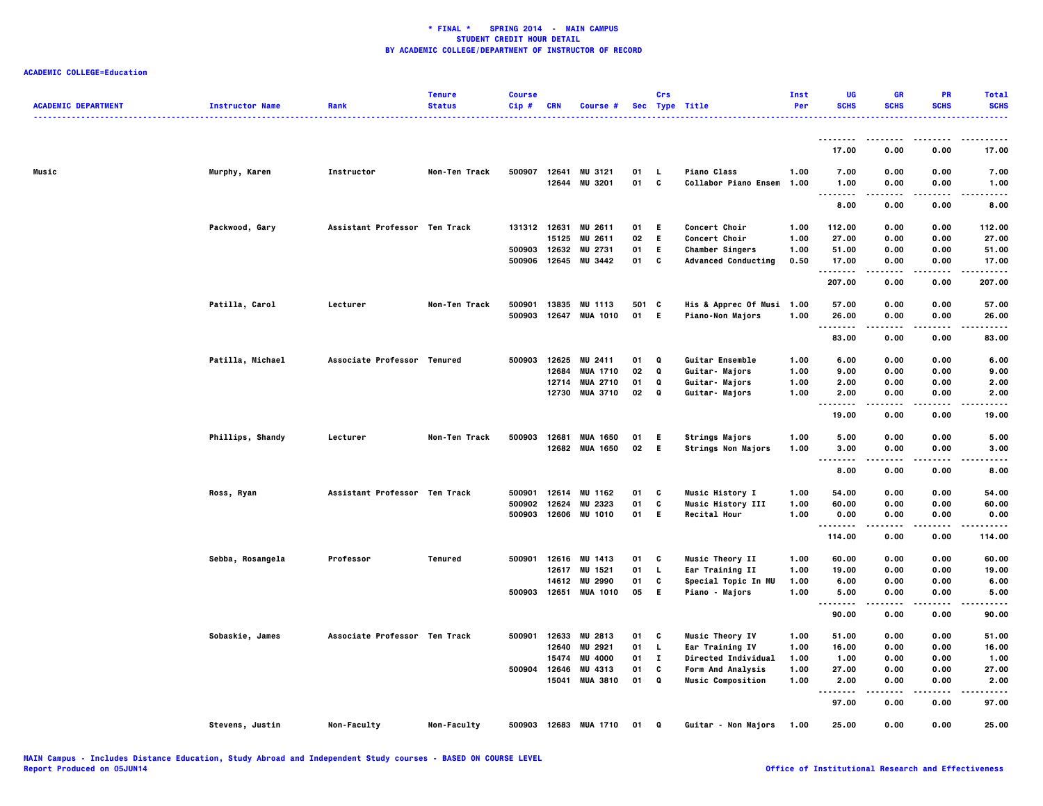**\* FINAL \* SPRING 2014 - MAIN CAMPUS**
**STUDENT CREDIT HOUR DETAIL**
**BY ACADEMIC COLLEGE/DEPARTMENT OF INSTRUCTOR OF RECORD**

**ACADEMIC COLLEGE=Education**

| ACADEMIC DEPARTMENT | Instructor Name | Rank | Tenure Status | Course Cip # | CRN | Course # | Sec | Crs Type | Title | Inst Per | UG SCHS | GR SCHS | PR SCHS | Total SCHS |
|---|---|---|---|---|---|---|---|---|---|---|---|---|---|---|
| | | | | | | | | | | | 17.00 | 0.00 | 0.00 | 17.00 |
| Music | Murphy, Karen | Instructor | Non-Ten Track | 500907 | 12641 | MU 3121 | 01 | L | Piano Class | 1.00 | 7.00 | 0.00 | 0.00 | 7.00 |
| | | | | | 12644 | MU 3201 | 01 | C | Collabor Piano Ensem | 1.00 | 1.00 | 0.00 | 0.00 | 1.00 |
| | | | | | | | | | | | 8.00 | 0.00 | 0.00 | 8.00 |
| | Packwood, Gary | Assistant Professor | Ten Track | 131312 | 12631 | MU 2611 | 01 | E | Concert Choir | 1.00 | 112.00 | 0.00 | 0.00 | 112.00 |
| | | | | | 15125 | MU 2611 | 02 | E | Concert Choir | 1.00 | 27.00 | 0.00 | 0.00 | 27.00 |
| | | | | 500903 | 12632 | MU 2731 | 01 | E | Chamber Singers | 1.00 | 51.00 | 0.00 | 0.00 | 51.00 |
| | | | | 500906 | 12645 | MU 3442 | 01 | C | Advanced Conducting | 0.50 | 17.00 | 0.00 | 0.00 | 17.00 |
| | | | | | | | | | | | 207.00 | 0.00 | 0.00 | 207.00 |
| | Patilla, Carol | Lecturer | Non-Ten Track | 500901 | 13835 | MU 1113 | 501 | C | His & Apprec Of Musi | 1.00 | 57.00 | 0.00 | 0.00 | 57.00 |
| | | | | 500903 | 12647 | MUA 1010 | 01 | E | Piano-Non Majors | 1.00 | 26.00 | 0.00 | 0.00 | 26.00 |
| | | | | | | | | | | | 83.00 | 0.00 | 0.00 | 83.00 |
| | Patilla, Michael | Associate Professor | Tenured | 500903 | 12625 | MU 2411 | 01 | Q | Guitar Ensemble | 1.00 | 6.00 | 0.00 | 0.00 | 6.00 |
| | | | | | 12684 | MUA 1710 | 02 | Q | Guitar- Majors | 1.00 | 9.00 | 0.00 | 0.00 | 9.00 |
| | | | | | 12714 | MUA 2710 | 01 | Q | Guitar- Majors | 1.00 | 2.00 | 0.00 | 0.00 | 2.00 |
| | | | | | 12730 | MUA 3710 | 02 | Q | Guitar- Majors | 1.00 | 2.00 | 0.00 | 0.00 | 2.00 |
| | | | | | | | | | | | 19.00 | 0.00 | 0.00 | 19.00 |
| | Phillips, Shandy | Lecturer | Non-Ten Track | 500903 | 12681 | MUA 1650 | 01 | E | Strings Majors | 1.00 | 5.00 | 0.00 | 0.00 | 5.00 |
| | | | | | 12682 | MUA 1650 | 02 | E | Strings Non Majors | 1.00 | 3.00 | 0.00 | 0.00 | 3.00 |
| | | | | | | | | | | | 8.00 | 0.00 | 0.00 | 8.00 |
| | Ross, Ryan | Assistant Professor | Ten Track | 500901 | 12614 | MU 1162 | 01 | C | Music History I | 1.00 | 54.00 | 0.00 | 0.00 | 54.00 |
| | | | | 500902 | 12624 | MU 2323 | 01 | C | Music History III | 1.00 | 60.00 | 0.00 | 0.00 | 60.00 |
| | | | | 500903 | 12606 | MU 1010 | 01 | E | Recital Hour | 1.00 | 0.00 | 0.00 | 0.00 | 0.00 |
| | | | | | | | | | | | 114.00 | 0.00 | 0.00 | 114.00 |
| | Sebba, Rosangela | Professor | Tenured | 500901 | 12616 | MU 1413 | 01 | C | Music Theory II | 1.00 | 60.00 | 0.00 | 0.00 | 60.00 |
| | | | | | 12617 | MU 1521 | 01 | L | Ear Training II | 1.00 | 19.00 | 0.00 | 0.00 | 19.00 |
| | | | | | 14612 | MU 2990 | 01 | C | Special Topic In MU | 1.00 | 6.00 | 0.00 | 0.00 | 6.00 |
| | | | | 500903 | 12651 | MUA 1010 | 05 | E | Piano - Majors | 1.00 | 5.00 | 0.00 | 0.00 | 5.00 |
| | | | | | | | | | | | 90.00 | 0.00 | 0.00 | 90.00 |
| | Sobaskie, James | Associate Professor | Ten Track | 500901 | 12633 | MU 2813 | 01 | C | Music Theory IV | 1.00 | 51.00 | 0.00 | 0.00 | 51.00 |
| | | | | | 12640 | MU 2921 | 01 | L | Ear Training IV | 1.00 | 16.00 | 0.00 | 0.00 | 16.00 |
| | | | | | 15474 | MU 4000 | 01 | I | Directed Individual | 1.00 | 1.00 | 0.00 | 0.00 | 1.00 |
| | | | | 500904 | 12646 | MU 4313 | 01 | C | Form And Analysis | 1.00 | 27.00 | 0.00 | 0.00 | 27.00 |
| | | | | | 15041 | MUA 3810 | 01 | Q | Music Composition | 1.00 | 2.00 | 0.00 | 0.00 | 2.00 |
| | | | | | | | | | | | 97.00 | 0.00 | 0.00 | 97.00 |
| | Stevens, Justin | Non-Faculty | Non-Faculty | 500903 | 12683 | MUA 1710 | 01 | Q | Guitar - Non Majors | 1.00 | 25.00 | 0.00 | 0.00 | 25.00 |

MAIN Campus - Includes Distance Education, Study Abroad and Independent Study courses - BASED ON COURSE LEVEL
Report Produced on 05JUN14

Office of Institutional Research and Effectiveness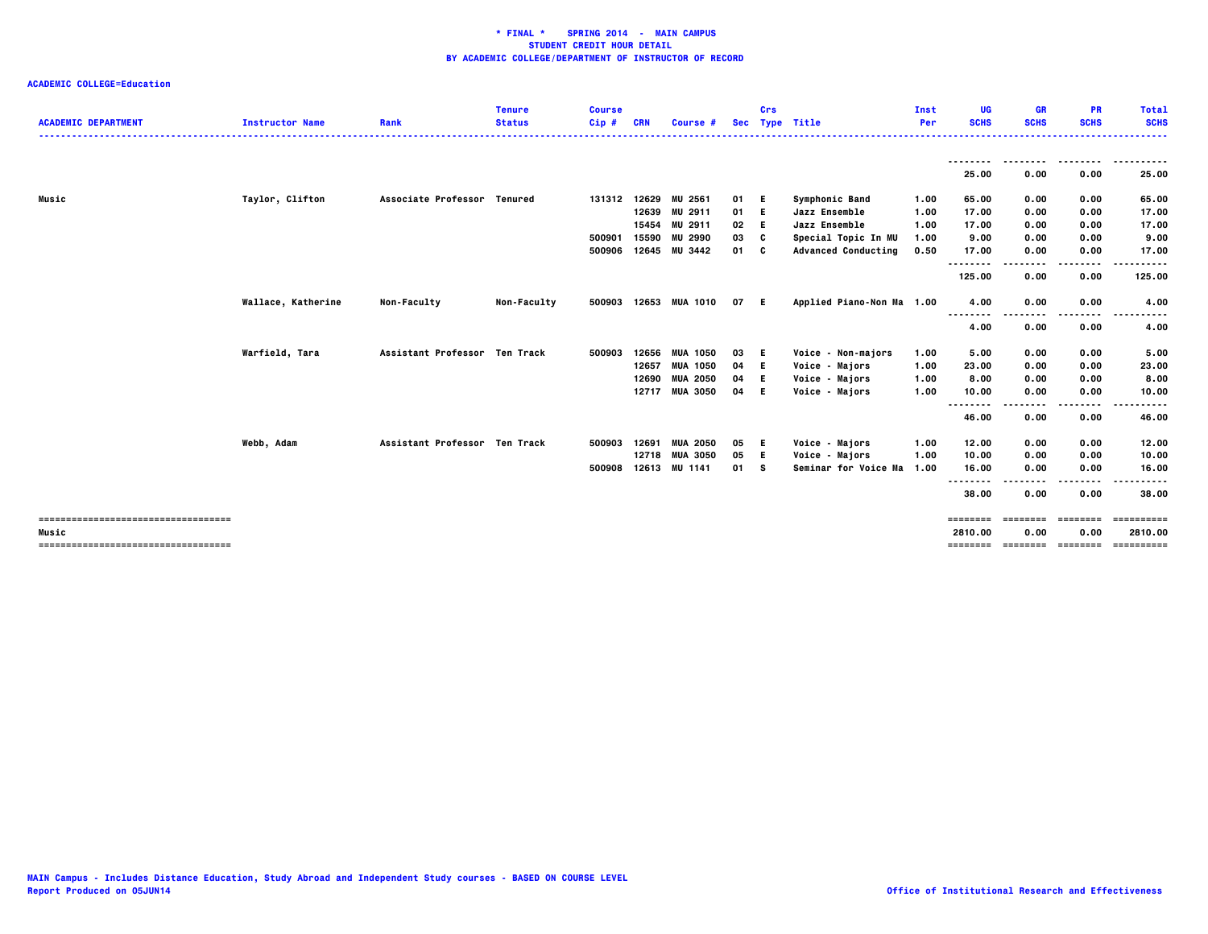**\* FINAL \* SPRING 2014 - MAIN CAMPUS**
**STUDENT CREDIT HOUR DETAIL**
**BY ACADEMIC COLLEGE/DEPARTMENT OF INSTRUCTOR OF RECORD**

**ACADEMIC COLLEGE=Education**

| ACADEMIC DEPARTMENT | Instructor Name | Rank | Tenure Status | Course Cip # | CRN | Course # | Sec | Crs Type | Title | Inst Per | UG SCHS | GR SCHS | PR SCHS | Total SCHS |
|---|---|---|---|---|---|---|---|---|---|---|---|---|---|---|
| | | | | | | | | | | | 25.00 | 0.00 | 0.00 | 25.00 |
| Music | Taylor, Clifton | Associate Professor | Tenured | 131312 | 12629 | MU 2561 | 01 | E | Symphonic Band | 1.00 | 65.00 | 0.00 | 0.00 | 65.00 |
| | | | | | 12639 | MU 2911 | 01 | E | Jazz Ensemble | 1.00 | 17.00 | 0.00 | 0.00 | 17.00 |
| | | | | | 15454 | MU 2911 | 02 | E | Jazz Ensemble | 1.00 | 17.00 | 0.00 | 0.00 | 17.00 |
| | | | | 500901 | 15590 | MU 2990 | 03 | C | Special Topic In MU | 1.00 | 9.00 | 0.00 | 0.00 | 9.00 |
| | | | | 500906 | 12645 | MU 3442 | 01 | C | Advanced Conducting | 0.50 | 17.00 | 0.00 | 0.00 | 17.00 |
| | | | | | | | | | | | 125.00 | 0.00 | 0.00 | 125.00 |
| | Wallace, Katherine | Non-Faculty | Non-Faculty | 500903 | 12653 | MUA 1010 | 07 | E | Applied Piano-Non Ma | 1.00 | 4.00 | 0.00 | 0.00 | 4.00 |
| | | | | | | | | | | | 4.00 | 0.00 | 0.00 | 4.00 |
| | Warfield, Tara | Assistant Professor | Ten Track | 500903 | 12656 | MUA 1050 | 03 | E | Voice - Non-majors | 1.00 | 5.00 | 0.00 | 0.00 | 5.00 |
| | | | | | 12657 | MUA 1050 | 04 | E | Voice - Majors | 1.00 | 23.00 | 0.00 | 0.00 | 23.00 |
| | | | | | 12690 | MUA 2050 | 04 | E | Voice - Majors | 1.00 | 8.00 | 0.00 | 0.00 | 8.00 |
| | | | | | 12717 | MUA 3050 | 04 | E | Voice - Majors | 1.00 | 10.00 | 0.00 | 0.00 | 10.00 |
| | | | | | | | | | | | 46.00 | 0.00 | 0.00 | 46.00 |
| | Webb, Adam | Assistant Professor | Ten Track | 500903 | 12691 | MUA 2050 | 05 | E | Voice - Majors | 1.00 | 12.00 | 0.00 | 0.00 | 12.00 |
| | | | | | 12718 | MUA 3050 | 05 | E | Voice - Majors | 1.00 | 10.00 | 0.00 | 0.00 | 10.00 |
| | | | | 500908 | 12613 | MU 1141 | 01 | S | Seminar for Voice Ma | 1.00 | 16.00 | 0.00 | 0.00 | 16.00 |
| | | | | | | | | | | | 38.00 | 0.00 | 0.00 | 38.00 |
| Music | | | | | | | | | | | 2810.00 | 0.00 | 0.00 | 2810.00 |

MAIN Campus - Includes Distance Education, Study Abroad and Independent Study courses - BASED ON COURSE LEVEL
Report Produced on 05JUN14

Office of Institutional Research and Effectiveness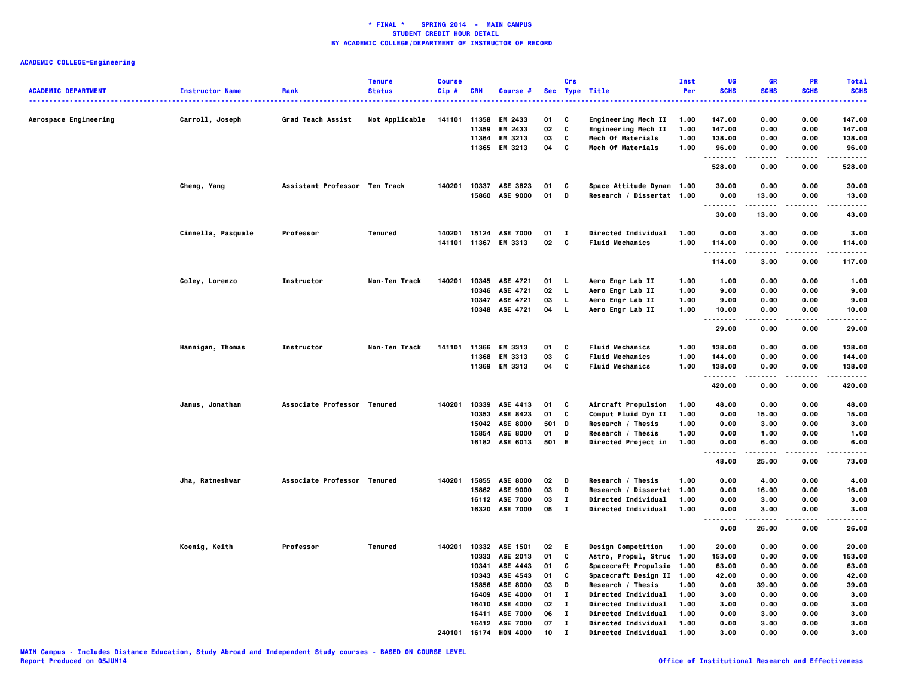**\* FINAL \* SPRING 2014 - MAIN CAMPUS**
**STUDENT CREDIT HOUR DETAIL**
**BY ACADEMIC COLLEGE/DEPARTMENT OF INSTRUCTOR OF RECORD**

**ACADEMIC COLLEGE=Engineering**

| ACADEMIC DEPARTMENT | Instructor Name | Rank | Tenure Status | Course Cip # | CRN | Course # | Sec | Crs Type | Title | Inst Per | UG SCHS | GR SCHS | PR SCHS | Total SCHS |
|---|---|---|---|---|---|---|---|---|---|---|---|---|---|---|
| Aerospace Engineering | Carroll, Joseph | Grad Teach Assist | Not Applicable | 141101 | 11358 | EM 2433 | 01 | C | Engineering Mech II | 1.00 | 147.00 | 0.00 | 0.00 | 147.00 |
| | | | | | 11359 | EM 2433 | 02 | C | Engineering Mech II | 1.00 | 147.00 | 0.00 | 0.00 | 147.00 |
| | | | | | 11364 | EM 3213 | 03 | C | Mech Of Materials | 1.00 | 138.00 | 0.00 | 0.00 | 138.00 |
| | | | | | 11365 | EM 3213 | 04 | C | Mech Of Materials | 1.00 | 96.00 | 0.00 | 0.00 | 96.00 |
| | | | | | | | | | | | 528.00 | 0.00 | 0.00 | 528.00 |
| | Cheng, Yang | Assistant Professor | Ten Track | 140201 | 10337 | ASE 3823 | 01 | C | Space Attitude Dynam | 1.00 | 30.00 | 0.00 | 0.00 | 30.00 |
| | | | | | 15860 | ASE 9000 | 01 | D | Research / Dissertat | 1.00 | 0.00 | 13.00 | 0.00 | 13.00 |
| | | | | | | | | | | | 30.00 | 13.00 | 0.00 | 43.00 |
| | Cinnella, Pasquale | Professor | Tenured | 140201 | 15124 | ASE 7000 | 01 | I | Directed Individual | 1.00 | 0.00 | 3.00 | 0.00 | 3.00 |
| | | | | 141101 | 11367 | EM 3313 | 02 | C | Fluid Mechanics | 1.00 | 114.00 | 0.00 | 0.00 | 114.00 |
| | | | | | | | | | | | 114.00 | 3.00 | 0.00 | 117.00 |
| | Coley, Lorenzo | Instructor | Non-Ten Track | 140201 | 10345 | ASE 4721 | 01 | L | Aero Engr Lab II | 1.00 | 1.00 | 0.00 | 0.00 | 1.00 |
| | | | | | 10346 | ASE 4721 | 02 | L | Aero Engr Lab II | 1.00 | 9.00 | 0.00 | 0.00 | 9.00 |
| | | | | | 10347 | ASE 4721 | 03 | L | Aero Engr Lab II | 1.00 | 9.00 | 0.00 | 0.00 | 9.00 |
| | | | | | 10348 | ASE 4721 | 04 | L | Aero Engr Lab II | 1.00 | 10.00 | 0.00 | 0.00 | 10.00 |
| | | | | | | | | | | | 29.00 | 0.00 | 0.00 | 29.00 |
| | Hannigan, Thomas | Instructor | Non-Ten Track | 141101 | 11366 | EM 3313 | 01 | C | Fluid Mechanics | 1.00 | 138.00 | 0.00 | 0.00 | 138.00 |
| | | | | | 11368 | EM 3313 | 03 | C | Fluid Mechanics | 1.00 | 144.00 | 0.00 | 0.00 | 144.00 |
| | | | | | 11369 | EM 3313 | 04 | C | Fluid Mechanics | 1.00 | 138.00 | 0.00 | 0.00 | 138.00 |
| | | | | | | | | | | | 420.00 | 0.00 | 0.00 | 420.00 |
| | Janus, Jonathan | Associate Professor | Tenured | 140201 | 10339 | ASE 4413 | 01 | C | Aircraft Propulsion | 1.00 | 48.00 | 0.00 | 0.00 | 48.00 |
| | | | | | 10353 | ASE 8423 | 01 | C | Comput Fluid Dyn II | 1.00 | 0.00 | 15.00 | 0.00 | 15.00 |
| | | | | | 15042 | ASE 8000 | 501 | D | Research / Thesis | 1.00 | 0.00 | 3.00 | 0.00 | 3.00 |
| | | | | | 15854 | ASE 8000 | 01 | D | Research / Thesis | 1.00 | 0.00 | 1.00 | 0.00 | 1.00 |
| | | | | | 16182 | ASE 6013 | 501 | E | Directed Project in | 1.00 | 0.00 | 6.00 | 0.00 | 6.00 |
| | | | | | | | | | | | 48.00 | 25.00 | 0.00 | 73.00 |
| | Jha, Ratneshwar | Associate Professor | Tenured | 140201 | 15855 | ASE 8000 | 02 | D | Research / Thesis | 1.00 | 0.00 | 4.00 | 0.00 | 4.00 |
| | | | | | 15862 | ASE 9000 | 03 | D | Research / Dissertat | 1.00 | 0.00 | 16.00 | 0.00 | 16.00 |
| | | | | | 16112 | ASE 7000 | 03 | I | Directed Individual | 1.00 | 0.00 | 3.00 | 0.00 | 3.00 |
| | | | | | 16320 | ASE 7000 | 05 | I | Directed Individual | 1.00 | 0.00 | 3.00 | 0.00 | 3.00 |
| | | | | | | | | | | | 0.00 | 26.00 | 0.00 | 26.00 |
| | Koenig, Keith | Professor | Tenured | 140201 | 10332 | ASE 1501 | 02 | E | Design Competition | 1.00 | 20.00 | 0.00 | 0.00 | 20.00 |
| | | | | | 10333 | ASE 2013 | 01 | C | Astro, Propul, Struc | 1.00 | 153.00 | 0.00 | 0.00 | 153.00 |
| | | | | | 10341 | ASE 4443 | 01 | C | Spacecraft Propulsio | 1.00 | 63.00 | 0.00 | 0.00 | 63.00 |
| | | | | | 10343 | ASE 4543 | 01 | C | Spacecraft Design II | 1.00 | 42.00 | 0.00 | 0.00 | 42.00 |
| | | | | | 15856 | ASE 8000 | 03 | D | Research / Thesis | 1.00 | 0.00 | 39.00 | 0.00 | 39.00 |
| | | | | | 16409 | ASE 4000 | 01 | I | Directed Individual | 1.00 | 3.00 | 0.00 | 0.00 | 3.00 |
| | | | | | 16410 | ASE 4000 | 02 | I | Directed Individual | 1.00 | 3.00 | 0.00 | 0.00 | 3.00 |
| | | | | | 16411 | ASE 7000 | 06 | I | Directed Individual | 1.00 | 0.00 | 3.00 | 0.00 | 3.00 |
| | | | | | 16412 | ASE 7000 | 07 | I | Directed Individual | 1.00 | 0.00 | 3.00 | 0.00 | 3.00 |
| | | | | 240101 | 16174 | HON 4000 | 10 | I | Directed Individual | 1.00 | 3.00 | 0.00 | 0.00 | 3.00 |

MAIN Campus - Includes Distance Education, Study Abroad and Independent Study courses - BASED ON COURSE LEVEL
Report Produced on 05JUN14

Office of Institutional Research and Effectiveness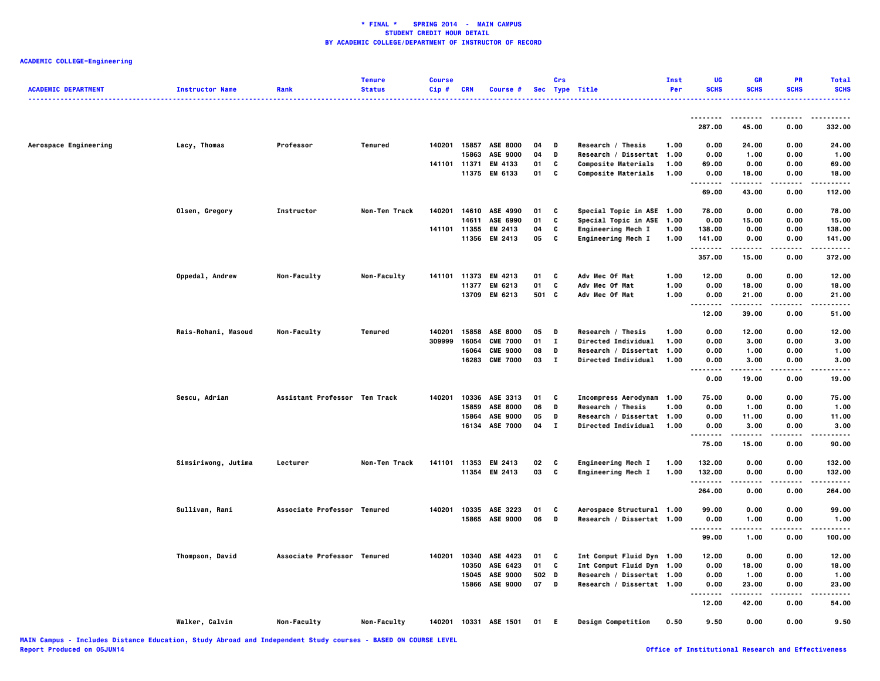**\* FINAL \* SPRING 2014 - MAIN CAMPUS**
**STUDENT CREDIT HOUR DETAIL**
**BY ACADEMIC COLLEGE/DEPARTMENT OF INSTRUCTOR OF RECORD**

**ACADEMIC COLLEGE=Engineering**

| ACADEMIC DEPARTMENT | Instructor Name | Rank | Tenure Status | Course Cip # | CRN | Course # | Sec | Crs Type | Title | Inst Per | UG SCHS | GR SCHS | PR SCHS | Total SCHS |
|---|---|---|---|---|---|---|---|---|---|---|---|---|---|---|
| | | | | | | | | | | | 287.00 | 45.00 | 0.00 | 332.00 |
| Aerospace Engineering | Lacy, Thomas | Professor | Tenured | 140201 | 15857 | ASE 8000 | 04 | D | Research / Thesis | 1.00 | 0.00 | 24.00 | 0.00 | 24.00 |
| | | | | | 15863 | ASE 9000 | 04 | D | Research / Dissertat | 1.00 | 0.00 | 1.00 | 0.00 | 1.00 |
| | | | | 141101 | 11371 | EM 4133 | 01 | C | Composite Materials | 1.00 | 69.00 | 0.00 | 0.00 | 69.00 |
| | | | | | 11375 | EM 6133 | 01 | C | Composite Materials | 1.00 | 0.00 | 18.00 | 0.00 | 18.00 |
| | | | | | | | | | | | 69.00 | 43.00 | 0.00 | 112.00 |
| | Olsen, Gregory | Instructor | Non-Ten Track | 140201 | 14610 | ASE 4990 | 01 | C | Special Topic in ASE | 1.00 | 78.00 | 0.00 | 0.00 | 78.00 |
| | | | | | 14611 | ASE 6990 | 01 | C | Special Topic in ASE | 1.00 | 0.00 | 15.00 | 0.00 | 15.00 |
| | | | | 141101 | 11355 | EM 2413 | 04 | C | Engineering Mech I | 1.00 | 138.00 | 0.00 | 0.00 | 138.00 |
| | | | | | 11356 | EM 2413 | 05 | C | Engineering Mech I | 1.00 | 141.00 | 0.00 | 0.00 | 141.00 |
| | | | | | | | | | | | 357.00 | 15.00 | 0.00 | 372.00 |
| | Oppedal, Andrew | Non-Faculty | Non-Faculty | 141101 | 11373 | EM 4213 | 01 | C | Adv Mec Of Mat | 1.00 | 12.00 | 0.00 | 0.00 | 12.00 |
| | | | | | 11377 | EM 6213 | 01 | C | Adv Mec Of Mat | 1.00 | 0.00 | 18.00 | 0.00 | 18.00 |
| | | | | | 13709 | EM 6213 | 501 | C | Adv Mec Of Mat | 1.00 | 0.00 | 21.00 | 0.00 | 21.00 |
| | | | | | | | | | | | 12.00 | 39.00 | 0.00 | 51.00 |
| | Rais-Rohani, Masoud | Non-Faculty | Tenured | 140201 | 15858 | ASE 8000 | 05 | D | Research / Thesis | 1.00 | 0.00 | 12.00 | 0.00 | 12.00 |
| | | | | 309999 | 16054 | CME 7000 | 01 | I | Directed Individual | 1.00 | 0.00 | 3.00 | 0.00 | 3.00 |
| | | | | | 16064 | CME 9000 | 08 | D | Research / Dissertat | 1.00 | 0.00 | 1.00 | 0.00 | 1.00 |
| | | | | | 16283 | CME 7000 | 03 | I | Directed Individual | 1.00 | 0.00 | 3.00 | 0.00 | 3.00 |
| | | | | | | | | | | | 0.00 | 19.00 | 0.00 | 19.00 |
| | Sescu, Adrian | Assistant Professor | Ten Track | 140201 | 10336 | ASE 3313 | 01 | C | Incompress Aerodynam | 1.00 | 75.00 | 0.00 | 0.00 | 75.00 |
| | | | | | 15859 | ASE 8000 | 06 | D | Research / Thesis | 1.00 | 0.00 | 1.00 | 0.00 | 1.00 |
| | | | | | 15864 | ASE 9000 | 05 | D | Research / Dissertat | 1.00 | 0.00 | 11.00 | 0.00 | 11.00 |
| | | | | | 16134 | ASE 7000 | 04 | I | Directed Individual | 1.00 | 0.00 | 3.00 | 0.00 | 3.00 |
| | | | | | | | | | | | 75.00 | 15.00 | 0.00 | 90.00 |
| | Simsiriwong, Jutima | Lecturer | Non-Ten Track | 141101 | 11353 | EM 2413 | 02 | C | Engineering Mech I | 1.00 | 132.00 | 0.00 | 0.00 | 132.00 |
| | | | | | 11354 | EM 2413 | 03 | C | Engineering Mech I | 1.00 | 132.00 | 0.00 | 0.00 | 132.00 |
| | | | | | | | | | | | 264.00 | 0.00 | 0.00 | 264.00 |
| | Sullivan, Rani | Associate Professor | Tenured | 140201 | 10335 | ASE 3223 | 01 | C | Aerospace Structural | 1.00 | 99.00 | 0.00 | 0.00 | 99.00 |
| | | | | | 15865 | ASE 9000 | 06 | D | Research / Dissertat | 1.00 | 0.00 | 1.00 | 0.00 | 1.00 |
| | | | | | | | | | | | 99.00 | 1.00 | 0.00 | 100.00 |
| | Thompson, David | Associate Professor | Tenured | 140201 | 10340 | ASE 4423 | 01 | C | Int Comput Fluid Dyn | 1.00 | 12.00 | 0.00 | 0.00 | 12.00 |
| | | | | | 10350 | ASE 6423 | 01 | C | Int Comput Fluid Dyn | 1.00 | 0.00 | 18.00 | 0.00 | 18.00 |
| | | | | | 15045 | ASE 9000 | 502 | D | Research / Dissertat | 1.00 | 0.00 | 1.00 | 0.00 | 1.00 |
| | | | | | 15866 | ASE 9000 | 07 | D | Research / Dissertat | 1.00 | 0.00 | 23.00 | 0.00 | 23.00 |
| | | | | | | | | | | | 12.00 | 42.00 | 0.00 | 54.00 |
| | Walker, Calvin | Non-Faculty | Non-Faculty | 140201 | 10331 | ASE 1501 | 01 | E | Design Competition | 0.50 | 9.50 | 0.00 | 0.00 | 9.50 |

MAIN Campus - Includes Distance Education, Study Abroad and Independent Study courses - BASED ON COURSE LEVEL
Report Produced on 05JUN14
Office of Institutional Research and Effectiveness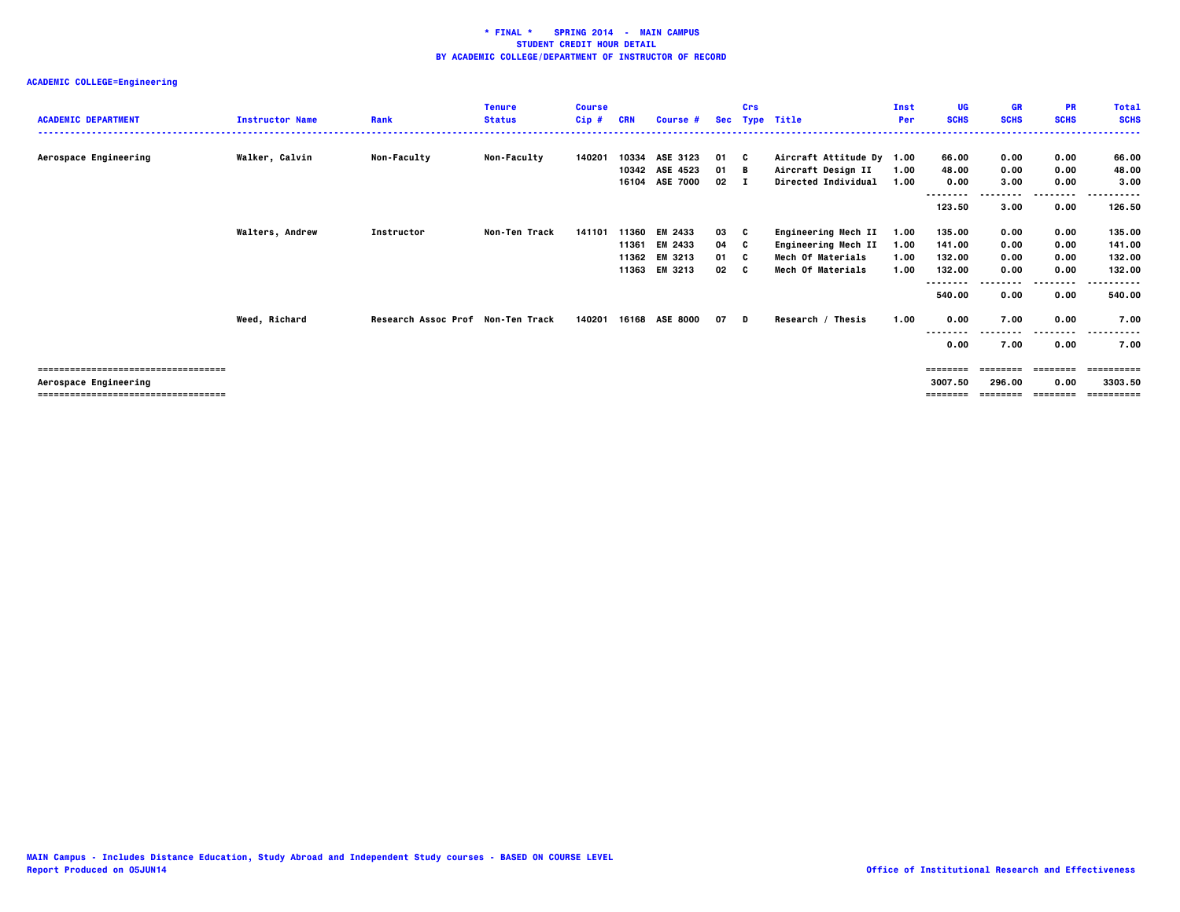**\* FINAL \* SPRING 2014 - MAIN CAMPUS**
**STUDENT CREDIT HOUR DETAIL**
**BY ACADEMIC COLLEGE/DEPARTMENT OF INSTRUCTOR OF RECORD**

**ACADEMIC COLLEGE=Engineering**

| ACADEMIC DEPARTMENT | Instructor Name | Rank | Tenure Status | Course Cip # | CRN | Course # | Sec | Crs Type | Title | Inst Per | UG SCHS | GR SCHS | PR SCHS | Total SCHS |
|---|---|---|---|---|---|---|---|---|---|---|---|---|---|---|
| Aerospace Engineering | Walker, Calvin | Non-Faculty | Non-Faculty | 140201 | 10334 | ASE 3123 | 01 | C | Aircraft Attitude Dy | 1.00 | 66.00 | 0.00 | 0.00 | 66.00 |
| | | | | | 10342 | ASE 4523 | 01 | B | Aircraft Design II | 1.00 | 48.00 | 0.00 | 0.00 | 48.00 |
| | | | | | 16104 | ASE 7000 | 02 | I | Directed Individual | 1.00 | 0.00 | 3.00 | 0.00 | 3.00 |
| | | | | | | | | | | | 123.50 | 3.00 | 0.00 | 126.50 |
| | Walters, Andrew | Instructor | Non-Ten Track | 141101 | 11360 | EM 2433 | 03 | C | Engineering Mech II | 1.00 | 135.00 | 0.00 | 0.00 | 135.00 |
| | | | | | 11361 | EM 2433 | 04 | C | Engineering Mech II | 1.00 | 141.00 | 0.00 | 0.00 | 141.00 |
| | | | | | 11362 | EM 3213 | 01 | C | Mech Of Materials | 1.00 | 132.00 | 0.00 | 0.00 | 132.00 |
| | | | | | 11363 | EM 3213 | 02 | C | Mech Of Materials | 1.00 | 132.00 | 0.00 | 0.00 | 132.00 |
| | | | | | | | | | | | 540.00 | 0.00 | 0.00 | 540.00 |
| | Weed, Richard | Research Assoc Prof | Non-Ten Track | 140201 | 16168 | ASE 8000 | 07 | D | Research / Thesis | 1.00 | 0.00 | 7.00 | 0.00 | 7.00 |
| | | | | | | | | | | | 0.00 | 7.00 | 0.00 | 7.00 |
| **Aerospace Engineering** | | | | | | | | | | | 3007.50 | 296.00 | 0.00 | 3303.50 |

MAIN Campus - Includes Distance Education, Study Abroad and Independent Study courses - BASED ON COURSE LEVEL
Report Produced on 05JUN14

Office of Institutional Research and Effectiveness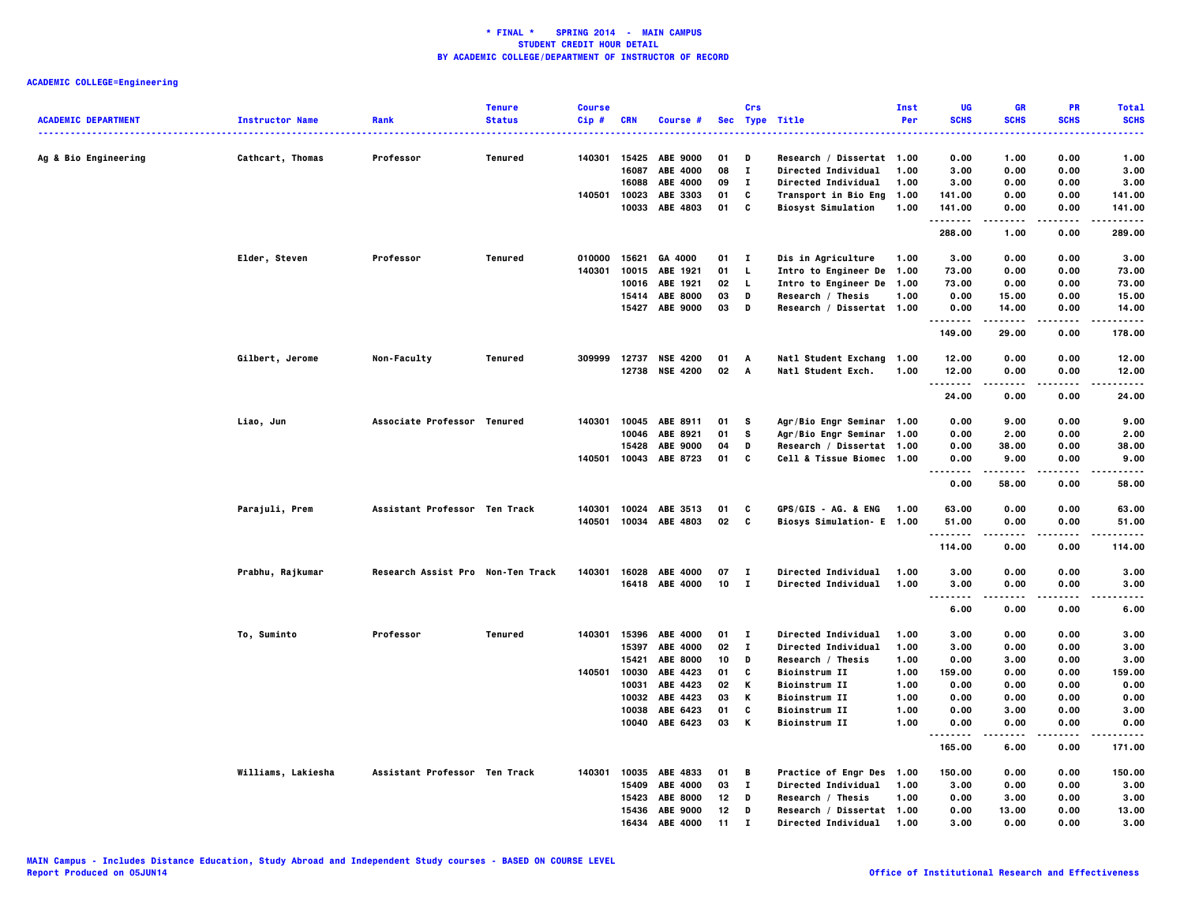**\* FINAL \*    SPRING 2014  -  MAIN CAMPUS**
**STUDENT CREDIT HOUR DETAIL**
**BY ACADEMIC COLLEGE/DEPARTMENT OF INSTRUCTOR OF RECORD**

**ACADEMIC COLLEGE=Engineering**

| ACADEMIC DEPARTMENT | Instructor Name | Rank | Tenure Status | Course Cip # | CRN | Course # | Sec | Crs Type | Title | Inst Per | UG SCHS | GR SCHS | PR SCHS | Total SCHS |
|---|---|---|---|---|---|---|---|---|---|---|---|---|---|---|
| Ag & Bio Engineering | Cathcart, Thomas | Professor | Tenured | 140301 | 15425 | ABE 9000 | 01 | D | Research / Dissertat | 1.00 | 0.00 | 1.00 | 0.00 | 1.00 |
| | | | | | 16087 | ABE 4000 | 08 | I | Directed Individual | 1.00 | 3.00 | 0.00 | 0.00 | 3.00 |
| | | | | | 16088 | ABE 4000 | 09 | I | Directed Individual | 1.00 | 3.00 | 0.00 | 0.00 | 3.00 |
| | | | | 140501 | 10023 | ABE 3303 | 01 | C | Transport in Bio Eng | 1.00 | 141.00 | 0.00 | 0.00 | 141.00 |
| | | | | | 10033 | ABE 4803 | 01 | C | Biosyst Simulation | 1.00 | 141.00 | 0.00 | 0.00 | 141.00 |
| | | | | | | | | | | | 288.00 | 1.00 | 0.00 | 289.00 |
| | Elder, Steven | Professor | Tenured | 010000 | 15621 | GA 4000 | 01 | I | Dis in Agriculture | 1.00 | 3.00 | 0.00 | 0.00 | 3.00 |
| | | | | 140301 | 10015 | ABE 1921 | 01 | L | Intro to Engineer De | 1.00 | 73.00 | 0.00 | 0.00 | 73.00 |
| | | | | | 10016 | ABE 1921 | 02 | L | Intro to Engineer De | 1.00 | 73.00 | 0.00 | 0.00 | 73.00 |
| | | | | | 15414 | ABE 8000 | 03 | D | Research / Thesis | 1.00 | 0.00 | 15.00 | 0.00 | 15.00 |
| | | | | | 15427 | ABE 9000 | 03 | D | Research / Dissertat | 1.00 | 0.00 | 14.00 | 0.00 | 14.00 |
| | | | | | | | | | | | 149.00 | 29.00 | 0.00 | 178.00 |
| | Gilbert, Jerome | Non-Faculty | Tenured | 309999 | 12737 | NSE 4200 | 01 | A | Natl Student Exchang | 1.00 | 12.00 | 0.00 | 0.00 | 12.00 |
| | | | | | 12738 | NSE 4200 | 02 | A | Natl Student Exch. | 1.00 | 12.00 | 0.00 | 0.00 | 12.00 |
| | | | | | | | | | | | 24.00 | 0.00 | 0.00 | 24.00 |
| | Liao, Jun | Associate Professor | Tenured | 140301 | 10045 | ABE 8911 | 01 | S | Agr/Bio Engr Seminar | 1.00 | 0.00 | 9.00 | 0.00 | 9.00 |
| | | | | | 10046 | ABE 8921 | 01 | S | Agr/Bio Engr Seminar | 1.00 | 0.00 | 2.00 | 0.00 | 2.00 |
| | | | | | 15428 | ABE 9000 | 04 | D | Research / Dissertat | 1.00 | 0.00 | 38.00 | 0.00 | 38.00 |
| | | | | 140501 | 10043 | ABE 8723 | 01 | C | Cell & Tissue Biomec | 1.00 | 0.00 | 9.00 | 0.00 | 9.00 |
| | | | | | | | | | | | 0.00 | 58.00 | 0.00 | 58.00 |
| | Parajuli, Prem | Assistant Professor | Ten Track | 140301 | 10024 | ABE 3513 | 01 | C | GPS/GIS - AG. & ENG | 1.00 | 63.00 | 0.00 | 0.00 | 63.00 |
| | | | | 140501 | 10034 | ABE 4803 | 02 | C | Biosys Simulation- E | 1.00 | 51.00 | 0.00 | 0.00 | 51.00 |
| | | | | | | | | | | | 114.00 | 0.00 | 0.00 | 114.00 |
| | Prabhu, Rajkumar | Research Assist Pro | Non-Ten Track | 140301 | 16028 | ABE 4000 | 07 | I | Directed Individual | 1.00 | 3.00 | 0.00 | 0.00 | 3.00 |
| | | | | | 16418 | ABE 4000 | 10 | I | Directed Individual | 1.00 | 3.00 | 0.00 | 0.00 | 3.00 |
| | | | | | | | | | | | 6.00 | 0.00 | 0.00 | 6.00 |
| | To, Suminto | Professor | Tenured | 140301 | 15396 | ABE 4000 | 01 | I | Directed Individual | 1.00 | 3.00 | 0.00 | 0.00 | 3.00 |
| | | | | | 15397 | ABE 4000 | 02 | I | Directed Individual | 1.00 | 3.00 | 0.00 | 0.00 | 3.00 |
| | | | | | 15421 | ABE 8000 | 10 | D | Research / Thesis | 1.00 | 0.00 | 3.00 | 0.00 | 3.00 |
| | | | | 140501 | 10030 | ABE 4423 | 01 | C | Bioinstrum II | 1.00 | 159.00 | 0.00 | 0.00 | 159.00 |
| | | | | | 10031 | ABE 4423 | 02 | K | Bioinstrum II | 1.00 | 0.00 | 0.00 | 0.00 | 0.00 |
| | | | | | 10032 | ABE 4423 | 03 | K | Bioinstrum II | 1.00 | 0.00 | 0.00 | 0.00 | 0.00 |
| | | | | | 10038 | ABE 6423 | 01 | C | Bioinstrum II | 1.00 | 0.00 | 3.00 | 0.00 | 3.00 |
| | | | | | 10040 | ABE 6423 | 03 | K | Bioinstrum II | 1.00 | 0.00 | 0.00 | 0.00 | 0.00 |
| | | | | | | | | | | | 165.00 | 6.00 | 0.00 | 171.00 |
| | Williams, Lakiesha | Assistant Professor | Ten Track | 140301 | 10035 | ABE 4833 | 01 | B | Practice of Engr Des | 1.00 | 150.00 | 0.00 | 0.00 | 150.00 |
| | | | | | 15409 | ABE 4000 | 03 | I | Directed Individual | 1.00 | 3.00 | 0.00 | 0.00 | 3.00 |
| | | | | | 15423 | ABE 8000 | 12 | D | Research / Thesis | 1.00 | 0.00 | 3.00 | 0.00 | 3.00 |
| | | | | | 15436 | ABE 9000 | 12 | D | Research / Dissertat | 1.00 | 0.00 | 13.00 | 0.00 | 13.00 |
| | | | | | 16434 | ABE 4000 | 11 | I | Directed Individual | 1.00 | 3.00 | 0.00 | 0.00 | 3.00 |

MAIN Campus - Includes Distance Education, Study Abroad and Independent Study courses - BASED ON COURSE LEVEL
Report Produced on 05JUN14

Office of Institutional Research and Effectiveness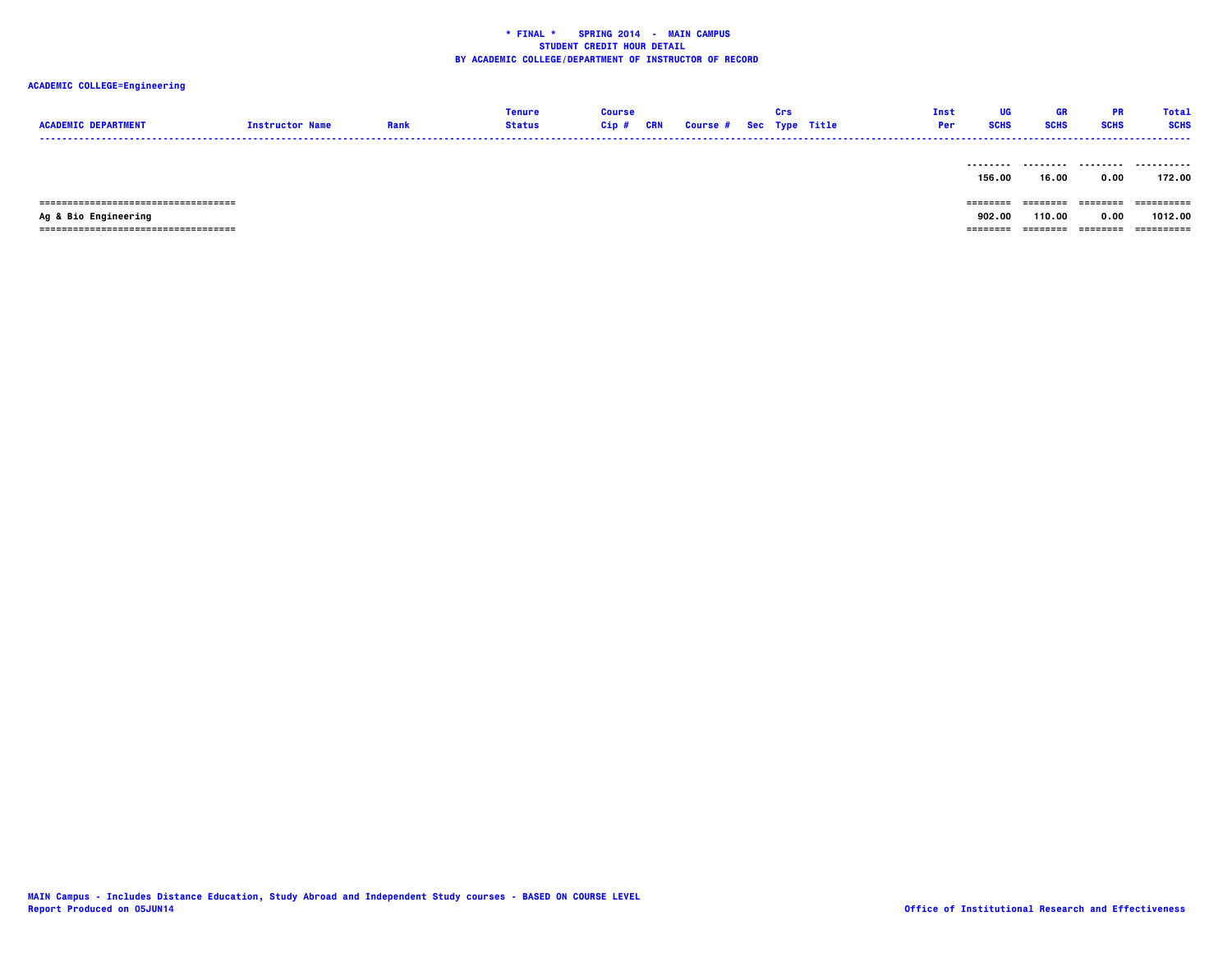**\* FINAL \* SPRING 2014 - MAIN CAMPUS**
**STUDENT CREDIT HOUR DETAIL**
**BY ACADEMIC COLLEGE/DEPARTMENT OF INSTRUCTOR OF RECORD**

**ACADEMIC COLLEGE=Engineering**

| ACADEMIC DEPARTMENT | Instructor Name | Rank | Tenure Status | Course Cip # | CRN | Course # | Sec | Crs Type | Title | Inst Per | UG SCHS | GR SCHS | PR SCHS | Total SCHS |
|---|---|---|---|---|---|---|---|---|---|---|---|---|---|---|
| | | | | | | | | | | | 156.00 | 16.00 | 0.00 | 172.00 |
| Ag & Bio Engineering | | | | | | | | | | | 902.00 | 110.00 | 0.00 | 1012.00 |

MAIN Campus - Includes Distance Education, Study Abroad and Independent Study courses - BASED ON COURSE LEVEL
Report Produced on 05JUN14

Office of Institutional Research and Effectiveness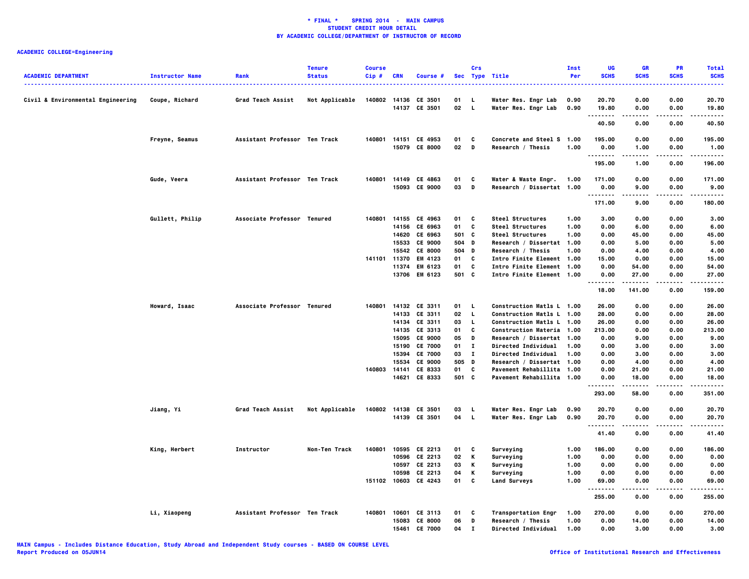**\* FINAL \*   SPRING 2014 - MAIN CAMPUS**
**STUDENT CREDIT HOUR DETAIL**
**BY ACADEMIC COLLEGE/DEPARTMENT OF INSTRUCTOR OF RECORD**

**ACADEMIC COLLEGE=Engineering**

| ACADEMIC DEPARTMENT | Instructor Name | Rank | Tenure Status | Course Cip # | CRN | Course # | Sec | Crs Type | Title | Inst Per | UG SCHS | GR SCHS | PR SCHS | Total SCHS |
|---|---|---|---|---|---|---|---|---|---|---|---|---|---|---|
| Civil & Environmental Engineering | Coupe, Richard | Grad Teach Assist | Not Applicable | 140802 | 14136 | CE 3501 | 01 | L | Water Res. Engr Lab | 0.90 | 20.70 | 0.00 | 0.00 | 20.70 |
| | | | | | 14137 | CE 3501 | 02 | L | Water Res. Engr Lab | 0.90 | 19.80 | 0.00 | 0.00 | 19.80 |
| | | | | | | | | | | | 40.50 | 0.00 | 0.00 | 40.50 |
| | Freyne, Seamus | Assistant Professor | Ten Track | 140801 | 14151 | CE 4953 | 01 | C | Concrete and Steel S | 1.00 | 195.00 | 0.00 | 0.00 | 195.00 |
| | | | | | 15079 | CE 8000 | 02 | D | Research / Thesis | 1.00 | 0.00 | 1.00 | 0.00 | 1.00 |
| | | | | | | | | | | | 195.00 | 1.00 | 0.00 | 196.00 |
| | Gude, Veera | Assistant Professor | Ten Track | 140801 | 14149 | CE 4863 | 01 | C | Water & Waste Engr. | 1.00 | 171.00 | 0.00 | 0.00 | 171.00 |
| | | | | | 15093 | CE 9000 | 03 | D | Research / Dissertat | 1.00 | 0.00 | 9.00 | 0.00 | 9.00 |
| | | | | | | | | | | | 171.00 | 9.00 | 0.00 | 180.00 |
| | Gullett, Philip | Associate Professor | Tenured | 140801 | 14155 | CE 4963 | 01 | C | Steel Structures | 1.00 | 3.00 | 0.00 | 0.00 | 3.00 |
| | | | | | 14156 | CE 6963 | 01 | C | Steel Structures | 1.00 | 0.00 | 6.00 | 0.00 | 6.00 |
| | | | | | 14620 | CE 6963 | 501 | C | Steel Structures | 1.00 | 0.00 | 45.00 | 0.00 | 45.00 |
| | | | | | 15533 | CE 9000 | 504 | D | Research / Dissertat | 1.00 | 0.00 | 5.00 | 0.00 | 5.00 |
| | | | | | 15542 | CE 8000 | 504 | D | Research / Thesis | 1.00 | 0.00 | 4.00 | 0.00 | 4.00 |
| | | | | 141101 | 11370 | EM 4123 | 01 | C | Intro Finite Element | 1.00 | 15.00 | 0.00 | 0.00 | 15.00 |
| | | | | | 11374 | EM 6123 | 01 | C | Intro Finite Element | 1.00 | 0.00 | 54.00 | 0.00 | 54.00 |
| | | | | | 13706 | EM 6123 | 501 | C | Intro Finite Element | 1.00 | 0.00 | 27.00 | 0.00 | 27.00 |
| | | | | | | | | | | | 18.00 | 141.00 | 0.00 | 159.00 |
| | Howard, Isaac | Associate Professor | Tenured | 140801 | 14132 | CE 3311 | 01 | L | Construction Matls L | 1.00 | 26.00 | 0.00 | 0.00 | 26.00 |
| | | | | | 14133 | CE 3311 | 02 | L | Construction Matls L | 1.00 | 28.00 | 0.00 | 0.00 | 28.00 |
| | | | | | 14134 | CE 3311 | 03 | L | Construction Matls L | 1.00 | 26.00 | 0.00 | 0.00 | 26.00 |
| | | | | | 14135 | CE 3313 | 01 | C | Construction Materia | 1.00 | 213.00 | 0.00 | 0.00 | 213.00 |
| | | | | | 15095 | CE 9000 | 05 | D | Research / Dissertat | 1.00 | 0.00 | 9.00 | 0.00 | 9.00 |
| | | | | | 15190 | CE 7000 | 01 | I | Directed Individual | 1.00 | 0.00 | 3.00 | 0.00 | 3.00 |
| | | | | | 15394 | CE 7000 | 03 | I | Directed Individual | 1.00 | 0.00 | 3.00 | 0.00 | 3.00 |
| | | | | | 15534 | CE 9000 | 505 | D | Research / Dissertat | 1.00 | 0.00 | 4.00 | 0.00 | 4.00 |
| | | | | 140803 | 14141 | CE 8333 | 01 | C | Pavement Rehabillita | 1.00 | 0.00 | 21.00 | 0.00 | 21.00 |
| | | | | | 14621 | CE 8333 | 501 | C | Pavement Rehabillita | 1.00 | 0.00 | 18.00 | 0.00 | 18.00 |
| | | | | | | | | | | | 293.00 | 58.00 | 0.00 | 351.00 |
| | Jiang, Yi | Grad Teach Assist | Not Applicable | 140802 | 14138 | CE 3501 | 03 | L | Water Res. Engr Lab | 0.90 | 20.70 | 0.00 | 0.00 | 20.70 |
| | | | | | 14139 | CE 3501 | 04 | L | Water Res. Engr Lab | 0.90 | 20.70 | 0.00 | 0.00 | 20.70 |
| | | | | | | | | | | | 41.40 | 0.00 | 0.00 | 41.40 |
| | King, Herbert | Instructor | Non-Ten Track | 140801 | 10595 | CE 2213 | 01 | C | Surveying | 1.00 | 186.00 | 0.00 | 0.00 | 186.00 |
| | | | | | 10596 | CE 2213 | 02 | K | Surveying | 1.00 | 0.00 | 0.00 | 0.00 | 0.00 |
| | | | | | 10597 | CE 2213 | 03 | K | Surveying | 1.00 | 0.00 | 0.00 | 0.00 | 0.00 |
| | | | | | 10598 | CE 2213 | 04 | K | Surveying | 1.00 | 0.00 | 0.00 | 0.00 | 0.00 |
| | | | | 151102 | 10603 | CE 4243 | 01 | C | Land Surveys | 1.00 | 69.00 | 0.00 | 0.00 | 69.00 |
| | | | | | | | | | | | 255.00 | 0.00 | 0.00 | 255.00 |
| | Li, Xiaopeng | Assistant Professor | Ten Track | 140801 | 10601 | CE 3113 | 01 | C | Transportation Engr | 1.00 | 270.00 | 0.00 | 0.00 | 270.00 |
| | | | | | 15083 | CE 8000 | 06 | D | Research / Thesis | 1.00 | 0.00 | 14.00 | 0.00 | 14.00 |
| | | | | | 15461 | CE 7000 | 04 | I | Directed Individual | 1.00 | 0.00 | 3.00 | 0.00 | 3.00 |

MAIN Campus - Includes Distance Education, Study Abroad and Independent Study courses - BASED ON COURSE LEVEL
Report Produced on 05JUN14

Office of Institutional Research and Effectiveness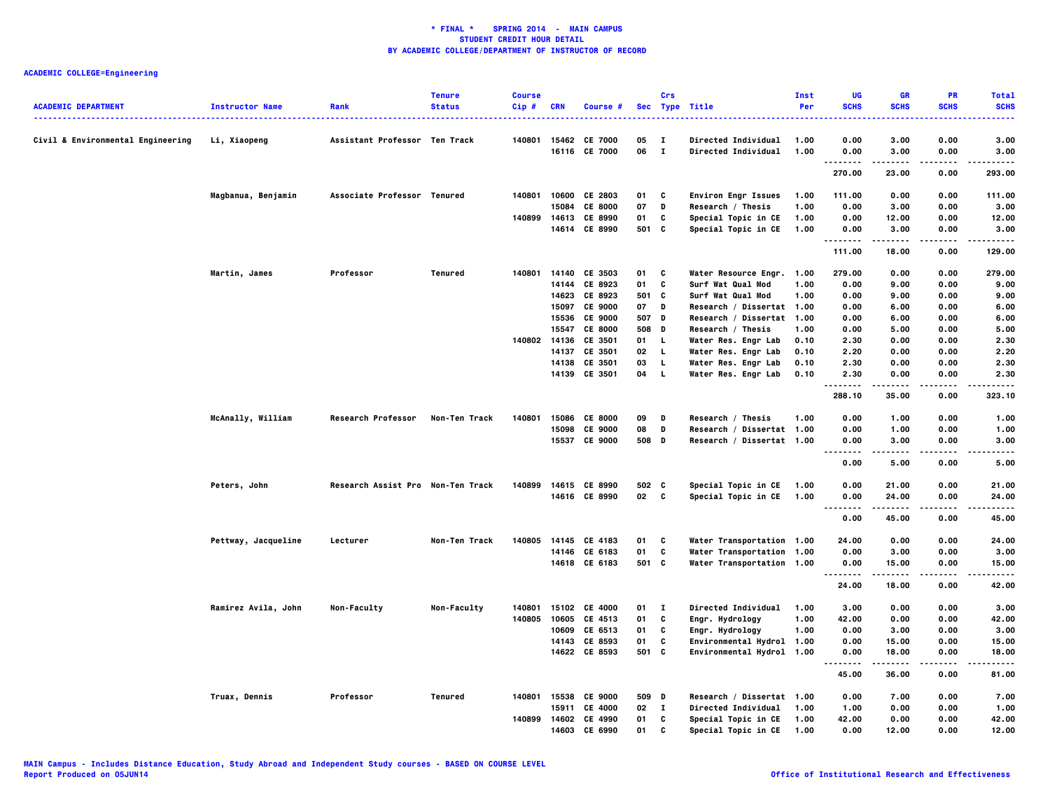**\* FINAL \*    SPRING 2014  -  MAIN CAMPUS**
**STUDENT CREDIT HOUR DETAIL**
**BY ACADEMIC COLLEGE/DEPARTMENT OF INSTRUCTOR OF RECORD**

**ACADEMIC COLLEGE=Engineering**

| ACADEMIC DEPARTMENT | Instructor Name | Rank | Tenure Status | Course Cip # | CRN | Course # | Sec | Crs Type | Title | Inst Per | UG SCHS | GR SCHS | PR SCHS | Total SCHS |
|---|---|---|---|---|---|---|---|---|---|---|---|---|---|---|
| Civil & Environmental Engineering | Li, Xiaopeng | Assistant Professor | Ten Track | 140801 | 15462 | CE 7000 | 05 | I | Directed Individual | 1.00 | 0.00 | 3.00 | 0.00 | 3.00 |
| | | | | | 16116 | CE 7000 | 06 | I | Directed Individual | 1.00 | 0.00 | 3.00 | 0.00 | 3.00 |
| | | | | | | | | | | | 270.00 | 23.00 | 0.00 | 293.00 |
| | Magbanua, Benjamin | Associate Professor | Tenured | 140801 | 10600 | CE 2803 | 01 | C | Environ Engr Issues | 1.00 | 111.00 | 0.00 | 0.00 | 111.00 |
| | | | | | 15084 | CE 8000 | 07 | D | Research / Thesis | 1.00 | 0.00 | 3.00 | 0.00 | 3.00 |
| | | | | 140899 | 14613 | CE 8990 | 01 | C | Special Topic in CE | 1.00 | 0.00 | 12.00 | 0.00 | 12.00 |
| | | | | | 14614 | CE 8990 | 501 | C | Special Topic in CE | 1.00 | 0.00 | 3.00 | 0.00 | 3.00 |
| | | | | | | | | | | | 111.00 | 18.00 | 0.00 | 129.00 |
| | Martin, James | Professor | Tenured | 140801 | 14140 | CE 3503 | 01 | C | Water Resource Engr. | 1.00 | 279.00 | 0.00 | 0.00 | 279.00 |
| | | | | | 14144 | CE 8923 | 01 | C | Surf Wat Qual Mod | 1.00 | 0.00 | 9.00 | 0.00 | 9.00 |
| | | | | | 14623 | CE 8923 | 501 | C | Surf Wat Qual Mod | 1.00 | 0.00 | 9.00 | 0.00 | 9.00 |
| | | | | | 15097 | CE 9000 | 07 | D | Research / Dissertat | 1.00 | 0.00 | 6.00 | 0.00 | 6.00 |
| | | | | | 15536 | CE 9000 | 507 | D | Research / Dissertat | 1.00 | 0.00 | 6.00 | 0.00 | 6.00 |
| | | | | | 15547 | CE 8000 | 508 | D | Research / Thesis | 1.00 | 0.00 | 5.00 | 0.00 | 5.00 |
| | | | | 140802 | 14136 | CE 3501 | 01 | L | Water Res. Engr Lab | 0.10 | 2.30 | 0.00 | 0.00 | 2.30 |
| | | | | | 14137 | CE 3501 | 02 | L | Water Res. Engr Lab | 0.10 | 2.20 | 0.00 | 0.00 | 2.20 |
| | | | | | 14138 | CE 3501 | 03 | L | Water Res. Engr Lab | 0.10 | 2.30 | 0.00 | 0.00 | 2.30 |
| | | | | | 14139 | CE 3501 | 04 | L | Water Res. Engr Lab | 0.10 | 2.30 | 0.00 | 0.00 | 2.30 |
| | | | | | | | | | | | 288.10 | 35.00 | 0.00 | 323.10 |
| | McAnally, William | Research Professor | Non-Ten Track | 140801 | 15086 | CE 8000 | 09 | D | Research / Thesis | 1.00 | 0.00 | 1.00 | 0.00 | 1.00 |
| | | | | | 15098 | CE 9000 | 08 | D | Research / Dissertat | 1.00 | 0.00 | 1.00 | 0.00 | 1.00 |
| | | | | | 15537 | CE 9000 | 508 | D | Research / Dissertat | 1.00 | 0.00 | 3.00 | 0.00 | 3.00 |
| | | | | | | | | | | | 0.00 | 5.00 | 0.00 | 5.00 |
| | Peters, John | Research Assist Pro | Non-Ten Track | 140899 | 14615 | CE 8990 | 502 | C | Special Topic in CE | 1.00 | 0.00 | 21.00 | 0.00 | 21.00 |
| | | | | | 14616 | CE 8990 | 02 | C | Special Topic in CE | 1.00 | 0.00 | 24.00 | 0.00 | 24.00 |
| | | | | | | | | | | | 0.00 | 45.00 | 0.00 | 45.00 |
| | Pettway, Jacqueline | Lecturer | Non-Ten Track | 140805 | 14145 | CE 4183 | 01 | C | Water Transportation | 1.00 | 24.00 | 0.00 | 0.00 | 24.00 |
| | | | | | 14146 | CE 6183 | 01 | C | Water Transportation | 1.00 | 0.00 | 3.00 | 0.00 | 3.00 |
| | | | | | 14618 | CE 6183 | 501 | C | Water Transportation | 1.00 | 0.00 | 15.00 | 0.00 | 15.00 |
| | | | | | | | | | | | 24.00 | 18.00 | 0.00 | 42.00 |
| | Ramirez Avila, John | Non-Faculty | Non-Faculty | 140801 | 15102 | CE 4000 | 01 | I | Directed Individual | 1.00 | 3.00 | 0.00 | 0.00 | 3.00 |
| | | | | 140805 | 10605 | CE 4513 | 01 | C | Engr. Hydrology | 1.00 | 42.00 | 0.00 | 0.00 | 42.00 |
| | | | | | 10609 | CE 6513 | 01 | C | Engr. Hydrology | 1.00 | 0.00 | 3.00 | 0.00 | 3.00 |
| | | | | | 14143 | CE 8593 | 01 | C | Environmental Hydrol | 1.00 | 0.00 | 15.00 | 0.00 | 15.00 |
| | | | | | 14622 | CE 8593 | 501 | C | Environmental Hydrol | 1.00 | 0.00 | 18.00 | 0.00 | 18.00 |
| | | | | | | | | | | | 45.00 | 36.00 | 0.00 | 81.00 |
| | Truax, Dennis | Professor | Tenured | 140801 | 15538 | CE 9000 | 509 | D | Research / Dissertat | 1.00 | 0.00 | 7.00 | 0.00 | 7.00 |
| | | | | | 15911 | CE 4000 | 02 | I | Directed Individual | 1.00 | 1.00 | 0.00 | 0.00 | 1.00 |
| | | | | 140899 | 14602 | CE 4990 | 01 | C | Special Topic in CE | 1.00 | 42.00 | 0.00 | 0.00 | 42.00 |
| | | | | | 14603 | CE 6990 | 01 | C | Special Topic in CE | 1.00 | 0.00 | 12.00 | 0.00 | 12.00 |

MAIN Campus - Includes Distance Education, Study Abroad and Independent Study courses - BASED ON COURSE LEVEL
Report Produced on 05JUN14

Office of Institutional Research and Effectiveness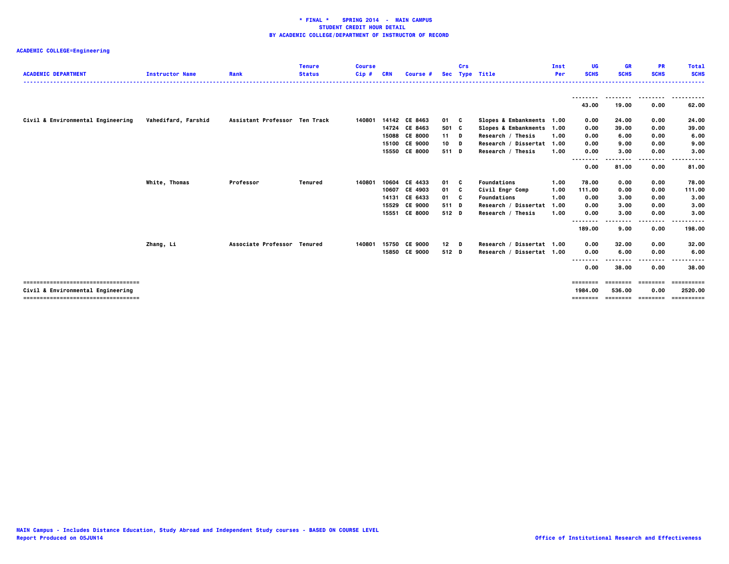**\* FINAL \* SPRING 2014 - MAIN CAMPUS**
**STUDENT CREDIT HOUR DETAIL**
**BY ACADEMIC COLLEGE/DEPARTMENT OF INSTRUCTOR OF RECORD**

**ACADEMIC COLLEGE=Engineering**

| ACADEMIC DEPARTMENT | Instructor Name | Rank | Tenure Status | Course Cip # | CRN | Course # | Sec | Crs Type | Title | Inst Per | UG SCHS | GR SCHS | PR SCHS | Total SCHS |
|---|---|---|---|---|---|---|---|---|---|---|---|---|---|---|
| | | | | | | | | | | | 43.00 | 19.00 | 0.00 | 62.00 |
| Civil & Environmental Engineering | Vahedifard, Farshid | Assistant Professor | Ten Track | 140801 | 14142 | CE 8463 | 01 | C | Slopes & Embankments | 1.00 | 0.00 | 24.00 | 0.00 | 24.00 |
| | | | | | 14724 | CE 8463 | 501 | C | Slopes & Embankments | 1.00 | 0.00 | 39.00 | 0.00 | 39.00 |
| | | | | | 15088 | CE 8000 | 11 | D | Research / Thesis | 1.00 | 0.00 | 6.00 | 0.00 | 6.00 |
| | | | | | 15100 | CE 9000 | 10 | D | Research / Dissertat | 1.00 | 0.00 | 9.00 | 0.00 | 9.00 |
| | | | | | 15550 | CE 8000 | 511 | D | Research / Thesis | 1.00 | 0.00 | 3.00 | 0.00 | 3.00 |
| | | | | | | | | | | | 0.00 | 81.00 | 0.00 | 81.00 |
| | White, Thomas | Professor | Tenured | 140801 | 10604 | CE 4433 | 01 | C | Foundations | 1.00 | 78.00 | 0.00 | 0.00 | 78.00 |
| | | | | | 10607 | CE 4903 | 01 | C | Civil Engr Comp | 1.00 | 111.00 | 0.00 | 0.00 | 111.00 |
| | | | | | 14131 | CE 6433 | 01 | C | Foundations | 1.00 | 0.00 | 3.00 | 0.00 | 3.00 |
| | | | | | 15529 | CE 9000 | 511 | D | Research / Dissertat | 1.00 | 0.00 | 3.00 | 0.00 | 3.00 |
| | | | | | 15551 | CE 8000 | 512 | D | Research / Thesis | 1.00 | 0.00 | 3.00 | 0.00 | 3.00 |
| | | | | | | | | | | | 189.00 | 9.00 | 0.00 | 198.00 |
| | Zhang, Li | Associate Professor | Tenured | 140801 | 15750 | CE 9000 | 12 | D | Research / Dissertat | 1.00 | 0.00 | 32.00 | 0.00 | 32.00 |
| | | | | | 15850 | CE 9000 | 512 | D | Research / Dissertat | 1.00 | 0.00 | 6.00 | 0.00 | 6.00 |
| | | | | | | | | | | | 0.00 | 38.00 | 0.00 | 38.00 |
| Civil & Environmental Engineering | | | | | | | | | | | 1984.00 | 536.00 | 0.00 | 2520.00 |

MAIN Campus - Includes Distance Education, Study Abroad and Independent Study courses - BASED ON COURSE LEVEL
Report Produced on 05JUN14

Office of Institutional Research and Effectiveness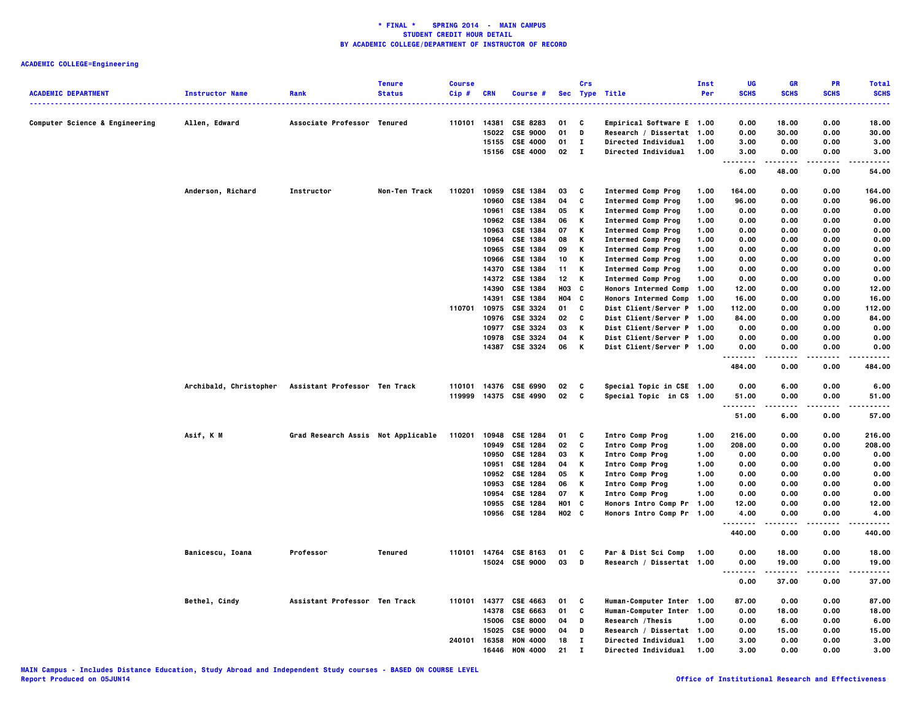# * FINAL * SPRING 2014 - MAIN CAMPUS
## STUDENT CREDIT HOUR DETAIL
## BY ACADEMIC COLLEGE/DEPARTMENT OF INSTRUCTOR OF RECORD

**ACADEMIC COLLEGE=Engineering**

| ACADEMIC DEPARTMENT | Instructor Name | Rank | Tenure Status | Course Cip # | CRN | Course # | Sec | Crs Type | Title | Inst Per | UG SCHS | GR SCHS | PR SCHS | Total SCHS |
|---|---|---|---|---|---|---|---|---|---|---|---|---|---|---|
| Computer Science & Engineering | Allen, Edward | Associate Professor | Tenured | 110101 | 14381 | CSE 8283 | 01 | C | Empirical Software E | 1.00 | 0.00 | 18.00 | 0.00 | 18.00 |
| | | | | | 15022 | CSE 9000 | 01 | D | Research / Dissertat | 1.00 | 0.00 | 30.00 | 0.00 | 30.00 |
| | | | | | 15155 | CSE 4000 | 01 | I | Directed Individual | 1.00 | 3.00 | 0.00 | 0.00 | 3.00 |
| | | | | | 15156 | CSE 4000 | 02 | I | Directed Individual | 1.00 | 3.00 | 0.00 | 0.00 | 3.00 |
| | | | | | | | | | | | 6.00 | 48.00 | 0.00 | 54.00 |
| | Anderson, Richard | Instructor | Non-Ten Track | 110201 | 10959 | CSE 1384 | 03 | C | Intermed Comp Prog | 1.00 | 164.00 | 0.00 | 0.00 | 164.00 |
| | | | | | 10960 | CSE 1384 | 04 | C | Intermed Comp Prog | 1.00 | 96.00 | 0.00 | 0.00 | 96.00 |
| | | | | | 10961 | CSE 1384 | 05 | K | Intermed Comp Prog | 1.00 | 0.00 | 0.00 | 0.00 | 0.00 |
| | | | | | 10962 | CSE 1384 | 06 | K | Intermed Comp Prog | 1.00 | 0.00 | 0.00 | 0.00 | 0.00 |
| | | | | | 10963 | CSE 1384 | 07 | K | Intermed Comp Prog | 1.00 | 0.00 | 0.00 | 0.00 | 0.00 |
| | | | | | 10964 | CSE 1384 | 08 | K | Intermed Comp Prog | 1.00 | 0.00 | 0.00 | 0.00 | 0.00 |
| | | | | | 10965 | CSE 1384 | 09 | K | Intermed Comp Prog | 1.00 | 0.00 | 0.00 | 0.00 | 0.00 |
| | | | | | 10966 | CSE 1384 | 10 | K | Intermed Comp Prog | 1.00 | 0.00 | 0.00 | 0.00 | 0.00 |
| | | | | | 14370 | CSE 1384 | 11 | K | Intermed Comp Prog | 1.00 | 0.00 | 0.00 | 0.00 | 0.00 |
| | | | | | 14372 | CSE 1384 | 12 | K | Intermed Comp Prog | 1.00 | 0.00 | 0.00 | 0.00 | 0.00 |
| | | | | | 14390 | CSE 1384 | H03 | C | Honors Intermed Comp | 1.00 | 12.00 | 0.00 | 0.00 | 12.00 |
| | | | | | 14391 | CSE 1384 | H04 | C | Honors Intermed Comp | 1.00 | 16.00 | 0.00 | 0.00 | 16.00 |
| | | | | 110701 | 10975 | CSE 3324 | 01 | C | Dist Client/Server P | 1.00 | 112.00 | 0.00 | 0.00 | 112.00 |
| | | | | | 10976 | CSE 3324 | 02 | C | Dist Client/Server P | 1.00 | 84.00 | 0.00 | 0.00 | 84.00 |
| | | | | | 10977 | CSE 3324 | 03 | K | Dist Client/Server P | 1.00 | 0.00 | 0.00 | 0.00 | 0.00 |
| | | | | | 10978 | CSE 3324 | 04 | K | Dist Client/Server P | 1.00 | 0.00 | 0.00 | 0.00 | 0.00 |
| | | | | | 14387 | CSE 3324 | 06 | K | Dist Client/Server P | 1.00 | 0.00 | 0.00 | 0.00 | 0.00 |
| | | | | | | | | | | | 484.00 | 0.00 | 0.00 | 484.00 |
| | Archibald, Christopher | Assistant Professor | Ten Track | 110101 | 14376 | CSE 6990 | 02 | C | Special Topic in CSE | 1.00 | 0.00 | 6.00 | 0.00 | 6.00 |
| | | | | 119999 | 14375 | CSE 4990 | 02 | C | Special Topic in CS | 1.00 | 51.00 | 0.00 | 0.00 | 51.00 |
| | | | | | | | | | | | 51.00 | 6.00 | 0.00 | 57.00 |
| | Asif, K M | Grad Research Assis | Not Applicable | 110201 | 10948 | CSE 1284 | 01 | C | Intro Comp Prog | 1.00 | 216.00 | 0.00 | 0.00 | 216.00 |
| | | | | | 10949 | CSE 1284 | 02 | C | Intro Comp Prog | 1.00 | 208.00 | 0.00 | 0.00 | 208.00 |
| | | | | | 10950 | CSE 1284 | 03 | K | Intro Comp Prog | 1.00 | 0.00 | 0.00 | 0.00 | 0.00 |
| | | | | | 10951 | CSE 1284 | 04 | K | Intro Comp Prog | 1.00 | 0.00 | 0.00 | 0.00 | 0.00 |
| | | | | | 10952 | CSE 1284 | 05 | K | Intro Comp Prog | 1.00 | 0.00 | 0.00 | 0.00 | 0.00 |
| | | | | | 10953 | CSE 1284 | 06 | K | Intro Comp Prog | 1.00 | 0.00 | 0.00 | 0.00 | 0.00 |
| | | | | | 10954 | CSE 1284 | 07 | K | Intro Comp Prog | 1.00 | 0.00 | 0.00 | 0.00 | 0.00 |
| | | | | | 10955 | CSE 1284 | H01 | C | Honors Intro Comp Pr | 1.00 | 12.00 | 0.00 | 0.00 | 12.00 |
| | | | | | 10956 | CSE 1284 | H02 | C | Honors Intro Comp Pr | 1.00 | 4.00 | 0.00 | 0.00 | 4.00 |
| | | | | | | | | | | | 440.00 | 0.00 | 0.00 | 440.00 |
| | Banicescu, Ioana | Professor | Tenured | 110101 | 14764 | CSE 8163 | 01 | C | Par & Dist Sci Comp | 1.00 | 0.00 | 18.00 | 0.00 | 18.00 |
| | | | | | 15024 | CSE 9000 | 03 | D | Research / Dissertat | 1.00 | 0.00 | 19.00 | 0.00 | 19.00 |
| | | | | | | | | | | | 0.00 | 37.00 | 0.00 | 37.00 |
| | Bethel, Cindy | Assistant Professor | Ten Track | 110101 | 14377 | CSE 4663 | 01 | C | Human-Computer Inter | 1.00 | 87.00 | 0.00 | 0.00 | 87.00 |
| | | | | | 14378 | CSE 6663 | 01 | C | Human-Computer Inter | 1.00 | 0.00 | 18.00 | 0.00 | 18.00 |
| | | | | | 15006 | CSE 8000 | 04 | D | Research /Thesis | 1.00 | 0.00 | 6.00 | 0.00 | 6.00 |
| | | | | | 15025 | CSE 9000 | 04 | D | Research / Dissertat | 1.00 | 0.00 | 15.00 | 0.00 | 15.00 |
| | | | | 240101 | 16358 | HON 4000 | 18 | I | Directed Individual | 1.00 | 3.00 | 0.00 | 0.00 | 3.00 |
| | | | | | 16446 | HON 4000 | 21 | I | Directed Individual | 1.00 | 3.00 | 0.00 | 0.00 | 3.00 |

MAIN Campus - Includes Distance Education, Study Abroad and Independent Study courses - BASED ON COURSE LEVEL
Report Produced on 05JUN14

Office of Institutional Research and Effectiveness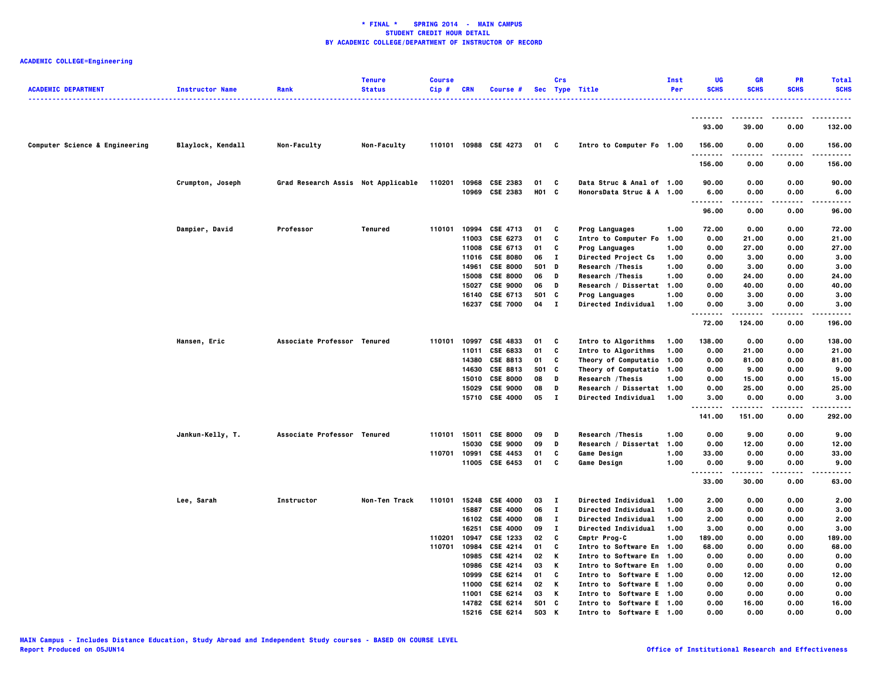# * FINAL * SPRING 2014 - MAIN CAMPUS
## STUDENT CREDIT HOUR DETAIL
## BY ACADEMIC COLLEGE/DEPARTMENT OF INSTRUCTOR OF RECORD

**ACADEMIC COLLEGE=Engineering**

| ACADEMIC DEPARTMENT | Instructor Name | Rank | Tenure Status | Course Cip # | CRN | Course # | Sec | Crs Type | Title | Inst Per | UG SCHS | GR SCHS | PR SCHS | Total SCHS |
|---|---|---|---|---|---|---|---|---|---|---|---|---|---|---|
| | | | | | | | | | | | 93.00 | 39.00 | 0.00 | 132.00 |
| Computer Science & Engineering | Blaylock, Kendall | Non-Faculty | Non-Faculty | 110101 | 10988 | CSE 4273 | 01 | C | Intro to Computer Fo | 1.00 | 156.00 | 0.00 | 0.00 | 156.00 |
| | | | | | | | | | | | 156.00 | 0.00 | 0.00 | 156.00 |
| | Crumpton, Joseph | Grad Research Assis | Not Applicable | 110201 | 10968 | CSE 2383 | 01 | C | Data Struc & Anal of | 1.00 | 90.00 | 0.00 | 0.00 | 90.00 |
| | | | | | 10969 | CSE 2383 | H01 | C | HonorsData Struc & A | 1.00 | 6.00 | 0.00 | 0.00 | 6.00 |
| | | | | | | | | | | | 96.00 | 0.00 | 0.00 | 96.00 |
| | Dampier, David | Professor | Tenured | 110101 | 10994 | CSE 4713 | 01 | C | Prog Languages | 1.00 | 72.00 | 0.00 | 0.00 | 72.00 |
| | | | | | 11003 | CSE 6273 | 01 | C | Intro to Computer Fo | 1.00 | 0.00 | 21.00 | 0.00 | 21.00 |
| | | | | | 11008 | CSE 6713 | 01 | C | Prog Languages | 1.00 | 0.00 | 27.00 | 0.00 | 27.00 |
| | | | | | 11016 | CSE 8080 | 06 | I | Directed Project Cs | 1.00 | 0.00 | 3.00 | 0.00 | 3.00 |
| | | | | | 14961 | CSE 8000 | 501 | D | Research /Thesis | 1.00 | 0.00 | 3.00 | 0.00 | 3.00 |
| | | | | | 15008 | CSE 8000 | 06 | D | Research /Thesis | 1.00 | 0.00 | 24.00 | 0.00 | 24.00 |
| | | | | | 15027 | CSE 9000 | 06 | D | Research / Dissertat | 1.00 | 0.00 | 40.00 | 0.00 | 40.00 |
| | | | | | 16140 | CSE 6713 | 501 | C | Prog Languages | 1.00 | 0.00 | 3.00 | 0.00 | 3.00 |
| | | | | | 16237 | CSE 7000 | 04 | I | Directed Individual | 1.00 | 0.00 | 3.00 | 0.00 | 3.00 |
| | | | | | | | | | | | 72.00 | 124.00 | 0.00 | 196.00 |
| | Hansen, Eric | Associate Professor | Tenured | 110101 | 10997 | CSE 4833 | 01 | C | Intro to Algorithms | 1.00 | 138.00 | 0.00 | 0.00 | 138.00 |
| | | | | | 11011 | CSE 6833 | 01 | C | Intro to Algorithms | 1.00 | 0.00 | 21.00 | 0.00 | 21.00 |
| | | | | | 14380 | CSE 8813 | 01 | C | Theory of Computatio | 1.00 | 0.00 | 81.00 | 0.00 | 81.00 |
| | | | | | 14630 | CSE 8813 | 501 | C | Theory of Computatio | 1.00 | 0.00 | 9.00 | 0.00 | 9.00 |
| | | | | | 15010 | CSE 8000 | 08 | D | Research /Thesis | 1.00 | 0.00 | 15.00 | 0.00 | 15.00 |
| | | | | | 15029 | CSE 9000 | 08 | D | Research / Dissertat | 1.00 | 0.00 | 25.00 | 0.00 | 25.00 |
| | | | | | 15710 | CSE 4000 | 05 | I | Directed Individual | 1.00 | 3.00 | 0.00 | 0.00 | 3.00 |
| | | | | | | | | | | | 141.00 | 151.00 | 0.00 | 292.00 |
| | Jankun-Kelly, T. | Associate Professor | Tenured | 110101 | 15011 | CSE 8000 | 09 | D | Research /Thesis | 1.00 | 0.00 | 9.00 | 0.00 | 9.00 |
| | | | | | 15030 | CSE 9000 | 09 | D | Research / Dissertat | 1.00 | 0.00 | 12.00 | 0.00 | 12.00 |
| | | | | 110701 | 10991 | CSE 4453 | 01 | C | Game Design | 1.00 | 33.00 | 0.00 | 0.00 | 33.00 |
| | | | | | 11005 | CSE 6453 | 01 | C | Game Design | 1.00 | 0.00 | 9.00 | 0.00 | 9.00 |
| | | | | | | | | | | | 33.00 | 30.00 | 0.00 | 63.00 |
| | Lee, Sarah | Instructor | Non-Ten Track | 110101 | 15248 | CSE 4000 | 03 | I | Directed Individual | 1.00 | 2.00 | 0.00 | 0.00 | 2.00 |
| | | | | | 15887 | CSE 4000 | 06 | I | Directed Individual | 1.00 | 3.00 | 0.00 | 0.00 | 3.00 |
| | | | | | 16102 | CSE 4000 | 08 | I | Directed Individual | 1.00 | 2.00 | 0.00 | 0.00 | 2.00 |
| | | | | | 16251 | CSE 4000 | 09 | I | Directed Individual | 1.00 | 3.00 | 0.00 | 0.00 | 3.00 |
| | | | | 110201 | 10947 | CSE 1233 | 02 | C | Cmptr Prog-C | 1.00 | 189.00 | 0.00 | 0.00 | 189.00 |
| | | | | 110701 | 10984 | CSE 4214 | 01 | C | Intro to Software En | 1.00 | 68.00 | 0.00 | 0.00 | 68.00 |
| | | | | | 10985 | CSE 4214 | 02 | K | Intro to Software En | 1.00 | 0.00 | 0.00 | 0.00 | 0.00 |
| | | | | | 10986 | CSE 4214 | 03 | K | Intro to Software En | 1.00 | 0.00 | 0.00 | 0.00 | 0.00 |
| | | | | | 10999 | CSE 6214 | 01 | C | Intro to Software E | 1.00 | 0.00 | 12.00 | 0.00 | 12.00 |
| | | | | | 11000 | CSE 6214 | 02 | K | Intro to Software E | 1.00 | 0.00 | 0.00 | 0.00 | 0.00 |
| | | | | | 11001 | CSE 6214 | 03 | K | Intro to Software E | 1.00 | 0.00 | 0.00 | 0.00 | 0.00 |
| | | | | | 14782 | CSE 6214 | 501 | C | Intro to Software E | 1.00 | 0.00 | 16.00 | 0.00 | 16.00 |
| | | | | | 15216 | CSE 6214 | 503 | K | Intro to Software E | 1.00 | 0.00 | 0.00 | 0.00 | 0.00 |

MAIN Campus - Includes Distance Education, Study Abroad and Independent Study courses - BASED ON COURSE LEVEL
Report Produced on 05JUN14

Office of Institutional Research and Effectiveness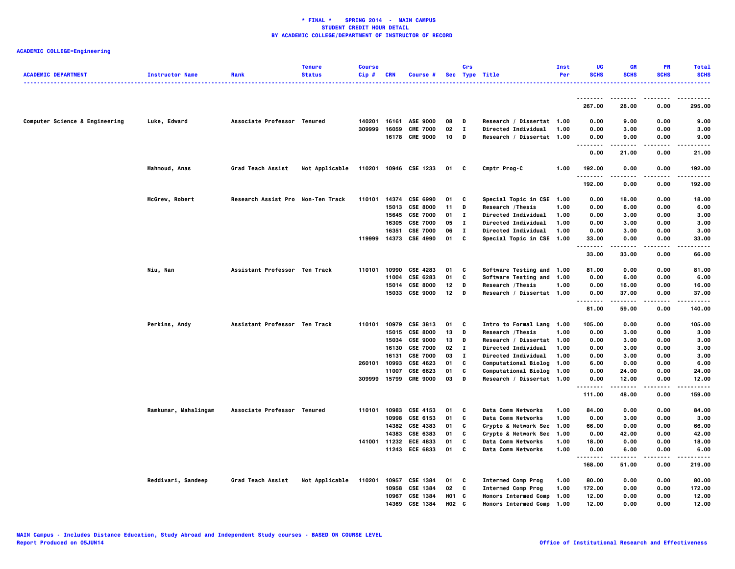**\* FINAL \* SPRING 2014 - MAIN CAMPUS**
**STUDENT CREDIT HOUR DETAIL**
**BY ACADEMIC COLLEGE/DEPARTMENT OF INSTRUCTOR OF RECORD**

**ACADEMIC COLLEGE=Engineering**

| ACADEMIC DEPARTMENT | Instructor Name | Rank | Tenure Status | Course Cip # | CRN | Course # | Sec | Crs Type | Title | Inst Per | UG SCHS | GR SCHS | PR SCHS | Total SCHS |
|---|---|---|---|---|---|---|---|---|---|---|---|---|---|---|
| | | | | | | | | | | | 267.00 | 28.00 | 0.00 | 295.00 |
| Computer Science & Engineering | Luke, Edward | Associate Professor | Tenured | 140201 | 16161 | ASE 9000 | 08 | D | Research / Dissertat | 1.00 | 0.00 | 9.00 | 0.00 | 9.00 |
| | | | | 309999 | 16059 | CME 7000 | 02 | I | Directed Individual | 1.00 | 0.00 | 3.00 | 0.00 | 3.00 |
| | | | | | 16178 | CME 9000 | 10 | D | Research / Dissertat | 1.00 | 0.00 | 9.00 | 0.00 | 9.00 |
| | | | | | | | | | | | 0.00 | 21.00 | 0.00 | 21.00 |
| | Mahmoud, Anas | Grad Teach Assist | Not Applicable | 110201 | 10946 | CSE 1233 | 01 | C | Cmptr Prog-C | 1.00 | 192.00 | 0.00 | 0.00 | 192.00 |
| | | | | | | | | | | | 192.00 | 0.00 | 0.00 | 192.00 |
| | McGrew, Robert | Research Assist Pro | Non-Ten Track | 110101 | 14374 | CSE 6990 | 01 | C | Special Topic in CSE | 1.00 | 0.00 | 18.00 | 0.00 | 18.00 |
| | | | | | 15013 | CSE 8000 | 11 | D | Research /Thesis | 1.00 | 0.00 | 6.00 | 0.00 | 6.00 |
| | | | | | 15645 | CSE 7000 | 01 | I | Directed Individual | 1.00 | 0.00 | 3.00 | 0.00 | 3.00 |
| | | | | | 16305 | CSE 7000 | 05 | I | Directed Individual | 1.00 | 0.00 | 3.00 | 0.00 | 3.00 |
| | | | | | 16351 | CSE 7000 | 06 | I | Directed Individual | 1.00 | 0.00 | 3.00 | 0.00 | 3.00 |
| | | | | 119999 | 14373 | CSE 4990 | 01 | C | Special Topic in CSE | 1.00 | 33.00 | 0.00 | 0.00 | 33.00 |
| | | | | | | | | | | | 33.00 | 33.00 | 0.00 | 66.00 |
| | Niu, Nan | Assistant Professor | Ten Track | 110101 | 10990 | CSE 4283 | 01 | C | Software Testing and | 1.00 | 81.00 | 0.00 | 0.00 | 81.00 |
| | | | | | 11004 | CSE 6283 | 01 | C | Software Testing and | 1.00 | 0.00 | 6.00 | 0.00 | 6.00 |
| | | | | | 15014 | CSE 8000 | 12 | D | Research /Thesis | 1.00 | 0.00 | 16.00 | 0.00 | 16.00 |
| | | | | | 15033 | CSE 9000 | 12 | D | Research / Dissertat | 1.00 | 0.00 | 37.00 | 0.00 | 37.00 |
| | | | | | | | | | | | 81.00 | 59.00 | 0.00 | 140.00 |
| | Perkins, Andy | Assistant Professor | Ten Track | 110101 | 10979 | CSE 3813 | 01 | C | Intro to Formal Lang | 1.00 | 105.00 | 0.00 | 0.00 | 105.00 |
| | | | | | 15015 | CSE 8000 | 13 | D | Research /Thesis | 1.00 | 0.00 | 3.00 | 0.00 | 3.00 |
| | | | | | 15034 | CSE 9000 | 13 | D | Research / Dissertat | 1.00 | 0.00 | 3.00 | 0.00 | 3.00 |
| | | | | | 16130 | CSE 7000 | 02 | I | Directed Individual | 1.00 | 0.00 | 3.00 | 0.00 | 3.00 |
| | | | | | 16131 | CSE 7000 | 03 | I | Directed Individual | 1.00 | 0.00 | 3.00 | 0.00 | 3.00 |
| | | | | 260101 | 10993 | CSE 4623 | 01 | C | Computational Biolog | 1.00 | 6.00 | 0.00 | 0.00 | 6.00 |
| | | | | | 11007 | CSE 6623 | 01 | C | Computational Biolog | 1.00 | 0.00 | 24.00 | 0.00 | 24.00 |
| | | | | 309999 | 15799 | CME 9000 | 03 | D | Research / Dissertat | 1.00 | 0.00 | 12.00 | 0.00 | 12.00 |
| | | | | | | | | | | | 111.00 | 48.00 | 0.00 | 159.00 |
| | Ramkumar, Mahalingam | Associate Professor | Tenured | 110101 | 10983 | CSE 4153 | 01 | C | Data Comm Networks | 1.00 | 84.00 | 0.00 | 0.00 | 84.00 |
| | | | | | 10998 | CSE 6153 | 01 | C | Data Comm Networks | 1.00 | 0.00 | 3.00 | 0.00 | 3.00 |
| | | | | | 14382 | CSE 4383 | 01 | C | Crypto & Network Sec | 1.00 | 66.00 | 0.00 | 0.00 | 66.00 |
| | | | | | 14383 | CSE 6383 | 01 | C | Crypto & Network Sec | 1.00 | 0.00 | 42.00 | 0.00 | 42.00 |
| | | | | 141001 | 11232 | ECE 4833 | 01 | C | Data Comm Networks | 1.00 | 18.00 | 0.00 | 0.00 | 18.00 |
| | | | | | 11243 | ECE 6833 | 01 | C | Data Comm Networks | 1.00 | 0.00 | 6.00 | 0.00 | 6.00 |
| | | | | | | | | | | | 168.00 | 51.00 | 0.00 | 219.00 |
| | Reddivari, Sandeep | Grad Teach Assist | Not Applicable | 110201 | 10957 | CSE 1384 | 01 | C | Intermed Comp Prog | 1.00 | 80.00 | 0.00 | 0.00 | 80.00 |
| | | | | | 10958 | CSE 1384 | 02 | C | Intermed Comp Prog | 1.00 | 172.00 | 0.00 | 0.00 | 172.00 |
| | | | | | 10967 | CSE 1384 | H01 | C | Honors Intermed Comp | 1.00 | 12.00 | 0.00 | 0.00 | 12.00 |
| | | | | | 14369 | CSE 1384 | H02 | C | Honors Intermed Comp | 1.00 | 12.00 | 0.00 | 0.00 | 12.00 |

MAIN Campus - Includes Distance Education, Study Abroad and Independent Study courses - BASED ON COURSE LEVEL
Report Produced on 05JUN14

Office of Institutional Research and Effectiveness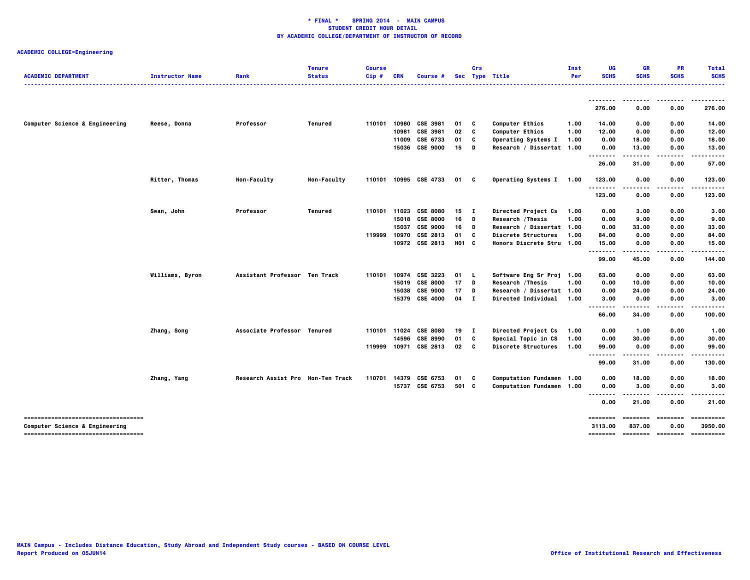# * FINAL * SPRING 2014 - MAIN CAMPUS
## STUDENT CREDIT HOUR DETAIL
## BY ACADEMIC COLLEGE/DEPARTMENT OF INSTRUCTOR OF RECORD

**ACADEMIC COLLEGE=Engineering**

| ACADEMIC DEPARTMENT | Instructor Name | Rank | Tenure Status | Course Cip # | CRN | Course # | Sec | Crs Type | Title | Inst Per | UG SCHS | GR SCHS | PR SCHS | Total SCHS |
|---|---|---|---|---|---|---|---|---|---|---|---|---|---|---|
| | | | | | | | | | | | 276.00 | 0.00 | 0.00 | 276.00 |
| Computer Science & Engineering | Reese, Donna | Professor | Tenured | 110101 | 10980 | CSE 3981 | 01 | C | Computer Ethics | 1.00 | 14.00 | 0.00 | 0.00 | 14.00 |
| | | | | | 10981 | CSE 3981 | 02 | C | Computer Ethics | 1.00 | 12.00 | 0.00 | 0.00 | 12.00 |
| | | | | | 11009 | CSE 6733 | 01 | C | Operating Systems I | 1.00 | 0.00 | 18.00 | 0.00 | 18.00 |
| | | | | | 15036 | CSE 9000 | 15 | D | Research / Dissertat | 1.00 | 0.00 | 13.00 | 0.00 | 13.00 |
| | | | | | | | | | | | 26.00 | 31.00 | 0.00 | 57.00 |
| | Ritter, Thomas | Non-Faculty | Non-Faculty | 110101 | 10995 | CSE 4733 | 01 | C | Operating Systems I | 1.00 | 123.00 | 0.00 | 0.00 | 123.00 |
| | | | | | | | | | | | 123.00 | 0.00 | 0.00 | 123.00 |
| | Swan, John | Professor | Tenured | 110101 | 11023 | CSE 8080 | 15 | I | Directed Project Cs | 1.00 | 0.00 | 3.00 | 0.00 | 3.00 |
| | | | | | 15018 | CSE 8000 | 16 | D | Research /Thesis | 1.00 | 0.00 | 9.00 | 0.00 | 9.00 |
| | | | | | 15037 | CSE 9000 | 16 | D | Research / Dissertat | 1.00 | 0.00 | 33.00 | 0.00 | 33.00 |
| | | | | 119999 | 10970 | CSE 2813 | 01 | C | Discrete Structures | 1.00 | 84.00 | 0.00 | 0.00 | 84.00 |
| | | | | | 10972 | CSE 2813 | H01 | C | Honors Discrete Stru | 1.00 | 15.00 | 0.00 | 0.00 | 15.00 |
| | | | | | | | | | | | 99.00 | 45.00 | 0.00 | 144.00 |
| | Williams, Byron | Assistant Professor | Ten Track | 110101 | 10974 | CSE 3223 | 01 | L | Software Eng Sr Proj | 1.00 | 63.00 | 0.00 | 0.00 | 63.00 |
| | | | | | 15019 | CSE 8000 | 17 | D | Research /Thesis | 1.00 | 0.00 | 10.00 | 0.00 | 10.00 |
| | | | | | 15038 | CSE 9000 | 17 | D | Research / Dissertat | 1.00 | 0.00 | 24.00 | 0.00 | 24.00 |
| | | | | | 15379 | CSE 4000 | 04 | I | Directed Individual | 1.00 | 3.00 | 0.00 | 0.00 | 3.00 |
| | | | | | | | | | | | 66.00 | 34.00 | 0.00 | 100.00 |
| | Zhang, Song | Associate Professor | Tenured | 110101 | 11024 | CSE 8080 | 19 | I | Directed Project Cs | 1.00 | 0.00 | 1.00 | 0.00 | 1.00 |
| | | | | | 14596 | CSE 8990 | 01 | C | Special Topic in CS | 1.00 | 0.00 | 30.00 | 0.00 | 30.00 |
| | | | | 119999 | 10971 | CSE 2813 | 02 | C | Discrete Structures | 1.00 | 99.00 | 0.00 | 0.00 | 99.00 |
| | | | | | | | | | | | 99.00 | 31.00 | 0.00 | 130.00 |
| | Zhang, Yang | Research Assist Pro | Non-Ten Track | 110701 | 14379 | CSE 6753 | 01 | C | Computation Fundamen | 1.00 | 0.00 | 18.00 | 0.00 | 18.00 |
| | | | | | 15737 | CSE 6753 | 501 | C | Computation Fundamen | 1.00 | 0.00 | 3.00 | 0.00 | 3.00 |
| | | | | | | | | | | | 0.00 | 21.00 | 0.00 | 21.00 |
| **Computer Science & Engineering** | | | | | | | | | | | 3113.00 | 837.00 | 0.00 | 3950.00 |

MAIN Campus - Includes Distance Education, Study Abroad and Independent Study courses - BASED ON COURSE LEVEL
Report Produced on 05JUN14

Office of Institutional Research and Effectiveness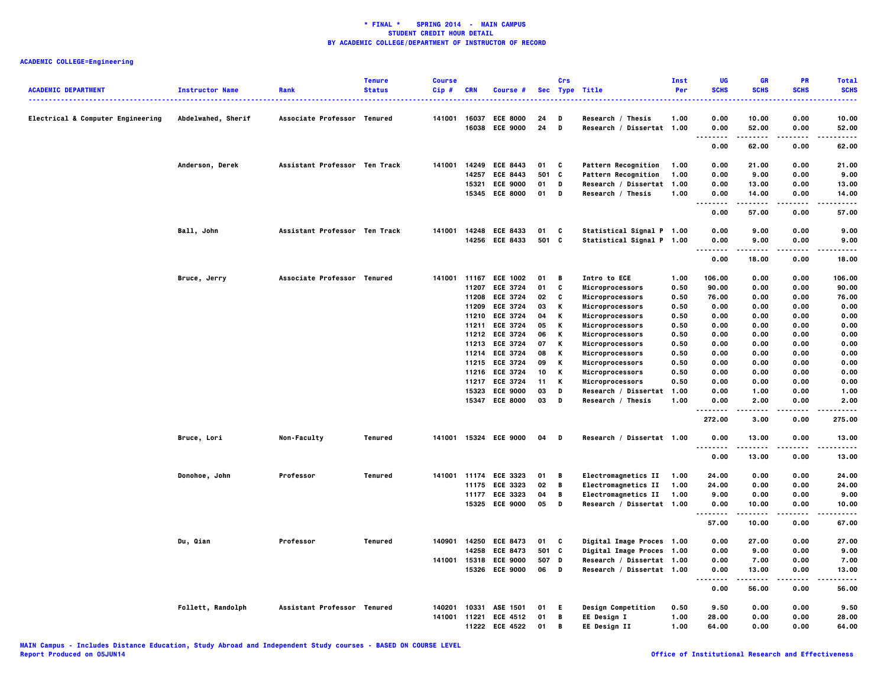**\* FINAL \* SPRING 2014 - MAIN CAMPUS**
**STUDENT CREDIT HOUR DETAIL**
**BY ACADEMIC COLLEGE/DEPARTMENT OF INSTRUCTOR OF RECORD**

**ACADEMIC COLLEGE=Engineering**

| ACADEMIC DEPARTMENT | Instructor Name | Rank | Tenure Status | Course Cip # | CRN | Course # | Sec | Crs Type | Title | Inst Per | UG SCHS | GR SCHS | PR SCHS | Total SCHS |
|---|---|---|---|---|---|---|---|---|---|---|---|---|---|---|
| Electrical & Computer Engineering | Abdelwahed, Sherif | Associate Professor | Tenured | 141001 | 16037 | ECE 8000 | 24 | D | Research / Thesis | 1.00 | 0.00 | 10.00 | 0.00 | 10.00 |
| | | | | | 16038 | ECE 9000 | 24 | D | Research / Dissertat | 1.00 | 0.00 | 52.00 | 0.00 | 52.00 |
| | | | | | | | | | | | 0.00 | 62.00 | 0.00 | 62.00 |
| | Anderson, Derek | Assistant Professor | Ten Track | 141001 | 14249 | ECE 8443 | 01 | C | Pattern Recognition | 1.00 | 0.00 | 21.00 | 0.00 | 21.00 |
| | | | | | 14257 | ECE 8443 | 501 | C | Pattern Recognition | 1.00 | 0.00 | 9.00 | 0.00 | 9.00 |
| | | | | | 15321 | ECE 9000 | 01 | D | Research / Dissertat | 1.00 | 0.00 | 13.00 | 0.00 | 13.00 |
| | | | | | 15345 | ECE 8000 | 01 | D | Research / Thesis | 1.00 | 0.00 | 14.00 | 0.00 | 14.00 |
| | | | | | | | | | | | 0.00 | 57.00 | 0.00 | 57.00 |
| | Ball, John | Assistant Professor | Ten Track | 141001 | 14248 | ECE 8433 | 01 | C | Statistical Signal P | 1.00 | 0.00 | 9.00 | 0.00 | 9.00 |
| | | | | | 14256 | ECE 8433 | 501 | C | Statistical Signal P | 1.00 | 0.00 | 9.00 | 0.00 | 9.00 |
| | | | | | | | | | | | 0.00 | 18.00 | 0.00 | 18.00 |
| | Bruce, Jerry | Associate Professor | Tenured | 141001 | 11167 | ECE 1002 | 01 | B | Intro to ECE | 1.00 | 106.00 | 0.00 | 0.00 | 106.00 |
| | | | | | 11207 | ECE 3724 | 01 | C | Microprocessors | 0.50 | 90.00 | 0.00 | 0.00 | 90.00 |
| | | | | | 11208 | ECE 3724 | 02 | C | Microprocessors | 0.50 | 76.00 | 0.00 | 0.00 | 76.00 |
| | | | | | 11209 | ECE 3724 | 03 | K | Microprocessors | 0.50 | 0.00 | 0.00 | 0.00 | 0.00 |
| | | | | | 11210 | ECE 3724 | 04 | K | Microprocessors | 0.50 | 0.00 | 0.00 | 0.00 | 0.00 |
| | | | | | 11211 | ECE 3724 | 05 | K | Microprocessors | 0.50 | 0.00 | 0.00 | 0.00 | 0.00 |
| | | | | | 11212 | ECE 3724 | 06 | K | Microprocessors | 0.50 | 0.00 | 0.00 | 0.00 | 0.00 |
| | | | | | 11213 | ECE 3724 | 07 | K | Microprocessors | 0.50 | 0.00 | 0.00 | 0.00 | 0.00 |
| | | | | | 11214 | ECE 3724 | 08 | K | Microprocessors | 0.50 | 0.00 | 0.00 | 0.00 | 0.00 |
| | | | | | 11215 | ECE 3724 | 09 | K | Microprocessors | 0.50 | 0.00 | 0.00 | 0.00 | 0.00 |
| | | | | | 11216 | ECE 3724 | 10 | K | Microprocessors | 0.50 | 0.00 | 0.00 | 0.00 | 0.00 |
| | | | | | 11217 | ECE 3724 | 11 | K | Microprocessors | 0.50 | 0.00 | 0.00 | 0.00 | 0.00 |
| | | | | | 15323 | ECE 9000 | 03 | D | Research / Dissertat | 1.00 | 0.00 | 1.00 | 0.00 | 1.00 |
| | | | | | 15347 | ECE 8000 | 03 | D | Research / Thesis | 1.00 | 0.00 | 2.00 | 0.00 | 2.00 |
| | | | | | | | | | | | 272.00 | 3.00 | 0.00 | 275.00 |
| | Bruce, Lori | Non-Faculty | Tenured | 141001 | 15324 | ECE 9000 | 04 | D | Research / Dissertat | 1.00 | 0.00 | 13.00 | 0.00 | 13.00 |
| | | | | | | | | | | | 0.00 | 13.00 | 0.00 | 13.00 |
| | Donohoe, John | Professor | Tenured | 141001 | 11174 | ECE 3323 | 01 | B | Electromagnetics II | 1.00 | 24.00 | 0.00 | 0.00 | 24.00 |
| | | | | | 11175 | ECE 3323 | 02 | B | Electromagnetics II | 1.00 | 24.00 | 0.00 | 0.00 | 24.00 |
| | | | | | 11177 | ECE 3323 | 04 | B | Electromagnetics II | 1.00 | 9.00 | 0.00 | 0.00 | 9.00 |
| | | | | | 15325 | ECE 9000 | 05 | D | Research / Dissertat | 1.00 | 0.00 | 10.00 | 0.00 | 10.00 |
| | | | | | | | | | | | 57.00 | 10.00 | 0.00 | 67.00 |
| | Du, Qian | Professor | Tenured | 140901 | 14250 | ECE 8473 | 01 | C | Digital Image Proces | 1.00 | 0.00 | 27.00 | 0.00 | 27.00 |
| | | | | | 14258 | ECE 8473 | 501 | C | Digital Image Proces | 1.00 | 0.00 | 9.00 | 0.00 | 9.00 |
| | | | | 141001 | 15318 | ECE 9000 | 507 | D | Research / Dissertat | 1.00 | 0.00 | 7.00 | 0.00 | 7.00 |
| | | | | | 15326 | ECE 9000 | 06 | D | Research / Dissertat | 1.00 | 0.00 | 13.00 | 0.00 | 13.00 |
| | | | | | | | | | | | 0.00 | 56.00 | 0.00 | 56.00 |
| | Follett, Randolph | Assistant Professor | Tenured | 140201 | 10331 | ASE 1501 | 01 | E | Design Competition | 0.50 | 9.50 | 0.00 | 0.00 | 9.50 |
| | | | | 141001 | 11221 | ECE 4512 | 01 | B | EE Design I | 1.00 | 28.00 | 0.00 | 0.00 | 28.00 |
| | | | | | 11222 | ECE 4522 | 01 | B | EE Design II | 1.00 | 64.00 | 0.00 | 0.00 | 64.00 |

MAIN Campus - Includes Distance Education, Study Abroad and Independent Study courses - BASED ON COURSE LEVEL
Report Produced on 05JUN14

Office of Institutional Research and Effectiveness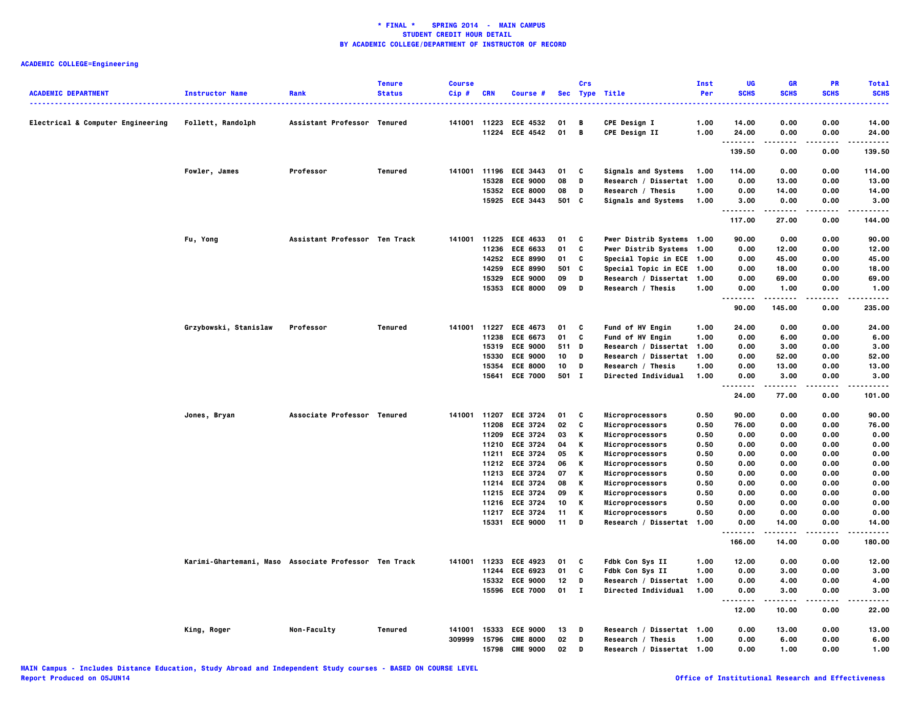**\* FINAL \* SPRING 2014 - MAIN CAMPUS**
**STUDENT CREDIT HOUR DETAIL**
**BY ACADEMIC COLLEGE/DEPARTMENT OF INSTRUCTOR OF RECORD**

**ACADEMIC COLLEGE=Engineering**

| ACADEMIC DEPARTMENT | Instructor Name | Rank | Tenure Status | Course Cip # | CRN | Course # | Sec | Crs Type | Title | Inst Per | UG SCHS | GR SCHS | PR SCHS | Total SCHS |
|---|---|---|---|---|---|---|---|---|---|---|---|---|---|---|
| Electrical & Computer Engineering | Follett, Randolph | Assistant Professor | Tenured | 141001 | 11223 | ECE 4532 | 01 | B | CPE Design I | 1.00 | 14.00 | 0.00 | 0.00 | 14.00 |
| | | | | | 11224 | ECE 4542 | 01 | B | CPE Design II | 1.00 | 24.00 | 0.00 | 0.00 | 24.00 |
| | | | | | | | | | | | 139.50 | 0.00 | 0.00 | 139.50 |
| | Fowler, James | Professor | Tenured | 141001 | 11196 | ECE 3443 | 01 | C | Signals and Systems | 1.00 | 114.00 | 0.00 | 0.00 | 114.00 |
| | | | | | 15328 | ECE 9000 | 08 | D | Research / Dissertat | 1.00 | 0.00 | 13.00 | 0.00 | 13.00 |
| | | | | | 15352 | ECE 8000 | 08 | D | Research / Thesis | 1.00 | 0.00 | 14.00 | 0.00 | 14.00 |
| | | | | | 15925 | ECE 3443 | 501 | C | Signals and Systems | 1.00 | 3.00 | 0.00 | 0.00 | 3.00 |
| | | | | | | | | | | | 117.00 | 27.00 | 0.00 | 144.00 |
| | Fu, Yong | Assistant Professor | Ten Track | 141001 | 11225 | ECE 4633 | 01 | C | Pwer Distrib Systems | 1.00 | 90.00 | 0.00 | 0.00 | 90.00 |
| | | | | | 11236 | ECE 6633 | 01 | C | Pwer Distrib Systems | 1.00 | 0.00 | 12.00 | 0.00 | 12.00 |
| | | | | | 14252 | ECE 8990 | 01 | C | Special Topic in ECE | 1.00 | 0.00 | 45.00 | 0.00 | 45.00 |
| | | | | | 14259 | ECE 8990 | 501 | C | Special Topic in ECE | 1.00 | 0.00 | 18.00 | 0.00 | 18.00 |
| | | | | | 15329 | ECE 9000 | 09 | D | Research / Dissertat | 1.00 | 0.00 | 69.00 | 0.00 | 69.00 |
| | | | | | 15353 | ECE 8000 | 09 | D | Research / Thesis | 1.00 | 0.00 | 1.00 | 0.00 | 1.00 |
| | | | | | | | | | | | 90.00 | 145.00 | 0.00 | 235.00 |
| | Grzybowski, Stanislaw | Professor | Tenured | 141001 | 11227 | ECE 4673 | 01 | C | Fund of HV Engin | 1.00 | 24.00 | 0.00 | 0.00 | 24.00 |
| | | | | | 11238 | ECE 6673 | 01 | C | Fund of HV Engin | 1.00 | 0.00 | 6.00 | 0.00 | 6.00 |
| | | | | | 15319 | ECE 9000 | 511 | D | Research / Dissertat | 1.00 | 0.00 | 3.00 | 0.00 | 3.00 |
| | | | | | 15330 | ECE 9000 | 10 | D | Research / Dissertat | 1.00 | 0.00 | 52.00 | 0.00 | 52.00 |
| | | | | | 15354 | ECE 8000 | 10 | D | Research / Thesis | 1.00 | 0.00 | 13.00 | 0.00 | 13.00 |
| | | | | | 15641 | ECE 7000 | 501 | I | Directed Individual | 1.00 | 0.00 | 3.00 | 0.00 | 3.00 |
| | | | | | | | | | | | 24.00 | 77.00 | 0.00 | 101.00 |
| | Jones, Bryan | Associate Professor | Tenured | 141001 | 11207 | ECE 3724 | 01 | C | Microprocessors | 0.50 | 90.00 | 0.00 | 0.00 | 90.00 |
| | | | | | 11208 | ECE 3724 | 02 | C | Microprocessors | 0.50 | 76.00 | 0.00 | 0.00 | 76.00 |
| | | | | | 11209 | ECE 3724 | 03 | K | Microprocessors | 0.50 | 0.00 | 0.00 | 0.00 | 0.00 |
| | | | | | 11210 | ECE 3724 | 04 | K | Microprocessors | 0.50 | 0.00 | 0.00 | 0.00 | 0.00 |
| | | | | | 11211 | ECE 3724 | 05 | K | Microprocessors | 0.50 | 0.00 | 0.00 | 0.00 | 0.00 |
| | | | | | 11212 | ECE 3724 | 06 | K | Microprocessors | 0.50 | 0.00 | 0.00 | 0.00 | 0.00 |
| | | | | | 11213 | ECE 3724 | 07 | K | Microprocessors | 0.50 | 0.00 | 0.00 | 0.00 | 0.00 |
| | | | | | 11214 | ECE 3724 | 08 | K | Microprocessors | 0.50 | 0.00 | 0.00 | 0.00 | 0.00 |
| | | | | | 11215 | ECE 3724 | 09 | K | Microprocessors | 0.50 | 0.00 | 0.00 | 0.00 | 0.00 |
| | | | | | 11216 | ECE 3724 | 10 | K | Microprocessors | 0.50 | 0.00 | 0.00 | 0.00 | 0.00 |
| | | | | | 11217 | ECE 3724 | 11 | K | Microprocessors | 0.50 | 0.00 | 0.00 | 0.00 | 0.00 |
| | | | | | 15331 | ECE 9000 | 11 | D | Research / Dissertat | 1.00 | 0.00 | 14.00 | 0.00 | 14.00 |
| | | | | | | | | | | | 166.00 | 14.00 | 0.00 | 180.00 |
| | Karimi-Ghartemani, Maso | Associate Professor | Ten Track | 141001 | 11233 | ECE 4923 | 01 | C | Fdbk Con Sys II | 1.00 | 12.00 | 0.00 | 0.00 | 12.00 |
| | | | | | 11244 | ECE 6923 | 01 | C | Fdbk Con Sys II | 1.00 | 0.00 | 3.00 | 0.00 | 3.00 |
| | | | | | 15332 | ECE 9000 | 12 | D | Research / Dissertat | 1.00 | 0.00 | 4.00 | 0.00 | 4.00 |
| | | | | | 15596 | ECE 7000 | 01 | I | Directed Individual | 1.00 | 0.00 | 3.00 | 0.00 | 3.00 |
| | | | | | | | | | | | 12.00 | 10.00 | 0.00 | 22.00 |
| | King, Roger | Non-Faculty | Tenured | 141001 | 15333 | ECE 9000 | 13 | D | Research / Dissertat | 1.00 | 0.00 | 13.00 | 0.00 | 13.00 |
| | | | | 309999 | 15796 | CME 8000 | 02 | D | Research / Thesis | 1.00 | 0.00 | 6.00 | 0.00 | 6.00 |
| | | | | | 15798 | CME 9000 | 02 | D | Research / Dissertat | 1.00 | 0.00 | 1.00 | 0.00 | 1.00 |

MAIN Campus - Includes Distance Education, Study Abroad and Independent Study courses - BASED ON COURSE LEVEL
Report Produced on 05JUN14

Office of Institutional Research and Effectiveness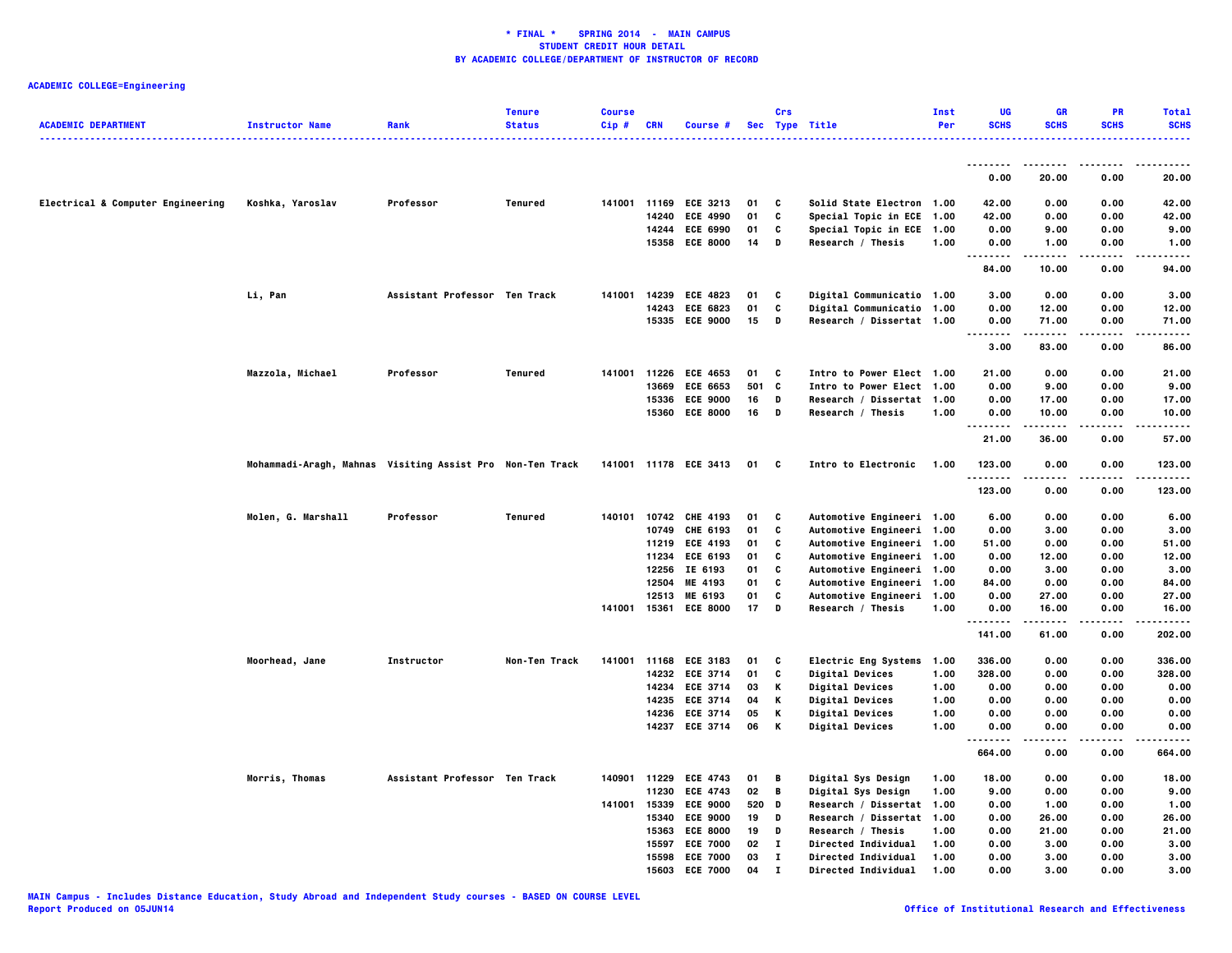**\* FINAL \* SPRING 2014 - MAIN CAMPUS**
**STUDENT CREDIT HOUR DETAIL**
**BY ACADEMIC COLLEGE/DEPARTMENT OF INSTRUCTOR OF RECORD**

**ACADEMIC COLLEGE=Engineering**

| ACADEMIC DEPARTMENT | Instructor Name | Rank | Tenure Status | Course Cip # | CRN | Course # | Sec | Crs Type | Title | Inst Per | UG SCHS | GR SCHS | PR SCHS | Total SCHS |
|---|---|---|---|---|---|---|---|---|---|---|---|---|---|---|
| | | | | | | | | | | | 0.00 | 20.00 | 0.00 | 20.00 |
| Electrical & Computer Engineering | Koshka, Yaroslav | Professor | Tenured | 141001 | 11169 | ECE 3213 | 01 | C | Solid State Electron | 1.00 | 42.00 | 0.00 | 0.00 | 42.00 |
| | | | | | 14240 | ECE 4990 | 01 | C | Special Topic in ECE | 1.00 | 42.00 | 0.00 | 0.00 | 42.00 |
| | | | | | 14244 | ECE 6990 | 01 | C | Special Topic in ECE | 1.00 | 0.00 | 9.00 | 0.00 | 9.00 |
| | | | | | 15358 | ECE 8000 | 14 | D | Research / Thesis | 1.00 | 0.00 | 1.00 | 0.00 | 1.00 |
| | | | | | | | | | | | 84.00 | 10.00 | 0.00 | 94.00 |
| | Li, Pan | Assistant Professor | Ten Track | 141001 | 14239 | ECE 4823 | 01 | C | Digital Communicatio | 1.00 | 3.00 | 0.00 | 0.00 | 3.00 |
| | | | | | 14243 | ECE 6823 | 01 | C | Digital Communicatio | 1.00 | 0.00 | 12.00 | 0.00 | 12.00 |
| | | | | | 15335 | ECE 9000 | 15 | D | Research / Dissertat | 1.00 | 0.00 | 71.00 | 0.00 | 71.00 |
| | | | | | | | | | | | 3.00 | 83.00 | 0.00 | 86.00 |
| | Mazzola, Michael | Professor | Tenured | 141001 | 11226 | ECE 4653 | 01 | C | Intro to Power Elect | 1.00 | 21.00 | 0.00 | 0.00 | 21.00 |
| | | | | | 13669 | ECE 6653 | 501 | C | Intro to Power Elect | 1.00 | 0.00 | 9.00 | 0.00 | 9.00 |
| | | | | | 15336 | ECE 9000 | 16 | D | Research / Dissertat | 1.00 | 0.00 | 17.00 | 0.00 | 17.00 |
| | | | | | 15360 | ECE 8000 | 16 | D | Research / Thesis | 1.00 | 0.00 | 10.00 | 0.00 | 10.00 |
| | | | | | | | | | | | 21.00 | 36.00 | 0.00 | 57.00 |
| | Mohammadi-Aragh, Mahnas | Visiting Assist Pro | Non-Ten Track | 141001 | 11178 | ECE 3413 | 01 | C | Intro to Electronic | 1.00 | 123.00 | 0.00 | 0.00 | 123.00 |
| | | | | | | | | | | | 123.00 | 0.00 | 0.00 | 123.00 |
| | Molen, G. Marshall | Professor | Tenured | 140101 | 10742 | CHE 4193 | 01 | C | Automotive Engineeri | 1.00 | 6.00 | 0.00 | 0.00 | 6.00 |
| | | | | | 10749 | CHE 6193 | 01 | C | Automotive Engineeri | 1.00 | 0.00 | 3.00 | 0.00 | 3.00 |
| | | | | | 11219 | ECE 4193 | 01 | C | Automotive Engineeri | 1.00 | 51.00 | 0.00 | 0.00 | 51.00 |
| | | | | | 11234 | ECE 6193 | 01 | C | Automotive Engineeri | 1.00 | 0.00 | 12.00 | 0.00 | 12.00 |
| | | | | | 12256 | IE 6193 | 01 | C | Automotive Engineeri | 1.00 | 0.00 | 3.00 | 0.00 | 3.00 |
| | | | | | 12504 | ME 4193 | 01 | C | Automotive Engineeri | 1.00 | 84.00 | 0.00 | 0.00 | 84.00 |
| | | | | | 12513 | ME 6193 | 01 | C | Automotive Engineeri | 1.00 | 0.00 | 27.00 | 0.00 | 27.00 |
| | | | | 141001 | 15361 | ECE 8000 | 17 | D | Research / Thesis | 1.00 | 0.00 | 16.00 | 0.00 | 16.00 |
| | | | | | | | | | | | 141.00 | 61.00 | 0.00 | 202.00 |
| | Moorhead, Jane | Instructor | Non-Ten Track | 141001 | 11168 | ECE 3183 | 01 | C | Electric Eng Systems | 1.00 | 336.00 | 0.00 | 0.00 | 336.00 |
| | | | | | 14232 | ECE 3714 | 01 | C | Digital Devices | 1.00 | 328.00 | 0.00 | 0.00 | 328.00 |
| | | | | | 14234 | ECE 3714 | 03 | K | Digital Devices | 1.00 | 0.00 | 0.00 | 0.00 | 0.00 |
| | | | | | 14235 | ECE 3714 | 04 | K | Digital Devices | 1.00 | 0.00 | 0.00 | 0.00 | 0.00 |
| | | | | | 14236 | ECE 3714 | 05 | K | Digital Devices | 1.00 | 0.00 | 0.00 | 0.00 | 0.00 |
| | | | | | 14237 | ECE 3714 | 06 | K | Digital Devices | 1.00 | 0.00 | 0.00 | 0.00 | 0.00 |
| | | | | | | | | | | | 664.00 | 0.00 | 0.00 | 664.00 |
| | Morris, Thomas | Assistant Professor | Ten Track | 140901 | 11229 | ECE 4743 | 01 | B | Digital Sys Design | 1.00 | 18.00 | 0.00 | 0.00 | 18.00 |
| | | | | | 11230 | ECE 4743 | 02 | B | Digital Sys Design | 1.00 | 9.00 | 0.00 | 0.00 | 9.00 |
| | | | | 141001 | 15339 | ECE 9000 | 520 | D | Research / Dissertat | 1.00 | 0.00 | 1.00 | 0.00 | 1.00 |
| | | | | | 15340 | ECE 9000 | 19 | D | Research / Dissertat | 1.00 | 0.00 | 26.00 | 0.00 | 26.00 |
| | | | | | 15363 | ECE 8000 | 19 | D | Research / Thesis | 1.00 | 0.00 | 21.00 | 0.00 | 21.00 |
| | | | | | 15597 | ECE 7000 | 02 | I | Directed Individual | 1.00 | 0.00 | 3.00 | 0.00 | 3.00 |
| | | | | | 15598 | ECE 7000 | 03 | I | Directed Individual | 1.00 | 0.00 | 3.00 | 0.00 | 3.00 |
| | | | | | 15603 | ECE 7000 | 04 | I | Directed Individual | 1.00 | 0.00 | 3.00 | 0.00 | 3.00 |

MAIN Campus - Includes Distance Education, Study Abroad and Independent Study courses - BASED ON COURSE LEVEL
Report Produced on 05JUN14

Office of Institutional Research and Effectiveness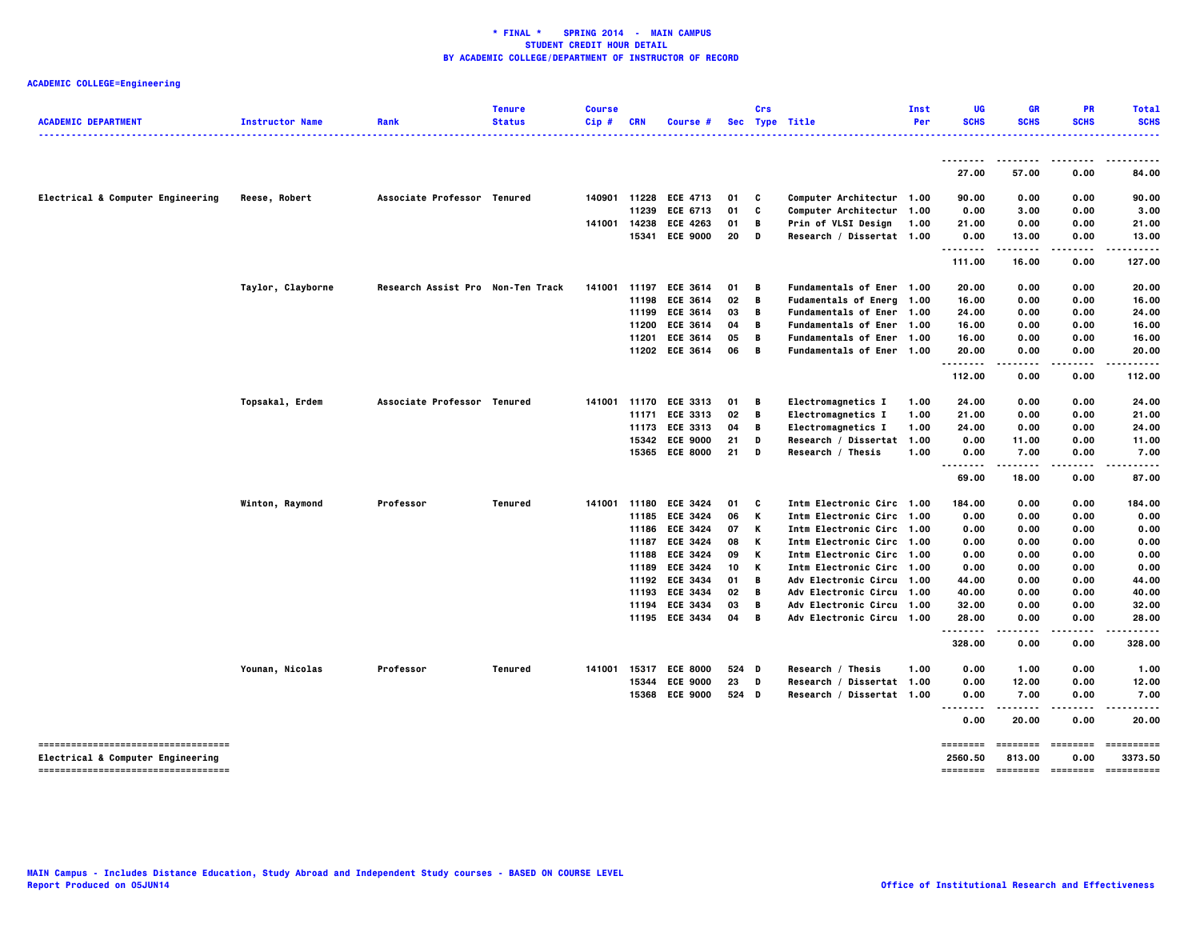**\* FINAL \*   SPRING 2014 - MAIN CAMPUS**
**STUDENT CREDIT HOUR DETAIL**
**BY ACADEMIC COLLEGE/DEPARTMENT OF INSTRUCTOR OF RECORD**

**ACADEMIC COLLEGE=Engineering**

| ACADEMIC DEPARTMENT | Instructor Name | Rank | Tenure Status | Course Cip # | CRN | Course # | Sec | Crs Type | Title | Inst Per | UG SCHS | GR SCHS | PR SCHS | Total SCHS |
|---|---|---|---|---|---|---|---|---|---|---|---|---|---|---|
| | | | | | | | | | | | 27.00 | 57.00 | 0.00 | 84.00 |
| Electrical & Computer Engineering | Reese, Robert | Associate Professor | Tenured | 140901 | 11228 | ECE 4713 | 01 | C | Computer Architectur | 1.00 | 90.00 | 0.00 | 0.00 | 90.00 |
| | | | | | 11239 | ECE 6713 | 01 | C | Computer Architectur | 1.00 | 0.00 | 3.00 | 0.00 | 3.00 |
| | | | | 141001 | 14238 | ECE 4263 | 01 | B | Prin of VLSI Design | 1.00 | 21.00 | 0.00 | 0.00 | 21.00 |
| | | | | | 15341 | ECE 9000 | 20 | D | Research / Dissertat | 1.00 | 0.00 | 13.00 | 0.00 | 13.00 |
| | | | | | | | | | | | 111.00 | 16.00 | 0.00 | 127.00 |
| | Taylor, Clayborne | Research Assist Pro | Non-Ten Track | 141001 | 11197 | ECE 3614 | 01 | B | Fundamentals of Ener | 1.00 | 20.00 | 0.00 | 0.00 | 20.00 |
| | | | | | 11198 | ECE 3614 | 02 | B | Fudamentals of Energ | 1.00 | 16.00 | 0.00 | 0.00 | 16.00 |
| | | | | | 11199 | ECE 3614 | 03 | B | Fundamentals of Ener | 1.00 | 24.00 | 0.00 | 0.00 | 24.00 |
| | | | | | 11200 | ECE 3614 | 04 | B | Fundamentals of Ener | 1.00 | 16.00 | 0.00 | 0.00 | 16.00 |
| | | | | | 11201 | ECE 3614 | 05 | B | Fundamentals of Ener | 1.00 | 16.00 | 0.00 | 0.00 | 16.00 |
| | | | | | 11202 | ECE 3614 | 06 | B | Fundamentals of Ener | 1.00 | 20.00 | 0.00 | 0.00 | 20.00 |
| | | | | | | | | | | | 112.00 | 0.00 | 0.00 | 112.00 |
| | Topsakal, Erdem | Associate Professor | Tenured | 141001 | 11170 | ECE 3313 | 01 | B | Electromagnetics I | 1.00 | 24.00 | 0.00 | 0.00 | 24.00 |
| | | | | | 11171 | ECE 3313 | 02 | B | Electromagnetics I | 1.00 | 21.00 | 0.00 | 0.00 | 21.00 |
| | | | | | 11173 | ECE 3313 | 04 | B | Electromagnetics I | 1.00 | 24.00 | 0.00 | 0.00 | 24.00 |
| | | | | | 15342 | ECE 9000 | 21 | D | Research / Dissertat | 1.00 | 0.00 | 11.00 | 0.00 | 11.00 |
| | | | | | 15365 | ECE 8000 | 21 | D | Research / Thesis | 1.00 | 0.00 | 7.00 | 0.00 | 7.00 |
| | | | | | | | | | | | 69.00 | 18.00 | 0.00 | 87.00 |
| | Winton, Raymond | Professor | Tenured | 141001 | 11180 | ECE 3424 | 01 | C | Intm Electronic Circ | 1.00 | 184.00 | 0.00 | 0.00 | 184.00 |
| | | | | | 11185 | ECE 3424 | 06 | K | Intm Electronic Circ | 1.00 | 0.00 | 0.00 | 0.00 | 0.00 |
| | | | | | 11186 | ECE 3424 | 07 | K | Intm Electronic Circ | 1.00 | 0.00 | 0.00 | 0.00 | 0.00 |
| | | | | | 11187 | ECE 3424 | 08 | K | Intm Electronic Circ | 1.00 | 0.00 | 0.00 | 0.00 | 0.00 |
| | | | | | 11188 | ECE 3424 | 09 | K | Intm Electronic Circ | 1.00 | 0.00 | 0.00 | 0.00 | 0.00 |
| | | | | | 11189 | ECE 3424 | 10 | K | Intm Electronic Circ | 1.00 | 0.00 | 0.00 | 0.00 | 0.00 |
| | | | | | 11192 | ECE 3434 | 01 | B | Adv Electronic Circu | 1.00 | 44.00 | 0.00 | 0.00 | 44.00 |
| | | | | | 11193 | ECE 3434 | 02 | B | Adv Electronic Circu | 1.00 | 40.00 | 0.00 | 0.00 | 40.00 |
| | | | | | 11194 | ECE 3434 | 03 | B | Adv Electronic Circu | 1.00 | 32.00 | 0.00 | 0.00 | 32.00 |
| | | | | | 11195 | ECE 3434 | 04 | B | Adv Electronic Circu | 1.00 | 28.00 | 0.00 | 0.00 | 28.00 |
| | | | | | | | | | | | 328.00 | 0.00 | 0.00 | 328.00 |
| | Younan, Nicolas | Professor | Tenured | 141001 | 15317 | ECE 8000 | 524 | D | Research / Thesis | 1.00 | 0.00 | 1.00 | 0.00 | 1.00 |
| | | | | | 15344 | ECE 9000 | 23 | D | Research / Dissertat | 1.00 | 0.00 | 12.00 | 0.00 | 12.00 |
| | | | | | 15368 | ECE 9000 | 524 | D | Research / Dissertat | 1.00 | 0.00 | 7.00 | 0.00 | 7.00 |
| | | | | | | | | | | | 0.00 | 20.00 | 0.00 | 20.00 |
| Electrical & Computer Engineering | | | | | | | | | | | 2560.50 | 813.00 | 0.00 | 3373.50 |

MAIN Campus - Includes Distance Education, Study Abroad and Independent Study courses - BASED ON COURSE LEVEL
Report Produced on 05JUN14

Office of Institutional Research and Effectiveness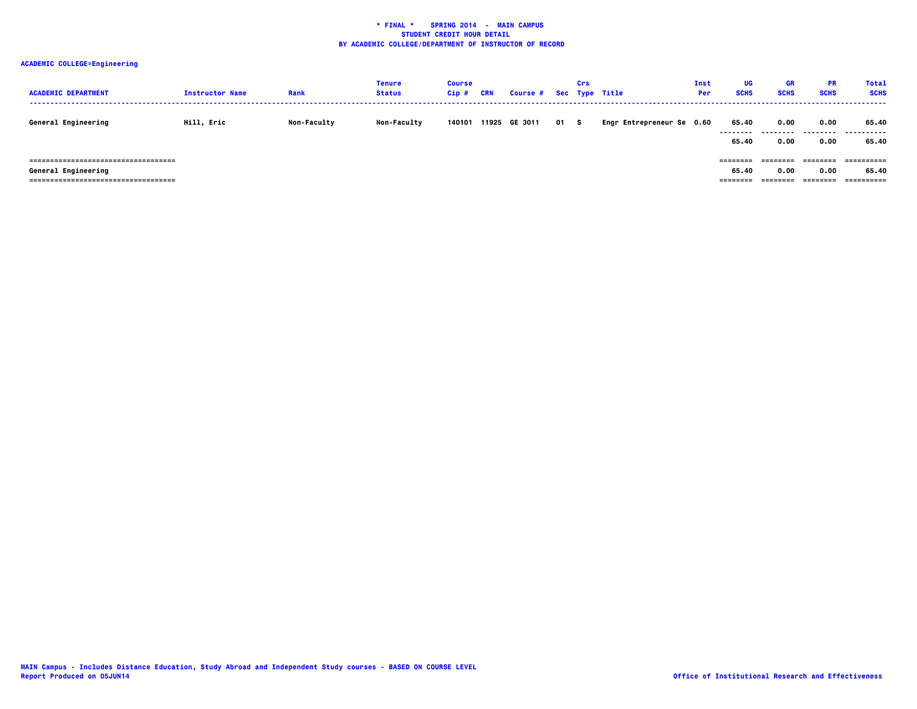**\* FINAL \*    SPRING 2014  -  MAIN CAMPUS**
**STUDENT CREDIT HOUR DETAIL**
**BY ACADEMIC COLLEGE/DEPARTMENT OF INSTRUCTOR OF RECORD**

**ACADEMIC COLLEGE=Engineering**

| ACADEMIC DEPARTMENT | Instructor Name | Rank | Tenure Status | Course Cip # | CRN | Course # | Sec | Crs Type | Title | Inst Per | UG SCHS | GR SCHS | PR SCHS | Total SCHS |
|---|---|---|---|---|---|---|---|---|---|---|---|---|---|---|
| General Engineering | Hill, Eric | Non-Faculty | Non-Faculty | 140101 | 11925 | GE 3011 | 01 | S | Engr Entrepreneur Se | 0.60 | 65.40 | 0.00 | 0.00 | 65.40 |
| | | | | | | | | | | | 65.40 | 0.00 | 0.00 | 65.40 |
| General Engineering | | | | | | | | | | | 65.40 | 0.00 | 0.00 | 65.40 |

MAIN Campus - Includes Distance Education, Study Abroad and Independent Study courses - BASED ON COURSE LEVEL
Report Produced on 05JUN14

Office of Institutional Research and Effectiveness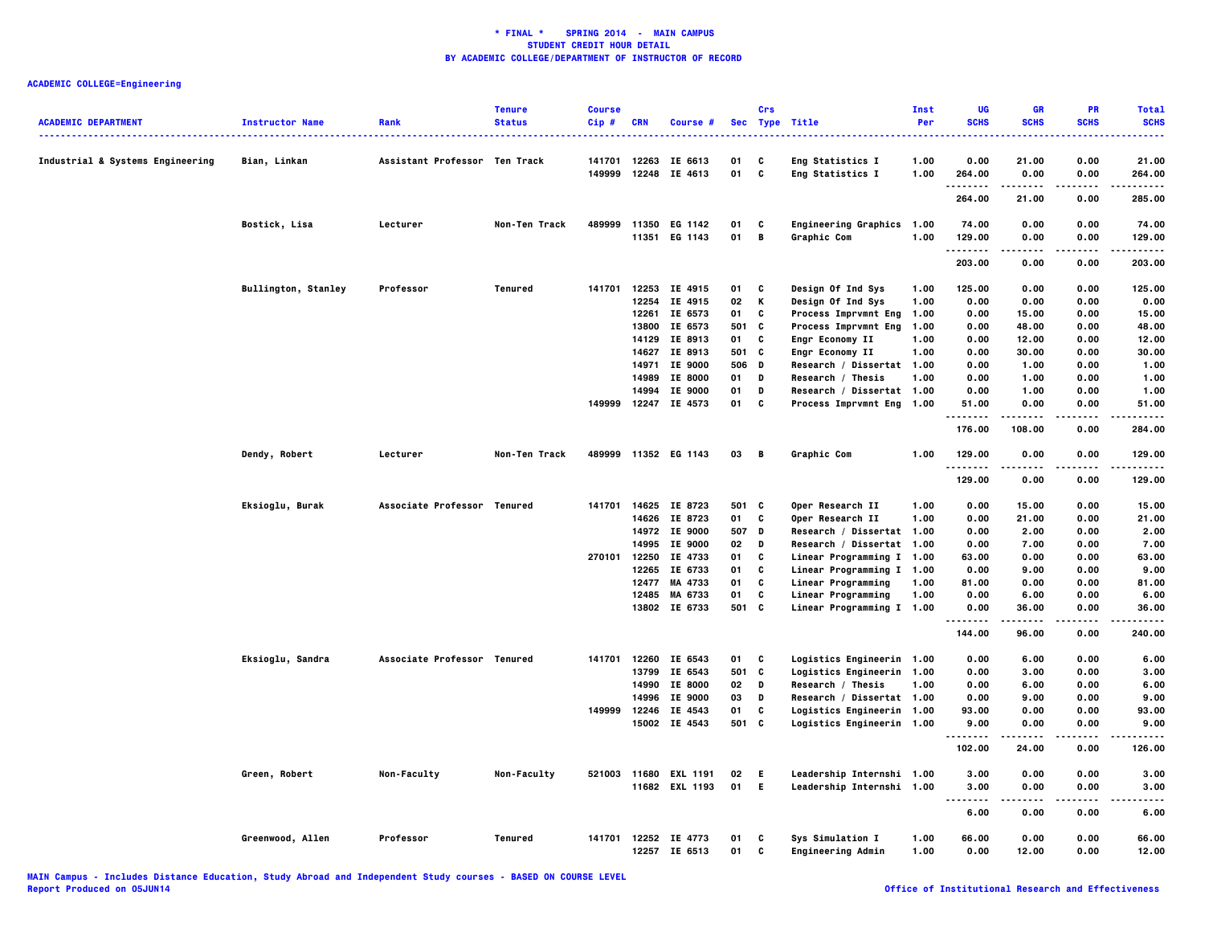**\* FINAL \* SPRING 2014 - MAIN CAMPUS**
**STUDENT CREDIT HOUR DETAIL**
**BY ACADEMIC COLLEGE/DEPARTMENT OF INSTRUCTOR OF RECORD**

**ACADEMIC COLLEGE=Engineering**

| ACADEMIC DEPARTMENT | Instructor Name | Rank | Tenure Status | Course Cip # | CRN | Course # | Sec | Crs Type | Title | Inst Per | UG SCHS | GR SCHS | PR SCHS | Total SCHS |
|---|---|---|---|---|---|---|---|---|---|---|---|---|---|---|
| Industrial & Systems Engineering | Bian, Linkan | Assistant Professor | Ten Track | 141701 | 12263 | IE 6613 | 01 | C | Eng Statistics I | 1.00 | 0.00 | 21.00 | 0.00 | 21.00 |
| | | | | 149999 | 12248 | IE 4613 | 01 | C | Eng Statistics I | 1.00 | 264.00 | 0.00 | 0.00 | 264.00 |
| | | | | | | | | | | | 264.00 | 21.00 | 0.00 | 285.00 |
| | Bostick, Lisa | Lecturer | Non-Ten Track | 489999 | 11350 | EG 1142 | 01 | C | Engineering Graphics | 1.00 | 74.00 | 0.00 | 0.00 | 74.00 |
| | | | | | 11351 | EG 1143 | 01 | B | Graphic Com | 1.00 | 129.00 | 0.00 | 0.00 | 129.00 |
| | | | | | | | | | | | 203.00 | 0.00 | 0.00 | 203.00 |
| | Bullington, Stanley | Professor | Tenured | 141701 | 12253 | IE 4915 | 01 | C | Design Of Ind Sys | 1.00 | 125.00 | 0.00 | 0.00 | 125.00 |
| | | | | | 12254 | IE 4915 | 02 | K | Design Of Ind Sys | 1.00 | 0.00 | 0.00 | 0.00 | 0.00 |
| | | | | | 12261 | IE 6573 | 01 | C | Process Imprvmnt Eng | 1.00 | 0.00 | 15.00 | 0.00 | 15.00 |
| | | | | | 13800 | IE 6573 | 501 | C | Process Imprvmnt Eng | 1.00 | 0.00 | 48.00 | 0.00 | 48.00 |
| | | | | | 14129 | IE 8913 | 01 | C | Engr Economy II | 1.00 | 0.00 | 12.00 | 0.00 | 12.00 |
| | | | | | 14627 | IE 8913 | 501 | C | Engr Economy II | 1.00 | 0.00 | 30.00 | 0.00 | 30.00 |
| | | | | | 14971 | IE 9000 | 506 | D | Research / Dissertat | 1.00 | 0.00 | 1.00 | 0.00 | 1.00 |
| | | | | | 14989 | IE 8000 | 01 | D | Research / Thesis | 1.00 | 0.00 | 1.00 | 0.00 | 1.00 |
| | | | | | 14994 | IE 9000 | 01 | D | Research / Dissertat | 1.00 | 0.00 | 1.00 | 0.00 | 1.00 |
| | | | | 149999 | 12247 | IE 4573 | 01 | C | Process Imprvmnt Eng | 1.00 | 51.00 | 0.00 | 0.00 | 51.00 |
| | | | | | | | | | | | 176.00 | 108.00 | 0.00 | 284.00 |
| | Dendy, Robert | Lecturer | Non-Ten Track | 489999 | 11352 | EG 1143 | 03 | B | Graphic Com | 1.00 | 129.00 | 0.00 | 0.00 | 129.00 |
| | | | | | | | | | | | 129.00 | 0.00 | 0.00 | 129.00 |
| | Eksioglu, Burak | Associate Professor | Tenured | 141701 | 14625 | IE 8723 | 501 | C | Oper Research II | 1.00 | 0.00 | 15.00 | 0.00 | 15.00 |
| | | | | | 14626 | IE 8723 | 01 | C | Oper Research II | 1.00 | 0.00 | 21.00 | 0.00 | 21.00 |
| | | | | | 14972 | IE 9000 | 507 | D | Research / Dissertat | 1.00 | 0.00 | 2.00 | 0.00 | 2.00 |
| | | | | | 14995 | IE 9000 | 02 | D | Research / Dissertat | 1.00 | 0.00 | 7.00 | 0.00 | 7.00 |
| | | | | 270101 | 12250 | IE 4733 | 01 | C | Linear Programming I | 1.00 | 63.00 | 0.00 | 0.00 | 63.00 |
| | | | | | 12265 | IE 6733 | 01 | C | Linear Programming I | 1.00 | 0.00 | 9.00 | 0.00 | 9.00 |
| | | | | | 12477 | MA 4733 | 01 | C | Linear Programming | 1.00 | 81.00 | 0.00 | 0.00 | 81.00 |
| | | | | | 12485 | MA 6733 | 01 | C | Linear Programming | 1.00 | 0.00 | 6.00 | 0.00 | 6.00 |
| | | | | | 13802 | IE 6733 | 501 | C | Linear Programming I | 1.00 | 0.00 | 36.00 | 0.00 | 36.00 |
| | | | | | | | | | | | 144.00 | 96.00 | 0.00 | 240.00 |
| | Eksioglu, Sandra | Associate Professor | Tenured | 141701 | 12260 | IE 6543 | 01 | C | Logistics Engineerin | 1.00 | 0.00 | 6.00 | 0.00 | 6.00 |
| | | | | | 13799 | IE 6543 | 501 | C | Logistics Engineerin | 1.00 | 0.00 | 3.00 | 0.00 | 3.00 |
| | | | | | 14990 | IE 8000 | 02 | D | Research / Thesis | 1.00 | 0.00 | 6.00 | 0.00 | 6.00 |
| | | | | | 14996 | IE 9000 | 03 | D | Research / Dissertat | 1.00 | 0.00 | 9.00 | 0.00 | 9.00 |
| | | | | 149999 | 12246 | IE 4543 | 01 | C | Logistics Engineerin | 1.00 | 93.00 | 0.00 | 0.00 | 93.00 |
| | | | | | 15002 | IE 4543 | 501 | C | Logistics Engineerin | 1.00 | 9.00 | 0.00 | 0.00 | 9.00 |
| | | | | | | | | | | | 102.00 | 24.00 | 0.00 | 126.00 |
| | Green, Robert | Non-Faculty | Non-Faculty | 521003 | 11680 | EXL 1191 | 02 | E | Leadership Internshi | 1.00 | 3.00 | 0.00 | 0.00 | 3.00 |
| | | | | | 11682 | EXL 1193 | 01 | E | Leadership Internshi | 1.00 | 3.00 | 0.00 | 0.00 | 3.00 |
| | | | | | | | | | | | 6.00 | 0.00 | 0.00 | 6.00 |
| | Greenwood, Allen | Professor | Tenured | 141701 | 12252 | IE 4773 | 01 | C | Sys Simulation I | 1.00 | 66.00 | 0.00 | 0.00 | 66.00 |
| | | | | | 12257 | IE 6513 | 01 | C | Engineering Admin | 1.00 | 0.00 | 12.00 | 0.00 | 12.00 |

MAIN Campus - Includes Distance Education, Study Abroad and Independent Study courses - BASED ON COURSE LEVEL
Report Produced on 05JUN14

Office of Institutional Research and Effectiveness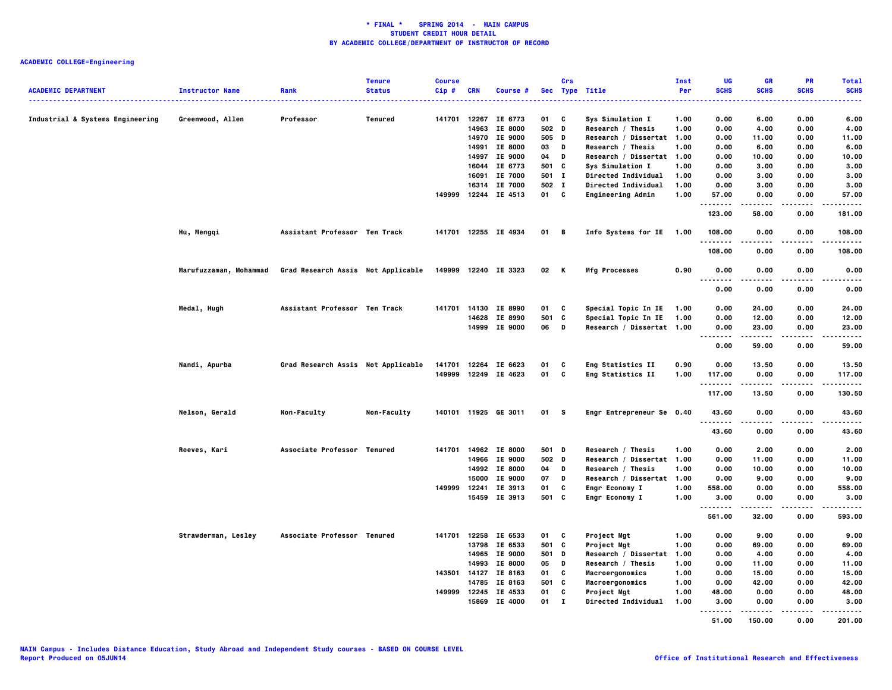**\* FINAL \* SPRING 2014 - MAIN CAMPUS**
**STUDENT CREDIT HOUR DETAIL**
**BY ACADEMIC COLLEGE/DEPARTMENT OF INSTRUCTOR OF RECORD**

**ACADEMIC COLLEGE=Engineering**

| ACADEMIC DEPARTMENT | Instructor Name | Rank | Tenure Status | Course Cip # | CRN | Course # | Sec | Crs Type | Title | Inst Per | UG SCHS | GR SCHS | PR SCHS | Total SCHS |
|---|---|---|---|---|---|---|---|---|---|---|---|---|---|---|
| Industrial & Systems Engineering | Greenwood, Allen | Professor | Tenured | 141701 | 12267 | IE 6773 | 01 | C | Sys Simulation I | 1.00 | 0.00 | 6.00 | 0.00 | 6.00 |
| | | | | | 14963 | IE 8000 | 502 | D | Research / Thesis | 1.00 | 0.00 | 4.00 | 0.00 | 4.00 |
| | | | | | 14970 | IE 9000 | 505 | D | Research / Dissertat | 1.00 | 0.00 | 11.00 | 0.00 | 11.00 |
| | | | | | 14991 | IE 8000 | 03 | D | Research / Thesis | 1.00 | 0.00 | 6.00 | 0.00 | 6.00 |
| | | | | | 14997 | IE 9000 | 04 | D | Research / Dissertat | 1.00 | 0.00 | 10.00 | 0.00 | 10.00 |
| | | | | | 16044 | IE 6773 | 501 | C | Sys Simulation I | 1.00 | 0.00 | 3.00 | 0.00 | 3.00 |
| | | | | | 16091 | IE 7000 | 501 | I | Directed Individual | 1.00 | 0.00 | 3.00 | 0.00 | 3.00 |
| | | | | | 16314 | IE 7000 | 502 | I | Directed Individual | 1.00 | 0.00 | 3.00 | 0.00 | 3.00 |
| | | | | 149999 | 12244 | IE 4513 | 01 | C | Engineering Admin | 1.00 | 57.00 | 0.00 | 0.00 | 57.00 |
| | | | | | | | | | | | 123.00 | 58.00 | 0.00 | 181.00 |
| | Hu, Mengqi | Assistant Professor | Ten Track | 141701 | 12255 | IE 4934 | 01 | B | Info Systems for IE | 1.00 | 108.00 | 0.00 | 0.00 | 108.00 |
| | | | | | | | | | | | 108.00 | 0.00 | 0.00 | 108.00 |
| | Marufuzzaman, Mohammad | Grad Research Assis | Not Applicable | 149999 | 12240 | IE 3323 | 02 | K | Mfg Processes | 0.90 | 0.00 | 0.00 | 0.00 | 0.00 |
| | | | | | | | | | | | 0.00 | 0.00 | 0.00 | 0.00 |
| | Medal, Hugh | Assistant Professor | Ten Track | 141701 | 14130 | IE 8990 | 01 | C | Special Topic In IE | 1.00 | 0.00 | 24.00 | 0.00 | 24.00 |
| | | | | | 14628 | IE 8990 | 501 | C | Special Topic In IE | 1.00 | 0.00 | 12.00 | 0.00 | 12.00 |
| | | | | | 14999 | IE 9000 | 06 | D | Research / Dissertat | 1.00 | 0.00 | 23.00 | 0.00 | 23.00 |
| | | | | | | | | | | | 0.00 | 59.00 | 0.00 | 59.00 |
| | Nandi, Apurba | Grad Research Assis | Not Applicable | 141701 | 12264 | IE 6623 | 01 | C | Eng Statistics II | 0.90 | 0.00 | 13.50 | 0.00 | 13.50 |
| | | | | 149999 | 12249 | IE 4623 | 01 | C | Eng Statistics II | 1.00 | 117.00 | 0.00 | 0.00 | 117.00 |
| | | | | | | | | | | | 117.00 | 13.50 | 0.00 | 130.50 |
| | Nelson, Gerald | Non-Faculty | Non-Faculty | 140101 | 11925 | GE 3011 | 01 | S | Engr Entrepreneur Se | 0.40 | 43.60 | 0.00 | 0.00 | 43.60 |
| | | | | | | | | | | | 43.60 | 0.00 | 0.00 | 43.60 |
| | Reeves, Kari | Associate Professor | Tenured | 141701 | 14962 | IE 8000 | 501 | D | Research / Thesis | 1.00 | 0.00 | 2.00 | 0.00 | 2.00 |
| | | | | | 14966 | IE 9000 | 502 | D | Research / Dissertat | 1.00 | 0.00 | 11.00 | 0.00 | 11.00 |
| | | | | | 14992 | IE 8000 | 04 | D | Research / Thesis | 1.00 | 0.00 | 10.00 | 0.00 | 10.00 |
| | | | | | 15000 | IE 9000 | 07 | D | Research / Dissertat | 1.00 | 0.00 | 9.00 | 0.00 | 9.00 |
| | | | | 149999 | 12241 | IE 3913 | 01 | C | Engr Economy I | 1.00 | 558.00 | 0.00 | 0.00 | 558.00 |
| | | | | | 15459 | IE 3913 | 501 | C | Engr Economy I | 1.00 | 3.00 | 0.00 | 0.00 | 3.00 |
| | | | | | | | | | | | 561.00 | 32.00 | 0.00 | 593.00 |
| | Strawderman, Lesley | Associate Professor | Tenured | 141701 | 12258 | IE 6533 | 01 | C | Project Mgt | 1.00 | 0.00 | 9.00 | 0.00 | 9.00 |
| | | | | | 13798 | IE 6533 | 501 | C | Project Mgt | 1.00 | 0.00 | 69.00 | 0.00 | 69.00 |
| | | | | | 14965 | IE 9000 | 501 | D | Research / Dissertat | 1.00 | 0.00 | 4.00 | 0.00 | 4.00 |
| | | | | | 14993 | IE 8000 | 05 | D | Research / Thesis | 1.00 | 0.00 | 11.00 | 0.00 | 11.00 |
| | | | | 143501 | 14127 | IE 8163 | 01 | C | Macroergonomics | 1.00 | 0.00 | 15.00 | 0.00 | 15.00 |
| | | | | | 14785 | IE 8163 | 501 | C | Macroergonomics | 1.00 | 0.00 | 42.00 | 0.00 | 42.00 |
| | | | | 149999 | 12245 | IE 4533 | 01 | C | Project Mgt | 1.00 | 48.00 | 0.00 | 0.00 | 48.00 |
| | | | | | 15869 | IE 4000 | 01 | I | Directed Individual | 1.00 | 3.00 | 0.00 | 0.00 | 3.00 |
| | | | | | | | | | | | 51.00 | 150.00 | 0.00 | 201.00 |

MAIN Campus - Includes Distance Education, Study Abroad and Independent Study courses - BASED ON COURSE LEVEL
Report Produced on 05JUN14

Office of Institutional Research and Effectiveness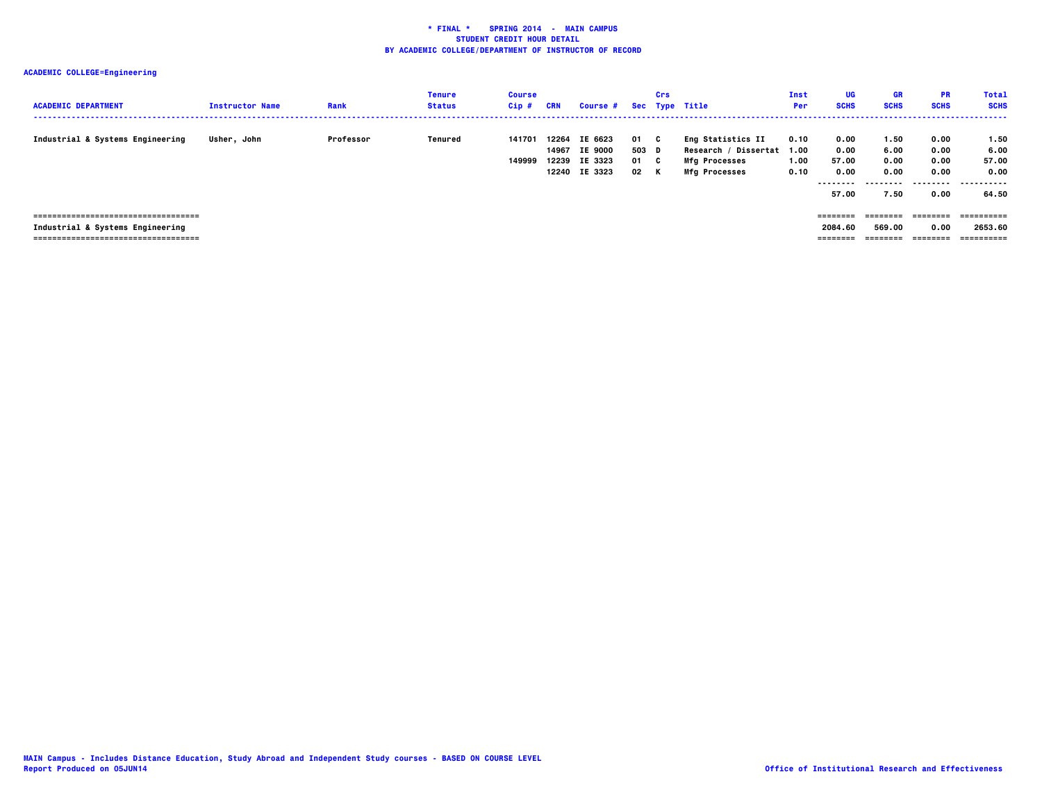**\* FINAL \*    SPRING 2014  -  MAIN CAMPUS**
**STUDENT CREDIT HOUR DETAIL**
**BY ACADEMIC COLLEGE/DEPARTMENT OF INSTRUCTOR OF RECORD**

**ACADEMIC COLLEGE=Engineering**

| ACADEMIC DEPARTMENT | Instructor Name | Rank | Tenure Status | Course Cip # | CRN | Course # | Sec | Crs Type | Title | Inst Per | UG SCHS | GR SCHS | PR SCHS | Total SCHS |
|---|---|---|---|---|---|---|---|---|---|---|---|---|---|---|
| Industrial & Systems Engineering | Usher, John | Professor | Tenured | 141701 | 12264 | IE 6623 | 01 | C | Eng Statistics II | 0.10 | 0.00 | 1.50 | 0.00 | 1.50 |
| | | | | | 14967 | IE 9000 | 503 | D | Research / Dissertat | 1.00 | 0.00 | 6.00 | 0.00 | 6.00 |
| | | | | 149999 | 12239 | IE 3323 | 01 | C | Mfg Processes | 1.00 | 57.00 | 0.00 | 0.00 | 57.00 |
| | | | | | 12240 | IE 3323 | 02 | K | Mfg Processes | 0.10 | 0.00 | 0.00 | 0.00 | 0.00 |
| | | | | | | | | | | | 57.00 | 7.50 | 0.00 | 64.50 |
| Industrial & Systems Engineering | | | | | | | | | | | 2084.60 | 569.00 | 0.00 | 2653.60 |

MAIN Campus - Includes Distance Education, Study Abroad and Independent Study courses - BASED ON COURSE LEVEL
Report Produced on 05JUN14

Office of Institutional Research and Effectiveness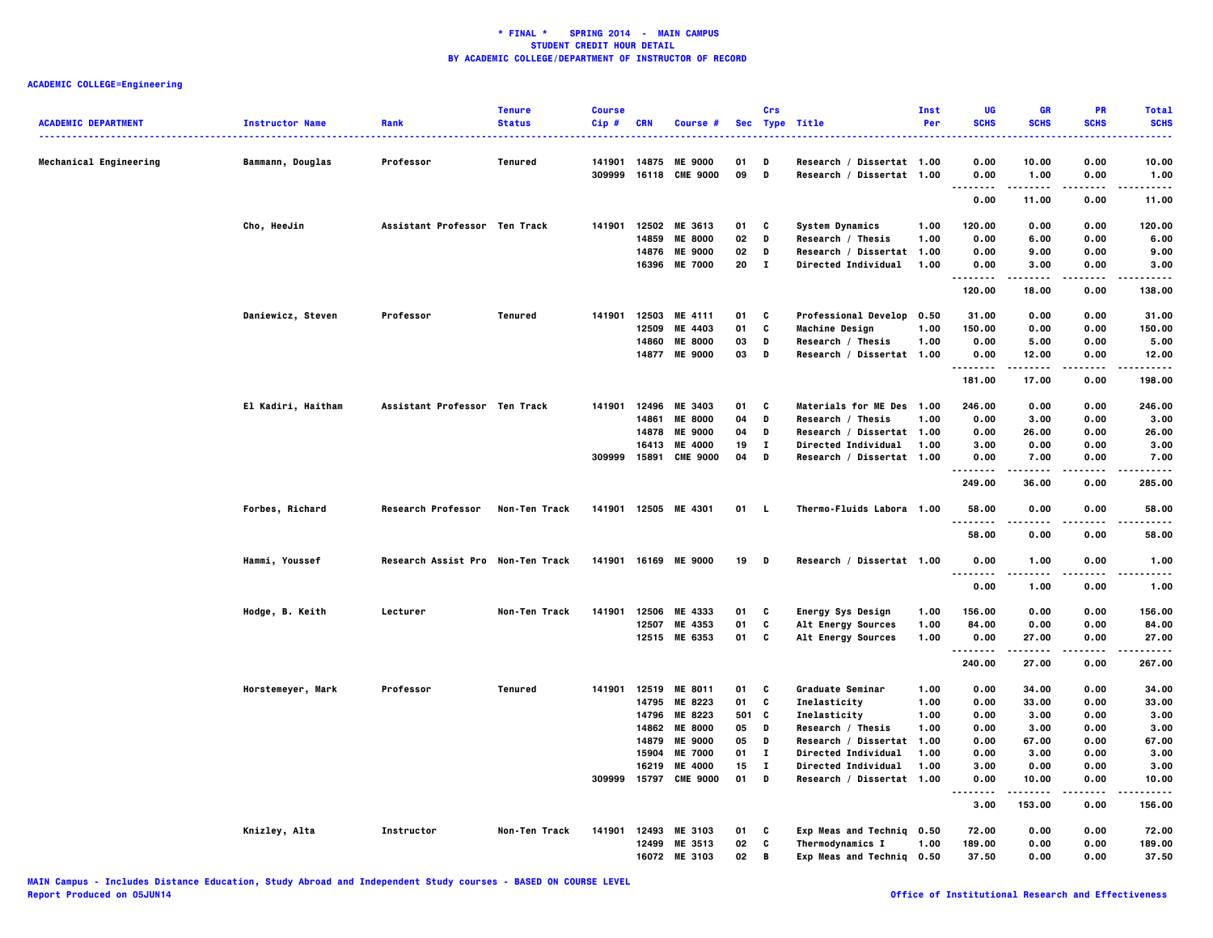**\* FINAL \*    SPRING 2014  -  MAIN CAMPUS**
**STUDENT CREDIT HOUR DETAIL**
**BY ACADEMIC COLLEGE/DEPARTMENT OF INSTRUCTOR OF RECORD**

**ACADEMIC COLLEGE=Engineering**

| ACADEMIC DEPARTMENT | Instructor Name | Rank | Tenure Status | Course Cip # | CRN | Course # | Sec | Crs Type | Title | Inst Per | UG SCHS | GR SCHS | PR SCHS | Total SCHS |
|---|---|---|---|---|---|---|---|---|---|---|---|---|---|---|
| Mechanical Engineering | Bammann, Douglas | Professor | Tenured | 141901 | 14875 | ME 9000 | 01 | D | Research / Dissertat | 1.00 | 0.00 | 10.00 | 0.00 | 10.00 |
| | | | | 309999 | 16118 | CME 9000 | 09 | D | Research / Dissertat | 1.00 | 0.00 | 1.00 | 0.00 | 1.00 |
| | | | | | | | | | | | 0.00 | 11.00 | 0.00 | 11.00 |
| | Cho, HeeJin | Assistant Professor | Ten Track | 141901 | 12502 | ME 3613 | 01 | C | System Dynamics | 1.00 | 120.00 | 0.00 | 0.00 | 120.00 |
| | | | | | 14859 | ME 8000 | 02 | D | Research / Thesis | 1.00 | 0.00 | 6.00 | 0.00 | 6.00 |
| | | | | | 14876 | ME 9000 | 02 | D | Research / Dissertat | 1.00 | 0.00 | 9.00 | 0.00 | 9.00 |
| | | | | | 16396 | ME 7000 | 20 | I | Directed Individual | 1.00 | 0.00 | 3.00 | 0.00 | 3.00 |
| | | | | | | | | | | | 120.00 | 18.00 | 0.00 | 138.00 |
| | Daniewicz, Steven | Professor | Tenured | 141901 | 12503 | ME 4111 | 01 | C | Professional Develop | 0.50 | 31.00 | 0.00 | 0.00 | 31.00 |
| | | | | | 12509 | ME 4403 | 01 | C | Machine Design | 1.00 | 150.00 | 0.00 | 0.00 | 150.00 |
| | | | | | 14860 | ME 8000 | 03 | D | Research / Thesis | 1.00 | 0.00 | 5.00 | 0.00 | 5.00 |
| | | | | | 14877 | ME 9000 | 03 | D | Research / Dissertat | 1.00 | 0.00 | 12.00 | 0.00 | 12.00 |
| | | | | | | | | | | | 181.00 | 17.00 | 0.00 | 198.00 |
| | El Kadiri, Haitham | Assistant Professor | Ten Track | 141901 | 12496 | ME 3403 | 01 | C | Materials for ME Des | 1.00 | 246.00 | 0.00 | 0.00 | 246.00 |
| | | | | | 14861 | ME 8000 | 04 | D | Research / Thesis | 1.00 | 0.00 | 3.00 | 0.00 | 3.00 |
| | | | | | 14878 | ME 9000 | 04 | D | Research / Dissertat | 1.00 | 0.00 | 26.00 | 0.00 | 26.00 |
| | | | | | 16413 | ME 4000 | 19 | I | Directed Individual | 1.00 | 3.00 | 0.00 | 0.00 | 3.00 |
| | | | | 309999 | 15891 | CME 9000 | 04 | D | Research / Dissertat | 1.00 | 0.00 | 7.00 | 0.00 | 7.00 |
| | | | | | | | | | | | 249.00 | 36.00 | 0.00 | 285.00 |
| | Forbes, Richard | Research Professor | Non-Ten Track | 141901 | 12505 | ME 4301 | 01 | L | Thermo-Fluids Labora | 1.00 | 58.00 | 0.00 | 0.00 | 58.00 |
| | | | | | | | | | | | 58.00 | 0.00 | 0.00 | 58.00 |
| | Hammi, Youssef | Research Assist Pro | Non-Ten Track | 141901 | 16169 | ME 9000 | 19 | D | Research / Dissertat | 1.00 | 0.00 | 1.00 | 0.00 | 1.00 |
| | | | | | | | | | | | 0.00 | 1.00 | 0.00 | 1.00 |
| | Hodge, B. Keith | Lecturer | Non-Ten Track | 141901 | 12506 | ME 4333 | 01 | C | Energy Sys Design | 1.00 | 156.00 | 0.00 | 0.00 | 156.00 |
| | | | | | 12507 | ME 4353 | 01 | C | Alt Energy Sources | 1.00 | 84.00 | 0.00 | 0.00 | 84.00 |
| | | | | | 12515 | ME 6353 | 01 | C | Alt Energy Sources | 1.00 | 0.00 | 27.00 | 0.00 | 27.00 |
| | | | | | | | | | | | 240.00 | 27.00 | 0.00 | 267.00 |
| | Horstemeyer, Mark | Professor | Tenured | 141901 | 12519 | ME 8011 | 01 | C | Graduate Seminar | 1.00 | 0.00 | 34.00 | 0.00 | 34.00 |
| | | | | | 14795 | ME 8223 | 01 | C | Inelasticity | 1.00 | 0.00 | 33.00 | 0.00 | 33.00 |
| | | | | | 14796 | ME 8223 | 501 | C | Inelasticity | 1.00 | 0.00 | 3.00 | 0.00 | 3.00 |
| | | | | | 14862 | ME 8000 | 05 | D | Research / Thesis | 1.00 | 0.00 | 3.00 | 0.00 | 3.00 |
| | | | | | 14879 | ME 9000 | 05 | D | Research / Dissertat | 1.00 | 0.00 | 67.00 | 0.00 | 67.00 |
| | | | | | 15904 | ME 7000 | 01 | I | Directed Individual | 1.00 | 0.00 | 3.00 | 0.00 | 3.00 |
| | | | | | 16219 | ME 4000 | 15 | I | Directed Individual | 1.00 | 3.00 | 0.00 | 0.00 | 3.00 |
| | | | | 309999 | 15797 | CME 9000 | 01 | D | Research / Dissertat | 1.00 | 0.00 | 10.00 | 0.00 | 10.00 |
| | | | | | | | | | | | 3.00 | 153.00 | 0.00 | 156.00 |
| | Knizley, Alta | Instructor | Non-Ten Track | 141901 | 12493 | ME 3103 | 01 | C | Exp Meas and Techniq | 0.50 | 72.00 | 0.00 | 0.00 | 72.00 |
| | | | | | 12499 | ME 3513 | 02 | C | Thermodynamics I | 1.00 | 189.00 | 0.00 | 0.00 | 189.00 |
| | | | | | 16072 | ME 3103 | 02 | B | Exp Meas and Techniq | 0.50 | 37.50 | 0.00 | 0.00 | 37.50 |

MAIN Campus - Includes Distance Education, Study Abroad and Independent Study courses - BASED ON COURSE LEVEL
Report Produced on 05JUN14
Office of Institutional Research and Effectiveness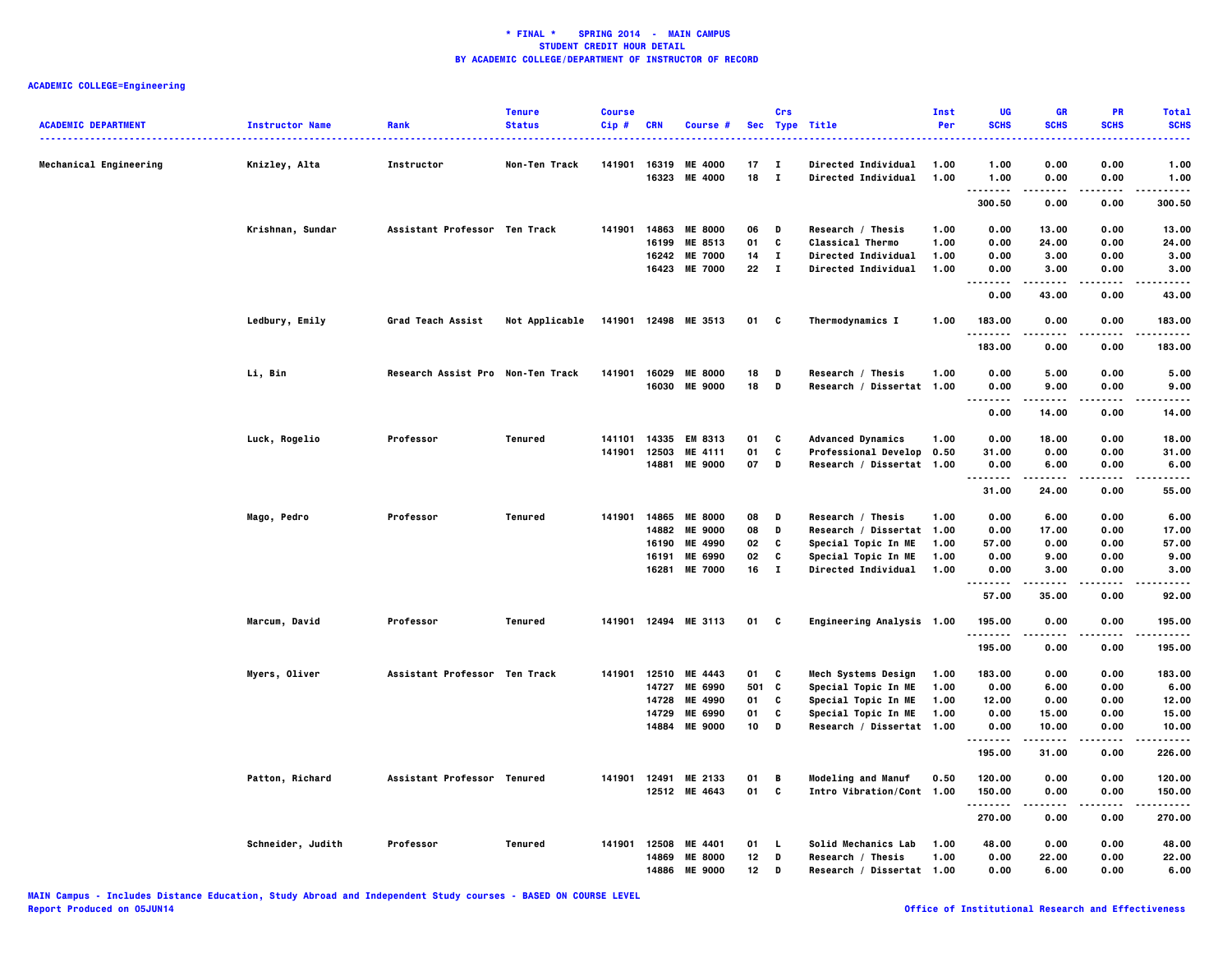**\* FINAL \* SPRING 2014 - MAIN CAMPUS**
**STUDENT CREDIT HOUR DETAIL**
**BY ACADEMIC COLLEGE/DEPARTMENT OF INSTRUCTOR OF RECORD**

**ACADEMIC COLLEGE=Engineering**

| ACADEMIC DEPARTMENT | Instructor Name | Rank | Tenure Status | Course Cip # | CRN | Course # | Sec | Crs Type | Title | Inst Per | UG SCHS | GR SCHS | PR SCHS | Total SCHS |
|---|---|---|---|---|---|---|---|---|---|---|---|---|---|---|
| Mechanical Engineering | Knizley, Alta | Instructor | Non-Ten Track | 141901 | 16319 | ME 4000 | 17 | I | Directed Individual | 1.00 | 1.00 | 0.00 | 0.00 | 1.00 |
| | | | | | 16323 | ME 4000 | 18 | I | Directed Individual | 1.00 | 1.00 | 0.00 | 0.00 | 1.00 |
| | | | | | | | | | | | 300.50 | 0.00 | 0.00 | 300.50 |
| | Krishnan, Sundar | Assistant Professor | Ten Track | 141901 | 14863 | ME 8000 | 06 | D | Research / Thesis | 1.00 | 0.00 | 13.00 | 0.00 | 13.00 |
| | | | | | 16199 | ME 8513 | 01 | C | Classical Thermo | 1.00 | 0.00 | 24.00 | 0.00 | 24.00 |
| | | | | | 16242 | ME 7000 | 14 | I | Directed Individual | 1.00 | 0.00 | 3.00 | 0.00 | 3.00 |
| | | | | | 16423 | ME 7000 | 22 | I | Directed Individual | 1.00 | 0.00 | 3.00 | 0.00 | 3.00 |
| | | | | | | | | | | | 0.00 | 43.00 | 0.00 | 43.00 |
| | Ledbury, Emily | Grad Teach Assist | Not Applicable | 141901 | 12498 | ME 3513 | 01 | C | Thermodynamics I | 1.00 | 183.00 | 0.00 | 0.00 | 183.00 |
| | | | | | | | | | | | 183.00 | 0.00 | 0.00 | 183.00 |
| | Li, Bin | Research Assist Pro | Non-Ten Track | 141901 | 16029 | ME 8000 | 18 | D | Research / Thesis | 1.00 | 0.00 | 5.00 | 0.00 | 5.00 |
| | | | | | 16030 | ME 9000 | 18 | D | Research / Dissertat | 1.00 | 0.00 | 9.00 | 0.00 | 9.00 |
| | | | | | | | | | | | 0.00 | 14.00 | 0.00 | 14.00 |
| | Luck, Rogelio | Professor | Tenured | 141101 | 14335 | EM 8313 | 01 | C | Advanced Dynamics | 1.00 | 0.00 | 18.00 | 0.00 | 18.00 |
| | | | | 141901 | 12503 | ME 4111 | 01 | C | Professional Develop | 0.50 | 31.00 | 0.00 | 0.00 | 31.00 |
| | | | | | 14881 | ME 9000 | 07 | D | Research / Dissertat | 1.00 | 0.00 | 6.00 | 0.00 | 6.00 |
| | | | | | | | | | | | 31.00 | 24.00 | 0.00 | 55.00 |
| | Mago, Pedro | Professor | Tenured | 141901 | 14865 | ME 8000 | 08 | D | Research / Thesis | 1.00 | 0.00 | 6.00 | 0.00 | 6.00 |
| | | | | | 14882 | ME 9000 | 08 | D | Research / Dissertat | 1.00 | 0.00 | 17.00 | 0.00 | 17.00 |
| | | | | | 16190 | ME 4990 | 02 | C | Special Topic In ME | 1.00 | 57.00 | 0.00 | 0.00 | 57.00 |
| | | | | | 16191 | ME 6990 | 02 | C | Special Topic In ME | 1.00 | 0.00 | 9.00 | 0.00 | 9.00 |
| | | | | | 16281 | ME 7000 | 16 | I | Directed Individual | 1.00 | 0.00 | 3.00 | 0.00 | 3.00 |
| | | | | | | | | | | | 57.00 | 35.00 | 0.00 | 92.00 |
| | Marcum, David | Professor | Tenured | 141901 | 12494 | ME 3113 | 01 | C | Engineering Analysis | 1.00 | 195.00 | 0.00 | 0.00 | 195.00 |
| | | | | | | | | | | | 195.00 | 0.00 | 0.00 | 195.00 |
| | Myers, Oliver | Assistant Professor | Ten Track | 141901 | 12510 | ME 4443 | 01 | C | Mech Systems Design | 1.00 | 183.00 | 0.00 | 0.00 | 183.00 |
| | | | | | 14727 | ME 6990 | 501 | C | Special Topic In ME | 1.00 | 0.00 | 6.00 | 0.00 | 6.00 |
| | | | | | 14728 | ME 4990 | 01 | C | Special Topic In ME | 1.00 | 12.00 | 0.00 | 0.00 | 12.00 |
| | | | | | 14729 | ME 6990 | 01 | C | Special Topic In ME | 1.00 | 0.00 | 15.00 | 0.00 | 15.00 |
| | | | | | 14884 | ME 9000 | 10 | D | Research / Dissertat | 1.00 | 0.00 | 10.00 | 0.00 | 10.00 |
| | | | | | | | | | | | 195.00 | 31.00 | 0.00 | 226.00 |
| | Patton, Richard | Assistant Professor | Tenured | 141901 | 12491 | ME 2133 | 01 | B | Modeling and Manuf | 0.50 | 120.00 | 0.00 | 0.00 | 120.00 |
| | | | | | 12512 | ME 4643 | 01 | C | Intro Vibration/Cont | 1.00 | 150.00 | 0.00 | 0.00 | 150.00 |
| | | | | | | | | | | | 270.00 | 0.00 | 0.00 | 270.00 |
| | Schneider, Judith | Professor | Tenured | 141901 | 12508 | ME 4401 | 01 | L | Solid Mechanics Lab | 1.00 | 48.00 | 0.00 | 0.00 | 48.00 |
| | | | | | 14869 | ME 8000 | 12 | D | Research / Thesis | 1.00 | 0.00 | 22.00 | 0.00 | 22.00 |
| | | | | | 14886 | ME 9000 | 12 | D | Research / Dissertat | 1.00 | 0.00 | 6.00 | 0.00 | 6.00 |

MAIN Campus - Includes Distance Education, Study Abroad and Independent Study courses - BASED ON COURSE LEVEL
Report Produced on 05JUN14

Office of Institutional Research and Effectiveness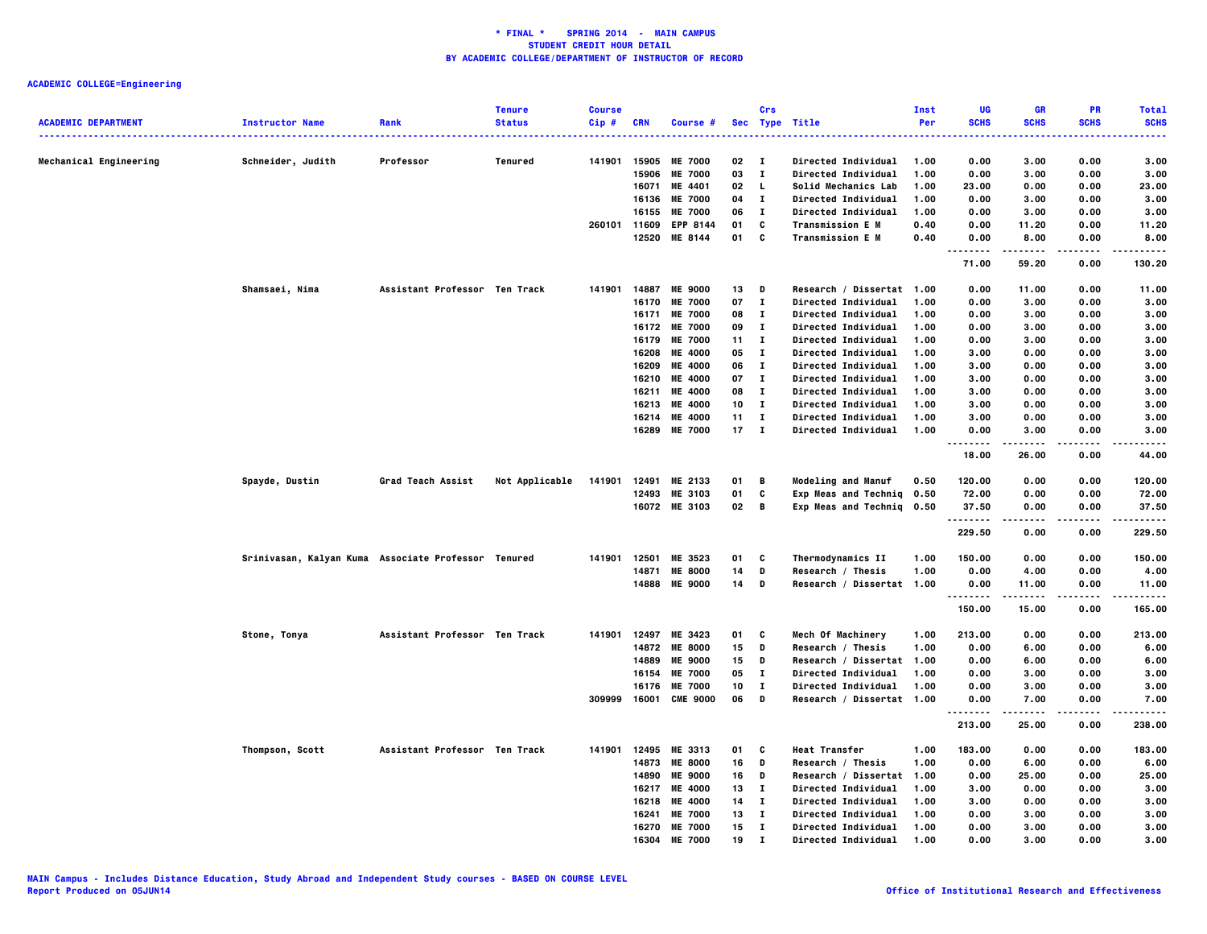**\* FINAL \* SPRING 2014 - MAIN CAMPUS**
**STUDENT CREDIT HOUR DETAIL**
**BY ACADEMIC COLLEGE/DEPARTMENT OF INSTRUCTOR OF RECORD**

**ACADEMIC COLLEGE=Engineering**

| ACADEMIC DEPARTMENT | Instructor Name | Rank | Tenure Status | Course Cip # | CRN | Course # | Sec | Crs Type | Title | Inst Per | UG SCHS | GR SCHS | PR SCHS | Total SCHS |
|---|---|---|---|---|---|---|---|---|---|---|---|---|---|---|
| Mechanical Engineering | Schneider, Judith | Professor | Tenured | 141901 | 15905 | ME 7000 | 02 | I | Directed Individual | 1.00 | 0.00 | 3.00 | 0.00 | 3.00 |
| | | | | | 15906 | ME 7000 | 03 | I | Directed Individual | 1.00 | 0.00 | 3.00 | 0.00 | 3.00 |
| | | | | | 16071 | ME 4401 | 02 | L | Solid Mechanics Lab | 1.00 | 23.00 | 0.00 | 0.00 | 23.00 |
| | | | | | 16136 | ME 7000 | 04 | I | Directed Individual | 1.00 | 0.00 | 3.00 | 0.00 | 3.00 |
| | | | | | 16155 | ME 7000 | 06 | I | Directed Individual | 1.00 | 0.00 | 3.00 | 0.00 | 3.00 |
| | | | | 260101 | 11609 | EPP 8144 | 01 | C | Transmission E M | 0.40 | 0.00 | 11.20 | 0.00 | 11.20 |
| | | | | | 12520 | ME 8144 | 01 | C | Transmission E M | 0.40 | 0.00 | 8.00 | 0.00 | 8.00 |
| | | | | | | | | | | | 71.00 | 59.20 | 0.00 | 130.20 |
| | Shamsaei, Nima | Assistant Professor | Ten Track | 141901 | 14887 | ME 9000 | 13 | D | Research / Dissertat | 1.00 | 0.00 | 11.00 | 0.00 | 11.00 |
| | | | | | 16170 | ME 7000 | 07 | I | Directed Individual | 1.00 | 0.00 | 3.00 | 0.00 | 3.00 |
| | | | | | 16171 | ME 7000 | 08 | I | Directed Individual | 1.00 | 0.00 | 3.00 | 0.00 | 3.00 |
| | | | | | 16172 | ME 7000 | 09 | I | Directed Individual | 1.00 | 0.00 | 3.00 | 0.00 | 3.00 |
| | | | | | 16179 | ME 7000 | 11 | I | Directed Individual | 1.00 | 0.00 | 3.00 | 0.00 | 3.00 |
| | | | | | 16208 | ME 4000 | 05 | I | Directed Individual | 1.00 | 3.00 | 0.00 | 0.00 | 3.00 |
| | | | | | 16209 | ME 4000 | 06 | I | Directed Individual | 1.00 | 3.00 | 0.00 | 0.00 | 3.00 |
| | | | | | 16210 | ME 4000 | 07 | I | Directed Individual | 1.00 | 3.00 | 0.00 | 0.00 | 3.00 |
| | | | | | 16211 | ME 4000 | 08 | I | Directed Individual | 1.00 | 3.00 | 0.00 | 0.00 | 3.00 |
| | | | | | 16213 | ME 4000 | 10 | I | Directed Individual | 1.00 | 3.00 | 0.00 | 0.00 | 3.00 |
| | | | | | 16214 | ME 4000 | 11 | I | Directed Individual | 1.00 | 3.00 | 0.00 | 0.00 | 3.00 |
| | | | | | 16289 | ME 7000 | 17 | I | Directed Individual | 1.00 | 0.00 | 3.00 | 0.00 | 3.00 |
| | | | | | | | | | | | 18.00 | 26.00 | 0.00 | 44.00 |
| | Spayde, Dustin | Grad Teach Assist | Not Applicable | 141901 | 12491 | ME 2133 | 01 | B | Modeling and Manuf | 0.50 | 120.00 | 0.00 | 0.00 | 120.00 |
| | | | | | 12493 | ME 3103 | 01 | C | Exp Meas and Techniq | 0.50 | 72.00 | 0.00 | 0.00 | 72.00 |
| | | | | | 16072 | ME 3103 | 02 | B | Exp Meas and Techniq | 0.50 | 37.50 | 0.00 | 0.00 | 37.50 |
| | | | | | | | | | | | 229.50 | 0.00 | 0.00 | 229.50 |
| | Srinivasan, Kalyan Kuma | Associate Professor | Tenured | 141901 | 12501 | ME 3523 | 01 | C | Thermodynamics II | 1.00 | 150.00 | 0.00 | 0.00 | 150.00 |
| | | | | | 14871 | ME 8000 | 14 | D | Research / Thesis | 1.00 | 0.00 | 4.00 | 0.00 | 4.00 |
| | | | | | 14888 | ME 9000 | 14 | D | Research / Dissertat | 1.00 | 0.00 | 11.00 | 0.00 | 11.00 |
| | | | | | | | | | | | 150.00 | 15.00 | 0.00 | 165.00 |
| | Stone, Tonya | Assistant Professor | Ten Track | 141901 | 12497 | ME 3423 | 01 | C | Mech Of Machinery | 1.00 | 213.00 | 0.00 | 0.00 | 213.00 |
| | | | | | 14872 | ME 8000 | 15 | D | Research / Thesis | 1.00 | 0.00 | 6.00 | 0.00 | 6.00 |
| | | | | | 14889 | ME 9000 | 15 | D | Research / Dissertat | 1.00 | 0.00 | 6.00 | 0.00 | 6.00 |
| | | | | | 16154 | ME 7000 | 05 | I | Directed Individual | 1.00 | 0.00 | 3.00 | 0.00 | 3.00 |
| | | | | | 16176 | ME 7000 | 10 | I | Directed Individual | 1.00 | 0.00 | 3.00 | 0.00 | 3.00 |
| | | | | 309999 | 16001 | CME 9000 | 06 | D | Research / Dissertat | 1.00 | 0.00 | 7.00 | 0.00 | 7.00 |
| | | | | | | | | | | | 213.00 | 25.00 | 0.00 | 238.00 |
| | Thompson, Scott | Assistant Professor | Ten Track | 141901 | 12495 | ME 3313 | 01 | C | Heat Transfer | 1.00 | 183.00 | 0.00 | 0.00 | 183.00 |
| | | | | | 14873 | ME 8000 | 16 | D | Research / Thesis | 1.00 | 0.00 | 6.00 | 0.00 | 6.00 |
| | | | | | 14890 | ME 9000 | 16 | D | Research / Dissertat | 1.00 | 0.00 | 25.00 | 0.00 | 25.00 |
| | | | | | 16217 | ME 4000 | 13 | I | Directed Individual | 1.00 | 3.00 | 0.00 | 0.00 | 3.00 |
| | | | | | 16218 | ME 4000 | 14 | I | Directed Individual | 1.00 | 3.00 | 0.00 | 0.00 | 3.00 |
| | | | | | 16241 | ME 7000 | 13 | I | Directed Individual | 1.00 | 0.00 | 3.00 | 0.00 | 3.00 |
| | | | | | 16270 | ME 7000 | 15 | I | Directed Individual | 1.00 | 0.00 | 3.00 | 0.00 | 3.00 |
| | | | | | 16304 | ME 7000 | 19 | I | Directed Individual | 1.00 | 0.00 | 3.00 | 0.00 | 3.00 |

MAIN Campus - Includes Distance Education, Study Abroad and Independent Study courses - BASED ON COURSE LEVEL
Report Produced on 05JUN14

Office of Institutional Research and Effectiveness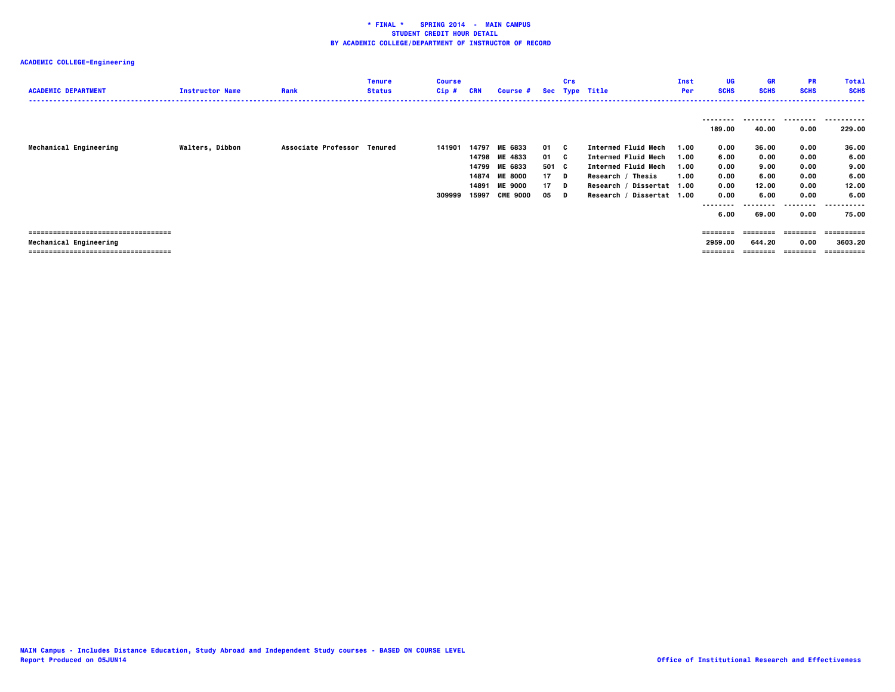**\* FINAL \* SPRING 2014 - MAIN CAMPUS**
**STUDENT CREDIT HOUR DETAIL**
**BY ACADEMIC COLLEGE/DEPARTMENT OF INSTRUCTOR OF RECORD**

**ACADEMIC COLLEGE=Engineering**

| ACADEMIC DEPARTMENT | Instructor Name | Rank | Tenure Status | Course Cip # | CRN | Course # | Sec | Crs Type | Title | Inst Per | UG SCHS | GR SCHS | PR SCHS | Total SCHS |
|---|---|---|---|---|---|---|---|---|---|---|---|---|---|---|
| | | | | | | | | | | | 189.00 | 40.00 | 0.00 | 229.00 |
| Mechanical Engineering | Walters, Dibbon | Associate Professor | Tenured | 141901 | 14797 | ME 6833 | 01 | C | Intermed Fluid Mech | 1.00 | 0.00 | 36.00 | 0.00 | 36.00 |
| | | | | | 14798 | ME 4833 | 01 | C | Intermed Fluid Mech | 1.00 | 6.00 | 0.00 | 0.00 | 6.00 |
| | | | | | 14799 | ME 6833 | 501 | C | Intermed Fluid Mech | 1.00 | 0.00 | 9.00 | 0.00 | 9.00 |
| | | | | | 14874 | ME 8000 | 17 | D | Research / Thesis | 1.00 | 0.00 | 6.00 | 0.00 | 6.00 |
| | | | | | 14891 | ME 9000 | 17 | D | Research / Dissertat | 1.00 | 0.00 | 12.00 | 0.00 | 12.00 |
| | | | | 309999 | 15997 | CME 9000 | 05 | D | Research / Dissertat | 1.00 | 0.00 | 6.00 | 0.00 | 6.00 |
| | | | | | | | | | | | 6.00 | 69.00 | 0.00 | 75.00 |
| Mechanical Engineering | | | | | | | | | | | 2959.00 | 644.20 | 0.00 | 3603.20 |

**MAIN Campus - Includes Distance Education, Study Abroad and Independent Study courses - BASED ON COURSE LEVEL**
**Report Produced on 05JUN14**

**Office of Institutional Research and Effectiveness**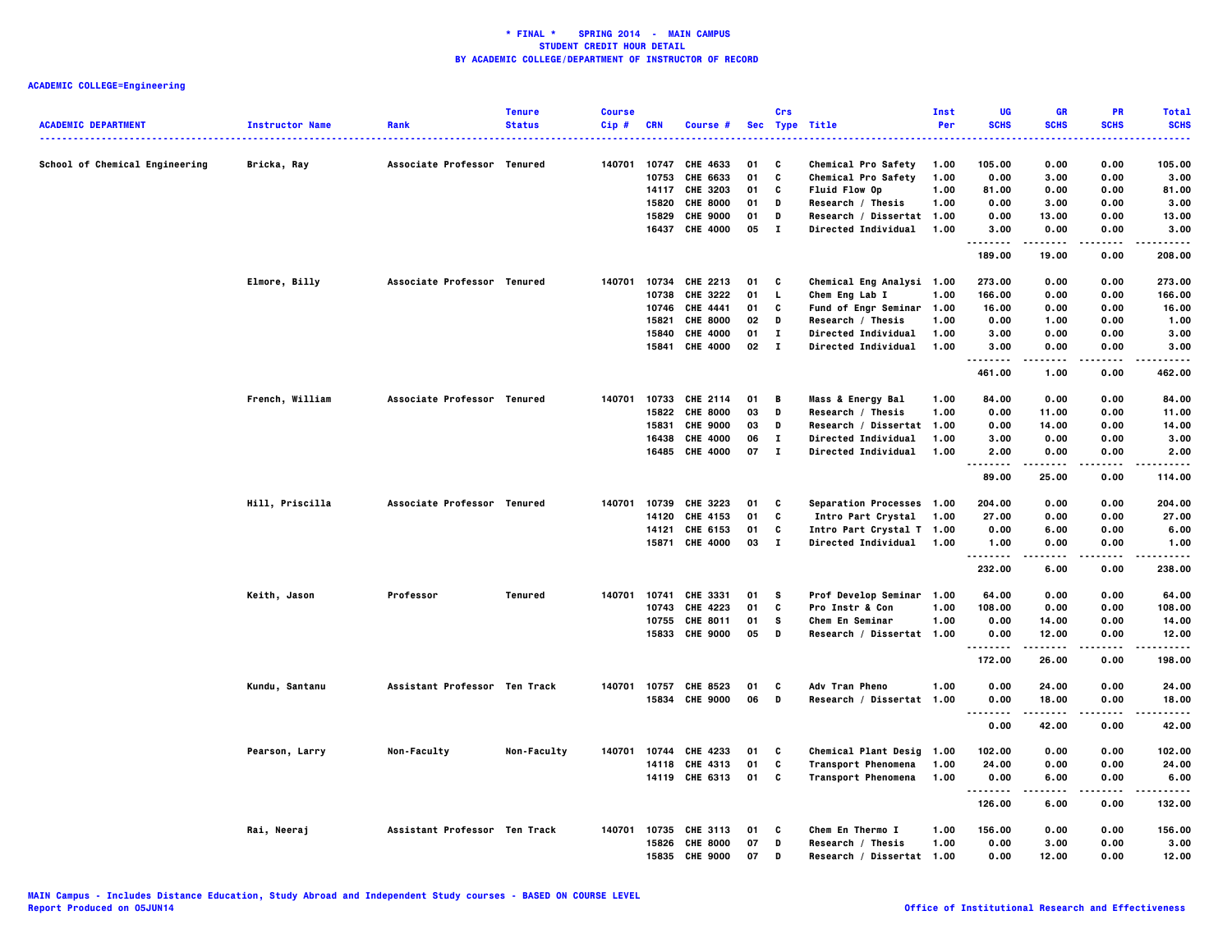**\* FINAL \* SPRING 2014 - MAIN CAMPUS**
**STUDENT CREDIT HOUR DETAIL**
**BY ACADEMIC COLLEGE/DEPARTMENT OF INSTRUCTOR OF RECORD**

**ACADEMIC COLLEGE=Engineering**

| ACADEMIC DEPARTMENT | Instructor Name | Rank | Tenure Status | Course Cip # | CRN | Course # | Sec | Crs Type | Title | Inst Per | UG SCHS | GR SCHS | PR SCHS | Total SCHS |
|---|---|---|---|---|---|---|---|---|---|---|---|---|---|---|
| School of Chemical Engineering | Bricka, Ray | Associate Professor | Tenured | 140701 | 10747 | CHE 4633 | 01 | C | Chemical Pro Safety | 1.00 | 105.00 | 0.00 | 0.00 | 105.00 |
| | | | | | 10753 | CHE 6633 | 01 | C | Chemical Pro Safety | 1.00 | 0.00 | 3.00 | 0.00 | 3.00 |
| | | | | | 14117 | CHE 3203 | 01 | C | Fluid Flow Op | 1.00 | 81.00 | 0.00 | 0.00 | 81.00 |
| | | | | | 15820 | CHE 8000 | 01 | D | Research / Thesis | 1.00 | 0.00 | 3.00 | 0.00 | 3.00 |
| | | | | | 15829 | CHE 9000 | 01 | D | Research / Dissertat | 1.00 | 0.00 | 13.00 | 0.00 | 13.00 |
| | | | | | 16437 | CHE 4000 | 05 | I | Directed Individual | 1.00 | 3.00 | 0.00 | 0.00 | 3.00 |
| | | | | | | | | | | | 189.00 | 19.00 | 0.00 | 208.00 |
| | Elmore, Billy | Associate Professor | Tenured | 140701 | 10734 | CHE 2213 | 01 | C | Chemical Eng Analysi | 1.00 | 273.00 | 0.00 | 0.00 | 273.00 |
| | | | | | 10738 | CHE 3222 | 01 | L | Chem Eng Lab I | 1.00 | 166.00 | 0.00 | 0.00 | 166.00 |
| | | | | | 10746 | CHE 4441 | 01 | C | Fund of Engr Seminar | 1.00 | 16.00 | 0.00 | 0.00 | 16.00 |
| | | | | | 15821 | CHE 8000 | 02 | D | Research / Thesis | 1.00 | 0.00 | 1.00 | 0.00 | 1.00 |
| | | | | | 15840 | CHE 4000 | 01 | I | Directed Individual | 1.00 | 3.00 | 0.00 | 0.00 | 3.00 |
| | | | | | 15841 | CHE 4000 | 02 | I | Directed Individual | 1.00 | 3.00 | 0.00 | 0.00 | 3.00 |
| | | | | | | | | | | | 461.00 | 1.00 | 0.00 | 462.00 |
| | French, William | Associate Professor | Tenured | 140701 | 10733 | CHE 2114 | 01 | B | Mass & Energy Bal | 1.00 | 84.00 | 0.00 | 0.00 | 84.00 |
| | | | | | 15822 | CHE 8000 | 03 | D | Research / Thesis | 1.00 | 0.00 | 11.00 | 0.00 | 11.00 |
| | | | | | 15831 | CHE 9000 | 03 | D | Research / Dissertat | 1.00 | 0.00 | 14.00 | 0.00 | 14.00 |
| | | | | | 16438 | CHE 4000 | 06 | I | Directed Individual | 1.00 | 3.00 | 0.00 | 0.00 | 3.00 |
| | | | | | 16485 | CHE 4000 | 07 | I | Directed Individual | 1.00 | 2.00 | 0.00 | 0.00 | 2.00 |
| | | | | | | | | | | | 89.00 | 25.00 | 0.00 | 114.00 |
| | Hill, Priscilla | Associate Professor | Tenured | 140701 | 10739 | CHE 3223 | 01 | C | Separation Processes | 1.00 | 204.00 | 0.00 | 0.00 | 204.00 |
| | | | | | 14120 | CHE 4153 | 01 | C | Intro Part Crystal | 1.00 | 27.00 | 0.00 | 0.00 | 27.00 |
| | | | | | 14121 | CHE 6153 | 01 | C | Intro Part Crystal T | 1.00 | 0.00 | 6.00 | 0.00 | 6.00 |
| | | | | | 15871 | CHE 4000 | 03 | I | Directed Individual | 1.00 | 1.00 | 0.00 | 0.00 | 1.00 |
| | | | | | | | | | | | 232.00 | 6.00 | 0.00 | 238.00 |
| | Keith, Jason | Professor | Tenured | 140701 | 10741 | CHE 3331 | 01 | S | Prof Develop Seminar | 1.00 | 64.00 | 0.00 | 0.00 | 64.00 |
| | | | | | 10743 | CHE 4223 | 01 | C | Pro Instr & Con | 1.00 | 108.00 | 0.00 | 0.00 | 108.00 |
| | | | | | 10755 | CHE 8011 | 01 | S | Chem En Seminar | 1.00 | 0.00 | 14.00 | 0.00 | 14.00 |
| | | | | | 15833 | CHE 9000 | 05 | D | Research / Dissertat | 1.00 | 0.00 | 12.00 | 0.00 | 12.00 |
| | | | | | | | | | | | 172.00 | 26.00 | 0.00 | 198.00 |
| | Kundu, Santanu | Assistant Professor | Ten Track | 140701 | 10757 | CHE 8523 | 01 | C | Adv Tran Pheno | 1.00 | 0.00 | 24.00 | 0.00 | 24.00 |
| | | | | | 15834 | CHE 9000 | 06 | D | Research / Dissertat | 1.00 | 0.00 | 18.00 | 0.00 | 18.00 |
| | | | | | | | | | | | 0.00 | 42.00 | 0.00 | 42.00 |
| | Pearson, Larry | Non-Faculty | Non-Faculty | 140701 | 10744 | CHE 4233 | 01 | C | Chemical Plant Desig | 1.00 | 102.00 | 0.00 | 0.00 | 102.00 |
| | | | | | 14118 | CHE 4313 | 01 | C | Transport Phenomena | 1.00 | 24.00 | 0.00 | 0.00 | 24.00 |
| | | | | | 14119 | CHE 6313 | 01 | C | Transport Phenomena | 1.00 | 0.00 | 6.00 | 0.00 | 6.00 |
| | | | | | | | | | | | 126.00 | 6.00 | 0.00 | 132.00 |
| | Rai, Neeraj | Assistant Professor | Ten Track | 140701 | 10735 | CHE 3113 | 01 | C | Chem En Thermo I | 1.00 | 156.00 | 0.00 | 0.00 | 156.00 |
| | | | | | 15826 | CHE 8000 | 07 | D | Research / Thesis | 1.00 | 0.00 | 3.00 | 0.00 | 3.00 |
| | | | | | 15835 | CHE 9000 | 07 | D | Research / Dissertat | 1.00 | 0.00 | 12.00 | 0.00 | 12.00 |

MAIN Campus - Includes Distance Education, Study Abroad and Independent Study courses - BASED ON COURSE LEVEL
Report Produced on 05JUN14

Office of Institutional Research and Effectiveness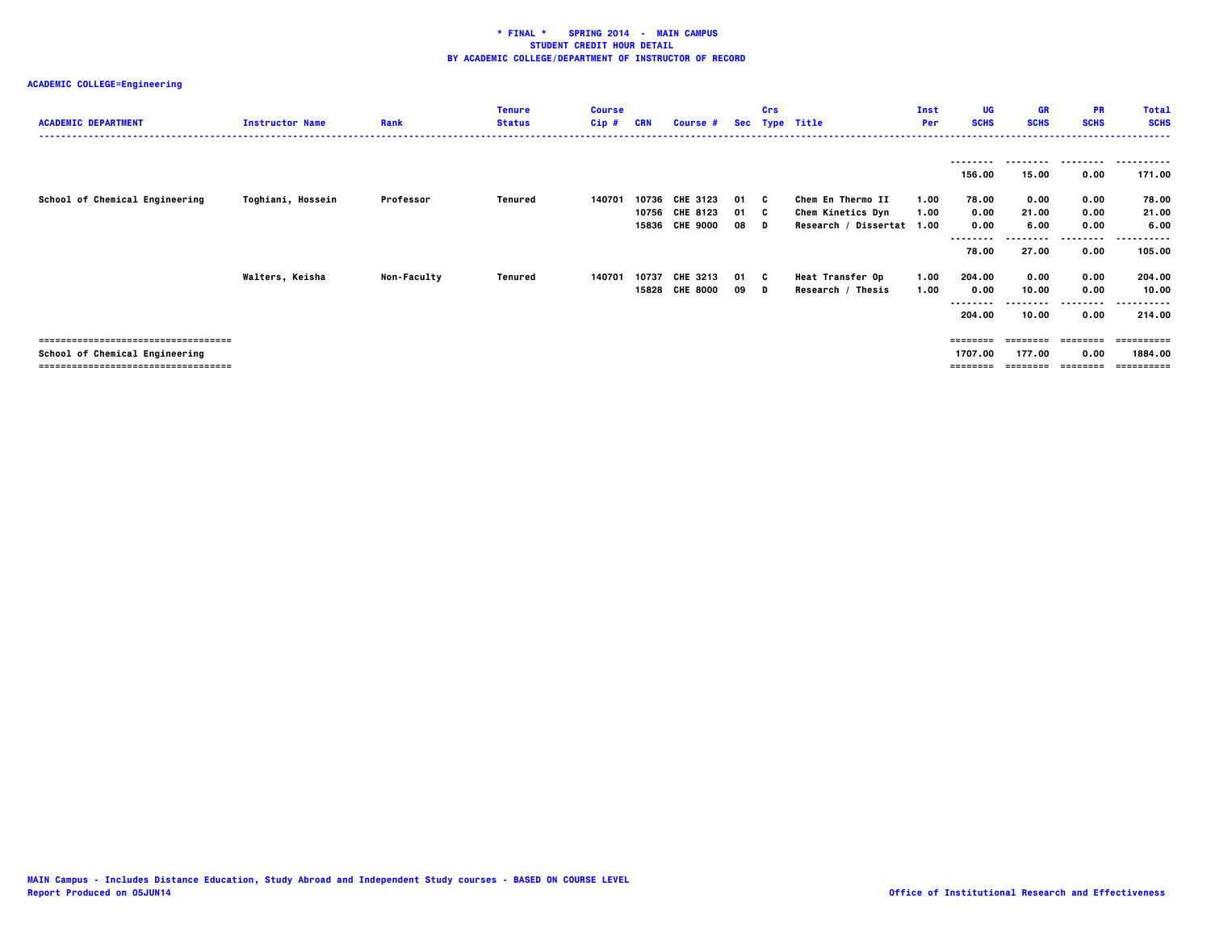# * FINAL * SPRING 2014 - MAIN CAMPUS
## STUDENT CREDIT HOUR DETAIL
## BY ACADEMIC COLLEGE/DEPARTMENT OF INSTRUCTOR OF RECORD

**ACADEMIC COLLEGE=Engineering**

| ACADEMIC DEPARTMENT | Instructor Name | Rank | Tenure Status | Course Cip # | CRN | Course # | Sec | Crs Type | Title | Inst Per | UG SCHS | GR SCHS | PR SCHS | Total SCHS |
|---|---|---|---|---|---|---|---|---|---|---|---|---|---|---|
| | | | | | | | | | | | 156.00 | 15.00 | 0.00 | 171.00 |
| School of Chemical Engineering | Toghiani, Hossein | Professor | Tenured | 140701 | 10736 | CHE 3123 | 01 | C | Chem En Thermo II | 1.00 | 78.00 | 0.00 | 0.00 | 78.00 |
| | | | | | 10756 | CHE 8123 | 01 | C | Chem Kinetics Dyn | 1.00 | 0.00 | 21.00 | 0.00 | 21.00 |
| | | | | | 15836 | CHE 9000 | 08 | D | Research / Dissertat | 1.00 | 0.00 | 6.00 | 0.00 | 6.00 |
| | | | | | | | | | | | 78.00 | 27.00 | 0.00 | 105.00 |
| | Walters, Keisha | Non-Faculty | Tenured | 140701 | 10737 | CHE 3213 | 01 | C | Heat Transfer Op | 1.00 | 204.00 | 0.00 | 0.00 | 204.00 |
| | | | | | 15828 | CHE 8000 | 09 | D | Research / Thesis | 1.00 | 0.00 | 10.00 | 0.00 | 10.00 |
| | | | | | | | | | | | 204.00 | 10.00 | 0.00 | 214.00 |
| School of Chemical Engineering | | | | | | | | | | | 1707.00 | 177.00 | 0.00 | 1884.00 |

MAIN Campus - Includes Distance Education, Study Abroad and Independent Study courses - BASED ON COURSE LEVEL
Report Produced on 05JUN14

Office of Institutional Research and Effectiveness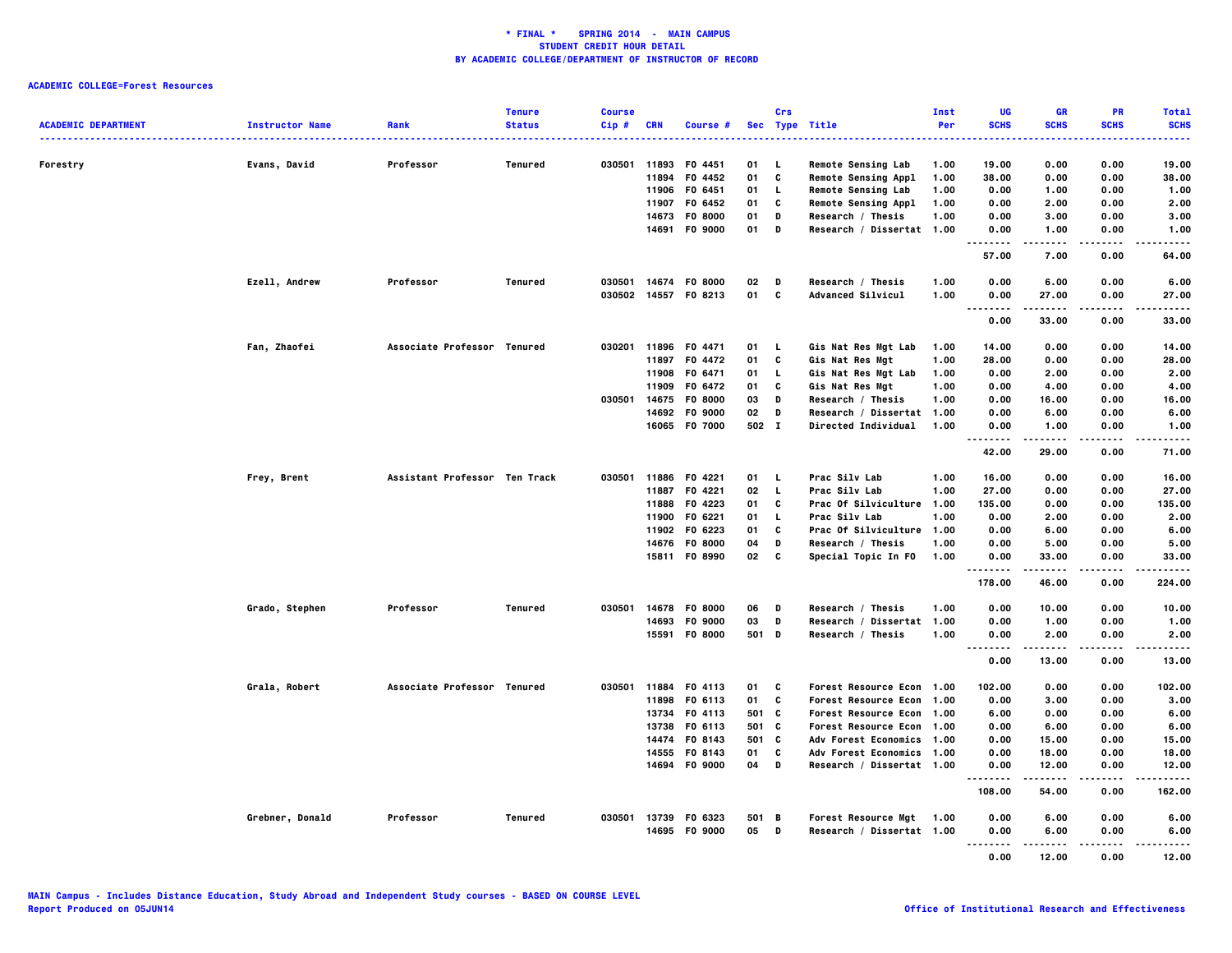**\* FINAL \* SPRING 2014 - MAIN CAMPUS**
**STUDENT CREDIT HOUR DETAIL**
**BY ACADEMIC COLLEGE/DEPARTMENT OF INSTRUCTOR OF RECORD**

**ACADEMIC COLLEGE=Forest Resources**

| ACADEMIC DEPARTMENT | Instructor Name | Rank | Tenure Status | Course Cip # | CRN | Course # | Sec | Crs Type | Title | Inst Per | UG SCHS | GR SCHS | PR SCHS | Total SCHS |
|---|---|---|---|---|---|---|---|---|---|---|---|---|---|---|
| Forestry | Evans, David | Professor | Tenured | 030501 | 11893 | FO 4451 | 01 | L | Remote Sensing Lab | 1.00 | 19.00 | 0.00 | 0.00 | 19.00 |
| | | | | | 11894 | FO 4452 | 01 | C | Remote Sensing Appl | 1.00 | 38.00 | 0.00 | 0.00 | 38.00 |
| | | | | | 11906 | FO 6451 | 01 | L | Remote Sensing Lab | 1.00 | 0.00 | 1.00 | 0.00 | 1.00 |
| | | | | | 11907 | FO 6452 | 01 | C | Remote Sensing Appl | 1.00 | 0.00 | 2.00 | 0.00 | 2.00 |
| | | | | | 14673 | FO 8000 | 01 | D | Research / Thesis | 1.00 | 0.00 | 3.00 | 0.00 | 3.00 |
| | | | | | 14691 | FO 9000 | 01 | D | Research / Dissertat | 1.00 | 0.00 | 1.00 | 0.00 | 1.00 |
| | | | | | | | | | | | 57.00 | 7.00 | 0.00 | 64.00 |
| | Ezell, Andrew | Professor | Tenured | 030501 | 14674 | FO 8000 | 02 | D | Research / Thesis | 1.00 | 0.00 | 6.00 | 0.00 | 6.00 |
| | | | | 030502 | 14557 | FO 8213 | 01 | C | Advanced Silvicul | 1.00 | 0.00 | 27.00 | 0.00 | 27.00 |
| | | | | | | | | | | | 0.00 | 33.00 | 0.00 | 33.00 |
| | Fan, Zhaofei | Associate Professor | Tenured | 030201 | 11896 | FO 4471 | 01 | L | Gis Nat Res Mgt Lab | 1.00 | 14.00 | 0.00 | 0.00 | 14.00 |
| | | | | | 11897 | FO 4472 | 01 | C | Gis Nat Res Mgt | 1.00 | 28.00 | 0.00 | 0.00 | 28.00 |
| | | | | | 11908 | FO 6471 | 01 | L | Gis Nat Res Mgt Lab | 1.00 | 0.00 | 2.00 | 0.00 | 2.00 |
| | | | | | 11909 | FO 6472 | 01 | C | Gis Nat Res Mgt | 1.00 | 0.00 | 4.00 | 0.00 | 4.00 |
| | | | | 030501 | 14675 | FO 8000 | 03 | D | Research / Thesis | 1.00 | 0.00 | 16.00 | 0.00 | 16.00 |
| | | | | | 14692 | FO 9000 | 02 | D | Research / Dissertat | 1.00 | 0.00 | 6.00 | 0.00 | 6.00 |
| | | | | | 16065 | FO 7000 | 502 | I | Directed Individual | 1.00 | 0.00 | 1.00 | 0.00 | 1.00 |
| | | | | | | | | | | | 42.00 | 29.00 | 0.00 | 71.00 |
| | Frey, Brent | Assistant Professor | Ten Track | 030501 | 11886 | FO 4221 | 01 | L | Prac Silv Lab | 1.00 | 16.00 | 0.00 | 0.00 | 16.00 |
| | | | | | 11887 | FO 4221 | 02 | L | Prac Silv Lab | 1.00 | 27.00 | 0.00 | 0.00 | 27.00 |
| | | | | | 11888 | FO 4223 | 01 | C | Prac Of Silviculture | 1.00 | 135.00 | 0.00 | 0.00 | 135.00 |
| | | | | | 11900 | FO 6221 | 01 | L | Prac Silv Lab | 1.00 | 0.00 | 2.00 | 0.00 | 2.00 |
| | | | | | 11902 | FO 6223 | 01 | C | Prac Of Silviculture | 1.00 | 0.00 | 6.00 | 0.00 | 6.00 |
| | | | | | 14676 | FO 8000 | 04 | D | Research / Thesis | 1.00 | 0.00 | 5.00 | 0.00 | 5.00 |
| | | | | | 15811 | FO 8990 | 02 | C | Special Topic In FO | 1.00 | 0.00 | 33.00 | 0.00 | 33.00 |
| | | | | | | | | | | | 178.00 | 46.00 | 0.00 | 224.00 |
| | Grado, Stephen | Professor | Tenured | 030501 | 14678 | FO 8000 | 06 | D | Research / Thesis | 1.00 | 0.00 | 10.00 | 0.00 | 10.00 |
| | | | | | 14693 | FO 9000 | 03 | D | Research / Dissertat | 1.00 | 0.00 | 1.00 | 0.00 | 1.00 |
| | | | | | 15591 | FO 8000 | 501 | D | Research / Thesis | 1.00 | 0.00 | 2.00 | 0.00 | 2.00 |
| | | | | | | | | | | | 0.00 | 13.00 | 0.00 | 13.00 |
| | Grala, Robert | Associate Professor | Tenured | 030501 | 11884 | FO 4113 | 01 | C | Forest Resource Econ | 1.00 | 102.00 | 0.00 | 0.00 | 102.00 |
| | | | | | 11898 | FO 6113 | 01 | C | Forest Resource Econ | 1.00 | 0.00 | 3.00 | 0.00 | 3.00 |
| | | | | | 13734 | FO 4113 | 501 | C | Forest Resource Econ | 1.00 | 6.00 | 0.00 | 0.00 | 6.00 |
| | | | | | 13738 | FO 6113 | 501 | C | Forest Resource Econ | 1.00 | 0.00 | 6.00 | 0.00 | 6.00 |
| | | | | | 14474 | FO 8143 | 501 | C | Adv Forest Economics | 1.00 | 0.00 | 15.00 | 0.00 | 15.00 |
| | | | | | 14555 | FO 8143 | 01 | C | Adv Forest Economics | 1.00 | 0.00 | 18.00 | 0.00 | 18.00 |
| | | | | | 14694 | FO 9000 | 04 | D | Research / Dissertat | 1.00 | 0.00 | 12.00 | 0.00 | 12.00 |
| | | | | | | | | | | | 108.00 | 54.00 | 0.00 | 162.00 |
| | Grebner, Donald | Professor | Tenured | 030501 | 13739 | FO 6323 | 501 | B | Forest Resource Mgt | 1.00 | 0.00 | 6.00 | 0.00 | 6.00 |
| | | | | | 14695 | FO 9000 | 05 | D | Research / Dissertat | 1.00 | 0.00 | 6.00 | 0.00 | 6.00 |
| | | | | | | | | | | | 0.00 | 12.00 | 0.00 | 12.00 |

MAIN Campus - Includes Distance Education, Study Abroad and Independent Study courses - BASED ON COURSE LEVEL
Report Produced on 05JUN14

Office of Institutional Research and Effectiveness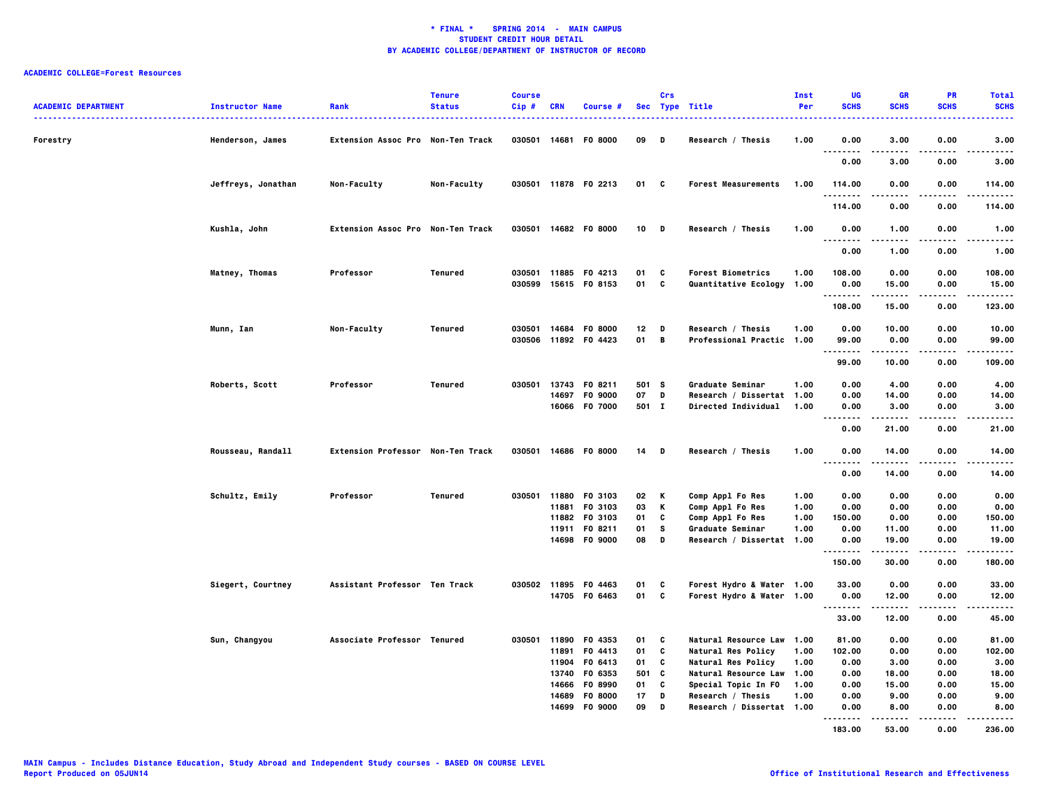**\* FINAL \*    SPRING 2014  -  MAIN CAMPUS**
**STUDENT CREDIT HOUR DETAIL**
**BY ACADEMIC COLLEGE/DEPARTMENT OF INSTRUCTOR OF RECORD**

**ACADEMIC COLLEGE=Forest Resources**

| ACADEMIC DEPARTMENT | Instructor Name | Rank | Tenure Status | Course Cip # | CRN | Course # | Sec | Crs Type | Title | Inst Per | UG SCHS | GR SCHS | PR SCHS | Total SCHS |
|---|---|---|---|---|---|---|---|---|---|---|---|---|---|---|
| Forestry | Henderson, James | Extension Assoc Pro | Non-Ten Track | 030501 | 14681 | FO 8000 | 09 | D | Research / Thesis | 1.00 | 0.00 | 3.00 | 0.00 | 3.00 |
| | | | | | | | | | | | 0.00 | 3.00 | 0.00 | 3.00 |
| | Jeffreys, Jonathan | Non-Faculty | Non-Faculty | 030501 | 11878 | FO 2213 | 01 | C | Forest Measurements | 1.00 | 114.00 | 0.00 | 0.00 | 114.00 |
| | | | | | | | | | | | 114.00 | 0.00 | 0.00 | 114.00 |
| | Kushla, John | Extension Assoc Pro | Non-Ten Track | 030501 | 14682 | FO 8000 | 10 | D | Research / Thesis | 1.00 | 0.00 | 1.00 | 0.00 | 1.00 |
| | | | | | | | | | | | 0.00 | 1.00 | 0.00 | 1.00 |
| | Matney, Thomas | Professor | Tenured | 030501 | 11885 | FO 4213 | 01 | C | Forest Biometrics | 1.00 | 108.00 | 0.00 | 0.00 | 108.00 |
| | | | | 030599 | 15615 | FO 8153 | 01 | C | Quantitative Ecology | 1.00 | 0.00 | 15.00 | 0.00 | 15.00 |
| | | | | | | | | | | | 108.00 | 15.00 | 0.00 | 123.00 |
| | Munn, Ian | Non-Faculty | Tenured | 030501 | 14684 | FO 8000 | 12 | D | Research / Thesis | 1.00 | 0.00 | 10.00 | 0.00 | 10.00 |
| | | | | 030506 | 11892 | FO 4423 | 01 | B | Professional Practic | 1.00 | 99.00 | 0.00 | 0.00 | 99.00 |
| | | | | | | | | | | | 99.00 | 10.00 | 0.00 | 109.00 |
| | Roberts, Scott | Professor | Tenured | 030501 | 13743 | FO 8211 | 501 | S | Graduate Seminar | 1.00 | 0.00 | 4.00 | 0.00 | 4.00 |
| | | | | | 14697 | FO 9000 | 07 | D | Research / Dissertat | 1.00 | 0.00 | 14.00 | 0.00 | 14.00 |
| | | | | | 16066 | FO 7000 | 501 | I | Directed Individual | 1.00 | 0.00 | 3.00 | 0.00 | 3.00 |
| | | | | | | | | | | | 0.00 | 21.00 | 0.00 | 21.00 |
| | Rousseau, Randall | Extension Professor | Non-Ten Track | 030501 | 14686 | FO 8000 | 14 | D | Research / Thesis | 1.00 | 0.00 | 14.00 | 0.00 | 14.00 |
| | | | | | | | | | | | 0.00 | 14.00 | 0.00 | 14.00 |
| | Schultz, Emily | Professor | Tenured | 030501 | 11880 | FO 3103 | 02 | K | Comp Appl Fo Res | 1.00 | 0.00 | 0.00 | 0.00 | 0.00 |
| | | | | | 11881 | FO 3103 | 03 | K | Comp Appl Fo Res | 1.00 | 0.00 | 0.00 | 0.00 | 0.00 |
| | | | | | 11882 | FO 3103 | 01 | C | Comp Appl Fo Res | 1.00 | 150.00 | 0.00 | 0.00 | 150.00 |
| | | | | | 11911 | FO 8211 | 01 | S | Graduate Seminar | 1.00 | 0.00 | 11.00 | 0.00 | 11.00 |
| | | | | | 14698 | FO 9000 | 08 | D | Research / Dissertat | 1.00 | 0.00 | 19.00 | 0.00 | 19.00 |
| | | | | | | | | | | | 150.00 | 30.00 | 0.00 | 180.00 |
| | Siegert, Courtney | Assistant Professor | Ten Track | 030502 | 11895 | FO 4463 | 01 | C | Forest Hydro & Water | 1.00 | 33.00 | 0.00 | 0.00 | 33.00 |
| | | | | | 14705 | FO 6463 | 01 | C | Forest Hydro & Water | 1.00 | 0.00 | 12.00 | 0.00 | 12.00 |
| | | | | | | | | | | | 33.00 | 12.00 | 0.00 | 45.00 |
| | Sun, Changyou | Associate Professor | Tenured | 030501 | 11890 | FO 4353 | 01 | C | Natural Resource Law | 1.00 | 81.00 | 0.00 | 0.00 | 81.00 |
| | | | | | 11891 | FO 4413 | 01 | C | Natural Res Policy | 1.00 | 102.00 | 0.00 | 0.00 | 102.00 |
| | | | | | 11904 | FO 6413 | 01 | C | Natural Res Policy | 1.00 | 0.00 | 3.00 | 0.00 | 3.00 |
| | | | | | 13740 | FO 6353 | 501 | C | Natural Resource Law | 1.00 | 0.00 | 18.00 | 0.00 | 18.00 |
| | | | | | 14666 | FO 8990 | 01 | C | Special Topic In FO | 1.00 | 0.00 | 15.00 | 0.00 | 15.00 |
| | | | | | 14689 | FO 8000 | 17 | D | Research / Thesis | 1.00 | 0.00 | 9.00 | 0.00 | 9.00 |
| | | | | | 14699 | FO 9000 | 09 | D | Research / Dissertat | 1.00 | 0.00 | 8.00 | 0.00 | 8.00 |
| | | | | | | | | | | | 183.00 | 53.00 | 0.00 | 236.00 |

MAIN Campus - Includes Distance Education, Study Abroad and Independent Study courses - BASED ON COURSE LEVEL
Report Produced on 05JUN14

Office of Institutional Research and Effectiveness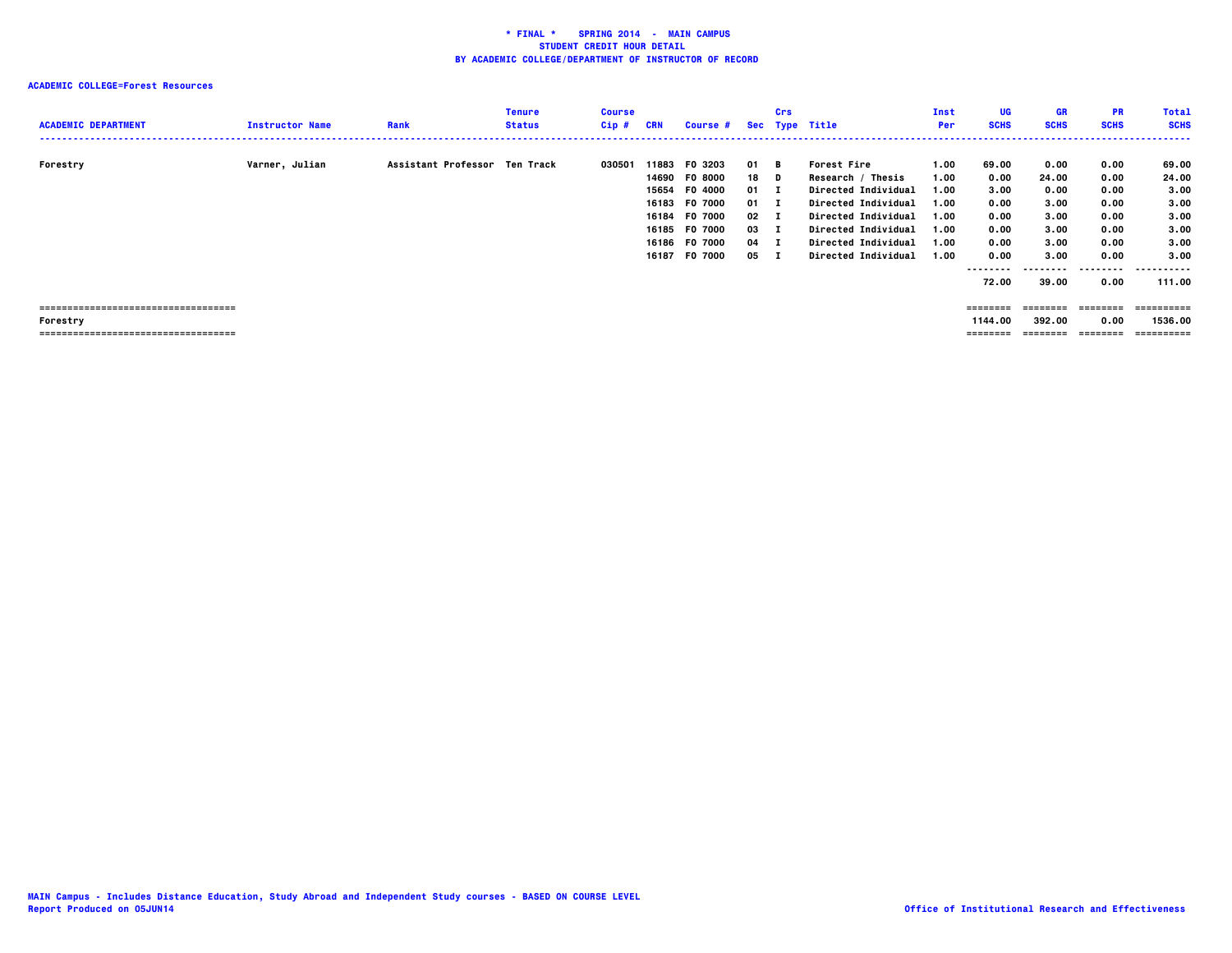**\* FINAL \* SPRING 2014 - MAIN CAMPUS**
**STUDENT CREDIT HOUR DETAIL**
**BY ACADEMIC COLLEGE/DEPARTMENT OF INSTRUCTOR OF RECORD**

**ACADEMIC COLLEGE=Forest Resources**

| ACADEMIC DEPARTMENT | Instructor Name | Rank | Tenure Status | Course Cip # | CRN | Course # | Sec | Crs Type | Title | Inst Per | UG SCHS | GR SCHS | PR SCHS | Total SCHS |
|---|---|---|---|---|---|---|---|---|---|---|---|---|---|---|
| Forestry | Varner, Julian | Assistant Professor | Ten Track | 030501 | 11883 | FO 3203 | 01 | B | Forest Fire | 1.00 | 69.00 | 0.00 | 0.00 | 69.00 |
| | | | | | 14690 | FO 8000 | 18 | D | Research / Thesis | 1.00 | 0.00 | 24.00 | 0.00 | 24.00 |
| | | | | | 15654 | FO 4000 | 01 | I | Directed Individual | 1.00 | 3.00 | 0.00 | 0.00 | 3.00 |
| | | | | | 16183 | FO 7000 | 01 | I | Directed Individual | 1.00 | 0.00 | 3.00 | 0.00 | 3.00 |
| | | | | | 16184 | FO 7000 | 02 | I | Directed Individual | 1.00 | 0.00 | 3.00 | 0.00 | 3.00 |
| | | | | | 16185 | FO 7000 | 03 | I | Directed Individual | 1.00 | 0.00 | 3.00 | 0.00 | 3.00 |
| | | | | | 16186 | FO 7000 | 04 | I | Directed Individual | 1.00 | 0.00 | 3.00 | 0.00 | 3.00 |
| | | | | | 16187 | FO 7000 | 05 | I | Directed Individual | 1.00 | 0.00 | 3.00 | 0.00 | 3.00 |
| | | | | | | | | | | | 72.00 | 39.00 | 0.00 | 111.00 |
| Forestry | | | | | | | | | | | 1144.00 | 392.00 | 0.00 | 1536.00 |

MAIN Campus - Includes Distance Education, Study Abroad and Independent Study courses - BASED ON COURSE LEVEL
Report Produced on 05JUN14

Office of Institutional Research and Effectiveness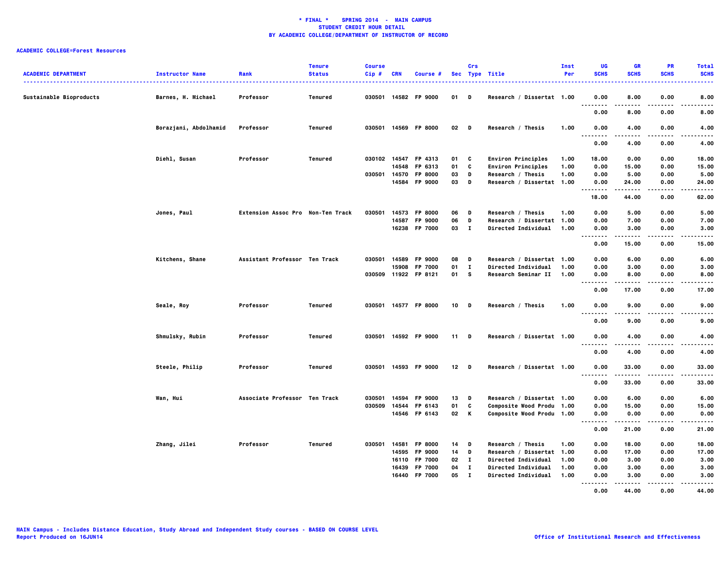# * FINAL * SPRING 2014 - MAIN CAMPUS
## STUDENT CREDIT HOUR DETAIL
## BY ACADEMIC COLLEGE/DEPARTMENT OF INSTRUCTOR OF RECORD

**ACADEMIC COLLEGE=Forest Resources**

| ACADEMIC DEPARTMENT | Instructor Name | Rank | Tenure Status | Course Cip # | CRN | Course # | Sec | Crs Type | Title | Inst Per | UG SCHS | GR SCHS | PR SCHS | Total SCHS |
|---|---|---|---|---|---|---|---|---|---|---|---|---|---|---|
| Sustainable Bioproducts | Barnes, H. Michael | Professor | Tenured | 030501 | 14582 | FP 9000 | 01 | D | Research / Dissertat | 1.00 | 0.00 | 8.00 | 0.00 | 8.00 |
| | | | | | | | | | | | 0.00 | 8.00 | 0.00 | 8.00 |
| | Borazjani, Abdolhamid | Professor | Tenured | 030501 | 14569 | FP 8000 | 02 | D | Research / Thesis | 1.00 | 0.00 | 4.00 | 0.00 | 4.00 |
| | | | | | | | | | | | 0.00 | 4.00 | 0.00 | 4.00 |
| | Diehl, Susan | Professor | Tenured | 030102 | 14547 | FP 4313 | 01 | C | Environ Principles | 1.00 | 18.00 | 0.00 | 0.00 | 18.00 |
| | | | | | 14548 | FP 6313 | 01 | C | Environ Principles | 1.00 | 0.00 | 15.00 | 0.00 | 15.00 |
| | | | | 030501 | 14570 | FP 8000 | 03 | D | Research / Thesis | 1.00 | 0.00 | 5.00 | 0.00 | 5.00 |
| | | | | | 14584 | FP 9000 | 03 | D | Research / Dissertat | 1.00 | 0.00 | 24.00 | 0.00 | 24.00 |
| | | | | | | | | | | | 18.00 | 44.00 | 0.00 | 62.00 |
| | Jones, Paul | Extension Assoc Pro | Non-Ten Track | 030501 | 14573 | FP 8000 | 06 | D | Research / Thesis | 1.00 | 0.00 | 5.00 | 0.00 | 5.00 |
| | | | | | 14587 | FP 9000 | 06 | D | Research / Dissertat | 1.00 | 0.00 | 7.00 | 0.00 | 7.00 |
| | | | | | 16238 | FP 7000 | 03 | I | Directed Individual | 1.00 | 0.00 | 3.00 | 0.00 | 3.00 |
| | | | | | | | | | | | 0.00 | 15.00 | 0.00 | 15.00 |
| | Kitchens, Shane | Assistant Professor | Ten Track | 030501 | 14589 | FP 9000 | 08 | D | Research / Dissertat | 1.00 | 0.00 | 6.00 | 0.00 | 6.00 |
| | | | | | 15908 | FP 7000 | 01 | I | Directed Individual | 1.00 | 0.00 | 3.00 | 0.00 | 3.00 |
| | | | | 030509 | 11922 | FP 8121 | 01 | S | Research Seminar II | 1.00 | 0.00 | 8.00 | 0.00 | 8.00 |
| | | | | | | | | | | | 0.00 | 17.00 | 0.00 | 17.00 |
| | Seale, Roy | Professor | Tenured | 030501 | 14577 | FP 8000 | 10 | D | Research / Thesis | 1.00 | 0.00 | 9.00 | 0.00 | 9.00 |
| | | | | | | | | | | | 0.00 | 9.00 | 0.00 | 9.00 |
| | Shmulsky, Rubin | Professor | Tenured | 030501 | 14592 | FP 9000 | 11 | D | Research / Dissertat | 1.00 | 0.00 | 4.00 | 0.00 | 4.00 |
| | | | | | | | | | | | 0.00 | 4.00 | 0.00 | 4.00 |
| | Steele, Philip | Professor | Tenured | 030501 | 14593 | FP 9000 | 12 | D | Research / Dissertat | 1.00 | 0.00 | 33.00 | 0.00 | 33.00 |
| | | | | | | | | | | | 0.00 | 33.00 | 0.00 | 33.00 |
| | Wan, Hui | Associate Professor | Ten Track | 030501 | 14594 | FP 9000 | 13 | D | Research / Dissertat | 1.00 | 0.00 | 6.00 | 0.00 | 6.00 |
| | | | | 030509 | 14544 | FP 6143 | 01 | C | Composite Wood Produ | 1.00 | 0.00 | 15.00 | 0.00 | 15.00 |
| | | | | | 14546 | FP 6143 | 02 | K | Composite Wood Produ | 1.00 | 0.00 | 0.00 | 0.00 | 0.00 |
| | | | | | | | | | | | 0.00 | 21.00 | 0.00 | 21.00 |
| | Zhang, Jilei | Professor | Tenured | 030501 | 14581 | FP 8000 | 14 | D | Research / Thesis | 1.00 | 0.00 | 18.00 | 0.00 | 18.00 |
| | | | | | 14595 | FP 9000 | 14 | D | Research / Dissertat | 1.00 | 0.00 | 17.00 | 0.00 | 17.00 |
| | | | | | 16110 | FP 7000 | 02 | I | Directed Individual | 1.00 | 0.00 | 3.00 | 0.00 | 3.00 |
| | | | | | 16439 | FP 7000 | 04 | I | Directed Individual | 1.00 | 0.00 | 3.00 | 0.00 | 3.00 |
| | | | | | 16440 | FP 7000 | 05 | I | Directed Individual | 1.00 | 0.00 | 3.00 | 0.00 | 3.00 |
| | | | | | | | | | | | 0.00 | 44.00 | 0.00 | 44.00 |

MAIN Campus - Includes Distance Education, Study Abroad and Independent Study courses - BASED ON COURSE LEVEL
Report Produced on 16JUN14

Office of Institutional Research and Effectiveness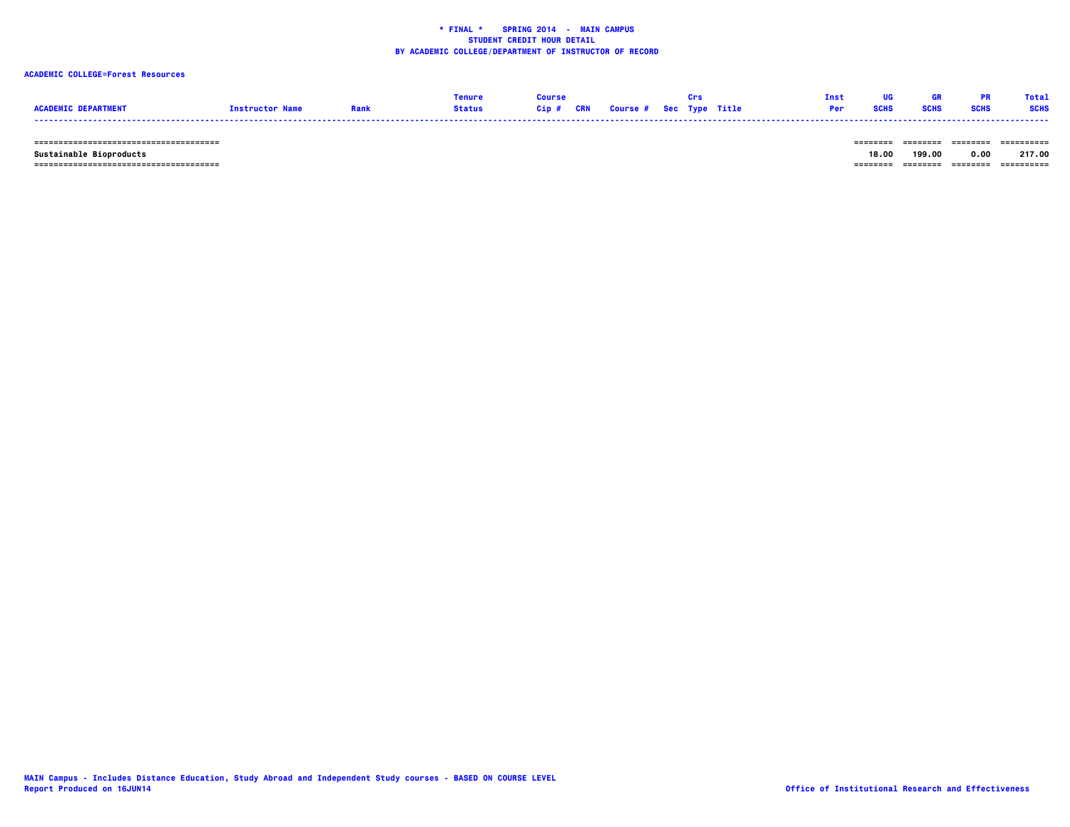**\* FINAL \* SPRING 2014 - MAIN CAMPUS**
**STUDENT CREDIT HOUR DETAIL**
**BY ACADEMIC COLLEGE/DEPARTMENT OF INSTRUCTOR OF RECORD**

**ACADEMIC COLLEGE=Forest Resources**

| ACADEMIC DEPARTMENT | Instructor Name | Rank | Tenure Status | Course Cip # | CRN | Course # | Sec | Crs Type | Title | Inst Per | UG SCHS | GR SCHS | PR SCHS | Total SCHS |
|---|---|---|---|---|---|---|---|---|---|---|---|---|---|---|
| Sustainable Bioproducts | | | | | | | | | | | 18.00 | 199.00 | 0.00 | 217.00 |

MAIN Campus - Includes Distance Education, Study Abroad and Independent Study courses - BASED ON COURSE LEVEL
Report Produced on 16JUN14

Office of Institutional Research and Effectiveness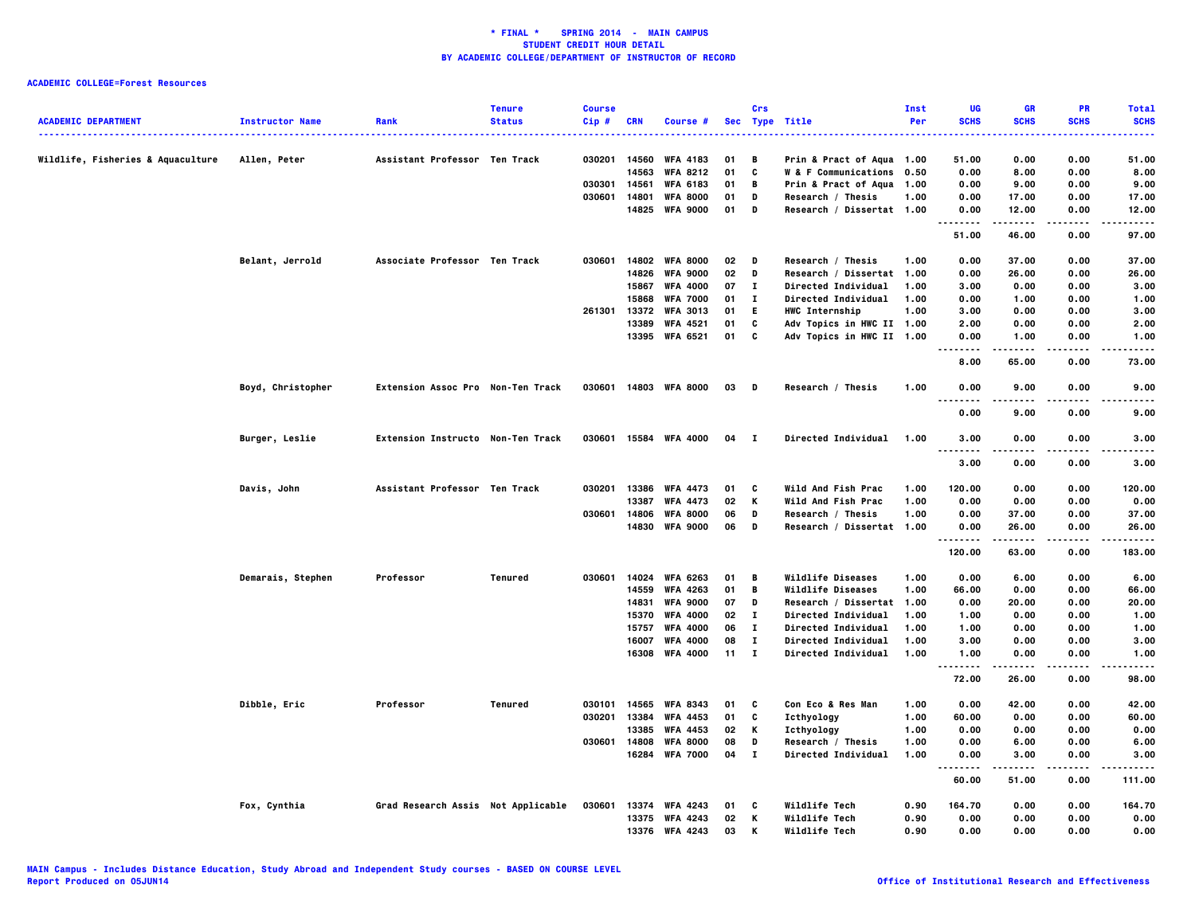**\* FINAL \* SPRING 2014 - MAIN CAMPUS**
**STUDENT CREDIT HOUR DETAIL**
**BY ACADEMIC COLLEGE/DEPARTMENT OF INSTRUCTOR OF RECORD**

**ACADEMIC COLLEGE=Forest Resources**

| ACADEMIC DEPARTMENT | Instructor Name | Rank | Tenure Status | Course Cip # | CRN | Course # | Sec | Crs Type | Title | Inst Per | UG SCHS | GR SCHS | PR SCHS | Total SCHS |
|---|---|---|---|---|---|---|---|---|---|---|---|---|---|---|
| Wildlife, Fisheries & Aquaculture | Allen, Peter | Assistant Professor | Ten Track | 030201 | 14560 | WFA 4183 | 01 | B | Prin & Pract of Aqua | 1.00 | 51.00 | 0.00 | 0.00 | 51.00 |
| | | | | | 14563 | WFA 8212 | 01 | C | W & F Communications | 0.50 | 0.00 | 8.00 | 0.00 | 8.00 |
| | | | | 030301 | 14561 | WFA 6183 | 01 | B | Prin & Pract of Aqua | 1.00 | 0.00 | 9.00 | 0.00 | 9.00 |
| | | | | 030601 | 14801 | WFA 8000 | 01 | D | Research / Thesis | 1.00 | 0.00 | 17.00 | 0.00 | 17.00 |
| | | | | | 14825 | WFA 9000 | 01 | D | Research / Dissertat | 1.00 | 0.00 | 12.00 | 0.00 | 12.00 |
| | | | | | | | | | | | 51.00 | 46.00 | 0.00 | 97.00 |
| | Belant, Jerrold | Associate Professor | Ten Track | 030601 | 14802 | WFA 8000 | 02 | D | Research / Thesis | 1.00 | 0.00 | 37.00 | 0.00 | 37.00 |
| | | | | | 14826 | WFA 9000 | 02 | D | Research / Dissertat | 1.00 | 0.00 | 26.00 | 0.00 | 26.00 |
| | | | | | 15867 | WFA 4000 | 07 | I | Directed Individual | 1.00 | 3.00 | 0.00 | 0.00 | 3.00 |
| | | | | | 15868 | WFA 7000 | 01 | I | Directed Individual | 1.00 | 0.00 | 1.00 | 0.00 | 1.00 |
| | | | | 261301 | 13372 | WFA 3013 | 01 | E | HWC Internship | 1.00 | 3.00 | 0.00 | 0.00 | 3.00 |
| | | | | | 13389 | WFA 4521 | 01 | C | Adv Topics in HWC II | 1.00 | 2.00 | 0.00 | 0.00 | 2.00 |
| | | | | | 13395 | WFA 6521 | 01 | C | Adv Topics in HWC II | 1.00 | 0.00 | 1.00 | 0.00 | 1.00 |
| | | | | | | | | | | | 8.00 | 65.00 | 0.00 | 73.00 |
| | Boyd, Christopher | Extension Assoc Pro | Non-Ten Track | 030601 | 14803 | WFA 8000 | 03 | D | Research / Thesis | 1.00 | 0.00 | 9.00 | 0.00 | 9.00 |
| | | | | | | | | | | | 0.00 | 9.00 | 0.00 | 9.00 |
| | Burger, Leslie | Extension Instructo | Non-Ten Track | 030601 | 15584 | WFA 4000 | 04 | I | Directed Individual | 1.00 | 3.00 | 0.00 | 0.00 | 3.00 |
| | | | | | | | | | | | 3.00 | 0.00 | 0.00 | 3.00 |
| | Davis, John | Assistant Professor | Ten Track | 030201 | 13386 | WFA 4473 | 01 | C | Wild And Fish Prac | 1.00 | 120.00 | 0.00 | 0.00 | 120.00 |
| | | | | | 13387 | WFA 4473 | 02 | K | Wild And Fish Prac | 1.00 | 0.00 | 0.00 | 0.00 | 0.00 |
| | | | | 030601 | 14806 | WFA 8000 | 06 | D | Research / Thesis | 1.00 | 0.00 | 37.00 | 0.00 | 37.00 |
| | | | | | 14830 | WFA 9000 | 06 | D | Research / Dissertat | 1.00 | 0.00 | 26.00 | 0.00 | 26.00 |
| | | | | | | | | | | | 120.00 | 63.00 | 0.00 | 183.00 |
| | Demarais, Stephen | Professor | Tenured | 030601 | 14024 | WFA 6263 | 01 | B | Wildlife Diseases | 1.00 | 0.00 | 6.00 | 0.00 | 6.00 |
| | | | | | 14559 | WFA 4263 | 01 | B | Wildlife Diseases | 1.00 | 66.00 | 0.00 | 0.00 | 66.00 |
| | | | | | 14831 | WFA 9000 | 07 | D | Research / Dissertat | 1.00 | 0.00 | 20.00 | 0.00 | 20.00 |
| | | | | | 15370 | WFA 4000 | 02 | I | Directed Individual | 1.00 | 1.00 | 0.00 | 0.00 | 1.00 |
| | | | | | 15757 | WFA 4000 | 06 | I | Directed Individual | 1.00 | 1.00 | 0.00 | 0.00 | 1.00 |
| | | | | | 16007 | WFA 4000 | 08 | I | Directed Individual | 1.00 | 3.00 | 0.00 | 0.00 | 3.00 |
| | | | | | 16308 | WFA 4000 | 11 | I | Directed Individual | 1.00 | 1.00 | 0.00 | 0.00 | 1.00 |
| | | | | | | | | | | | 72.00 | 26.00 | 0.00 | 98.00 |
| | Dibble, Eric | Professor | Tenured | 030101 | 14565 | WFA 8343 | 01 | C | Con Eco & Res Man | 1.00 | 0.00 | 42.00 | 0.00 | 42.00 |
| | | | | 030201 | 13384 | WFA 4453 | 01 | C | Icthyology | 1.00 | 60.00 | 0.00 | 0.00 | 60.00 |
| | | | | | 13385 | WFA 4453 | 02 | K | Icthyology | 1.00 | 0.00 | 0.00 | 0.00 | 0.00 |
| | | | | 030601 | 14808 | WFA 8000 | 08 | D | Research / Thesis | 1.00 | 0.00 | 6.00 | 0.00 | 6.00 |
| | | | | | 16284 | WFA 7000 | 04 | I | Directed Individual | 1.00 | 0.00 | 3.00 | 0.00 | 3.00 |
| | | | | | | | | | | | 60.00 | 51.00 | 0.00 | 111.00 |
| | Fox, Cynthia | Grad Research Assis | Not Applicable | 030601 | 13374 | WFA 4243 | 01 | C | Wildlife Tech | 0.90 | 164.70 | 0.00 | 0.00 | 164.70 |
| | | | | | 13375 | WFA 4243 | 02 | K | Wildlife Tech | 0.90 | 0.00 | 0.00 | 0.00 | 0.00 |
| | | | | | 13376 | WFA 4243 | 03 | K | Wildlife Tech | 0.90 | 0.00 | 0.00 | 0.00 | 0.00 |

MAIN Campus - Includes Distance Education, Study Abroad and Independent Study courses - BASED ON COURSE LEVEL
Report Produced on 05JUN14

Office of Institutional Research and Effectiveness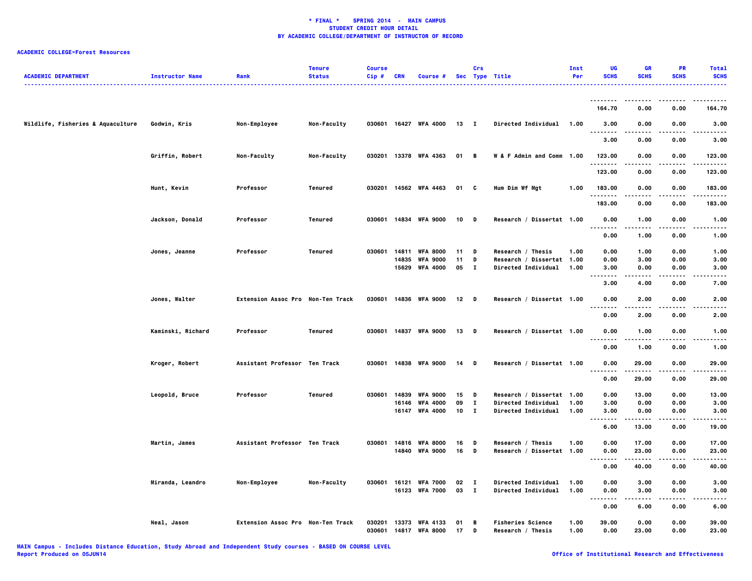**\* FINAL \* SPRING 2014 - MAIN CAMPUS**
**STUDENT CREDIT HOUR DETAIL**
**BY ACADEMIC COLLEGE/DEPARTMENT OF INSTRUCTOR OF RECORD**

**ACADEMIC COLLEGE=Forest Resources**

| ACADEMIC DEPARTMENT | Instructor Name | Rank | Tenure Status | Course Cip # | CRN | Course # | Sec | Crs Type | Title | Inst Per | UG SCHS | GR SCHS | PR SCHS | Total SCHS |
|---|---|---|---|---|---|---|---|---|---|---|---|---|---|---|
| | | | | | | | | | | | 164.70 | 0.00 | 0.00 | 164.70 |
| Wildlife, Fisheries & Aquaculture | Godwin, Kris | Non-Employee | Non-Faculty | 030601 | 16427 | WFA 4000 | 13 | I | Directed Individual | 1.00 | 3.00 | 0.00 | 0.00 | 3.00 |
| | | | | | | | | | | | 3.00 | 0.00 | 0.00 | 3.00 |
| | Griffin, Robert | Non-Faculty | Non-Faculty | 030201 | 13378 | WFA 4363 | 01 | B | W & F Admin and Comm | 1.00 | 123.00 | 0.00 | 0.00 | 123.00 |
| | | | | | | | | | | | 123.00 | 0.00 | 0.00 | 123.00 |
| | Hunt, Kevin | Professor | Tenured | 030201 | 14562 | WFA 4463 | 01 | C | Hum Dim Wf Mgt | 1.00 | 183.00 | 0.00 | 0.00 | 183.00 |
| | | | | | | | | | | | 183.00 | 0.00 | 0.00 | 183.00 |
| | Jackson, Donald | Professor | Tenured | 030601 | 14834 | WFA 9000 | 10 | D | Research / Dissertat | 1.00 | 0.00 | 1.00 | 0.00 | 1.00 |
| | | | | | | | | | | | 0.00 | 1.00 | 0.00 | 1.00 |
| | Jones, Jeanne | Professor | Tenured | 030601 | 14811 | WFA 8000 | 11 | D | Research / Thesis | 1.00 | 0.00 | 1.00 | 0.00 | 1.00 |
| | | | | | 14835 | WFA 9000 | 11 | D | Research / Dissertat | 1.00 | 0.00 | 3.00 | 0.00 | 3.00 |
| | | | | | 15629 | WFA 4000 | 05 | I | Directed Individual | 1.00 | 3.00 | 0.00 | 0.00 | 3.00 |
| | | | | | | | | | | | 3.00 | 4.00 | 0.00 | 7.00 |
| | Jones, Walter | Extension Assoc Pro | Non-Ten Track | 030601 | 14836 | WFA 9000 | 12 | D | Research / Dissertat | 1.00 | 0.00 | 2.00 | 0.00 | 2.00 |
| | | | | | | | | | | | 0.00 | 2.00 | 0.00 | 2.00 |
| | Kaminski, Richard | Professor | Tenured | 030601 | 14837 | WFA 9000 | 13 | D | Research / Dissertat | 1.00 | 0.00 | 1.00 | 0.00 | 1.00 |
| | | | | | | | | | | | 0.00 | 1.00 | 0.00 | 1.00 |
| | Kroger, Robert | Assistant Professor | Ten Track | 030601 | 14838 | WFA 9000 | 14 | D | Research / Dissertat | 1.00 | 0.00 | 29.00 | 0.00 | 29.00 |
| | | | | | | | | | | | 0.00 | 29.00 | 0.00 | 29.00 |
| | Leopold, Bruce | Professor | Tenured | 030601 | 14839 | WFA 9000 | 15 | D | Research / Dissertat | 1.00 | 0.00 | 13.00 | 0.00 | 13.00 |
| | | | | | 16146 | WFA 4000 | 09 | I | Directed Individual | 1.00 | 3.00 | 0.00 | 0.00 | 3.00 |
| | | | | | 16147 | WFA 4000 | 10 | I | Directed Individual | 1.00 | 3.00 | 0.00 | 0.00 | 3.00 |
| | | | | | | | | | | | 6.00 | 13.00 | 0.00 | 19.00 |
| | Martin, James | Assistant Professor | Ten Track | 030601 | 14816 | WFA 8000 | 16 | D | Research / Thesis | 1.00 | 0.00 | 17.00 | 0.00 | 17.00 |
| | | | | | 14840 | WFA 9000 | 16 | D | Research / Dissertat | 1.00 | 0.00 | 23.00 | 0.00 | 23.00 |
| | | | | | | | | | | | 0.00 | 40.00 | 0.00 | 40.00 |
| | Miranda, Leandro | Non-Employee | Non-Faculty | 030601 | 16121 | WFA 7000 | 02 | I | Directed Individual | 1.00 | 0.00 | 3.00 | 0.00 | 3.00 |
| | | | | | 16123 | WFA 7000 | 03 | I | Directed Individual | 1.00 | 0.00 | 3.00 | 0.00 | 3.00 |
| | | | | | | | | | | | 0.00 | 6.00 | 0.00 | 6.00 |
| | Neal, Jason | Extension Assoc Pro | Non-Ten Track | 030201 | 13373 | WFA 4133 | 01 | B | Fisheries Science | 1.00 | 39.00 | 0.00 | 0.00 | 39.00 |
| | | | | 030601 | 14817 | WFA 8000 | 17 | D | Research / Thesis | 1.00 | 0.00 | 23.00 | 0.00 | 23.00 |

MAIN Campus - Includes Distance Education, Study Abroad and Independent Study courses - BASED ON COURSE LEVEL
Report Produced on 05JUN14
Office of Institutional Research and Effectiveness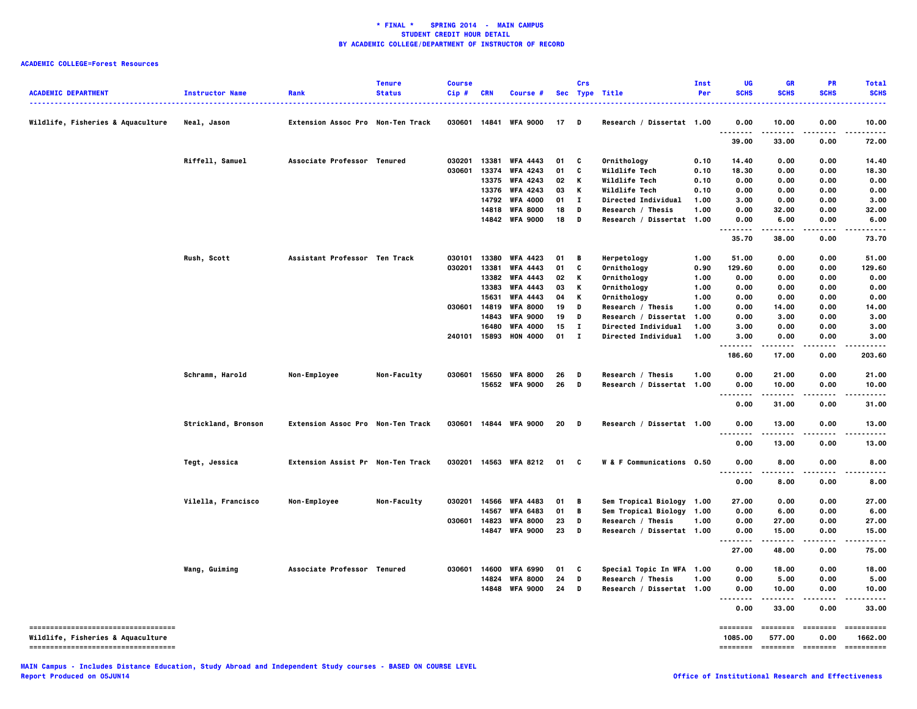**\* FINAL \* SPRING 2014 - MAIN CAMPUS**
**STUDENT CREDIT HOUR DETAIL**
**BY ACADEMIC COLLEGE/DEPARTMENT OF INSTRUCTOR OF RECORD**

**ACADEMIC COLLEGE=Forest Resources**

| ACADEMIC DEPARTMENT | Instructor Name | Rank | Tenure Status | Course Cip # | CRN | Course # | Sec | Crs Type | Title | Inst Per | UG SCHS | GR SCHS | PR SCHS | Total SCHS |
|---|---|---|---|---|---|---|---|---|---|---|---|---|---|---|
| Wildlife, Fisheries & Aquaculture | Neal, Jason | Extension Assoc Pro | Non-Ten Track | 030601 | 14841 | WFA 9000 | 17 | D | Research / Dissertat | 1.00 | 0.00 | 10.00 | 0.00 | 10.00 |
| | | | | | | | | | | | 39.00 | 33.00 | 0.00 | 72.00 |
| | Riffell, Samuel | Associate Professor | Tenured | 030201 | 13381 | WFA 4443 | 01 | C | Ornithology | 0.10 | 14.40 | 0.00 | 0.00 | 14.40 |
| | | | | 030601 | 13374 | WFA 4243 | 01 | C | Wildlife Tech | 0.10 | 18.30 | 0.00 | 0.00 | 18.30 |
| | | | | | 13375 | WFA 4243 | 02 | K | Wildlife Tech | 0.10 | 0.00 | 0.00 | 0.00 | 0.00 |
| | | | | | 13376 | WFA 4243 | 03 | K | Wildlife Tech | 0.10 | 0.00 | 0.00 | 0.00 | 0.00 |
| | | | | | 14792 | WFA 4000 | 01 | I | Directed Individual | 1.00 | 3.00 | 0.00 | 0.00 | 3.00 |
| | | | | | 14818 | WFA 8000 | 18 | D | Research / Thesis | 1.00 | 0.00 | 32.00 | 0.00 | 32.00 |
| | | | | | 14842 | WFA 9000 | 18 | D | Research / Dissertat | 1.00 | 0.00 | 6.00 | 0.00 | 6.00 |
| | | | | | | | | | | | 35.70 | 38.00 | 0.00 | 73.70 |
| | Rush, Scott | Assistant Professor | Ten Track | 030101 | 13380 | WFA 4423 | 01 | B | Herpetology | 1.00 | 51.00 | 0.00 | 0.00 | 51.00 |
| | | | | 030201 | 13381 | WFA 4443 | 01 | C | Ornithology | 0.90 | 129.60 | 0.00 | 0.00 | 129.60 |
| | | | | | 13382 | WFA 4443 | 02 | K | Ornithology | 1.00 | 0.00 | 0.00 | 0.00 | 0.00 |
| | | | | | 13383 | WFA 4443 | 03 | K | Ornithology | 1.00 | 0.00 | 0.00 | 0.00 | 0.00 |
| | | | | | 15631 | WFA 4443 | 04 | K | Ornithology | 1.00 | 0.00 | 0.00 | 0.00 | 0.00 |
| | | | | 030601 | 14819 | WFA 8000 | 19 | D | Research / Thesis | 1.00 | 0.00 | 14.00 | 0.00 | 14.00 |
| | | | | | 14843 | WFA 9000 | 19 | D | Research / Dissertat | 1.00 | 0.00 | 3.00 | 0.00 | 3.00 |
| | | | | | 16480 | WFA 4000 | 15 | I | Directed Individual | 1.00 | 3.00 | 0.00 | 0.00 | 3.00 |
| | | | | 240101 | 15893 | HON 4000 | 01 | I | Directed Individual | 1.00 | 3.00 | 0.00 | 0.00 | 3.00 |
| | | | | | | | | | | | 186.60 | 17.00 | 0.00 | 203.60 |
| | Schramm, Harold | Non-Employee | Non-Faculty | 030601 | 15650 | WFA 8000 | 26 | D | Research / Thesis | 1.00 | 0.00 | 21.00 | 0.00 | 21.00 |
| | | | | | 15652 | WFA 9000 | 26 | D | Research / Dissertat | 1.00 | 0.00 | 10.00 | 0.00 | 10.00 |
| | | | | | | | | | | | 0.00 | 31.00 | 0.00 | 31.00 |
| | Strickland, Bronson | Extension Assoc Pro | Non-Ten Track | 030601 | 14844 | WFA 9000 | 20 | D | Research / Dissertat | 1.00 | 0.00 | 13.00 | 0.00 | 13.00 |
| | | | | | | | | | | | 0.00 | 13.00 | 0.00 | 13.00 |
| | Tegt, Jessica | Extension Assist Pr | Non-Ten Track | 030201 | 14563 | WFA 8212 | 01 | C | W & F Communications | 0.50 | 0.00 | 8.00 | 0.00 | 8.00 |
| | | | | | | | | | | | 0.00 | 8.00 | 0.00 | 8.00 |
| | Vilella, Francisco | Non-Employee | Non-Faculty | 030201 | 14566 | WFA 4483 | 01 | B | Sem Tropical Biology | 1.00 | 27.00 | 0.00 | 0.00 | 27.00 |
| | | | | | 14567 | WFA 6483 | 01 | B | Sem Tropical Biology | 1.00 | 0.00 | 6.00 | 0.00 | 6.00 |
| | | | | 030601 | 14823 | WFA 8000 | 23 | D | Research / Thesis | 1.00 | 0.00 | 27.00 | 0.00 | 27.00 |
| | | | | | 14847 | WFA 9000 | 23 | D | Research / Dissertat | 1.00 | 0.00 | 15.00 | 0.00 | 15.00 |
| | | | | | | | | | | | 27.00 | 48.00 | 0.00 | 75.00 |
| | Wang, Guiming | Associate Professor | Tenured | 030601 | 14600 | WFA 6990 | 01 | C | Special Topic In WFA | 1.00 | 0.00 | 18.00 | 0.00 | 18.00 |
| | | | | | 14824 | WFA 8000 | 24 | D | Research / Thesis | 1.00 | 0.00 | 5.00 | 0.00 | 5.00 |
| | | | | | 14848 | WFA 9000 | 24 | D | Research / Dissertat | 1.00 | 0.00 | 10.00 | 0.00 | 10.00 |
| | | | | | | | | | | | 0.00 | 33.00 | 0.00 | 33.00 |
| Wildlife, Fisheries & Aquaculture | | | | | | | | | | | 1085.00 | 577.00 | 0.00 | 1662.00 |

MAIN Campus - Includes Distance Education, Study Abroad and Independent Study courses - BASED ON COURSE LEVEL
Report Produced on 05JUN14

Office of Institutional Research and Effectiveness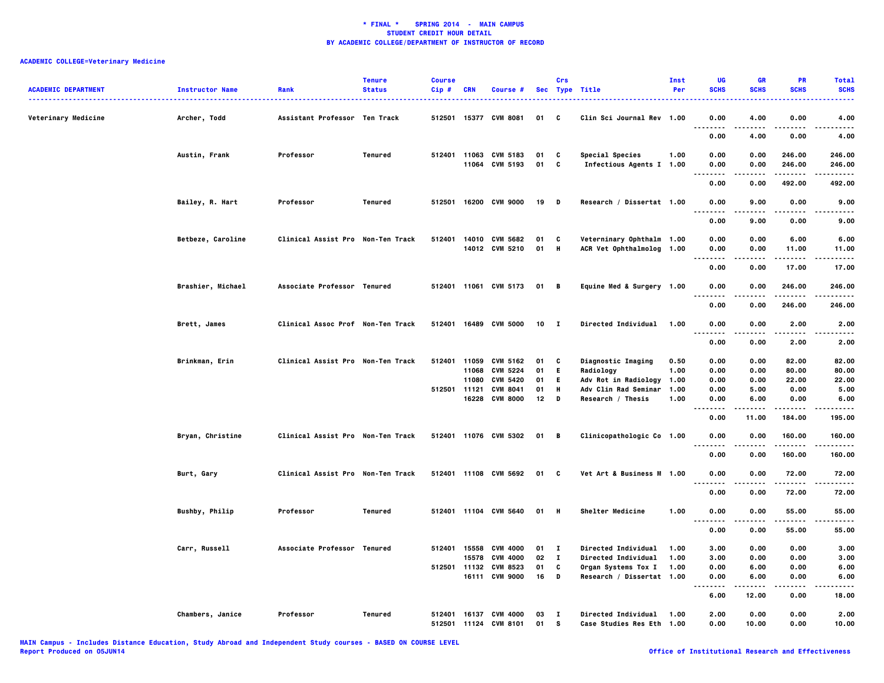**\* FINAL \* SPRING 2014 - MAIN CAMPUS**
**STUDENT CREDIT HOUR DETAIL**
**BY ACADEMIC COLLEGE/DEPARTMENT OF INSTRUCTOR OF RECORD**

**ACADEMIC COLLEGE=Veterinary Medicine**

| ACADEMIC DEPARTMENT | Instructor Name | Rank | Tenure Status | Course Cip # | CRN | Course # | Sec | Crs Type | Title | Inst Per | UG SCHS | GR SCHS | PR SCHS | Total SCHS |
|---|---|---|---|---|---|---|---|---|---|---|---|---|---|---|
| Veterinary Medicine | Archer, Todd | Assistant Professor | Ten Track | 512501 | 15377 | CVM 8081 | 01 | C | Clin Sci Journal Rev | 1.00 | 0.00 | 4.00 | 0.00 | 4.00 |
| | | | | | | | | | | | 0.00 | 4.00 | 0.00 | 4.00 |
| | Austin, Frank | Professor | Tenured | 512401 | 11063 | CVM 5183 | 01 | C | Special Species | 1.00 | 0.00 | 0.00 | 246.00 | 246.00 |
| | | | | | 11064 | CVM 5193 | 01 | C | Infectious Agents I | 1.00 | 0.00 | 0.00 | 246.00 | 246.00 |
| | | | | | | | | | | | 0.00 | 0.00 | 492.00 | 492.00 |
| | Bailey, R. Hart | Professor | Tenured | 512501 | 16200 | CVM 9000 | 19 | D | Research / Dissertat | 1.00 | 0.00 | 9.00 | 0.00 | 9.00 |
| | | | | | | | | | | | 0.00 | 9.00 | 0.00 | 9.00 |
| | Betbeze, Caroline | Clinical Assist Pro | Non-Ten Track | 512401 | 14010 | CVM 5682 | 01 | C | Veterninary Ophthalm | 1.00 | 0.00 | 0.00 | 6.00 | 6.00 |
| | | | | | 14012 | CVM 5210 | 01 | H | ACR Vet Ophthalmolog | 1.00 | 0.00 | 0.00 | 11.00 | 11.00 |
| | | | | | | | | | | | 0.00 | 0.00 | 17.00 | 17.00 |
| | Brashier, Michael | Associate Professor | Tenured | 512401 | 11061 | CVM 5173 | 01 | B | Equine Med & Surgery | 1.00 | 0.00 | 0.00 | 246.00 | 246.00 |
| | | | | | | | | | | | 0.00 | 0.00 | 246.00 | 246.00 |
| | Brett, James | Clinical Assoc Prof | Non-Ten Track | 512401 | 16489 | CVM 5000 | 10 | I | Directed Individual | 1.00 | 0.00 | 0.00 | 2.00 | 2.00 |
| | | | | | | | | | | | 0.00 | 0.00 | 2.00 | 2.00 |
| | Brinkman, Erin | Clinical Assist Pro | Non-Ten Track | 512401 | 11059 | CVM 5162 | 01 | C | Diagnostic Imaging | 0.50 | 0.00 | 0.00 | 82.00 | 82.00 |
| | | | | | 11068 | CVM 5224 | 01 | E | Radiology | 1.00 | 0.00 | 0.00 | 80.00 | 80.00 |
| | | | | | 11080 | CVM 5420 | 01 | E | Adv Rot in Radiology | 1.00 | 0.00 | 0.00 | 22.00 | 22.00 |
| | | | | 512501 | 11121 | CVM 8041 | 01 | H | Adv Clin Rad Seminar | 1.00 | 0.00 | 5.00 | 0.00 | 5.00 |
| | | | | | 16228 | CVM 8000 | 12 | D | Research / Thesis | 1.00 | 0.00 | 6.00 | 0.00 | 6.00 |
| | | | | | | | | | | | 0.00 | 11.00 | 184.00 | 195.00 |
| | Bryan, Christine | Clinical Assist Pro | Non-Ten Track | 512401 | 11076 | CVM 5302 | 01 | B | Clinicopathologic Co | 1.00 | 0.00 | 0.00 | 160.00 | 160.00 |
| | | | | | | | | | | | 0.00 | 0.00 | 160.00 | 160.00 |
| | Burt, Gary | Clinical Assist Pro | Non-Ten Track | 512401 | 11108 | CVM 5692 | 01 | C | Vet Art & Business M | 1.00 | 0.00 | 0.00 | 72.00 | 72.00 |
| | | | | | | | | | | | 0.00 | 0.00 | 72.00 | 72.00 |
| | Bushby, Philip | Professor | Tenured | 512401 | 11104 | CVM 5640 | 01 | H | Shelter Medicine | 1.00 | 0.00 | 0.00 | 55.00 | 55.00 |
| | | | | | | | | | | | 0.00 | 0.00 | 55.00 | 55.00 |
| | Carr, Russell | Associate Professor | Tenured | 512401 | 15558 | CVM 4000 | 01 | I | Directed Individual | 1.00 | 3.00 | 0.00 | 0.00 | 3.00 |
| | | | | | 15578 | CVM 4000 | 02 | I | Directed Individual | 1.00 | 3.00 | 0.00 | 0.00 | 3.00 |
| | | | | 512501 | 11132 | CVM 8523 | 01 | C | Organ Systems Tox I | 1.00 | 0.00 | 6.00 | 0.00 | 6.00 |
| | | | | | 16111 | CVM 9000 | 16 | D | Research / Dissertat | 1.00 | 0.00 | 6.00 | 0.00 | 6.00 |
| | | | | | | | | | | | 6.00 | 12.00 | 0.00 | 18.00 |
| | Chambers, Janice | Professor | Tenured | 512401 | 16137 | CVM 4000 | 03 | I | Directed Individual | 1.00 | 2.00 | 0.00 | 0.00 | 2.00 |
| | | | | 512501 | 11124 | CVM 8101 | 01 | S | Case Studies Res Eth | 1.00 | 0.00 | 10.00 | 0.00 | 10.00 |

MAIN Campus - Includes Distance Education, Study Abroad and Independent Study courses - BASED ON COURSE LEVEL
Report Produced on 05JUN14

Office of Institutional Research and Effectiveness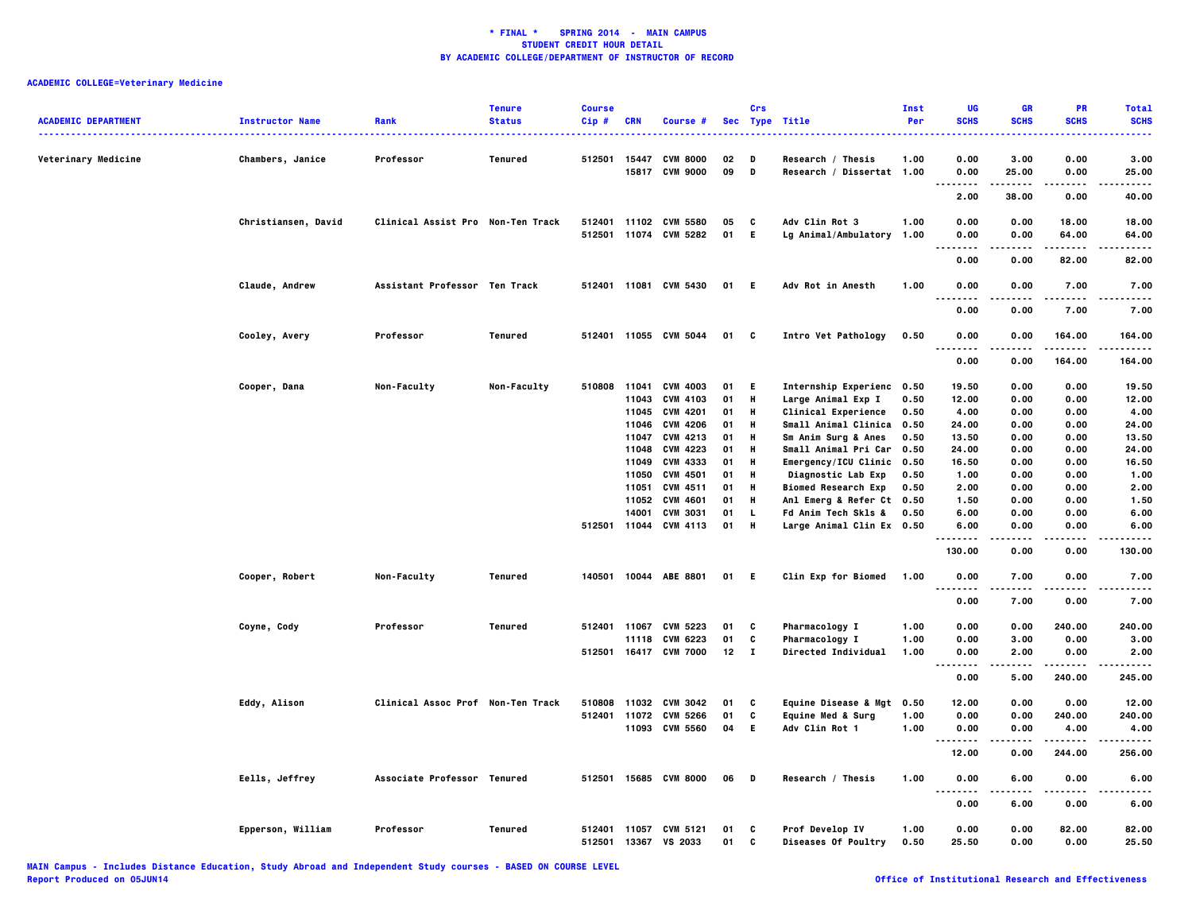**\* FINAL \* SPRING 2014 - MAIN CAMPUS**
**STUDENT CREDIT HOUR DETAIL**
**BY ACADEMIC COLLEGE/DEPARTMENT OF INSTRUCTOR OF RECORD**

**ACADEMIC COLLEGE=Veterinary Medicine**

| ACADEMIC DEPARTMENT | Instructor Name | Rank | Tenure Status | Course Cip # | CRN | Course # | Sec | Crs Type | Title | Inst Per | UG SCHS | GR SCHS | PR SCHS | Total SCHS |
|---|---|---|---|---|---|---|---|---|---|---|---|---|---|---|
| Veterinary Medicine | Chambers, Janice | Professor | Tenured | 512501 | 15447 | CVM 8000 | 02 | D | Research / Thesis | 1.00 | 0.00 | 3.00 | 0.00 | 3.00 |
| | | | | | 15817 | CVM 9000 | 09 | D | Research / Dissertat | 1.00 | 0.00 | 25.00 | 0.00 | 25.00 |
| | | | | | | | | | | | 2.00 | 38.00 | 0.00 | 40.00 |
| | Christiansen, David | Clinical Assist Pro | Non-Ten Track | 512401 | 11102 | CVM 5580 | 05 | C | Adv Clin Rot 3 | 1.00 | 0.00 | 0.00 | 18.00 | 18.00 |
| | | | | 512501 | 11074 | CVM 5282 | 01 | E | Lg Animal/Ambulatory | 1.00 | 0.00 | 0.00 | 64.00 | 64.00 |
| | | | | | | | | | | | 0.00 | 0.00 | 82.00 | 82.00 |
| | Claude, Andrew | Assistant Professor | Ten Track | 512401 | 11081 | CVM 5430 | 01 | E | Adv Rot in Anesth | 1.00 | 0.00 | 0.00 | 7.00 | 7.00 |
| | | | | | | | | | | | 0.00 | 0.00 | 7.00 | 7.00 |
| | Cooley, Avery | Professor | Tenured | 512401 | 11055 | CVM 5044 | 01 | C | Intro Vet Pathology | 0.50 | 0.00 | 0.00 | 164.00 | 164.00 |
| | | | | | | | | | | | 0.00 | 0.00 | 164.00 | 164.00 |
| | Cooper, Dana | Non-Faculty | Non-Faculty | 510808 | 11041 | CVM 4003 | 01 | E | Internship Experienc | 0.50 | 19.50 | 0.00 | 0.00 | 19.50 |
| | | | | | 11043 | CVM 4103 | 01 | H | Large Animal Exp I | 0.50 | 12.00 | 0.00 | 0.00 | 12.00 |
| | | | | | 11045 | CVM 4201 | 01 | H | Clinical Experience | 0.50 | 4.00 | 0.00 | 0.00 | 4.00 |
| | | | | | 11046 | CVM 4206 | 01 | H | Small Animal Clinica | 0.50 | 24.00 | 0.00 | 0.00 | 24.00 |
| | | | | | 11047 | CVM 4213 | 01 | H | Sm Anim Surg & Anes | 0.50 | 13.50 | 0.00 | 0.00 | 13.50 |
| | | | | | 11048 | CVM 4223 | 01 | H | Small Animal Pri Car | 0.50 | 24.00 | 0.00 | 0.00 | 24.00 |
| | | | | | 11049 | CVM 4333 | 01 | H | Emergency/ICU Clinic | 0.50 | 16.50 | 0.00 | 0.00 | 16.50 |
| | | | | | 11050 | CVM 4501 | 01 | H | Diagnostic Lab Exp | 0.50 | 1.00 | 0.00 | 0.00 | 1.00 |
| | | | | | 11051 | CVM 4511 | 01 | H | Biomed Research Exp | 0.50 | 2.00 | 0.00 | 0.00 | 2.00 |
| | | | | | 11052 | CVM 4601 | 01 | H | Anl Emerg & Refer Ct | 0.50 | 1.50 | 0.00 | 0.00 | 1.50 |
| | | | | | 14001 | CVM 3031 | 01 | L | Fd Anim Tech Skls & | 0.50 | 6.00 | 0.00 | 0.00 | 6.00 |
| | | | | 512501 | 11044 | CVM 4113 | 01 | H | Large Animal Clin Ex | 0.50 | 6.00 | 0.00 | 0.00 | 6.00 |
| | | | | | | | | | | | 130.00 | 0.00 | 0.00 | 130.00 |
| | Cooper, Robert | Non-Faculty | Tenured | 140501 | 10044 | ABE 8801 | 01 | E | Clin Exp for Biomed | 1.00 | 0.00 | 7.00 | 0.00 | 7.00 |
| | | | | | | | | | | | 0.00 | 7.00 | 0.00 | 7.00 |
| | Coyne, Cody | Professor | Tenured | 512401 | 11067 | CVM 5223 | 01 | C | Pharmacology I | 1.00 | 0.00 | 0.00 | 240.00 | 240.00 |
| | | | | | 11118 | CVM 6223 | 01 | C | Pharmacology I | 1.00 | 0.00 | 3.00 | 0.00 | 3.00 |
| | | | | 512501 | 16417 | CVM 7000 | 12 | I | Directed Individual | 1.00 | 0.00 | 2.00 | 0.00 | 2.00 |
| | | | | | | | | | | | 0.00 | 5.00 | 240.00 | 245.00 |
| | Eddy, Alison | Clinical Assoc Prof | Non-Ten Track | 510808 | 11032 | CVM 3042 | 01 | C | Equine Disease & Mgt | 0.50 | 12.00 | 0.00 | 0.00 | 12.00 |
| | | | | 512401 | 11072 | CVM 5266 | 01 | C | Equine Med & Surg | 1.00 | 0.00 | 0.00 | 240.00 | 240.00 |
| | | | | | 11093 | CVM 5560 | 04 | E | Adv Clin Rot 1 | 1.00 | 0.00 | 0.00 | 4.00 | 4.00 |
| | | | | | | | | | | | 12.00 | 0.00 | 244.00 | 256.00 |
| | Eells, Jeffrey | Associate Professor | Tenured | 512501 | 15685 | CVM 8000 | 06 | D | Research / Thesis | 1.00 | 0.00 | 6.00 | 0.00 | 6.00 |
| | | | | | | | | | | | 0.00 | 6.00 | 0.00 | 6.00 |
| | Epperson, William | Professor | Tenured | 512401 | 11057 | CVM 5121 | 01 | C | Prof Develop IV | 1.00 | 0.00 | 0.00 | 82.00 | 82.00 |
| | | | | 512501 | 13367 | VS 2033 | 01 | C | Diseases Of Poultry | 0.50 | 25.50 | 0.00 | 0.00 | 25.50 |

MAIN Campus - Includes Distance Education, Study Abroad and Independent Study courses - BASED ON COURSE LEVEL
Report Produced on 05JUN14
Office of Institutional Research and Effectiveness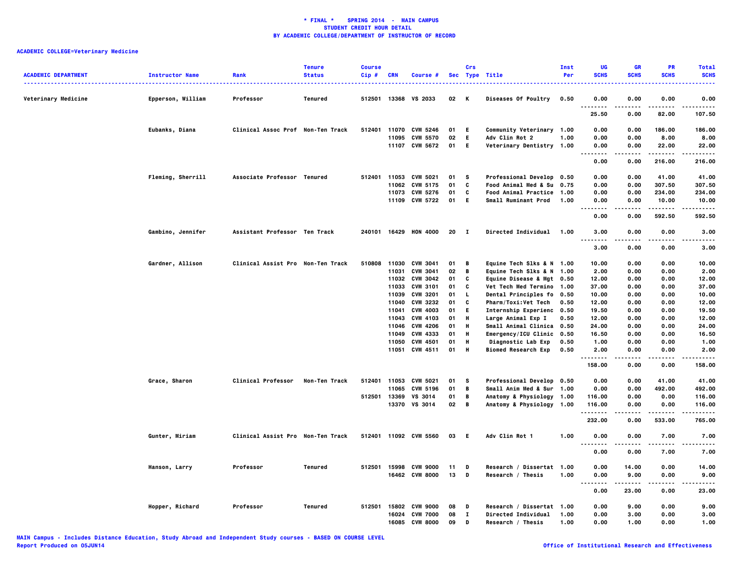**\* FINAL \* SPRING 2014 - MAIN CAMPUS**
**STUDENT CREDIT HOUR DETAIL**
**BY ACADEMIC COLLEGE/DEPARTMENT OF INSTRUCTOR OF RECORD**

**ACADEMIC COLLEGE=Veterinary Medicine**

| ACADEMIC DEPARTMENT | Instructor Name | Rank | Tenure Status | Course Cip # | CRN | Course # | Sec | Crs Type | Title | Inst Per | UG SCHS | GR SCHS | PR SCHS | Total SCHS |
|---|---|---|---|---|---|---|---|---|---|---|---|---|---|---|
| Veterinary Medicine | Epperson, William | Professor | Tenured | 512501 | 13368 | VS 2033 | 02 | K | Diseases Of Poultry | 0.50 | 0.00 | 0.00 | 0.00 | 0.00 |
| | | | | | | | | | | | 25.50 | 0.00 | 82.00 | 107.50 |
| | Eubanks, Diana | Clinical Assoc Prof | Non-Ten Track | 512401 | 11070 | CVM 5246 | 01 | E | Community Veterinary | 1.00 | 0.00 | 0.00 | 186.00 | 186.00 |
| | | | | | 11095 | CVM 5570 | 02 | E | Adv Clin Rot 2 | 1.00 | 0.00 | 0.00 | 8.00 | 8.00 |
| | | | | | 11107 | CVM 5672 | 01 | E | Veterinary Dentistry | 1.00 | 0.00 | 0.00 | 22.00 | 22.00 |
| | | | | | | | | | | | 0.00 | 0.00 | 216.00 | 216.00 |
| | Fleming, Sherrill | Associate Professor | Tenured | 512401 | 11053 | CVM 5021 | 01 | S | Professional Develop | 0.50 | 0.00 | 0.00 | 41.00 | 41.00 |
| | | | | | 11062 | CVM 5175 | 01 | C | Food Animal Med & Su | 0.75 | 0.00 | 0.00 | 307.50 | 307.50 |
| | | | | | 11073 | CVM 5276 | 01 | C | Food Animal Practice | 1.00 | 0.00 | 0.00 | 234.00 | 234.00 |
| | | | | | 11109 | CVM 5722 | 01 | E | Small Ruminant Prod | 1.00 | 0.00 | 0.00 | 10.00 | 10.00 |
| | | | | | | | | | | | 0.00 | 0.00 | 592.50 | 592.50 |
| | Gambino, Jennifer | Assistant Professor | Ten Track | 240101 | 16429 | HON 4000 | 20 | I | Directed Individual | 1.00 | 3.00 | 0.00 | 0.00 | 3.00 |
| | | | | | | | | | | | 3.00 | 0.00 | 0.00 | 3.00 |
| | Gardner, Allison | Clinical Assist Pro | Non-Ten Track | 510808 | 11030 | CVM 3041 | 01 | B | Equine Tech Slks & N | 1.00 | 10.00 | 0.00 | 0.00 | 10.00 |
| | | | | | 11031 | CVM 3041 | 02 | B | Equine Tech Slks & N | 1.00 | 2.00 | 0.00 | 0.00 | 2.00 |
| | | | | | 11032 | CVM 3042 | 01 | C | Equine Disease & Mgt | 0.50 | 12.00 | 0.00 | 0.00 | 12.00 |
| | | | | | 11033 | CVM 3101 | 01 | C | Vet Tech Med Termino | 1.00 | 37.00 | 0.00 | 0.00 | 37.00 |
| | | | | | 11039 | CVM 3201 | 01 | L | Dental Principles fo | 0.50 | 10.00 | 0.00 | 0.00 | 10.00 |
| | | | | | 11040 | CVM 3232 | 01 | C | Pharm/Toxi:Vet Tech | 0.50 | 12.00 | 0.00 | 0.00 | 12.00 |
| | | | | | 11041 | CVM 4003 | 01 | E | Internship Experienc | 0.50 | 19.50 | 0.00 | 0.00 | 19.50 |
| | | | | | 11043 | CVM 4103 | 01 | H | Large Animal Exp I | 0.50 | 12.00 | 0.00 | 0.00 | 12.00 |
| | | | | | 11046 | CVM 4206 | 01 | H | Small Animal Clinica | 0.50 | 24.00 | 0.00 | 0.00 | 24.00 |
| | | | | | 11049 | CVM 4333 | 01 | H | Emergency/ICU Clinic | 0.50 | 16.50 | 0.00 | 0.00 | 16.50 |
| | | | | | 11050 | CVM 4501 | 01 | H | Diagnostic Lab Exp | 0.50 | 1.00 | 0.00 | 0.00 | 1.00 |
| | | | | | 11051 | CVM 4511 | 01 | H | Biomed Research Exp | 0.50 | 2.00 | 0.00 | 0.00 | 2.00 |
| | | | | | | | | | | | 158.00 | 0.00 | 0.00 | 158.00 |
| | Grace, Sharon | Clinical Professor | Non-Ten Track | 512401 | 11053 | CVM 5021 | 01 | S | Professional Develop | 0.50 | 0.00 | 0.00 | 41.00 | 41.00 |
| | | | | | 11065 | CVM 5196 | 01 | B | Small Anim Med & Sur | 1.00 | 0.00 | 0.00 | 492.00 | 492.00 |
| | | | | 512501 | 13369 | VS 3014 | 01 | B | Anatomy & Physiology | 1.00 | 116.00 | 0.00 | 0.00 | 116.00 |
| | | | | | 13370 | VS 3014 | 02 | B | Anatomy & Physiology | 1.00 | 116.00 | 0.00 | 0.00 | 116.00 |
| | | | | | | | | | | | 232.00 | 0.00 | 533.00 | 765.00 |
| | Gunter, Miriam | Clinical Assist Pro | Non-Ten Track | 512401 | 11092 | CVM 5560 | 03 | E | Adv Clin Rot 1 | 1.00 | 0.00 | 0.00 | 7.00 | 7.00 |
| | | | | | | | | | | | 0.00 | 0.00 | 7.00 | 7.00 |
| | Hanson, Larry | Professor | Tenured | 512501 | 15998 | CVM 9000 | 11 | D | Research / Dissertat | 1.00 | 0.00 | 14.00 | 0.00 | 14.00 |
| | | | | | 16462 | CVM 8000 | 13 | D | Research / Thesis | 1.00 | 0.00 | 9.00 | 0.00 | 9.00 |
| | | | | | | | | | | | 0.00 | 23.00 | 0.00 | 23.00 |
| | Hopper, Richard | Professor | Tenured | 512501 | 15802 | CVM 9000 | 08 | D | Research / Dissertat | 1.00 | 0.00 | 9.00 | 0.00 | 9.00 |
| | | | | | 16024 | CVM 7000 | 08 | I | Directed Individual | 1.00 | 0.00 | 3.00 | 0.00 | 3.00 |
| | | | | | 16085 | CVM 8000 | 09 | D | Research / Thesis | 1.00 | 0.00 | 1.00 | 0.00 | 1.00 |

MAIN Campus - Includes Distance Education, Study Abroad and Independent Study courses - BASED ON COURSE LEVEL
Report Produced on 05JUN14

Office of Institutional Research and Effectiveness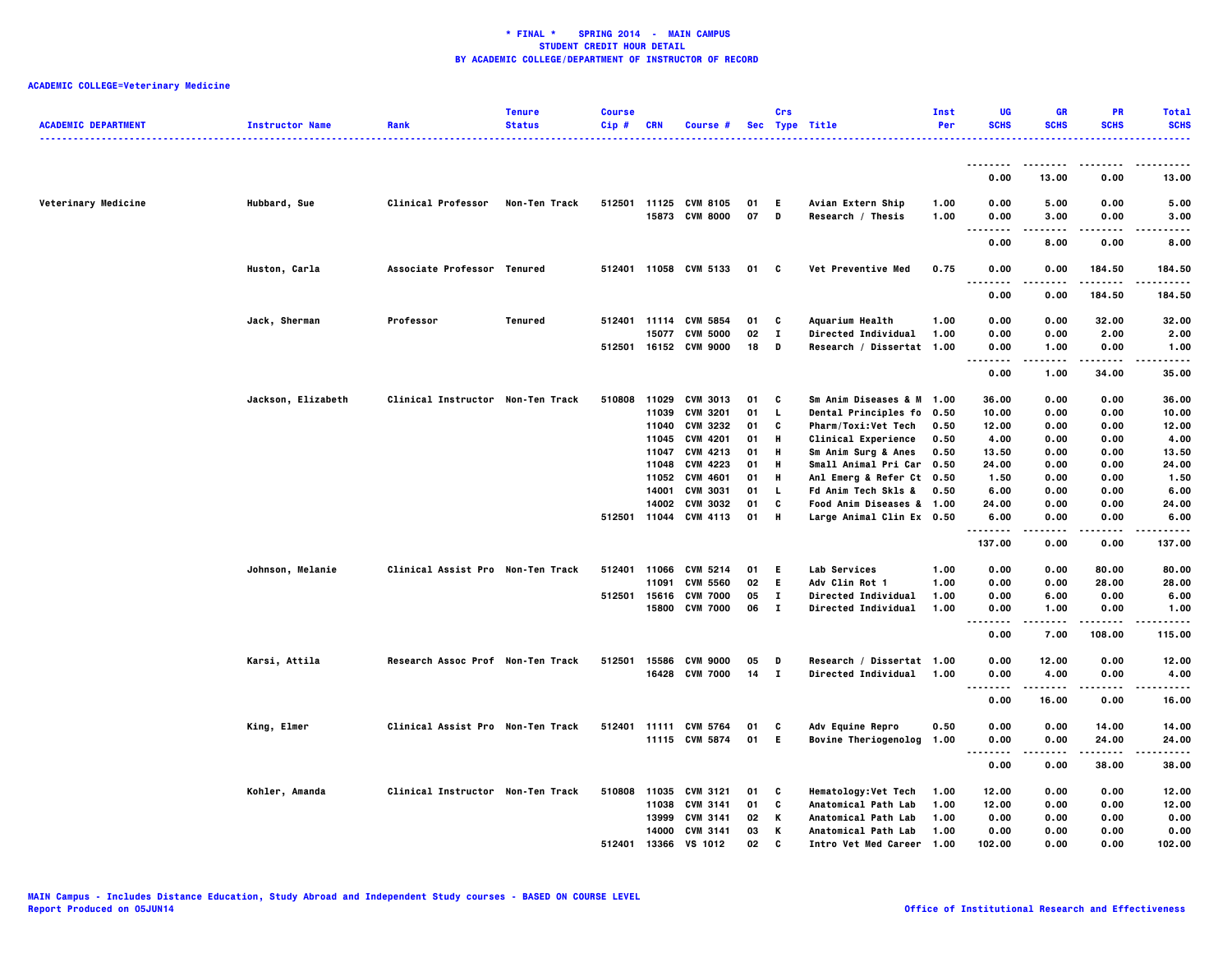**\* FINAL \* SPRING 2014 - MAIN CAMPUS**
**STUDENT CREDIT HOUR DETAIL**
**BY ACADEMIC COLLEGE/DEPARTMENT OF INSTRUCTOR OF RECORD**

**ACADEMIC COLLEGE=Veterinary Medicine**

| ACADEMIC DEPARTMENT | Instructor Name | Rank | Tenure Status | Course Cip # | CRN | Course # | Sec | Crs Type | Title | Inst Per | UG SCHS | GR SCHS | PR SCHS | Total SCHS |
|---|---|---|---|---|---|---|---|---|---|---|---|---|---|---|
| | | | | | | | | | | | 0.00 | 13.00 | 0.00 | 13.00 |
| Veterinary Medicine | Hubbard, Sue | Clinical Professor | Non-Ten Track | 512501 | 11125 | CVM 8105 | 01 | E | Avian Extern Ship | 1.00 | 0.00 | 5.00 | 0.00 | 5.00 |
| | | | | | 15873 | CVM 8000 | 07 | D | Research / Thesis | 1.00 | 0.00 | 3.00 | 0.00 | 3.00 |
| | | | | | | | | | | | 0.00 | 8.00 | 0.00 | 8.00 |
| | Huston, Carla | Associate Professor | Tenured | 512401 | 11058 | CVM 5133 | 01 | C | Vet Preventive Med | 0.75 | 0.00 | 0.00 | 184.50 | 184.50 |
| | | | | | | | | | | | 0.00 | 0.00 | 184.50 | 184.50 |
| | Jack, Sherman | Professor | Tenured | 512401 | 11114 | CVM 5854 | 01 | C | Aquarium Health | 1.00 | 0.00 | 0.00 | 32.00 | 32.00 |
| | | | | | 15077 | CVM 5000 | 02 | I | Directed Individual | 1.00 | 0.00 | 0.00 | 2.00 | 2.00 |
| | | | | 512501 | 16152 | CVM 9000 | 18 | D | Research / Dissertat | 1.00 | 0.00 | 1.00 | 0.00 | 1.00 |
| | | | | | | | | | | | 0.00 | 1.00 | 34.00 | 35.00 |
| | Jackson, Elizabeth | Clinical Instructor | Non-Ten Track | 510808 | 11029 | CVM 3013 | 01 | C | Sm Anim Diseases & M | 1.00 | 36.00 | 0.00 | 0.00 | 36.00 |
| | | | | | 11039 | CVM 3201 | 01 | L | Dental Principles fo | 0.50 | 10.00 | 0.00 | 0.00 | 10.00 |
| | | | | | 11040 | CVM 3232 | 01 | C | Pharm/Toxi:Vet Tech | 0.50 | 12.00 | 0.00 | 0.00 | 12.00 |
| | | | | | 11045 | CVM 4201 | 01 | H | Clinical Experience | 0.50 | 4.00 | 0.00 | 0.00 | 4.00 |
| | | | | | 11047 | CVM 4213 | 01 | H | Sm Anim Surg & Anes | 0.50 | 13.50 | 0.00 | 0.00 | 13.50 |
| | | | | | 11048 | CVM 4223 | 01 | H | Small Animal Pri Car | 0.50 | 24.00 | 0.00 | 0.00 | 24.00 |
| | | | | | 11052 | CVM 4601 | 01 | H | Anl Emerg & Refer Ct | 0.50 | 1.50 | 0.00 | 0.00 | 1.50 |
| | | | | | 14001 | CVM 3031 | 01 | L | Fd Anim Tech Skls & | 0.50 | 6.00 | 0.00 | 0.00 | 6.00 |
| | | | | | 14002 | CVM 3032 | 01 | C | Food Anim Diseases & | 1.00 | 24.00 | 0.00 | 0.00 | 24.00 |
| | | | | 512501 | 11044 | CVM 4113 | 01 | H | Large Animal Clin Ex | 0.50 | 6.00 | 0.00 | 0.00 | 6.00 |
| | | | | | | | | | | | 137.00 | 0.00 | 0.00 | 137.00 |
| | Johnson, Melanie | Clinical Assist Pro | Non-Ten Track | 512401 | 11066 | CVM 5214 | 01 | E | Lab Services | 1.00 | 0.00 | 0.00 | 80.00 | 80.00 |
| | | | | | 11091 | CVM 5560 | 02 | E | Adv Clin Rot 1 | 1.00 | 0.00 | 0.00 | 28.00 | 28.00 |
| | | | | 512501 | 15616 | CVM 7000 | 05 | I | Directed Individual | 1.00 | 0.00 | 6.00 | 0.00 | 6.00 |
| | | | | | 15800 | CVM 7000 | 06 | I | Directed Individual | 1.00 | 0.00 | 1.00 | 0.00 | 1.00 |
| | | | | | | | | | | | 0.00 | 7.00 | 108.00 | 115.00 |
| | Karsi, Attila | Research Assoc Prof | Non-Ten Track | 512501 | 15586 | CVM 9000 | 05 | D | Research / Dissertat | 1.00 | 0.00 | 12.00 | 0.00 | 12.00 |
| | | | | | 16428 | CVM 7000 | 14 | I | Directed Individual | 1.00 | 0.00 | 4.00 | 0.00 | 4.00 |
| | | | | | | | | | | | 0.00 | 16.00 | 0.00 | 16.00 |
| | King, Elmer | Clinical Assist Pro | Non-Ten Track | 512401 | 11111 | CVM 5764 | 01 | C | Adv Equine Repro | 0.50 | 0.00 | 0.00 | 14.00 | 14.00 |
| | | | | | 11115 | CVM 5874 | 01 | E | Bovine Theriogenolog | 1.00 | 0.00 | 0.00 | 24.00 | 24.00 |
| | | | | | | | | | | | 0.00 | 0.00 | 38.00 | 38.00 |
| | Kohler, Amanda | Clinical Instructor | Non-Ten Track | 510808 | 11035 | CVM 3121 | 01 | C | Hematology:Vet Tech | 1.00 | 12.00 | 0.00 | 0.00 | 12.00 |
| | | | | | 11038 | CVM 3141 | 01 | C | Anatomical Path Lab | 1.00 | 12.00 | 0.00 | 0.00 | 12.00 |
| | | | | | 13999 | CVM 3141 | 02 | K | Anatomical Path Lab | 1.00 | 0.00 | 0.00 | 0.00 | 0.00 |
| | | | | | 14000 | CVM 3141 | 03 | K | Anatomical Path Lab | 1.00 | 0.00 | 0.00 | 0.00 | 0.00 |
| | | | | 512401 | 13366 | VS 1012 | 02 | C | Intro Vet Med Career | 1.00 | 102.00 | 0.00 | 0.00 | 102.00 |

MAIN Campus - Includes Distance Education, Study Abroad and Independent Study courses - BASED ON COURSE LEVEL
Report Produced on 05JUN14

Office of Institutional Research and Effectiveness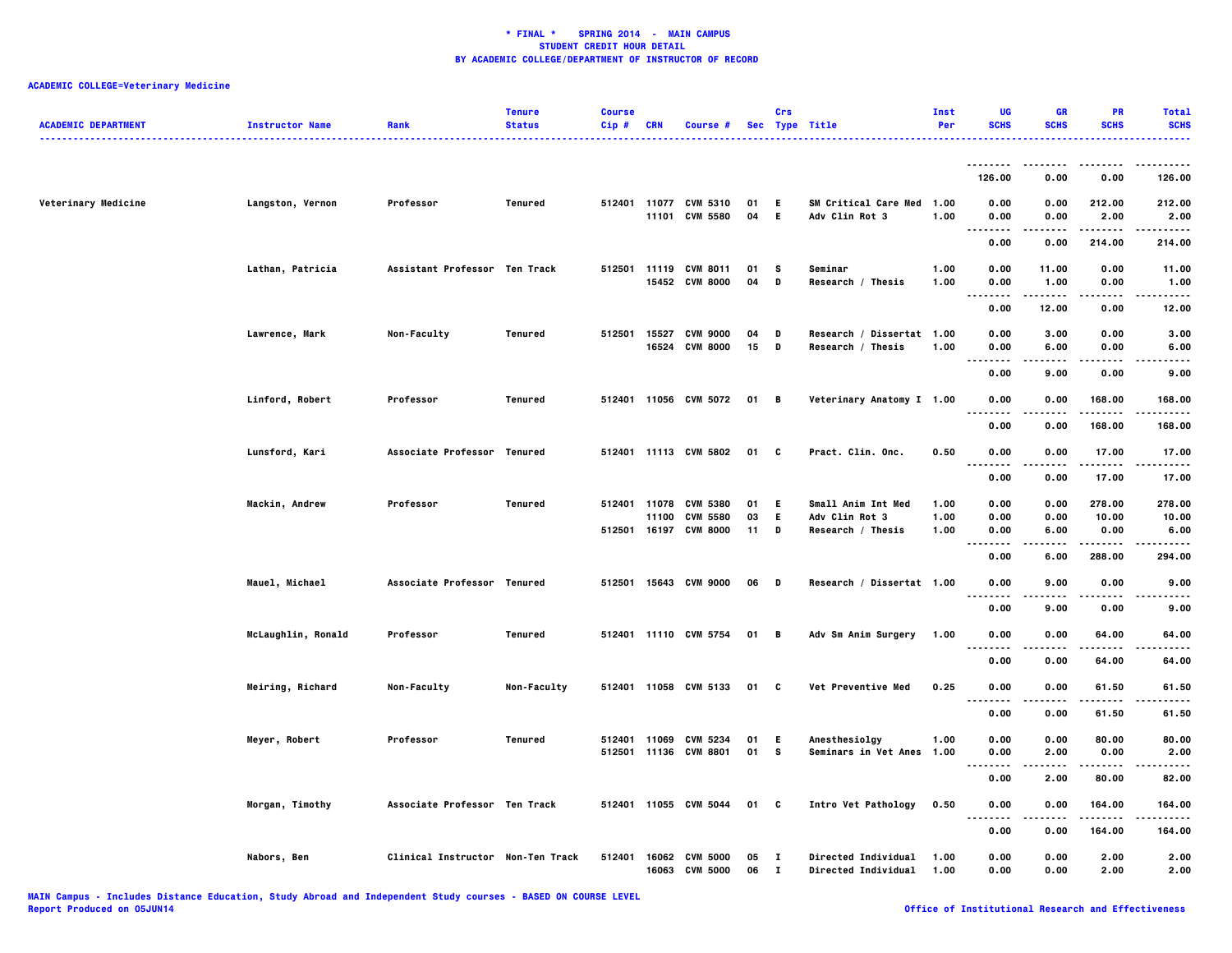**\* FINAL \*    SPRING 2014  -  MAIN CAMPUS**
**STUDENT CREDIT HOUR DETAIL**
**BY ACADEMIC COLLEGE/DEPARTMENT OF INSTRUCTOR OF RECORD**

**ACADEMIC COLLEGE=Veterinary Medicine**

| ACADEMIC DEPARTMENT | Instructor Name | Rank | Tenure Status | Course Cip # | CRN | Course # | Sec | Crs Type | Title | Inst Per | UG SCHS | GR SCHS | PR SCHS | Total SCHS |
|---|---|---|---|---|---|---|---|---|---|---|---|---|---|---|
| | | | | | | | | | | | 126.00 | 0.00 | 0.00 | 126.00 |
| Veterinary Medicine | Langston, Vernon | Professor | Tenured | 512401 | 11077 | CVM 5310 | 01 | E | SM Critical Care Med | 1.00 | 0.00 | 0.00 | 212.00 | 212.00 |
| | | | | | 11101 | CVM 5580 | 04 | E | Adv Clin Rot 3 | 1.00 | 0.00 | 0.00 | 2.00 | 2.00 |
| | | | | | | | | | | | 0.00 | 0.00 | 214.00 | 214.00 |
| | Lathan, Patricia | Assistant Professor | Ten Track | 512501 | 11119 | CVM 8011 | 01 | S | Seminar | 1.00 | 0.00 | 11.00 | 0.00 | 11.00 |
| | | | | | 15452 | CVM 8000 | 04 | D | Research / Thesis | 1.00 | 0.00 | 1.00 | 0.00 | 1.00 |
| | | | | | | | | | | | 0.00 | 12.00 | 0.00 | 12.00 |
| | Lawrence, Mark | Non-Faculty | Tenured | 512501 | 15527 | CVM 9000 | 04 | D | Research / Dissertat | 1.00 | 0.00 | 3.00 | 0.00 | 3.00 |
| | | | | | 16524 | CVM 8000 | 15 | D | Research / Thesis | 1.00 | 0.00 | 6.00 | 0.00 | 6.00 |
| | | | | | | | | | | | 0.00 | 9.00 | 0.00 | 9.00 |
| | Linford, Robert | Professor | Tenured | 512401 | 11056 | CVM 5072 | 01 | B | Veterinary Anatomy I | 1.00 | 0.00 | 0.00 | 168.00 | 168.00 |
| | | | | | | | | | | | 0.00 | 0.00 | 168.00 | 168.00 |
| | Lunsford, Kari | Associate Professor | Tenured | 512401 | 11113 | CVM 5802 | 01 | C | Pract. Clin. Onc. | 0.50 | 0.00 | 0.00 | 17.00 | 17.00 |
| | | | | | | | | | | | 0.00 | 0.00 | 17.00 | 17.00 |
| | Mackin, Andrew | Professor | Tenured | 512401 | 11078 | CVM 5380 | 01 | E | Small Anim Int Med | 1.00 | 0.00 | 0.00 | 278.00 | 278.00 |
| | | | | | 11100 | CVM 5580 | 03 | E | Adv Clin Rot 3 | 1.00 | 0.00 | 0.00 | 10.00 | 10.00 |
| | | | | 512501 | 16197 | CVM 8000 | 11 | D | Research / Thesis | 1.00 | 0.00 | 6.00 | 0.00 | 6.00 |
| | | | | | | | | | | | 0.00 | 6.00 | 288.00 | 294.00 |
| | Mauel, Michael | Associate Professor | Tenured | 512501 | 15643 | CVM 9000 | 06 | D | Research / Dissertat | 1.00 | 0.00 | 9.00 | 0.00 | 9.00 |
| | | | | | | | | | | | 0.00 | 9.00 | 0.00 | 9.00 |
| | McLaughlin, Ronald | Professor | Tenured | 512401 | 11110 | CVM 5754 | 01 | B | Adv Sm Anim Surgery | 1.00 | 0.00 | 0.00 | 64.00 | 64.00 |
| | | | | | | | | | | | 0.00 | 0.00 | 64.00 | 64.00 |
| | Meiring, Richard | Non-Faculty | Non-Faculty | 512401 | 11058 | CVM 5133 | 01 | C | Vet Preventive Med | 0.25 | 0.00 | 0.00 | 61.50 | 61.50 |
| | | | | | | | | | | | 0.00 | 0.00 | 61.50 | 61.50 |
| | Meyer, Robert | Professor | Tenured | 512401 | 11069 | CVM 5234 | 01 | E | Anesthesiolgy | 1.00 | 0.00 | 0.00 | 80.00 | 80.00 |
| | | | | 512501 | 11136 | CVM 8801 | 01 | S | Seminars in Vet Anes | 1.00 | 0.00 | 2.00 | 0.00 | 2.00 |
| | | | | | | | | | | | 0.00 | 2.00 | 80.00 | 82.00 |
| | Morgan, Timothy | Associate Professor | Ten Track | 512401 | 11055 | CVM 5044 | 01 | C | Intro Vet Pathology | 0.50 | 0.00 | 0.00 | 164.00 | 164.00 |
| | | | | | | | | | | | 0.00 | 0.00 | 164.00 | 164.00 |
| | Nabors, Ben | Clinical Instructor | Non-Ten Track | 512401 | 16062 | CVM 5000 | 05 | I | Directed Individual | 1.00 | 0.00 | 0.00 | 2.00 | 2.00 |
| | | | | | 16063 | CVM 5000 | 06 | I | Directed Individual | 1.00 | 0.00 | 0.00 | 2.00 | 2.00 |

**MAIN Campus - Includes Distance Education, Study Abroad and Independent Study courses - BASED ON COURSE LEVEL**
**Report Produced on 05JUN14**
**Office of Institutional Research and Effectiveness**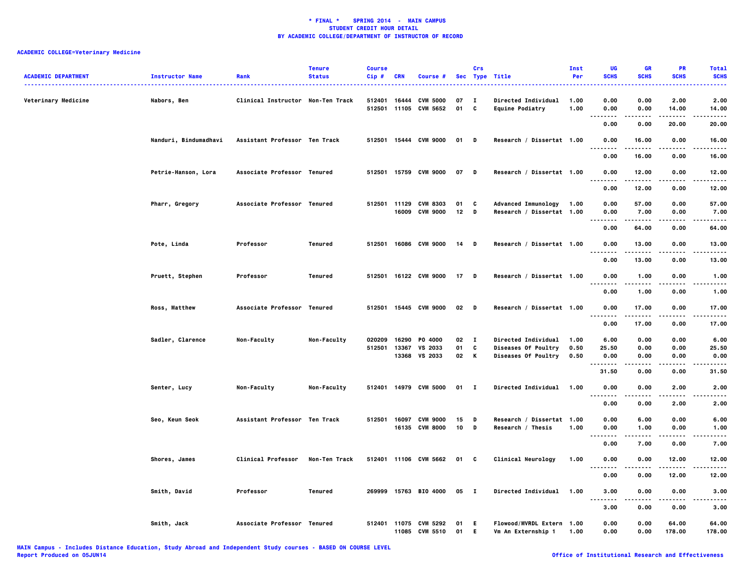**\* FINAL \* SPRING 2014 - MAIN CAMPUS**
**STUDENT CREDIT HOUR DETAIL**
**BY ACADEMIC COLLEGE/DEPARTMENT OF INSTRUCTOR OF RECORD**

**ACADEMIC COLLEGE=Veterinary Medicine**

| ACADEMIC DEPARTMENT | Instructor Name | Rank | Tenure Status | Course Cip # | CRN | Course # | Sec | Crs Type | Title | Inst Per | UG SCHS | GR SCHS | PR SCHS | Total SCHS |
|---|---|---|---|---|---|---|---|---|---|---|---|---|---|---|
| Veterinary Medicine | Nabors, Ben | Clinical Instructor | Non-Ten Track | 512401 | 16444 | CVM 5000 | 07 | I | Directed Individual | 1.00 | 0.00 | 0.00 | 2.00 | 2.00 |
| | | | | 512501 | 11105 | CVM 5652 | 01 | C | Equine Podiatry | 1.00 | 0.00 | 0.00 | 14.00 | 14.00 |
| | | | | | | | | | | | 0.00 | 0.00 | 20.00 | 20.00 |
| | Nanduri, Bindumadhavi | Assistant Professor | Ten Track | 512501 | 15444 | CVM 9000 | 01 | D | Research / Dissertat | 1.00 | 0.00 | 16.00 | 0.00 | 16.00 |
| | | | | | | | | | | | 0.00 | 16.00 | 0.00 | 16.00 |
| | Petrie-Hanson, Lora | Associate Professor | Tenured | 512501 | 15759 | CVM 9000 | 07 | D | Research / Dissertat | 1.00 | 0.00 | 12.00 | 0.00 | 12.00 |
| | | | | | | | | | | | 0.00 | 12.00 | 0.00 | 12.00 |
| | Pharr, Gregory | Associate Professor | Tenured | 512501 | 11129 | CVM 8303 | 01 | C | Advanced Immunology | 1.00 | 0.00 | 57.00 | 0.00 | 57.00 |
| | | | | | 16009 | CVM 9000 | 12 | D | Research / Dissertat | 1.00 | 0.00 | 7.00 | 0.00 | 7.00 |
| | | | | | | | | | | | 0.00 | 64.00 | 0.00 | 64.00 |
| | Pote, Linda | Professor | Tenured | 512501 | 16086 | CVM 9000 | 14 | D | Research / Dissertat | 1.00 | 0.00 | 13.00 | 0.00 | 13.00 |
| | | | | | | | | | | | 0.00 | 13.00 | 0.00 | 13.00 |
| | Pruett, Stephen | Professor | Tenured | 512501 | 16122 | CVM 9000 | 17 | D | Research / Dissertat | 1.00 | 0.00 | 1.00 | 0.00 | 1.00 |
| | | | | | | | | | | | 0.00 | 1.00 | 0.00 | 1.00 |
| | Ross, Matthew | Associate Professor | Tenured | 512501 | 15445 | CVM 9000 | 02 | D | Research / Dissertat | 1.00 | 0.00 | 17.00 | 0.00 | 17.00 |
| | | | | | | | | | | | 0.00 | 17.00 | 0.00 | 17.00 |
| | Sadler, Clarence | Non-Faculty | Non-Faculty | 020209 | 16290 | PO 4000 | 02 | I | Directed Individual | 1.00 | 6.00 | 0.00 | 0.00 | 6.00 |
| | | | | 512501 | 13367 | VS 2033 | 01 | C | Diseases Of Poultry | 0.50 | 25.50 | 0.00 | 0.00 | 25.50 |
| | | | | | 13368 | VS 2033 | 02 | K | Diseases Of Poultry | 0.50 | 0.00 | 0.00 | 0.00 | 0.00 |
| | | | | | | | | | | | 31.50 | 0.00 | 0.00 | 31.50 |
| | Senter, Lucy | Non-Faculty | Non-Faculty | 512401 | 14979 | CVM 5000 | 01 | I | Directed Individual | 1.00 | 0.00 | 0.00 | 2.00 | 2.00 |
| | | | | | | | | | | | 0.00 | 0.00 | 2.00 | 2.00 |
| | Seo, Keun Seok | Assistant Professor | Ten Track | 512501 | 16097 | CVM 9000 | 15 | D | Research / Dissertat | 1.00 | 0.00 | 6.00 | 0.00 | 6.00 |
| | | | | | 16135 | CVM 8000 | 10 | D | Research / Thesis | 1.00 | 0.00 | 1.00 | 0.00 | 1.00 |
| | | | | | | | | | | | 0.00 | 7.00 | 0.00 | 7.00 |
| | Shores, James | Clinical Professor | Non-Ten Track | 512401 | 11106 | CVM 5662 | 01 | C | Clinical Neurology | 1.00 | 0.00 | 0.00 | 12.00 | 12.00 |
| | | | | | | | | | | | 0.00 | 0.00 | 12.00 | 12.00 |
| | Smith, David | Professor | Tenured | 269999 | 15763 | BIO 4000 | 05 | I | Directed Individual | 1.00 | 3.00 | 0.00 | 0.00 | 3.00 |
| | | | | | | | | | | | 3.00 | 0.00 | 0.00 | 3.00 |
| | Smith, Jack | Associate Professor | Tenured | 512401 | 11075 | CVM 5292 | 01 | E | Flowood/MVRDL Extern | 1.00 | 0.00 | 0.00 | 64.00 | 64.00 |
| | | | | | 11085 | CVM 5510 | 01 | E | Vm An Externship 1 | 1.00 | 0.00 | 0.00 | 178.00 | 178.00 |

MAIN Campus - Includes Distance Education, Study Abroad and Independent Study courses - BASED ON COURSE LEVEL
Report Produced on 05JUN14

Office of Institutional Research and Effectiveness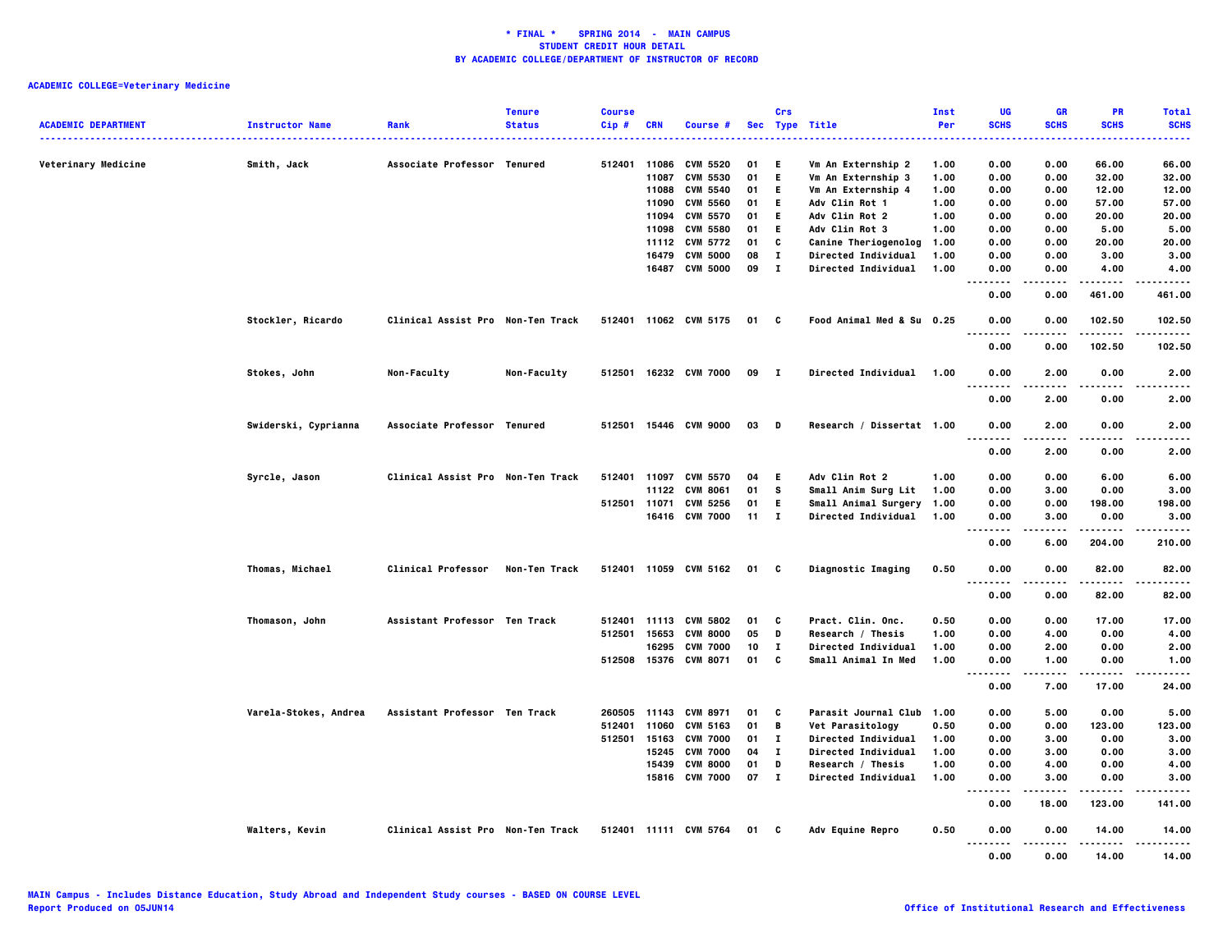**\* FINAL \* SPRING 2014 - MAIN CAMPUS**
**STUDENT CREDIT HOUR DETAIL**
**BY ACADEMIC COLLEGE/DEPARTMENT OF INSTRUCTOR OF RECORD**

**ACADEMIC COLLEGE=Veterinary Medicine**

| ACADEMIC DEPARTMENT | Instructor Name | Rank | Tenure Status | Course Cip # | CRN | Course # | Sec | Crs Type | Title | Inst Per | UG SCHS | GR SCHS | PR SCHS | Total SCHS |
|---|---|---|---|---|---|---|---|---|---|---|---|---|---|---|
| Veterinary Medicine | Smith, Jack | Associate Professor | Tenured | 512401 | 11086 | CVM 5520 | 01 | E | Vm An Externship 2 | 1.00 | 0.00 | 0.00 | 66.00 | 66.00 |
| | | | | | 11087 | CVM 5530 | 01 | E | Vm An Externship 3 | 1.00 | 0.00 | 0.00 | 32.00 | 32.00 |
| | | | | | 11088 | CVM 5540 | 01 | E | Vm An Externship 4 | 1.00 | 0.00 | 0.00 | 12.00 | 12.00 |
| | | | | | 11090 | CVM 5560 | 01 | E | Adv Clin Rot 1 | 1.00 | 0.00 | 0.00 | 57.00 | 57.00 |
| | | | | | 11094 | CVM 5570 | 01 | E | Adv Clin Rot 2 | 1.00 | 0.00 | 0.00 | 20.00 | 20.00 |
| | | | | | 11098 | CVM 5580 | 01 | E | Adv Clin Rot 3 | 1.00 | 0.00 | 0.00 | 5.00 | 5.00 |
| | | | | | 11112 | CVM 5772 | 01 | C | Canine Theriogenolog | 1.00 | 0.00 | 0.00 | 20.00 | 20.00 |
| | | | | | 16479 | CVM 5000 | 08 | I | Directed Individual | 1.00 | 0.00 | 0.00 | 3.00 | 3.00 |
| | | | | | 16487 | CVM 5000 | 09 | I | Directed Individual | 1.00 | 0.00 | 0.00 | 4.00 | 4.00 |
| | | | | | | | | | | | 0.00 | 0.00 | 461.00 | 461.00 |
| | Stockler, Ricardo | Clinical Assist Pro | Non-Ten Track | 512401 | 11062 | CVM 5175 | 01 | C | Food Animal Med & Su | 0.25 | 0.00 | 0.00 | 102.50 | 102.50 |
| | | | | | | | | | | | 0.00 | 0.00 | 102.50 | 102.50 |
| | Stokes, John | Non-Faculty | Non-Faculty | 512501 | 16232 | CVM 7000 | 09 | I | Directed Individual | 1.00 | 0.00 | 2.00 | 0.00 | 2.00 |
| | | | | | | | | | | | 0.00 | 2.00 | 0.00 | 2.00 |
| | Swiderski, Cyprianna | Associate Professor | Tenured | 512501 | 15446 | CVM 9000 | 03 | D | Research / Dissertat | 1.00 | 0.00 | 2.00 | 0.00 | 2.00 |
| | | | | | | | | | | | 0.00 | 2.00 | 0.00 | 2.00 |
| | Syrcle, Jason | Clinical Assist Pro | Non-Ten Track | 512401 | 11097 | CVM 5570 | 04 | E | Adv Clin Rot 2 | 1.00 | 0.00 | 0.00 | 6.00 | 6.00 |
| | | | | | 11122 | CVM 8061 | 01 | S | Small Anim Surg Lit | 1.00 | 0.00 | 3.00 | 0.00 | 3.00 |
| | | | | 512501 | 11071 | CVM 5256 | 01 | E | Small Animal Surgery | 1.00 | 0.00 | 0.00 | 198.00 | 198.00 |
| | | | | | 16416 | CVM 7000 | 11 | I | Directed Individual | 1.00 | 0.00 | 3.00 | 0.00 | 3.00 |
| | | | | | | | | | | | 0.00 | 6.00 | 204.00 | 210.00 |
| | Thomas, Michael | Clinical Professor | Non-Ten Track | 512401 | 11059 | CVM 5162 | 01 | C | Diagnostic Imaging | 0.50 | 0.00 | 0.00 | 82.00 | 82.00 |
| | | | | | | | | | | | 0.00 | 0.00 | 82.00 | 82.00 |
| | Thomason, John | Assistant Professor | Ten Track | 512401 | 11113 | CVM 5802 | 01 | C | Pract. Clin. Onc. | 0.50 | 0.00 | 0.00 | 17.00 | 17.00 |
| | | | | 512501 | 15653 | CVM 8000 | 05 | D | Research / Thesis | 1.00 | 0.00 | 4.00 | 0.00 | 4.00 |
| | | | | | 16295 | CVM 7000 | 10 | I | Directed Individual | 1.00 | 0.00 | 2.00 | 0.00 | 2.00 |
| | | | | 512508 | 15376 | CVM 8071 | 01 | C | Small Animal In Med | 1.00 | 0.00 | 1.00 | 0.00 | 1.00 |
| | | | | | | | | | | | 0.00 | 7.00 | 17.00 | 24.00 |
| | Varela-Stokes, Andrea | Assistant Professor | Ten Track | 260505 | 11143 | CVM 8971 | 01 | C | Parasit Journal Club | 1.00 | 0.00 | 5.00 | 0.00 | 5.00 |
| | | | | 512401 | 11060 | CVM 5163 | 01 | B | Vet Parasitology | 0.50 | 0.00 | 0.00 | 123.00 | 123.00 |
| | | | | 512501 | 15163 | CVM 7000 | 01 | I | Directed Individual | 1.00 | 0.00 | 3.00 | 0.00 | 3.00 |
| | | | | | 15245 | CVM 7000 | 04 | I | Directed Individual | 1.00 | 0.00 | 3.00 | 0.00 | 3.00 |
| | | | | | 15439 | CVM 8000 | 01 | D | Research / Thesis | 1.00 | 0.00 | 4.00 | 0.00 | 4.00 |
| | | | | | 15816 | CVM 7000 | 07 | I | Directed Individual | 1.00 | 0.00 | 3.00 | 0.00 | 3.00 |
| | | | | | | | | | | | 0.00 | 18.00 | 123.00 | 141.00 |
| | Walters, Kevin | Clinical Assist Pro | Non-Ten Track | 512401 | 11111 | CVM 5764 | 01 | C | Adv Equine Repro | 0.50 | 0.00 | 0.00 | 14.00 | 14.00 |
| | | | | | | | | | | | 0.00 | 0.00 | 14.00 | 14.00 |

MAIN Campus - Includes Distance Education, Study Abroad and Independent Study courses - BASED ON COURSE LEVEL
Report Produced on 05JUN14

Office of Institutional Research and Effectiveness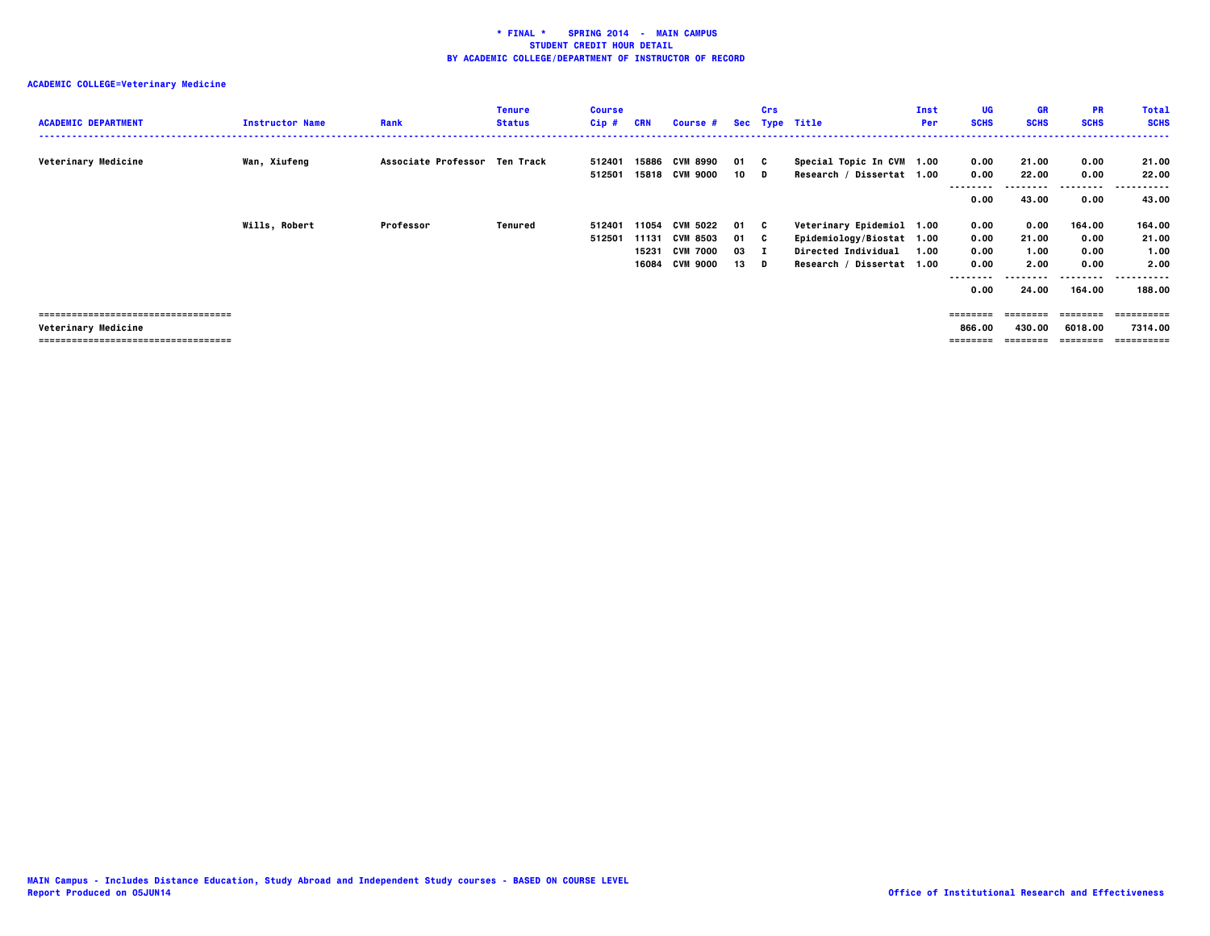**\* FINAL \* SPRING 2014 - MAIN CAMPUS**
**STUDENT CREDIT HOUR DETAIL**
**BY ACADEMIC COLLEGE/DEPARTMENT OF INSTRUCTOR OF RECORD**

**ACADEMIC COLLEGE=Veterinary Medicine**

| ACADEMIC DEPARTMENT | Instructor Name | Rank | Tenure Status | Course Cip # | CRN | Course # | Sec | Crs Type | Title | Inst Per | UG SCHS | GR SCHS | PR SCHS | Total SCHS |
|---|---|---|---|---|---|---|---|---|---|---|---|---|---|---|
| Veterinary Medicine | Wan, Xiufeng | Associate Professor | Ten Track | 512401 | 15886 | CVM 8990 | 01 | C | Special Topic In CVM | 1.00 | 0.00 | 21.00 | 0.00 | 21.00 |
| | | | | 512501 | 15818 | CVM 9000 | 10 | D | Research / Dissertat | 1.00 | 0.00 | 22.00 | 0.00 | 22.00 |
| | | | | | | | | | | | 0.00 | 43.00 | 0.00 | 43.00 |
| | Wills, Robert | Professor | Tenured | 512401 | 11054 | CVM 5022 | 01 | C | Veterinary Epidemiol | 1.00 | 0.00 | 0.00 | 164.00 | 164.00 |
| | | | | 512501 | 11131 | CVM 8503 | 01 | C | Epidemiology/Biostat | 1.00 | 0.00 | 21.00 | 0.00 | 21.00 |
| | | | | | 15231 | CVM 7000 | 03 | I | Directed Individual | 1.00 | 0.00 | 1.00 | 0.00 | 1.00 |
| | | | | | 16084 | CVM 9000 | 13 | D | Research / Dissertat | 1.00 | 0.00 | 2.00 | 0.00 | 2.00 |
| | | | | | | | | | | | 0.00 | 24.00 | 164.00 | 188.00 |
| Veterinary Medicine | | | | | | | | | | | 866.00 | 430.00 | 6018.00 | 7314.00 |

MAIN Campus - Includes Distance Education, Study Abroad and Independent Study courses - BASED ON COURSE LEVEL
Report Produced on 05JUN14

Office of Institutional Research and Effectiveness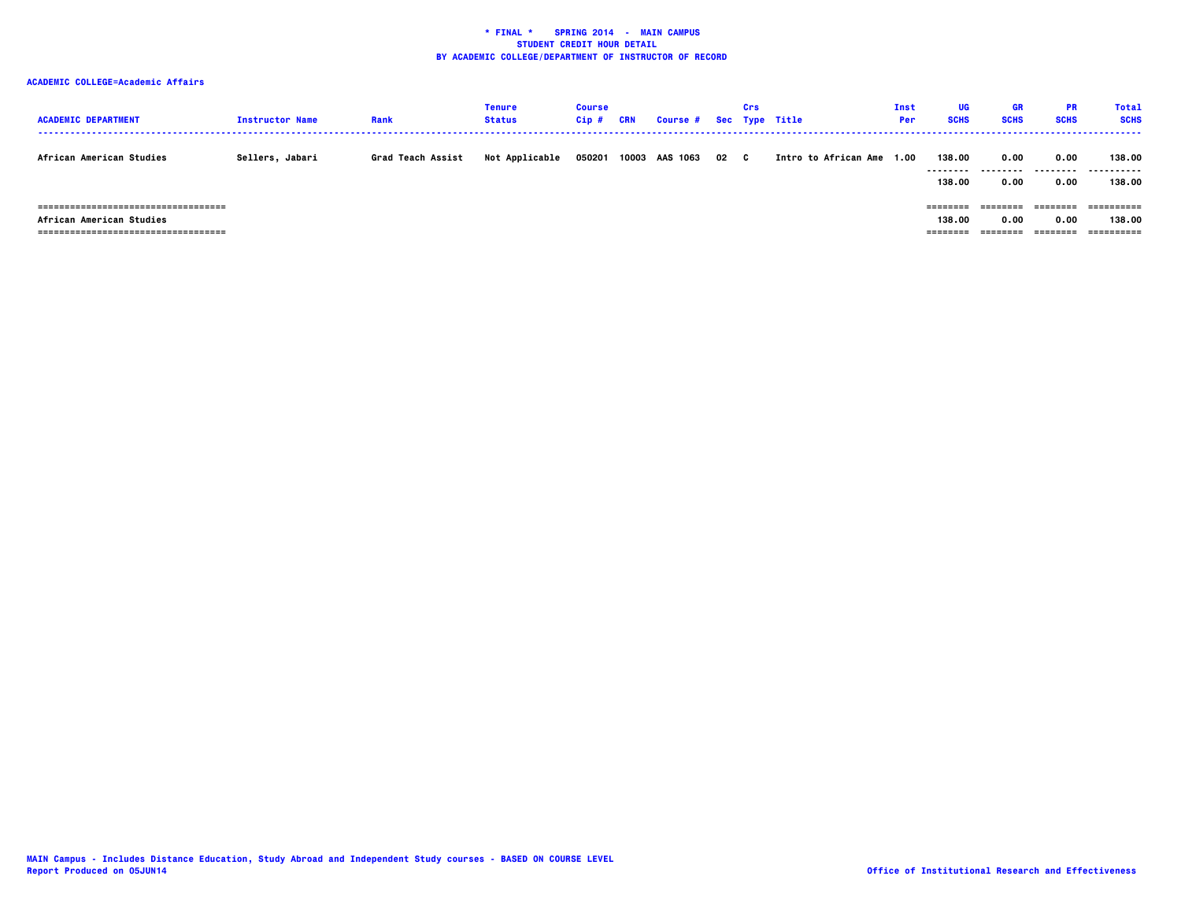**\* FINAL \*    SPRING 2014  -  MAIN CAMPUS**
**STUDENT CREDIT HOUR DETAIL**
**BY ACADEMIC COLLEGE/DEPARTMENT OF INSTRUCTOR OF RECORD**

**ACADEMIC COLLEGE=Academic Affairs**

| ACADEMIC DEPARTMENT | Instructor Name | Rank | Tenure Status | Course Cip # | CRN | Course # | Sec | Crs Type | Title | Inst Per | UG SCHS | GR SCHS | PR SCHS | Total SCHS |
|---|---|---|---|---|---|---|---|---|---|---|---|---|---|---|
| African American Studies | Sellers, Jabari | Grad Teach Assist | Not Applicable | 050201 | 10003 | AAS 1063 | 02 | C | Intro to African Ame | 1.00 | 138.00 | 0.00 | 0.00 | 138.00 |
| | | | | | | | | | | | 138.00 | 0.00 | 0.00 | 138.00 |
| African American Studies | | | | | | | | | | | 138.00 | 0.00 | 0.00 | 138.00 |

MAIN Campus - Includes Distance Education, Study Abroad and Independent Study courses - BASED ON COURSE LEVEL
Report Produced on 05JUN14

Office of Institutional Research and Effectiveness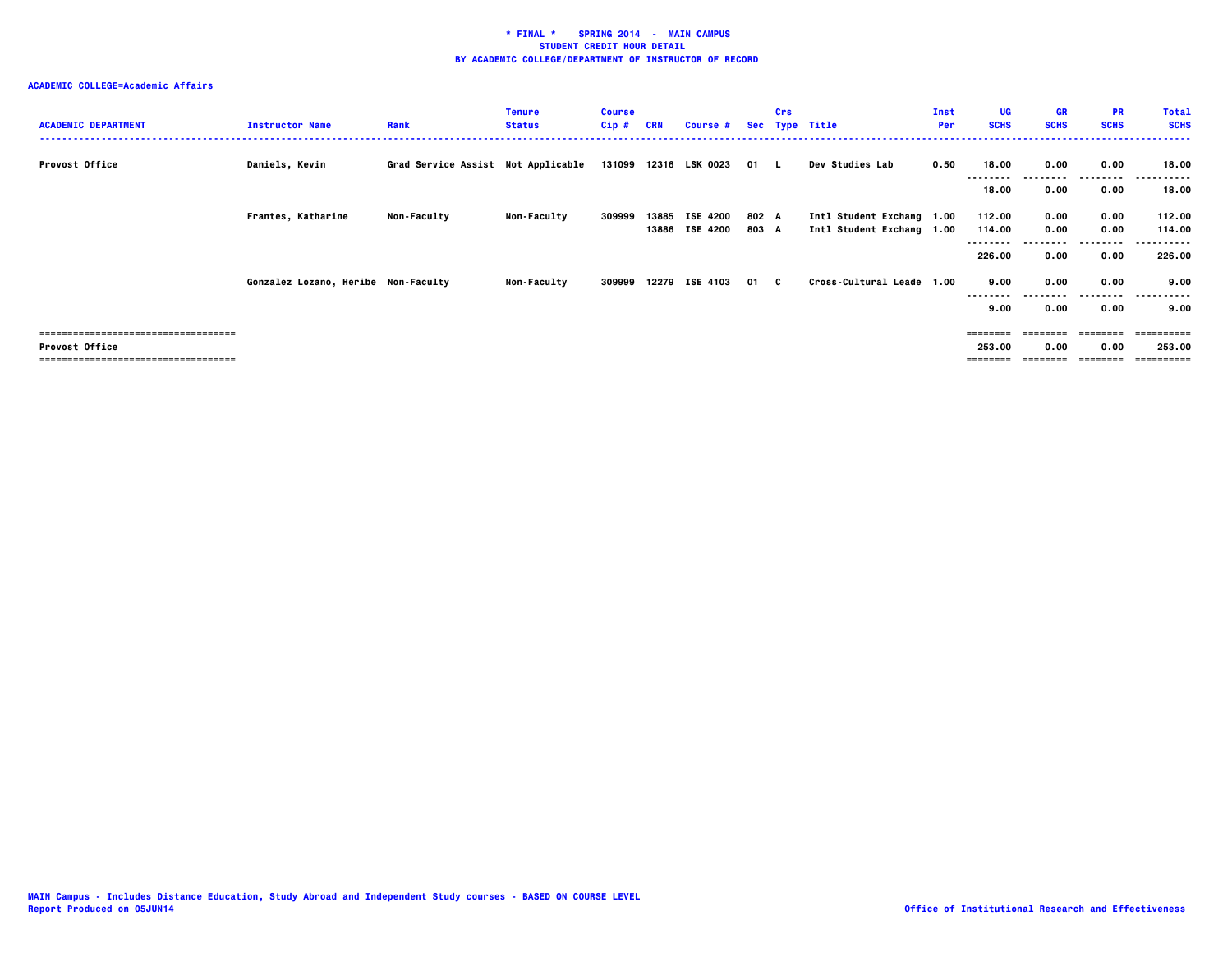**\* FINAL \*    SPRING 2014  -  MAIN CAMPUS**
**STUDENT CREDIT HOUR DETAIL**
**BY ACADEMIC COLLEGE/DEPARTMENT OF INSTRUCTOR OF RECORD**

**ACADEMIC COLLEGE=Academic Affairs**

| ACADEMIC DEPARTMENT | Instructor Name | Rank | Tenure Status | Course Cip # | CRN | Course # | Sec | Crs Type | Title | Inst Per | UG SCHS | GR SCHS | PR SCHS | Total SCHS |
|---|---|---|---|---|---|---|---|---|---|---|---|---|---|---|
| Provost Office | Daniels, Kevin | Grad Service Assist | Not Applicable | 131099 | 12316 | LSK 0023 | 01 | L | Dev Studies Lab | 0.50 | 18.00 | 0.00 | 0.00 | 18.00 |
| | | | | | | | | | | | 18.00 | 0.00 | 0.00 | 18.00 |
| | Frantes, Katharine | Non-Faculty | Non-Faculty | 309999 | 13885 | ISE 4200 | 802 | A | Intl Student Exchang | 1.00 | 112.00 | 0.00 | 0.00 | 112.00 |
| | | | | | 13886 | ISE 4200 | 803 | A | Intl Student Exchang | 1.00 | 114.00 | 0.00 | 0.00 | 114.00 |
| | | | | | | | | | | | 226.00 | 0.00 | 0.00 | 226.00 |
| | Gonzalez Lozano, Heribe | Non-Faculty | Non-Faculty | 309999 | 12279 | ISE 4103 | 01 | C | Cross-Cultural Leade | 1.00 | 9.00 | 0.00 | 0.00 | 9.00 |
| | | | | | | | | | | | 9.00 | 0.00 | 0.00 | 9.00 |
| Provost Office | | | | | | | | | | | 253.00 | 0.00 | 0.00 | 253.00 |

MAIN Campus - Includes Distance Education, Study Abroad and Independent Study courses - BASED ON COURSE LEVEL
Report Produced on 05JUN14

Office of Institutional Research and Effectiveness